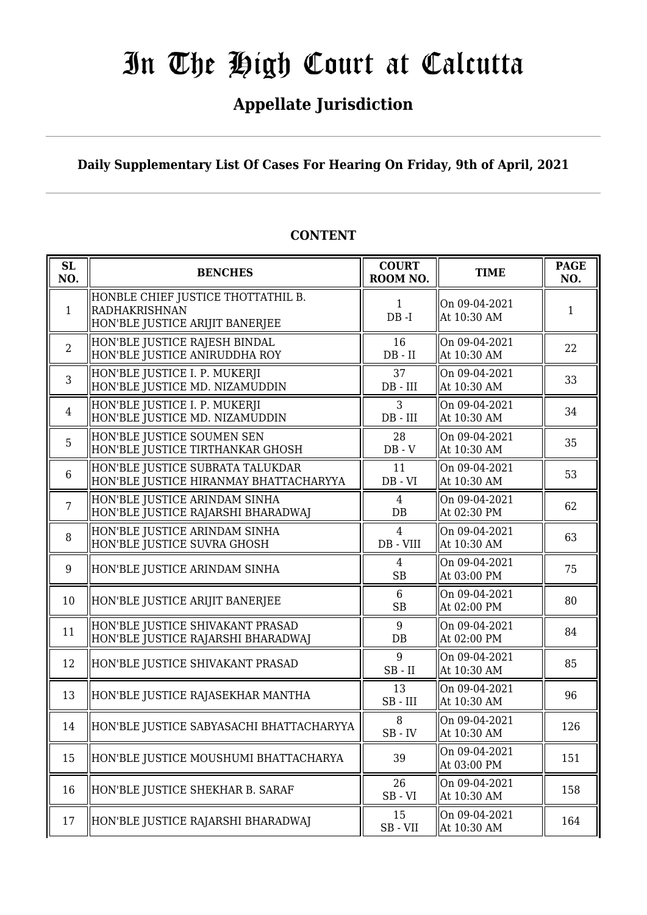# In The High Court at Calcutta

## Appellate Jurisdiction

**Daily Supplementary List Of Cases For Hearing On Friday, 9th of April, 2021**

**CONTENT**

| SL NO. | BENCHES | COURT ROOM NO. | TIME | PAGE NO. |
|---|---|---|---|---|
| 1 | HONBLE CHIEF JUSTICE THOTTATHIL B. RADHAKRISHNAN<br>HON'BLE JUSTICE ARIJIT BANERJEE | 1<br>DB -I | On 09-04-2021<br>At 10:30 AM | 1 |
| 2 | HON'BLE JUSTICE RAJESH BINDAL<br>HON'BLE JUSTICE ANIRUDDHA ROY | 16<br>DB - II | On 09-04-2021<br>At 10:30 AM | 22 |
| 3 | HON'BLE JUSTICE I. P. MUKERJI<br>HON'BLE JUSTICE MD. NIZAMUDDIN | 37<br>DB - III | On 09-04-2021<br>At 10:30 AM | 33 |
| 4 | HON'BLE JUSTICE I. P. MUKERJI<br>HON'BLE JUSTICE MD. NIZAMUDDIN | 3<br>DB - III | On 09-04-2021<br>At 10:30 AM | 34 |
| 5 | HON'BLE JUSTICE SOUMEN SEN<br>HON'BLE JUSTICE TIRTHANKAR GHOSH | 28<br>DB - V | On 09-04-2021<br>At 10:30 AM | 35 |
| 6 | HON'BLE JUSTICE SUBRATA TALUKDAR<br>HON'BLE JUSTICE HIRANMAY BHATTACHARYYA | 11<br>DB - VI | On 09-04-2021<br>At 10:30 AM | 53 |
| 7 | HON'BLE JUSTICE ARINDAM SINHA<br>HON'BLE JUSTICE RAJARSHI BHARADWAJ | 4<br>DB | On 09-04-2021<br>At 02:30 PM | 62 |
| 8 | HON'BLE JUSTICE ARINDAM SINHA<br>HON'BLE JUSTICE SUVRA GHOSH | 4<br>DB - VIII | On 09-04-2021<br>At 10:30 AM | 63 |
| 9 | HON'BLE JUSTICE ARINDAM SINHA | 4<br>SB | On 09-04-2021<br>At 03:00 PM | 75 |
| 10 | HON'BLE JUSTICE ARIJIT BANERJEE | 6<br>SB | On 09-04-2021<br>At 02:00 PM | 80 |
| 11 | HON'BLE JUSTICE SHIVAKANT PRASAD<br>HON'BLE JUSTICE RAJARSHI BHARADWAJ | 9<br>DB | On 09-04-2021<br>At 02:00 PM | 84 |
| 12 | HON'BLE JUSTICE SHIVAKANT PRASAD | 9<br>SB - II | On 09-04-2021<br>At 10:30 AM | 85 |
| 13 | HON'BLE JUSTICE RAJASEKHAR MANTHA | 13<br>SB - III | On 09-04-2021<br>At 10:30 AM | 96 |
| 14 | HON'BLE JUSTICE SABYASACHI BHATTACHARYYA | 8<br>SB - IV | On 09-04-2021<br>At 10:30 AM | 126 |
| 15 | HON'BLE JUSTICE MOUSHUMI BHATTACHARYA | 39 | On 09-04-2021<br>At 03:00 PM | 151 |
| 16 | HON'BLE JUSTICE SHEKHAR B. SARAF | 26<br>SB - VI | On 09-04-2021<br>At 10:30 AM | 158 |
| 17 | HON'BLE JUSTICE RAJARSHI BHARADWAJ | 15<br>SB - VII | On 09-04-2021<br>At 10:30 AM | 164 |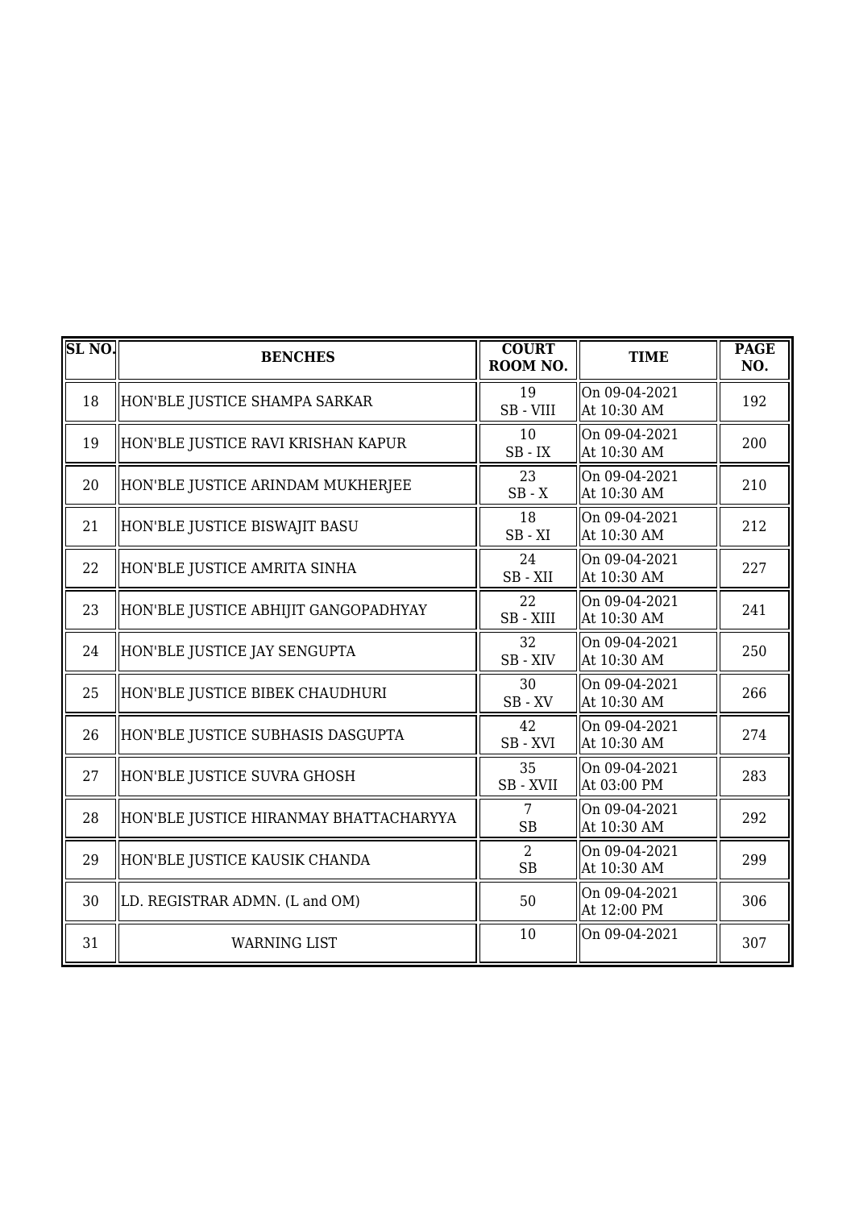| SL NO. | BENCHES | COURT ROOM NO. | TIME | PAGE NO. |
| --- | --- | --- | --- | --- |
| 18 | HON'BLE JUSTICE SHAMPA SARKAR | 19<br>SB - VIII | On 09-04-2021<br>At 10:30 AM | 192 |
| 19 | HON'BLE JUSTICE RAVI KRISHAN KAPUR | 10<br>SB - IX | On 09-04-2021<br>At 10:30 AM | 200 |
| 20 | HON'BLE JUSTICE ARINDAM MUKHERJEE | 23<br>SB - X | On 09-04-2021<br>At 10:30 AM | 210 |
| 21 | HON'BLE JUSTICE BISWAJIT BASU | 18<br>SB - XI | On 09-04-2021<br>At 10:30 AM | 212 |
| 22 | HON'BLE JUSTICE AMRITA SINHA | 24<br>SB - XII | On 09-04-2021<br>At 10:30 AM | 227 |
| 23 | HON'BLE JUSTICE ABHIJIT GANGOPADHYAY | 22<br>SB - XIII | On 09-04-2021<br>At 10:30 AM | 241 |
| 24 | HON'BLE JUSTICE JAY SENGUPTA | 32<br>SB - XIV | On 09-04-2021<br>At 10:30 AM | 250 |
| 25 | HON'BLE JUSTICE BIBEK CHAUDHURI | 30<br>SB - XV | On 09-04-2021<br>At 10:30 AM | 266 |
| 26 | HON'BLE JUSTICE SUBHASIS DASGUPTA | 42<br>SB - XVI | On 09-04-2021<br>At 10:30 AM | 274 |
| 27 | HON'BLE JUSTICE SUVRA GHOSH | 35<br>SB - XVII | On 09-04-2021<br>At 03:00 PM | 283 |
| 28 | HON'BLE JUSTICE HIRANMAY BHATTACHARYYA | 7<br>SB | On 09-04-2021<br>At 10:30 AM | 292 |
| 29 | HON'BLE JUSTICE KAUSIK CHANDA | 2<br>SB | On 09-04-2021<br>At 10:30 AM | 299 |
| 30 | LD. REGISTRAR ADMN. (L and OM) | 50 | On 09-04-2021<br>At 12:00 PM | 306 |
| 31 | WARNING LIST | 10 | On 09-04-2021 | 307 |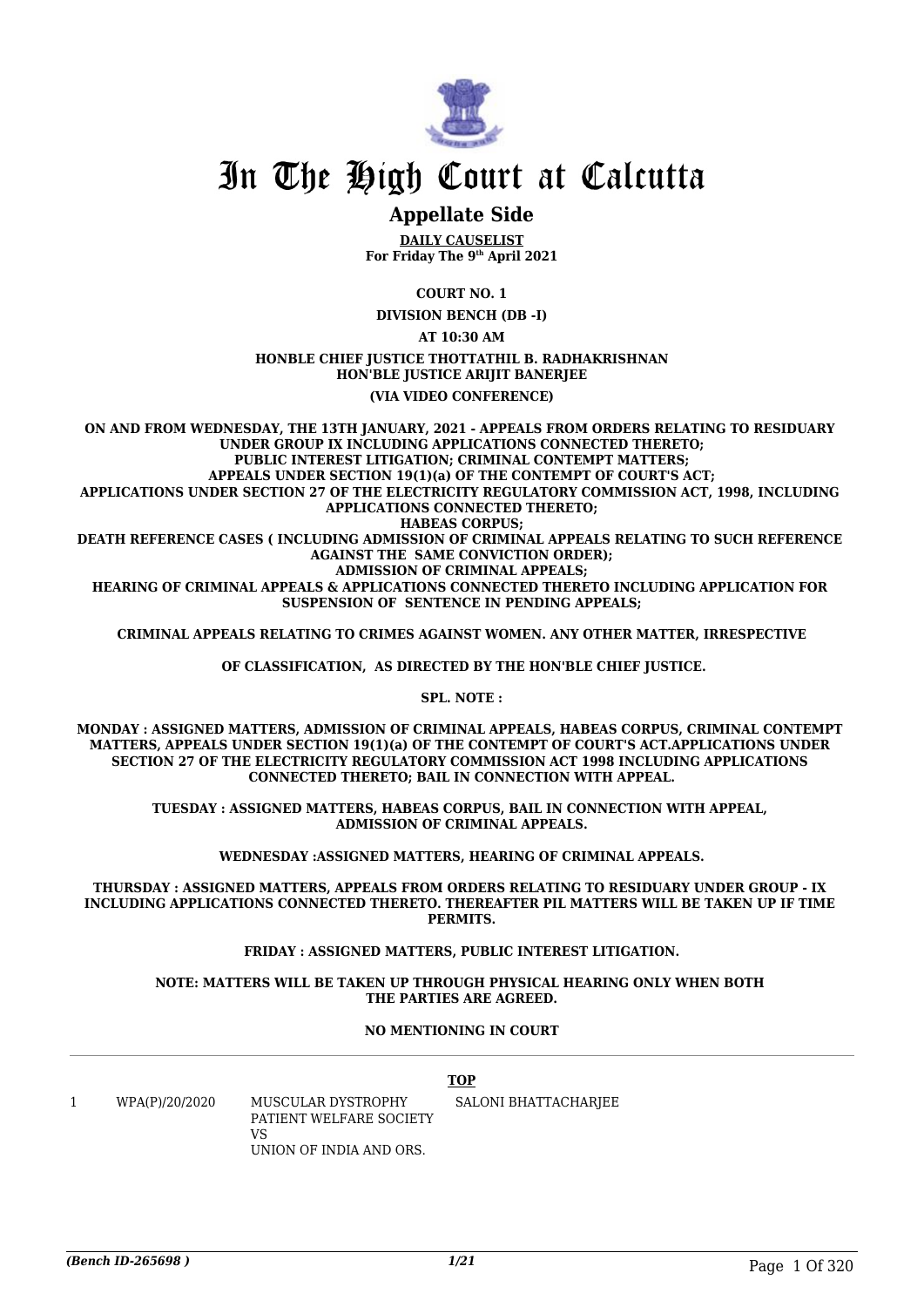# In The High Court at Calcutta

## Appellate Side

**DAILY CAUSELIST**
**For Friday The 9th April 2021**

**COURT NO. 1**

**DIVISION BENCH (DB -I)**

**AT 10:30 AM**

**HONBLE CHIEF JUSTICE THOTTATHIL B. RADHAKRISHNAN**
**HON'BLE JUSTICE ARIJIT BANERJEE**

**(VIA VIDEO CONFERENCE)**

**ON AND FROM WEDNESDAY, THE 13TH JANUARY, 2021 - APPEALS FROM ORDERS RELATING TO RESIDUARY UNDER GROUP IX INCLUDING APPLICATIONS CONNECTED THERETO; PUBLIC INTEREST LITIGATION; CRIMINAL CONTEMPT MATTERS; APPEALS UNDER SECTION 19(1)(a) OF THE CONTEMPT OF COURT'S ACT; APPLICATIONS UNDER SECTION 27 OF THE ELECTRICITY REGULATORY COMMISSION ACT, 1998, INCLUDING APPLICATIONS CONNECTED THERETO; HABEAS CORPUS; DEATH REFERENCE CASES ( INCLUDING ADMISSION OF CRIMINAL APPEALS RELATING TO SUCH REFERENCE AGAINST THE SAME CONVICTION ORDER); ADMISSION OF CRIMINAL APPEALS; HEARING OF CRIMINAL APPEALS & APPLICATIONS CONNECTED THERETO INCLUDING APPLICATION FOR SUSPENSION OF SENTENCE IN PENDING APPEALS;**

**CRIMINAL APPEALS RELATING TO CRIMES AGAINST WOMEN. ANY OTHER MATTER, IRRESPECTIVE OF CLASSIFICATION, AS DIRECTED BY THE HON'BLE CHIEF JUSTICE.**

**SPL. NOTE :**

**MONDAY : ASSIGNED MATTERS, ADMISSION OF CRIMINAL APPEALS, HABEAS CORPUS, CRIMINAL CONTEMPT MATTERS, APPEALS UNDER SECTION 19(1)(a) OF THE CONTEMPT OF COURT'S ACT.APPLICATIONS UNDER SECTION 27 OF THE ELECTRICITY REGULATORY COMMISSION ACT 1998 INCLUDING APPLICATIONS CONNECTED THERETO; BAIL IN CONNECTION WITH APPEAL.**

**TUESDAY : ASSIGNED MATTERS, HABEAS CORPUS, BAIL IN CONNECTION WITH APPEAL, ADMISSION OF CRIMINAL APPEALS.**

**WEDNESDAY :ASSIGNED MATTERS, HEARING OF CRIMINAL APPEALS.**

**THURSDAY : ASSIGNED MATTERS, APPEALS FROM ORDERS RELATING TO RESIDUARY UNDER GROUP - IX INCLUDING APPLICATIONS CONNECTED THERETO. THEREAFTER PIL MATTERS WILL BE TAKEN UP IF TIME PERMITS.**

**FRIDAY : ASSIGNED MATTERS, PUBLIC INTEREST LITIGATION.**

**NOTE: MATTERS WILL BE TAKEN UP THROUGH PHYSICAL HEARING ONLY WHEN BOTH THE PARTIES ARE AGREED.**

**NO MENTIONING IN COURT**

**TOP**

| | | | |
|---|---|---|---|
| 1 | WPA(P)/20/2020 | MUSCULAR DYSTROPHY PATIENT WELFARE SOCIETY<br>VS<br>UNION OF INDIA AND ORS. | SALONI BHATTACHARJEE |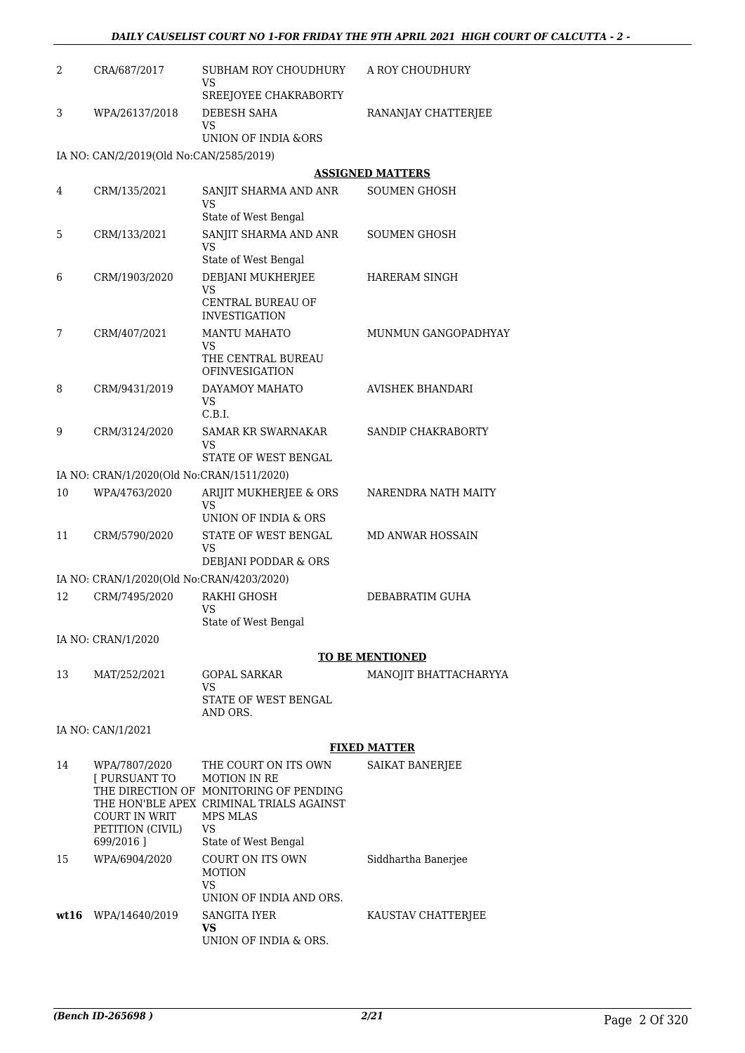| | | | |
|---|---|---|---|
| 2 | CRA/687/2017 | SUBHAM ROY CHOUDHURY<br>VS<br>SREEJOYEE CHAKRABORTY | A ROY CHOUDHURY |
| 3 | WPA/26137/2018 | DEBESH SAHA<br>VS<br>UNION OF INDIA &ORS | RANANJAY CHATTERJEE |
| | IA NO: CAN/2/2019(Old No:CAN/2585/2019) | | |

**ASSIGNED MATTERS**

| | | | |
|---|---|---|---|
| 4 | CRM/135/2021 | SANJIT SHARMA AND ANR<br>VS<br>State of West Bengal | SOUMEN GHOSH |
| 5 | CRM/133/2021 | SANJIT SHARMA AND ANR<br>VS<br>State of West Bengal | SOUMEN GHOSH |
| 6 | CRM/1903/2020 | DEBJANI MUKHERJEE<br>VS<br>CENTRAL BUREAU OF INVESTIGATION | HARERAM SINGH |
| 7 | CRM/407/2021 | MANTU MAHATO<br>VS<br>THE CENTRAL BUREAU OFINVESIGATION | MUNMUN GANGOPADHYAY |
| 8 | CRM/9431/2019 | DAYAMOY MAHATO<br>VS<br>C.B.I. | AVISHEK BHANDARI |
| 9 | CRM/3124/2020 | SAMAR KR SWARNAKAR<br>VS<br>STATE OF WEST BENGAL | SANDIP CHAKRABORTY |
| | IA NO: CRAN/1/2020(Old No:CRAN/1511/2020) | | |
| 10 | WPA/4763/2020 | ARIJIT MUKHERJEE & ORS<br>VS<br>UNION OF INDIA & ORS | NARENDRA NATH MAITY |
| 11 | CRM/5790/2020 | STATE OF WEST BENGAL<br>VS<br>DEBJANI PODDAR & ORS | MD ANWAR HOSSAIN |
| | IA NO: CRAN/1/2020(Old No:CRAN/4203/2020) | | |
| 12 | CRM/7495/2020 | RAKHI GHOSH<br>VS<br>State of West Bengal | DEBABRATIM GUHA |
| | IA NO: CRAN/1/2020 | | |

**TO BE MENTIONED**

| | | | |
|---|---|---|---|
| 13 | MAT/252/2021 | GOPAL SARKAR<br>VS<br>STATE OF WEST BENGAL AND ORS. | MANOJIT BHATTACHARYYA |
| | IA NO: CAN/1/2021 | | |

**FIXED MATTER**

| | | | |
|---|---|---|---|
| 14 | WPA/7807/2020 [ PURSUANT TO THE DIRECTION OF THE HON'BLE APEX COURT IN WRIT PETITION (CIVIL) 699/2016 ] | THE COURT ON ITS OWN MOTION IN RE MONITORING OF PENDING CRIMINAL TRIALS AGAINST MPS MLAS<br>VS<br>State of West Bengal | SAIKAT BANERJEE |
| 15 | WPA/6904/2020 | COURT ON ITS OWN MOTION<br>VS<br>UNION OF INDIA AND ORS. | Siddhartha Banerjee |
| **wt16** | WPA/14640/2019 | SANGITA IYER<br>**VS**<br>UNION OF INDIA & ORS. | KAUSTAV CHATTERJEE |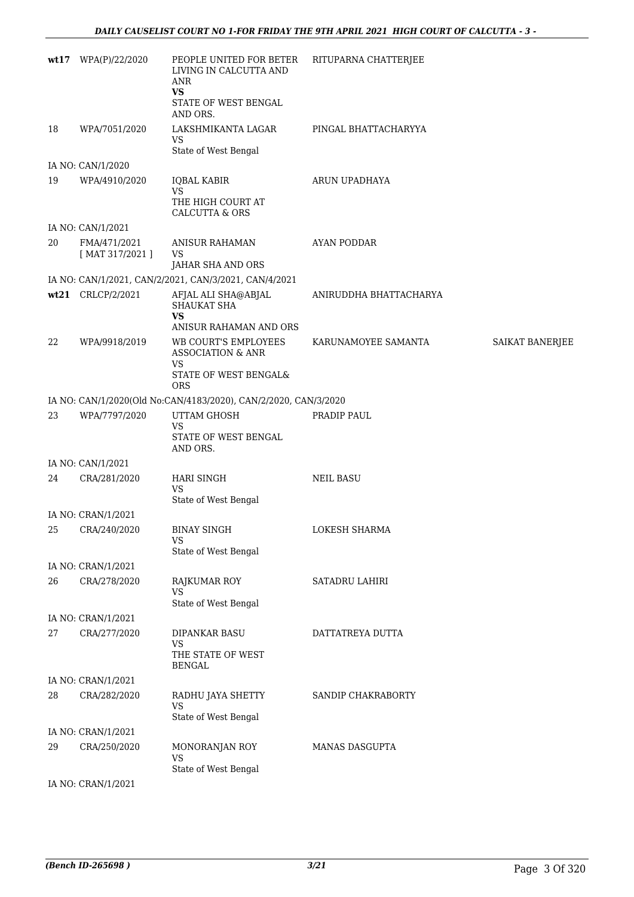| | | | | |
|---|---|---|---|---|
| **wt17** | WPA(P)/22/2020 | PEOPLE UNITED FOR BETER LIVING IN CALCUTTA AND ANR<br>**VS**<br>STATE OF WEST BENGAL AND ORS. | RITUPARNA CHATTERJEE | |
| 18 | WPA/7051/2020 | LAKSHMIKANTA LAGAR<br>VS<br>State of West Bengal | PINGAL BHATTACHARYYA | |
| | IA NO: CAN/1/2020 | | | |
| 19 | WPA/4910/2020 | IQBAL KABIR<br>VS<br>THE HIGH COURT AT CALCUTTA & ORS | ARUN UPADHAYA | |
| | IA NO: CAN/1/2021 | | | |
| 20 | FMA/471/2021<br>[ MAT 317/2021 ] | ANISUR RAHAMAN<br>VS<br>JAHAR SHA AND ORS | AYAN PODDAR | |
| | IA NO: CAN/1/2021, CAN/2/2021, CAN/3/2021, CAN/4/2021 | | | |
| **wt21** | CRLCP/2/2021 | AFJAL ALI SHA@ABJAL SHAUKAT SHA<br>**VS**<br>ANISUR RAHAMAN AND ORS | ANIRUDDHA BHATTACHARYA | |
| 22 | WPA/9918/2019 | WB COURT'S EMPLOYEES ASSOCIATION & ANR<br>VS<br>STATE OF WEST BENGAL& ORS | KARUNAMOYEE SAMANTA | SAIKAT BANERJEE |
| | IA NO: CAN/1/2020(Old No:CAN/4183/2020), CAN/2/2020, CAN/3/2020 | | | |
| 23 | WPA/7797/2020 | UTTAM GHOSH<br>VS<br>STATE OF WEST BENGAL AND ORS. | PRADIP PAUL | |
| | IA NO: CAN/1/2021 | | | |
| 24 | CRA/281/2020 | HARI SINGH<br>VS<br>State of West Bengal | NEIL BASU | |
| | IA NO: CRAN/1/2021 | | | |
| 25 | CRA/240/2020 | BINAY SINGH<br>VS<br>State of West Bengal | LOKESH SHARMA | |
| | IA NO: CRAN/1/2021 | | | |
| 26 | CRA/278/2020 | RAJKUMAR ROY<br>VS<br>State of West Bengal | SATADRU LAHIRI | |
| | IA NO: CRAN/1/2021 | | | |
| 27 | CRA/277/2020 | DIPANKAR BASU<br>VS<br>THE STATE OF WEST BENGAL | DATTATREYA DUTTA | |
| | IA NO: CRAN/1/2021 | | | |
| 28 | CRA/282/2020 | RADHU JAYA SHETTY<br>VS<br>State of West Bengal | SANDIP CHAKRABORTY | |
| | IA NO: CRAN/1/2021 | | | |
| 29 | CRA/250/2020 | MONORANJAN ROY<br>VS<br>State of West Bengal | MANAS DASGUPTA | |
| | IA NO: CRAN/1/2021 | | | |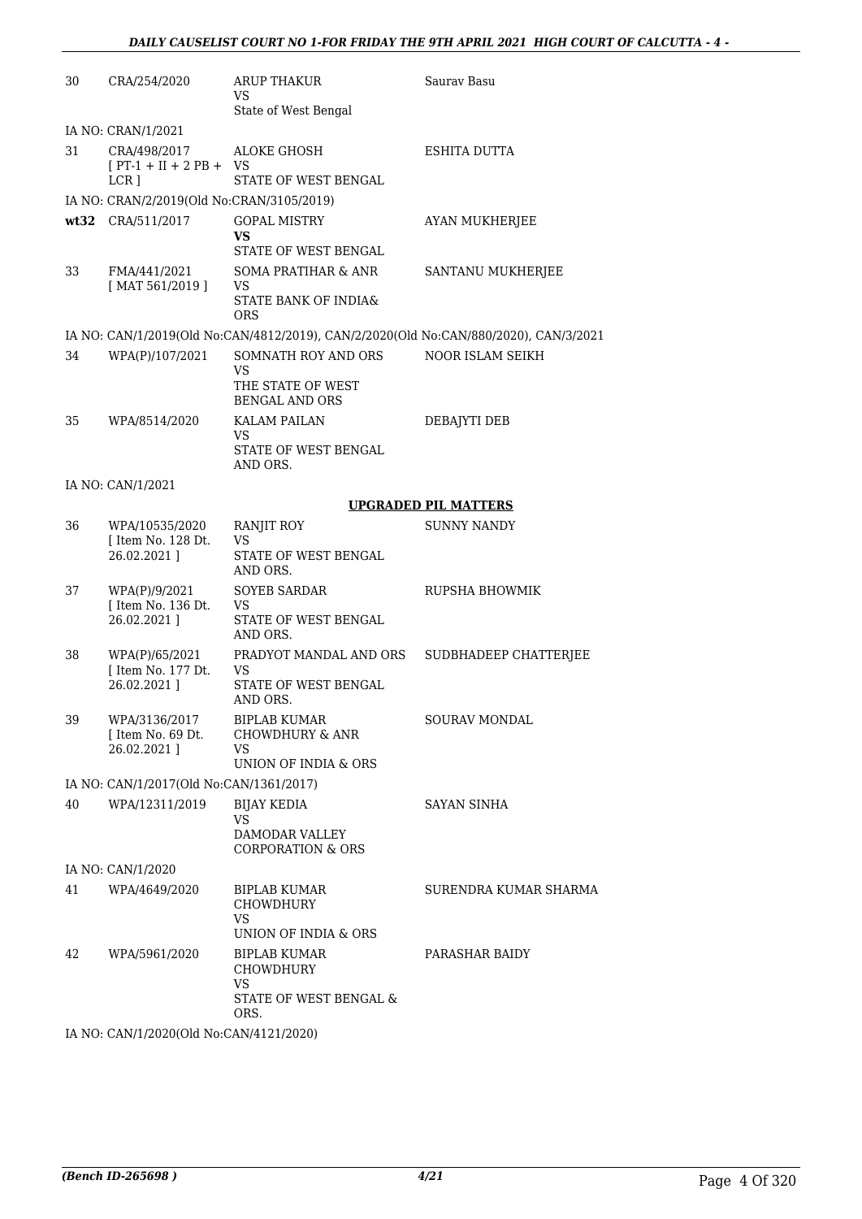| | | | |
|---|---|---|---|
| 30 | CRA/254/2020 | ARUP THAKUR<br>VS<br>State of West Bengal | Saurav Basu |
| IA NO: CRAN/1/2021 | | | |
| 31 | CRA/498/2017<br>[ PT-1 + II + 2 PB + LCR ] | ALOKE GHOSH<br>VS<br>STATE OF WEST BENGAL | ESHITA DUTTA |
| IA NO: CRAN/2/2019(Old No:CRAN/3105/2019) | | | |
| **wt32** | CRA/511/2017 | GOPAL MISTRY<br>**VS**<br>STATE OF WEST BENGAL | AYAN MUKHERJEE |
| 33 | FMA/441/2021<br>[ MAT 561/2019 ] | SOMA PRATIHAR & ANR<br>VS<br>STATE BANK OF INDIA& ORS | SANTANU MUKHERJEE |
| IA NO: CAN/1/2019(Old No:CAN/4812/2019), CAN/2/2020(Old No:CAN/880/2020), CAN/3/2021 | | | |
| 34 | WPA(P)/107/2021 | SOMNATH ROY AND ORS<br>VS<br>THE STATE OF WEST BENGAL AND ORS | NOOR ISLAM SEIKH |
| 35 | WPA/8514/2020 | KALAM PAILAN<br>VS<br>STATE OF WEST BENGAL AND ORS. | DEBAJYTI DEB |
| IA NO: CAN/1/2021 | | | |

**UPGRADED PIL MATTERS**

| | | | |
|---|---|---|---|
| 36 | WPA/10535/2020<br>[ Item No. 128 Dt. 26.02.2021 ] | RANJIT ROY<br>VS<br>STATE OF WEST BENGAL AND ORS. | SUNNY NANDY |
| 37 | WPA(P)/9/2021<br>[ Item No. 136 Dt. 26.02.2021 ] | SOYEB SARDAR<br>VS<br>STATE OF WEST BENGAL AND ORS. | RUPSHA BHOWMIK |
| 38 | WPA(P)/65/2021<br>[ Item No. 177 Dt. 26.02.2021 ] | PRADYOT MANDAL AND ORS<br>VS<br>STATE OF WEST BENGAL AND ORS. | SUDBHADEEP CHATTERJEE |
| 39 | WPA/3136/2017<br>[ Item No. 69 Dt. 26.02.2021 ] | BIPLAB KUMAR CHOWDHURY & ANR<br>VS<br>UNION OF INDIA & ORS | SOURAV MONDAL |
| IA NO: CAN/1/2017(Old No:CAN/1361/2017) | | | |
| 40 | WPA/12311/2019 | BIJAY KEDIA<br>VS<br>DAMODAR VALLEY CORPORATION & ORS | SAYAN SINHA |
| IA NO: CAN/1/2020 | | | |
| 41 | WPA/4649/2020 | BIPLAB KUMAR CHOWDHURY<br>VS<br>UNION OF INDIA & ORS | SURENDRA KUMAR SHARMA |
| 42 | WPA/5961/2020 | BIPLAB KUMAR CHOWDHURY<br>VS<br>STATE OF WEST BENGAL & ORS. | PARASHAR BAIDY |
| IA NO: CAN/1/2020(Old No:CAN/4121/2020) | | | |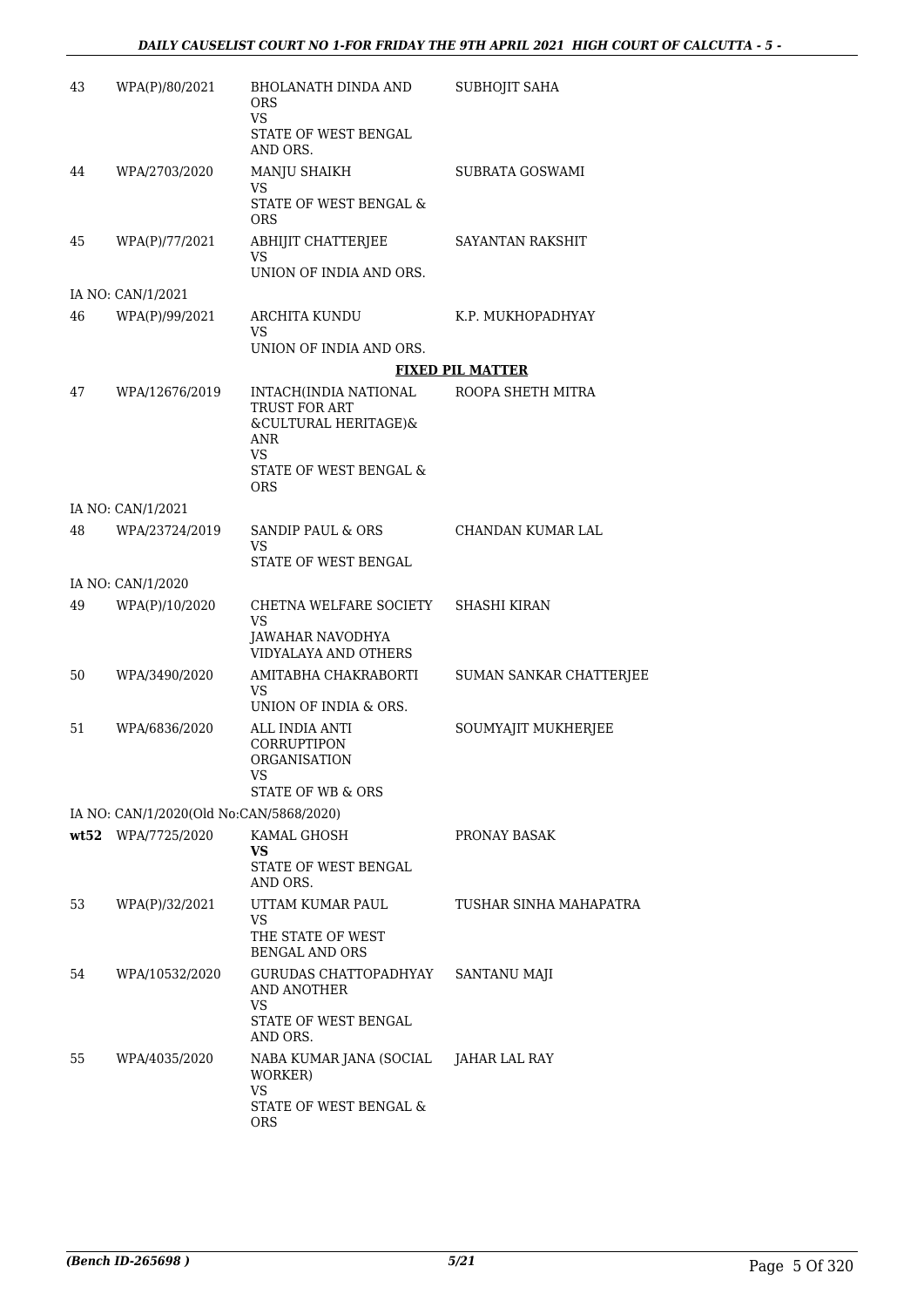| | | | |
|---|---|---|---|
| 43 | WPA(P)/80/2021 | BHOLANATH DINDA AND ORS<br>VS<br>STATE OF WEST BENGAL AND ORS. | SUBHOJIT SAHA |
| 44 | WPA/2703/2020 | MANJU SHAIKH<br>VS<br>STATE OF WEST BENGAL & ORS | SUBRATA GOSWAMI |
| 45 | WPA(P)/77/2021 | ABHIJIT CHATTERJEE<br>VS<br>UNION OF INDIA AND ORS. | SAYANTAN RAKSHIT |
| | IA NO: CAN/1/2021 | | |
| 46 | WPA(P)/99/2021 | ARCHITA KUNDU<br>VS<br>UNION OF INDIA AND ORS. | K.P. MUKHOPADHYAY |
| | | | **FIXED PIL MATTER** |
| 47 | WPA/12676/2019 | INTACH(INDIA NATIONAL TRUST FOR ART &CULTURAL HERITAGE)& ANR<br>VS<br>STATE OF WEST BENGAL & ORS | ROOPA SHETH MITRA |
| | IA NO: CAN/1/2021 | | |
| 48 | WPA/23724/2019 | SANDIP PAUL & ORS<br>VS<br>STATE OF WEST BENGAL | CHANDAN KUMAR LAL |
| | IA NO: CAN/1/2020 | | |
| 49 | WPA(P)/10/2020 | CHETNA WELFARE SOCIETY<br>VS<br>JAWAHAR NAVODHYA VIDYALAYA AND OTHERS | SHASHI KIRAN |
| 50 | WPA/3490/2020 | AMITABHA CHAKRABORTI<br>VS<br>UNION OF INDIA & ORS. | SUMAN SANKAR CHATTERJEE |
| 51 | WPA/6836/2020 | ALL INDIA ANTI CORRUPTIPON ORGANISATION<br>VS<br>STATE OF WB & ORS | SOUMYAJIT MUKHERJEE |
| | IA NO: CAN/1/2020(Old No:CAN/5868/2020) | | |
| **wt52** | WPA/7725/2020 | KAMAL GHOSH<br>**VS**<br>STATE OF WEST BENGAL AND ORS. | PRONAY BASAK |
| 53 | WPA(P)/32/2021 | UTTAM KUMAR PAUL<br>VS<br>THE STATE OF WEST BENGAL AND ORS | TUSHAR SINHA MAHAPATRA |
| 54 | WPA/10532/2020 | GURUDAS CHATTOPADHYAY AND ANOTHER<br>VS<br>STATE OF WEST BENGAL AND ORS. | SANTANU MAJI |
| 55 | WPA/4035/2020 | NABA KUMAR JANA (SOCIAL WORKER)<br>VS<br>STATE OF WEST BENGAL & ORS | JAHAR LAL RAY |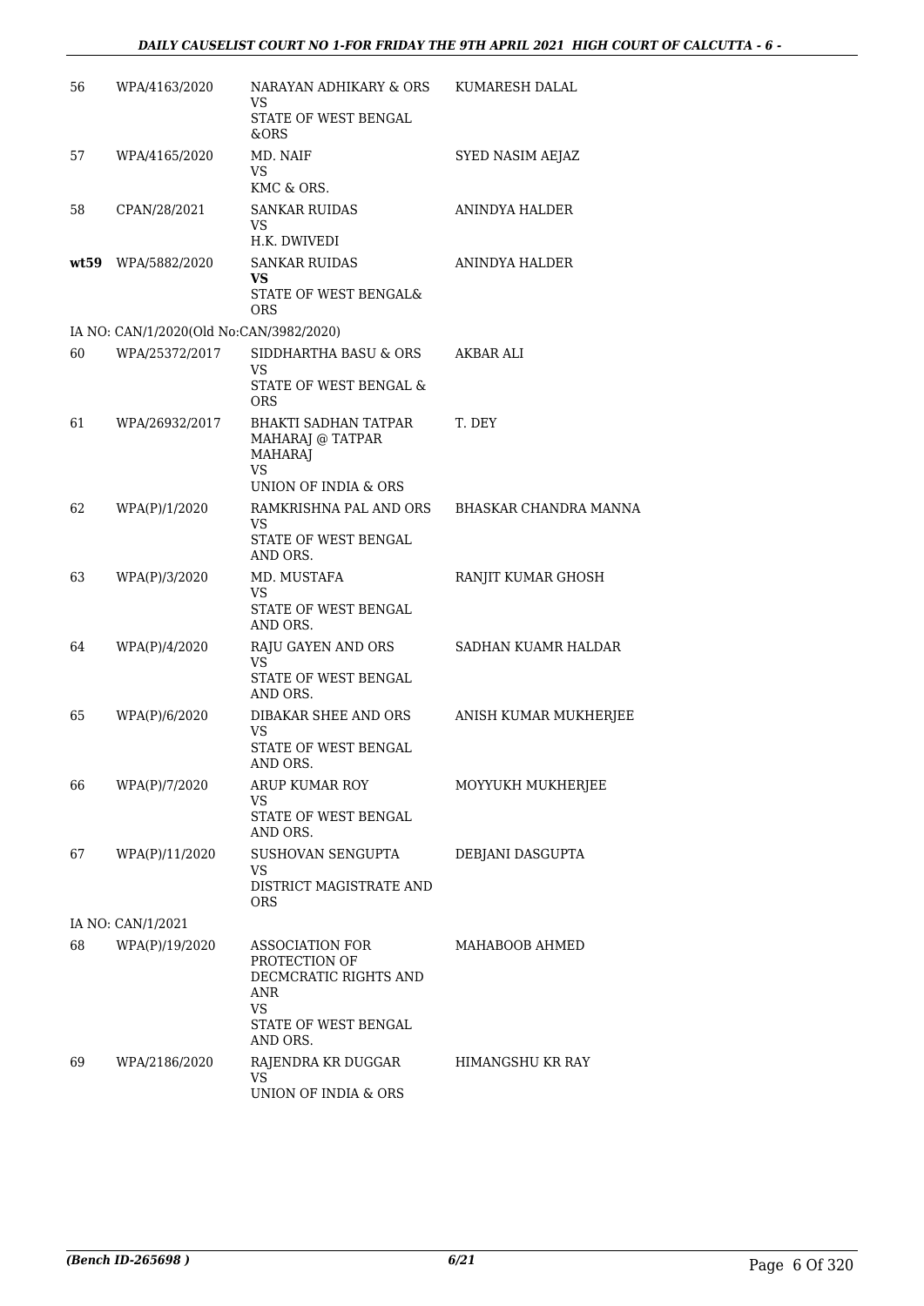| | | | |
|---|---|---|---|
| 56 | WPA/4163/2020 | NARAYAN ADHIKARY & ORS<br>VS<br>STATE OF WEST BENGAL<br>&ORS | KUMARESH DALAL |
| 57 | WPA/4165/2020 | MD. NAIF<br>VS<br>KMC & ORS. | SYED NASIM AEJAZ |
| 58 | CPAN/28/2021 | SANKAR RUIDAS<br>VS<br>H.K. DWIVEDI | ANINDYA HALDER |
| **wt59** | WPA/5882/2020 | SANKAR RUIDAS<br>**VS**<br>STATE OF WEST BENGAL&<br>ORS | ANINDYA HALDER |
| IA NO: CAN/1/2020(Old No:CAN/3982/2020) | | | |
| 60 | WPA/25372/2017 | SIDDHARTHA BASU & ORS<br>VS<br>STATE OF WEST BENGAL &<br>ORS | AKBAR ALI |
| 61 | WPA/26932/2017 | BHAKTI SADHAN TATPAR<br>MAHARAJ @ TATPAR<br>MAHARAJ<br>VS<br>UNION OF INDIA & ORS | T. DEY |
| 62 | WPA(P)/1/2020 | RAMKRISHNA PAL AND ORS<br>VS<br>STATE OF WEST BENGAL<br>AND ORS. | BHASKAR CHANDRA MANNA |
| 63 | WPA(P)/3/2020 | MD. MUSTAFA<br>VS<br>STATE OF WEST BENGAL<br>AND ORS. | RANJIT KUMAR GHOSH |
| 64 | WPA(P)/4/2020 | RAJU GAYEN AND ORS<br>VS<br>STATE OF WEST BENGAL<br>AND ORS. | SADHAN KUAMR HALDAR |
| 65 | WPA(P)/6/2020 | DIBAKAR SHEE AND ORS<br>VS<br>STATE OF WEST BENGAL<br>AND ORS. | ANISH KUMAR MUKHERJEE |
| 66 | WPA(P)/7/2020 | ARUP KUMAR ROY<br>VS<br>STATE OF WEST BENGAL<br>AND ORS. | MOYYUKH MUKHERJEE |
| 67 | WPA(P)/11/2020 | SUSHOVAN SENGUPTA<br>VS<br>DISTRICT MAGISTRATE AND<br>ORS | DEBJANI DASGUPTA |
| IA NO: CAN/1/2021 | | | |
| 68 | WPA(P)/19/2020 | ASSOCIATION FOR<br>PROTECTION OF<br>DECMCRATIC RIGHTS AND<br>ANR<br>VS<br>STATE OF WEST BENGAL<br>AND ORS. | MAHABOOB AHMED |
| 69 | WPA/2186/2020 | RAJENDRA KR DUGGAR<br>VS<br>UNION OF INDIA & ORS | HIMANGSHU KR RAY |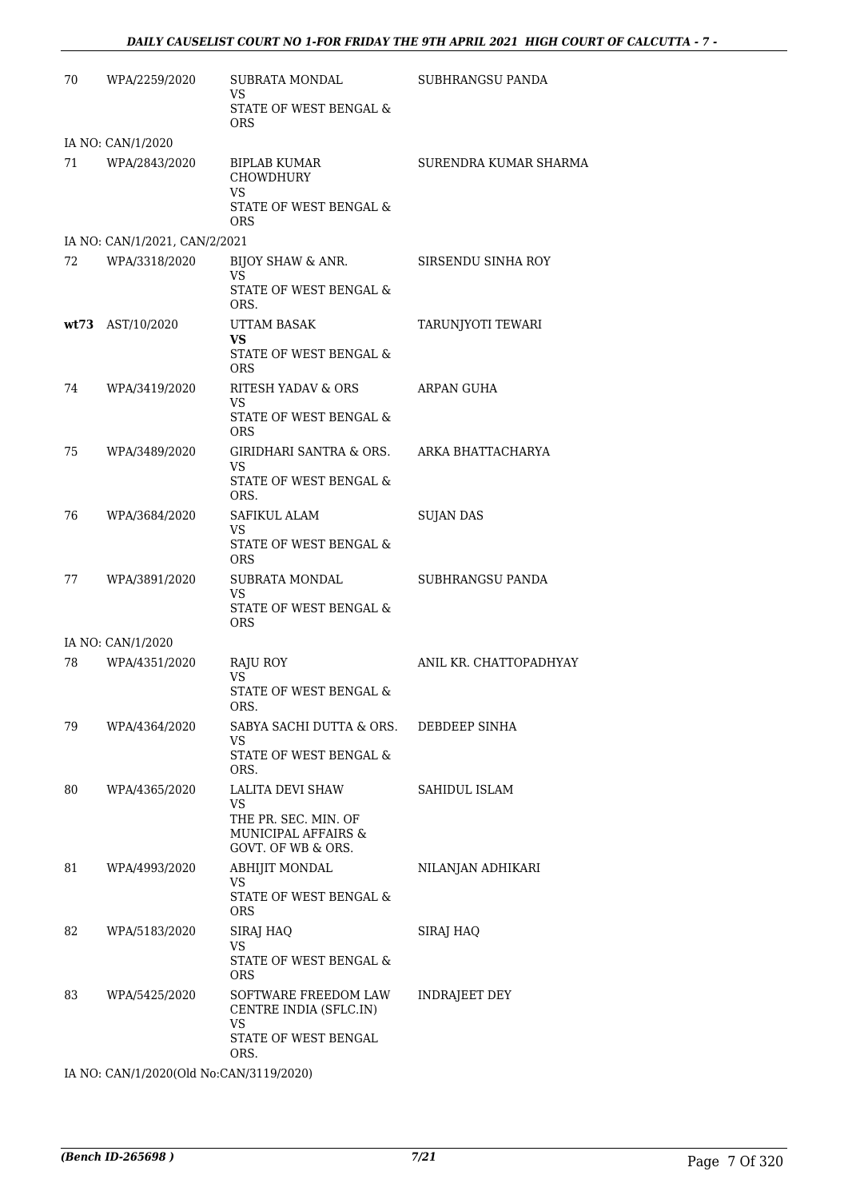| | | | |
|---|---|---|---|
| 70 | WPA/2259/2020 | SUBRATA MONDAL<br>VS<br>STATE OF WEST BENGAL & ORS | SUBHRANGSU PANDA |
| IA NO: CAN/1/2020 | | | |
| 71 | WPA/2843/2020 | BIPLAB KUMAR CHOWDHURY<br>VS<br>STATE OF WEST BENGAL & ORS | SURENDRA KUMAR SHARMA |
| IA NO: CAN/1/2021, CAN/2/2021 | | | |
| 72 | WPA/3318/2020 | BIJOY SHAW & ANR.<br>VS<br>STATE OF WEST BENGAL & ORS. | SIRSENDU SINHA ROY |
| **wt73** | AST/10/2020 | UTTAM BASAK<br>**VS**<br>STATE OF WEST BENGAL & ORS | TARUNJYOTI TEWARI |
| 74 | WPA/3419/2020 | RITESH YADAV & ORS<br>VS<br>STATE OF WEST BENGAL & ORS | ARPAN GUHA |
| 75 | WPA/3489/2020 | GIRIDHARI SANTRA & ORS.<br>VS<br>STATE OF WEST BENGAL & ORS. | ARKA BHATTACHARYA |
| 76 | WPA/3684/2020 | SAFIKUL ALAM<br>VS<br>STATE OF WEST BENGAL & ORS | SUJAN DAS |
| 77 | WPA/3891/2020 | SUBRATA MONDAL<br>VS<br>STATE OF WEST BENGAL & ORS | SUBHRANGSU PANDA |
| IA NO: CAN/1/2020 | | | |
| 78 | WPA/4351/2020 | RAJU ROY<br>VS<br>STATE OF WEST BENGAL & ORS. | ANIL KR. CHATTOPADHYAY |
| 79 | WPA/4364/2020 | SABYA SACHI DUTTA & ORS.<br>VS<br>STATE OF WEST BENGAL & ORS. | DEBDEEP SINHA |
| 80 | WPA/4365/2020 | LALITA DEVI SHAW<br>VS<br>THE PR. SEC. MIN. OF MUNICIPAL AFFAIRS & GOVT. OF WB & ORS. | SAHIDUL ISLAM |
| 81 | WPA/4993/2020 | ABHIJIT MONDAL<br>VS<br>STATE OF WEST BENGAL & ORS | NILANJAN ADHIKARI |
| 82 | WPA/5183/2020 | SIRAJ HAQ<br>VS<br>STATE OF WEST BENGAL & ORS | SIRAJ HAQ |
| 83 | WPA/5425/2020 | SOFTWARE FREEDOM LAW CENTRE INDIA (SFLC.IN)<br>VS<br>STATE OF WEST BENGAL ORS. | INDRAJEET DEY |
| IA NO: CAN/1/2020(Old No:CAN/3119/2020) | | | |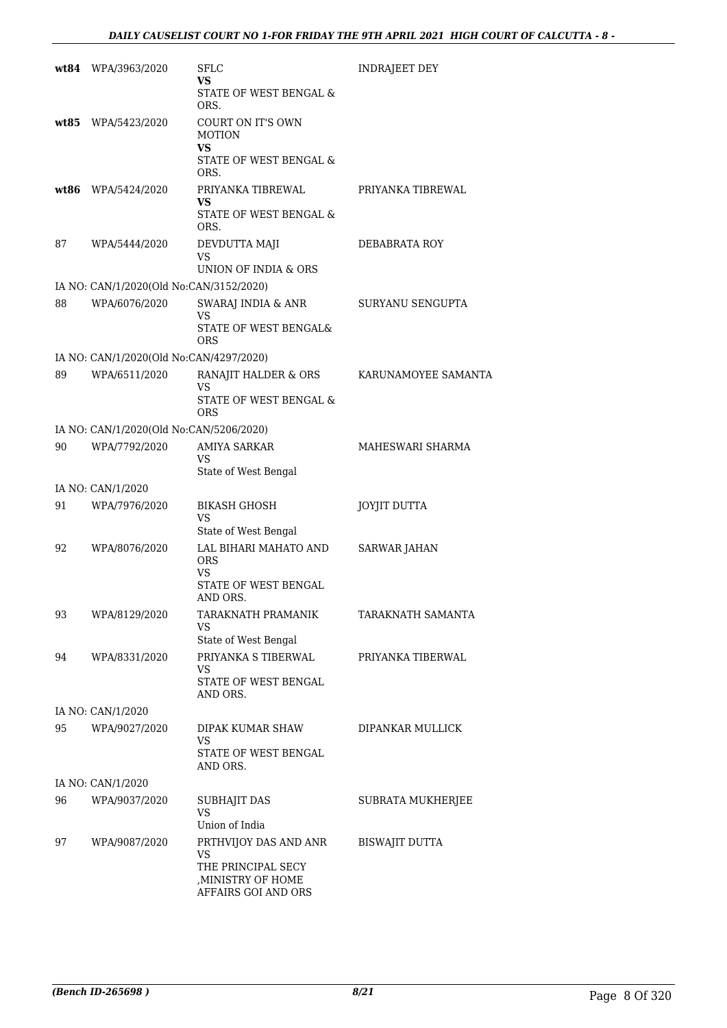| | | | |
|---|---|---|---|
| **wt84** | WPA/3963/2020 | SFLC<br>**VS**<br>STATE OF WEST BENGAL & ORS. | INDRAJEET DEY |
| **wt85** | WPA/5423/2020 | COURT ON IT'S OWN MOTION<br>**VS**<br>STATE OF WEST BENGAL & ORS. | |
| **wt86** | WPA/5424/2020 | PRIYANKA TIBREWAL<br>**VS**<br>STATE OF WEST BENGAL & ORS. | PRIYANKA TIBREWAL |
| 87 | WPA/5444/2020 | DEVDUTTA MAJI<br>VS<br>UNION OF INDIA & ORS | DEBABRATA ROY |
| IA NO: CAN/1/2020(Old No:CAN/3152/2020) | | | |
| 88 | WPA/6076/2020 | SWARAJ INDIA & ANR<br>VS<br>STATE OF WEST BENGAL& ORS | SURYANU SENGUPTA |
| IA NO: CAN/1/2020(Old No:CAN/4297/2020) | | | |
| 89 | WPA/6511/2020 | RANAJIT HALDER & ORS<br>VS<br>STATE OF WEST BENGAL & ORS | KARUNAMOYEE SAMANTA |
| IA NO: CAN/1/2020(Old No:CAN/5206/2020) | | | |
| 90 | WPA/7792/2020 | AMIYA SARKAR<br>VS<br>State of West Bengal | MAHESWARI SHARMA |
| IA NO: CAN/1/2020 | | | |
| 91 | WPA/7976/2020 | BIKASH GHOSH<br>VS<br>State of West Bengal | JOYJIT DUTTA |
| 92 | WPA/8076/2020 | LAL BIHARI MAHATO AND ORS<br>VS<br>STATE OF WEST BENGAL AND ORS. | SARWAR JAHAN |
| 93 | WPA/8129/2020 | TARAKNATH PRAMANIK<br>VS<br>State of West Bengal | TARAKNATH SAMANTA |
| 94 | WPA/8331/2020 | PRIYANKA S TIBERWAL<br>VS<br>STATE OF WEST BENGAL AND ORS. | PRIYANKA TIBERWAL |
| IA NO: CAN/1/2020 | | | |
| 95 | WPA/9027/2020 | DIPAK KUMAR SHAW<br>VS<br>STATE OF WEST BENGAL AND ORS. | DIPANKAR MULLICK |
| IA NO: CAN/1/2020 | | | |
| 96 | WPA/9037/2020 | SUBHAJIT DAS<br>VS<br>Union of India | SUBRATA MUKHERJEE |
| 97 | WPA/9087/2020 | PRTHVIJOY DAS AND ANR<br>VS<br>THE PRINCIPAL SECY ,MINISTRY OF HOME AFFAIRS GOI AND ORS | BISWAJIT DUTTA |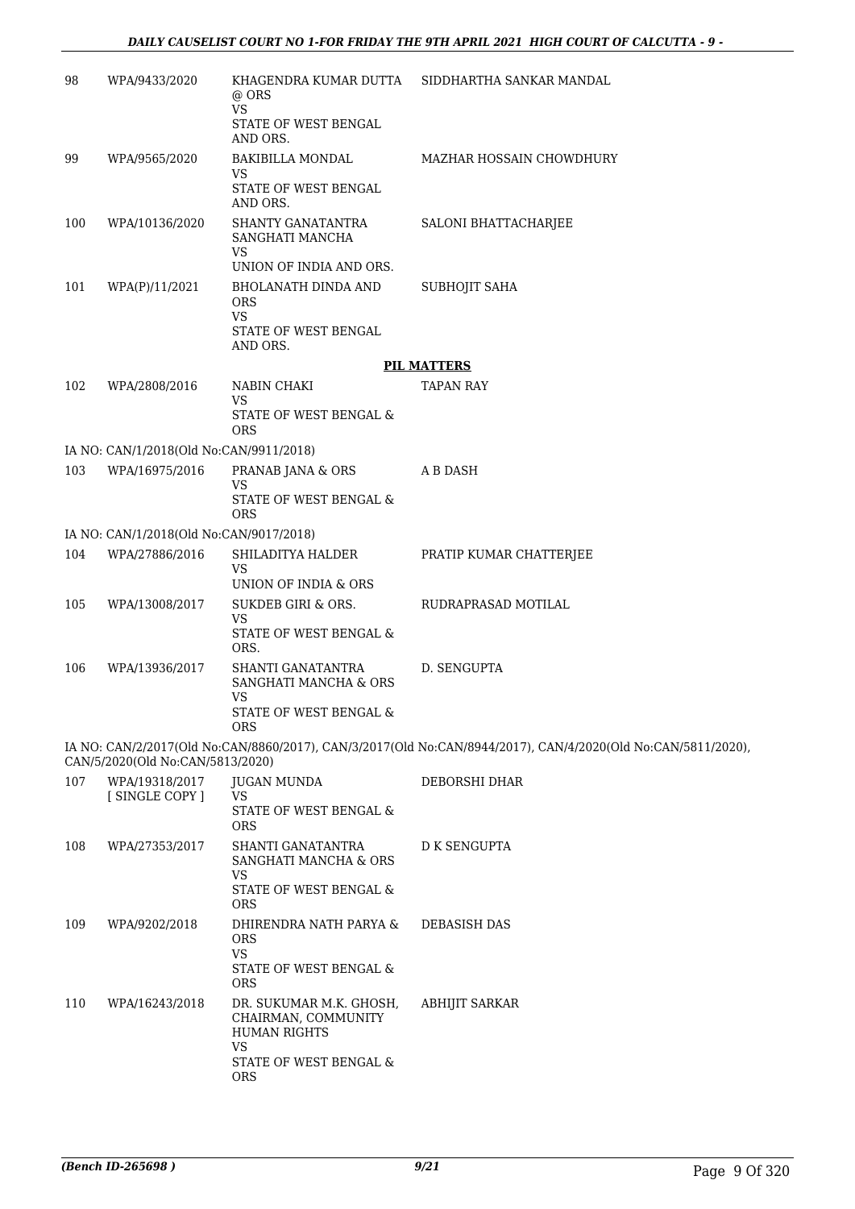| | | | |
|---|---|---|---|
| 98 | WPA/9433/2020 | KHAGENDRA KUMAR DUTTA @ ORS<br>VS<br>STATE OF WEST BENGAL AND ORS. | SIDDHARTHA SANKAR MANDAL |
| 99 | WPA/9565/2020 | BAKIBILLA MONDAL<br>VS<br>STATE OF WEST BENGAL AND ORS. | MAZHAR HOSSAIN CHOWDHURY |
| 100 | WPA/10136/2020 | SHANTY GANATANTRA SANGHATI MANCHA<br>VS<br>UNION OF INDIA AND ORS. | SALONI BHATTACHARJEE |
| 101 | WPA(P)/11/2021 | BHOLANATH DINDA AND ORS<br>VS<br>STATE OF WEST BENGAL AND ORS. | SUBHOJIT SAHA |

**PIL MATTERS**

| | | | |
|---|---|---|---|
| 102 | WPA/2808/2016 | NABIN CHAKI<br>VS<br>STATE OF WEST BENGAL & ORS | TAPAN RAY |

IA NO: CAN/1/2018(Old No:CAN/9911/2018)

| | | | |
|---|---|---|---|
| 103 | WPA/16975/2016 | PRANAB JANA & ORS<br>VS<br>STATE OF WEST BENGAL & ORS | A B DASH |

IA NO: CAN/1/2018(Old No:CAN/9017/2018)

| | | | |
|---|---|---|---|
| 104 | WPA/27886/2016 | SHILADITYA HALDER<br>VS<br>UNION OF INDIA & ORS | PRATIP KUMAR CHATTERJEE |
| 105 | WPA/13008/2017 | SUKDEB GIRI & ORS.<br>VS<br>STATE OF WEST BENGAL & ORS. | RUDRAPRASAD MOTILAL |
| 106 | WPA/13936/2017 | SHANTI GANATANTRA SANGHATI MANCHA & ORS<br>VS<br>STATE OF WEST BENGAL & ORS | D. SENGUPTA |

IA NO: CAN/2/2017(Old No:CAN/8860/2017), CAN/3/2017(Old No:CAN/8944/2017), CAN/4/2020(Old No:CAN/5811/2020), CAN/5/2020(Old No:CAN/5813/2020)

| | | | |
|---|---|---|---|
| 107 | WPA/19318/2017 [ SINGLE COPY ] | JUGAN MUNDA<br>VS<br>STATE OF WEST BENGAL & ORS | DEBORSHI DHAR |
| 108 | WPA/27353/2017 | SHANTI GANATANTRA SANGHATI MANCHA & ORS<br>VS<br>STATE OF WEST BENGAL & ORS | D K SENGUPTA |
| 109 | WPA/9202/2018 | DHIRENDRA NATH PARYA & ORS<br>VS<br>STATE OF WEST BENGAL & ORS | DEBASISH DAS |
| 110 | WPA/16243/2018 | DR. SUKUMAR M.K. GHOSH, CHAIRMAN, COMMUNITY HUMAN RIGHTS<br>VS<br>STATE OF WEST BENGAL & ORS | ABHIJIT SARKAR |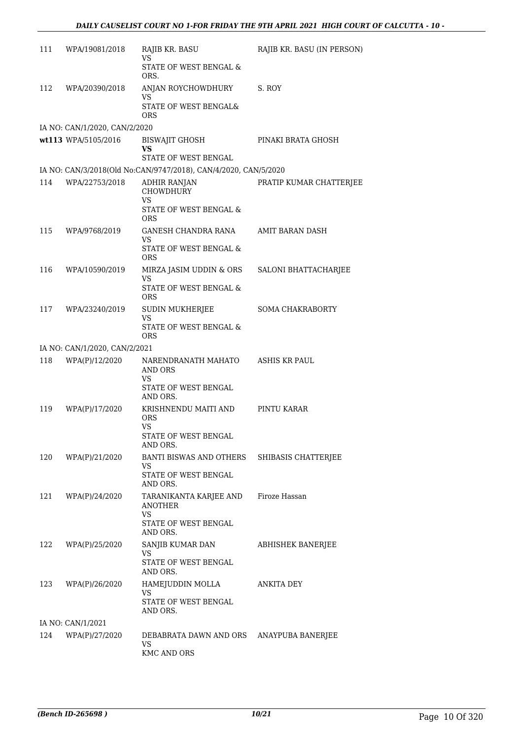| | | | |
|---|---|---|---|
| 111 | WPA/19081/2018 | RAJIB KR. BASU<br>VS<br>STATE OF WEST BENGAL & ORS. | RAJIB KR. BASU (IN PERSON) |
| 112 | WPA/20390/2018 | ANJAN ROYCHOWDHURY<br>VS<br>STATE OF WEST BENGAL& ORS | S. ROY |
| IA NO: CAN/1/2020, CAN/2/2020 | | | |
| wt113 | WPA/5105/2016 | BISWAJIT GHOSH<br>**VS**<br>STATE OF WEST BENGAL | PINAKI BRATA GHOSH |
| IA NO: CAN/3/2018(Old No:CAN/9747/2018), CAN/4/2020, CAN/5/2020 | | | |
| 114 | WPA/22753/2018 | ADHIR RANJAN CHOWDHURY<br>VS<br>STATE OF WEST BENGAL & ORS | PRATIP KUMAR CHATTERJEE |
| 115 | WPA/9768/2019 | GANESH CHANDRA RANA<br>VS<br>STATE OF WEST BENGAL & ORS | AMIT BARAN DASH |
| 116 | WPA/10590/2019 | MIRZA JASIM UDDIN & ORS<br>VS<br>STATE OF WEST BENGAL & ORS | SALONI BHATTACHARJEE |
| 117 | WPA/23240/2019 | SUDIN MUKHERJEE<br>VS<br>STATE OF WEST BENGAL & ORS | SOMA CHAKRABORTY |
| IA NO: CAN/1/2020, CAN/2/2021 | | | |
| 118 | WPA(P)/12/2020 | NARENDRANATH MAHATO AND ORS<br>VS<br>STATE OF WEST BENGAL AND ORS. | ASHIS KR PAUL |
| 119 | WPA(P)/17/2020 | KRISHNENDU MAITI AND ORS<br>VS<br>STATE OF WEST BENGAL AND ORS. | PINTU KARAR |
| 120 | WPA(P)/21/2020 | BANTI BISWAS AND OTHERS<br>VS<br>STATE OF WEST BENGAL AND ORS. | SHIBASIS CHATTERJEE |
| 121 | WPA(P)/24/2020 | TARANIKANTA KARJEE AND ANOTHER<br>VS<br>STATE OF WEST BENGAL AND ORS. | Firoze Hassan |
| 122 | WPA(P)/25/2020 | SANJIB KUMAR DAN<br>VS<br>STATE OF WEST BENGAL AND ORS. | ABHISHEK BANERJEE |
| 123 | WPA(P)/26/2020 | HAMEJUDDIN MOLLA<br>VS<br>STATE OF WEST BENGAL AND ORS. | ANKITA DEY |
| IA NO: CAN/1/2021 | | | |
| 124 | WPA(P)/27/2020 | DEBABRATA DAWN AND ORS<br>VS<br>KMC AND ORS | ANAYPUBA BANERJEE |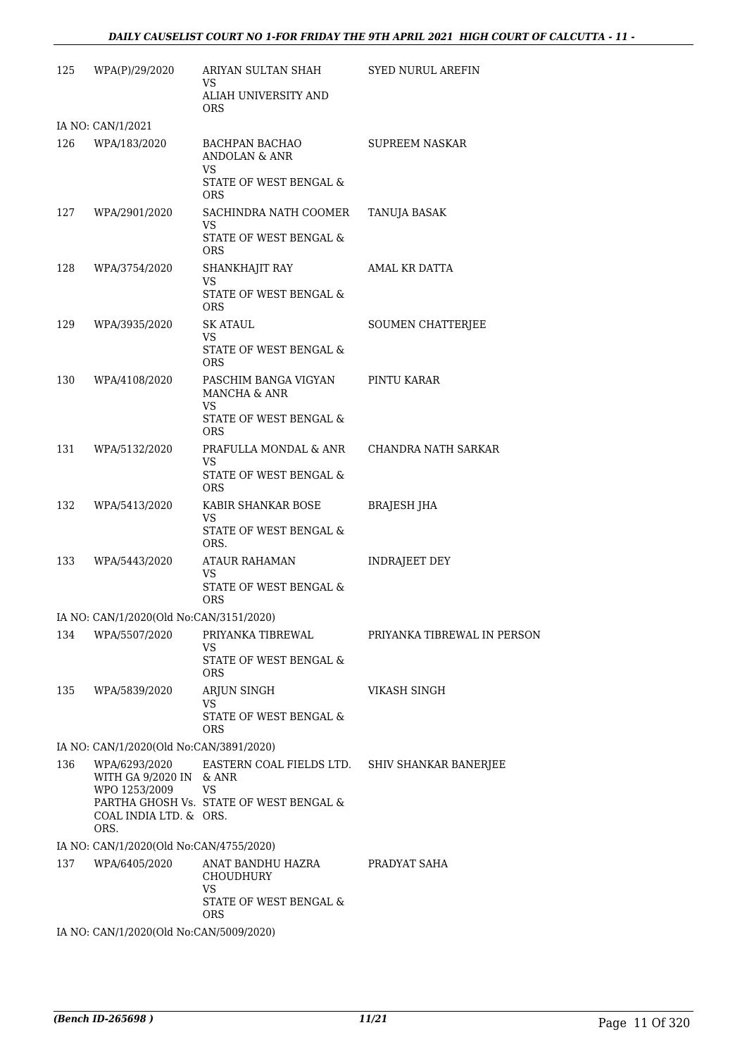| | | | |
|---|---|---|---|
| 125 | WPA(P)/29/2020 | ARIYAN SULTAN SHAH<br>VS<br>ALIAH UNIVERSITY AND ORS | SYED NURUL AREFIN |
| IA NO: CAN/1/2021 | | | |
| 126 | WPA/183/2020 | BACHPAN BACHAO ANDOLAN & ANR<br>VS<br>STATE OF WEST BENGAL & ORS | SUPREEM NASKAR |
| 127 | WPA/2901/2020 | SACHINDRA NATH COOMER<br>VS<br>STATE OF WEST BENGAL & ORS | TANUJA BASAK |
| 128 | WPA/3754/2020 | SHANKHAJIT RAY<br>VS<br>STATE OF WEST BENGAL & ORS | AMAL KR DATTA |
| 129 | WPA/3935/2020 | SK ATAUL<br>VS<br>STATE OF WEST BENGAL & ORS | SOUMEN CHATTERJEE |
| 130 | WPA/4108/2020 | PASCHIM BANGA VIGYAN MANCHA & ANR<br>VS<br>STATE OF WEST BENGAL & ORS | PINTU KARAR |
| 131 | WPA/5132/2020 | PRAFULLA MONDAL & ANR<br>VS<br>STATE OF WEST BENGAL & ORS | CHANDRA NATH SARKAR |
| 132 | WPA/5413/2020 | KABIR SHANKAR BOSE<br>VS<br>STATE OF WEST BENGAL & ORS. | BRAJESH JHA |
| 133 | WPA/5443/2020 | ATAUR RAHAMAN<br>VS<br>STATE OF WEST BENGAL & ORS | INDRAJEET DEY |
| IA NO: CAN/1/2020(Old No:CAN/3151/2020) | | | |
| 134 | WPA/5507/2020 | PRIYANKA TIBREWAL<br>VS<br>STATE OF WEST BENGAL & ORS | PRIYANKA TIBREWAL IN PERSON |
| 135 | WPA/5839/2020 | ARJUN SINGH<br>VS<br>STATE OF WEST BENGAL & ORS | VIKASH SINGH |
| IA NO: CAN/1/2020(Old No:CAN/3891/2020) | | | |
| 136 | WPA/6293/2020 WITH GA 9/2020 IN WPO 1253/2009 PARTHA GHOSH Vs. COAL INDIA LTD. & ORS. | EASTERN COAL FIELDS LTD. & ANR<br>VS<br>STATE OF WEST BENGAL & ORS. | SHIV SHANKAR BANERJEE |
| IA NO: CAN/1/2020(Old No:CAN/4755/2020) | | | |
| 137 | WPA/6405/2020 | ANAT BANDHU HAZRA CHOUDHURY<br>VS<br>STATE OF WEST BENGAL & ORS | PRADYAT SAHA |
| IA NO: CAN/1/2020(Old No:CAN/5009/2020) | | | |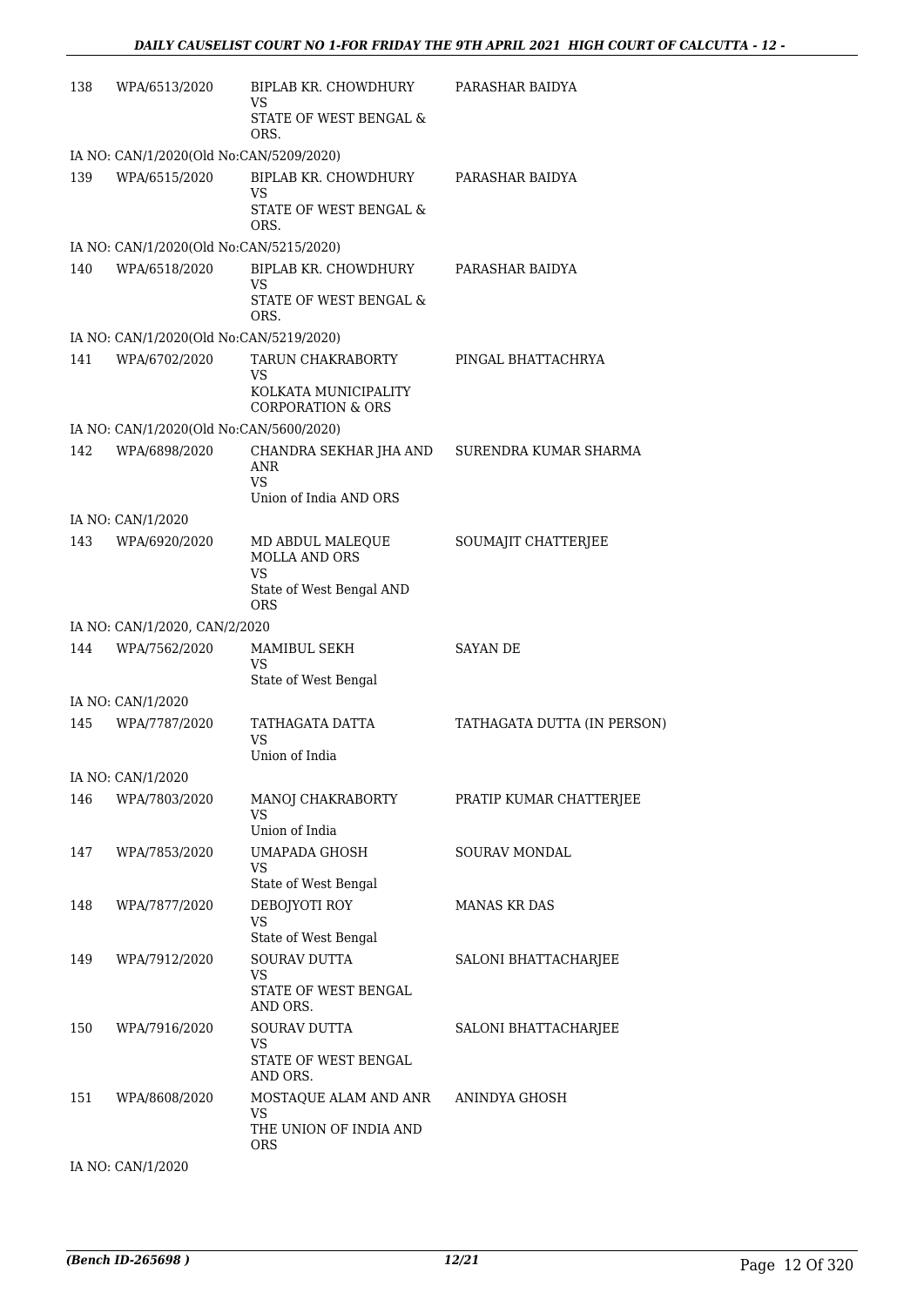| | | | |
|---|---|---|---|
| 138 | WPA/6513/2020 | BIPLAB KR. CHOWDHURY<br>VS<br>STATE OF WEST BENGAL & ORS. | PARASHAR BAIDYA |
| IA NO: CAN/1/2020(Old No:CAN/5209/2020) | | | |
| 139 | WPA/6515/2020 | BIPLAB KR. CHOWDHURY<br>VS<br>STATE OF WEST BENGAL & ORS. | PARASHAR BAIDYA |
| IA NO: CAN/1/2020(Old No:CAN/5215/2020) | | | |
| 140 | WPA/6518/2020 | BIPLAB KR. CHOWDHURY<br>VS<br>STATE OF WEST BENGAL & ORS. | PARASHAR BAIDYA |
| IA NO: CAN/1/2020(Old No:CAN/5219/2020) | | | |
| 141 | WPA/6702/2020 | TARUN CHAKRABORTY<br>VS<br>KOLKATA MUNICIPALITY CORPORATION & ORS | PINGAL BHATTACHRYA |
| IA NO: CAN/1/2020(Old No:CAN/5600/2020) | | | |
| 142 | WPA/6898/2020 | CHANDRA SEKHAR JHA AND ANR<br>VS<br>Union of India AND ORS | SURENDRA KUMAR SHARMA |
| IA NO: CAN/1/2020 | | | |
| 143 | WPA/6920/2020 | MD ABDUL MALEQUE MOLLA AND ORS<br>VS<br>State of West Bengal AND ORS | SOUMAJIT CHATTERJEE |
| IA NO: CAN/1/2020, CAN/2/2020 | | | |
| 144 | WPA/7562/2020 | MAMIBUL SEKH<br>VS<br>State of West Bengal | SAYAN DE |
| IA NO: CAN/1/2020 | | | |
| 145 | WPA/7787/2020 | TATHAGATA DATTA<br>VS<br>Union of India | TATHAGATA DUTTA (IN PERSON) |
| IA NO: CAN/1/2020 | | | |
| 146 | WPA/7803/2020 | MANOJ CHAKRABORTY<br>VS<br>Union of India | PRATIP KUMAR CHATTERJEE |
| 147 | WPA/7853/2020 | UMAPADA GHOSH<br>VS<br>State of West Bengal | SOURAV MONDAL |
| 148 | WPA/7877/2020 | DEBOJYOTI ROY<br>VS<br>State of West Bengal | MANAS KR DAS |
| 149 | WPA/7912/2020 | SOURAV DUTTA<br>VS<br>STATE OF WEST BENGAL AND ORS. | SALONI BHATTACHARJEE |
| 150 | WPA/7916/2020 | SOURAV DUTTA<br>VS<br>STATE OF WEST BENGAL AND ORS. | SALONI BHATTACHARJEE |
| 151 | WPA/8608/2020 | MOSTAQUE ALAM AND ANR<br>VS<br>THE UNION OF INDIA AND ORS | ANINDYA GHOSH |
| IA NO: CAN/1/2020 | | | |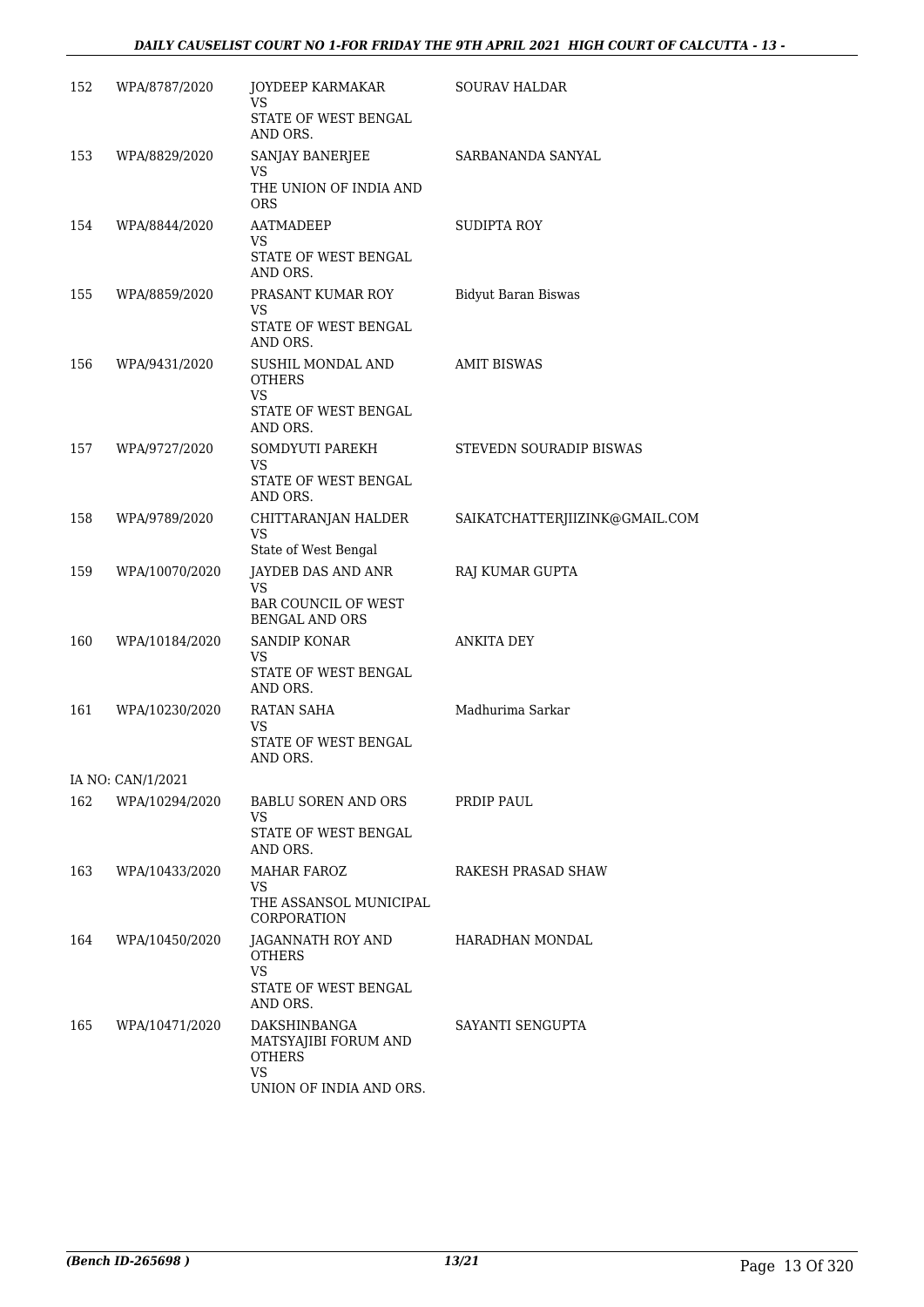| 152 | WPA/8787/2020 | JOYDEEP KARMAKAR<br>VS<br>STATE OF WEST BENGAL AND ORS. | SOURAV HALDAR |
|---|---|---|---|
| 153 | WPA/8829/2020 | SANJAY BANERJEE<br>VS<br>THE UNION OF INDIA AND ORS | SARBANANDA SANYAL |
| 154 | WPA/8844/2020 | AATMADEEP<br>VS<br>STATE OF WEST BENGAL AND ORS. | SUDIPTA ROY |
| 155 | WPA/8859/2020 | PRASANT KUMAR ROY<br>VS<br>STATE OF WEST BENGAL AND ORS. | Bidyut Baran Biswas |
| 156 | WPA/9431/2020 | SUSHIL MONDAL AND OTHERS<br>VS<br>STATE OF WEST BENGAL AND ORS. | AMIT BISWAS |
| 157 | WPA/9727/2020 | SOMDYUTI PAREKH<br>VS<br>STATE OF WEST BENGAL AND ORS. | STEVEDN SOURADIP BISWAS |
| 158 | WPA/9789/2020 | CHITTARANJAN HALDER<br>VS<br>State of West Bengal | SAIKATCHATTERJIIZINK@GMAIL.COM |
| 159 | WPA/10070/2020 | JAYDEB DAS AND ANR<br>VS<br>BAR COUNCIL OF WEST BENGAL AND ORS | RAJ KUMAR GUPTA |
| 160 | WPA/10184/2020 | SANDIP KONAR<br>VS<br>STATE OF WEST BENGAL AND ORS. | ANKITA DEY |
| 161 | WPA/10230/2020 | RATAN SAHA<br>VS<br>STATE OF WEST BENGAL AND ORS. | Madhurima Sarkar |
| | IA NO: CAN/1/2021 | | |
| 162 | WPA/10294/2020 | BABLU SOREN AND ORS<br>VS<br>STATE OF WEST BENGAL AND ORS. | PRDIP PAUL |
| 163 | WPA/10433/2020 | MAHAR FAROZ<br>VS<br>THE ASSANSOL MUNICIPAL CORPORATION | RAKESH PRASAD SHAW |
| 164 | WPA/10450/2020 | JAGANNATH ROY AND OTHERS<br>VS<br>STATE OF WEST BENGAL AND ORS. | HARADHAN MONDAL |
| 165 | WPA/10471/2020 | DAKSHINBANGA MATSYAJIBI FORUM AND OTHERS<br>VS<br>UNION OF INDIA AND ORS. | SAYANTI SENGUPTA |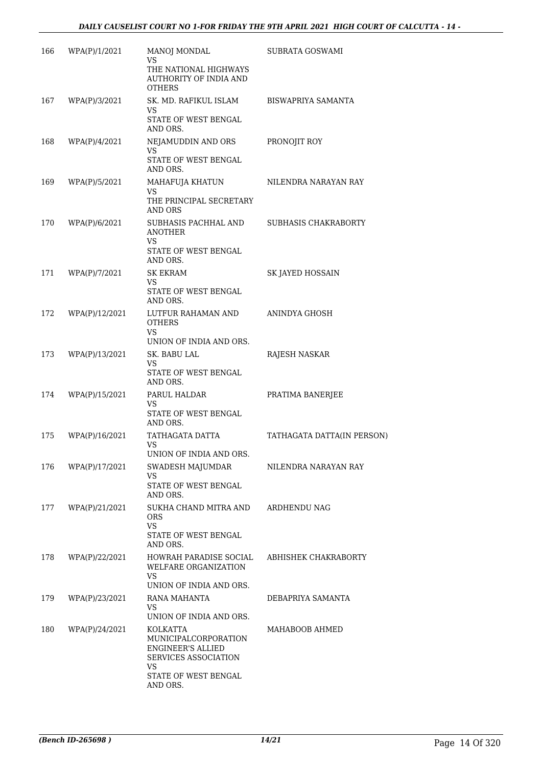| | | | |
|---|---|---|---|
| 166 | WPA(P)/1/2021 | MANOJ MONDAL<br>VS<br>THE NATIONAL HIGHWAYS AUTHORITY OF INDIA AND OTHERS | SUBRATA GOSWAMI |
| 167 | WPA(P)/3/2021 | SK. MD. RAFIKUL ISLAM<br>VS<br>STATE OF WEST BENGAL AND ORS. | BISWAPRIYA SAMANTA |
| 168 | WPA(P)/4/2021 | NEJAMUDDIN AND ORS<br>VS<br>STATE OF WEST BENGAL AND ORS. | PRONOJIT ROY |
| 169 | WPA(P)/5/2021 | MAHAFUJA KHATUN<br>VS<br>THE PRINCIPAL SECRETARY AND ORS | NILENDRA NARAYAN RAY |
| 170 | WPA(P)/6/2021 | SUBHASIS PACHHAL AND ANOTHER<br>VS<br>STATE OF WEST BENGAL AND ORS. | SUBHASIS CHAKRABORTY |
| 171 | WPA(P)/7/2021 | SK EKRAM<br>VS<br>STATE OF WEST BENGAL AND ORS. | SK JAYED HOSSAIN |
| 172 | WPA(P)/12/2021 | LUTFUR RAHAMAN AND OTHERS<br>VS<br>UNION OF INDIA AND ORS. | ANINDYA GHOSH |
| 173 | WPA(P)/13/2021 | SK. BABU LAL<br>VS<br>STATE OF WEST BENGAL AND ORS. | RAJESH NASKAR |
| 174 | WPA(P)/15/2021 | PARUL HALDAR<br>VS<br>STATE OF WEST BENGAL AND ORS. | PRATIMA BANERJEE |
| 175 | WPA(P)/16/2021 | TATHAGATA DATTA<br>VS<br>UNION OF INDIA AND ORS. | TATHAGATA DATTA(IN PERSON) |
| 176 | WPA(P)/17/2021 | SWADESH MAJUMDAR<br>VS<br>STATE OF WEST BENGAL AND ORS. | NILENDRA NARAYAN RAY |
| 177 | WPA(P)/21/2021 | SUKHA CHAND MITRA AND ORS<br>VS<br>STATE OF WEST BENGAL AND ORS. | ARDHENDU NAG |
| 178 | WPA(P)/22/2021 | HOWRAH PARADISE SOCIAL WELFARE ORGANIZATION<br>VS<br>UNION OF INDIA AND ORS. | ABHISHEK CHAKRABORTY |
| 179 | WPA(P)/23/2021 | RANA MAHANTA<br>VS<br>UNION OF INDIA AND ORS. | DEBAPRIYA SAMANTA |
| 180 | WPA(P)/24/2021 | KOLKATTA MUNICIPALCORPORATION ENGINEER'S ALLIED SERVICES ASSOCIATION<br>VS<br>STATE OF WEST BENGAL AND ORS. | MAHABOOB AHMED |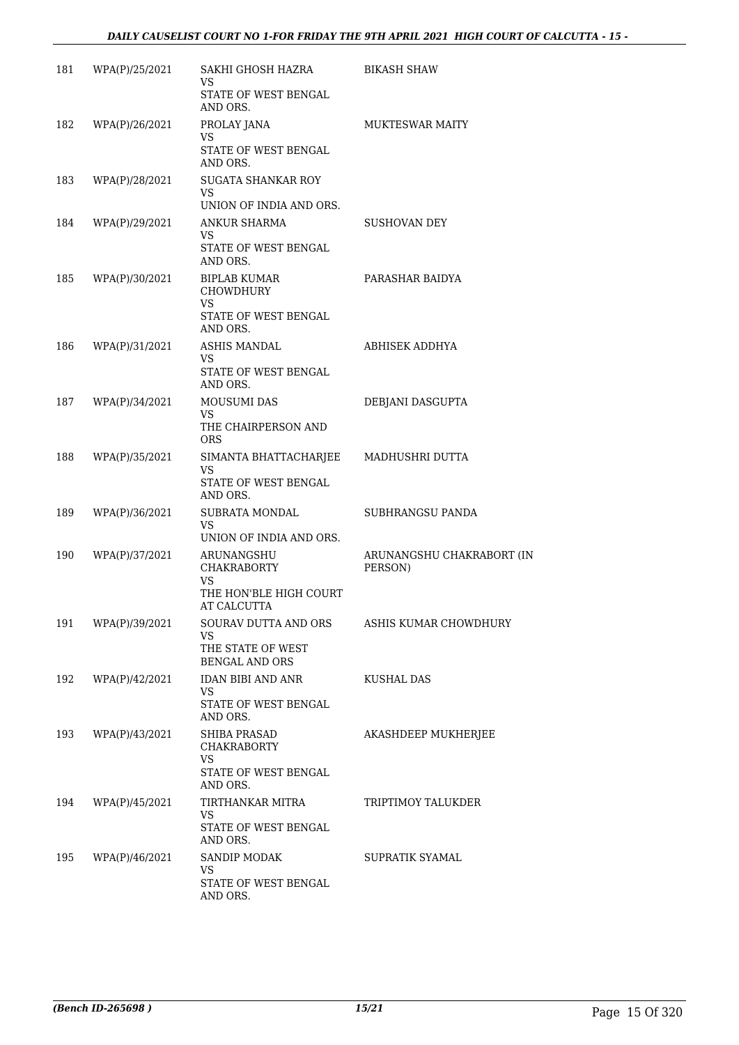| | | | |
|---|---|---|---|
| 181 | WPA(P)/25/2021 | SAKHI GHOSH HAZRA<br>VS<br>STATE OF WEST BENGAL AND ORS. | BIKASH SHAW |
| 182 | WPA(P)/26/2021 | PROLAY JANA<br>VS<br>STATE OF WEST BENGAL AND ORS. | MUKTESWAR MAITY |
| 183 | WPA(P)/28/2021 | SUGATA SHANKAR ROY<br>VS<br>UNION OF INDIA AND ORS. | |
| 184 | WPA(P)/29/2021 | ANKUR SHARMA<br>VS<br>STATE OF WEST BENGAL AND ORS. | SUSHOVAN DEY |
| 185 | WPA(P)/30/2021 | BIPLAB KUMAR CHOWDHURY<br>VS<br>STATE OF WEST BENGAL AND ORS. | PARASHAR BAIDYA |
| 186 | WPA(P)/31/2021 | ASHIS MANDAL<br>VS<br>STATE OF WEST BENGAL AND ORS. | ABHISEK ADDHYA |
| 187 | WPA(P)/34/2021 | MOUSUMI DAS<br>VS<br>THE CHAIRPERSON AND ORS | DEBJANI DASGUPTA |
| 188 | WPA(P)/35/2021 | SIMANTA BHATTACHARJEE<br>VS<br>STATE OF WEST BENGAL AND ORS. | MADHUSHRI DUTTA |
| 189 | WPA(P)/36/2021 | SUBRATA MONDAL<br>VS<br>UNION OF INDIA AND ORS. | SUBHRANGSU PANDA |
| 190 | WPA(P)/37/2021 | ARUNANGSHU CHAKRABORTY<br>VS<br>THE HON'BLE HIGH COURT AT CALCUTTA | ARUNANGSHU CHAKRABORT (IN PERSON) |
| 191 | WPA(P)/39/2021 | SOURAV DUTTA AND ORS<br>VS<br>THE STATE OF WEST BENGAL AND ORS | ASHIS KUMAR CHOWDHURY |
| 192 | WPA(P)/42/2021 | IDAN BIBI AND ANR<br>VS<br>STATE OF WEST BENGAL AND ORS. | KUSHAL DAS |
| 193 | WPA(P)/43/2021 | SHIBA PRASAD CHAKRABORTY<br>VS<br>STATE OF WEST BENGAL AND ORS. | AKASHDEEP MUKHERJEE |
| 194 | WPA(P)/45/2021 | TIRTHANKAR MITRA<br>VS<br>STATE OF WEST BENGAL AND ORS. | TRIPTIMOY TALUKDER |
| 195 | WPA(P)/46/2021 | SANDIP MODAK<br>VS<br>STATE OF WEST BENGAL AND ORS. | SUPRATIK SYAMAL |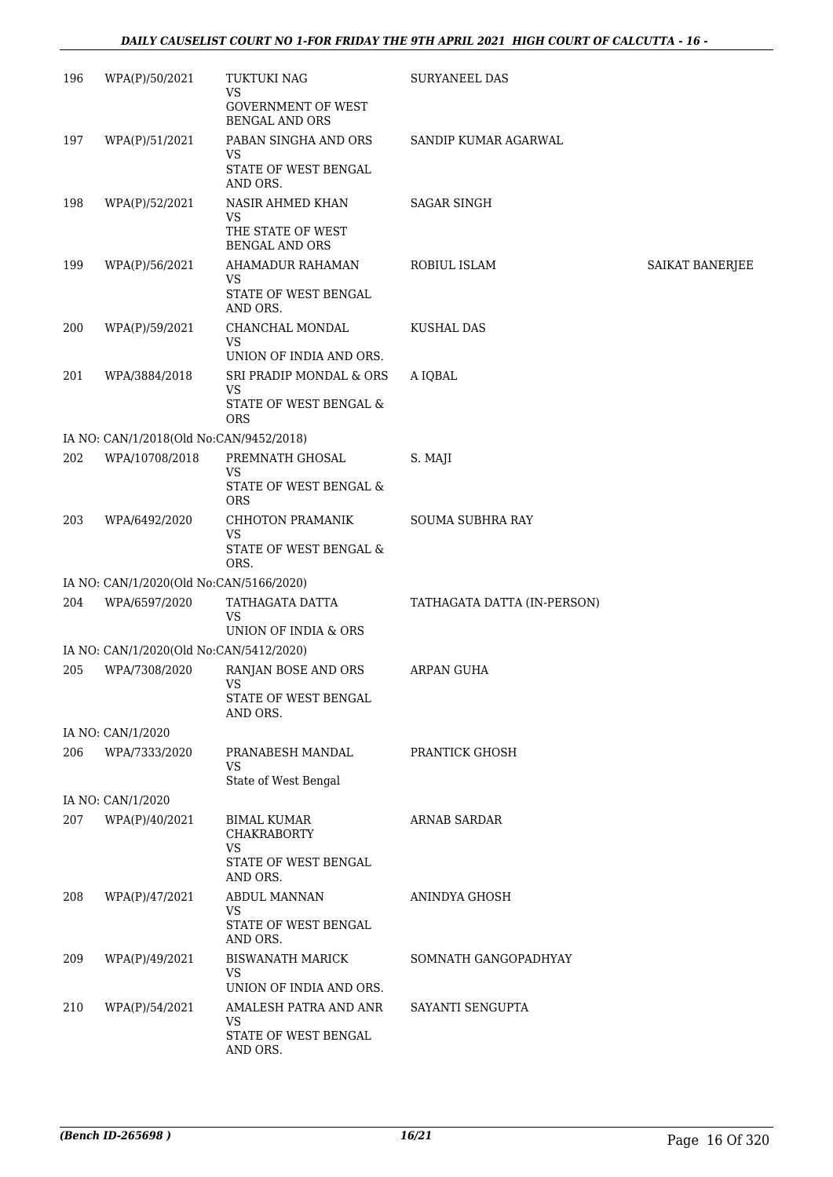| | | | | |
|---|---|---|---|---|
| 196 | WPA(P)/50/2021 | TUKTUKI NAG<br>VS<br>GOVERNMENT OF WEST BENGAL AND ORS | SURYANEEL DAS | |
| 197 | WPA(P)/51/2021 | PABAN SINGHA AND ORS<br>VS<br>STATE OF WEST BENGAL AND ORS. | SANDIP KUMAR AGARWAL | |
| 198 | WPA(P)/52/2021 | NASIR AHMED KHAN<br>VS<br>THE STATE OF WEST BENGAL AND ORS | SAGAR SINGH | |
| 199 | WPA(P)/56/2021 | AHAMADUR RAHAMAN<br>VS<br>STATE OF WEST BENGAL AND ORS. | ROBIUL ISLAM | SAIKAT BANERJEE |
| 200 | WPA(P)/59/2021 | CHANCHAL MONDAL<br>VS<br>UNION OF INDIA AND ORS. | KUSHAL DAS | |
| 201 | WPA/3884/2018 | SRI PRADIP MONDAL & ORS<br>VS<br>STATE OF WEST BENGAL & ORS | A IQBAL | |
| | IA NO: CAN/1/2018(Old No:CAN/9452/2018) | | | |
| 202 | WPA/10708/2018 | PREMNATH GHOSAL<br>VS<br>STATE OF WEST BENGAL & ORS | S. MAJI | |
| 203 | WPA/6492/2020 | CHHOTON PRAMANIK<br>VS<br>STATE OF WEST BENGAL & ORS. | SOUMA SUBHRA RAY | |
| | IA NO: CAN/1/2020(Old No:CAN/5166/2020) | | | |
| 204 | WPA/6597/2020 | TATHAGATA DATTA<br>VS<br>UNION OF INDIA & ORS | TATHAGATA DATTA (IN-PERSON) | |
| | IA NO: CAN/1/2020(Old No:CAN/5412/2020) | | | |
| 205 | WPA/7308/2020 | RANJAN BOSE AND ORS<br>VS<br>STATE OF WEST BENGAL AND ORS. | ARPAN GUHA | |
| | IA NO: CAN/1/2020 | | | |
| 206 | WPA/7333/2020 | PRANABESH MANDAL<br>VS<br>State of West Bengal | PRANTICK GHOSH | |
| | IA NO: CAN/1/2020 | | | |
| 207 | WPA(P)/40/2021 | BIMAL KUMAR CHAKRABORTY<br>VS<br>STATE OF WEST BENGAL AND ORS. | ARNAB SARDAR | |
| 208 | WPA(P)/47/2021 | ABDUL MANNAN<br>VS<br>STATE OF WEST BENGAL AND ORS. | ANINDYA GHOSH | |
| 209 | WPA(P)/49/2021 | BISWANATH MARICK<br>VS<br>UNION OF INDIA AND ORS. | SOMNATH GANGOPADHYAY | |
| 210 | WPA(P)/54/2021 | AMALESH PATRA AND ANR<br>VS<br>STATE OF WEST BENGAL AND ORS. | SAYANTI SENGUPTA | |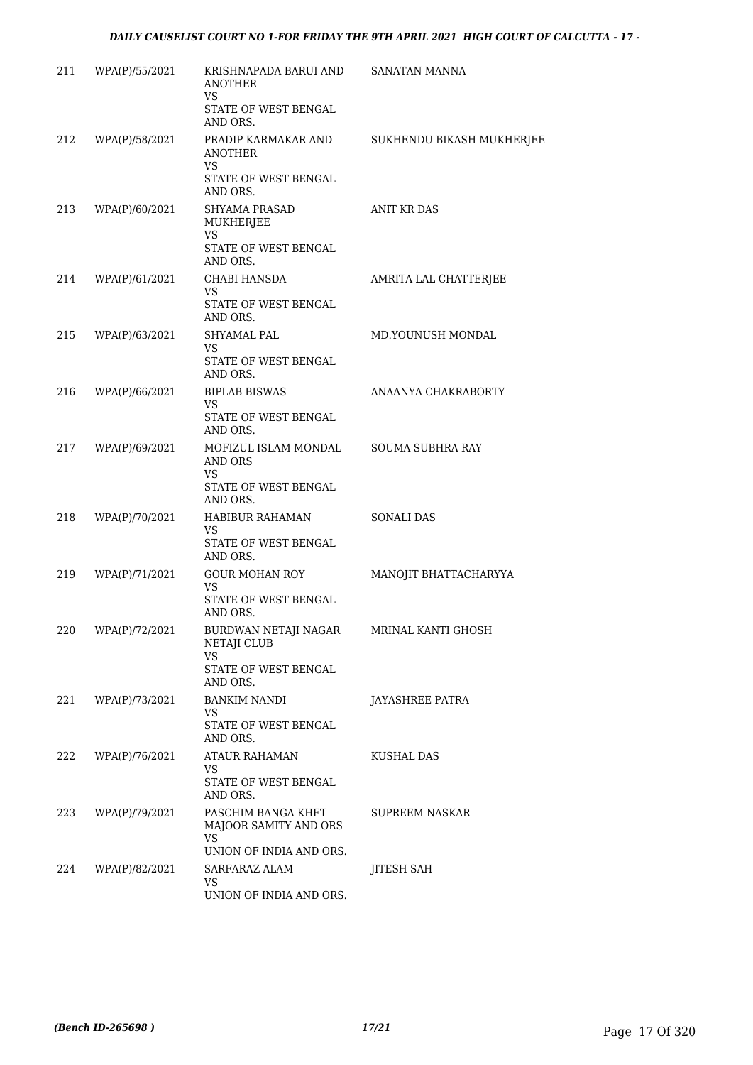| | | | |
|---|---|---|---|
| 211 | WPA(P)/55/2021 | KRISHNAPADA BARUI AND ANOTHER<br>VS<br>STATE OF WEST BENGAL AND ORS. | SANATAN MANNA |
| 212 | WPA(P)/58/2021 | PRADIP KARMAKAR AND ANOTHER<br>VS<br>STATE OF WEST BENGAL AND ORS. | SUKHENDU BIKASH MUKHERJEE |
| 213 | WPA(P)/60/2021 | SHYAMA PRASAD MUKHERJEE<br>VS<br>STATE OF WEST BENGAL AND ORS. | ANIT KR DAS |
| 214 | WPA(P)/61/2021 | CHABI HANSDA<br>VS<br>STATE OF WEST BENGAL AND ORS. | AMRITA LAL CHATTERJEE |
| 215 | WPA(P)/63/2021 | SHYAMAL PAL<br>VS<br>STATE OF WEST BENGAL AND ORS. | MD.YOUNUSH MONDAL |
| 216 | WPA(P)/66/2021 | BIPLAB BISWAS<br>VS<br>STATE OF WEST BENGAL AND ORS. | ANAANYA CHAKRABORTY |
| 217 | WPA(P)/69/2021 | MOFIZUL ISLAM MONDAL AND ORS<br>VS<br>STATE OF WEST BENGAL AND ORS. | SOUMA SUBHRA RAY |
| 218 | WPA(P)/70/2021 | HABIBUR RAHAMAN<br>VS<br>STATE OF WEST BENGAL AND ORS. | SONALI DAS |
| 219 | WPA(P)/71/2021 | GOUR MOHAN ROY<br>VS<br>STATE OF WEST BENGAL AND ORS. | MANOJIT BHATTACHARYYA |
| 220 | WPA(P)/72/2021 | BURDWAN NETAJI NAGAR NETAJI CLUB<br>VS<br>STATE OF WEST BENGAL AND ORS. | MRINAL KANTI GHOSH |
| 221 | WPA(P)/73/2021 | BANKIM NANDI<br>VS<br>STATE OF WEST BENGAL AND ORS. | JAYASHREE PATRA |
| 222 | WPA(P)/76/2021 | ATAUR RAHAMAN<br>VS<br>STATE OF WEST BENGAL AND ORS. | KUSHAL DAS |
| 223 | WPA(P)/79/2021 | PASCHIM BANGA KHET MAJOOR SAMITY AND ORS<br>VS<br>UNION OF INDIA AND ORS. | SUPREEM NASKAR |
| 224 | WPA(P)/82/2021 | SARFARAZ ALAM<br>VS<br>UNION OF INDIA AND ORS. | JITESH SAH |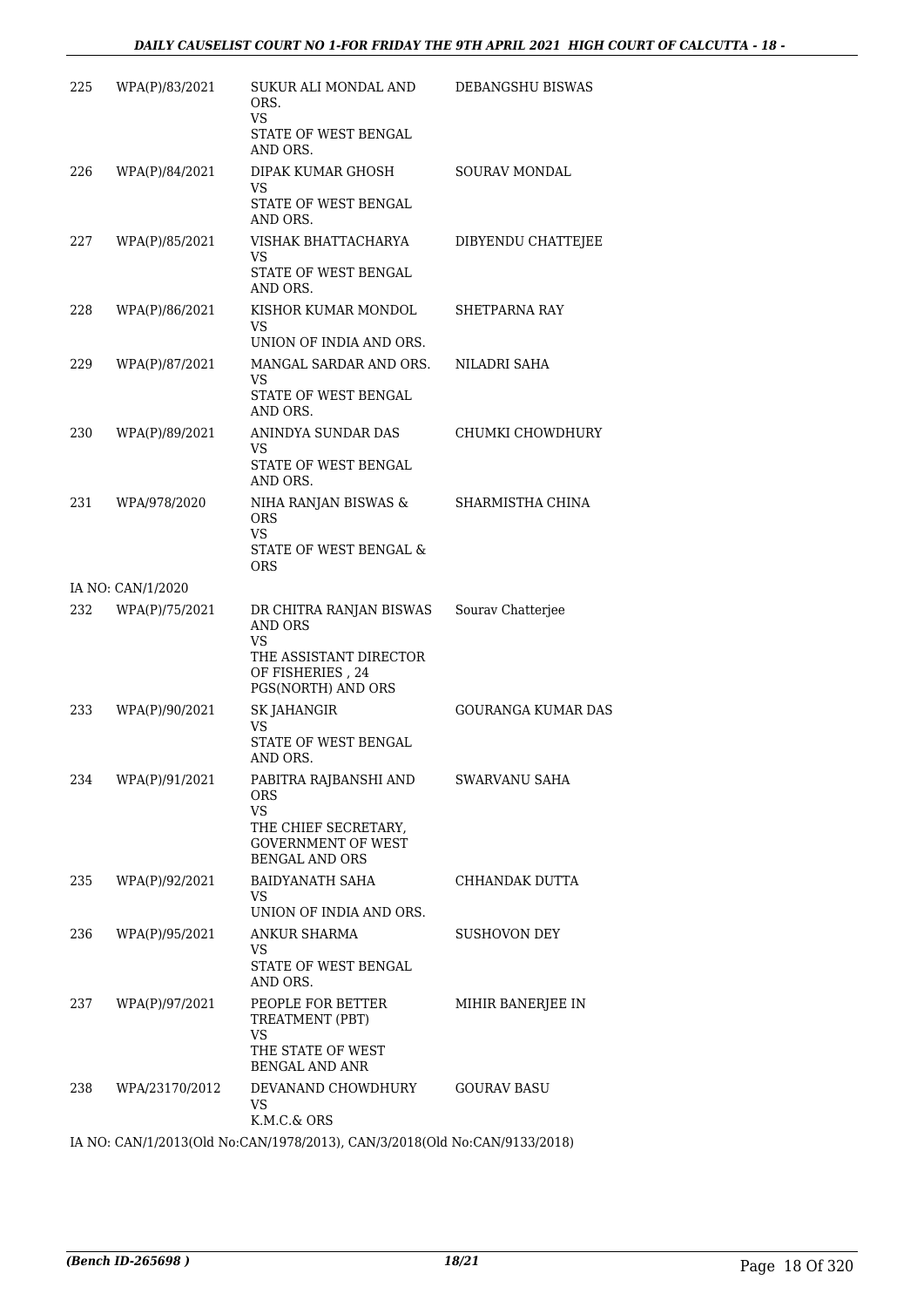| | | | |
|---|---|---|---|
| 225 | WPA(P)/83/2021 | SUKUR ALI MONDAL AND ORS.<br>VS<br>STATE OF WEST BENGAL AND ORS. | DEBANGSHU BISWAS |
| 226 | WPA(P)/84/2021 | DIPAK KUMAR GHOSH<br>VS<br>STATE OF WEST BENGAL AND ORS. | SOURAV MONDAL |
| 227 | WPA(P)/85/2021 | VISHAK BHATTACHARYA<br>VS<br>STATE OF WEST BENGAL AND ORS. | DIBYENDU CHATTEJEE |
| 228 | WPA(P)/86/2021 | KISHOR KUMAR MONDOL<br>VS<br>UNION OF INDIA AND ORS. | SHETPARNA RAY |
| 229 | WPA(P)/87/2021 | MANGAL SARDAR AND ORS.<br>VS<br>STATE OF WEST BENGAL AND ORS. | NILADRI SAHA |
| 230 | WPA(P)/89/2021 | ANINDYA SUNDAR DAS<br>VS<br>STATE OF WEST BENGAL AND ORS. | CHUMKI CHOWDHURY |
| 231 | WPA/978/2020 | NIHA RANJAN BISWAS & ORS<br>VS<br>STATE OF WEST BENGAL & ORS | SHARMISTHA CHINA |

IA NO: CAN/1/2020

| | | | |
|---|---|---|---|
| 232 | WPA(P)/75/2021 | DR CHITRA RANJAN BISWAS AND ORS<br>VS<br>THE ASSISTANT DIRECTOR OF FISHERIES , 24 PGS(NORTH) AND ORS | Sourav Chatterjee |
| 233 | WPA(P)/90/2021 | SK JAHANGIR<br>VS<br>STATE OF WEST BENGAL AND ORS. | GOURANGA KUMAR DAS |
| 234 | WPA(P)/91/2021 | PABITRA RAJBANSHI AND ORS<br>VS<br>THE CHIEF SECRETARY, GOVERNMENT OF WEST BENGAL AND ORS | SWARVANU SAHA |
| 235 | WPA(P)/92/2021 | BAIDYANATH SAHA<br>VS<br>UNION OF INDIA AND ORS. | CHHANDAK DUTTA |
| 236 | WPA(P)/95/2021 | ANKUR SHARMA<br>VS<br>STATE OF WEST BENGAL AND ORS. | SUSHOVON DEY |
| 237 | WPA(P)/97/2021 | PEOPLE FOR BETTER TREATMENT (PBT)<br>VS<br>THE STATE OF WEST BENGAL AND ANR | MIHIR BANERJEE IN |
| 238 | WPA/23170/2012 | DEVANAND CHOWDHURY<br>VS<br>K.M.C.& ORS | GOURAV BASU |

IA NO: CAN/1/2013(Old No:CAN/1978/2013), CAN/3/2018(Old No:CAN/9133/2018)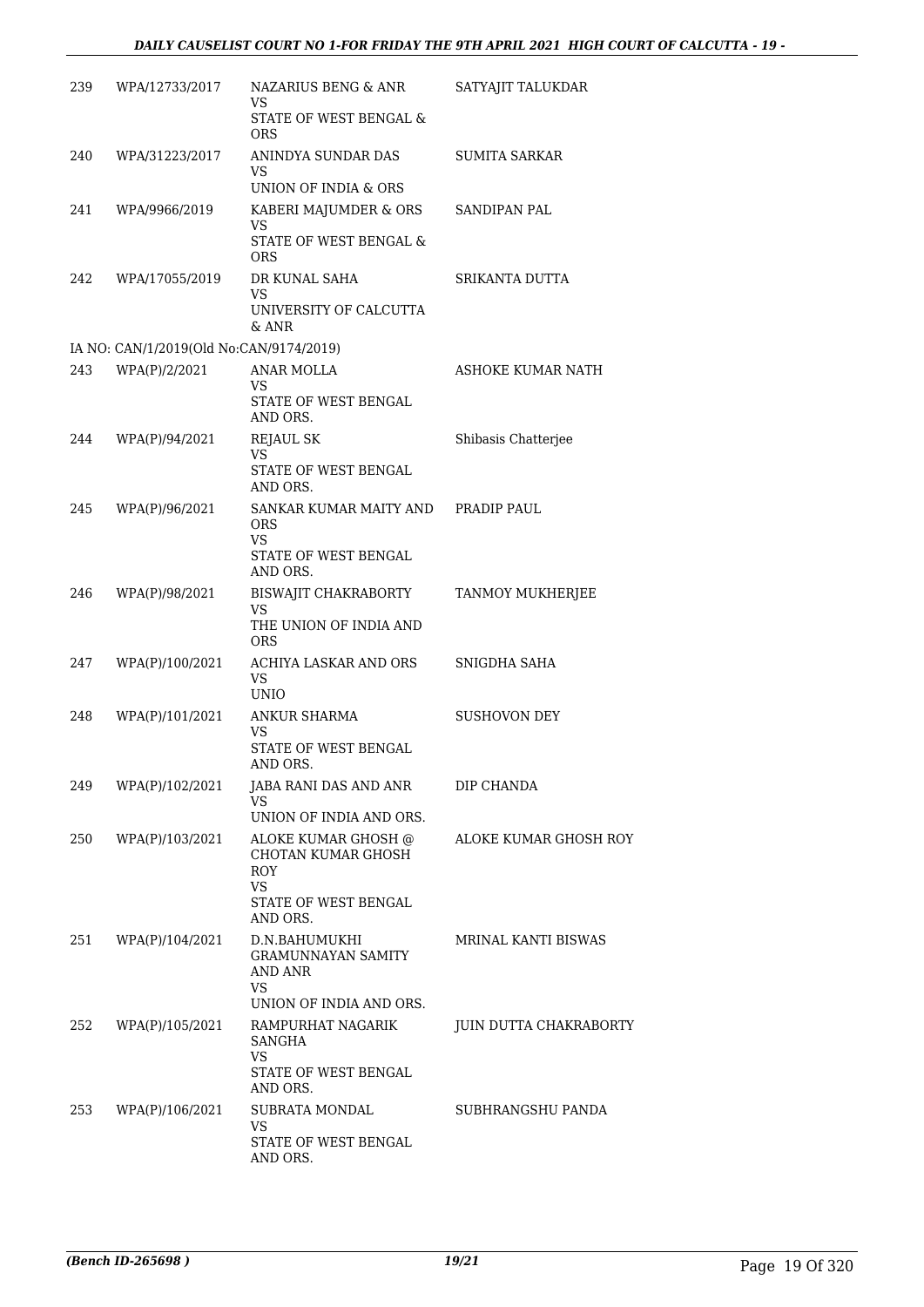| | | | |
|---|---|---|---|
| 239 | WPA/12733/2017 | NAZARIUS BENG & ANR<br>VS<br>STATE OF WEST BENGAL & ORS | SATYAJIT TALUKDAR |
| 240 | WPA/31223/2017 | ANINDYA SUNDAR DAS<br>VS<br>UNION OF INDIA & ORS | SUMITA SARKAR |
| 241 | WPA/9966/2019 | KABERI MAJUMDER & ORS<br>VS<br>STATE OF WEST BENGAL & ORS | SANDIPAN PAL |
| 242 | WPA/17055/2019 | DR KUNAL SAHA<br>VS<br>UNIVERSITY OF CALCUTTA & ANR | SRIKANTA DUTTA |

IA NO: CAN/1/2019(Old No:CAN/9174/2019)

| | | | |
|---|---|---|---|
| 243 | WPA(P)/2/2021 | ANAR MOLLA<br>VS<br>STATE OF WEST BENGAL AND ORS. | ASHOKE KUMAR NATH |
| 244 | WPA(P)/94/2021 | REJAUL SK<br>VS<br>STATE OF WEST BENGAL AND ORS. | Shibasis Chatterjee |
| 245 | WPA(P)/96/2021 | SANKAR KUMAR MAITY AND ORS<br>VS<br>STATE OF WEST BENGAL AND ORS. | PRADIP PAUL |
| 246 | WPA(P)/98/2021 | BISWAJIT CHAKRABORTY<br>VS<br>THE UNION OF INDIA AND ORS | TANMOY MUKHERJEE |
| 247 | WPA(P)/100/2021 | ACHIYA LASKAR AND ORS<br>VS<br>UNIO | SNIGDHA SAHA |
| 248 | WPA(P)/101/2021 | ANKUR SHARMA<br>VS<br>STATE OF WEST BENGAL AND ORS. | SUSHOVON DEY |
| 249 | WPA(P)/102/2021 | JABA RANI DAS AND ANR<br>VS<br>UNION OF INDIA AND ORS. | DIP CHANDA |
| 250 | WPA(P)/103/2021 | ALOKE KUMAR GHOSH @ CHOTAN KUMAR GHOSH ROY<br>VS<br>STATE OF WEST BENGAL AND ORS. | ALOKE KUMAR GHOSH ROY |
| 251 | WPA(P)/104/2021 | D.N.BAHUMUKHI GRAMUNNAYAN SAMITY AND ANR<br>VS<br>UNION OF INDIA AND ORS. | MRINAL KANTI BISWAS |
| 252 | WPA(P)/105/2021 | RAMPURHAT NAGARIK SANGHA<br>VS<br>STATE OF WEST BENGAL AND ORS. | JUIN DUTTA CHAKRABORTY |
| 253 | WPA(P)/106/2021 | SUBRATA MONDAL<br>VS<br>STATE OF WEST BENGAL AND ORS. | SUBHRANGSHU PANDA |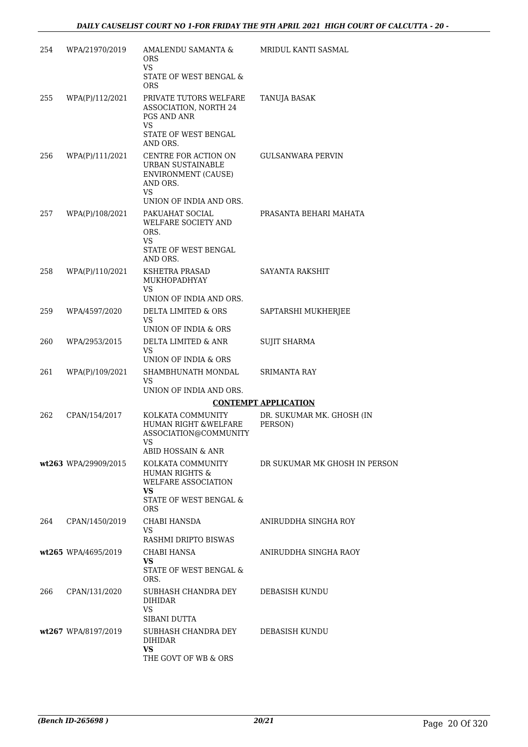| | | | |
|---|---|---|---|
| 254 | WPA/21970/2019 | AMALENDU SAMANTA & ORS<br>VS<br>STATE OF WEST BENGAL & ORS | MRIDUL KANTI SASMAL |
| 255 | WPA(P)/112/2021 | PRIVATE TUTORS WELFARE ASSOCIATION, NORTH 24 PGS AND ANR<br>VS<br>STATE OF WEST BENGAL AND ORS. | TANUJA BASAK |
| 256 | WPA(P)/111/2021 | CENTRE FOR ACTION ON URBAN SUSTAINABLE ENVIRONMENT (CAUSE) AND ORS.<br>VS<br>UNION OF INDIA AND ORS. | GULSANWARA PERVIN |
| 257 | WPA(P)/108/2021 | PAKUAHAT SOCIAL WELFARE SOCIETY AND ORS.<br>VS<br>STATE OF WEST BENGAL AND ORS. | PRASANTA BEHARI MAHATA |
| 258 | WPA(P)/110/2021 | KSHETRA PRASAD MUKHOPADHYAY<br>VS<br>UNION OF INDIA AND ORS. | SAYANTA RAKSHIT |
| 259 | WPA/4597/2020 | DELTA LIMITED & ORS<br>VS<br>UNION OF INDIA & ORS | SAPTARSHI MUKHERJEE |
| 260 | WPA/2953/2015 | DELTA LIMITED & ANR<br>VS<br>UNION OF INDIA & ORS | SUJIT SHARMA |
| 261 | WPA(P)/109/2021 | SHAMBHUNATH MONDAL<br>VS<br>UNION OF INDIA AND ORS. | SRIMANTA RAY |

**CONTEMPT APPLICATION**

| | | | |
|---|---|---|---|
| 262 | CPAN/154/2017 | KOLKATA COMMUNITY HUMAN RIGHT &WELFARE ASSOCIATION@COMMUNITY<br>VS<br>ABID HOSSAIN & ANR | DR. SUKUMAR MK. GHOSH (IN PERSON) |
| wt263 | WPA/29909/2015 | KOLKATA COMMUNITY HUMAN RIGHTS & WELFARE ASSOCIATION<br>**VS**<br>STATE OF WEST BENGAL & ORS | DR SUKUMAR MK GHOSH IN PERSON |
| 264 | CPAN/1450/2019 | CHABI HANSDA<br>VS<br>RASHMI DRIPTO BISWAS | ANIRUDDHA SINGHA ROY |
| wt265 | WPA/4695/2019 | CHABI HANSA<br>**VS**<br>STATE OF WEST BENGAL & ORS. | ANIRUDDHA SINGHA RAOY |
| 266 | CPAN/131/2020 | SUBHASH CHANDRA DEY DIHIDAR<br>VS<br>SIBANI DUTTA | DEBASISH KUNDU |
| wt267 | WPA/8197/2019 | SUBHASH CHANDRA DEY DIHIDAR<br>**VS**<br>THE GOVT OF WB & ORS | DEBASISH KUNDU |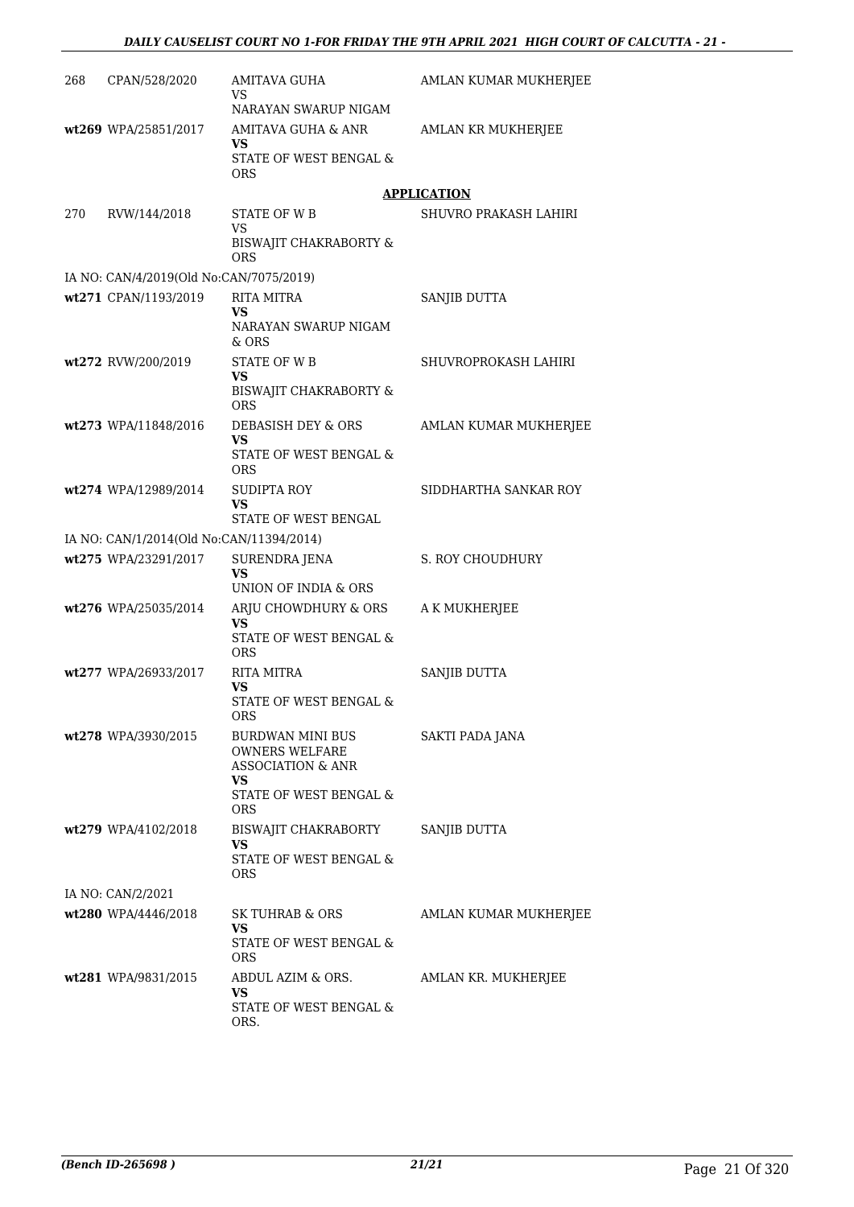| | | | |
|---|---|---|---|
| 268 | CPAN/528/2020 | AMITAVA GUHA<br>VS<br>NARAYAN SWARUP NIGAM | AMLAN KUMAR MUKHERJEE |
| wt269 | WPA/25851/2017 | AMITAVA GUHA & ANR<br>**VS**<br>STATE OF WEST BENGAL & ORS | AMLAN KR MUKHERJEE |

**APPLICATION**

| | | | |
|---|---|---|---|
| 270 | RVW/144/2018 | STATE OF W B<br>VS<br>BISWAJIT CHAKRABORTY & ORS | SHUVRO PRAKASH LAHIRI |
| | IA NO: CAN/4/2019(Old No:CAN/7075/2019) | | |
| wt271 | CPAN/1193/2019 | RITA MITRA<br>**VS**<br>NARAYAN SWARUP NIGAM & ORS | SANJIB DUTTA |
| wt272 | RVW/200/2019 | STATE OF W B<br>**VS**<br>BISWAJIT CHAKRABORTY & ORS | SHUVROPROKASH LAHIRI |
| wt273 | WPA/11848/2016 | DEBASISH DEY & ORS<br>**VS**<br>STATE OF WEST BENGAL & ORS | AMLAN KUMAR MUKHERJEE |
| wt274 | WPA/12989/2014 | SUDIPTA ROY<br>**VS**<br>STATE OF WEST BENGAL | SIDDHARTHA SANKAR ROY |
| | IA NO: CAN/1/2014(Old No:CAN/11394/2014) | | |
| wt275 | WPA/23291/2017 | SURENDRA JENA<br>**VS**<br>UNION OF INDIA & ORS | S. ROY CHOUDHURY |
| wt276 | WPA/25035/2014 | ARJU CHOWDHURY & ORS<br>**VS**<br>STATE OF WEST BENGAL & ORS | A K MUKHERJEE |
| wt277 | WPA/26933/2017 | RITA MITRA<br>**VS**<br>STATE OF WEST BENGAL & ORS | SANJIB DUTTA |
| wt278 | WPA/3930/2015 | BURDWAN MINI BUS OWNERS WELFARE ASSOCIATION & ANR<br>**VS**<br>STATE OF WEST BENGAL & ORS | SAKTI PADA JANA |
| wt279 | WPA/4102/2018 | BISWAJIT CHAKRABORTY<br>**VS**<br>STATE OF WEST BENGAL & ORS | SANJIB DUTTA |
| | IA NO: CAN/2/2021 | | |
| wt280 | WPA/4446/2018 | SK TUHRAB & ORS<br>**VS**<br>STATE OF WEST BENGAL & ORS | AMLAN KUMAR MUKHERJEE |
| wt281 | WPA/9831/2015 | ABDUL AZIM & ORS.<br>**VS**<br>STATE OF WEST BENGAL & ORS. | AMLAN KR. MUKHERJEE |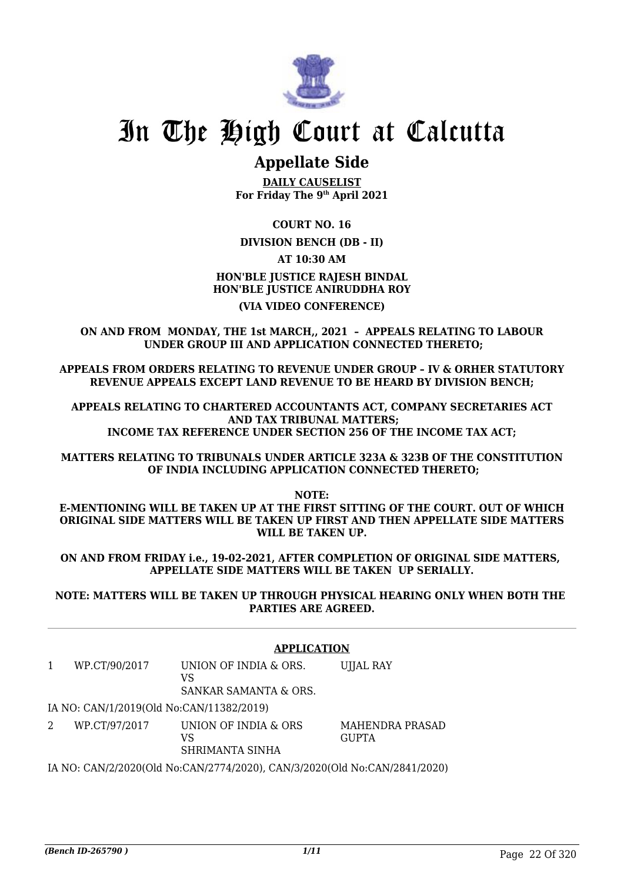# In The High Court at Calcutta

## Appellate Side

**DAILY CAUSELIST**
**For Friday The 9th April 2021**

**COURT NO. 16**

**DIVISION BENCH (DB - II)**

**AT 10:30 AM**

**HON'BLE JUSTICE RAJESH BINDAL**
**HON'BLE JUSTICE ANIRUDDHA ROY**

**(VIA VIDEO CONFERENCE)**

**ON AND FROM MONDAY, THE 1st MARCH,, 2021 – APPEALS RELATING TO LABOUR UNDER GROUP III AND APPLICATION CONNECTED THERETO;**

**APPEALS FROM ORDERS RELATING TO REVENUE UNDER GROUP – IV & ORHER STATUTORY REVENUE APPEALS EXCEPT LAND REVENUE TO BE HEARD BY DIVISION BENCH;**

**APPEALS RELATING TO CHARTERED ACCOUNTANTS ACT, COMPANY SECRETARIES ACT AND TAX TRIBUNAL MATTERS;**
**INCOME TAX REFERENCE UNDER SECTION 256 OF THE INCOME TAX ACT;**

**MATTERS RELATING TO TRIBUNALS UNDER ARTICLE 323A & 323B OF THE CONSTITUTION OF INDIA INCLUDING APPLICATION CONNECTED THERETO;**

**NOTE:**
**E-MENTIONING WILL BE TAKEN UP AT THE FIRST SITTING OF THE COURT. OUT OF WHICH ORIGINAL SIDE MATTERS WILL BE TAKEN UP FIRST AND THEN APPELLATE SIDE MATTERS WILL BE TAKEN UP.**

**ON AND FROM FRIDAY i.e., 19-02-2021, AFTER COMPLETION OF ORIGINAL SIDE MATTERS, APPELLATE SIDE MATTERS WILL BE TAKEN UP SERIALLY.**

**NOTE: MATTERS WILL BE TAKEN UP THROUGH PHYSICAL HEARING ONLY WHEN BOTH THE PARTIES ARE AGREED.**

---

**APPLICATION**

| | | | |
|---|---|---|---|
| 1 | WP.CT/90/2017 | UNION OF INDIA & ORS.<br>VS<br>SANKAR SAMANTA & ORS. | UJJAL RAY |

IA NO: CAN/1/2019(Old No:CAN/11382/2019)

| | | | |
|---|---|---|---|
| 2 | WP.CT/97/2017 | UNION OF INDIA & ORS<br>VS<br>SHRIMANTA SINHA | MAHENDRA PRASAD GUPTA |

IA NO: CAN/2/2020(Old No:CAN/2774/2020), CAN/3/2020(Old No:CAN/2841/2020)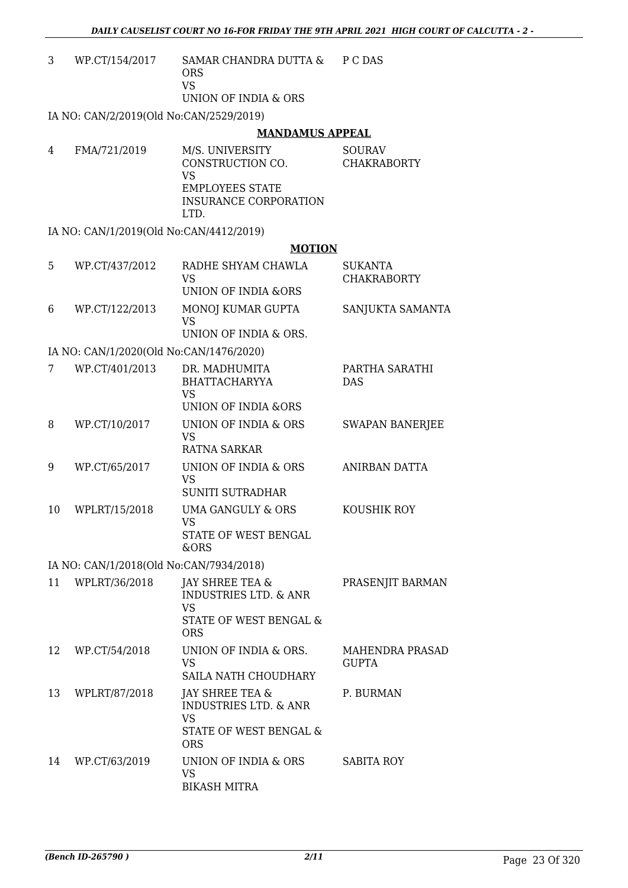| | | | |
|---|---|---|---|
| 3 | WP.CT/154/2017 | SAMAR CHANDRA DUTTA & ORS<br>VS<br>UNION OF INDIA & ORS | P C DAS |

IA NO: CAN/2/2019(Old No:CAN/2529/2019)

**MANDAMUS APPEAL**

| | | | |
|---|---|---|---|
| 4 | FMA/721/2019 | M/S. UNIVERSITY CONSTRUCTION CO.<br>VS<br>EMPLOYEES STATE INSURANCE CORPORATION LTD. | SOURAV CHAKRABORTY |

IA NO: CAN/1/2019(Old No:CAN/4412/2019)

**MOTION**

| | | | |
|---|---|---|---|
| 5 | WP.CT/437/2012 | RADHE SHYAM CHAWLA<br>VS<br>UNION OF INDIA &ORS | SUKANTA CHAKRABORTY |
| 6 | WP.CT/122/2013 | MONOJ KUMAR GUPTA<br>VS<br>UNION OF INDIA & ORS. | SANJUKTA SAMANTA |

IA NO: CAN/1/2020(Old No:CAN/1476/2020)

| | | | |
|---|---|---|---|
| 7 | WP.CT/401/2013 | DR. MADHUMITA BHATTACHARYYA<br>VS<br>UNION OF INDIA &ORS | PARTHA SARATHI DAS |
| 8 | WP.CT/10/2017 | UNION OF INDIA & ORS<br>VS<br>RATNA SARKAR | SWAPAN BANERJEE |
| 9 | WP.CT/65/2017 | UNION OF INDIA & ORS<br>VS<br>SUNITI SUTRADHAR | ANIRBAN DATTA |
| 10 | WPLRT/15/2018 | UMA GANGULY & ORS<br>VS<br>STATE OF WEST BENGAL &ORS | KOUSHIK ROY |

IA NO: CAN/1/2018(Old No:CAN/7934/2018)

| | | | |
|---|---|---|---|
| 11 | WPLRT/36/2018 | JAY SHREE TEA & INDUSTRIES LTD. & ANR<br>VS<br>STATE OF WEST BENGAL & ORS | PRASENJIT BARMAN |
| 12 | WP.CT/54/2018 | UNION OF INDIA & ORS.<br>VS<br>SAILA NATH CHOUDHARY | MAHENDRA PRASAD GUPTA |
| 13 | WPLRT/87/2018 | JAY SHREE TEA & INDUSTRIES LTD. & ANR<br>VS<br>STATE OF WEST BENGAL & ORS | P. BURMAN |
| 14 | WP.CT/63/2019 | UNION OF INDIA & ORS<br>VS<br>BIKASH MITRA | SABITA ROY |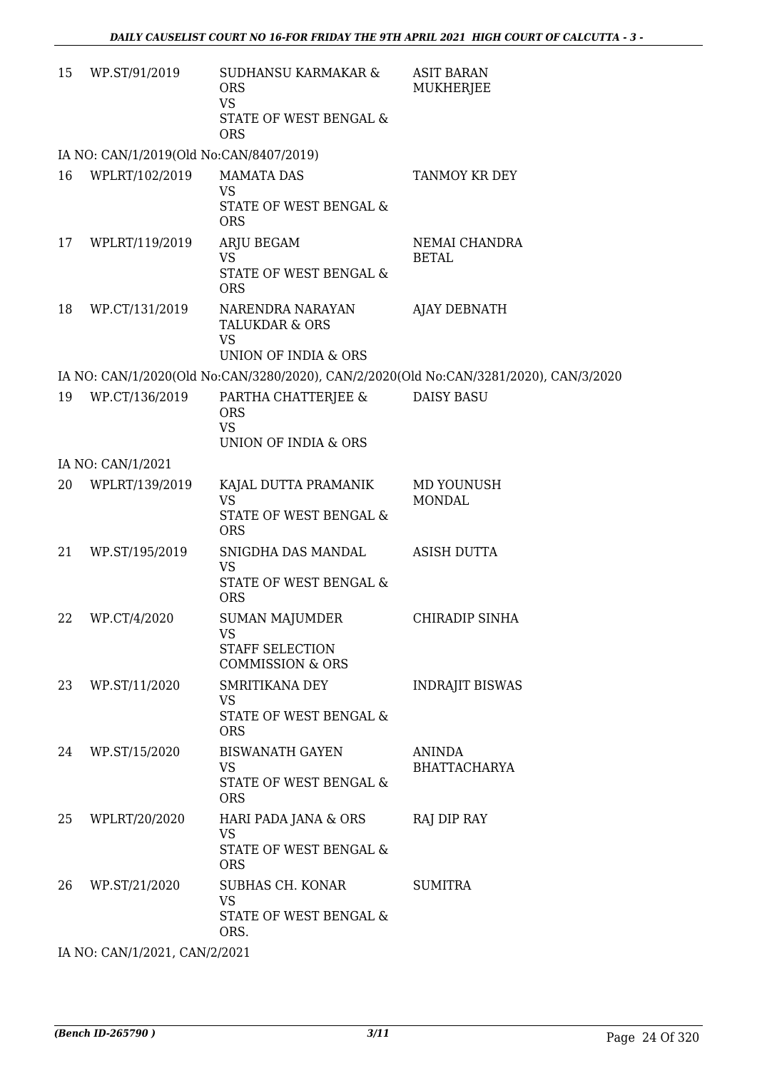| 15 | WP.ST/91/2019 | SUDHANSU KARMAKAR & ORS<br>VS<br>STATE OF WEST BENGAL & ORS | ASIT BARAN MUKHERJEE |
|---|---|---|---|

IA NO: CAN/1/2019(Old No:CAN/8407/2019)

| 16 | WPLRT/102/2019 | MAMATA DAS<br>VS<br>STATE OF WEST BENGAL & ORS | TANMOY KR DEY |
|---|---|---|---|
| 17 | WPLRT/119/2019 | ARJU BEGAM<br>VS<br>STATE OF WEST BENGAL & ORS | NEMAI CHANDRA BETAL |
| 18 | WP.CT/131/2019 | NARENDRA NARAYAN TALUKDAR & ORS<br>VS<br>UNION OF INDIA & ORS | AJAY DEBNATH |

IA NO: CAN/1/2020(Old No:CAN/3280/2020), CAN/2/2020(Old No:CAN/3281/2020), CAN/3/2020

| 19 | WP.CT/136/2019 | PARTHA CHATTERJEE & ORS<br>VS<br>UNION OF INDIA & ORS | DAISY BASU |
|---|---|---|---|

IA NO: CAN/1/2021

| 20 | WPLRT/139/2019 | KAJAL DUTTA PRAMANIK<br>VS<br>STATE OF WEST BENGAL & ORS | MD YOUNUSH MONDAL |
|---|---|---|---|
| 21 | WP.ST/195/2019 | SNIGDHA DAS MANDAL<br>VS<br>STATE OF WEST BENGAL & ORS | ASISH DUTTA |
| 22 | WP.CT/4/2020 | SUMAN MAJUMDER<br>VS<br>STAFF SELECTION COMMISSION & ORS | CHIRADIP SINHA |
| 23 | WP.ST/11/2020 | SMRITIKANA DEY<br>VS<br>STATE OF WEST BENGAL & ORS | INDRAJIT BISWAS |
| 24 | WP.ST/15/2020 | BISWANATH GAYEN<br>VS<br>STATE OF WEST BENGAL & ORS | ANINDA BHATTACHARYA |
| 25 | WPLRT/20/2020 | HARI PADA JANA & ORS<br>VS<br>STATE OF WEST BENGAL & ORS | RAJ DIP RAY |
| 26 | WP.ST/21/2020 | SUBHAS CH. KONAR<br>VS<br>STATE OF WEST BENGAL & ORS. | SUMITRA |

IA NO: CAN/1/2021, CAN/2/2021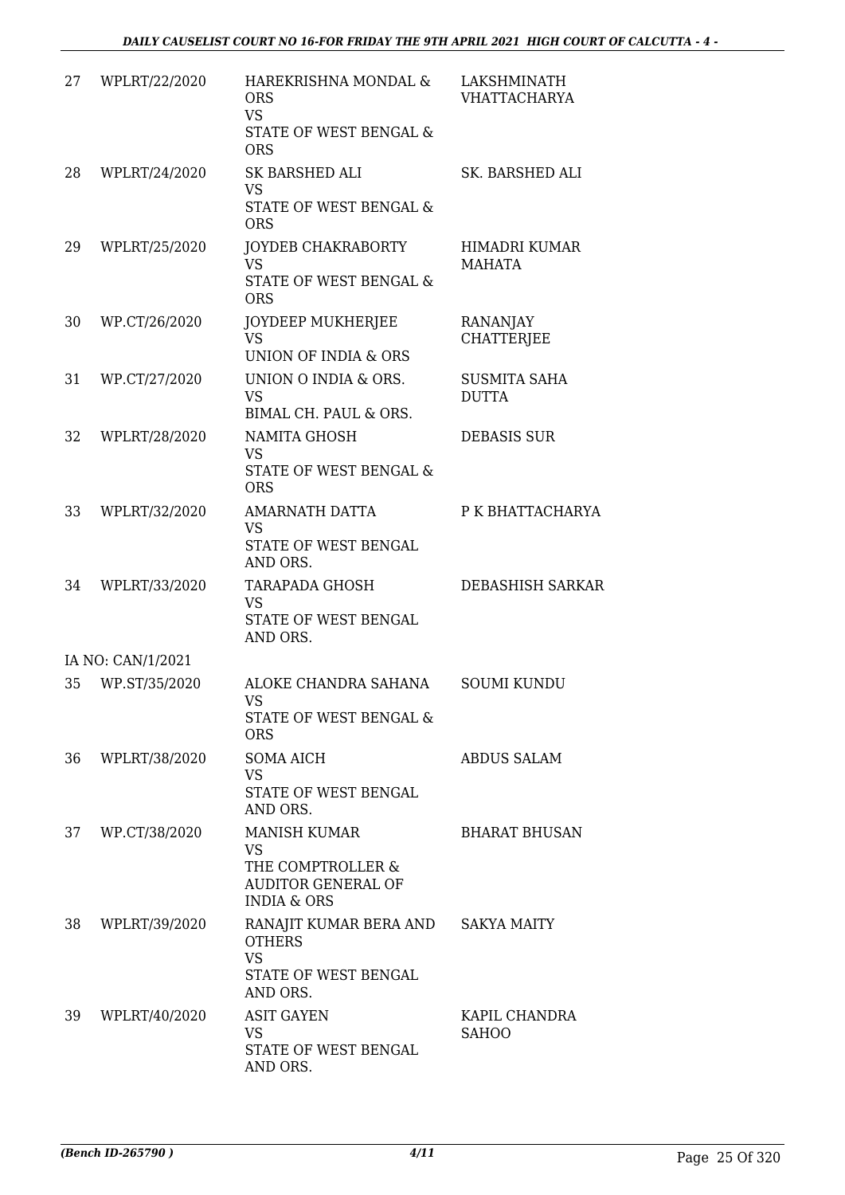| | | | |
|---|---|---|---|
| 27 | WPLRT/22/2020 | HAREKRISHNA MONDAL & ORS<br>VS<br>STATE OF WEST BENGAL & ORS | LAKSHMINATH VHATTACHARYA |
| 28 | WPLRT/24/2020 | SK BARSHED ALI<br>VS<br>STATE OF WEST BENGAL & ORS | SK. BARSHED ALI |
| 29 | WPLRT/25/2020 | JOYDEB CHAKRABORTY<br>VS<br>STATE OF WEST BENGAL & ORS | HIMADRI KUMAR MAHATA |
| 30 | WP.CT/26/2020 | JOYDEEP MUKHERJEE<br>VS<br>UNION OF INDIA & ORS | RANANJAY CHATTERJEE |
| 31 | WP.CT/27/2020 | UNION O INDIA & ORS.<br>VS<br>BIMAL CH. PAUL & ORS. | SUSMITA SAHA DUTTA |
| 32 | WPLRT/28/2020 | NAMITA GHOSH<br>VS<br>STATE OF WEST BENGAL & ORS | DEBASIS SUR |
| 33 | WPLRT/32/2020 | AMARNATH DATTA<br>VS<br>STATE OF WEST BENGAL AND ORS. | P K BHATTACHARYA |
| 34 | WPLRT/33/2020 | TARAPADA GHOSH<br>VS<br>STATE OF WEST BENGAL AND ORS. | DEBASHISH SARKAR |
| | IA NO: CAN/1/2021 | | |
| 35 | WP.ST/35/2020 | ALOKE CHANDRA SAHANA<br>VS<br>STATE OF WEST BENGAL & ORS | SOUMI KUNDU |
| 36 | WPLRT/38/2020 | SOMA AICH<br>VS<br>STATE OF WEST BENGAL AND ORS. | ABDUS SALAM |
| 37 | WP.CT/38/2020 | MANISH KUMAR<br>VS<br>THE COMPTROLLER & AUDITOR GENERAL OF INDIA & ORS | BHARAT BHUSAN |
| 38 | WPLRT/39/2020 | RANAJIT KUMAR BERA AND OTHERS<br>VS<br>STATE OF WEST BENGAL AND ORS. | SAKYA MAITY |
| 39 | WPLRT/40/2020 | ASIT GAYEN<br>VS<br>STATE OF WEST BENGAL AND ORS. | KAPIL CHANDRA SAHOO |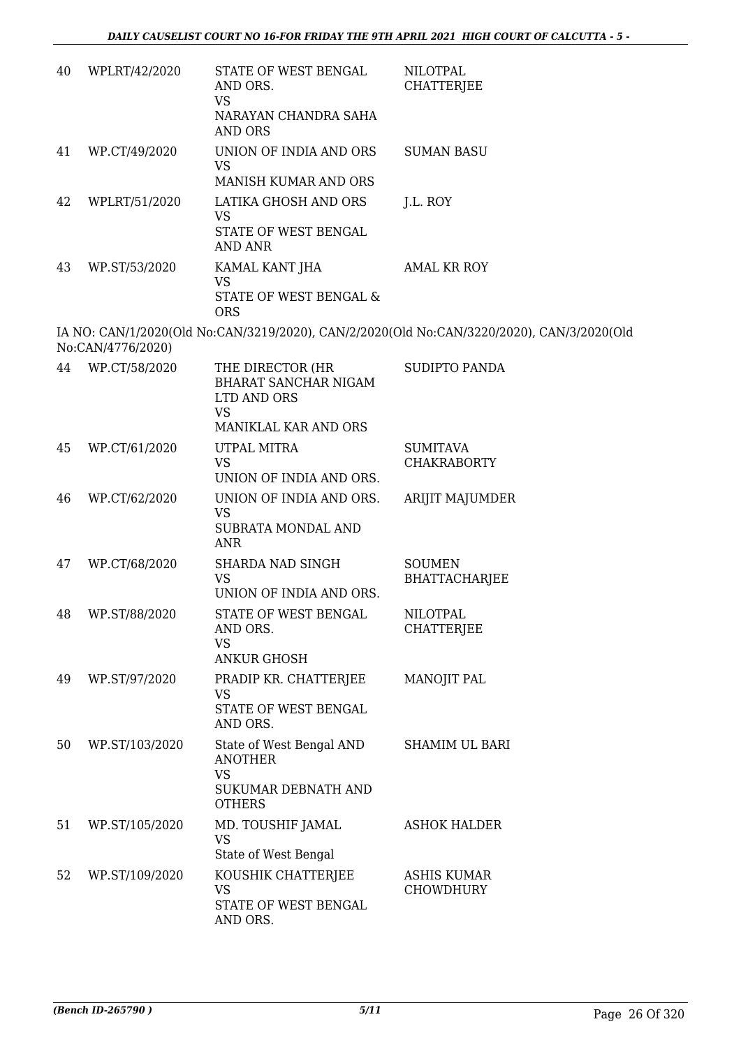| | | | |
|---|---|---|---|
| 40 | WPLRT/42/2020 | STATE OF WEST BENGAL AND ORS.<br>VS<br>NARAYAN CHANDRA SAHA AND ORS | NILOTPAL CHATTERJEE |
| 41 | WP.CT/49/2020 | UNION OF INDIA AND ORS<br>VS<br>MANISH KUMAR AND ORS | SUMAN BASU |
| 42 | WPLRT/51/2020 | LATIKA GHOSH AND ORS<br>VS<br>STATE OF WEST BENGAL AND ANR | J.L. ROY |
| 43 | WP.ST/53/2020 | KAMAL KANT JHA<br>VS<br>STATE OF WEST BENGAL & ORS | AMAL KR ROY |

IA NO: CAN/1/2020(Old No:CAN/3219/2020), CAN/2/2020(Old No:CAN/3220/2020), CAN/3/2020(Old No:CAN/4776/2020)

| | | | |
|---|---|---|---|
| 44 | WP.CT/58/2020 | THE DIRECTOR (HR BHARAT SANCHAR NIGAM LTD AND ORS<br>VS<br>MANIKLAL KAR AND ORS | SUDIPTO PANDA |
| 45 | WP.CT/61/2020 | UTPAL MITRA<br>VS<br>UNION OF INDIA AND ORS. | SUMITAVA CHAKRABORTY |
| 46 | WP.CT/62/2020 | UNION OF INDIA AND ORS.<br>VS<br>SUBRATA MONDAL AND ANR | ARIJIT MAJUMDER |
| 47 | WP.CT/68/2020 | SHARDA NAD SINGH<br>VS<br>UNION OF INDIA AND ORS. | SOUMEN BHATTACHARJEE |
| 48 | WP.ST/88/2020 | STATE OF WEST BENGAL AND ORS.<br>VS<br>ANKUR GHOSH | NILOTPAL CHATTERJEE |
| 49 | WP.ST/97/2020 | PRADIP KR. CHATTERJEE<br>VS<br>STATE OF WEST BENGAL AND ORS. | MANOJIT PAL |
| 50 | WP.ST/103/2020 | State of West Bengal AND ANOTHER<br>VS<br>SUKUMAR DEBNATH AND OTHERS | SHAMIM UL BARI |
| 51 | WP.ST/105/2020 | MD. TOUSHIF JAMAL<br>VS<br>State of West Bengal | ASHOK HALDER |
| 52 | WP.ST/109/2020 | KOUSHIK CHATTERJEE<br>VS<br>STATE OF WEST BENGAL AND ORS. | ASHIS KUMAR CHOWDHURY |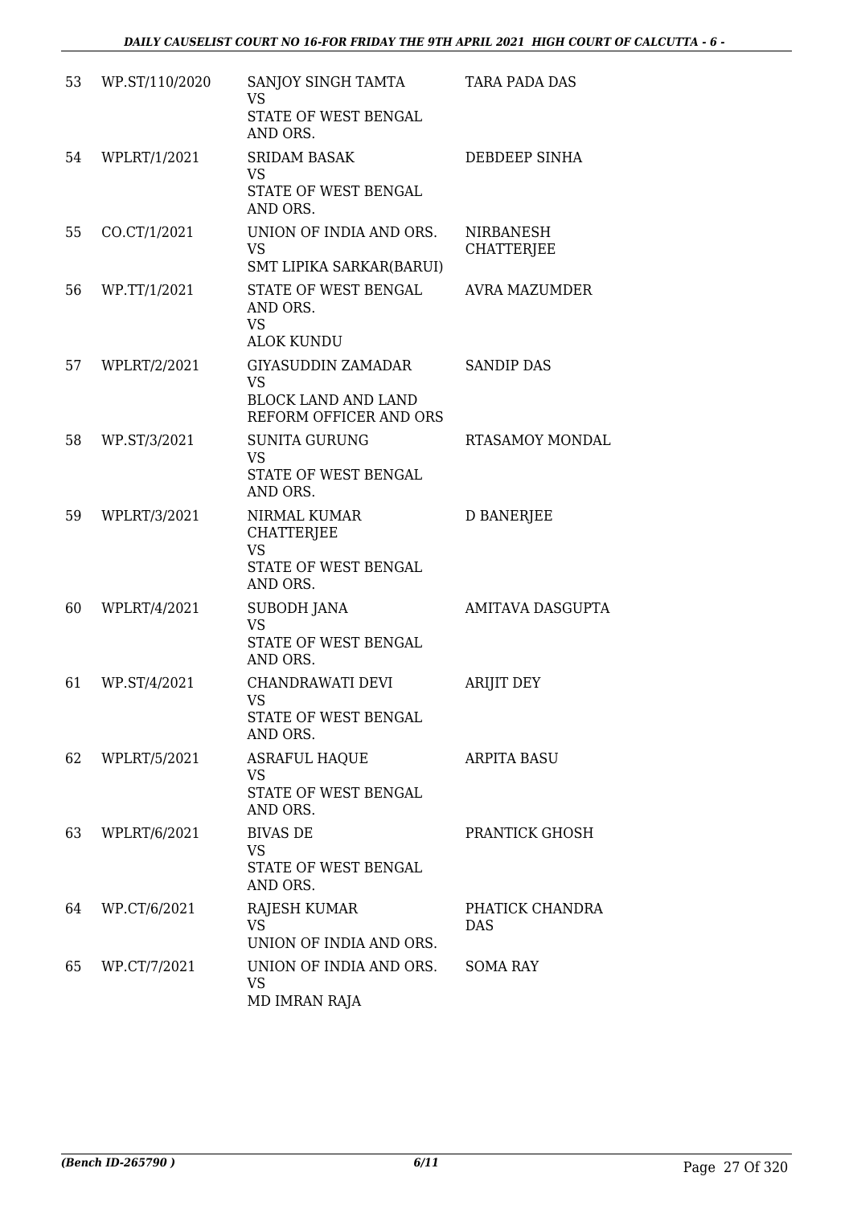| 53 | WP.ST/110/2020 | SANJOY SINGH TAMTA<br>VS<br>STATE OF WEST BENGAL AND ORS. | TARA PADA DAS |
|---|---|---|---|
| 54 | WPLRT/1/2021 | SRIDAM BASAK<br>VS<br>STATE OF WEST BENGAL AND ORS. | DEBDEEP SINHA |
| 55 | CO.CT/1/2021 | UNION OF INDIA AND ORS.<br>VS<br>SMT LIPIKA SARKAR(BARUI) | NIRBANESH CHATTERJEE |
| 56 | WP.TT/1/2021 | STATE OF WEST BENGAL AND ORS.<br>VS<br>ALOK KUNDU | AVRA MAZUMDER |
| 57 | WPLRT/2/2021 | GIYASUDDIN ZAMADAR<br>VS<br>BLOCK LAND AND LAND REFORM OFFICER AND ORS | SANDIP DAS |
| 58 | WP.ST/3/2021 | SUNITA GURUNG<br>VS<br>STATE OF WEST BENGAL AND ORS. | RTASAMOY MONDAL |
| 59 | WPLRT/3/2021 | NIRMAL KUMAR CHATTERJEE<br>VS<br>STATE OF WEST BENGAL AND ORS. | D BANERJEE |
| 60 | WPLRT/4/2021 | SUBODH JANA<br>VS<br>STATE OF WEST BENGAL AND ORS. | AMITAVA DASGUPTA |
| 61 | WP.ST/4/2021 | CHANDRAWATI DEVI<br>VS<br>STATE OF WEST BENGAL AND ORS. | ARIJIT DEY |
| 62 | WPLRT/5/2021 | ASRAFUL HAQUE<br>VS<br>STATE OF WEST BENGAL AND ORS. | ARPITA BASU |
| 63 | WPLRT/6/2021 | BIVAS DE<br>VS<br>STATE OF WEST BENGAL AND ORS. | PRANTICK GHOSH |
| 64 | WP.CT/6/2021 | RAJESH KUMAR<br>VS<br>UNION OF INDIA AND ORS. | PHATICK CHANDRA DAS |
| 65 | WP.CT/7/2021 | UNION OF INDIA AND ORS.<br>VS<br>MD IMRAN RAJA | SOMA RAY |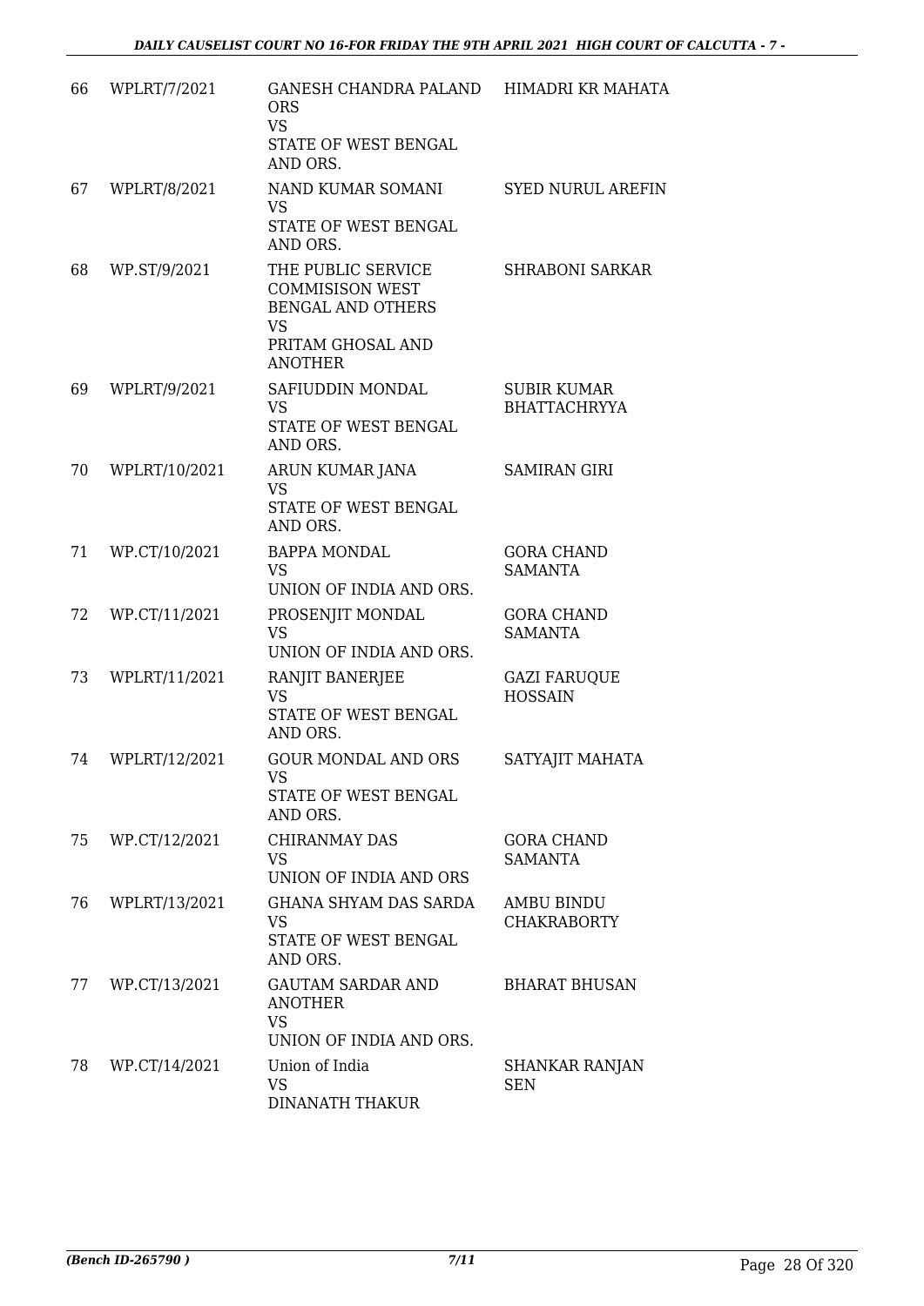| | | | |
|---|---|---|---|
| 66 | WPLRT/7/2021 | GANESH CHANDRA PALAND ORS<br>VS<br>STATE OF WEST BENGAL AND ORS. | HIMADRI KR MAHATA |
| 67 | WPLRT/8/2021 | NAND KUMAR SOMANI<br>VS<br>STATE OF WEST BENGAL AND ORS. | SYED NURUL AREFIN |
| 68 | WP.ST/9/2021 | THE PUBLIC SERVICE COMMISISON WEST BENGAL AND OTHERS<br>VS<br>PRITAM GHOSAL AND ANOTHER | SHRABONI SARKAR |
| 69 | WPLRT/9/2021 | SAFIUDDIN MONDAL<br>VS<br>STATE OF WEST BENGAL AND ORS. | SUBIR KUMAR BHATTACHRYYA |
| 70 | WPLRT/10/2021 | ARUN KUMAR JANA<br>VS<br>STATE OF WEST BENGAL AND ORS. | SAMIRAN GIRI |
| 71 | WP.CT/10/2021 | BAPPA MONDAL<br>VS<br>UNION OF INDIA AND ORS. | GORA CHAND SAMANTA |
| 72 | WP.CT/11/2021 | PROSENJIT MONDAL<br>VS<br>UNION OF INDIA AND ORS. | GORA CHAND SAMANTA |
| 73 | WPLRT/11/2021 | RANJIT BANERJEE<br>VS<br>STATE OF WEST BENGAL AND ORS. | GAZI FARUQUE HOSSAIN |
| 74 | WPLRT/12/2021 | GOUR MONDAL AND ORS<br>VS<br>STATE OF WEST BENGAL AND ORS. | SATYAJIT MAHATA |
| 75 | WP.CT/12/2021 | CHIRANMAY DAS<br>VS<br>UNION OF INDIA AND ORS | GORA CHAND SAMANTA |
| 76 | WPLRT/13/2021 | GHANA SHYAM DAS SARDA<br>VS<br>STATE OF WEST BENGAL AND ORS. | AMBU BINDU CHAKRABORTY |
| 77 | WP.CT/13/2021 | GAUTAM SARDAR AND ANOTHER<br>VS<br>UNION OF INDIA AND ORS. | BHARAT BHUSAN |
| 78 | WP.CT/14/2021 | Union of India<br>VS<br>DINANATH THAKUR | SHANKAR RANJAN SEN |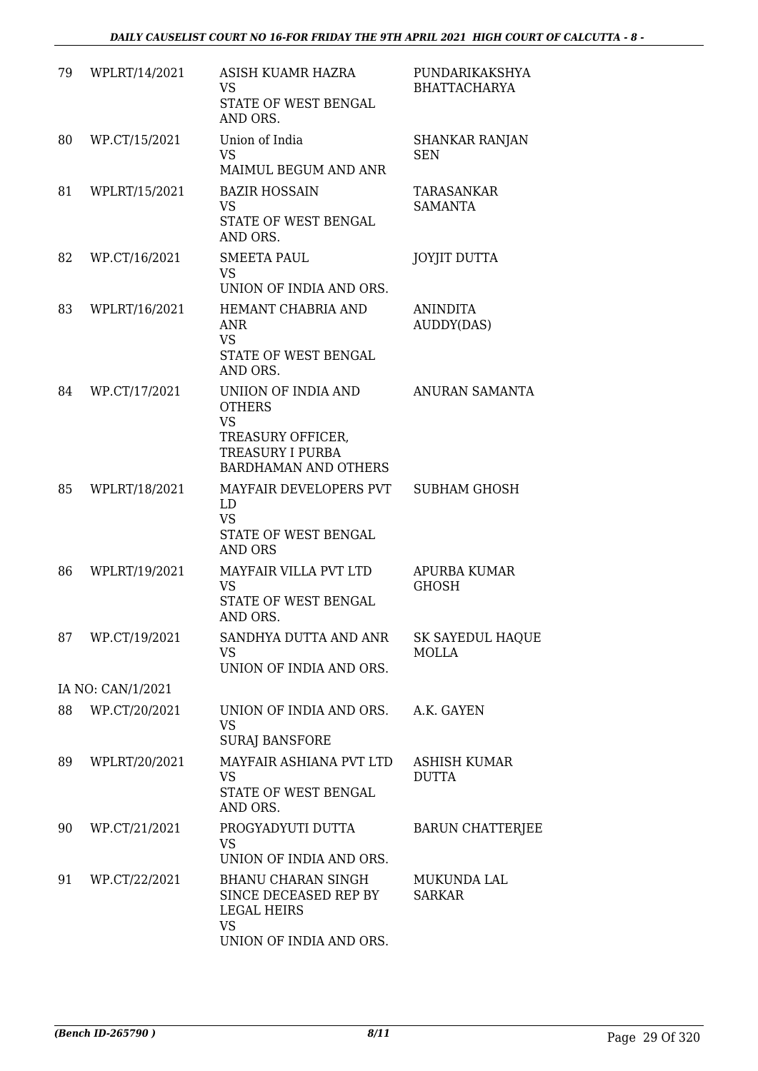| | | | |
|---|---|---|---|
| 79 | WPLRT/14/2021 | ASISH KUAMR HAZRA<br>VS<br>STATE OF WEST BENGAL AND ORS. | PUNDARIKAKSHYA BHATTACHARYA |
| 80 | WP.CT/15/2021 | Union of India<br>VS<br>MAIMUL BEGUM AND ANR | SHANKAR RANJAN SEN |
| 81 | WPLRT/15/2021 | BAZIR HOSSAIN<br>VS<br>STATE OF WEST BENGAL AND ORS. | TARASANKAR SAMANTA |
| 82 | WP.CT/16/2021 | SMEETA PAUL<br>VS<br>UNION OF INDIA AND ORS. | JOYJIT DUTTA |
| 83 | WPLRT/16/2021 | HEMANT CHABRIA AND ANR<br>VS<br>STATE OF WEST BENGAL AND ORS. | ANINDITA AUDDY(DAS) |
| 84 | WP.CT/17/2021 | UNIION OF INDIA AND OTHERS<br>VS<br>TREASURY OFFICER, TREASURY I PURBA BARDHAMAN AND OTHERS | ANURAN SAMANTA |
| 85 | WPLRT/18/2021 | MAYFAIR DEVELOPERS PVT LD<br>VS<br>STATE OF WEST BENGAL AND ORS | SUBHAM GHOSH |
| 86 | WPLRT/19/2021 | MAYFAIR VILLA PVT LTD<br>VS<br>STATE OF WEST BENGAL AND ORS. | APURBA KUMAR GHOSH |
| 87 | WP.CT/19/2021 | SANDHYA DUTTA AND ANR<br>VS<br>UNION OF INDIA AND ORS. | SK SAYEDUL HAQUE MOLLA |
| | IA NO: CAN/1/2021 | | |
| 88 | WP.CT/20/2021 | UNION OF INDIA AND ORS.<br>VS<br>SURAJ BANSFORE | A.K. GAYEN |
| 89 | WPLRT/20/2021 | MAYFAIR ASHIANA PVT LTD<br>VS<br>STATE OF WEST BENGAL AND ORS. | ASHISH KUMAR DUTTA |
| 90 | WP.CT/21/2021 | PROGYADYUTI DUTTA<br>VS<br>UNION OF INDIA AND ORS. | BARUN CHATTERJEE |
| 91 | WP.CT/22/2021 | BHANU CHARAN SINGH SINCE DECEASED REP BY LEGAL HEIRS<br>VS<br>UNION OF INDIA AND ORS. | MUKUNDA LAL SARKAR |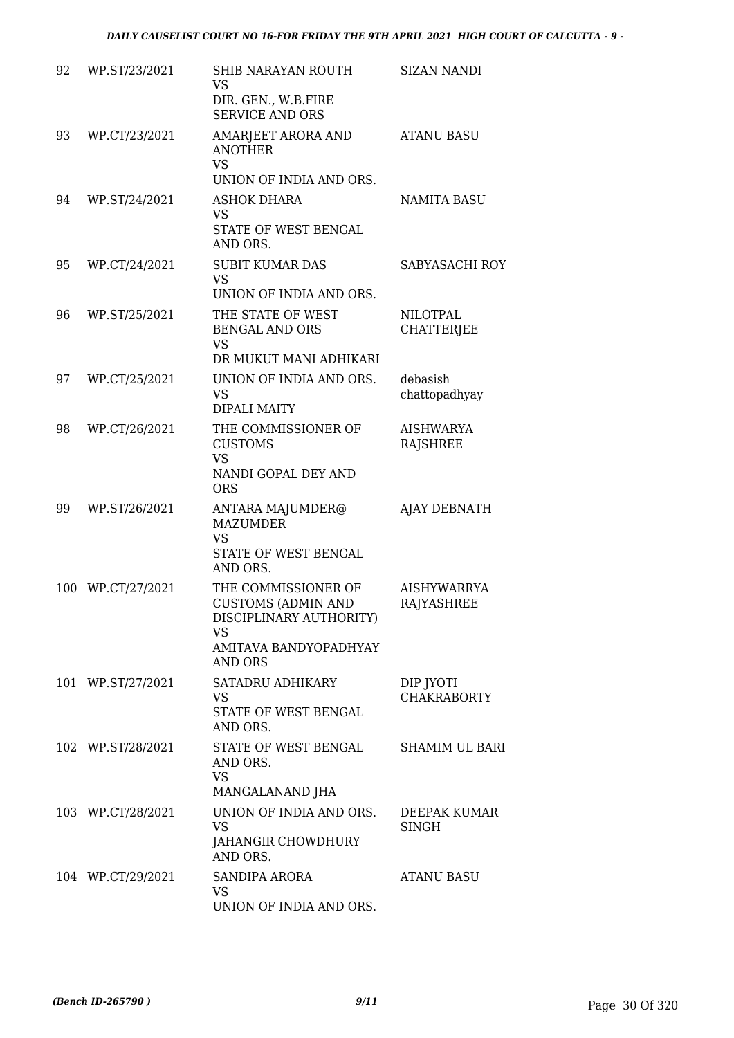| | | | |
|---|---|---|---|
| 92 | WP.ST/23/2021 | SHIB NARAYAN ROUTH<br>VS<br>DIR. GEN., W.B.FIRE SERVICE AND ORS | SIZAN NANDI |
| 93 | WP.CT/23/2021 | AMARJEET ARORA AND ANOTHER<br>VS<br>UNION OF INDIA AND ORS. | ATANU BASU |
| 94 | WP.ST/24/2021 | ASHOK DHARA<br>VS<br>STATE OF WEST BENGAL AND ORS. | NAMITA BASU |
| 95 | WP.CT/24/2021 | SUBIT KUMAR DAS<br>VS<br>UNION OF INDIA AND ORS. | SABYASACHI ROY |
| 96 | WP.ST/25/2021 | THE STATE OF WEST BENGAL AND ORS<br>VS<br>DR MUKUT MANI ADHIKARI | NILOTPAL CHATTERJEE |
| 97 | WP.CT/25/2021 | UNION OF INDIA AND ORS.<br>VS<br>DIPALI MAITY | debasish chattopadhyay |
| 98 | WP.CT/26/2021 | THE COMMISSIONER OF CUSTOMS<br>VS<br>NANDI GOPAL DEY AND ORS | AISHWARYA RAJSHREE |
| 99 | WP.ST/26/2021 | ANTARA MAJUMDER@ MAZUMDER<br>VS<br>STATE OF WEST BENGAL AND ORS. | AJAY DEBNATH |
| 100 | WP.CT/27/2021 | THE COMMISSIONER OF CUSTOMS (ADMIN AND DISCIPLINARY AUTHORITY)<br>VS<br>AMITAVA BANDYOPADHYAY AND ORS | AISHYWARRYA RAJYASHREE |
| 101 | WP.ST/27/2021 | SATADRU ADHIKARY<br>VS<br>STATE OF WEST BENGAL AND ORS. | DIP JYOTI CHAKRABORTY |
| 102 | WP.ST/28/2021 | STATE OF WEST BENGAL AND ORS.<br>VS<br>MANGALANAND JHA | SHAMIM UL BARI |
| 103 | WP.CT/28/2021 | UNION OF INDIA AND ORS.<br>VS<br>JAHANGIR CHOWDHURY AND ORS. | DEEPAK KUMAR SINGH |
| 104 | WP.CT/29/2021 | SANDIPA ARORA<br>VS<br>UNION OF INDIA AND ORS. | ATANU BASU |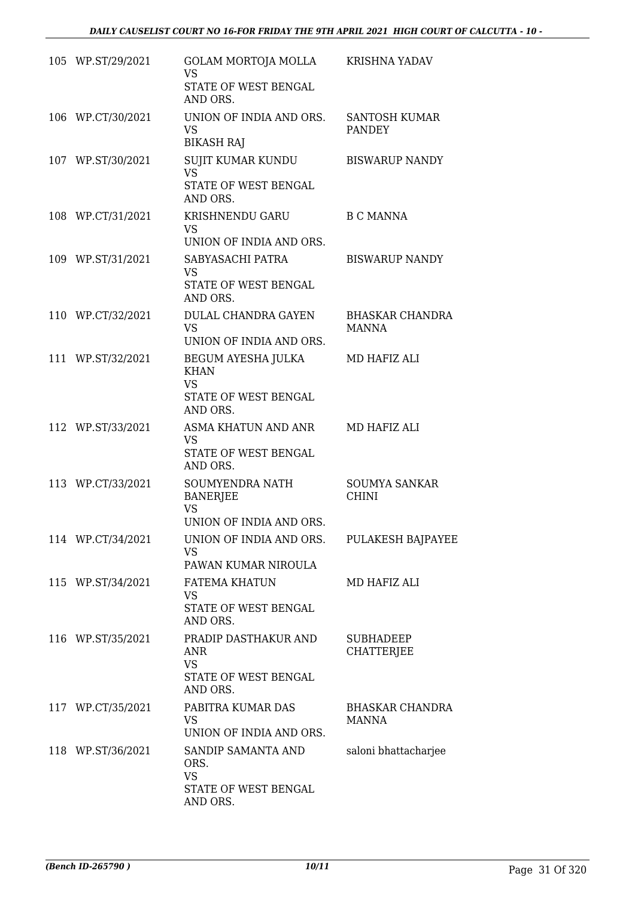| | | | |
|---|---|---|---|
| 105 | WP.ST/29/2021 | GOLAM MORTOJA MOLLA<br>VS<br>STATE OF WEST BENGAL AND ORS. | KRISHNA YADAV |
| 106 | WP.CT/30/2021 | UNION OF INDIA AND ORS.<br>VS<br>BIKASH RAJ | SANTOSH KUMAR PANDEY |
| 107 | WP.ST/30/2021 | SUJIT KUMAR KUNDU<br>VS<br>STATE OF WEST BENGAL AND ORS. | BISWARUP NANDY |
| 108 | WP.CT/31/2021 | KRISHNENDU GARU<br>VS<br>UNION OF INDIA AND ORS. | B C MANNA |
| 109 | WP.ST/31/2021 | SABYASACHI PATRA<br>VS<br>STATE OF WEST BENGAL AND ORS. | BISWARUP NANDY |
| 110 | WP.CT/32/2021 | DULAL CHANDRA GAYEN<br>VS<br>UNION OF INDIA AND ORS. | BHASKAR CHANDRA MANNA |
| 111 | WP.ST/32/2021 | BEGUM AYESHA JULKA KHAN<br>VS<br>STATE OF WEST BENGAL AND ORS. | MD HAFIZ ALI |
| 112 | WP.ST/33/2021 | ASMA KHATUN AND ANR<br>VS<br>STATE OF WEST BENGAL AND ORS. | MD HAFIZ ALI |
| 113 | WP.CT/33/2021 | SOUMYENDRA NATH BANERJEE<br>VS<br>UNION OF INDIA AND ORS. | SOUMYA SANKAR CHINI |
| 114 | WP.CT/34/2021 | UNION OF INDIA AND ORS.<br>VS<br>PAWAN KUMAR NIROULA | PULAKESH BAJPAYEE |
| 115 | WP.ST/34/2021 | FATEMA KHATUN<br>VS<br>STATE OF WEST BENGAL AND ORS. | MD HAFIZ ALI |
| 116 | WP.ST/35/2021 | PRADIP DASTHAKUR AND ANR<br>VS<br>STATE OF WEST BENGAL AND ORS. | SUBHADEEP CHATTERJEE |
| 117 | WP.CT/35/2021 | PABITRA KUMAR DAS<br>VS<br>UNION OF INDIA AND ORS. | BHASKAR CHANDRA MANNA |
| 118 | WP.ST/36/2021 | SANDIP SAMANTA AND ORS.<br>VS<br>STATE OF WEST BENGAL AND ORS. | saloni bhattacharjee |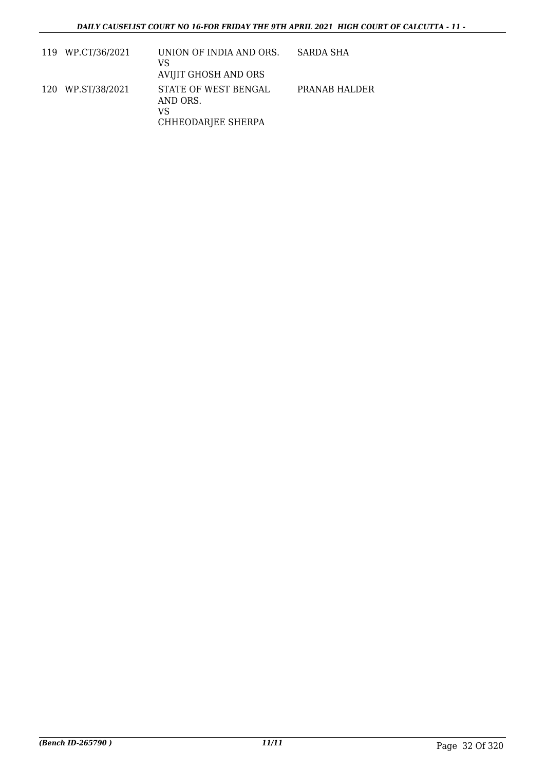| | | | |
|---|---|---|---|
| 119 | WP.CT/36/2021 | UNION OF INDIA AND ORS.<br>VS<br>AVIJIT GHOSH AND ORS | SARDA SHA |
| 120 | WP.ST/38/2021 | STATE OF WEST BENGAL AND ORS.<br>VS<br>CHHEODARJEE SHERPA | PRANAB HALDER |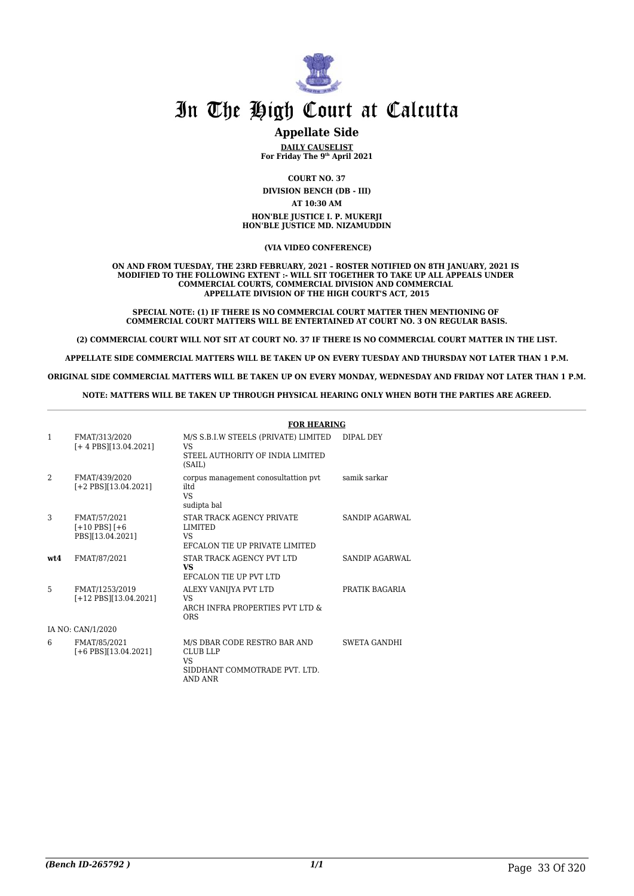# In The High Court at Calcutta

## Appellate Side

**DAILY CAUSELIST**
**For Friday The 9th April 2021**

**COURT NO. 37**

**DIVISION BENCH (DB - III)**

**AT 10:30 AM**

**HON'BLE JUSTICE I. P. MUKERJI**
**HON'BLE JUSTICE MD. NIZAMUDDIN**

**(VIA VIDEO CONFERENCE)**

**ON AND FROM TUESDAY, THE 23RD FEBRUARY, 2021 – ROSTER NOTIFIED ON 8TH JANUARY, 2021 IS MODIFIED TO THE FOLLOWING EXTENT :- WILL SIT TOGETHER TO TAKE UP ALL APPEALS UNDER COMMERCIAL COURTS, COMMERCIAL DIVISION AND COMMERCIAL APPELLATE DIVISION OF THE HIGH COURT'S ACT, 2015**

**SPECIAL NOTE: (1) IF THERE IS NO COMMERCIAL COURT MATTER THEN MENTIONING OF COMMERCIAL COURT MATTERS WILL BE ENTERTAINED AT COURT NO. 3 ON REGULAR BASIS.**

**(2) COMMERCIAL COURT WILL NOT SIT AT COURT NO. 37 IF THERE IS NO COMMERCIAL COURT MATTER IN THE LIST.**

**APPELLATE SIDE COMMERCIAL MATTERS WILL BE TAKEN UP ON EVERY TUESDAY AND THURSDAY NOT LATER THAN 1 P.M.**

**ORIGINAL SIDE COMMERCIAL MATTERS WILL BE TAKEN UP ON EVERY MONDAY, WEDNESDAY AND FRIDAY NOT LATER THAN 1 P.M.**

**NOTE: MATTERS WILL BE TAKEN UP THROUGH PHYSICAL HEARING ONLY WHEN BOTH THE PARTIES ARE AGREED.**

**FOR HEARING**

| | | | |
|---|---|---|---|
| 1 | FMAT/313/2020 [+ 4 PBS][13.04.2021] | M/S S.B.I.W STEELS (PRIVATE) LIMITED VS STEEL AUTHORITY OF INDIA LIMITED (SAIL) | DIPAL DEY |
| 2 | FMAT/439/2020 [+2 PBS][13.04.2021] | corpus management conosultattion pvt iltd VS sudipta bal | samik sarkar |
| 3 | FMAT/57/2021 [+10 PBS] [+6 PBS][13.04.2021] | STAR TRACK AGENCY PRIVATE LIMITED VS EFCALON TIE UP PRIVATE LIMITED | SANDIP AGARWAL |
| **wt4** | FMAT/87/2021 | STAR TRACK AGENCY PVT LTD **VS** EFCALON TIE UP PVT LTD | SANDIP AGARWAL |
| 5 | FMAT/1253/2019 [+12 PBS][13.04.2021] | ALEXY VANIJYA PVT LTD VS ARCH INFRA PROPERTIES PVT LTD & ORS | PRATIK BAGARIA |
| | IA NO: CAN/1/2020 | | |
| 6 | FMAT/85/2021 [+6 PBS][13.04.2021] | M/S DBAR CODE RESTRO BAR AND CLUB LLP VS SIDDHANT COMMOTRADE PVT. LTD. AND ANR | SWETA GANDHI |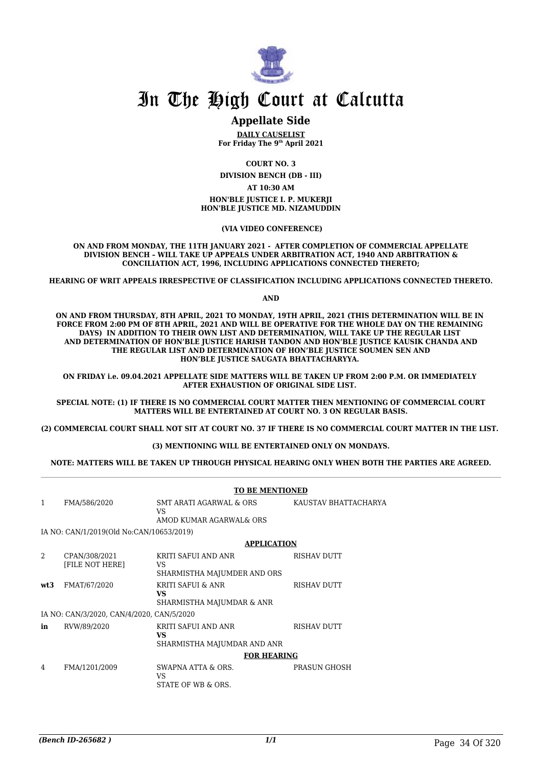# In The High Court at Calcutta

## Appellate Side

**DAILY CAUSELIST**
**For Friday The 9th April 2021**

**COURT NO. 3**

**DIVISION BENCH (DB - III)**

**AT 10:30 AM**

**HON'BLE JUSTICE I. P. MUKERJI**
**HON'BLE JUSTICE MD. NIZAMUDDIN**

**(VIA VIDEO CONFERENCE)**

**ON AND FROM MONDAY, THE 11TH JANUARY 2021 - AFTER COMPLETION OF COMMERCIAL APPELLATE DIVISION BENCH – WILL TAKE UP APPEALS UNDER ARBITRATION ACT, 1940 AND ARBITRATION & CONCILIATION ACT, 1996, INCLUDING APPLICATIONS CONNECTED THERETO;**

**HEARING OF WRIT APPEALS IRRESPECTIVE OF CLASSIFICATION INCLUDING APPLICATIONS CONNECTED THERETO.**

**AND**

**ON AND FROM THURSDAY, 8TH APRIL, 2021 TO MONDAY, 19TH APRIL, 2021 (THIS DETERMINATION WILL BE IN FORCE FROM 2:00 PM OF 8TH APRIL, 2021 AND WILL BE OPERATIVE FOR THE WHOLE DAY ON THE REMAINING DAYS) IN ADDITION TO THEIR OWN LIST AND DETERMINATION, WILL TAKE UP THE REGULAR LIST AND DETERMINATION OF HON'BLE JUSTICE HARISH TANDON AND HON'BLE JUSTICE KAUSIK CHANDA AND THE REGULAR LIST AND DETERMINATION OF HON'BLE JUSTICE SOUMEN SEN AND HON'BLE JUSTICE SAUGATA BHATTACHARYYA.**

**ON FRIDAY i.e. 09.04.2021 APPELLATE SIDE MATTERS WILL BE TAKEN UP FROM 2:00 P.M. OR IMMEDIATELY AFTER EXHAUSTION OF ORIGINAL SIDE LIST.**

**SPECIAL NOTE: (1) IF THERE IS NO COMMERCIAL COURT MATTER THEN MENTIONING OF COMMERCIAL COURT MATTERS WILL BE ENTERTAINED AT COURT NO. 3 ON REGULAR BASIS.**

**(2) COMMERCIAL COURT SHALL NOT SIT AT COURT NO. 37 IF THERE IS NO COMMERCIAL COURT MATTER IN THE LIST.**

**(3) MENTIONING WILL BE ENTERTAINED ONLY ON MONDAYS.**

**NOTE: MATTERS WILL BE TAKEN UP THROUGH PHYSICAL HEARING ONLY WHEN BOTH THE PARTIES ARE AGREED.**

**TO BE MENTIONED**

| | | | |
|---|---|---|---|
| 1 | FMA/586/2020 | SMT ARATI AGARWAL & ORS<br>VS<br>AMOD KUMAR AGARWAL& ORS | KAUSTAV BHATTACHARYA |

IA NO: CAN/1/2019(Old No:CAN/10653/2019)

**APPLICATION**

| | | | |
|---|---|---|---|
| 2 | CPAN/308/2021<br>[FILE NOT HERE] | KRITI SAFUI AND ANR<br>VS<br>SHARMISTHA MAJUMDER AND ORS | RISHAV DUTT |
| **wt3** | FMAT/67/2020 | KRITI SAFUI & ANR<br>**VS**<br>SHARMISTHA MAJUMDAR & ANR | RISHAV DUTT |

IA NO: CAN/3/2020, CAN/4/2020, CAN/5/2020

| | | | |
|---|---|---|---|
| **in** | RVW/89/2020 | KRITI SAFUI AND ANR<br>**VS**<br>SHARMISTHA MAJUMDAR AND ANR | RISHAV DUTT |

**FOR HEARING**

| | | | |
|---|---|---|---|
| 4 | FMA/1201/2009 | SWAPNA ATTA & ORS.<br>VS<br>STATE OF WB & ORS. | PRASUN GHOSH |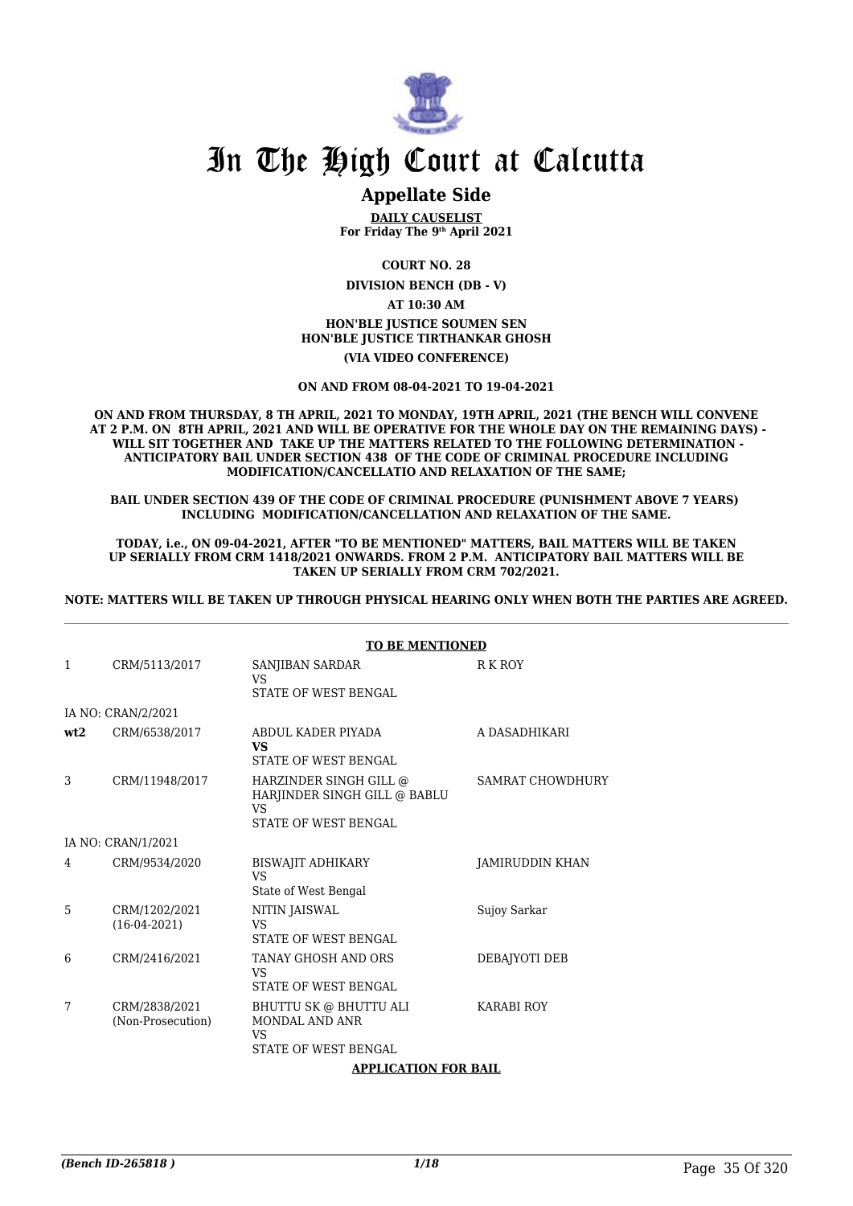# In The High Court at Calcutta

## Appellate Side

**DAILY CAUSELIST**
**For Friday The 9th April 2021**

**COURT NO. 28**

**DIVISION BENCH (DB - V)**

**AT 10:30 AM**

**HON'BLE JUSTICE SOUMEN SEN**
**HON'BLE JUSTICE TIRTHANKAR GHOSH**

**(VIA VIDEO CONFERENCE)**

**ON AND FROM 08-04-2021 TO 19-04-2021**

**ON AND FROM THURSDAY, 8 TH APRIL, 2021 TO MONDAY, 19TH APRIL, 2021 (THE BENCH WILL CONVENE AT 2 P.M. ON 8TH APRIL, 2021 AND WILL BE OPERATIVE FOR THE WHOLE DAY ON THE REMAINING DAYS) - WILL SIT TOGETHER AND TAKE UP THE MATTERS RELATED TO THE FOLLOWING DETERMINATION - ANTICIPATORY BAIL UNDER SECTION 438 OF THE CODE OF CRIMINAL PROCEDURE INCLUDING MODIFICATION/CANCELLATIO AND RELAXATION OF THE SAME;**

**BAIL UNDER SECTION 439 OF THE CODE OF CRIMINAL PROCEDURE (PUNISHMENT ABOVE 7 YEARS) INCLUDING MODIFICATION/CANCELLATION AND RELAXATION OF THE SAME.**

**TODAY, i.e., ON 09-04-2021, AFTER "TO BE MENTIONED" MATTERS, BAIL MATTERS WILL BE TAKEN UP SERIALLY FROM CRM 1418/2021 ONWARDS. FROM 2 P.M. ANTICIPATORY BAIL MATTERS WILL BE TAKEN UP SERIALLY FROM CRM 702/2021.**

**NOTE: MATTERS WILL BE TAKEN UP THROUGH PHYSICAL HEARING ONLY WHEN BOTH THE PARTIES ARE AGREED.**

**TO BE MENTIONED**

| | | | |
|---|---|---|---|
| 1 | CRM/5113/2017 | SANJIBAN SARDAR<br>VS<br>STATE OF WEST BENGAL | R K ROY |
| | IA NO: CRAN/2/2021 | | |
| **wt2** | CRM/6538/2017 | ABDUL KADER PIYADA<br>**VS**<br>STATE OF WEST BENGAL | A DASADHIKARI |
| 3 | CRM/11948/2017 | HARZINDER SINGH GILL @ HARJINDER SINGH GILL @ BABLU<br>VS<br>STATE OF WEST BENGAL | SAMRAT CHOWDHURY |
| | IA NO: CRAN/1/2021 | | |
| 4 | CRM/9534/2020 | BISWAJIT ADHIKARY<br>VS<br>State of West Bengal | JAMIRUDDIN KHAN |
| 5 | CRM/1202/2021<br>(16-04-2021) | NITIN JAISWAL<br>VS<br>STATE OF WEST BENGAL | Sujoy Sarkar |
| 6 | CRM/2416/2021 | TANAY GHOSH AND ORS<br>VS<br>STATE OF WEST BENGAL | DEBAJYOTI DEB |
| 7 | CRM/2838/2021<br>(Non-Prosecution) | BHUTTU SK @ BHUTTU ALI MONDAL AND ANR<br>VS<br>STATE OF WEST BENGAL | KARABI ROY |

**APPLICATION FOR BAIL**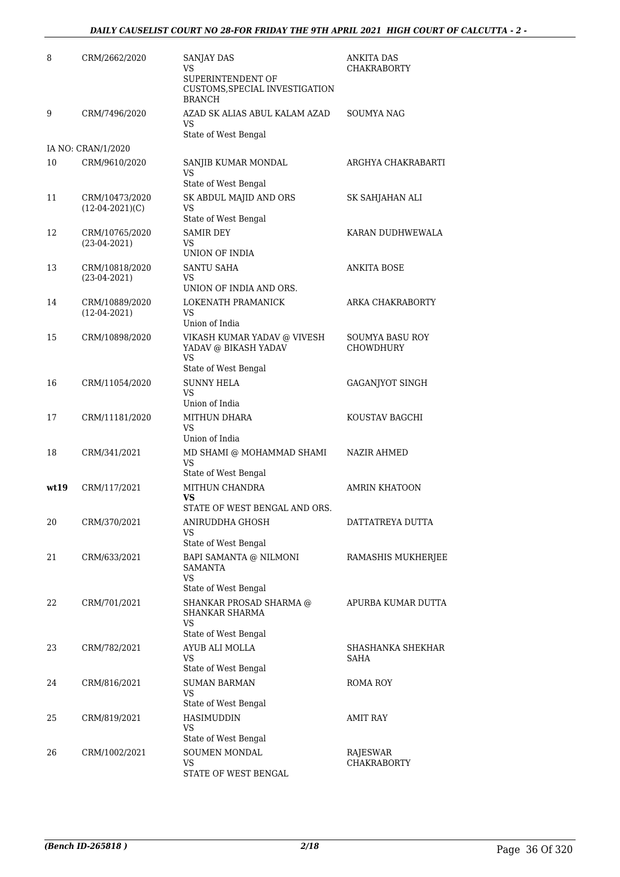| | | | |
|---|---|---|---|
| 8 | CRM/2662/2020 | SANJAY DAS<br>VS<br>SUPERINTENDENT OF CUSTOMS,SPECIAL INVESTIGATION BRANCH | ANKITA DAS CHAKRABORTY |
| 9 | CRM/7496/2020 | AZAD SK ALIAS ABUL KALAM AZAD<br>VS<br>State of West Bengal | SOUMYA NAG |
| | IA NO: CRAN/1/2020 | | |
| 10 | CRM/9610/2020 | SANJIB KUMAR MONDAL<br>VS<br>State of West Bengal | ARGHYA CHAKRABARTI |
| 11 | CRM/10473/2020<br>(12-04-2021)(C) | SK ABDUL MAJID AND ORS<br>VS<br>State of West Bengal | SK SAHJAHAN ALI |
| 12 | CRM/10765/2020<br>(23-04-2021) | SAMIR DEY<br>VS<br>UNION OF INDIA | KARAN DUDHWEWALA |
| 13 | CRM/10818/2020<br>(23-04-2021) | SANTU SAHA<br>VS<br>UNION OF INDIA AND ORS. | ANKITA BOSE |
| 14 | CRM/10889/2020<br>(12-04-2021) | LOKENATH PRAMANICK<br>VS<br>Union of India | ARKA CHAKRABORTY |
| 15 | CRM/10898/2020 | VIKASH KUMAR YADAV @ VIVESH YADAV @ BIKASH YADAV<br>VS<br>State of West Bengal | SOUMYA BASU ROY CHOWDHURY |
| 16 | CRM/11054/2020 | SUNNY HELA<br>VS<br>Union of India | GAGANJYOT SINGH |
| 17 | CRM/11181/2020 | MITHUN DHARA<br>VS<br>Union of India | KOUSTAV BAGCHI |
| 18 | CRM/341/2021 | MD SHAMI @ MOHAMMAD SHAMI<br>VS<br>State of West Bengal | NAZIR AHMED |
| **wt19** | CRM/117/2021 | MITHUN CHANDRA<br>**VS**<br>STATE OF WEST BENGAL AND ORS. | AMRIN KHATOON |
| 20 | CRM/370/2021 | ANIRUDDHA GHOSH<br>VS<br>State of West Bengal | DATTATREYA DUTTA |
| 21 | CRM/633/2021 | BAPI SAMANTA @ NILMONI SAMANTA<br>VS<br>State of West Bengal | RAMASHIS MUKHERJEE |
| 22 | CRM/701/2021 | SHANKAR PROSAD SHARMA @ SHANKAR SHARMA<br>VS<br>State of West Bengal | APURBA KUMAR DUTTA |
| 23 | CRM/782/2021 | AYUB ALI MOLLA<br>VS<br>State of West Bengal | SHASHANKA SHEKHAR SAHA |
| 24 | CRM/816/2021 | SUMAN BARMAN<br>VS<br>State of West Bengal | ROMA ROY |
| 25 | CRM/819/2021 | HASIMUDDIN<br>VS<br>State of West Bengal | AMIT RAY |
| 26 | CRM/1002/2021 | SOUMEN MONDAL<br>VS<br>STATE OF WEST BENGAL | RAJESWAR CHAKRABORTY |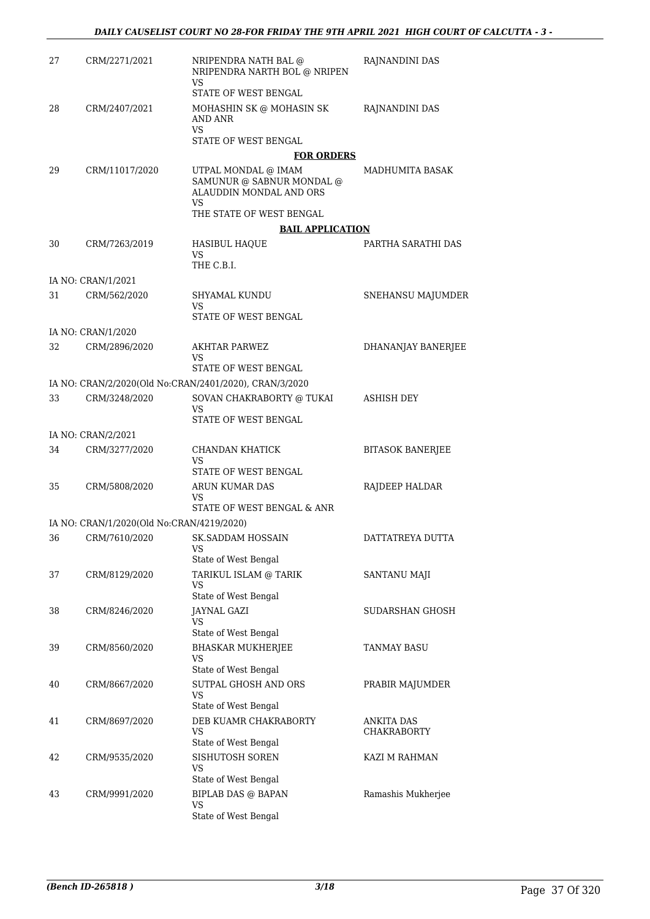| 27 | CRM/2271/2021 | NRIPENDRA NATH BAL @ NRIPENDRA NARTH BOL @ NRIPEN<br>VS<br>STATE OF WEST BENGAL | RAJNANDINI DAS |
|---|---|---|---|
| 28 | CRM/2407/2021 | MOHASHIN SK @ MOHASIN SK AND ANR<br>VS<br>STATE OF WEST BENGAL | RAJNANDINI DAS |

**FOR ORDERS**

| 29 | CRM/11017/2020 | UTPAL MONDAL @ IMAM SAMUNUR @ SABNUR MONDAL @ ALAUDDIN MONDAL AND ORS<br>VS<br>THE STATE OF WEST BENGAL | MADHUMITA BASAK |
|---|---|---|---|

**BAIL APPLICATION**

| 30 | CRM/7263/2019 | HASIBUL HAQUE<br>VS<br>THE C.B.I. | PARTHA SARATHI DAS |
|---|---|---|---|
| | IA NO: CRAN/1/2021 | | |
| 31 | CRM/562/2020 | SHYAMAL KUNDU<br>VS<br>STATE OF WEST BENGAL | SNEHANSU MAJUMDER |
| | IA NO: CRAN/1/2020 | | |
| 32 | CRM/2896/2020 | AKHTAR PARWEZ<br>VS<br>STATE OF WEST BENGAL | DHANANJAY BANERJEE |
| | IA NO: CRAN/2/2020(Old No:CRAN/2401/2020), CRAN/3/2020 | | |
| 33 | CRM/3248/2020 | SOVAN CHAKRABORTY @ TUKAI<br>VS<br>STATE OF WEST BENGAL | ASHISH DEY |
| | IA NO: CRAN/2/2021 | | |
| 34 | CRM/3277/2020 | CHANDAN KHATICK<br>VS<br>STATE OF WEST BENGAL | BITASOK BANERJEE |
| 35 | CRM/5808/2020 | ARUN KUMAR DAS<br>VS<br>STATE OF WEST BENGAL & ANR | RAJDEEP HALDAR |
| | IA NO: CRAN/1/2020(Old No:CRAN/4219/2020) | | |
| 36 | CRM/7610/2020 | SK.SADDAM HOSSAIN<br>VS<br>State of West Bengal | DATTATREYA DUTTA |
| 37 | CRM/8129/2020 | TARIKUL ISLAM @ TARIK<br>VS<br>State of West Bengal | SANTANU MAJI |
| 38 | CRM/8246/2020 | JAYNAL GAZI<br>VS<br>State of West Bengal | SUDARSHAN GHOSH |
| 39 | CRM/8560/2020 | BHASKAR MUKHERJEE<br>VS<br>State of West Bengal | TANMAY BASU |
| 40 | CRM/8667/2020 | SUTPAL GHOSH AND ORS<br>VS<br>State of West Bengal | PRABIR MAJUMDER |
| 41 | CRM/8697/2020 | DEB KUAMR CHAKRABORTY<br>VS<br>State of West Bengal | ANKITA DAS CHAKRABORTY |
| 42 | CRM/9535/2020 | SISHUTOSH SOREN<br>VS<br>State of West Bengal | KAZI M RAHMAN |
| 43 | CRM/9991/2020 | BIPLAB DAS @ BAPAN<br>VS<br>State of West Bengal | Ramashis Mukherjee |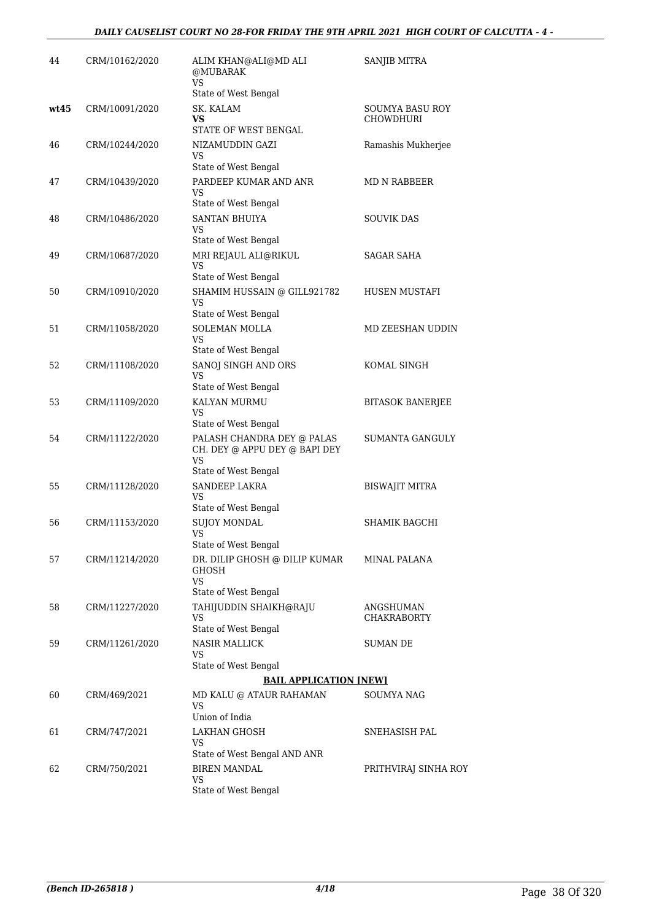| | | | |
|---|---|---|---|
| 44 | CRM/10162/2020 | ALIM KHAN@ALI@MD ALI @MUBARAK<br>VS<br>State of West Bengal | SANJIB MITRA |
| **wt45** | CRM/10091/2020 | SK. KALAM<br>**VS**<br>STATE OF WEST BENGAL | SOUMYA BASU ROY CHOWDHURI |
| 46 | CRM/10244/2020 | NIZAMUDDIN GAZI<br>VS<br>State of West Bengal | Ramashis Mukherjee |
| 47 | CRM/10439/2020 | PARDEEP KUMAR AND ANR<br>VS<br>State of West Bengal | MD N RABBEER |
| 48 | CRM/10486/2020 | SANTAN BHUIYA<br>VS<br>State of West Bengal | SOUVIK DAS |
| 49 | CRM/10687/2020 | MRI REJAUL ALI@RIKUL<br>VS<br>State of West Bengal | SAGAR SAHA |
| 50 | CRM/10910/2020 | SHAMIM HUSSAIN @ GILL921782<br>VS<br>State of West Bengal | HUSEN MUSTAFI |
| 51 | CRM/11058/2020 | SOLEMAN MOLLA<br>VS<br>State of West Bengal | MD ZEESHAN UDDIN |
| 52 | CRM/11108/2020 | SANOJ SINGH AND ORS<br>VS<br>State of West Bengal | KOMAL SINGH |
| 53 | CRM/11109/2020 | KALYAN MURMU<br>VS<br>State of West Bengal | BITASOK BANERJEE |
| 54 | CRM/11122/2020 | PALASH CHANDRA DEY @ PALAS CH. DEY @ APPU DEY @ BAPI DEY<br>VS<br>State of West Bengal | SUMANTA GANGULY |
| 55 | CRM/11128/2020 | SANDEEP LAKRA<br>VS<br>State of West Bengal | BISWAJIT MITRA |
| 56 | CRM/11153/2020 | SUJOY MONDAL<br>VS<br>State of West Bengal | SHAMIK BAGCHI |
| 57 | CRM/11214/2020 | DR. DILIP GHOSH @ DILIP KUMAR GHOSH<br>VS<br>State of West Bengal | MINAL PALANA |
| 58 | CRM/11227/2020 | TAHIJUDDIN SHAIKH@RAJU<br>VS<br>State of West Bengal | ANGSHUMAN CHAKRABORTY |
| 59 | CRM/11261/2020 | NASIR MALLICK<br>VS<br>State of West Bengal | SUMAN DE |

**BAIL APPLICATION [NEW]**

| | | | |
|---|---|---|---|
| 60 | CRM/469/2021 | MD KALU @ ATAUR RAHAMAN<br>VS<br>Union of India | SOUMYA NAG |
| 61 | CRM/747/2021 | LAKHAN GHOSH<br>VS<br>State of West Bengal AND ANR | SNEHASISH PAL |
| 62 | CRM/750/2021 | BIREN MANDAL<br>VS<br>State of West Bengal | PRITHVIRAJ SINHA ROY |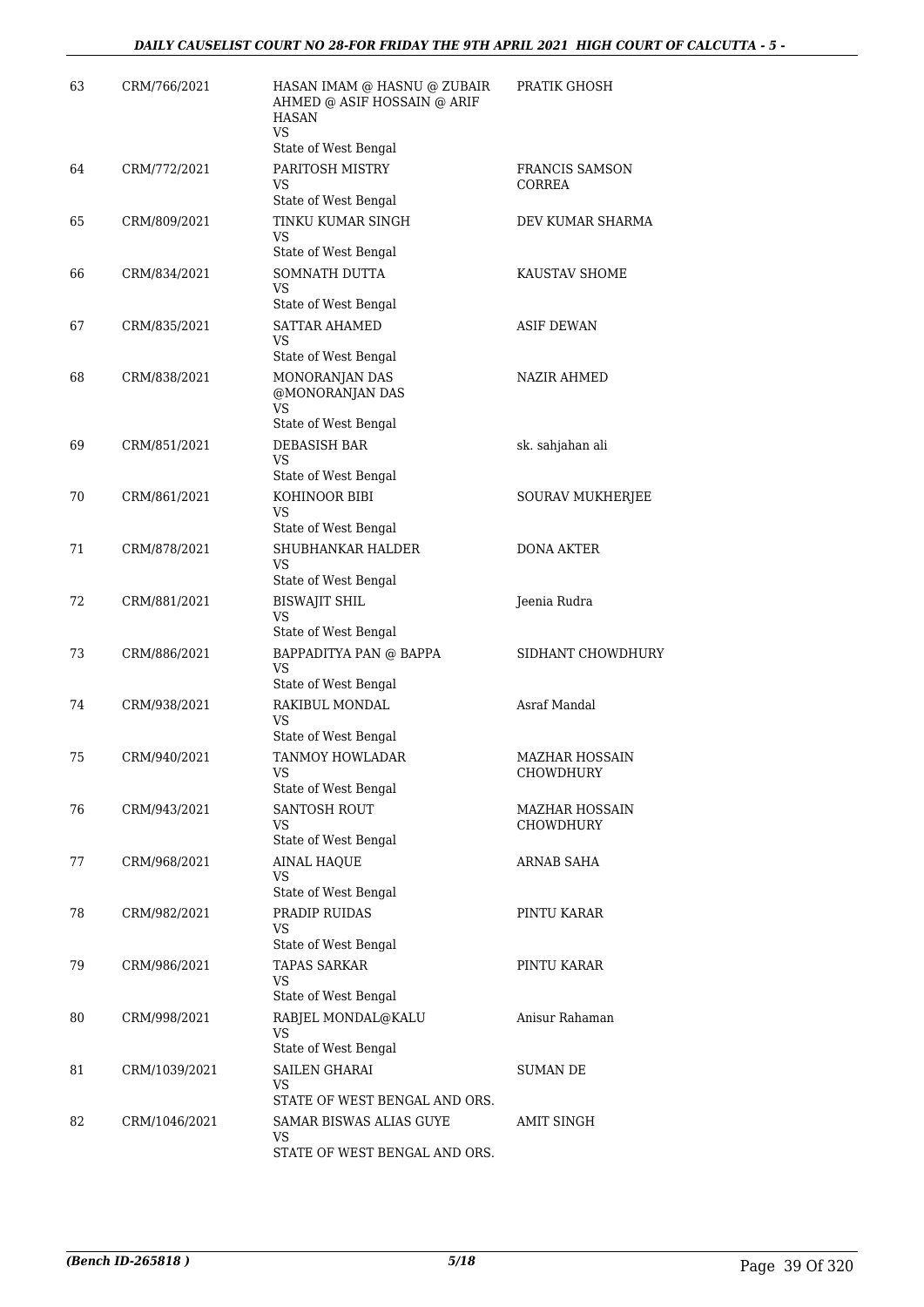| 63 | CRM/766/2021 | HASAN IMAM @ HASNU @ ZUBAIR AHMED @ ASIF HOSSAIN @ ARIF HASAN<br>VS<br>State of West Bengal | PRATIK GHOSH |
|---|---|---|---|
| 64 | CRM/772/2021 | PARITOSH MISTRY<br>VS<br>State of West Bengal | FRANCIS SAMSON CORREA |
| 65 | CRM/809/2021 | TINKU KUMAR SINGH<br>VS<br>State of West Bengal | DEV KUMAR SHARMA |
| 66 | CRM/834/2021 | SOMNATH DUTTA<br>VS<br>State of West Bengal | KAUSTAV SHOME |
| 67 | CRM/835/2021 | SATTAR AHAMED<br>VS<br>State of West Bengal | ASIF DEWAN |
| 68 | CRM/838/2021 | MONORANJAN DAS @MONORANJAN DAS<br>VS<br>State of West Bengal | NAZIR AHMED |
| 69 | CRM/851/2021 | DEBASISH BAR<br>VS<br>State of West Bengal | sk. sahjahan ali |
| 70 | CRM/861/2021 | KOHINOOR BIBI<br>VS<br>State of West Bengal | SOURAV MUKHERJEE |
| 71 | CRM/878/2021 | SHUBHANKAR HALDER<br>VS<br>State of West Bengal | DONA AKTER |
| 72 | CRM/881/2021 | BISWAJIT SHIL<br>VS<br>State of West Bengal | Jeenia Rudra |
| 73 | CRM/886/2021 | BAPPADITYA PAN @ BAPPA<br>VS<br>State of West Bengal | SIDHANT CHOWDHURY |
| 74 | CRM/938/2021 | RAKIBUL MONDAL<br>VS<br>State of West Bengal | Asraf Mandal |
| 75 | CRM/940/2021 | TANMOY HOWLADAR<br>VS<br>State of West Bengal | MAZHAR HOSSAIN CHOWDHURY |
| 76 | CRM/943/2021 | SANTOSH ROUT<br>VS<br>State of West Bengal | MAZHAR HOSSAIN CHOWDHURY |
| 77 | CRM/968/2021 | AINAL HAQUE<br>VS<br>State of West Bengal | ARNAB SAHA |
| 78 | CRM/982/2021 | PRADIP RUIDAS<br>VS<br>State of West Bengal | PINTU KARAR |
| 79 | CRM/986/2021 | TAPAS SARKAR<br>VS<br>State of West Bengal | PINTU KARAR |
| 80 | CRM/998/2021 | RABJEL MONDAL@KALU<br>VS<br>State of West Bengal | Anisur Rahaman |
| 81 | CRM/1039/2021 | SAILEN GHARAI<br>VS<br>STATE OF WEST BENGAL AND ORS. | SUMAN DE |
| 82 | CRM/1046/2021 | SAMAR BISWAS ALIAS GUYE<br>VS<br>STATE OF WEST BENGAL AND ORS. | AMIT SINGH |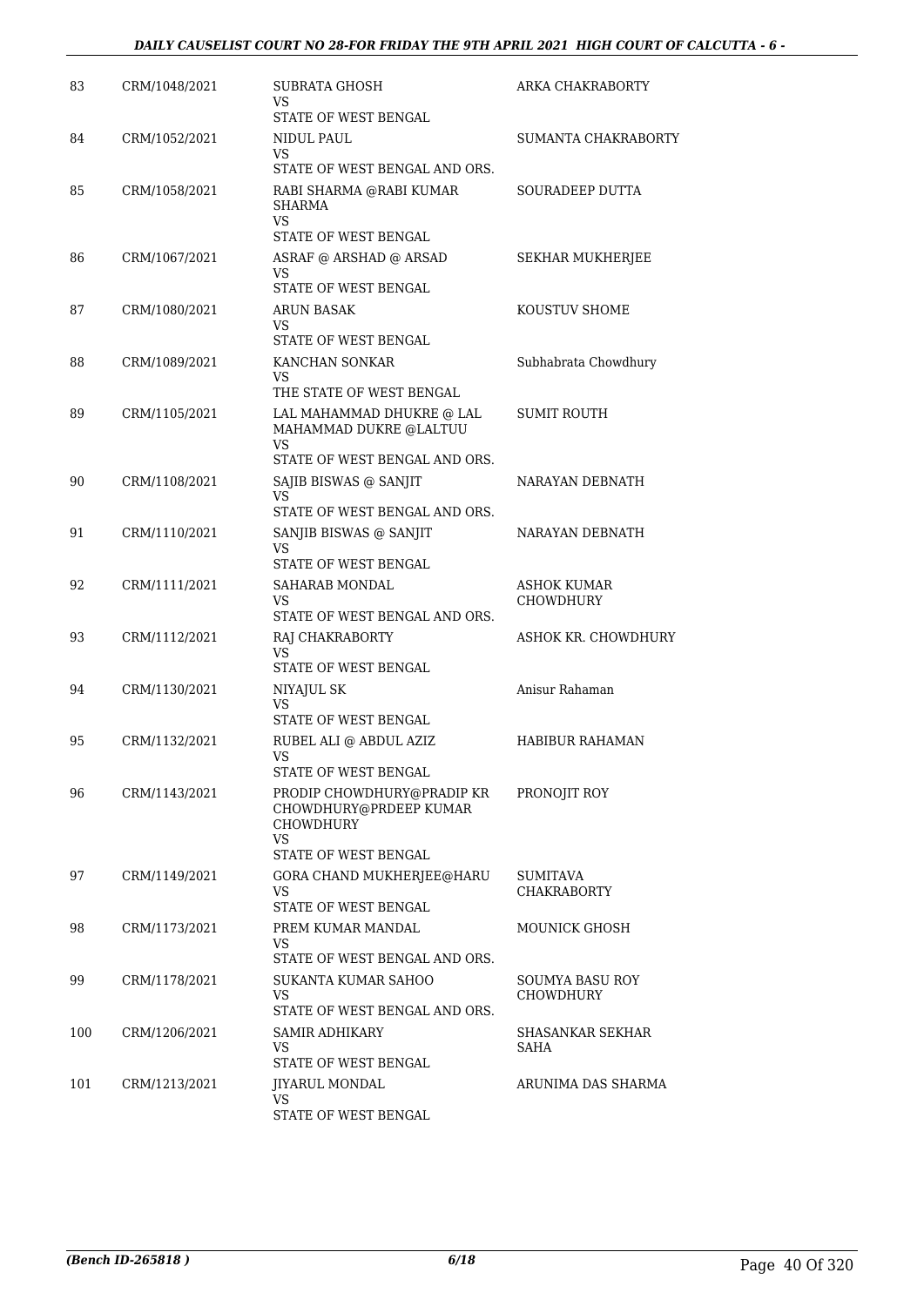| 83 | CRM/1048/2021 | SUBRATA GHOSH<br>VS<br>STATE OF WEST BENGAL | ARKA CHAKRABORTY |
|---|---|---|---|
| 84 | CRM/1052/2021 | NIDUL PAUL<br>VS<br>STATE OF WEST BENGAL AND ORS. | SUMANTA CHAKRABORTY |
| 85 | CRM/1058/2021 | RABI SHARMA @RABI KUMAR SHARMA<br>VS<br>STATE OF WEST BENGAL | SOURADEEP DUTTA |
| 86 | CRM/1067/2021 | ASRAF @ ARSHAD @ ARSAD<br>VS<br>STATE OF WEST BENGAL | SEKHAR MUKHERJEE |
| 87 | CRM/1080/2021 | ARUN BASAK<br>VS<br>STATE OF WEST BENGAL | KOUSTUV SHOME |
| 88 | CRM/1089/2021 | KANCHAN SONKAR<br>VS<br>THE STATE OF WEST BENGAL | Subhabrata Chowdhury |
| 89 | CRM/1105/2021 | LAL MAHAMMAD DHUKRE @ LAL MAHAMMAD DUKRE @LALTUU<br>VS<br>STATE OF WEST BENGAL AND ORS. | SUMIT ROUTH |
| 90 | CRM/1108/2021 | SAJIB BISWAS @ SANJIT<br>VS<br>STATE OF WEST BENGAL AND ORS. | NARAYAN DEBNATH |
| 91 | CRM/1110/2021 | SANJIB BISWAS @ SANJIT<br>VS<br>STATE OF WEST BENGAL | NARAYAN DEBNATH |
| 92 | CRM/1111/2021 | SAHARAB MONDAL<br>VS<br>STATE OF WEST BENGAL AND ORS. | ASHOK KUMAR CHOWDHURY |
| 93 | CRM/1112/2021 | RAJ CHAKRABORTY<br>VS<br>STATE OF WEST BENGAL | ASHOK KR. CHOWDHURY |
| 94 | CRM/1130/2021 | NIYAJUL SK<br>VS<br>STATE OF WEST BENGAL | Anisur Rahaman |
| 95 | CRM/1132/2021 | RUBEL ALI @ ABDUL AZIZ<br>VS<br>STATE OF WEST BENGAL | HABIBUR RAHAMAN |
| 96 | CRM/1143/2021 | PRODIP CHOWDHURY@PRADIP KR CHOWDHURY@PRDEEP KUMAR CHOWDHURY<br>VS<br>STATE OF WEST BENGAL | PRONOJIT ROY |
| 97 | CRM/1149/2021 | GORA CHAND MUKHERJEE@HARU<br>VS<br>STATE OF WEST BENGAL | SUMITAVA CHAKRABORTY |
| 98 | CRM/1173/2021 | PREM KUMAR MANDAL<br>VS<br>STATE OF WEST BENGAL AND ORS. | MOUNICK GHOSH |
| 99 | CRM/1178/2021 | SUKANTA KUMAR SAHOO<br>VS<br>STATE OF WEST BENGAL AND ORS. | SOUMYA BASU ROY CHOWDHURY |
| 100 | CRM/1206/2021 | SAMIR ADHIKARY<br>VS<br>STATE OF WEST BENGAL | SHASANKAR SEKHAR SAHA |
| 101 | CRM/1213/2021 | JIYARUL MONDAL<br>VS<br>STATE OF WEST BENGAL | ARUNIMA DAS SHARMA |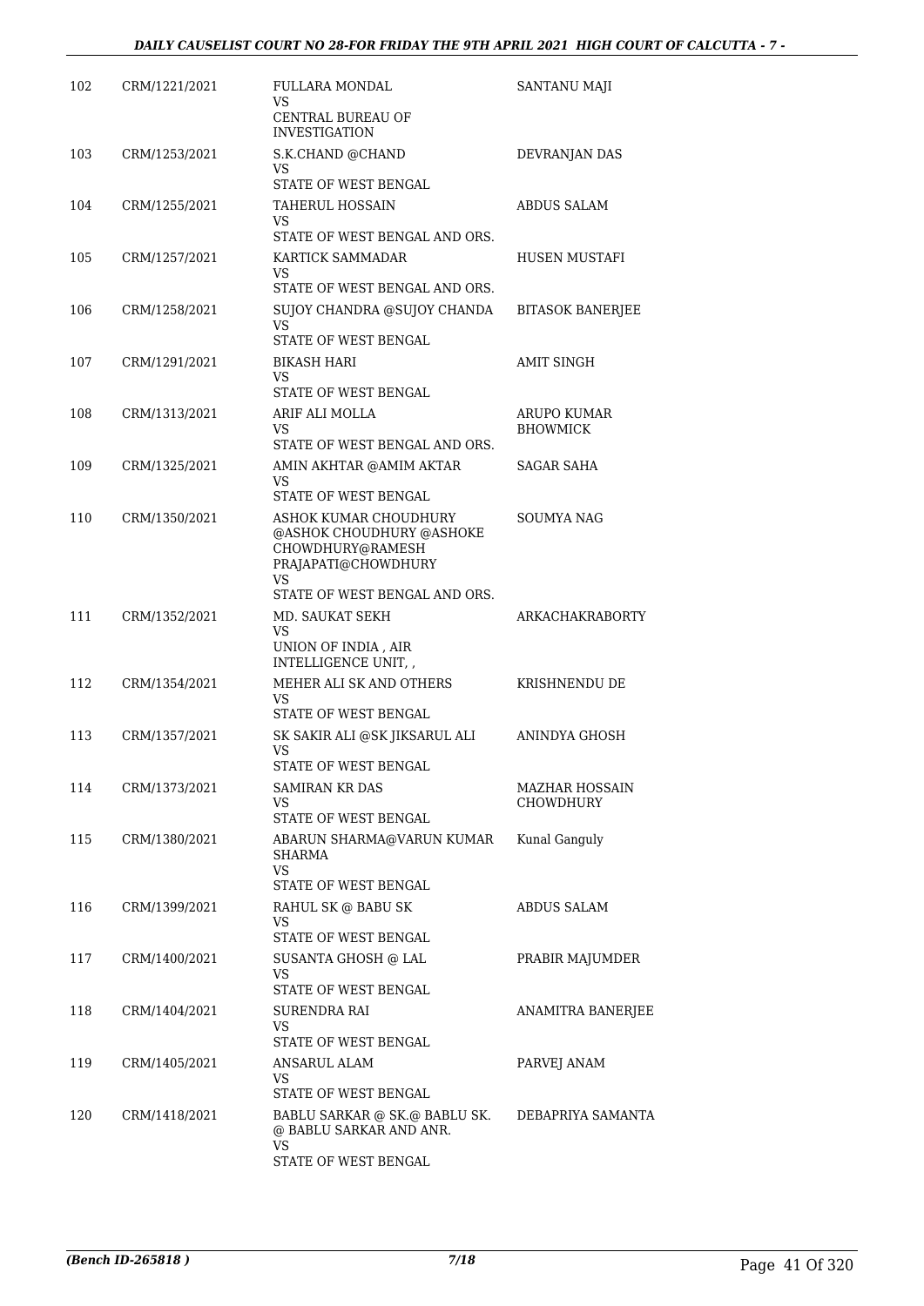| 102 | CRM/1221/2021 | FULLARA MONDAL<br>VS<br>CENTRAL BUREAU OF INVESTIGATION | SANTANU MAJI |
|---|---|---|---|
| 103 | CRM/1253/2021 | S.K.CHAND @CHAND<br>VS<br>STATE OF WEST BENGAL | DEVRANJAN DAS |
| 104 | CRM/1255/2021 | TAHERUL HOSSAIN<br>VS<br>STATE OF WEST BENGAL AND ORS. | ABDUS SALAM |
| 105 | CRM/1257/2021 | KARTICK SAMMADAR<br>VS<br>STATE OF WEST BENGAL AND ORS. | HUSEN MUSTAFI |
| 106 | CRM/1258/2021 | SUJOY CHANDRA @SUJOY CHANDA<br>VS<br>STATE OF WEST BENGAL | BITASOK BANERJEE |
| 107 | CRM/1291/2021 | BIKASH HARI<br>VS<br>STATE OF WEST BENGAL | AMIT SINGH |
| 108 | CRM/1313/2021 | ARIF ALI MOLLA<br>VS<br>STATE OF WEST BENGAL AND ORS. | ARUPO KUMAR BHOWMICK |
| 109 | CRM/1325/2021 | AMIN AKHTAR @AMIM AKTAR<br>VS<br>STATE OF WEST BENGAL | SAGAR SAHA |
| 110 | CRM/1350/2021 | ASHOK KUMAR CHOUDHURY @ASHOK CHOUDHURY @ASHOKE CHOWDHURY@RAMESH PRAJAPATI@CHOWDHURY<br>VS<br>STATE OF WEST BENGAL AND ORS. | SOUMYA NAG |
| 111 | CRM/1352/2021 | MD. SAUKAT SEKH<br>VS<br>UNION OF INDIA , AIR INTELLIGENCE UNIT, , | ARKACHAKRABORTY |
| 112 | CRM/1354/2021 | MEHER ALI SK AND OTHERS<br>VS<br>STATE OF WEST BENGAL | KRISHNENDU DE |
| 113 | CRM/1357/2021 | SK SAKIR ALI @SK JIKSARUL ALI<br>VS<br>STATE OF WEST BENGAL | ANINDYA GHOSH |
| 114 | CRM/1373/2021 | SAMIRAN KR DAS<br>VS<br>STATE OF WEST BENGAL | MAZHAR HOSSAIN CHOWDHURY |
| 115 | CRM/1380/2021 | ABARUN SHARMA@VARUN KUMAR SHARMA<br>VS<br>STATE OF WEST BENGAL | Kunal Ganguly |
| 116 | CRM/1399/2021 | RAHUL SK @ BABU SK<br>VS<br>STATE OF WEST BENGAL | ABDUS SALAM |
| 117 | CRM/1400/2021 | SUSANTA GHOSH @ LAL<br>VS<br>STATE OF WEST BENGAL | PRABIR MAJUMDER |
| 118 | CRM/1404/2021 | SURENDRA RAI<br>VS<br>STATE OF WEST BENGAL | ANAMITRA BANERJEE |
| 119 | CRM/1405/2021 | ANSARUL ALAM<br>VS<br>STATE OF WEST BENGAL | PARVEJ ANAM |
| 120 | CRM/1418/2021 | BABLU SARKAR @ SK.@ BABLU SK. @ BABLU SARKAR AND ANR.<br>VS<br>STATE OF WEST BENGAL | DEBAPRIYA SAMANTA |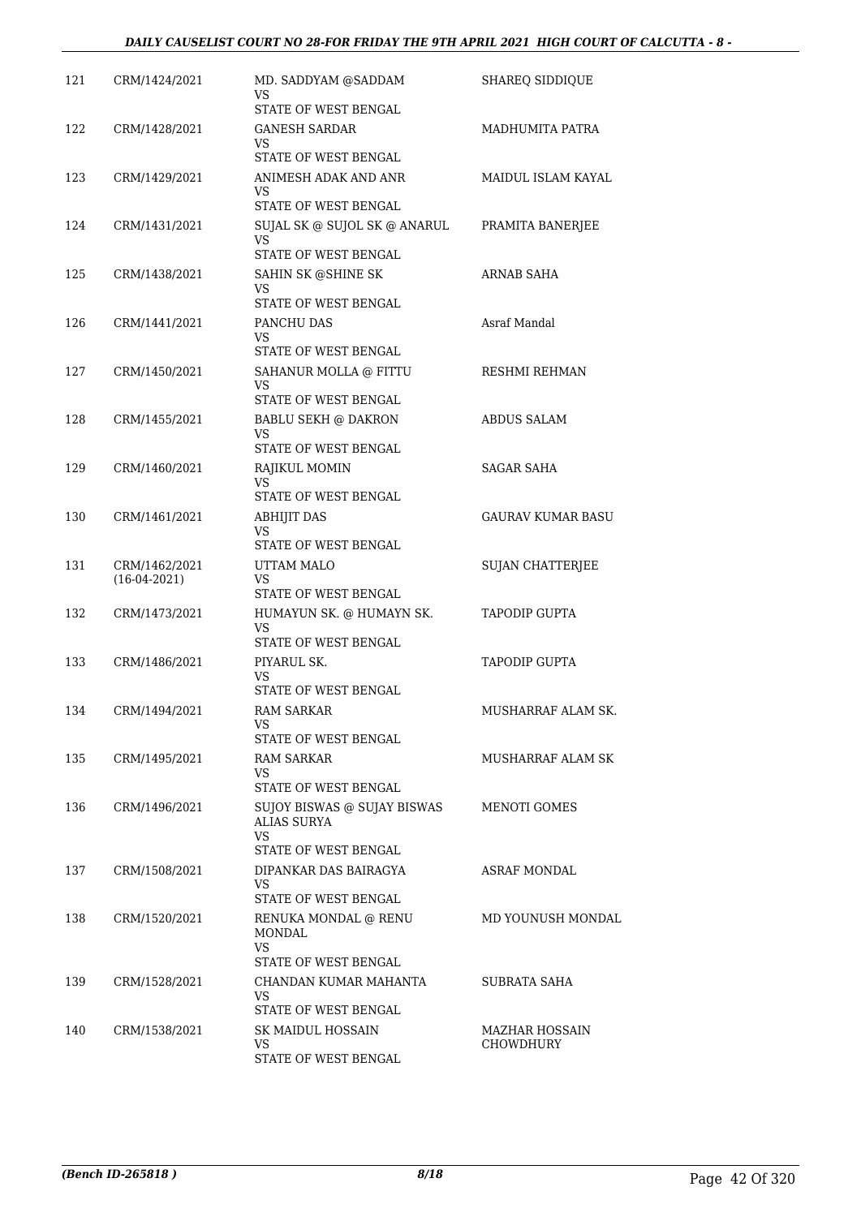| 121 | CRM/1424/2021 | MD. SADDYAM @SADDAM<br>VS<br>STATE OF WEST BENGAL | SHAREQ SIDDIQUE |
|---|---|---|---|
| 122 | CRM/1428/2021 | GANESH SARDAR<br>VS<br>STATE OF WEST BENGAL | MADHUMITA PATRA |
| 123 | CRM/1429/2021 | ANIMESH ADAK AND ANR<br>VS<br>STATE OF WEST BENGAL | MAIDUL ISLAM KAYAL |
| 124 | CRM/1431/2021 | SUJAL SK @ SUJOL SK @ ANARUL<br>VS<br>STATE OF WEST BENGAL | PRAMITA BANERJEE |
| 125 | CRM/1438/2021 | SAHIN SK @SHINE SK<br>VS<br>STATE OF WEST BENGAL | ARNAB SAHA |
| 126 | CRM/1441/2021 | PANCHU DAS<br>VS<br>STATE OF WEST BENGAL | Asraf Mandal |
| 127 | CRM/1450/2021 | SAHANUR MOLLA @ FITTU<br>VS<br>STATE OF WEST BENGAL | RESHMI REHMAN |
| 128 | CRM/1455/2021 | BABLU SEKH @ DAKRON<br>VS<br>STATE OF WEST BENGAL | ABDUS SALAM |
| 129 | CRM/1460/2021 | RAJIKUL MOMIN<br>VS<br>STATE OF WEST BENGAL | SAGAR SAHA |
| 130 | CRM/1461/2021 | ABHIJIT DAS<br>VS<br>STATE OF WEST BENGAL | GAURAV KUMAR BASU |
| 131 | CRM/1462/2021<br>(16-04-2021) | UTTAM MALO<br>VS<br>STATE OF WEST BENGAL | SUJAN CHATTERJEE |
| 132 | CRM/1473/2021 | HUMAYUN SK. @ HUMAYN SK.<br>VS<br>STATE OF WEST BENGAL | TAPODIP GUPTA |
| 133 | CRM/1486/2021 | PIYARUL SK.<br>VS<br>STATE OF WEST BENGAL | TAPODIP GUPTA |
| 134 | CRM/1494/2021 | RAM SARKAR<br>VS<br>STATE OF WEST BENGAL | MUSHARRAF ALAM SK. |
| 135 | CRM/1495/2021 | RAM SARKAR<br>VS<br>STATE OF WEST BENGAL | MUSHARRAF ALAM SK |
| 136 | CRM/1496/2021 | SUJOY BISWAS @ SUJAY BISWAS ALIAS SURYA<br>VS<br>STATE OF WEST BENGAL | MENOTI GOMES |
| 137 | CRM/1508/2021 | DIPANKAR DAS BAIRAGYA<br>VS<br>STATE OF WEST BENGAL | ASRAF MONDAL |
| 138 | CRM/1520/2021 | RENUKA MONDAL @ RENU MONDAL<br>VS<br>STATE OF WEST BENGAL | MD YOUNUSH MONDAL |
| 139 | CRM/1528/2021 | CHANDAN KUMAR MAHANTA<br>VS<br>STATE OF WEST BENGAL | SUBRATA SAHA |
| 140 | CRM/1538/2021 | SK MAIDUL HOSSAIN<br>VS<br>STATE OF WEST BENGAL | MAZHAR HOSSAIN CHOWDHURY |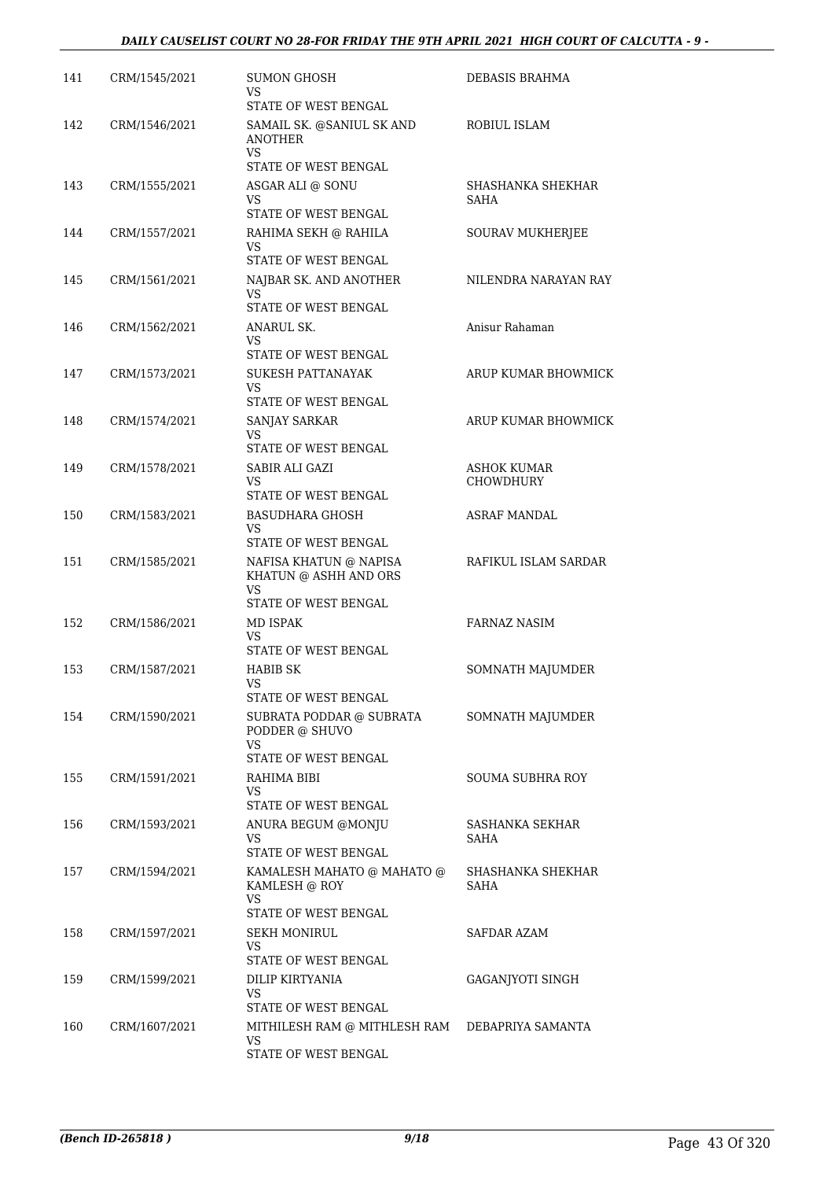| 141 | CRM/1545/2021 | SUMON GHOSH<br>VS<br>STATE OF WEST BENGAL | DEBASIS BRAHMA |
|---|---|---|---|
| 142 | CRM/1546/2021 | SAMAIL SK. @SANIUL SK AND ANOTHER<br>VS<br>STATE OF WEST BENGAL | ROBIUL ISLAM |
| 143 | CRM/1555/2021 | ASGAR ALI @ SONU<br>VS<br>STATE OF WEST BENGAL | SHASHANKA SHEKHAR SAHA |
| 144 | CRM/1557/2021 | RAHIMA SEKH @ RAHILA<br>VS<br>STATE OF WEST BENGAL | SOURAV MUKHERJEE |
| 145 | CRM/1561/2021 | NAJBAR SK. AND ANOTHER<br>VS<br>STATE OF WEST BENGAL | NILENDRA NARAYAN RAY |
| 146 | CRM/1562/2021 | ANARUL SK.<br>VS<br>STATE OF WEST BENGAL | Anisur Rahaman |
| 147 | CRM/1573/2021 | SUKESH PATTANAYAK<br>VS<br>STATE OF WEST BENGAL | ARUP KUMAR BHOWMICK |
| 148 | CRM/1574/2021 | SANJAY SARKAR<br>VS<br>STATE OF WEST BENGAL | ARUP KUMAR BHOWMICK |
| 149 | CRM/1578/2021 | SABIR ALI GAZI<br>VS<br>STATE OF WEST BENGAL | ASHOK KUMAR CHOWDHURY |
| 150 | CRM/1583/2021 | BASUDHARA GHOSH<br>VS<br>STATE OF WEST BENGAL | ASRAF MANDAL |
| 151 | CRM/1585/2021 | NAFISA KHATUN @ NAPISA KHATUN @ ASHH AND ORS<br>VS<br>STATE OF WEST BENGAL | RAFIKUL ISLAM SARDAR |
| 152 | CRM/1586/2021 | MD ISPAK<br>VS<br>STATE OF WEST BENGAL | FARNAZ NASIM |
| 153 | CRM/1587/2021 | HABIB SK<br>VS<br>STATE OF WEST BENGAL | SOMNATH MAJUMDER |
| 154 | CRM/1590/2021 | SUBRATA PODDAR @ SUBRATA PODDER @ SHUVO<br>VS<br>STATE OF WEST BENGAL | SOMNATH MAJUMDER |
| 155 | CRM/1591/2021 | RAHIMA BIBI<br>VS<br>STATE OF WEST BENGAL | SOUMA SUBHRA ROY |
| 156 | CRM/1593/2021 | ANURA BEGUM @MONJU<br>VS<br>STATE OF WEST BENGAL | SASHANKA SEKHAR SAHA |
| 157 | CRM/1594/2021 | KAMALESH MAHATO @ MAHATO @ KAMLESH @ ROY<br>VS<br>STATE OF WEST BENGAL | SHASHANKA SHEKHAR SAHA |
| 158 | CRM/1597/2021 | SEKH MONIRUL<br>VS<br>STATE OF WEST BENGAL | SAFDAR AZAM |
| 159 | CRM/1599/2021 | DILIP KIRTYANIA<br>VS<br>STATE OF WEST BENGAL | GAGANJYOTI SINGH |
| 160 | CRM/1607/2021 | MITHILESH RAM @ MITHLESH RAM<br>VS<br>STATE OF WEST BENGAL | DEBAPRIYA SAMANTA |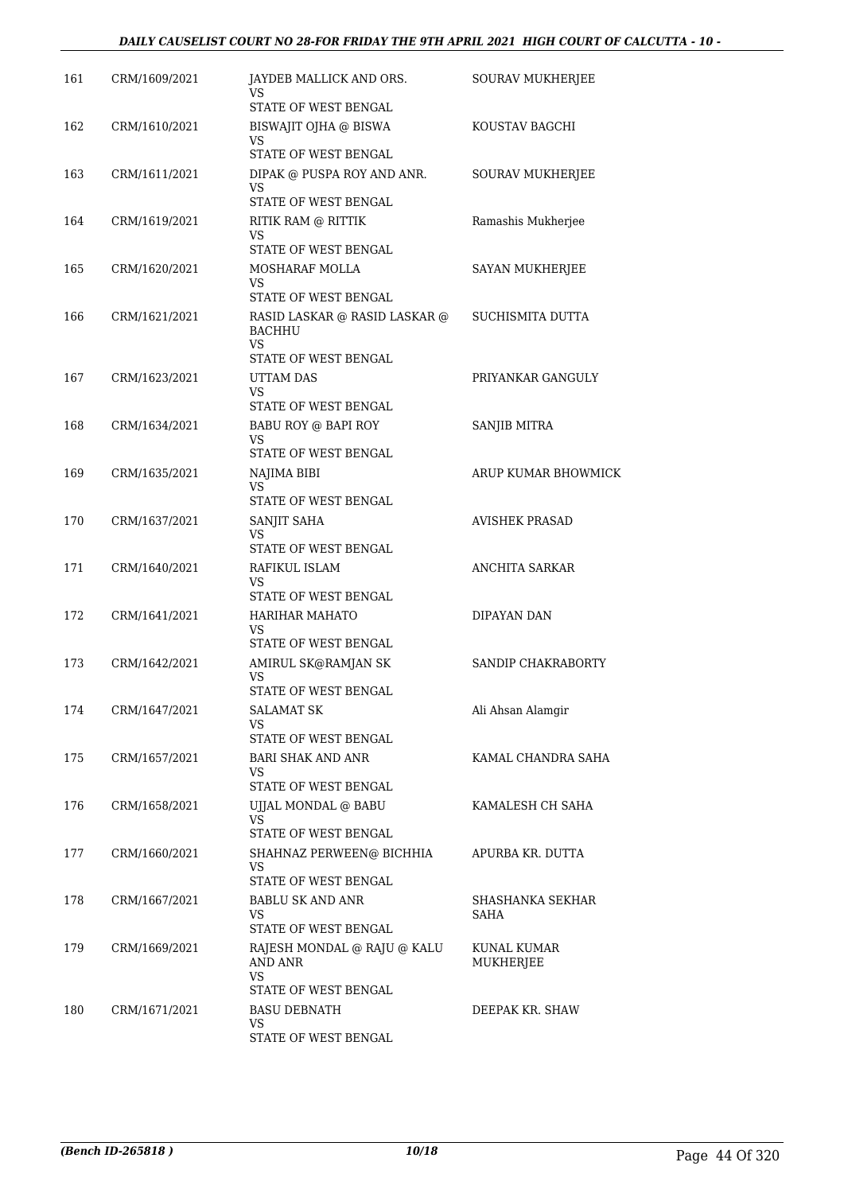| | | | |
|---|---|---|---|
| 161 | CRM/1609/2021 | JAYDEB MALLICK AND ORS.<br>VS<br>STATE OF WEST BENGAL | SOURAV MUKHERJEE |
| 162 | CRM/1610/2021 | BISWAJIT OJHA @ BISWA<br>VS<br>STATE OF WEST BENGAL | KOUSTAV BAGCHI |
| 163 | CRM/1611/2021 | DIPAK @ PUSPA ROY AND ANR.<br>VS<br>STATE OF WEST BENGAL | SOURAV MUKHERJEE |
| 164 | CRM/1619/2021 | RITIK RAM @ RITTIK<br>VS<br>STATE OF WEST BENGAL | Ramashis Mukherjee |
| 165 | CRM/1620/2021 | MOSHARAF MOLLA<br>VS<br>STATE OF WEST BENGAL | SAYAN MUKHERJEE |
| 166 | CRM/1621/2021 | RASID LASKAR @ RASID LASKAR @ BACHHU<br>VS<br>STATE OF WEST BENGAL | SUCHISMITA DUTTA |
| 167 | CRM/1623/2021 | UTTAM DAS<br>VS<br>STATE OF WEST BENGAL | PRIYANKAR GANGULY |
| 168 | CRM/1634/2021 | BABU ROY @ BAPI ROY<br>VS<br>STATE OF WEST BENGAL | SANJIB MITRA |
| 169 | CRM/1635/2021 | NAJIMA BIBI<br>VS<br>STATE OF WEST BENGAL | ARUP KUMAR BHOWMICK |
| 170 | CRM/1637/2021 | SANJIT SAHA<br>VS<br>STATE OF WEST BENGAL | AVISHEK PRASAD |
| 171 | CRM/1640/2021 | RAFIKUL ISLAM<br>VS<br>STATE OF WEST BENGAL | ANCHITA SARKAR |
| 172 | CRM/1641/2021 | HARIHAR MAHATO<br>VS<br>STATE OF WEST BENGAL | DIPAYAN DAN |
| 173 | CRM/1642/2021 | AMIRUL SK@RAMJAN SK<br>VS<br>STATE OF WEST BENGAL | SANDIP CHAKRABORTY |
| 174 | CRM/1647/2021 | SALAMAT SK<br>VS<br>STATE OF WEST BENGAL | Ali Ahsan Alamgir |
| 175 | CRM/1657/2021 | BARI SHAK AND ANR<br>VS<br>STATE OF WEST BENGAL | KAMAL CHANDRA SAHA |
| 176 | CRM/1658/2021 | UJJAL MONDAL @ BABU<br>VS<br>STATE OF WEST BENGAL | KAMALESH CH SAHA |
| 177 | CRM/1660/2021 | SHAHNAZ PERWEEN@ BICHHIA<br>VS<br>STATE OF WEST BENGAL | APURBA KR. DUTTA |
| 178 | CRM/1667/2021 | BABLU SK AND ANR<br>VS<br>STATE OF WEST BENGAL | SHASHANKA SEKHAR SAHA |
| 179 | CRM/1669/2021 | RAJESH MONDAL @ RAJU @ KALU AND ANR<br>VS<br>STATE OF WEST BENGAL | KUNAL KUMAR MUKHERJEE |
| 180 | CRM/1671/2021 | BASU DEBNATH<br>VS<br>STATE OF WEST BENGAL | DEEPAK KR. SHAW |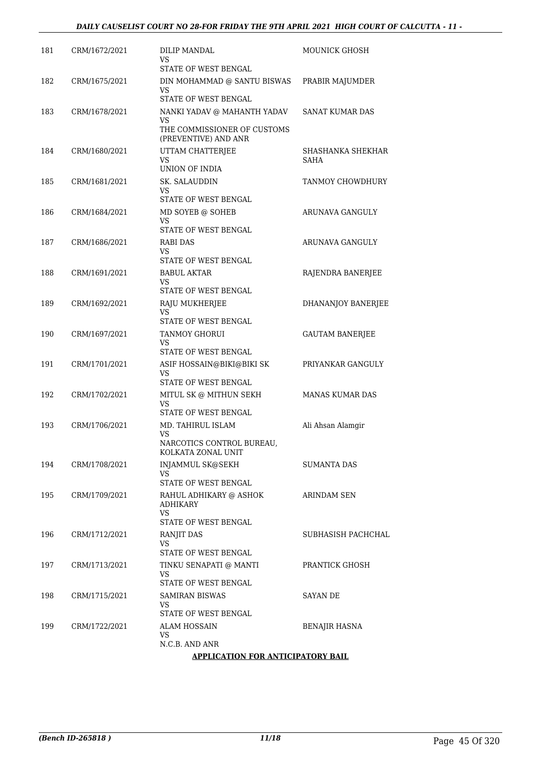| | | | |
|---|---|---|---|
| 181 | CRM/1672/2021 | DILIP MANDAL<br>VS<br>STATE OF WEST BENGAL | MOUNICK GHOSH |
| 182 | CRM/1675/2021 | DIN MOHAMMAD @ SANTU BISWAS<br>VS<br>STATE OF WEST BENGAL | PRABIR MAJUMDER |
| 183 | CRM/1678/2021 | NANKI YADAV @ MAHANTH YADAV<br>VS<br>THE COMMISSIONER OF CUSTOMS (PREVENTIVE) AND ANR | SANAT KUMAR DAS |
| 184 | CRM/1680/2021 | UTTAM CHATTERJEE<br>VS<br>UNION OF INDIA | SHASHANKA SHEKHAR SAHA |
| 185 | CRM/1681/2021 | SK. SALAUDDIN<br>VS<br>STATE OF WEST BENGAL | TANMOY CHOWDHURY |
| 186 | CRM/1684/2021 | MD SOYEB @ SOHEB<br>VS<br>STATE OF WEST BENGAL | ARUNAVA GANGULY |
| 187 | CRM/1686/2021 | RABI DAS<br>VS<br>STATE OF WEST BENGAL | ARUNAVA GANGULY |
| 188 | CRM/1691/2021 | BABUL AKTAR<br>VS<br>STATE OF WEST BENGAL | RAJENDRA BANERJEE |
| 189 | CRM/1692/2021 | RAJU MUKHERJEE<br>VS<br>STATE OF WEST BENGAL | DHANANJOY BANERJEE |
| 190 | CRM/1697/2021 | TANMOY GHORUI<br>VS<br>STATE OF WEST BENGAL | GAUTAM BANERJEE |
| 191 | CRM/1701/2021 | ASIF HOSSAIN@BIKI@BIKI SK<br>VS<br>STATE OF WEST BENGAL | PRIYANKAR GANGULY |
| 192 | CRM/1702/2021 | MITUL SK @ MITHUN SEKH<br>VS<br>STATE OF WEST BENGAL | MANAS KUMAR DAS |
| 193 | CRM/1706/2021 | MD. TAHIRUL ISLAM<br>VS<br>NARCOTICS CONTROL BUREAU, KOLKATA ZONAL UNIT | Ali Ahsan Alamgir |
| 194 | CRM/1708/2021 | INJAMMUL SK@SEKH<br>VS<br>STATE OF WEST BENGAL | SUMANTA DAS |
| 195 | CRM/1709/2021 | RAHUL ADHIKARY @ ASHOK ADHIKARY<br>VS<br>STATE OF WEST BENGAL | ARINDAM SEN |
| 196 | CRM/1712/2021 | RANJIT DAS<br>VS<br>STATE OF WEST BENGAL | SUBHASISH PACHCHAL |
| 197 | CRM/1713/2021 | TINKU SENAPATI @ MANTI<br>VS<br>STATE OF WEST BENGAL | PRANTICK GHOSH |
| 198 | CRM/1715/2021 | SAMIRAN BISWAS<br>VS<br>STATE OF WEST BENGAL | SAYAN DE |
| 199 | CRM/1722/2021 | ALAM HOSSAIN<br>VS<br>N.C.B. AND ANR | BENAJIR HASNA |

**APPLICATION FOR ANTICIPATORY BAIL**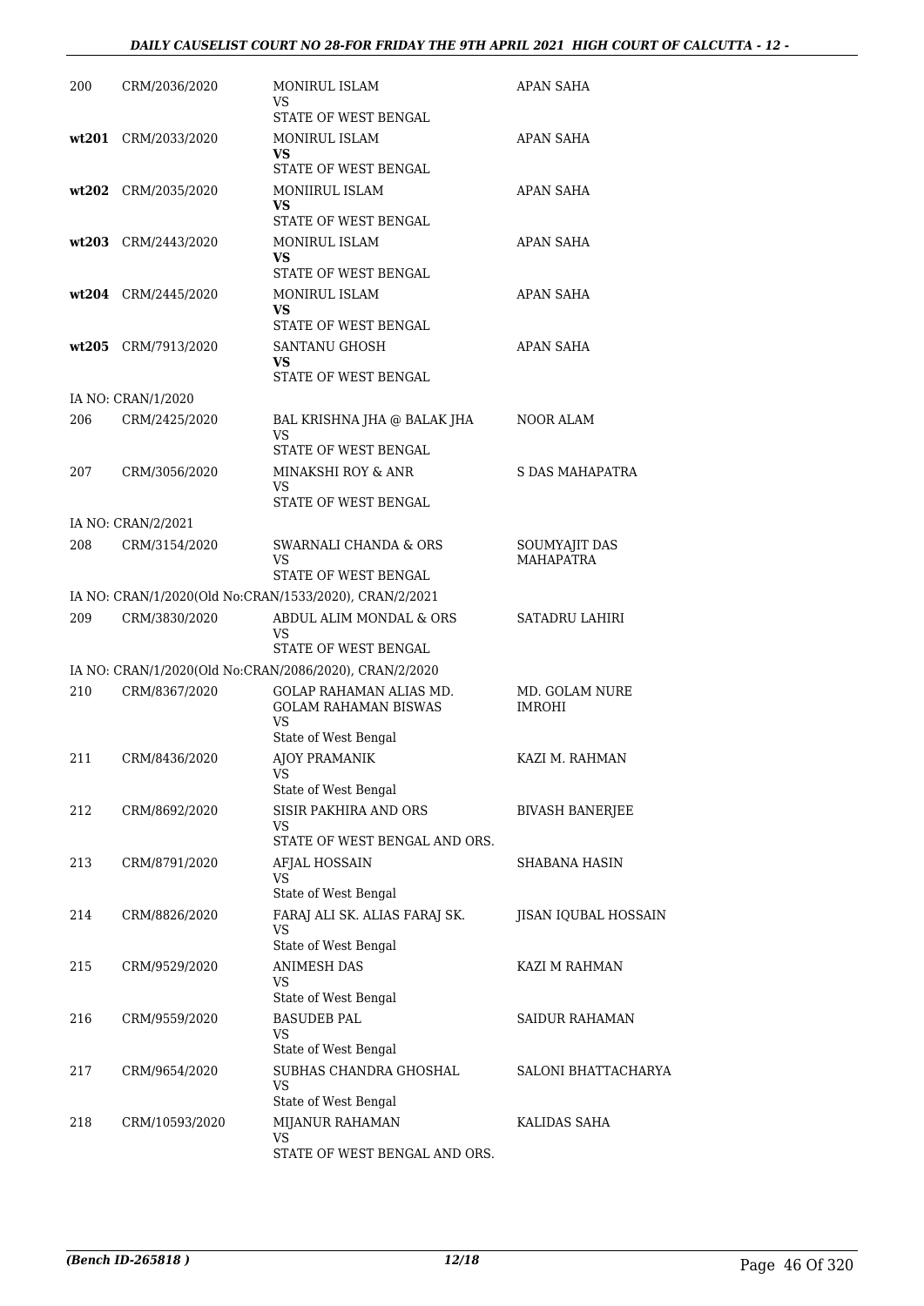| | | | |
|---|---|---|---|
| 200 | CRM/2036/2020 | MONIRUL ISLAM<br>VS<br>STATE OF WEST BENGAL | APAN SAHA |
| **wt201** | CRM/2033/2020 | MONIRUL ISLAM<br>**VS**<br>STATE OF WEST BENGAL | APAN SAHA |
| **wt202** | CRM/2035/2020 | MONIIRUL ISLAM<br>**VS**<br>STATE OF WEST BENGAL | APAN SAHA |
| **wt203** | CRM/2443/2020 | MONIRUL ISLAM<br>**VS**<br>STATE OF WEST BENGAL | APAN SAHA |
| **wt204** | CRM/2445/2020 | MONIRUL ISLAM<br>**VS**<br>STATE OF WEST BENGAL | APAN SAHA |
| **wt205** | CRM/7913/2020 | SANTANU GHOSH<br>**VS**<br>STATE OF WEST BENGAL | APAN SAHA |
| IA NO: CRAN/1/2020 | | | |
| 206 | CRM/2425/2020 | BAL KRISHNA JHA @ BALAK JHA<br>VS<br>STATE OF WEST BENGAL | NOOR ALAM |
| 207 | CRM/3056/2020 | MINAKSHI ROY & ANR<br>VS<br>STATE OF WEST BENGAL | S DAS MAHAPATRA |
| IA NO: CRAN/2/2021 | | | |
| 208 | CRM/3154/2020 | SWARNALI CHANDA & ORS<br>VS<br>STATE OF WEST BENGAL | SOUMYAJIT DAS MAHAPATRA |
| IA NO: CRAN/1/2020(Old No:CRAN/1533/2020), CRAN/2/2021 | | | |
| 209 | CRM/3830/2020 | ABDUL ALIM MONDAL & ORS<br>VS<br>STATE OF WEST BENGAL | SATADRU LAHIRI |
| IA NO: CRAN/1/2020(Old No:CRAN/2086/2020), CRAN/2/2020 | | | |
| 210 | CRM/8367/2020 | GOLAP RAHAMAN ALIAS MD. GOLAM RAHAMAN BISWAS<br>VS<br>State of West Bengal | MD. GOLAM NURE IMROHI |
| 211 | CRM/8436/2020 | AJOY PRAMANIK<br>VS<br>State of West Bengal | KAZI M. RAHMAN |
| 212 | CRM/8692/2020 | SISIR PAKHIRA AND ORS<br>VS<br>STATE OF WEST BENGAL AND ORS. | BIVASH BANERJEE |
| 213 | CRM/8791/2020 | AFJAL HOSSAIN<br>VS<br>State of West Bengal | SHABANA HASIN |
| 214 | CRM/8826/2020 | FARAJ ALI SK. ALIAS FARAJ SK.<br>VS<br>State of West Bengal | JISAN IQUBAL HOSSAIN |
| 215 | CRM/9529/2020 | ANIMESH DAS<br>VS<br>State of West Bengal | KAZI M RAHMAN |
| 216 | CRM/9559/2020 | BASUDEB PAL<br>VS<br>State of West Bengal | SAIDUR RAHAMAN |
| 217 | CRM/9654/2020 | SUBHAS CHANDRA GHOSHAL<br>VS<br>State of West Bengal | SALONI BHATTACHARYA |
| 218 | CRM/10593/2020 | MIJANUR RAHAMAN<br>VS<br>STATE OF WEST BENGAL AND ORS. | KALIDAS SAHA |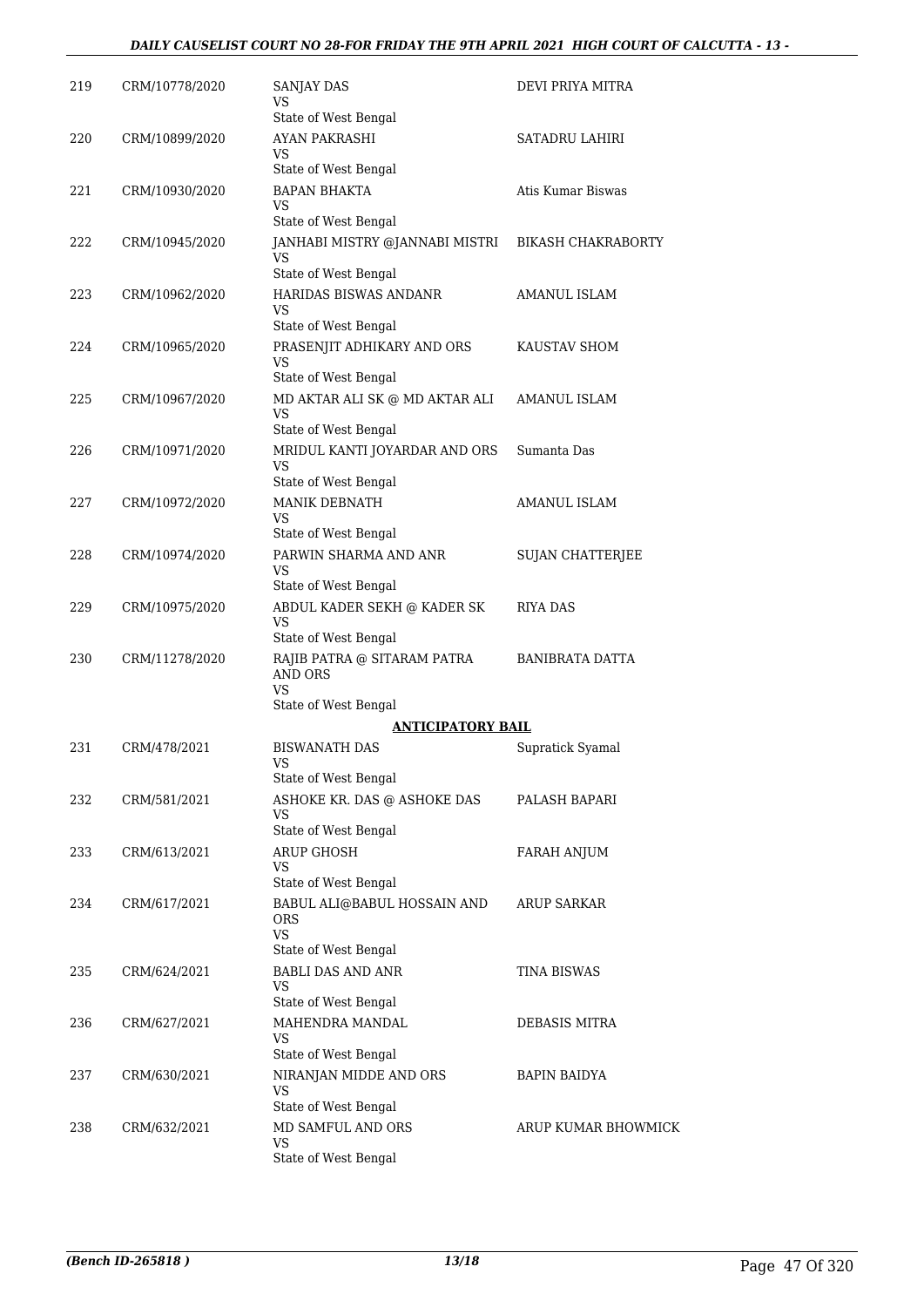| | | | |
|---|---|---|---|
| 219 | CRM/10778/2020 | SANJAY DAS<br>VS<br>State of West Bengal | DEVI PRIYA MITRA |
| 220 | CRM/10899/2020 | AYAN PAKRASHI<br>VS<br>State of West Bengal | SATADRU LAHIRI |
| 221 | CRM/10930/2020 | BAPAN BHAKTA<br>VS<br>State of West Bengal | Atis Kumar Biswas |
| 222 | CRM/10945/2020 | JANHABI MISTRY @JANNABI MISTRI<br>VS<br>State of West Bengal | BIKASH CHAKRABORTY |
| 223 | CRM/10962/2020 | HARIDAS BISWAS ANDANR<br>VS<br>State of West Bengal | AMANUL ISLAM |
| 224 | CRM/10965/2020 | PRASENJIT ADHIKARY AND ORS<br>VS<br>State of West Bengal | KAUSTAV SHOM |
| 225 | CRM/10967/2020 | MD AKTAR ALI SK @ MD AKTAR ALI<br>VS<br>State of West Bengal | AMANUL ISLAM |
| 226 | CRM/10971/2020 | MRIDUL KANTI JOYARDAR AND ORS<br>VS<br>State of West Bengal | Sumanta Das |
| 227 | CRM/10972/2020 | MANIK DEBNATH<br>VS<br>State of West Bengal | AMANUL ISLAM |
| 228 | CRM/10974/2020 | PARWIN SHARMA AND ANR<br>VS<br>State of West Bengal | SUJAN CHATTERJEE |
| 229 | CRM/10975/2020 | ABDUL KADER SEKH @ KADER SK<br>VS<br>State of West Bengal | RIYA DAS |
| 230 | CRM/11278/2020 | RAJIB PATRA @ SITARAM PATRA AND ORS<br>VS<br>State of West Bengal | BANIBRATA DATTA |
| | | **ANTICIPATORY BAIL** | |
| 231 | CRM/478/2021 | BISWANATH DAS<br>VS<br>State of West Bengal | Supratick Syamal |
| 232 | CRM/581/2021 | ASHOKE KR. DAS @ ASHOKE DAS<br>VS<br>State of West Bengal | PALASH BAPARI |
| 233 | CRM/613/2021 | ARUP GHOSH<br>VS<br>State of West Bengal | FARAH ANJUM |
| 234 | CRM/617/2021 | BABUL ALI@BABUL HOSSAIN AND ORS<br>VS<br>State of West Bengal | ARUP SARKAR |
| 235 | CRM/624/2021 | BABLI DAS AND ANR<br>VS<br>State of West Bengal | TINA BISWAS |
| 236 | CRM/627/2021 | MAHENDRA MANDAL<br>VS<br>State of West Bengal | DEBASIS MITRA |
| 237 | CRM/630/2021 | NIRANJAN MIDDE AND ORS<br>VS<br>State of West Bengal | BAPIN BAIDYA |
| 238 | CRM/632/2021 | MD SAMFUL AND ORS<br>VS<br>State of West Bengal | ARUP KUMAR BHOWMICK |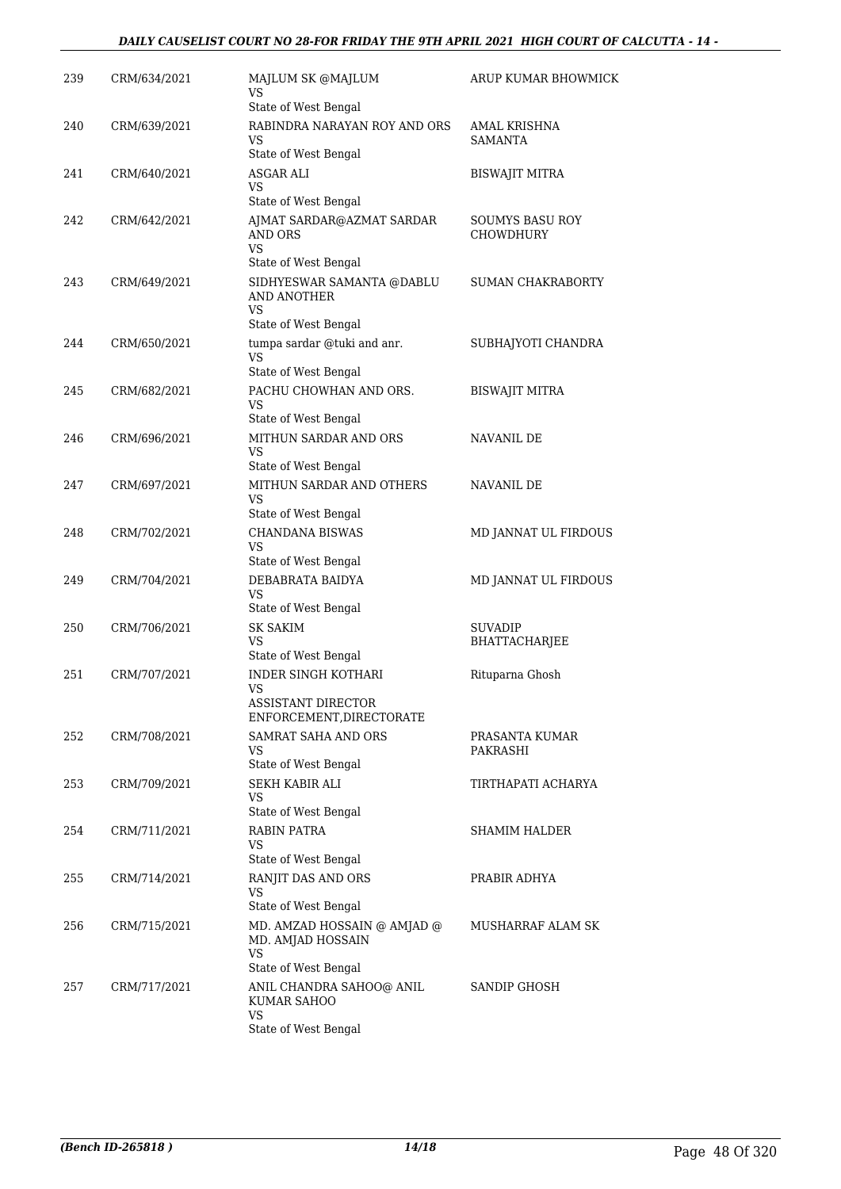| 239 | CRM/634/2021 | MAJLUM SK @MAJLUM<br>VS<br>State of West Bengal | ARUP KUMAR BHOWMICK |
|---|---|---|---|
| 240 | CRM/639/2021 | RABINDRA NARAYAN ROY AND ORS<br>VS<br>State of West Bengal | AMAL KRISHNA SAMANTA |
| 241 | CRM/640/2021 | ASGAR ALI<br>VS<br>State of West Bengal | BISWAJIT MITRA |
| 242 | CRM/642/2021 | AJMAT SARDAR@AZMAT SARDAR AND ORS<br>VS<br>State of West Bengal | SOUMYS BASU ROY CHOWDHURY |
| 243 | CRM/649/2021 | SIDHYESWAR SAMANTA @DABLU AND ANOTHER<br>VS<br>State of West Bengal | SUMAN CHAKRABORTY |
| 244 | CRM/650/2021 | tumpa sardar @tuki and anr.<br>VS<br>State of West Bengal | SUBHAJYOTI CHANDRA |
| 245 | CRM/682/2021 | PACHU CHOWHAN AND ORS.<br>VS<br>State of West Bengal | BISWAJIT MITRA |
| 246 | CRM/696/2021 | MITHUN SARDAR AND ORS<br>VS<br>State of West Bengal | NAVANIL DE |
| 247 | CRM/697/2021 | MITHUN SARDAR AND OTHERS<br>VS<br>State of West Bengal | NAVANIL DE |
| 248 | CRM/702/2021 | CHANDANA BISWAS<br>VS<br>State of West Bengal | MD JANNAT UL FIRDOUS |
| 249 | CRM/704/2021 | DEBABRATA BAIDYA<br>VS<br>State of West Bengal | MD JANNAT UL FIRDOUS |
| 250 | CRM/706/2021 | SK SAKIM<br>VS<br>State of West Bengal | SUVADIP BHATTACHARJEE |
| 251 | CRM/707/2021 | INDER SINGH KOTHARI<br>VS<br>ASSISTANT DIRECTOR ENFORCEMENT,DIRECTORATE | Rituparna Ghosh |
| 252 | CRM/708/2021 | SAMRAT SAHA AND ORS<br>VS<br>State of West Bengal | PRASANTA KUMAR PAKRASHI |
| 253 | CRM/709/2021 | SEKH KABIR ALI<br>VS<br>State of West Bengal | TIRTHAPATI ACHARYA |
| 254 | CRM/711/2021 | RABIN PATRA<br>VS<br>State of West Bengal | SHAMIM HALDER |
| 255 | CRM/714/2021 | RANJIT DAS AND ORS<br>VS<br>State of West Bengal | PRABIR ADHYA |
| 256 | CRM/715/2021 | MD. AMZAD HOSSAIN @ AMJAD @ MD. AMJAD HOSSAIN<br>VS<br>State of West Bengal | MUSHARRAF ALAM SK |
| 257 | CRM/717/2021 | ANIL CHANDRA SAHOO@ ANIL KUMAR SAHOO<br>VS<br>State of West Bengal | SANDIP GHOSH |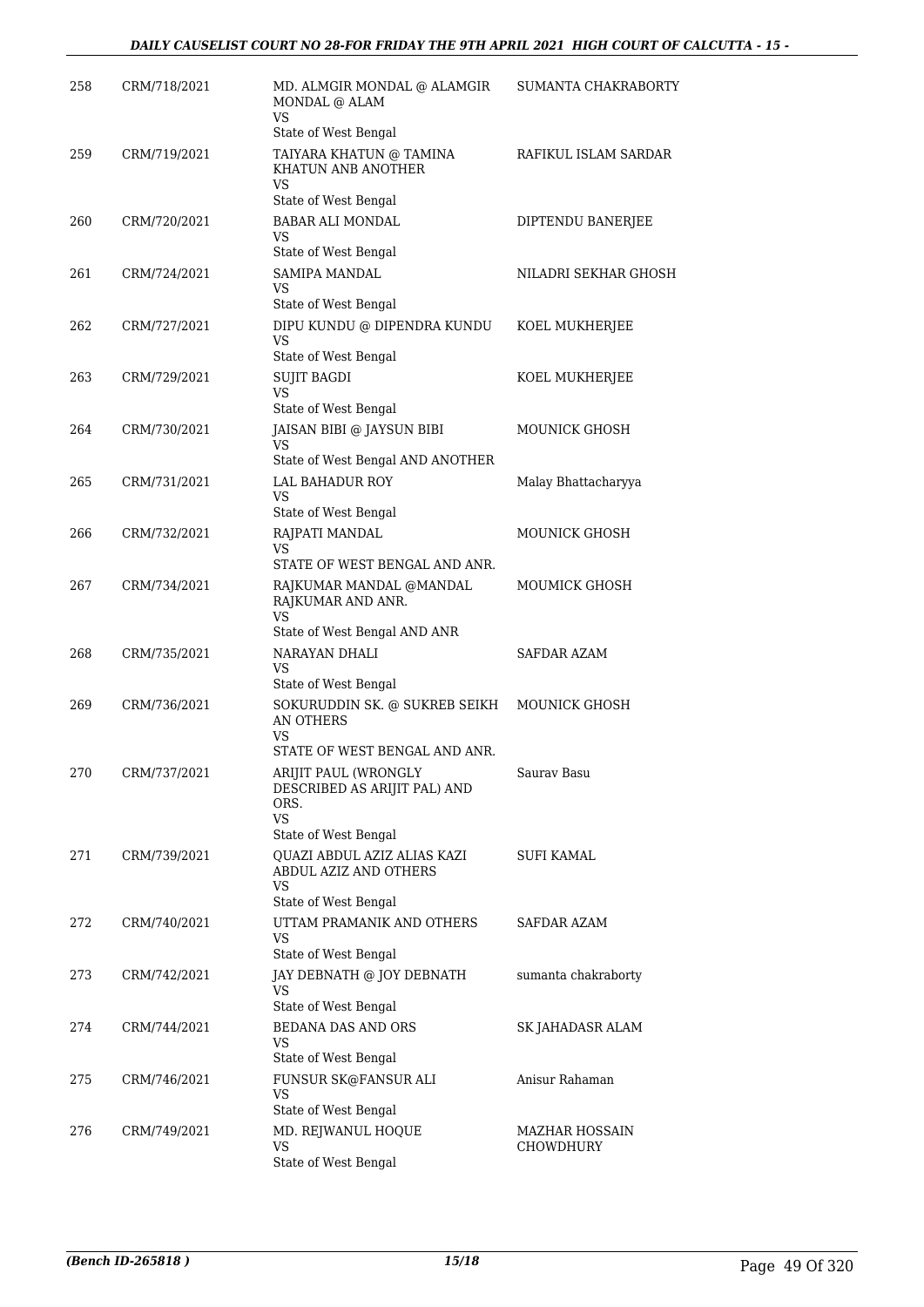| | | | |
|---|---|---|---|
| 258 | CRM/718/2021 | MD. ALMGIR MONDAL @ ALAMGIR MONDAL @ ALAM<br>VS<br>State of West Bengal | SUMANTA CHAKRABORTY |
| 259 | CRM/719/2021 | TAIYARA KHATUN @ TAMINA KHATUN ANB ANOTHER<br>VS<br>State of West Bengal | RAFIKUL ISLAM SARDAR |
| 260 | CRM/720/2021 | BABAR ALI MONDAL<br>VS<br>State of West Bengal | DIPTENDU BANERJEE |
| 261 | CRM/724/2021 | SAMIPA MANDAL<br>VS<br>State of West Bengal | NILADRI SEKHAR GHOSH |
| 262 | CRM/727/2021 | DIPU KUNDU @ DIPENDRA KUNDU<br>VS<br>State of West Bengal | KOEL MUKHERJEE |
| 263 | CRM/729/2021 | SUJIT BAGDI<br>VS<br>State of West Bengal | KOEL MUKHERJEE |
| 264 | CRM/730/2021 | JAISAN BIBI @ JAYSUN BIBI<br>VS<br>State of West Bengal AND ANOTHER | MOUNICK GHOSH |
| 265 | CRM/731/2021 | LAL BAHADUR ROY<br>VS<br>State of West Bengal | Malay Bhattacharyya |
| 266 | CRM/732/2021 | RAJPATI MANDAL<br>VS<br>STATE OF WEST BENGAL AND ANR. | MOUNICK GHOSH |
| 267 | CRM/734/2021 | RAJKUMAR MANDAL @MANDAL RAJKUMAR AND ANR.<br>VS<br>State of West Bengal AND ANR | MOUMICK GHOSH |
| 268 | CRM/735/2021 | NARAYAN DHALI<br>VS<br>State of West Bengal | SAFDAR AZAM |
| 269 | CRM/736/2021 | SOKURUDDIN SK. @ SUKREB SEIKH AN OTHERS<br>VS<br>STATE OF WEST BENGAL AND ANR. | MOUNICK GHOSH |
| 270 | CRM/737/2021 | ARIJIT PAUL (WRONGLY DESCRIBED AS ARIJIT PAL) AND ORS.<br>VS<br>State of West Bengal | Saurav Basu |
| 271 | CRM/739/2021 | QUAZI ABDUL AZIZ ALIAS KAZI ABDUL AZIZ AND OTHERS<br>VS<br>State of West Bengal | SUFI KAMAL |
| 272 | CRM/740/2021 | UTTAM PRAMANIK AND OTHERS<br>VS<br>State of West Bengal | SAFDAR AZAM |
| 273 | CRM/742/2021 | JAY DEBNATH @ JOY DEBNATH<br>VS<br>State of West Bengal | sumanta chakraborty |
| 274 | CRM/744/2021 | BEDANA DAS AND ORS<br>VS<br>State of West Bengal | SK JAHADASR ALAM |
| 275 | CRM/746/2021 | FUNSUR SK@FANSUR ALI<br>VS<br>State of West Bengal | Anisur Rahaman |
| 276 | CRM/749/2021 | MD. REJWANUL HOQUE<br>VS<br>State of West Bengal | MAZHAR HOSSAIN CHOWDHURY |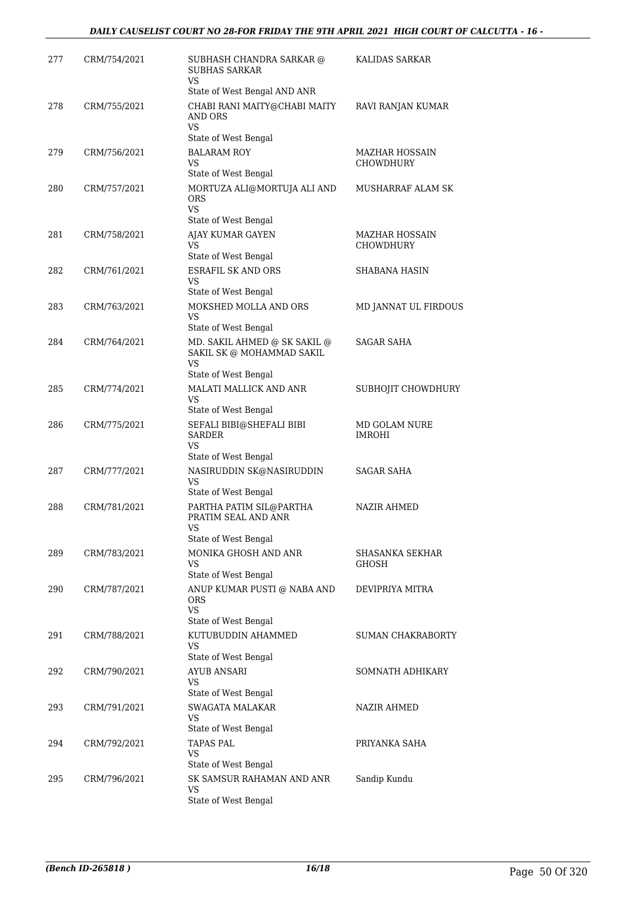| | | | |
|---|---|---|---|
| 277 | CRM/754/2021 | SUBHASH CHANDRA SARKAR @ SUBHAS SARKAR<br>VS<br>State of West Bengal AND ANR | KALIDAS SARKAR |
| 278 | CRM/755/2021 | CHABI RANI MAITY@CHABI MAITY AND ORS<br>VS<br>State of West Bengal | RAVI RANJAN KUMAR |
| 279 | CRM/756/2021 | BALARAM ROY<br>VS<br>State of West Bengal | MAZHAR HOSSAIN CHOWDHURY |
| 280 | CRM/757/2021 | MORTUZA ALI@MORTUJA ALI AND ORS<br>VS<br>State of West Bengal | MUSHARRAF ALAM SK |
| 281 | CRM/758/2021 | AJAY KUMAR GAYEN<br>VS<br>State of West Bengal | MAZHAR HOSSAIN CHOWDHURY |
| 282 | CRM/761/2021 | ESRAFIL SK AND ORS<br>VS<br>State of West Bengal | SHABANA HASIN |
| 283 | CRM/763/2021 | MOKSHED MOLLA AND ORS<br>VS<br>State of West Bengal | MD JANNAT UL FIRDOUS |
| 284 | CRM/764/2021 | MD. SAKIL AHMED @ SK SAKIL @ SAKIL SK @ MOHAMMAD SAKIL<br>VS<br>State of West Bengal | SAGAR SAHA |
| 285 | CRM/774/2021 | MALATI MALLICK AND ANR<br>VS<br>State of West Bengal | SUBHOJIT CHOWDHURY |
| 286 | CRM/775/2021 | SEFALI BIBI@SHEFALI BIBI SARDER<br>VS<br>State of West Bengal | MD GOLAM NURE IMROHI |
| 287 | CRM/777/2021 | NASIRUDDIN SK@NASIRUDDIN<br>VS<br>State of West Bengal | SAGAR SAHA |
| 288 | CRM/781/2021 | PARTHA PATIM SIL@PARTHA PRATIM SEAL AND ANR<br>VS<br>State of West Bengal | NAZIR AHMED |
| 289 | CRM/783/2021 | MONIKA GHOSH AND ANR<br>VS<br>State of West Bengal | SHASANKA SEKHAR GHOSH |
| 290 | CRM/787/2021 | ANUP KUMAR PUSTI @ NABA AND ORS<br>VS<br>State of West Bengal | DEVIPRIYA MITRA |
| 291 | CRM/788/2021 | KUTUBUDDIN AHAMMED<br>VS<br>State of West Bengal | SUMAN CHAKRABORTY |
| 292 | CRM/790/2021 | AYUB ANSARI<br>VS<br>State of West Bengal | SOMNATH ADHIKARY |
| 293 | CRM/791/2021 | SWAGATA MALAKAR<br>VS<br>State of West Bengal | NAZIR AHMED |
| 294 | CRM/792/2021 | TAPAS PAL<br>VS<br>State of West Bengal | PRIYANKA SAHA |
| 295 | CRM/796/2021 | SK SAMSUR RAHAMAN AND ANR<br>VS<br>State of West Bengal | Sandip Kundu |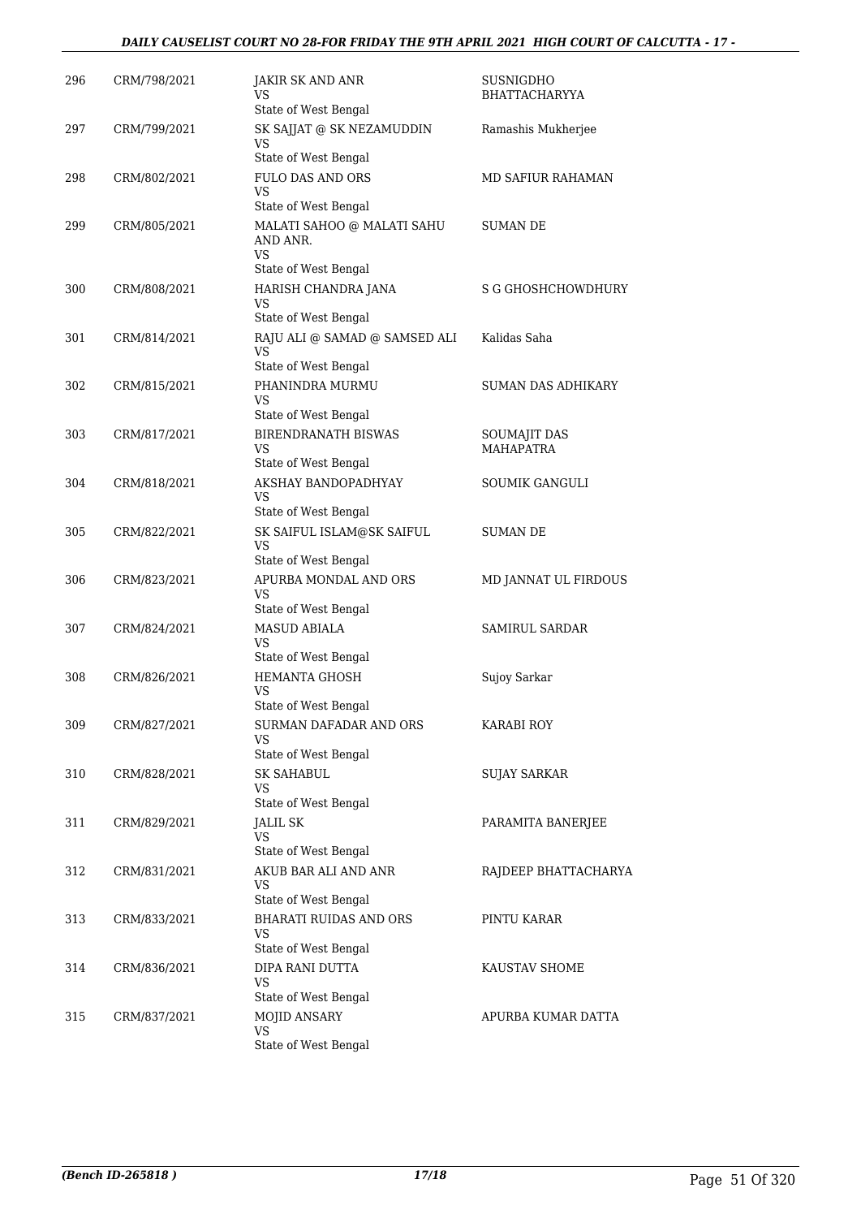| 296 | CRM/798/2021 | JAKIR SK AND ANR<br>VS<br>State of West Bengal | SUSNIGDHO BHATTACHARYYA |
|---|---|---|---|
| 297 | CRM/799/2021 | SK SAJJAT @ SK NEZAMUDDIN<br>VS<br>State of West Bengal | Ramashis Mukherjee |
| 298 | CRM/802/2021 | FULO DAS AND ORS<br>VS<br>State of West Bengal | MD SAFIUR RAHAMAN |
| 299 | CRM/805/2021 | MALATI SAHOO @ MALATI SAHU AND ANR.<br>VS<br>State of West Bengal | SUMAN DE |
| 300 | CRM/808/2021 | HARISH CHANDRA JANA<br>VS<br>State of West Bengal | S G GHOSHCHOWDHURY |
| 301 | CRM/814/2021 | RAJU ALI @ SAMAD @ SAMSED ALI<br>VS<br>State of West Bengal | Kalidas Saha |
| 302 | CRM/815/2021 | PHANINDRA MURMU<br>VS<br>State of West Bengal | SUMAN DAS ADHIKARY |
| 303 | CRM/817/2021 | BIRENDRANATH BISWAS<br>VS<br>State of West Bengal | SOUMAJIT DAS MAHAPATRA |
| 304 | CRM/818/2021 | AKSHAY BANDOPADHYAY<br>VS<br>State of West Bengal | SOUMIK GANGULI |
| 305 | CRM/822/2021 | SK SAIFUL ISLAM@SK SAIFUL<br>VS<br>State of West Bengal | SUMAN DE |
| 306 | CRM/823/2021 | APURBA MONDAL AND ORS<br>VS<br>State of West Bengal | MD JANNAT UL FIRDOUS |
| 307 | CRM/824/2021 | MASUD ABIALA<br>VS<br>State of West Bengal | SAMIRUL SARDAR |
| 308 | CRM/826/2021 | HEMANTA GHOSH<br>VS<br>State of West Bengal | Sujoy Sarkar |
| 309 | CRM/827/2021 | SURMAN DAFADAR AND ORS<br>VS<br>State of West Bengal | KARABI ROY |
| 310 | CRM/828/2021 | SK SAHABUL<br>VS<br>State of West Bengal | SUJAY SARKAR |
| 311 | CRM/829/2021 | JALIL SK<br>VS<br>State of West Bengal | PARAMITA BANERJEE |
| 312 | CRM/831/2021 | AKUB BAR ALI AND ANR<br>VS<br>State of West Bengal | RAJDEEP BHATTACHARYA |
| 313 | CRM/833/2021 | BHARATI RUIDAS AND ORS<br>VS<br>State of West Bengal | PINTU KARAR |
| 314 | CRM/836/2021 | DIPA RANI DUTTA<br>VS<br>State of West Bengal | KAUSTAV SHOME |
| 315 | CRM/837/2021 | MOJID ANSARY<br>VS<br>State of West Bengal | APURBA KUMAR DATTA |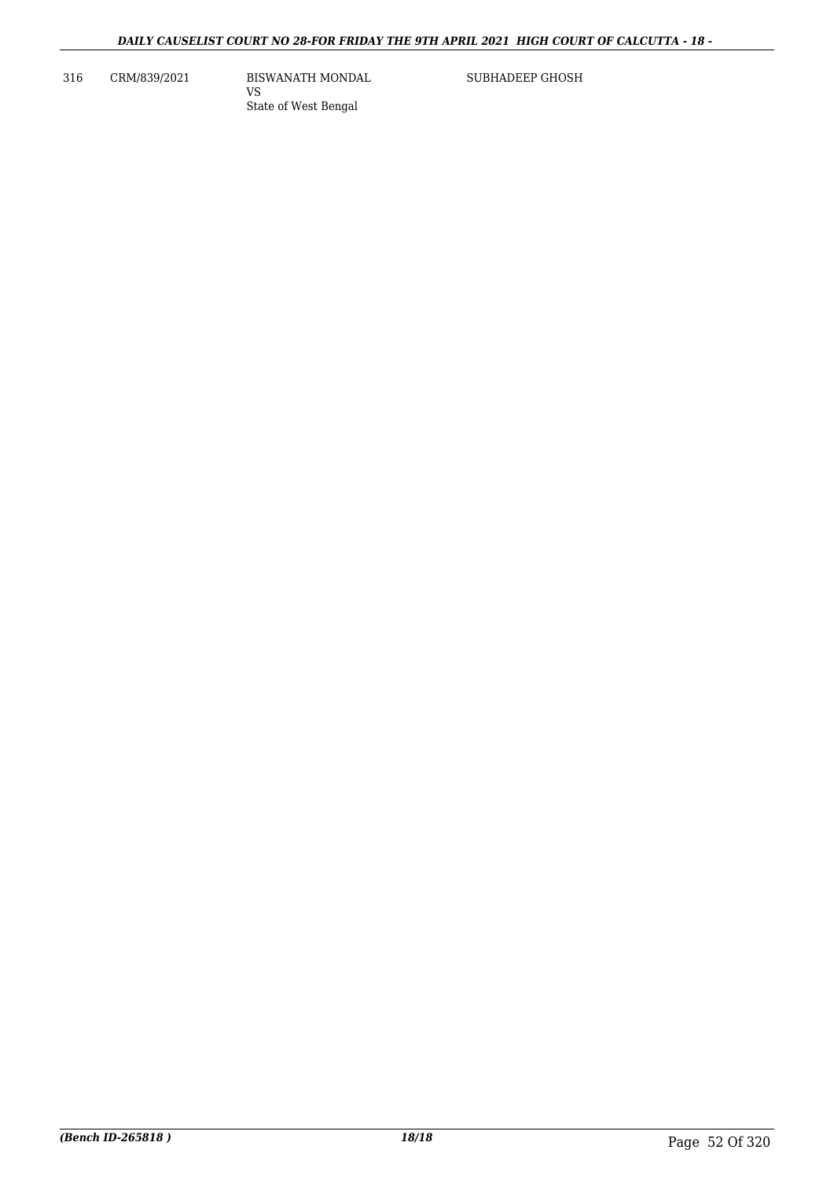| 316 | CRM/839/2021 | BISWANATH MONDAL<br>VS<br>State of West Bengal | SUBHADEEP GHOSH |
|---|---|---|---|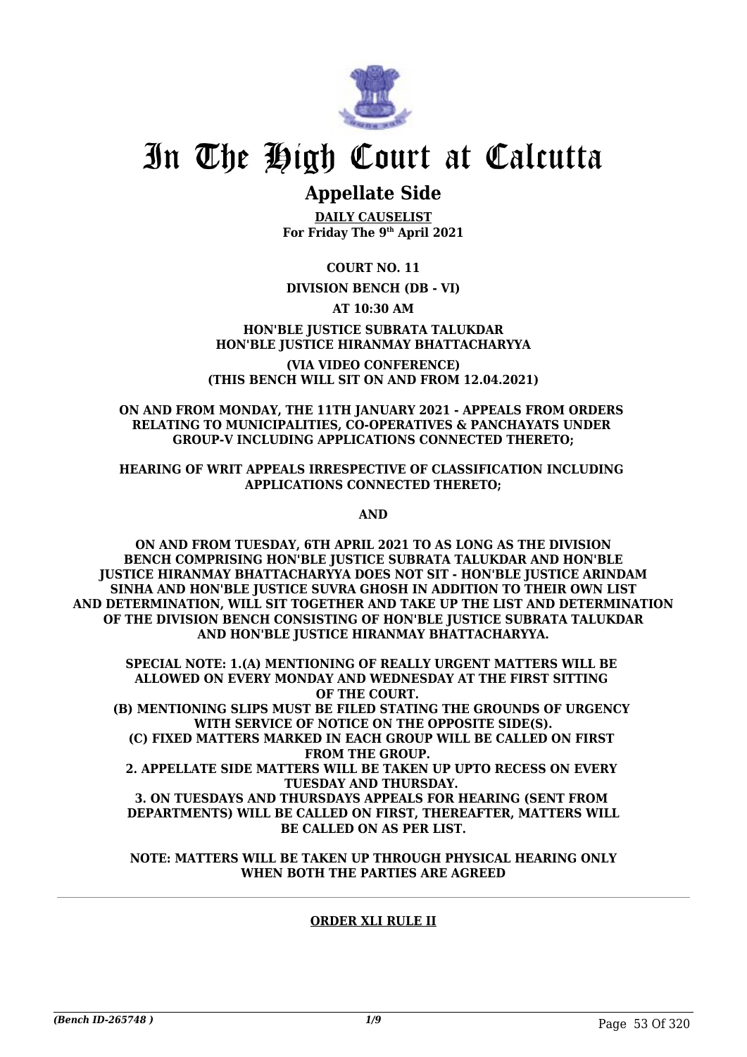# In The High Court at Calcutta

## Appellate Side

**DAILY CAUSELIST**
**For Friday The 9th April 2021**

**COURT NO. 11**

**DIVISION BENCH (DB - VI)**

**AT 10:30 AM**

**HON'BLE JUSTICE SUBRATA TALUKDAR**
**HON'BLE JUSTICE HIRANMAY BHATTACHARYYA**

**(VIA VIDEO CONFERENCE)**
**(THIS BENCH WILL SIT ON AND FROM 12.04.2021)**

**ON AND FROM MONDAY, THE 11TH JANUARY 2021 - APPEALS FROM ORDERS RELATING TO MUNICIPALITIES, CO-OPERATIVES & PANCHAYATS UNDER GROUP-V INCLUDING APPLICATIONS CONNECTED THERETO;**

**HEARING OF WRIT APPEALS IRRESPECTIVE OF CLASSIFICATION INCLUDING APPLICATIONS CONNECTED THERETO;**

**AND**

**ON AND FROM TUESDAY, 6TH APRIL 2021 TO AS LONG AS THE DIVISION BENCH COMPRISING HON'BLE JUSTICE SUBRATA TALUKDAR AND HON'BLE JUSTICE HIRANMAY BHATTACHARYYA DOES NOT SIT - HON'BLE JUSTICE ARINDAM SINHA AND HON'BLE JUSTICE SUVRA GHOSH IN ADDITION TO THEIR OWN LIST AND DETERMINATION, WILL SIT TOGETHER AND TAKE UP THE LIST AND DETERMINATION OF THE DIVISION BENCH CONSISTING OF HON'BLE JUSTICE SUBRATA TALUKDAR AND HON'BLE JUSTICE HIRANMAY BHATTACHARYYA.**

**SPECIAL NOTE: 1.(A) MENTIONING OF REALLY URGENT MATTERS WILL BE ALLOWED ON EVERY MONDAY AND WEDNESDAY AT THE FIRST SITTING OF THE COURT.**
**(B) MENTIONING SLIPS MUST BE FILED STATING THE GROUNDS OF URGENCY WITH SERVICE OF NOTICE ON THE OPPOSITE SIDE(S).**
**(C) FIXED MATTERS MARKED IN EACH GROUP WILL BE CALLED ON FIRST FROM THE GROUP.**
**2. APPELLATE SIDE MATTERS WILL BE TAKEN UP UPTO RECESS ON EVERY TUESDAY AND THURSDAY.**
**3. ON TUESDAYS AND THURSDAYS APPEALS FOR HEARING (SENT FROM DEPARTMENTS) WILL BE CALLED ON FIRST, THEREAFTER, MATTERS WILL BE CALLED ON AS PER LIST.**

**NOTE: MATTERS WILL BE TAKEN UP THROUGH PHYSICAL HEARING ONLY WHEN BOTH THE PARTIES ARE AGREED**

---

**ORDER XLI RULE II**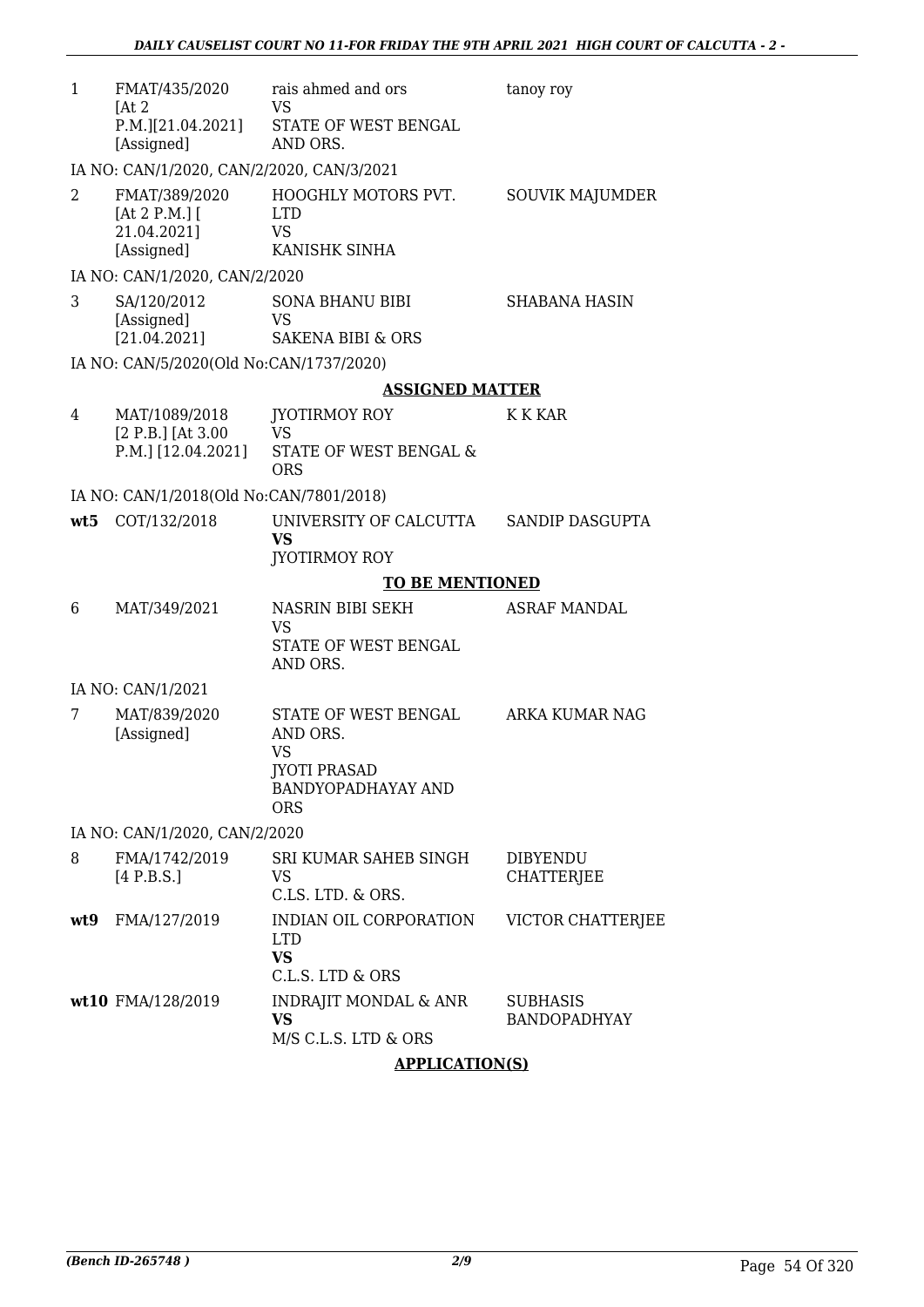| | | | |
|---|---|---|---|
| 1 | FMAT/435/2020 [At 2 P.M.][21.04.2021] [Assigned] | rais ahmed and ors VS STATE OF WEST BENGAL AND ORS. | tanoy roy |
| | IA NO: CAN/1/2020, CAN/2/2020, CAN/3/2021 | | |
| 2 | FMAT/389/2020 [At 2 P.M.] [ 21.04.2021] [Assigned] | HOOGHLY MOTORS PVT. LTD VS KANISHK SINHA | SOUVIK MAJUMDER |
| | IA NO: CAN/1/2020, CAN/2/2020 | | |
| 3 | SA/120/2012 [Assigned] [21.04.2021] | SONA BHANU BIBI VS SAKENA BIBI & ORS | SHABANA HASIN |
| | IA NO: CAN/5/2020(Old No:CAN/1737/2020) | | |

**ASSIGNED MATTER**

| | | | |
|---|---|---|---|
| 4 | MAT/1089/2018 [2 P.B.] [At 3.00 P.M.] [12.04.2021] | JYOTIRMOY ROY VS STATE OF WEST BENGAL & ORS | K K KAR |
| | IA NO: CAN/1/2018(Old No:CAN/7801/2018) | | |
| **wt5** | COT/132/2018 | UNIVERSITY OF CALCUTTA **VS** JYOTIRMOY ROY | SANDIP DASGUPTA |

**TO BE MENTIONED**

| | | | |
|---|---|---|---|
| 6 | MAT/349/2021 | NASRIN BIBI SEKH VS STATE OF WEST BENGAL AND ORS. | ASRAF MANDAL |
| | IA NO: CAN/1/2021 | | |
| 7 | MAT/839/2020 [Assigned] | STATE OF WEST BENGAL AND ORS. VS JYOTI PRASAD BANDYOPADHAYAY AND ORS | ARKA KUMAR NAG |
| | IA NO: CAN/1/2020, CAN/2/2020 | | |
| 8 | FMA/1742/2019 [4 P.B.S.] | SRI KUMAR SAHEB SINGH VS C.LS. LTD. & ORS. | DIBYENDU CHATTERJEE |
| **wt9** | FMA/127/2019 | INDIAN OIL CORPORATION LTD **VS** C.L.S. LTD & ORS | VICTOR CHATTERJEE |
| **wt10** | FMA/128/2019 | INDRAJIT MONDAL & ANR **VS** M/S C.L.S. LTD & ORS | SUBHASIS BANDOPADHYAY |

**APPLICATION(S)**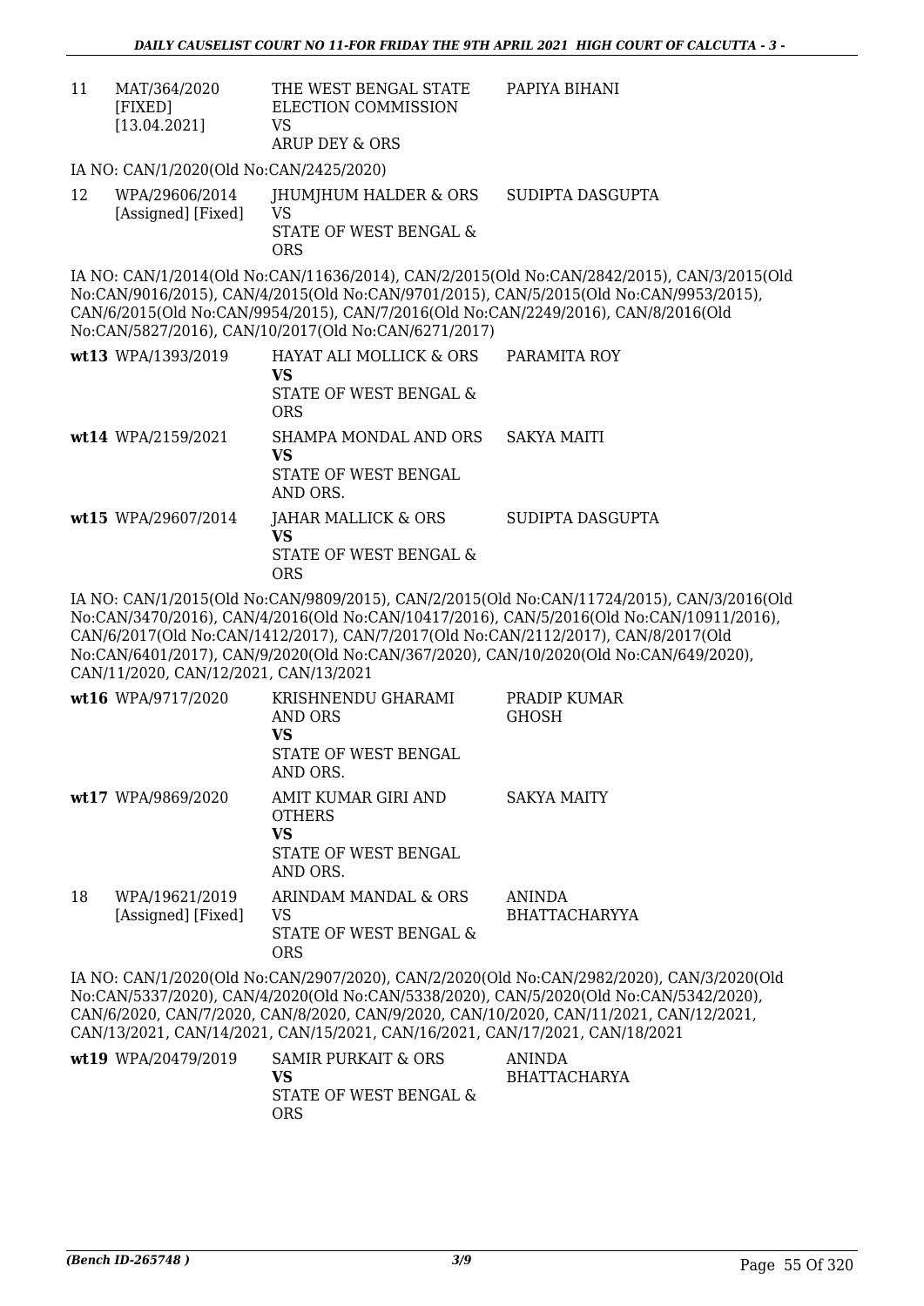| | | | |
|---|---|---|---|
| 11 | MAT/364/2020 [FIXED] [13.04.2021] | THE WEST BENGAL STATE ELECTION COMMISSION VS ARUP DEY & ORS | PAPIYA BIHANI |

IA NO: CAN/1/2020(Old No:CAN/2425/2020)

| | | | |
|---|---|---|---|
| 12 | WPA/29606/2014 [Assigned] [Fixed] | JHUMJHUM HALDER & ORS VS STATE OF WEST BENGAL & ORS | SUDIPTA DASGUPTA |

IA NO: CAN/1/2014(Old No:CAN/11636/2014), CAN/2/2015(Old No:CAN/2842/2015), CAN/3/2015(Old No:CAN/9016/2015), CAN/4/2015(Old No:CAN/9701/2015), CAN/5/2015(Old No:CAN/9953/2015), CAN/6/2015(Old No:CAN/9954/2015), CAN/7/2016(Old No:CAN/2249/2016), CAN/8/2016(Old No:CAN/5827/2016), CAN/10/2017(Old No:CAN/6271/2017)

| | | | |
|---|---|---|---|
| wt13 | WPA/1393/2019 | HAYAT ALI MOLLICK & ORS **VS** STATE OF WEST BENGAL & ORS | PARAMITA ROY |
| wt14 | WPA/2159/2021 | SHAMPA MONDAL AND ORS **VS** STATE OF WEST BENGAL AND ORS. | SAKYA MAITI |
| wt15 | WPA/29607/2014 | JAHAR MALLICK & ORS **VS** STATE OF WEST BENGAL & ORS | SUDIPTA DASGUPTA |

IA NO: CAN/1/2015(Old No:CAN/9809/2015), CAN/2/2015(Old No:CAN/11724/2015), CAN/3/2016(Old No:CAN/3470/2016), CAN/4/2016(Old No:CAN/10417/2016), CAN/5/2016(Old No:CAN/10911/2016), CAN/6/2017(Old No:CAN/1412/2017), CAN/7/2017(Old No:CAN/2112/2017), CAN/8/2017(Old No:CAN/6401/2017), CAN/9/2020(Old No:CAN/367/2020), CAN/10/2020(Old No:CAN/649/2020), CAN/11/2020, CAN/12/2021, CAN/13/2021

| | | | |
|---|---|---|---|
| wt16 | WPA/9717/2020 | KRISHNENDU GHARAMI AND ORS **VS** STATE OF WEST BENGAL AND ORS. | PRADIP KUMAR GHOSH |
| wt17 | WPA/9869/2020 | AMIT KUMAR GIRI AND OTHERS **VS** STATE OF WEST BENGAL AND ORS. | SAKYA MAITY |
| 18 | WPA/19621/2019 [Assigned] [Fixed] | ARINDAM MANDAL & ORS VS STATE OF WEST BENGAL & ORS | ANINDA BHATTACHARYYA |

IA NO: CAN/1/2020(Old No:CAN/2907/2020), CAN/2/2020(Old No:CAN/2982/2020), CAN/3/2020(Old No:CAN/5337/2020), CAN/4/2020(Old No:CAN/5338/2020), CAN/5/2020(Old No:CAN/5342/2020), CAN/6/2020, CAN/7/2020, CAN/8/2020, CAN/9/2020, CAN/10/2020, CAN/11/2021, CAN/12/2021, CAN/13/2021, CAN/14/2021, CAN/15/2021, CAN/16/2021, CAN/17/2021, CAN/18/2021

| | | | |
|---|---|---|---|
| wt19 | WPA/20479/2019 | SAMIR PURKAIT & ORS **VS** STATE OF WEST BENGAL & ORS | ANINDA BHATTACHARYA |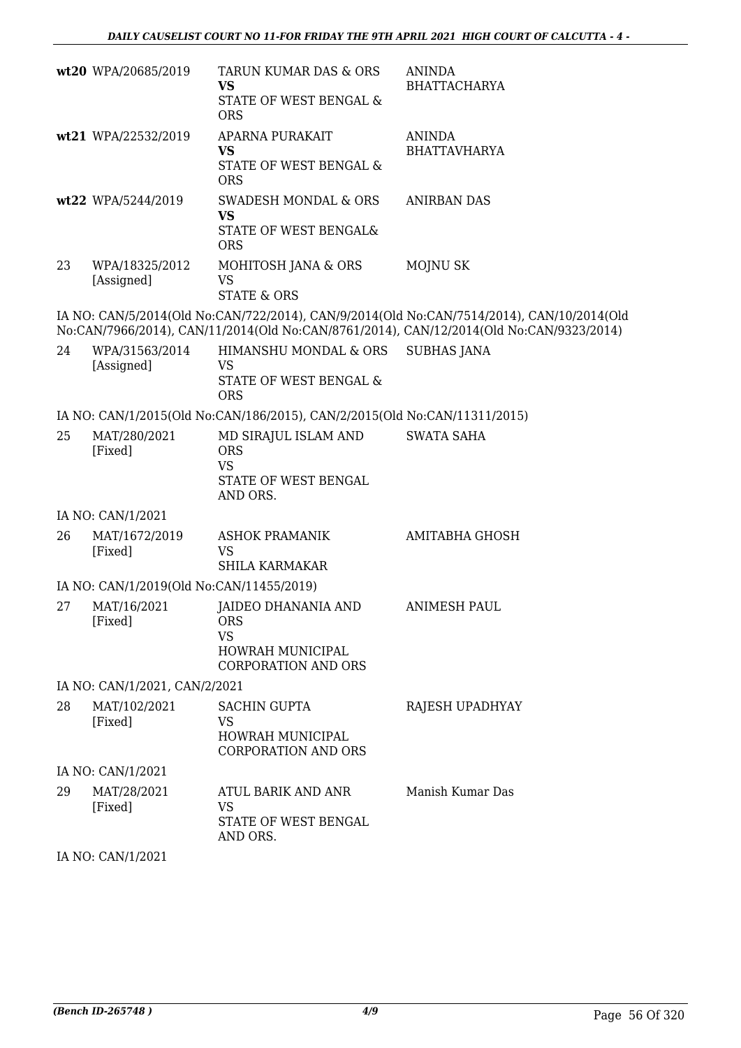| | | | |
|---|---|---|---|
| wt20 | WPA/20685/2019 | TARUN KUMAR DAS & ORS<br>**VS**<br>STATE OF WEST BENGAL & ORS | ANINDA BHATTACHARYA |
| wt21 | WPA/22532/2019 | APARNA PURAKAIT<br>**VS**<br>STATE OF WEST BENGAL & ORS | ANINDA BHATTAVHARYA |
| wt22 | WPA/5244/2019 | SWADESH MONDAL & ORS<br>**VS**<br>STATE OF WEST BENGAL& ORS | ANIRBAN DAS |
| 23 | WPA/18325/2012<br>[Assigned] | MOHITOSH JANA & ORS<br>VS<br>STATE & ORS | MOJNU SK |

IA NO: CAN/5/2014(Old No:CAN/722/2014), CAN/9/2014(Old No:CAN/7514/2014), CAN/10/2014(Old No:CAN/7966/2014), CAN/11/2014(Old No:CAN/8761/2014), CAN/12/2014(Old No:CAN/9323/2014)

| | | | |
|---|---|---|---|
| 24 | WPA/31563/2014<br>[Assigned] | HIMANSHU MONDAL & ORS<br>VS<br>STATE OF WEST BENGAL & ORS | SUBHAS JANA |

IA NO: CAN/1/2015(Old No:CAN/186/2015), CAN/2/2015(Old No:CAN/11311/2015)

| | | | |
|---|---|---|---|
| 25 | MAT/280/2021<br>[Fixed] | MD SIRAJUL ISLAM AND ORS<br>VS<br>STATE OF WEST BENGAL AND ORS. | SWATA SAHA |

IA NO: CAN/1/2021

| | | | |
|---|---|---|---|
| 26 | MAT/1672/2019<br>[Fixed] | ASHOK PRAMANIK<br>VS<br>SHILA KARMAKAR | AMITABHA GHOSH |

IA NO: CAN/1/2019(Old No:CAN/11455/2019)

| | | | |
|---|---|---|---|
| 27 | MAT/16/2021<br>[Fixed] | JAIDEO DHANANIA AND ORS<br>VS<br>HOWRAH MUNICIPAL CORPORATION AND ORS | ANIMESH PAUL |

IA NO: CAN/1/2021, CAN/2/2021

| | | | |
|---|---|---|---|
| 28 | MAT/102/2021<br>[Fixed] | SACHIN GUPTA<br>VS<br>HOWRAH MUNICIPAL CORPORATION AND ORS | RAJESH UPADHYAY |

IA NO: CAN/1/2021

| | | | |
|---|---|---|---|
| 29 | MAT/28/2021<br>[Fixed] | ATUL BARIK AND ANR<br>VS<br>STATE OF WEST BENGAL AND ORS. | Manish Kumar Das |

IA NO: CAN/1/2021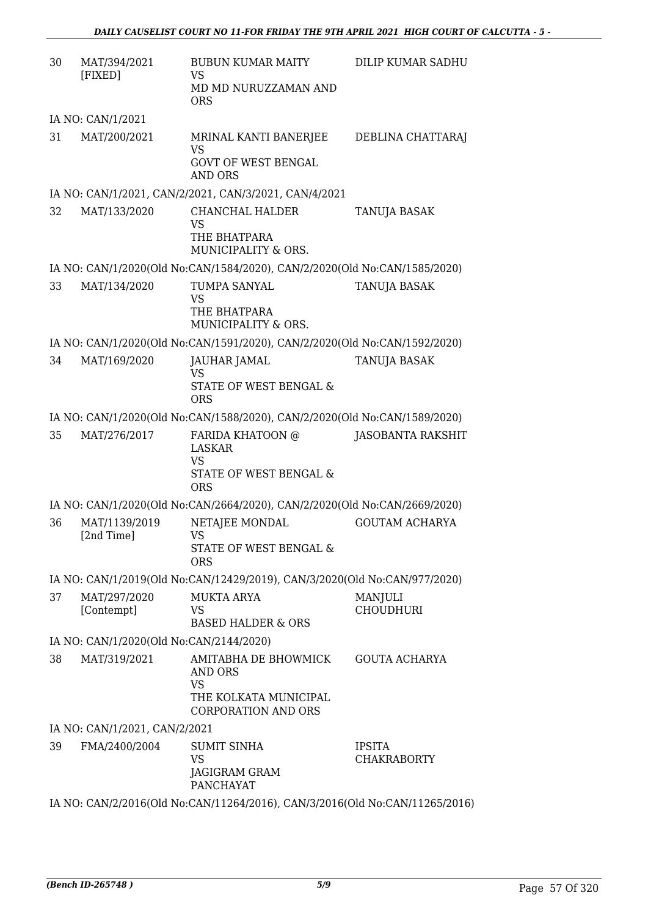| | | | |
|---|---|---|---|
| 30 | MAT/394/2021 [FIXED] | BUBUN KUMAR MAITY VS MD MD NURUZZAMAN AND ORS | DILIP KUMAR SADHU |
| | IA NO: CAN/1/2021 | | |
| 31 | MAT/200/2021 | MRINAL KANTI BANERJEE VS GOVT OF WEST BENGAL AND ORS | DEBLINA CHATTARAJ |
| | IA NO: CAN/1/2021, CAN/2/2021, CAN/3/2021, CAN/4/2021 | | |
| 32 | MAT/133/2020 | CHANCHAL HALDER VS THE BHATPARA MUNICIPALITY & ORS. | TANUJA BASAK |
| | IA NO: CAN/1/2020(Old No:CAN/1584/2020), CAN/2/2020(Old No:CAN/1585/2020) | | |
| 33 | MAT/134/2020 | TUMPA SANYAL VS THE BHATPARA MUNICIPALITY & ORS. | TANUJA BASAK |
| | IA NO: CAN/1/2020(Old No:CAN/1591/2020), CAN/2/2020(Old No:CAN/1592/2020) | | |
| 34 | MAT/169/2020 | JAUHAR JAMAL VS STATE OF WEST BENGAL & ORS | TANUJA BASAK |
| | IA NO: CAN/1/2020(Old No:CAN/1588/2020), CAN/2/2020(Old No:CAN/1589/2020) | | |
| 35 | MAT/276/2017 | FARIDA KHATOON @ LASKAR VS STATE OF WEST BENGAL & ORS | JASOBANTA RAKSHIT |
| | IA NO: CAN/1/2020(Old No:CAN/2664/2020), CAN/2/2020(Old No:CAN/2669/2020) | | |
| 36 | MAT/1139/2019 [2nd Time] | NETAJEE MONDAL VS STATE OF WEST BENGAL & ORS | GOUTAM ACHARYA |
| | IA NO: CAN/1/2019(Old No:CAN/12429/2019), CAN/3/2020(Old No:CAN/977/2020) | | |
| 37 | MAT/297/2020 [Contempt] | MUKTA ARYA VS BASED HALDER & ORS | MANJULI CHOUDHURI |
| | IA NO: CAN/1/2020(Old No:CAN/2144/2020) | | |
| 38 | MAT/319/2021 | AMITABHA DE BHOWMICK AND ORS VS THE KOLKATA MUNICIPAL CORPORATION AND ORS | GOUTA ACHARYA |
| | IA NO: CAN/1/2021, CAN/2/2021 | | |
| 39 | FMA/2400/2004 | SUMIT SINHA VS JAGIGRAM GRAM PANCHAYAT | IPSITA CHAKRABORTY |
| | IA NO: CAN/2/2016(Old No:CAN/11264/2016), CAN/3/2016(Old No:CAN/11265/2016) | | |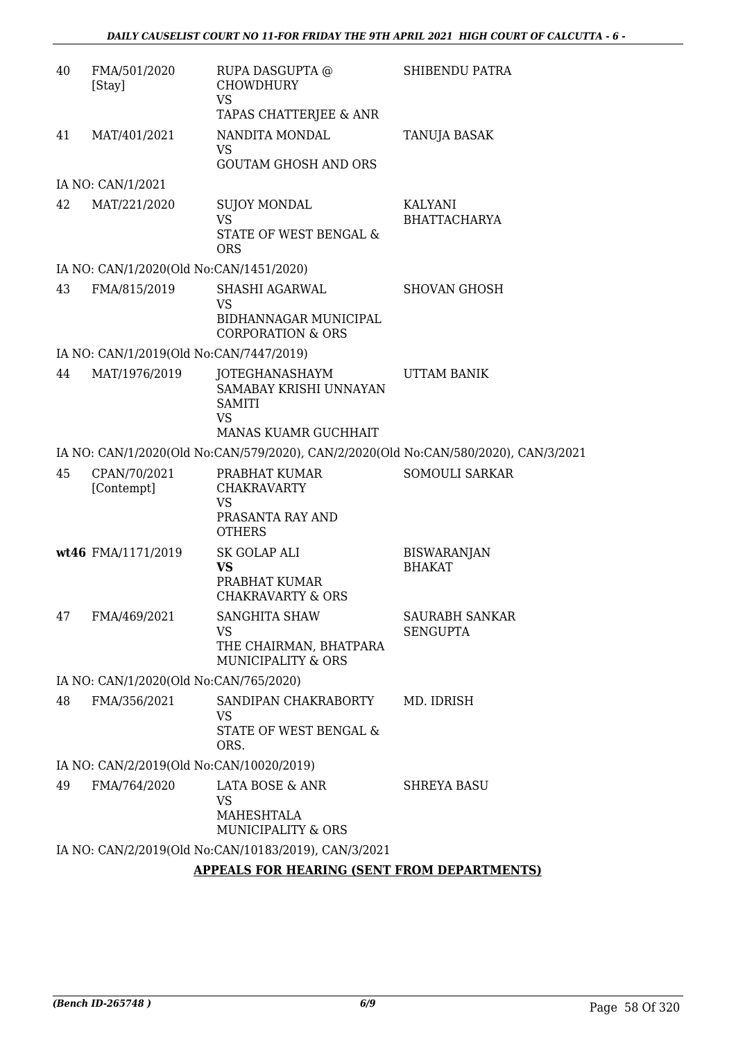| | | | |
|---|---|---|---|
| 40 | FMA/501/2020 [Stay] | RUPA DASGUPTA @ CHOWDHURY VS TAPAS CHATTERJEE & ANR | SHIBENDU PATRA |
| 41 | MAT/401/2021 | NANDITA MONDAL VS GOUTAM GHOSH AND ORS | TANUJA BASAK |
| | IA NO: CAN/1/2021 | | |
| 42 | MAT/221/2020 | SUJOY MONDAL VS STATE OF WEST BENGAL & ORS | KALYANI BHATTACHARYA |
| | IA NO: CAN/1/2020(Old No:CAN/1451/2020) | | |
| 43 | FMA/815/2019 | SHASHI AGARWAL VS BIDHANNAGAR MUNICIPAL CORPORATION & ORS | SHOVAN GHOSH |
| | IA NO: CAN/1/2019(Old No:CAN/7447/2019) | | |
| 44 | MAT/1976/2019 | JOTEGHANASHAYM SAMABAY KRISHI UNNAYAN SAMITI VS MANAS KUAMR GUCHHAIT | UTTAM BANIK |
| | IA NO: CAN/1/2020(Old No:CAN/579/2020), CAN/2/2020(Old No:CAN/580/2020), CAN/3/2021 | | |
| 45 | CPAN/70/2021 [Contempt] | PRABHAT KUMAR CHAKRAVARTY VS PRASANTA RAY AND OTHERS | SOMOULI SARKAR |
| **wt46** | FMA/1171/2019 | SK GOLAP ALI **VS** PRABHAT KUMAR CHAKRAVARTY & ORS | BISWARANJAN BHAKAT |
| 47 | FMA/469/2021 | SANGHITA SHAW VS THE CHAIRMAN, BHATPARA MUNICIPALITY & ORS | SAURABH SANKAR SENGUPTA |
| | IA NO: CAN/1/2020(Old No:CAN/765/2020) | | |
| 48 | FMA/356/2021 | SANDIPAN CHAKRABORTY VS STATE OF WEST BENGAL & ORS. | MD. IDRISH |
| | IA NO: CAN/2/2019(Old No:CAN/10020/2019) | | |
| 49 | FMA/764/2020 | LATA BOSE & ANR VS MAHESHTALA MUNICIPALITY & ORS | SHREYA BASU |
| | IA NO: CAN/2/2019(Old No:CAN/10183/2019), CAN/3/2021 | | |

**APPEALS FOR HEARING (SENT FROM DEPARTMENTS)**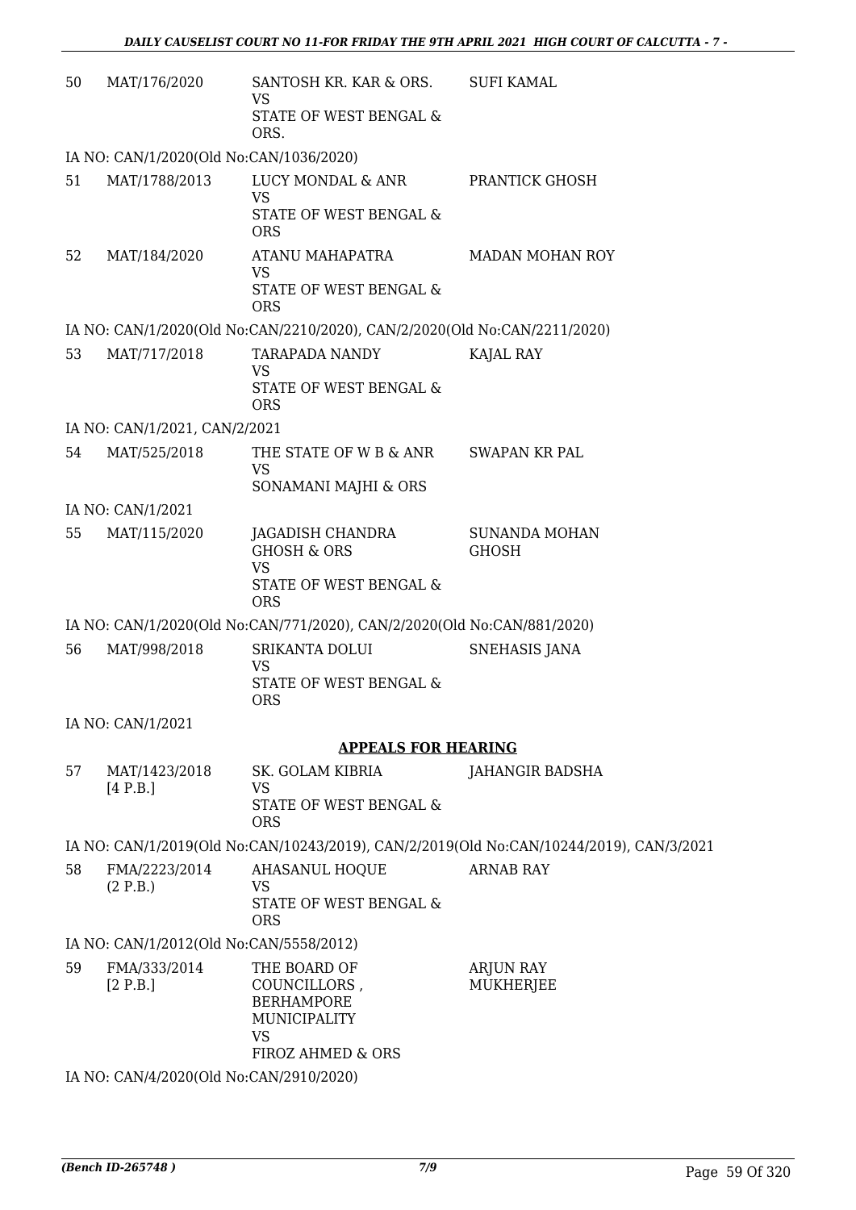| | | | |
|---|---|---|---|
| 50 | MAT/176/2020 | SANTOSH KR. KAR & ORS.<br>VS<br>STATE OF WEST BENGAL & ORS. | SUFI KAMAL |

IA NO: CAN/1/2020(Old No:CAN/1036/2020)

| | | | |
|---|---|---|---|
| 51 | MAT/1788/2013 | LUCY MONDAL & ANR<br>VS<br>STATE OF WEST BENGAL & ORS | PRANTICK GHOSH |
| 52 | MAT/184/2020 | ATANU MAHAPATRA<br>VS<br>STATE OF WEST BENGAL & ORS | MADAN MOHAN ROY |

IA NO: CAN/1/2020(Old No:CAN/2210/2020), CAN/2/2020(Old No:CAN/2211/2020)

| | | | |
|---|---|---|---|
| 53 | MAT/717/2018 | TARAPADA NANDY<br>VS<br>STATE OF WEST BENGAL & ORS | KAJAL RAY |

IA NO: CAN/1/2021, CAN/2/2021

| | | | |
|---|---|---|---|
| 54 | MAT/525/2018 | THE STATE OF W B & ANR<br>VS<br>SONAMANI MAJHI & ORS | SWAPAN KR PAL |

IA NO: CAN/1/2021

| | | | |
|---|---|---|---|
| 55 | MAT/115/2020 | JAGADISH CHANDRA GHOSH & ORS<br>VS<br>STATE OF WEST BENGAL & ORS | SUNANDA MOHAN GHOSH |

IA NO: CAN/1/2020(Old No:CAN/771/2020), CAN/2/2020(Old No:CAN/881/2020)

| | | | |
|---|---|---|---|
| 56 | MAT/998/2018 | SRIKANTA DOLUI<br>VS<br>STATE OF WEST BENGAL & ORS | SNEHASIS JANA |

IA NO: CAN/1/2021

## APPEALS FOR HEARING

| | | | |
|---|---|---|---|
| 57 | MAT/1423/2018 [4 P.B.] | SK. GOLAM KIBRIA<br>VS<br>STATE OF WEST BENGAL & ORS | JAHANGIR BADSHA |

IA NO: CAN/1/2019(Old No:CAN/10243/2019), CAN/2/2019(Old No:CAN/10244/2019), CAN/3/2021

| | | | |
|---|---|---|---|
| 58 | FMA/2223/2014 (2 P.B.) | AHASANUL HOQUE<br>VS<br>STATE OF WEST BENGAL & ORS | ARNAB RAY |

IA NO: CAN/1/2012(Old No:CAN/5558/2012)

| | | | |
|---|---|---|---|
| 59 | FMA/333/2014 [2 P.B.] | THE BOARD OF COUNCILLORS , BERHAMPORE MUNICIPALITY<br>VS<br>FIROZ AHMED & ORS | ARJUN RAY MUKHERJEE |

IA NO: CAN/4/2020(Old No:CAN/2910/2020)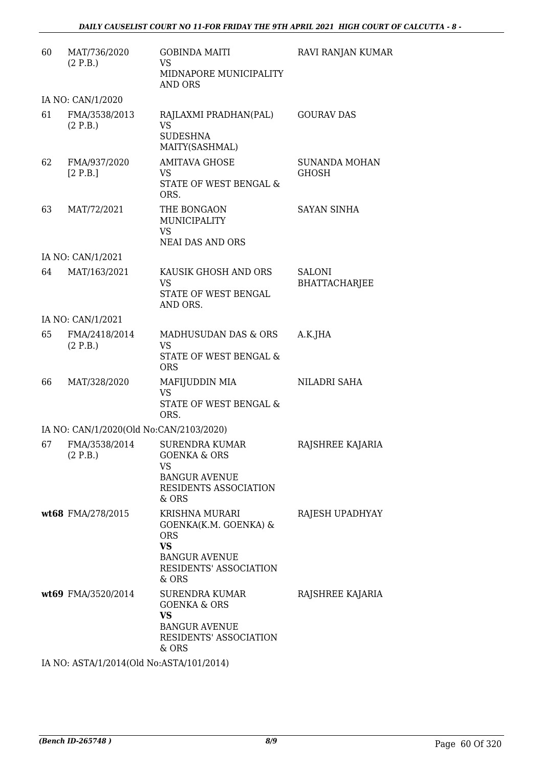| | | | |
|---|---|---|---|
| 60 | MAT/736/2020 (2 P.B.) | GOBINDA MAITI VS MIDNAPORE MUNICIPALITY AND ORS | RAVI RANJAN KUMAR |
| | IA NO: CAN/1/2020 | | |
| 61 | FMA/3538/2013 (2 P.B.) | RAJLAXMI PRADHAN(PAL) VS SUDESHNA MAITY(SASHMAL) | GOURAV DAS |
| 62 | FMA/937/2020 [2 P.B.] | AMITAVA GHOSE VS STATE OF WEST BENGAL & ORS. | SUNANDA MOHAN GHOSH |
| 63 | MAT/72/2021 | THE BONGAON MUNICIPALITY VS NEAI DAS AND ORS | SAYAN SINHA |
| | IA NO: CAN/1/2021 | | |
| 64 | MAT/163/2021 | KAUSIK GHOSH AND ORS VS STATE OF WEST BENGAL AND ORS. | SALONI BHATTACHARJEE |
| | IA NO: CAN/1/2021 | | |
| 65 | FMA/2418/2014 (2 P.B.) | MADHUSUDAN DAS & ORS VS STATE OF WEST BENGAL & ORS | A.K.JHA |
| 66 | MAT/328/2020 | MAFIJUDDIN MIA VS STATE OF WEST BENGAL & ORS. | NILADRI SAHA |
| | IA NO: CAN/1/2020(Old No:CAN/2103/2020) | | |
| 67 | FMA/3538/2014 (2 P.B.) | SURENDRA KUMAR GOENKA & ORS VS BANGUR AVENUE RESIDENTS ASSOCIATION & ORS | RAJSHREE KAJARIA |
| **wt68** | FMA/278/2015 | KRISHNA MURARI GOENKA(K.M. GOENKA) & ORS **VS** BANGUR AVENUE RESIDENTS' ASSOCIATION & ORS | RAJESH UPADHYAY |
| **wt69** | FMA/3520/2014 | SURENDRA KUMAR GOENKA & ORS **VS** BANGUR AVENUE RESIDENTS' ASSOCIATION & ORS | RAJSHREE KAJARIA |
| | IA NO: ASTA/1/2014(Old No:ASTA/101/2014) | | |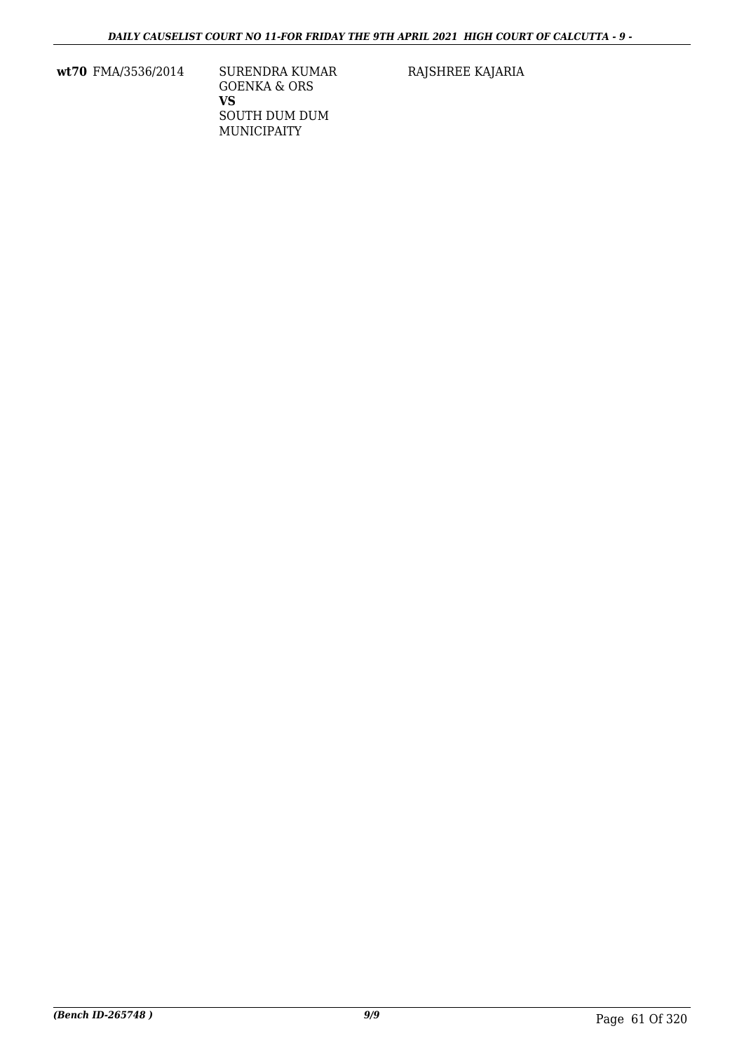| | | | |
|---|---|---|---|
| **wt70** | FMA/3536/2014 | SURENDRA KUMAR GOENKA & ORS<br>**VS**<br>SOUTH DUM DUM MUNICIPAITY | RAJSHREE KAJARIA |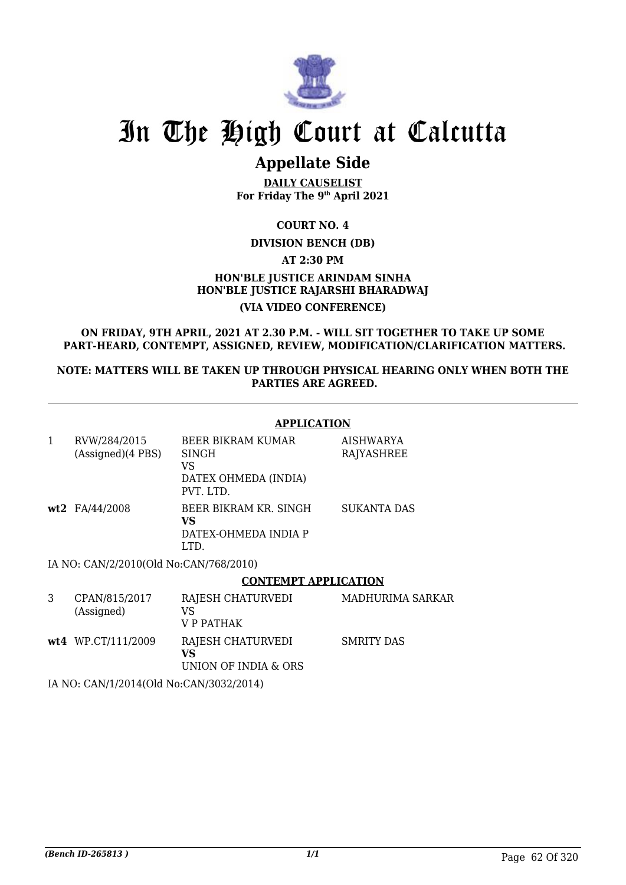# In The High Court at Calcutta

## Appellate Side

**DAILY CAUSELIST**
**For Friday The 9th April 2021**

**COURT NO. 4**

**DIVISION BENCH (DB)**

**AT 2:30 PM**

**HON'BLE JUSTICE ARINDAM SINHA**
**HON'BLE JUSTICE RAJARSHI BHARADWAJ**

**(VIA VIDEO CONFERENCE)**

**ON FRIDAY, 9TH APRIL, 2021 AT 2.30 P.M. - WILL SIT TOGETHER TO TAKE UP SOME PART-HEARD, CONTEMPT, ASSIGNED, REVIEW, MODIFICATION/CLARIFICATION MATTERS.**

**NOTE: MATTERS WILL BE TAKEN UP THROUGH PHYSICAL HEARING ONLY WHEN BOTH THE PARTIES ARE AGREED.**

---

**APPLICATION**

| | | | |
|---|---|---|---|
| 1 | RVW/284/2015 (Assigned)(4 PBS) | BEER BIKRAM KUMAR SINGH<br>VS<br>DATEX OHMEDA (INDIA) PVT. LTD. | AISHWARYA RAJYASHREE |
| **wt2** | FA/44/2008 | BEER BIKRAM KR. SINGH<br>**VS**<br>DATEX-OHMEDA INDIA P LTD. | SUKANTA DAS |

IA NO: CAN/2/2010(Old No:CAN/768/2010)

**CONTEMPT APPLICATION**

| | | | |
|---|---|---|---|
| 3 | CPAN/815/2017 (Assigned) | RAJESH CHATURVEDI<br>VS<br>V P PATHAK | MADHURIMA SARKAR |
| **wt4** | WP.CT/111/2009 | RAJESH CHATURVEDI<br>**VS**<br>UNION OF INDIA & ORS | SMRITY DAS |

IA NO: CAN/1/2014(Old No:CAN/3032/2014)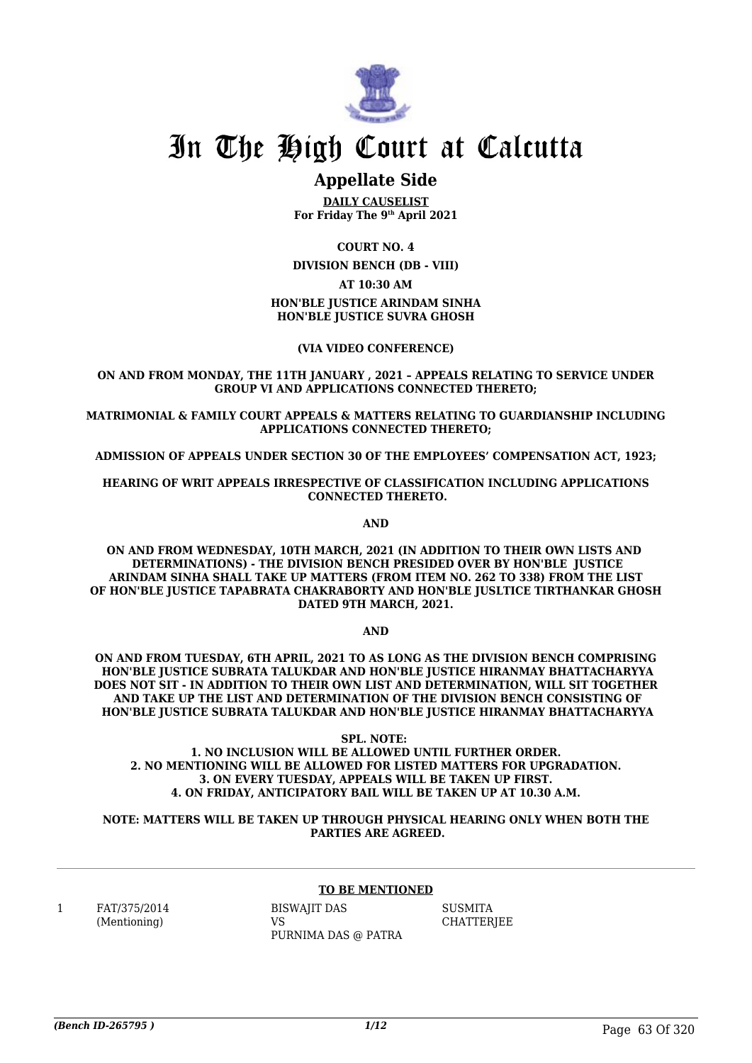# In The High Court at Calcutta

## Appellate Side

**DAILY CAUSELIST**
**For Friday The 9th April 2021**

**COURT NO. 4**

**DIVISION BENCH (DB - VIII)**

**AT 10:30 AM**

**HON'BLE JUSTICE ARINDAM SINHA**
**HON'BLE JUSTICE SUVRA GHOSH**

**(VIA VIDEO CONFERENCE)**

**ON AND FROM MONDAY, THE 11TH JANUARY , 2021 – APPEALS RELATING TO SERVICE UNDER GROUP VI AND APPLICATIONS CONNECTED THERETO;**

**MATRIMONIAL & FAMILY COURT APPEALS & MATTERS RELATING TO GUARDIANSHIP INCLUDING APPLICATIONS CONNECTED THERETO;**

**ADMISSION OF APPEALS UNDER SECTION 30 OF THE EMPLOYEES' COMPENSATION ACT, 1923;**

**HEARING OF WRIT APPEALS IRRESPECTIVE OF CLASSIFICATION INCLUDING APPLICATIONS CONNECTED THERETO.**

**AND**

**ON AND FROM WEDNESDAY, 10TH MARCH, 2021 (IN ADDITION TO THEIR OWN LISTS AND DETERMINATIONS) - THE DIVISION BENCH PRESIDED OVER BY HON'BLE JUSTICE ARINDAM SINHA SHALL TAKE UP MATTERS (FROM ITEM NO. 262 TO 338) FROM THE LIST OF HON'BLE JUSTICE TAPABRATA CHAKRABORTY AND HON'BLE JUSLTICE TIRTHANKAR GHOSH DATED 9TH MARCH, 2021.**

**AND**

**ON AND FROM TUESDAY, 6TH APRIL, 2021 TO AS LONG AS THE DIVISION BENCH COMPRISING HON'BLE JUSTICE SUBRATA TALUKDAR AND HON'BLE JUSTICE HIRANMAY BHATTACHARYYA DOES NOT SIT - IN ADDITION TO THEIR OWN LIST AND DETERMINATION, WILL SIT TOGETHER AND TAKE UP THE LIST AND DETERMINATION OF THE DIVISION BENCH CONSISTING OF HON'BLE JUSTICE SUBRATA TALUKDAR AND HON'BLE JUSTICE HIRANMAY BHATTACHARYYA**

**SPL. NOTE:**
**1. NO INCLUSION WILL BE ALLOWED UNTIL FURTHER ORDER.**
**2. NO MENTIONING WILL BE ALLOWED FOR LISTED MATTERS FOR UPGRADATION.**
**3. ON EVERY TUESDAY, APPEALS WILL BE TAKEN UP FIRST.**
**4. ON FRIDAY, ANTICIPATORY BAIL WILL BE TAKEN UP AT 10.30 A.M.**

**NOTE: MATTERS WILL BE TAKEN UP THROUGH PHYSICAL HEARING ONLY WHEN BOTH THE PARTIES ARE AGREED.**

**TO BE MENTIONED**

| | | | |
|---|---|---|---|
| 1 | FAT/375/2014 (Mentioning) | BISWAJIT DAS VS PURNIMA DAS @ PATRA | SUSMITA CHATTERJEE |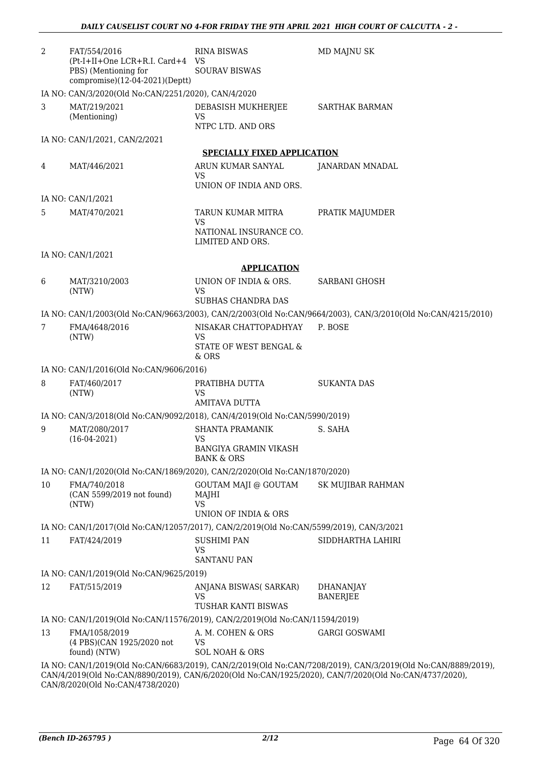| | | | |
|---|---|---|---|
| 2 | FAT/554/2016 (Pt-I+II+One LCR+R.I. Card+4 PBS) (Mentioning for compromise)(12-04-2021)(Deptt) | RINA BISWAS VS SOURAV BISWAS | MD MAJNU SK |

IA NO: CAN/3/2020(Old No:CAN/2251/2020), CAN/4/2020

| | | | |
|---|---|---|---|
| 3 | MAT/219/2021 (Mentioning) | DEBASISH MUKHERJEE VS NTPC LTD. AND ORS | SARTHAK BARMAN |

IA NO: CAN/1/2021, CAN/2/2021

**SPECIALLY FIXED APPLICATION**

| | | | |
|---|---|---|---|
| 4 | MAT/446/2021 | ARUN KUMAR SANYAL VS UNION OF INDIA AND ORS. | JANARDAN MNADAL |

IA NO: CAN/1/2021

| | | | |
|---|---|---|---|
| 5 | MAT/470/2021 | TARUN KUMAR MITRA VS NATIONAL INSURANCE CO. LIMITED AND ORS. | PRATIK MAJUMDER |

IA NO: CAN/1/2021

**APPLICATION**

| | | | |
|---|---|---|---|
| 6 | MAT/3210/2003 (NTW) | UNION OF INDIA & ORS. VS SUBHAS CHANDRA DAS | SARBANI GHOSH |

IA NO: CAN/1/2003(Old No:CAN/9663/2003), CAN/2/2003(Old No:CAN/9664/2003), CAN/3/2010(Old No:CAN/4215/2010)

| | | | |
|---|---|---|---|
| 7 | FMA/4648/2016 (NTW) | NISAKAR CHATTOPADHYAY VS STATE OF WEST BENGAL & & ORS | P. BOSE |

IA NO: CAN/1/2016(Old No:CAN/9606/2016)

| | | | |
|---|---|---|---|
| 8 | FAT/460/2017 (NTW) | PRATIBHA DUTTA VS AMITAVA DUTTA | SUKANTA DAS |

IA NO: CAN/3/2018(Old No:CAN/9092/2018), CAN/4/2019(Old No:CAN/5990/2019)

| | | | |
|---|---|---|---|
| 9 | MAT/2080/2017 (16-04-2021) | SHANTA PRAMANIK VS BANGIYA GRAMIN VIKASH BANK & ORS | S. SAHA |

IA NO: CAN/1/2020(Old No:CAN/1869/2020), CAN/2/2020(Old No:CAN/1870/2020)

| | | | |
|---|---|---|---|
| 10 | FMA/740/2018 (CAN 5599/2019 not found) (NTW) | GOUTAM MAJI @ GOUTAM MAJHI VS UNION OF INDIA & ORS | SK MUJIBAR RAHMAN |

IA NO: CAN/1/2017(Old No:CAN/12057/2017), CAN/2/2019(Old No:CAN/5599/2019), CAN/3/2021

| | | | |
|---|---|---|---|
| 11 | FAT/424/2019 | SUSHIMI PAN VS SANTANU PAN | SIDDHARTHA LAHIRI |

IA NO: CAN/1/2019(Old No:CAN/9625/2019)

| | | | |
|---|---|---|---|
| 12 | FAT/515/2019 | ANJANA BISWAS( SARKAR) VS TUSHAR KANTI BISWAS | DHANANJAY BANERJEE |

IA NO: CAN/1/2019(Old No:CAN/11576/2019), CAN/2/2019(Old No:CAN/11594/2019)

| | | | |
|---|---|---|---|
| 13 | FMA/1058/2019 (4 PBS)(CAN 1925/2020 not found) (NTW) | A. M. COHEN & ORS VS SOL NOAH & ORS | GARGI GOSWAMI |

IA NO: CAN/1/2019(Old No:CAN/6683/2019), CAN/2/2019(Old No:CAN/7208/2019), CAN/3/2019(Old No:CAN/8889/2019), CAN/4/2019(Old No:CAN/8890/2019), CAN/6/2020(Old No:CAN/1925/2020), CAN/7/2020(Old No:CAN/4737/2020), CAN/8/2020(Old No:CAN/4738/2020)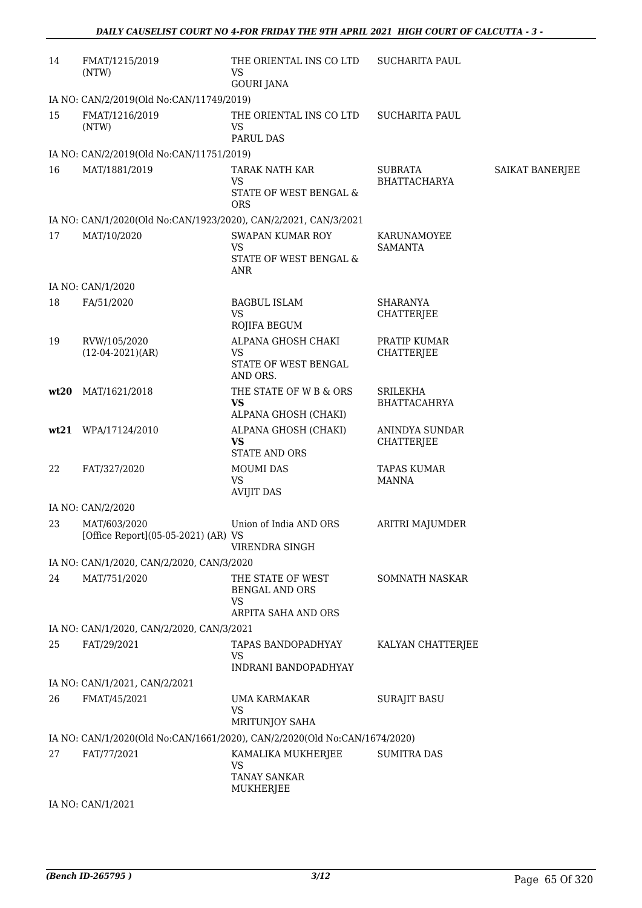| | | | | |
|---|---|---|---|---|
| 14 | FMAT/1215/2019 (NTW) | THE ORIENTAL INS CO LTD VS GOURI JANA | SUCHARITA PAUL | |
| | IA NO: CAN/2/2019(Old No:CAN/11749/2019) | | | |
| 15 | FMAT/1216/2019 (NTW) | THE ORIENTAL INS CO LTD VS PARUL DAS | SUCHARITA PAUL | |
| | IA NO: CAN/2/2019(Old No:CAN/11751/2019) | | | |
| 16 | MAT/1881/2019 | TARAK NATH KAR VS STATE OF WEST BENGAL & ORS | SUBRATA BHATTACHARYA | SAIKAT BANERJEE |
| | IA NO: CAN/1/2020(Old No:CAN/1923/2020), CAN/2/2021, CAN/3/2021 | | | |
| 17 | MAT/10/2020 | SWAPAN KUMAR ROY VS STATE OF WEST BENGAL & ANR | KARUNAMOYEE SAMANTA | |
| | IA NO: CAN/1/2020 | | | |
| 18 | FA/51/2020 | BAGBUL ISLAM VS ROJIFA BEGUM | SHARANYA CHATTERJEE | |
| 19 | RVW/105/2020 (12-04-2021)(AR) | ALPANA GHOSH CHAKI VS STATE OF WEST BENGAL AND ORS. | PRATIP KUMAR CHATTERJEE | |
| **wt20** | MAT/1621/2018 | THE STATE OF W B & ORS **VS** ALPANA GHOSH (CHAKI) | SRILEKHA BHATTACAHRYA | |
| **wt21** | WPA/17124/2010 | ALPANA GHOSH (CHAKI) **VS** STATE AND ORS | ANINDYA SUNDAR CHATTERJEE | |
| 22 | FAT/327/2020 | MOUMI DAS VS AVIJIT DAS | TAPAS KUMAR MANNA | |
| | IA NO: CAN/2/2020 | | | |
| 23 | MAT/603/2020 [Office Report](05-05-2021) (AR) | Union of India AND ORS VS VIRENDRA SINGH | ARITRI MAJUMDER | |
| | IA NO: CAN/1/2020, CAN/2/2020, CAN/3/2020 | | | |
| 24 | MAT/751/2020 | THE STATE OF WEST BENGAL AND ORS VS ARPITA SAHA AND ORS | SOMNATH NASKAR | |
| | IA NO: CAN/1/2020, CAN/2/2020, CAN/3/2021 | | | |
| 25 | FAT/29/2021 | TAPAS BANDOPADHYAY VS INDRANI BANDOPADHYAY | KALYAN CHATTERJEE | |
| | IA NO: CAN/1/2021, CAN/2/2021 | | | |
| 26 | FMAT/45/2021 | UMA KARMAKAR VS MRITUNJOY SAHA | SURAJIT BASU | |
| | IA NO: CAN/1/2020(Old No:CAN/1661/2020), CAN/2/2020(Old No:CAN/1674/2020) | | | |
| 27 | FAT/77/2021 | KAMALIKA MUKHERJEE VS TANAY SANKAR MUKHERJEE | SUMITRA DAS | |
| | IA NO: CAN/1/2021 | | | |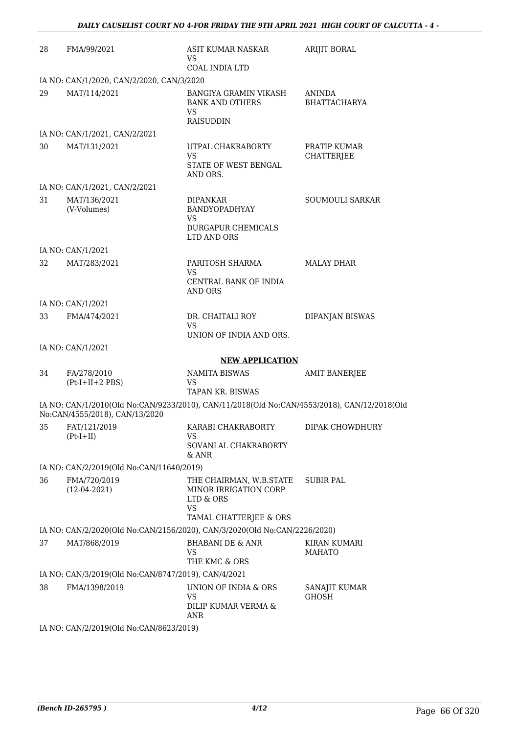| | | | |
|---|---|---|---|
| 28 | FMA/99/2021 | ASIT KUMAR NASKAR<br>VS<br>COAL INDIA LTD | ARIJIT BORAL |

IA NO: CAN/1/2020, CAN/2/2020, CAN/3/2020

| | | | |
|---|---|---|---|
| 29 | MAT/114/2021 | BANGIYA GRAMIN VIKASH BANK AND OTHERS<br>VS<br>RAISUDDIN | ANINDA BHATTACHARYA |

IA NO: CAN/1/2021, CAN/2/2021

| | | | |
|---|---|---|---|
| 30 | MAT/131/2021 | UTPAL CHAKRABORTY<br>VS<br>STATE OF WEST BENGAL AND ORS. | PRATIP KUMAR CHATTERJEE |

IA NO: CAN/1/2021, CAN/2/2021

| | | | |
|---|---|---|---|
| 31 | MAT/136/2021<br>(V-Volumes) | DIPANKAR BANDYOPADHYAY<br>VS<br>DURGAPUR CHEMICALS LTD AND ORS | SOUMOULI SARKAR |

IA NO: CAN/1/2021

| | | | |
|---|---|---|---|
| 32 | MAT/283/2021 | PARITOSH SHARMA<br>VS<br>CENTRAL BANK OF INDIA AND ORS | MALAY DHAR |

IA NO: CAN/1/2021

| | | | |
|---|---|---|---|
| 33 | FMA/474/2021 | DR. CHAITALI ROY<br>VS<br>UNION OF INDIA AND ORS. | DIPANJAN BISWAS |

IA NO: CAN/1/2021

**NEW APPLICATION**

| | | | |
|---|---|---|---|
| 34 | FA/278/2010<br>(Pt-I+II+2 PBS) | NAMITA BISWAS<br>VS<br>TAPAN KR. BISWAS | AMIT BANERJEE |

IA NO: CAN/1/2010(Old No:CAN/9233/2010), CAN/11/2018(Old No:CAN/4553/2018), CAN/12/2018(Old No:CAN/4555/2018), CAN/13/2020

| | | | |
|---|---|---|---|
| 35 | FAT/121/2019<br>(Pt-I+II) | KARABI CHAKRABORTY<br>VS<br>SOVANLAL CHAKRABORTY & ANR | DIPAK CHOWDHURY |

IA NO: CAN/2/2019(Old No:CAN/11640/2019)

| | | | |
|---|---|---|---|
| 36 | FMA/720/2019<br>(12-04-2021) | THE CHAIRMAN, W.B.STATE MINOR IRRIGATION CORP LTD & ORS<br>VS<br>TAMAL CHATTERJEE & ORS | SUBIR PAL |

IA NO: CAN/2/2020(Old No:CAN/2156/2020), CAN/3/2020(Old No:CAN/2226/2020)

| | | | |
|---|---|---|---|
| 37 | MAT/868/2019 | BHABANI DE & ANR<br>VS<br>THE KMC & ORS | KIRAN KUMARI MAHATO |

IA NO: CAN/3/2019(Old No:CAN/8747/2019), CAN/4/2021

| | | | |
|---|---|---|---|
| 38 | FMA/1398/2019 | UNION OF INDIA & ORS<br>VS<br>DILIP KUMAR VERMA & ANR | SANAJIT KUMAR GHOSH |

IA NO: CAN/2/2019(Old No:CAN/8623/2019)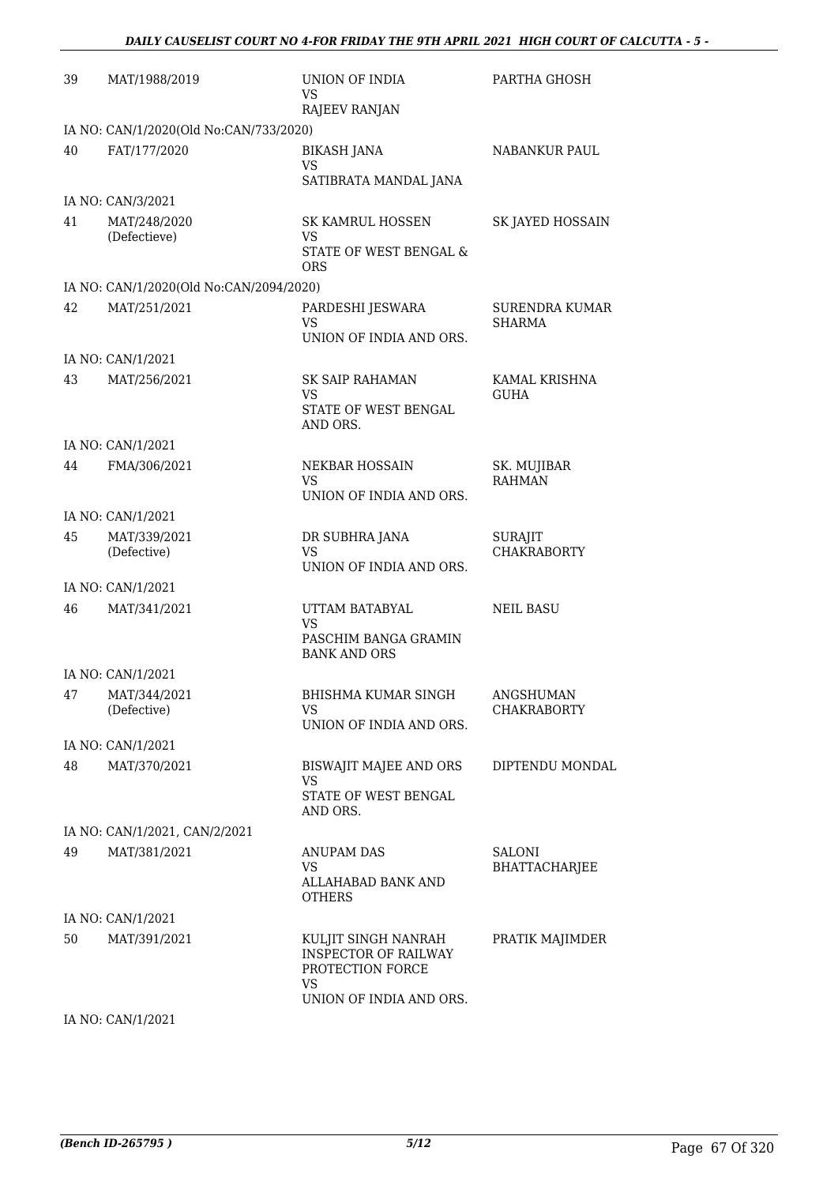| 39 | MAT/1988/2019 | UNION OF INDIA<br>VS<br>RAJEEV RANJAN | PARTHA GHOSH |
|---|---|---|---|
| IA NO: CAN/1/2020(Old No:CAN/733/2020) | | | |
| 40 | FAT/177/2020 | BIKASH JANA<br>VS<br>SATIBRATA MANDAL JANA | NABANKUR PAUL |
| IA NO: CAN/3/2021 | | | |
| 41 | MAT/248/2020<br>(Defectieve) | SK KAMRUL HOSSEN<br>VS<br>STATE OF WEST BENGAL & ORS | SK JAYED HOSSAIN |
| IA NO: CAN/1/2020(Old No:CAN/2094/2020) | | | |
| 42 | MAT/251/2021 | PARDESHI JESWARA<br>VS<br>UNION OF INDIA AND ORS. | SURENDRA KUMAR SHARMA |
| IA NO: CAN/1/2021 | | | |
| 43 | MAT/256/2021 | SK SAIP RAHAMAN<br>VS<br>STATE OF WEST BENGAL AND ORS. | KAMAL KRISHNA GUHA |
| IA NO: CAN/1/2021 | | | |
| 44 | FMA/306/2021 | NEKBAR HOSSAIN<br>VS<br>UNION OF INDIA AND ORS. | SK. MUJIBAR RAHMAN |
| IA NO: CAN/1/2021 | | | |
| 45 | MAT/339/2021<br>(Defective) | DR SUBHRA JANA<br>VS<br>UNION OF INDIA AND ORS. | SURAJIT CHAKRABORTY |
| IA NO: CAN/1/2021 | | | |
| 46 | MAT/341/2021 | UTTAM BATABYAL<br>VS<br>PASCHIM BANGA GRAMIN BANK AND ORS | NEIL BASU |
| IA NO: CAN/1/2021 | | | |
| 47 | MAT/344/2021<br>(Defective) | BHISHMA KUMAR SINGH<br>VS<br>UNION OF INDIA AND ORS. | ANGSHUMAN CHAKRABORTY |
| IA NO: CAN/1/2021 | | | |
| 48 | MAT/370/2021 | BISWAJIT MAJEE AND ORS<br>VS<br>STATE OF WEST BENGAL AND ORS. | DIPTENDU MONDAL |
| IA NO: CAN/1/2021, CAN/2/2021 | | | |
| 49 | MAT/381/2021 | ANUPAM DAS<br>VS<br>ALLAHABAD BANK AND OTHERS | SALONI BHATTACHARJEE |
| IA NO: CAN/1/2021 | | | |
| 50 | MAT/391/2021 | KULJIT SINGH NANRAH INSPECTOR OF RAILWAY PROTECTION FORCE<br>VS<br>UNION OF INDIA AND ORS. | PRATIK MAJIMDER |
| IA NO: CAN/1/2021 | | | |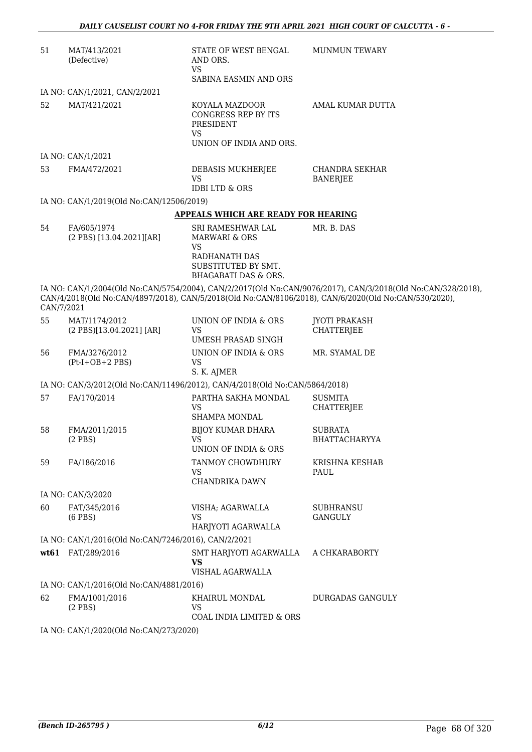| | | | |
|---|---|---|---|
| 51 | MAT/413/2021 (Defective) | STATE OF WEST BENGAL AND ORS. VS SABINA EASMIN AND ORS | MUNMUN TEWARY |

IA NO: CAN/1/2021, CAN/2/2021

| | | | |
|---|---|---|---|
| 52 | MAT/421/2021 | KOYALA MAZDOOR CONGRESS REP BY ITS PRESIDENT VS UNION OF INDIA AND ORS. | AMAL KUMAR DUTTA |

IA NO: CAN/1/2021

| | | | |
|---|---|---|---|
| 53 | FMA/472/2021 | DEBASIS MUKHERJEE VS IDBI LTD & ORS | CHANDRA SEKHAR BANERJEE |

IA NO: CAN/1/2019(Old No:CAN/12506/2019)

**APPEALS WHICH ARE READY FOR HEARING**

| | | | |
|---|---|---|---|
| 54 | FA/605/1974 (2 PBS) [13.04.2021][AR] | SRI RAMESHWAR LAL MARWARI & ORS VS RADHANATH DAS SUBSTITUTED BY SMT. BHAGABATI DAS & ORS. | MR. B. DAS |

IA NO: CAN/1/2004(Old No:CAN/5754/2004), CAN/2/2017(Old No:CAN/9076/2017), CAN/3/2018(Old No:CAN/328/2018), CAN/4/2018(Old No:CAN/4897/2018), CAN/5/2018(Old No:CAN/8106/2018), CAN/6/2020(Old No:CAN/530/2020), CAN/7/2021

| | | | |
|---|---|---|---|
| 55 | MAT/1174/2012 (2 PBS)[13.04.2021] [AR] | UNION OF INDIA & ORS VS UMESH PRASAD SINGH | JYOTI PRAKASH CHATTERJEE |
| 56 | FMA/3276/2012 (Pt-I+OB+2 PBS) | UNION OF INDIA & ORS VS S. K. AJMER | MR. SYAMAL DE |

IA NO: CAN/3/2012(Old No:CAN/11496/2012), CAN/4/2018(Old No:CAN/5864/2018)

| | | | |
|---|---|---|---|
| 57 | FA/170/2014 | PARTHA SAKHA MONDAL VS SHAMPA MONDAL | SUSMITA CHATTERJEE |
| 58 | FMA/2011/2015 (2 PBS) | BIJOY KUMAR DHARA VS UNION OF INDIA & ORS | SUBRATA BHATTACHARYYA |
| 59 | FA/186/2016 | TANMOY CHOWDHURY VS CHANDRIKA DAWN | KRISHNA KESHAB PAUL |

IA NO: CAN/3/2020

| | | | |
|---|---|---|---|
| 60 | FAT/345/2016 (6 PBS) | VISHA; AGARWALLA VS HARJYOTI AGARWALLA | SUBHRANSU GANGULY |

IA NO: CAN/1/2016(Old No:CAN/7246/2016), CAN/2/2021

| | | | |
|---|---|---|---|
| **wt61** | FAT/289/2016 | SMT HARJYOTI AGARWALLA **VS** VISHAL AGARWALLA | A CHKARABORTY |

IA NO: CAN/1/2016(Old No:CAN/4881/2016)

| | | | |
|---|---|---|---|
| 62 | FMA/1001/2016 (2 PBS) | KHAIRUL MONDAL VS COAL INDIA LIMITED & ORS | DURGADAS GANGULY |

IA NO: CAN/1/2020(Old No:CAN/273/2020)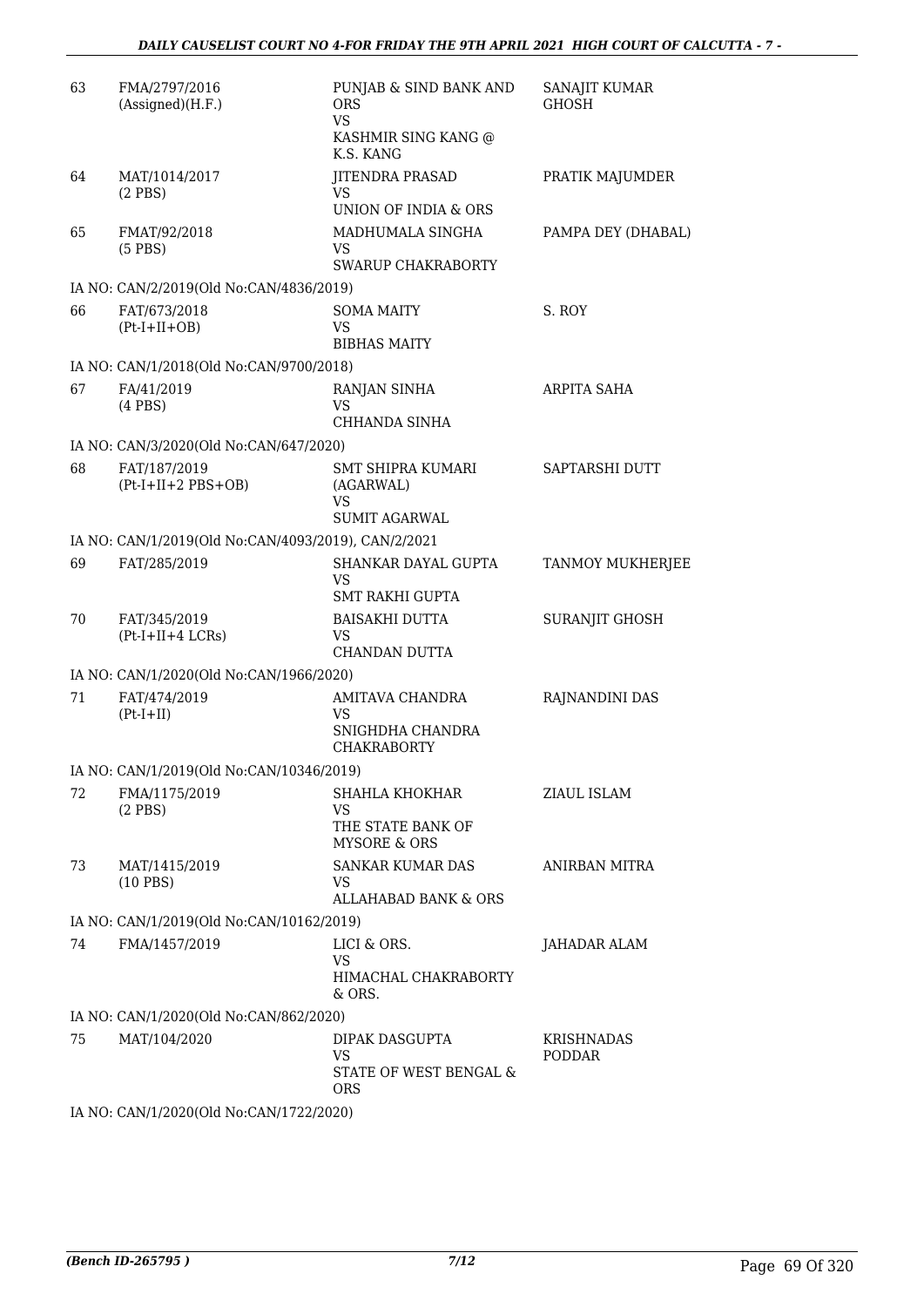| 63 | FMA/2797/2016 (Assigned)(H.F.) | PUNJAB & SIND BANK AND ORS VS KASHMIR SING KANG @ K.S. KANG | SANAJIT KUMAR GHOSH |
|---|---|---|---|
| 64 | MAT/1014/2017 (2 PBS) | JITENDRA PRASAD VS UNION OF INDIA & ORS | PRATIK MAJUMDER |
| 65 | FMAT/92/2018 (5 PBS) | MADHUMALA SINGHA VS SWARUP CHAKRABORTY | PAMPA DEY (DHABAL) |
| | IA NO: CAN/2/2019(Old No:CAN/4836/2019) | | |
| 66 | FAT/673/2018 (Pt-I+II+OB) | SOMA MAITY VS BIBHAS MAITY | S. ROY |
| | IA NO: CAN/1/2018(Old No:CAN/9700/2018) | | |
| 67 | FA/41/2019 (4 PBS) | RANJAN SINHA VS CHHANDA SINHA | ARPITA SAHA |
| | IA NO: CAN/3/2020(Old No:CAN/647/2020) | | |
| 68 | FAT/187/2019 (Pt-I+II+2 PBS+OB) | SMT SHIPRA KUMARI (AGARWAL) VS SUMIT AGARWAL | SAPTARSHI DUTT |
| | IA NO: CAN/1/2019(Old No:CAN/4093/2019), CAN/2/2021 | | |
| 69 | FAT/285/2019 | SHANKAR DAYAL GUPTA VS SMT RAKHI GUPTA | TANMOY MUKHERJEE |
| 70 | FAT/345/2019 (Pt-I+II+4 LCRs) | BAISAKHI DUTTA VS CHANDAN DUTTA | SURANJIT GHOSH |
| | IA NO: CAN/1/2020(Old No:CAN/1966/2020) | | |
| 71 | FAT/474/2019 (Pt-I+II) | AMITAVA CHANDRA VS SNIGHDHA CHANDRA CHAKRABORTY | RAJNANDINI DAS |
| | IA NO: CAN/1/2019(Old No:CAN/10346/2019) | | |
| 72 | FMA/1175/2019 (2 PBS) | SHAHLA KHOKHAR VS THE STATE BANK OF MYSORE & ORS | ZIAUL ISLAM |
| 73 | MAT/1415/2019 (10 PBS) | SANKAR KUMAR DAS VS ALLAHABAD BANK & ORS | ANIRBAN MITRA |
| | IA NO: CAN/1/2019(Old No:CAN/10162/2019) | | |
| 74 | FMA/1457/2019 | LICI & ORS. VS HIMACHAL CHAKRABORTY & ORS. | JAHADAR ALAM |
| | IA NO: CAN/1/2020(Old No:CAN/862/2020) | | |
| 75 | MAT/104/2020 | DIPAK DASGUPTA VS STATE OF WEST BENGAL & ORS | KRISHNADAS PODDAR |
| | IA NO: CAN/1/2020(Old No:CAN/1722/2020) | | |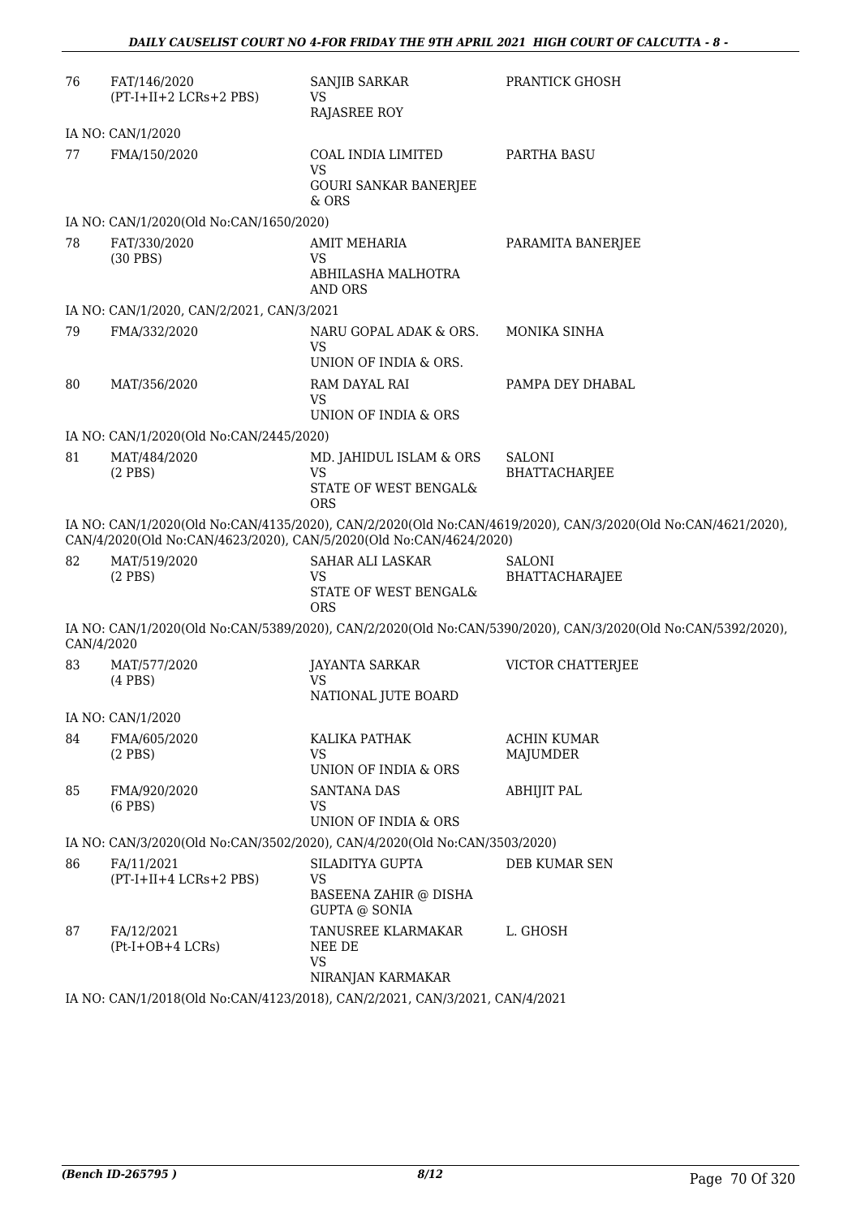| | | | |
|---|---|---|---|
| 76 | FAT/146/2020 (PT-I+II+2 LCRs+2 PBS) | SANJIB SARKAR VS RAJASREE ROY | PRANTICK GHOSH |

IA NO: CAN/1/2020

| | | | |
|---|---|---|---|
| 77 | FMA/150/2020 | COAL INDIA LIMITED VS GOURI SANKAR BANERJEE & ORS | PARTHA BASU |

IA NO: CAN/1/2020(Old No:CAN/1650/2020)

| | | | |
|---|---|---|---|
| 78 | FAT/330/2020 (30 PBS) | AMIT MEHARIA VS ABHILASHA MALHOTRA AND ORS | PARAMITA BANERJEE |

IA NO: CAN/1/2020, CAN/2/2021, CAN/3/2021

| | | | |
|---|---|---|---|
| 79 | FMA/332/2020 | NARU GOPAL ADAK & ORS. VS UNION OF INDIA & ORS. | MONIKA SINHA |
| 80 | MAT/356/2020 | RAM DAYAL RAI VS UNION OF INDIA & ORS | PAMPA DEY DHABAL |

IA NO: CAN/1/2020(Old No:CAN/2445/2020)

| | | | |
|---|---|---|---|
| 81 | MAT/484/2020 (2 PBS) | MD. JAHIDUL ISLAM & ORS VS STATE OF WEST BENGAL& ORS | SALONI BHATTACHARJEE |

IA NO: CAN/1/2020(Old No:CAN/4135/2020), CAN/2/2020(Old No:CAN/4619/2020), CAN/3/2020(Old No:CAN/4621/2020), CAN/4/2020(Old No:CAN/4623/2020), CAN/5/2020(Old No:CAN/4624/2020)

| | | | |
|---|---|---|---|
| 82 | MAT/519/2020 (2 PBS) | SAHAR ALI LASKAR VS STATE OF WEST BENGAL& ORS | SALONI BHATTACHARAJEE |

IA NO: CAN/1/2020(Old No:CAN/5389/2020), CAN/2/2020(Old No:CAN/5390/2020), CAN/3/2020(Old No:CAN/5392/2020), CAN/4/2020

| | | | |
|---|---|---|---|
| 83 | MAT/577/2020 (4 PBS) | JAYANTA SARKAR VS NATIONAL JUTE BOARD | VICTOR CHATTERJEE |

IA NO: CAN/1/2020

| | | | |
|---|---|---|---|
| 84 | FMA/605/2020 (2 PBS) | KALIKA PATHAK VS UNION OF INDIA & ORS | ACHIN KUMAR MAJUMDER |
| 85 | FMA/920/2020 (6 PBS) | SANTANA DAS VS UNION OF INDIA & ORS | ABHIJIT PAL |

IA NO: CAN/3/2020(Old No:CAN/3502/2020), CAN/4/2020(Old No:CAN/3503/2020)

| | | | |
|---|---|---|---|
| 86 | FA/11/2021 (PT-I+II+4 LCRs+2 PBS) | SILADITYA GUPTA VS BASEENA ZAHIR @ DISHA GUPTA @ SONIA | DEB KUMAR SEN |
| 87 | FA/12/2021 (Pt-I+OB+4 LCRs) | TANUSREE KLARMAKAR NEE DE VS NIRANJAN KARMAKAR | L. GHOSH |

IA NO: CAN/1/2018(Old No:CAN/4123/2018), CAN/2/2021, CAN/3/2021, CAN/4/2021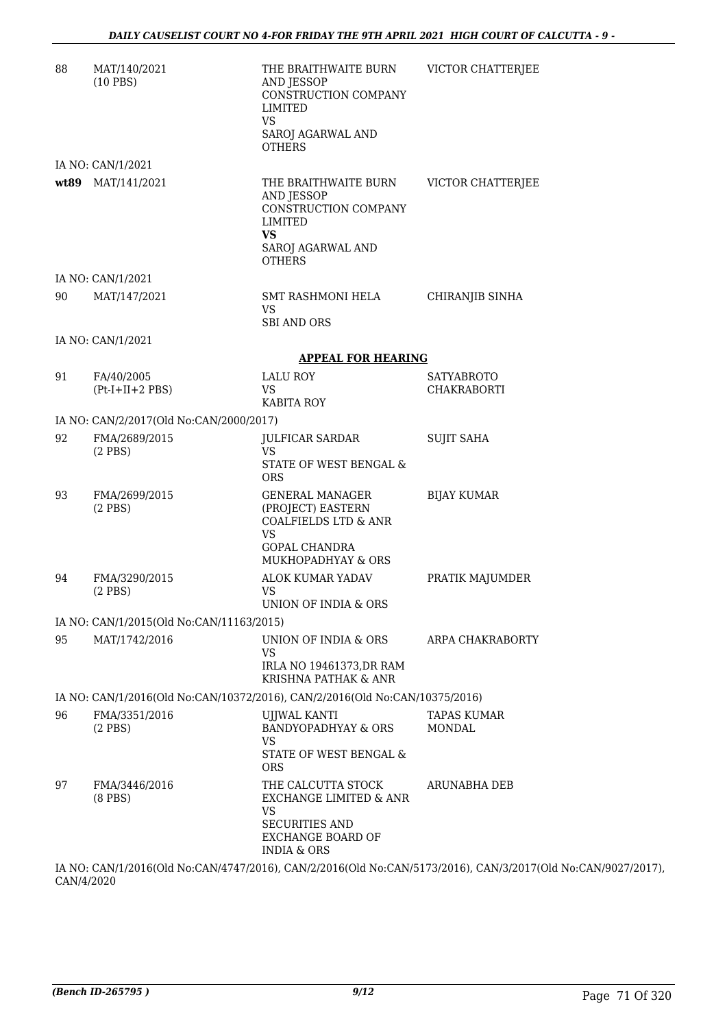| | | | |
|---|---|---|---|
| 88 | MAT/140/2021 (10 PBS) | THE BRAITHWAITE BURN AND JESSOP CONSTRUCTION COMPANY LIMITED VS SAROJ AGARWAL AND OTHERS | VICTOR CHATTERJEE |
| | IA NO: CAN/1/2021 | | |
| **wt89** | MAT/141/2021 | THE BRAITHWAITE BURN AND JESSOP CONSTRUCTION COMPANY LIMITED **VS** SAROJ AGARWAL AND OTHERS | VICTOR CHATTERJEE |
| | IA NO: CAN/1/2021 | | |
| 90 | MAT/147/2021 | SMT RASHMONI HELA VS SBI AND ORS | CHIRANJIB SINHA |
| | IA NO: CAN/1/2021 | | |

**APPEAL FOR HEARING**

| | | | |
|---|---|---|---|
| 91 | FA/40/2005 (Pt-I+II+2 PBS) | LALU ROY VS KABITA ROY | SATYABROTO CHAKRABORTI |
| | IA NO: CAN/2/2017(Old No:CAN/2000/2017) | | |
| 92 | FMA/2689/2015 (2 PBS) | JULFICAR SARDAR VS STATE OF WEST BENGAL & ORS | SUJIT SAHA |
| 93 | FMA/2699/2015 (2 PBS) | GENERAL MANAGER (PROJECT) EASTERN COALFIELDS LTD & ANR VS GOPAL CHANDRA MUKHOPADHYAY & ORS | BIJAY KUMAR |
| 94 | FMA/3290/2015 (2 PBS) | ALOK KUMAR YADAV VS UNION OF INDIA & ORS | PRATIK MAJUMDER |
| | IA NO: CAN/1/2015(Old No:CAN/11163/2015) | | |
| 95 | MAT/1742/2016 | UNION OF INDIA & ORS VS IRLA NO 19461373,DR RAM KRISHNA PATHAK & ANR | ARPA CHAKRABORTY |
| | IA NO: CAN/1/2016(Old No:CAN/10372/2016), CAN/2/2016(Old No:CAN/10375/2016) | | |
| 96 | FMA/3351/2016 (2 PBS) | UJJWAL KANTI BANDYOPADHYAY & ORS VS STATE OF WEST BENGAL & ORS | TAPAS KUMAR MONDAL |
| 97 | FMA/3446/2016 (8 PBS) | THE CALCUTTA STOCK EXCHANGE LIMITED & ANR VS SECURITIES AND EXCHANGE BOARD OF INDIA & ORS | ARUNABHA DEB |

IA NO: CAN/1/2016(Old No:CAN/4747/2016), CAN/2/2016(Old No:CAN/5173/2016), CAN/3/2017(Old No:CAN/9027/2017), CAN/4/2020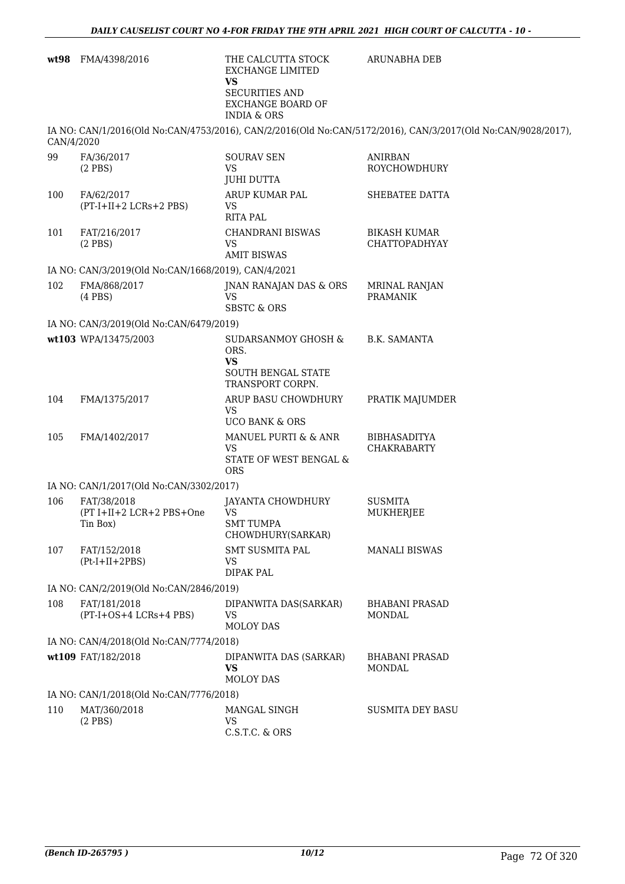| | | | |
|---|---|---|---|
| **wt98** | FMA/4398/2016 | THE CALCUTTA STOCK EXCHANGE LIMITED **VS** SECURITIES AND EXCHANGE BOARD OF INDIA & ORS | ARUNABHA DEB |

IA NO: CAN/1/2016(Old No:CAN/4753/2016), CAN/2/2016(Old No:CAN/5172/2016), CAN/3/2017(Old No:CAN/9028/2017), CAN/4/2020

| | | | |
|---|---|---|---|
| 99 | FA/36/2017 (2 PBS) | SOURAV SEN VS JUHI DUTTA | ANIRBAN ROYCHOWDHURY |
| 100 | FA/62/2017 (PT-I+II+2 LCRs+2 PBS) | ARUP KUMAR PAL VS RITA PAL | SHEBATEE DATTA |
| 101 | FAT/216/2017 (2 PBS) | CHANDRANI BISWAS VS AMIT BISWAS | BIKASH KUMAR CHATTOPADHYAY |

IA NO: CAN/3/2019(Old No:CAN/1668/2019), CAN/4/2021

| | | | |
|---|---|---|---|
| 102 | FMA/868/2017 (4 PBS) | JNAN RANAJAN DAS & ORS VS SBSTC & ORS | MRINAL RANJAN PRAMANIK |

IA NO: CAN/3/2019(Old No:CAN/6479/2019)

| | | | |
|---|---|---|---|
| **wt103** | WPA/13475/2003 | SUDARSANMOY GHOSH & ORS. **VS** SOUTH BENGAL STATE TRANSPORT CORPN. | B.K. SAMANTA |
| 104 | FMA/1375/2017 | ARUP BASU CHOWDHURY VS UCO BANK & ORS | PRATIK MAJUMDER |
| 105 | FMA/1402/2017 | MANUEL PURTI & & ANR VS STATE OF WEST BENGAL & ORS | BIBHASADITYA CHAKRABARTY |

IA NO: CAN/1/2017(Old No:CAN/3302/2017)

| | | | |
|---|---|---|---|
| 106 | FAT/38/2018 (PT I+II+2 LCR+2 PBS+One Tin Box) | JAYANTA CHOWDHURY VS SMT TUMPA CHOWDHURY(SARKAR) | SUSMITA MUKHERJEE |
| 107 | FAT/152/2018 (Pt-I+II+2PBS) | SMT SUSMITA PAL VS DIPAK PAL | MANALI BISWAS |

IA NO: CAN/2/2019(Old No:CAN/2846/2019)

| | | | |
|---|---|---|---|
| 108 | FAT/181/2018 (PT-I+OS+4 LCRs+4 PBS) | DIPANWITA DAS(SARKAR) VS MOLOY DAS | BHABANI PRASAD MONDAL |

IA NO: CAN/4/2018(Old No:CAN/7774/2018)

| | | | |
|---|---|---|---|
| **wt109** | FAT/182/2018 | DIPANWITA DAS (SARKAR) **VS** MOLOY DAS | BHABANI PRASAD MONDAL |

IA NO: CAN/1/2018(Old No:CAN/7776/2018)

| | | | |
|---|---|---|---|
| 110 | MAT/360/2018 (2 PBS) | MANGAL SINGH VS C.S.T.C. & ORS | SUSMITA DEY BASU |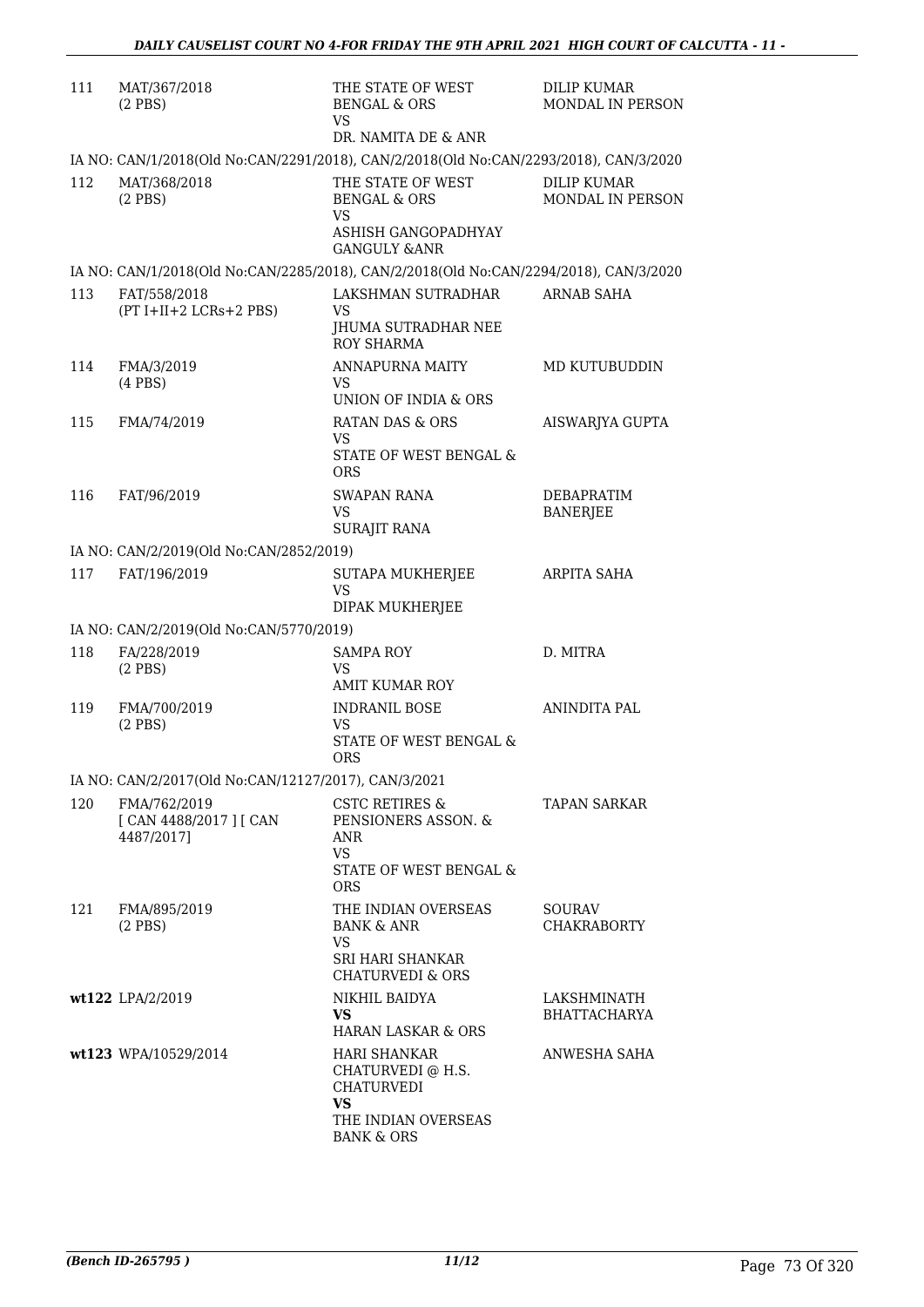| | | | |
|---|---|---|---|
| 111 | MAT/367/2018 (2 PBS) | THE STATE OF WEST BENGAL & ORS VS DR. NAMITA DE & ANR | DILIP KUMAR MONDAL IN PERSON |
| | IA NO: CAN/1/2018(Old No:CAN/2291/2018), CAN/2/2018(Old No:CAN/2293/2018), CAN/3/2020 | | |
| 112 | MAT/368/2018 (2 PBS) | THE STATE OF WEST BENGAL & ORS VS ASHISH GANGOPADHYAY GANGULY &ANR | DILIP KUMAR MONDAL IN PERSON |
| | IA NO: CAN/1/2018(Old No:CAN/2285/2018), CAN/2/2018(Old No:CAN/2294/2018), CAN/3/2020 | | |
| 113 | FAT/558/2018 (PT I+II+2 LCRs+2 PBS) | LAKSHMAN SUTRADHAR VS JHUMA SUTRADHAR NEE ROY SHARMA | ARNAB SAHA |
| 114 | FMA/3/2019 (4 PBS) | ANNAPURNA MAITY VS UNION OF INDIA & ORS | MD KUTUBUDDIN |
| 115 | FMA/74/2019 | RATAN DAS & ORS VS STATE OF WEST BENGAL & ORS | AISWARJYA GUPTA |
| 116 | FAT/96/2019 | SWAPAN RANA VS SURAJIT RANA | DEBAPRATIM BANERJEE |
| | IA NO: CAN/2/2019(Old No:CAN/2852/2019) | | |
| 117 | FAT/196/2019 | SUTAPA MUKHERJEE VS DIPAK MUKHERJEE | ARPITA SAHA |
| | IA NO: CAN/2/2019(Old No:CAN/5770/2019) | | |
| 118 | FA/228/2019 (2 PBS) | SAMPA ROY VS AMIT KUMAR ROY | D. MITRA |
| 119 | FMA/700/2019 (2 PBS) | INDRANIL BOSE VS STATE OF WEST BENGAL & ORS | ANINDITA PAL |
| | IA NO: CAN/2/2017(Old No:CAN/12127/2017), CAN/3/2021 | | |
| 120 | FMA/762/2019 [ CAN 4488/2017 ] [ CAN 4487/2017] | CSTC RETIRES & PENSIONERS ASSON. & ANR VS STATE OF WEST BENGAL & ORS | TAPAN SARKAR |
| 121 | FMA/895/2019 (2 PBS) | THE INDIAN OVERSEAS BANK & ANR VS SRI HARI SHANKAR CHATURVEDI & ORS | SOURAV CHAKRABORTY |
| wt122 | LPA/2/2019 | NIKHIL BAIDYA **VS** HARAN LASKAR & ORS | LAKSHMINATH BHATTACHARYA |
| wt123 | WPA/10529/2014 | HARI SHANKAR CHATURVEDI @ H.S. CHATURVEDI **VS** THE INDIAN OVERSEAS BANK & ORS | ANWESHA SAHA |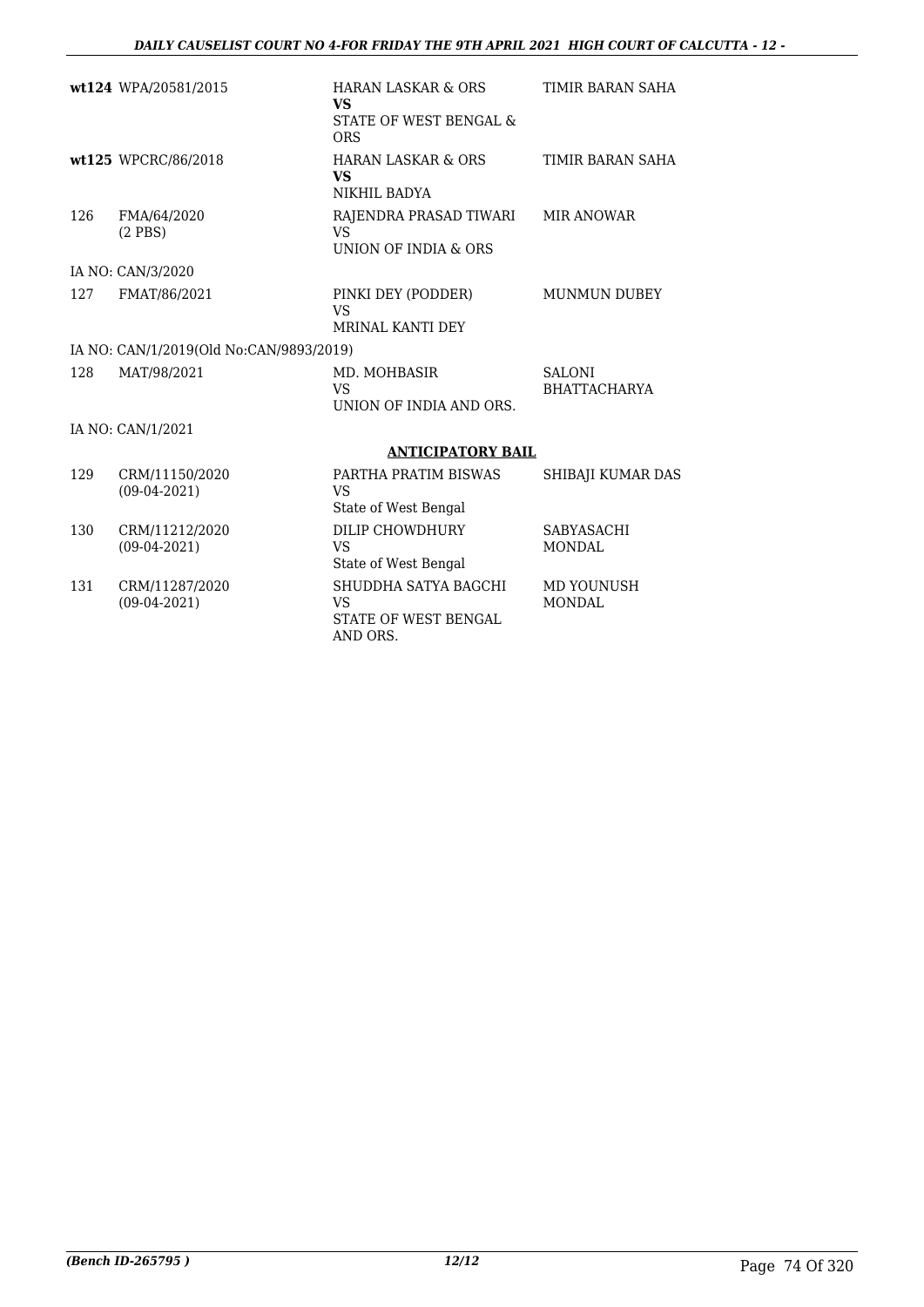| | | | |
|---|---|---|---|
| **wt124** | WPA/20581/2015 | HARAN LASKAR & ORS<br>**VS**<br>STATE OF WEST BENGAL & ORS | TIMIR BARAN SAHA |
| **wt125** | WPCRC/86/2018 | HARAN LASKAR & ORS<br>**VS**<br>NIKHIL BADYA | TIMIR BARAN SAHA |
| 126 | FMA/64/2020<br>(2 PBS) | RAJENDRA PRASAD TIWARI<br>VS<br>UNION OF INDIA & ORS | MIR ANOWAR |
| | IA NO: CAN/3/2020 | | |
| 127 | FMAT/86/2021 | PINKI DEY (PODDER)<br>VS<br>MRINAL KANTI DEY | MUNMUN DUBEY |
| | IA NO: CAN/1/2019(Old No:CAN/9893/2019) | | |
| 128 | MAT/98/2021 | MD. MOHBASIR<br>VS<br>UNION OF INDIA AND ORS. | SALONI BHATTACHARYA |
| | IA NO: CAN/1/2021 | | |

**ANTICIPATORY BAIL**

| | | | |
|---|---|---|---|
| 129 | CRM/11150/2020<br>(09-04-2021) | PARTHA PRATIM BISWAS<br>VS<br>State of West Bengal | SHIBAJI KUMAR DAS |
| 130 | CRM/11212/2020<br>(09-04-2021) | DILIP CHOWDHURY<br>VS<br>State of West Bengal | SABYASACHI MONDAL |
| 131 | CRM/11287/2020<br>(09-04-2021) | SHUDDHA SATYA BAGCHI<br>VS<br>STATE OF WEST BENGAL AND ORS. | MD YOUNUSH MONDAL |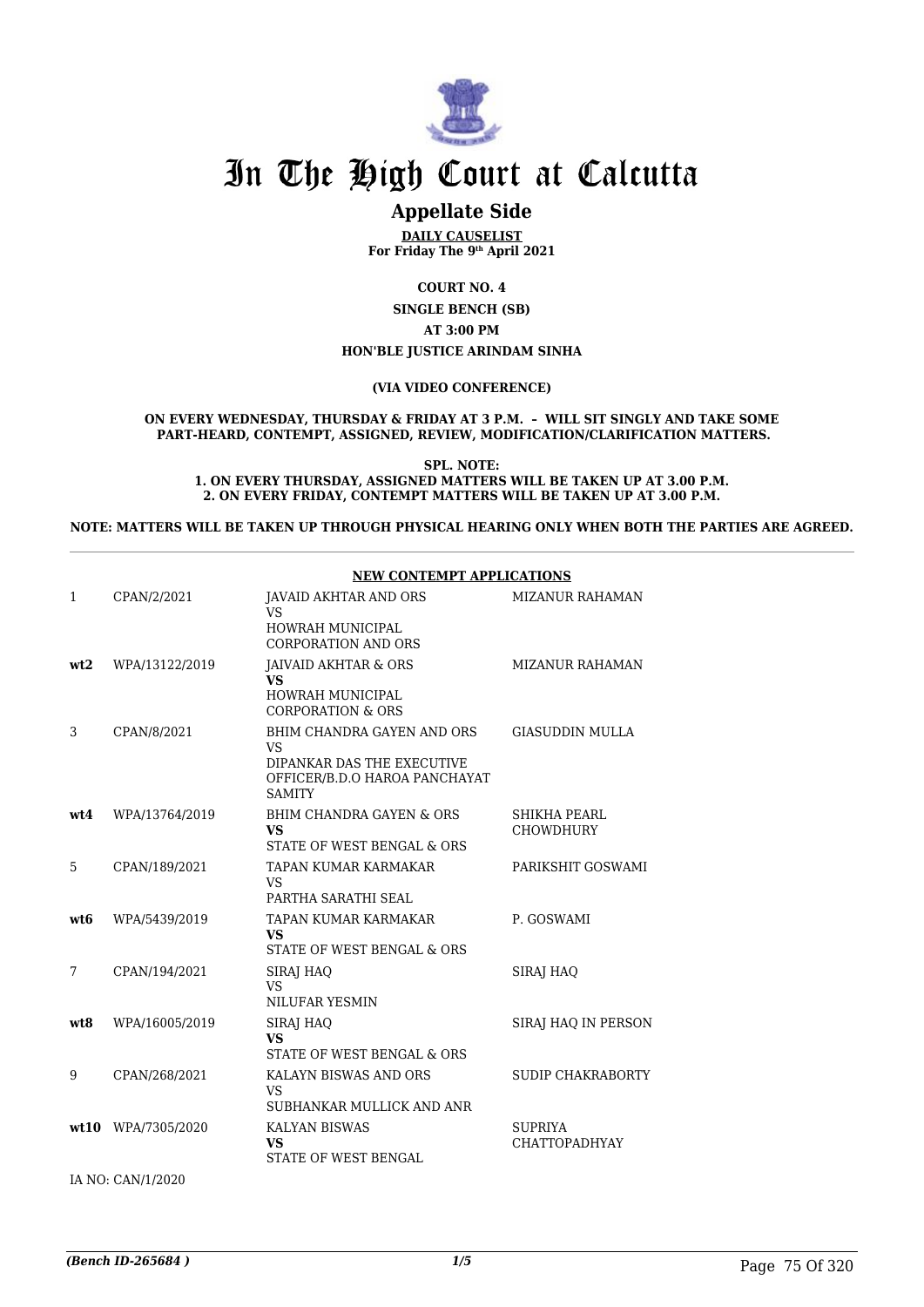# In The High Court at Calcutta

## Appellate Side

**DAILY CAUSELIST**
**For Friday The 9th April 2021**

**COURT NO. 4**

**SINGLE BENCH (SB)**

**AT 3:00 PM**

**HON'BLE JUSTICE ARINDAM SINHA**

**(VIA VIDEO CONFERENCE)**

**ON EVERY WEDNESDAY, THURSDAY & FRIDAY AT 3 P.M. – WILL SIT SINGLY AND TAKE SOME PART-HEARD, CONTEMPT, ASSIGNED, REVIEW, MODIFICATION/CLARIFICATION MATTERS.**

**SPL. NOTE:**
**1. ON EVERY THURSDAY, ASSIGNED MATTERS WILL BE TAKEN UP AT 3.00 P.M.**
**2. ON EVERY FRIDAY, CONTEMPT MATTERS WILL BE TAKEN UP AT 3.00 P.M.**

**NOTE: MATTERS WILL BE TAKEN UP THROUGH PHYSICAL HEARING ONLY WHEN BOTH THE PARTIES ARE AGREED.**

**NEW CONTEMPT APPLICATIONS**

| | | | |
|---|---|---|---|
| 1 | CPAN/2/2021 | JAVAID AKHTAR AND ORS<br>VS<br>HOWRAH MUNICIPAL CORPORATION AND ORS | MIZANUR RAHAMAN |
| **wt2** | WPA/13122/2019 | JAIVAID AKHTAR & ORS<br>**VS**<br>HOWRAH MUNICIPAL CORPORATION & ORS | MIZANUR RAHAMAN |
| 3 | CPAN/8/2021 | BHIM CHANDRA GAYEN AND ORS<br>VS<br>DIPANKAR DAS THE EXECUTIVE OFFICER/B.D.O HAROA PANCHAYAT SAMITY | GIASUDDIN MULLA |
| **wt4** | WPA/13764/2019 | BHIM CHANDRA GAYEN & ORS<br>**VS**<br>STATE OF WEST BENGAL & ORS | SHIKHA PEARL CHOWDHURY |
| 5 | CPAN/189/2021 | TAPAN KUMAR KARMAKAR<br>VS<br>PARTHA SARATHI SEAL | PARIKSHIT GOSWAMI |
| **wt6** | WPA/5439/2019 | TAPAN KUMAR KARMAKAR<br>**VS**<br>STATE OF WEST BENGAL & ORS | P. GOSWAMI |
| 7 | CPAN/194/2021 | SIRAJ HAQ<br>VS<br>NILUFAR YESMIN | SIRAJ HAQ |
| **wt8** | WPA/16005/2019 | SIRAJ HAQ<br>**VS**<br>STATE OF WEST BENGAL & ORS | SIRAJ HAQ IN PERSON |
| 9 | CPAN/268/2021 | KALAYN BISWAS AND ORS<br>VS<br>SUBHANKAR MULLICK AND ANR | SUDIP CHAKRABORTY |
| **wt10** | WPA/7305/2020 | KALYAN BISWAS<br>**VS**<br>STATE OF WEST BENGAL | SUPRIYA CHATTOPADHYAY |

IA NO: CAN/1/2020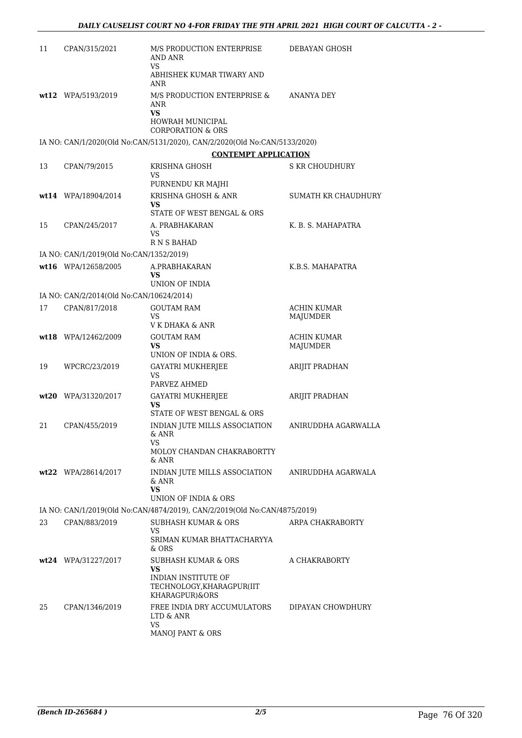| | | | |
|---|---|---|---|
| 11 | CPAN/315/2021 | M/S PRODUCTION ENTERPRISE AND ANR<br>VS<br>ABHISHEK KUMAR TIWARY AND ANR | DEBAYAN GHOSH |
| wt12 | WPA/5193/2019 | M/S PRODUCTION ENTERPRISE & ANR<br>**VS**<br>HOWRAH MUNICIPAL CORPORATION & ORS | ANANYA DEY |
| | IA NO: CAN/1/2020(Old No:CAN/5131/2020), CAN/2/2020(Old No:CAN/5133/2020) | | |
| | | **CONTEMPT APPLICATION** | |
| 13 | CPAN/79/2015 | KRISHNA GHOSH<br>VS<br>PURNENDU KR MAJHI | S KR CHOUDHURY |
| wt14 | WPA/18904/2014 | KRISHNA GHOSH & ANR<br>**VS**<br>STATE OF WEST BENGAL & ORS | SUMATH KR CHAUDHURY |
| 15 | CPAN/245/2017 | A. PRABHAKARAN<br>VS<br>R N S BAHAD | K. B. S. MAHAPATRA |
| | IA NO: CAN/1/2019(Old No:CAN/1352/2019) | | |
| wt16 | WPA/12658/2005 | A.PRABHAKARAN<br>**VS**<br>UNION OF INDIA | K.B.S. MAHAPATRA |
| | IA NO: CAN/2/2014(Old No:CAN/10624/2014) | | |
| 17 | CPAN/817/2018 | GOUTAM RAM<br>VS<br>V K DHAKA & ANR | ACHIN KUMAR MAJUMDER |
| wt18 | WPA/12462/2009 | GOUTAM RAM<br>**VS**<br>UNION OF INDIA & ORS. | ACHIN KUMAR MAJUMDER |
| 19 | WPCRC/23/2019 | GAYATRI MUKHERJEE<br>VS<br>PARVEZ AHMED | ARIJIT PRADHAN |
| wt20 | WPA/31320/2017 | GAYATRI MUKHERJEE<br>**VS**<br>STATE OF WEST BENGAL & ORS | ARIJIT PRADHAN |
| 21 | CPAN/455/2019 | INDIAN JUTE MILLS ASSOCIATION & ANR<br>VS<br>MOLOY CHANDAN CHAKRABORTTY & ANR | ANIRUDDHA AGARWALLA |
| wt22 | WPA/28614/2017 | INDIAN JUTE MILLS ASSOCIATION & ANR<br>**VS**<br>UNION OF INDIA & ORS | ANIRUDDHA AGARWALA |
| | IA NO: CAN/1/2019(Old No:CAN/4874/2019), CAN/2/2019(Old No:CAN/4875/2019) | | |
| 23 | CPAN/883/2019 | SUBHASH KUMAR & ORS<br>VS<br>SRIMAN KUMAR BHATTACHARYYA & ORS | ARPA CHAKRABORTY |
| wt24 | WPA/31227/2017 | SUBHASH KUMAR & ORS<br>**VS**<br>INDIAN INSTITUTE OF TECHNOLOGY,KHARAGPUR(IIT KHARAGPUR)&ORS | A CHAKRABORTY |
| 25 | CPAN/1346/2019 | FREE INDIA DRY ACCUMULATORS LTD & ANR<br>VS<br>MANOJ PANT & ORS | DIPAYAN CHOWDHURY |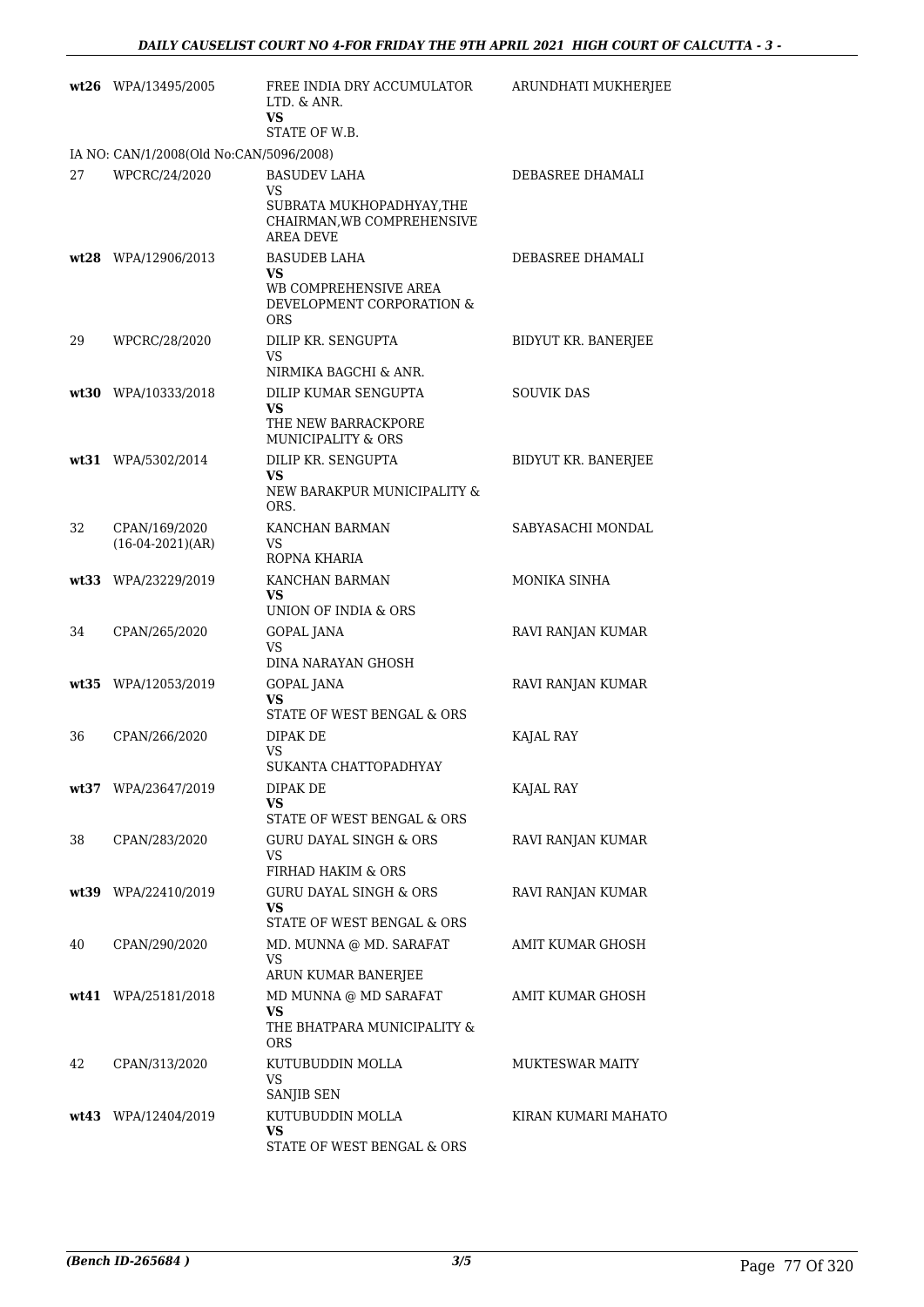| | | | |
|---|---|---|---|
| **wt26** | WPA/13495/2005 | FREE INDIA DRY ACCUMULATOR LTD. & ANR.<br>**VS**<br>STATE OF W.B. | ARUNDHATI MUKHERJEE |
| IA NO: CAN/1/2008(Old No:CAN/5096/2008) | | | |
| 27 | WPCRC/24/2020 | BASUDEV LAHA<br>VS<br>SUBRATA MUKHOPADHYAY,THE CHAIRMAN,WB COMPREHENSIVE AREA DEVE | DEBASREE DHAMALI |
| **wt28** | WPA/12906/2013 | BASUDEB LAHA<br>**VS**<br>WB COMPREHENSIVE AREA DEVELOPMENT CORPORATION & ORS | DEBASREE DHAMALI |
| 29 | WPCRC/28/2020 | DILIP KR. SENGUPTA<br>VS<br>NIRMIKA BAGCHI & ANR. | BIDYUT KR. BANERJEE |
| **wt30** | WPA/10333/2018 | DILIP KUMAR SENGUPTA<br>**VS**<br>THE NEW BARRACKPORE MUNICIPALITY & ORS | SOUVIK DAS |
| **wt31** | WPA/5302/2014 | DILIP KR. SENGUPTA<br>**VS**<br>NEW BARAKPUR MUNICIPALITY & ORS. | BIDYUT KR. BANERJEE |
| 32 | CPAN/169/2020<br>(16-04-2021)(AR) | KANCHAN BARMAN<br>VS<br>ROPNA KHARIA | SABYASACHI MONDAL |
| **wt33** | WPA/23229/2019 | KANCHAN BARMAN<br>**VS**<br>UNION OF INDIA & ORS | MONIKA SINHA |
| 34 | CPAN/265/2020 | GOPAL JANA<br>VS<br>DINA NARAYAN GHOSH | RAVI RANJAN KUMAR |
| **wt35** | WPA/12053/2019 | GOPAL JANA<br>**VS**<br>STATE OF WEST BENGAL & ORS | RAVI RANJAN KUMAR |
| 36 | CPAN/266/2020 | DIPAK DE<br>VS<br>SUKANTA CHATTOPADHYAY | KAJAL RAY |
| **wt37** | WPA/23647/2019 | DIPAK DE<br>**VS**<br>STATE OF WEST BENGAL & ORS | KAJAL RAY |
| 38 | CPAN/283/2020 | GURU DAYAL SINGH & ORS<br>VS<br>FIRHAD HAKIM & ORS | RAVI RANJAN KUMAR |
| **wt39** | WPA/22410/2019 | GURU DAYAL SINGH & ORS<br>**VS**<br>STATE OF WEST BENGAL & ORS | RAVI RANJAN KUMAR |
| 40 | CPAN/290/2020 | MD. MUNNA @ MD. SARAFAT<br>VS<br>ARUN KUMAR BANERJEE | AMIT KUMAR GHOSH |
| **wt41** | WPA/25181/2018 | MD MUNNA @ MD SARAFAT<br>**VS**<br>THE BHATPARA MUNICIPALITY & ORS | AMIT KUMAR GHOSH |
| 42 | CPAN/313/2020 | KUTUBUDDIN MOLLA<br>VS<br>SANJIB SEN | MUKTESWAR MAITY |
| **wt43** | WPA/12404/2019 | KUTUBUDDIN MOLLA<br>**VS**<br>STATE OF WEST BENGAL & ORS | KIRAN KUMARI MAHATO |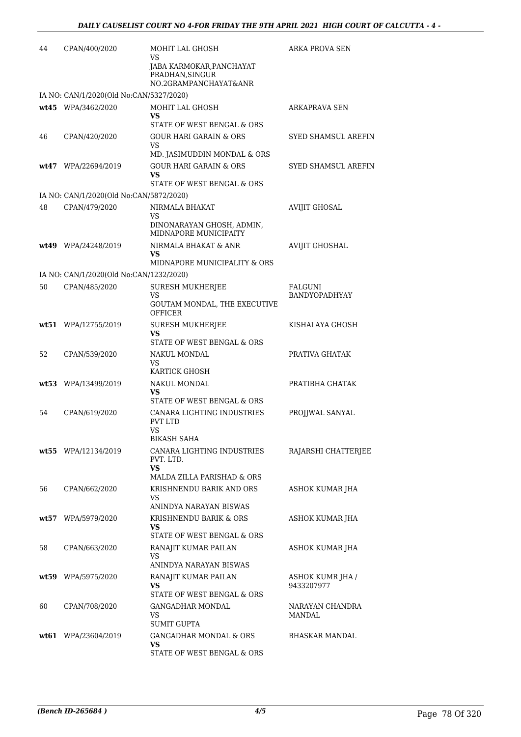| | | | |
|---|---|---|---|
| 44 | CPAN/400/2020 | MOHIT LAL GHOSH<br>VS<br>JABA KARMOKAR,PANCHAYAT PRADHAN,SINGUR NO.2GRAMPANCHAYAT&ANR | ARKA PROVA SEN |
| | IA NO: CAN/1/2020(Old No:CAN/5327/2020) | | |
| wt45 | WPA/3462/2020 | MOHIT LAL GHOSH<br>**VS**<br>STATE OF WEST BENGAL & ORS | ARKAPRAVA SEN |
| 46 | CPAN/420/2020 | GOUR HARI GARAIN & ORS<br>VS<br>MD. JASIMUDDIN MONDAL & ORS | SYED SHAMSUL AREFIN |
| wt47 | WPA/22694/2019 | GOUR HARI GARAIN & ORS<br>**VS**<br>STATE OF WEST BENGAL & ORS | SYED SHAMSUL AREFIN |
| | IA NO: CAN/1/2020(Old No:CAN/5872/2020) | | |
| 48 | CPAN/479/2020 | NIRMALA BHAKAT<br>VS<br>DINONARAYAN GHOSH, ADMIN, MIDNAPORE MUNICIPAITY | AVIJIT GHOSAL |
| wt49 | WPA/24248/2019 | NIRMALA BHAKAT & ANR<br>**VS**<br>MIDNAPORE MUNICIPALITY & ORS | AVIJIT GHOSHAL |
| | IA NO: CAN/1/2020(Old No:CAN/1232/2020) | | |
| 50 | CPAN/485/2020 | SURESH MUKHERJEE<br>VS<br>GOUTAM MONDAL, THE EXECUTIVE OFFICER | FALGUNI BANDYOPADHYAY |
| wt51 | WPA/12755/2019 | SURESH MUKHERJEE<br>**VS**<br>STATE OF WEST BENGAL & ORS | KISHALAYA GHOSH |
| 52 | CPAN/539/2020 | NAKUL MONDAL<br>VS<br>KARTICK GHOSH | PRATIVA GHATAK |
| wt53 | WPA/13499/2019 | NAKUL MONDAL<br>**VS**<br>STATE OF WEST BENGAL & ORS | PRATIBHA GHATAK |
| 54 | CPAN/619/2020 | CANARA LIGHTING INDUSTRIES PVT LTD<br>VS<br>BIKASH SAHA | PROJJWAL SANYAL |
| wt55 | WPA/12134/2019 | CANARA LIGHTING INDUSTRIES PVT. LTD.<br>**VS**<br>MALDA ZILLA PARISHAD & ORS | RAJARSHI CHATTERJEE |
| 56 | CPAN/662/2020 | KRISHNENDU BARIK AND ORS<br>VS<br>ANINDYA NARAYAN BISWAS | ASHOK KUMAR JHA |
| wt57 | WPA/5979/2020 | KRISHNENDU BARIK & ORS<br>**VS**<br>STATE OF WEST BENGAL & ORS | ASHOK KUMAR JHA |
| 58 | CPAN/663/2020 | RANAJIT KUMAR PAILAN<br>VS<br>ANINDYA NARAYAN BISWAS | ASHOK KUMAR JHA |
| wt59 | WPA/5975/2020 | RANAJIT KUMAR PAILAN<br>**VS**<br>STATE OF WEST BENGAL & ORS | ASHOK KUMR JHA / 9433207977 |
| 60 | CPAN/708/2020 | GANGADHAR MONDAL<br>VS<br>SUMIT GUPTA | NARAYAN CHANDRA MANDAL |
| wt61 | WPA/23604/2019 | GANGADHAR MONDAL & ORS<br>**VS**<br>STATE OF WEST BENGAL & ORS | BHASKAR MANDAL |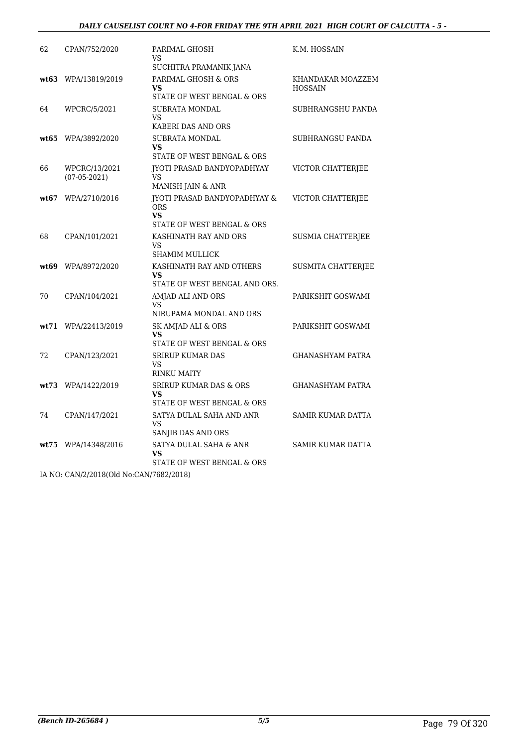| | | | |
|---|---|---|---|
| 62 | CPAN/752/2020 | PARIMAL GHOSH<br>VS<br>SUCHITRA PRAMANIK JANA | K.M. HOSSAIN |
| **wt63** | WPA/13819/2019 | PARIMAL GHOSH & ORS<br>**VS**<br>STATE OF WEST BENGAL & ORS | KHANDAKAR MOAZZEM HOSSAIN |
| 64 | WPCRC/5/2021 | SUBRATA MONDAL<br>VS<br>KABERI DAS AND ORS | SUBHRANGSHU PANDA |
| **wt65** | WPA/3892/2020 | SUBRATA MONDAL<br>**VS**<br>STATE OF WEST BENGAL & ORS | SUBHRANGSU PANDA |
| 66 | WPCRC/13/2021<br>(07-05-2021) | JYOTI PRASAD BANDYOPADHYAY<br>VS<br>MANISH JAIN & ANR | VICTOR CHATTERJEE |
| **wt67** | WPA/2710/2016 | JYOTI PRASAD BANDYOPADHYAY & ORS<br>**VS**<br>STATE OF WEST BENGAL & ORS | VICTOR CHATTERJEE |
| 68 | CPAN/101/2021 | KASHINATH RAY AND ORS<br>VS<br>SHAMIM MULLICK | SUSMIA CHATTERJEE |
| **wt69** | WPA/8972/2020 | KASHINATH RAY AND OTHERS<br>**VS**<br>STATE OF WEST BENGAL AND ORS. | SUSMITA CHATTERJEE |
| 70 | CPAN/104/2021 | AMJAD ALI AND ORS<br>VS<br>NIRUPAMA MONDAL AND ORS | PARIKSHIT GOSWAMI |
| **wt71** | WPA/22413/2019 | SK AMJAD ALI & ORS<br>**VS**<br>STATE OF WEST BENGAL & ORS | PARIKSHIT GOSWAMI |
| 72 | CPAN/123/2021 | SRIRUP KUMAR DAS<br>VS<br>RINKU MAITY | GHANASHYAM PATRA |
| **wt73** | WPA/1422/2019 | SRIRUP KUMAR DAS & ORS<br>**VS**<br>STATE OF WEST BENGAL & ORS | GHANASHYAM PATRA |
| 74 | CPAN/147/2021 | SATYA DULAL SAHA AND ANR<br>VS<br>SANJIB DAS AND ORS | SAMIR KUMAR DATTA |
| **wt75** | WPA/14348/2016 | SATYA DULAL SAHA & ANR<br>**VS**<br>STATE OF WEST BENGAL & ORS | SAMIR KUMAR DATTA |

IA NO: CAN/2/2018(Old No:CAN/7682/2018)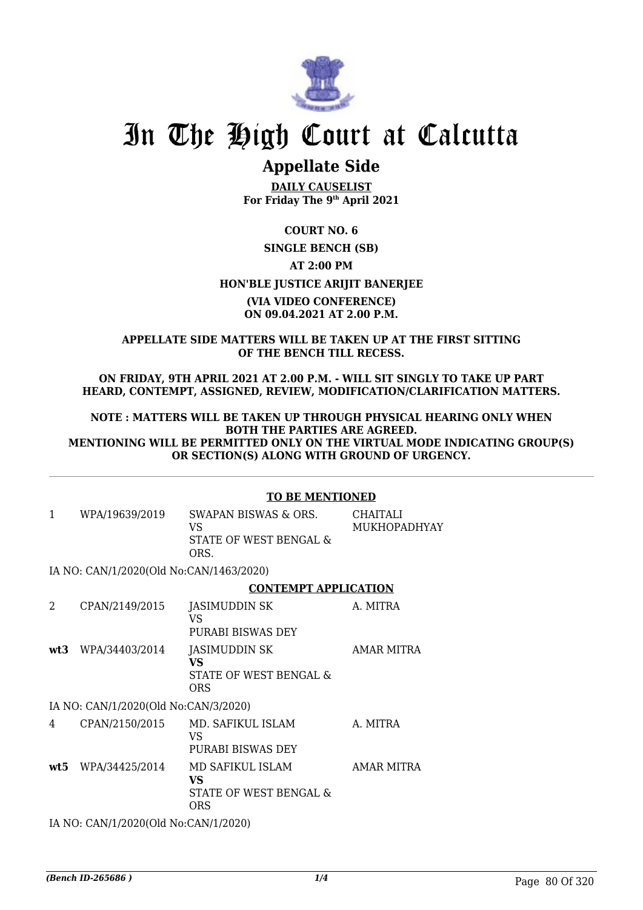# In The High Court at Calcutta

## Appellate Side

**DAILY CAUSELIST**
**For Friday The 9th April 2021**

**COURT NO. 6**

**SINGLE BENCH (SB)**

**AT 2:00 PM**

**HON'BLE JUSTICE ARIJIT BANERJEE**

**(VIA VIDEO CONFERENCE)**
**ON 09.04.2021 AT 2.00 P.M.**

**APPELLATE SIDE MATTERS WILL BE TAKEN UP AT THE FIRST SITTING OF THE BENCH TILL RECESS.**

**ON FRIDAY, 9TH APRIL 2021 AT 2.00 P.M. - WILL SIT SINGLY TO TAKE UP PART HEARD, CONTEMPT, ASSIGNED, REVIEW, MODIFICATION/CLARIFICATION MATTERS.**

**NOTE : MATTERS WILL BE TAKEN UP THROUGH PHYSICAL HEARING ONLY WHEN BOTH THE PARTIES ARE AGREED.**
**MENTIONING WILL BE PERMITTED ONLY ON THE VIRTUAL MODE INDICATING GROUP(S) OR SECTION(S) ALONG WITH GROUND OF URGENCY.**

**TO BE MENTIONED**

| | | | |
|---|---|---|---|
| 1 | WPA/19639/2019 | SWAPAN BISWAS & ORS. VS STATE OF WEST BENGAL & ORS. | CHAITALI MUKHOPADHYAY |

IA NO: CAN/1/2020(Old No:CAN/1463/2020)

**CONTEMPT APPLICATION**

| | | | |
|---|---|---|---|
| 2 | CPAN/2149/2015 | JASIMUDDIN SK VS PURABI BISWAS DEY | A. MITRA |
| **wt3** | WPA/34403/2014 | JASIMUDDIN SK **VS** STATE OF WEST BENGAL & ORS | AMAR MITRA |

IA NO: CAN/1/2020(Old No:CAN/3/2020)

| | | | |
|---|---|---|---|
| 4 | CPAN/2150/2015 | MD. SAFIKUL ISLAM VS PURABI BISWAS DEY | A. MITRA |
| **wt5** | WPA/34425/2014 | MD SAFIKUL ISLAM **VS** STATE OF WEST BENGAL & ORS | AMAR MITRA |

IA NO: CAN/1/2020(Old No:CAN/1/2020)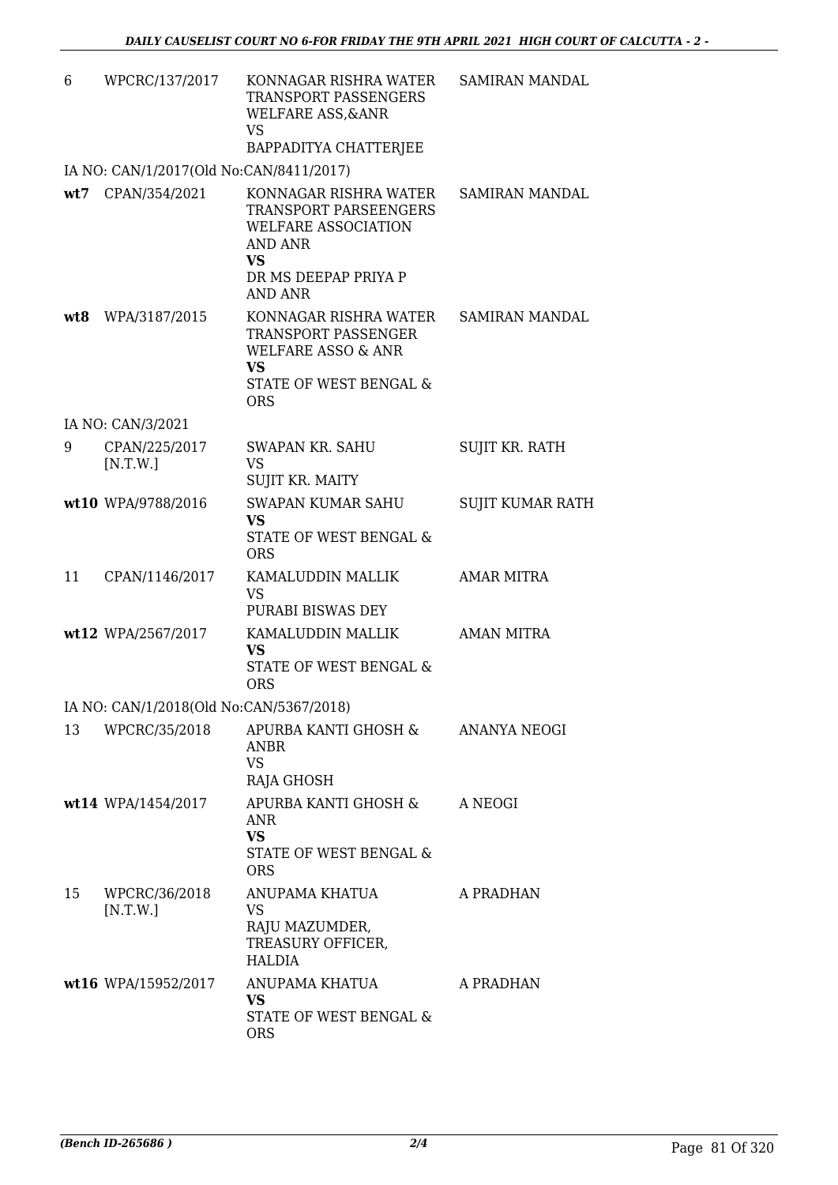| | | | |
|---|---|---|---|
| 6 | WPCRC/137/2017 | KONNAGAR RISHRA WATER TRANSPORT PASSENGERS WELFARE ASS,&ANR<br>VS<br>BAPPADITYA CHATTERJEE | SAMIRAN MANDAL |
| IA NO: CAN/1/2017(Old No:CAN/8411/2017) | | | |
| **wt7** | CPAN/354/2021 | KONNAGAR RISHRA WATER TRANSPORT PARSEENGERS WELFARE ASSOCIATION AND ANR<br>**VS**<br>DR MS DEEPAP PRIYA P AND ANR | SAMIRAN MANDAL |
| **wt8** | WPA/3187/2015 | KONNAGAR RISHRA WATER TRANSPORT PASSENGER WELFARE ASSO & ANR<br>**VS**<br>STATE OF WEST BENGAL & ORS | SAMIRAN MANDAL |
| IA NO: CAN/3/2021 | | | |
| 9 | CPAN/225/2017 [N.T.W.] | SWAPAN KR. SAHU<br>VS<br>SUJIT KR. MAITY | SUJIT KR. RATH |
| **wt10** | WPA/9788/2016 | SWAPAN KUMAR SAHU<br>**VS**<br>STATE OF WEST BENGAL & ORS | SUJIT KUMAR RATH |
| 11 | CPAN/1146/2017 | KAMALUDDIN MALLIK<br>VS<br>PURABI BISWAS DEY | AMAR MITRA |
| **wt12** | WPA/2567/2017 | KAMALUDDIN MALLIK<br>**VS**<br>STATE OF WEST BENGAL & ORS | AMAN MITRA |
| IA NO: CAN/1/2018(Old No:CAN/5367/2018) | | | |
| 13 | WPCRC/35/2018 | APURBA KANTI GHOSH & ANBR<br>VS<br>RAJA GHOSH | ANANYA NEOGI |
| **wt14** | WPA/1454/2017 | APURBA KANTI GHOSH & ANR<br>**VS**<br>STATE OF WEST BENGAL & ORS | A NEOGI |
| 15 | WPCRC/36/2018 [N.T.W.] | ANUPAMA KHATUA<br>VS<br>RAJU MAZUMDER, TREASURY OFFICER, HALDIA | A PRADHAN |
| **wt16** | WPA/15952/2017 | ANUPAMA KHATUA<br>**VS**<br>STATE OF WEST BENGAL & ORS | A PRADHAN |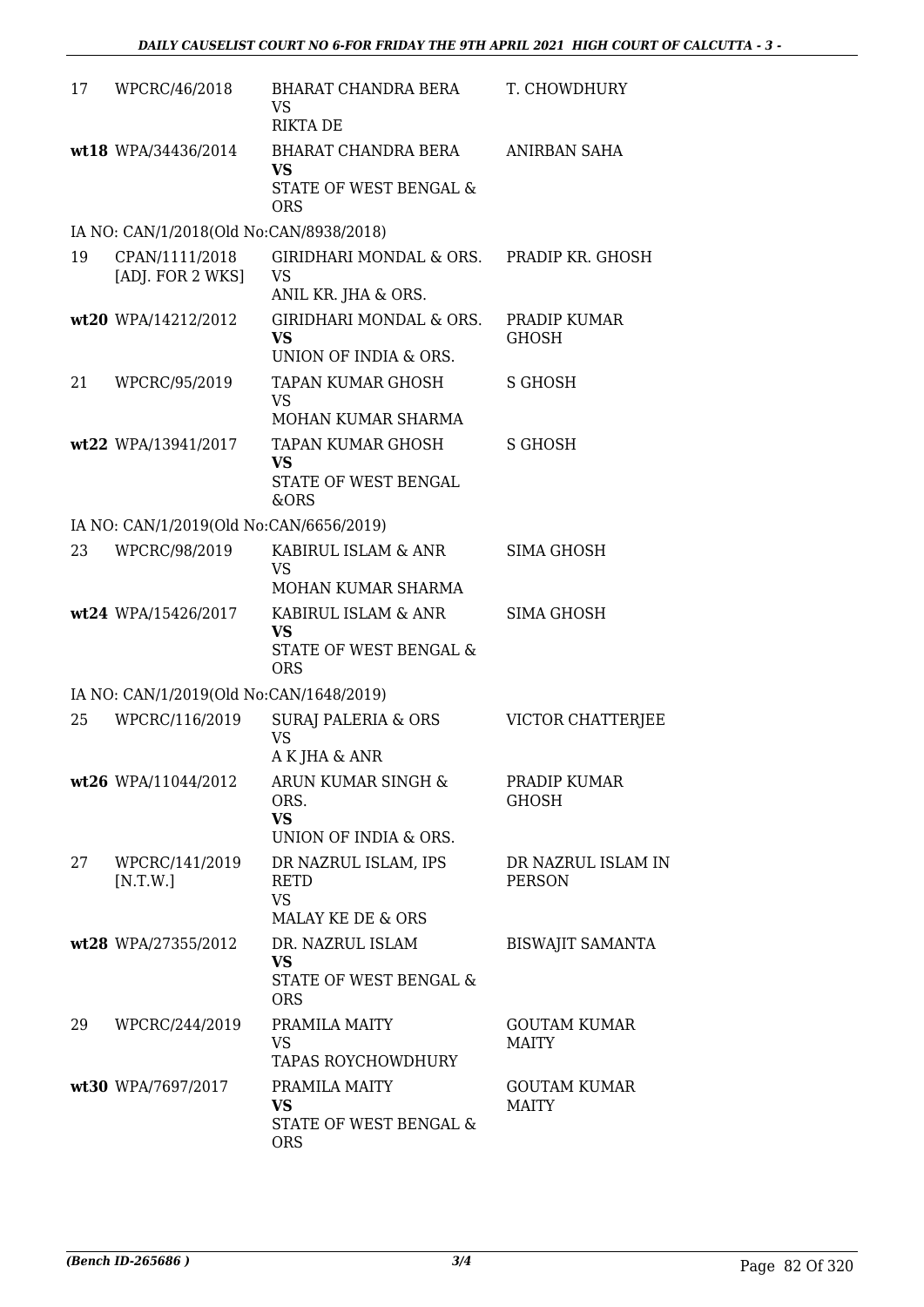| | | | |
|---|---|---|---|
| 17 | WPCRC/46/2018 | BHARAT CHANDRA BERA<br>VS<br>RIKTA DE | T. CHOWDHURY |
| wt18 | WPA/34436/2014 | BHARAT CHANDRA BERA<br>**VS**<br>STATE OF WEST BENGAL & ORS | ANIRBAN SAHA |
| IA NO: CAN/1/2018(Old No:CAN/8938/2018) | | | |
| 19 | CPAN/1111/2018 [ADJ. FOR 2 WKS] | GIRIDHARI MONDAL & ORS.<br>VS<br>ANIL KR. JHA & ORS. | PRADIP KR. GHOSH |
| wt20 | WPA/14212/2012 | GIRIDHARI MONDAL & ORS.<br>**VS**<br>UNION OF INDIA & ORS. | PRADIP KUMAR GHOSH |
| 21 | WPCRC/95/2019 | TAPAN KUMAR GHOSH<br>VS<br>MOHAN KUMAR SHARMA | S GHOSH |
| wt22 | WPA/13941/2017 | TAPAN KUMAR GHOSH<br>**VS**<br>STATE OF WEST BENGAL &ORS | S GHOSH |
| IA NO: CAN/1/2019(Old No:CAN/6656/2019) | | | |
| 23 | WPCRC/98/2019 | KABIRUL ISLAM & ANR<br>VS<br>MOHAN KUMAR SHARMA | SIMA GHOSH |
| wt24 | WPA/15426/2017 | KABIRUL ISLAM & ANR<br>**VS**<br>STATE OF WEST BENGAL & ORS | SIMA GHOSH |
| IA NO: CAN/1/2019(Old No:CAN/1648/2019) | | | |
| 25 | WPCRC/116/2019 | SURAJ PALERIA & ORS<br>VS<br>A K JHA & ANR | VICTOR CHATTERJEE |
| wt26 | WPA/11044/2012 | ARUN KUMAR SINGH & ORS.<br>**VS**<br>UNION OF INDIA & ORS. | PRADIP KUMAR GHOSH |
| 27 | WPCRC/141/2019 [N.T.W.] | DR NAZRUL ISLAM, IPS RETD<br>VS<br>MALAY KE DE & ORS | DR NAZRUL ISLAM IN PERSON |
| wt28 | WPA/27355/2012 | DR. NAZRUL ISLAM<br>**VS**<br>STATE OF WEST BENGAL & ORS | BISWAJIT SAMANTA |
| 29 | WPCRC/244/2019 | PRAMILA MAITY<br>VS<br>TAPAS ROYCHOWDHURY | GOUTAM KUMAR MAITY |
| wt30 | WPA/7697/2017 | PRAMILA MAITY<br>**VS**<br>STATE OF WEST BENGAL & ORS | GOUTAM KUMAR MAITY |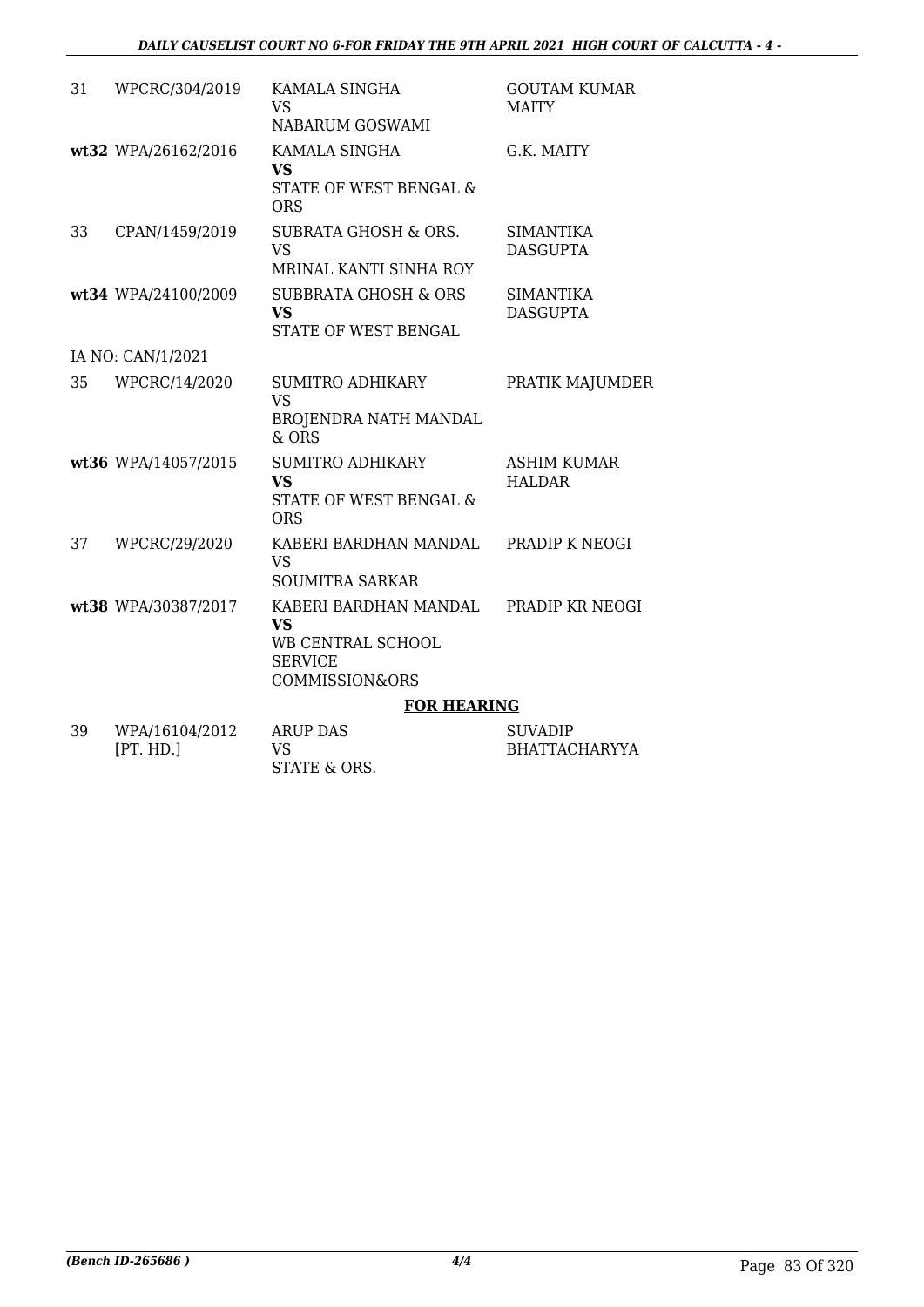| | | | |
|---|---|---|---|
| 31 | WPCRC/304/2019 | KAMALA SINGHA<br>VS<br>NABARUM GOSWAMI | GOUTAM KUMAR MAITY |
| **wt32** | WPA/26162/2016 | KAMALA SINGHA<br>**VS**<br>STATE OF WEST BENGAL & ORS | G.K. MAITY |
| 33 | CPAN/1459/2019 | SUBRATA GHOSH & ORS.<br>VS<br>MRINAL KANTI SINHA ROY | SIMANTIKA DASGUPTA |
| **wt34** | WPA/24100/2009 | SUBBRATA GHOSH & ORS<br>**VS**<br>STATE OF WEST BENGAL | SIMANTIKA DASGUPTA |
| | IA NO: CAN/1/2021 | | |
| 35 | WPCRC/14/2020 | SUMITRO ADHIKARY<br>VS<br>BROJENDRA NATH MANDAL & ORS | PRATIK MAJUMDER |
| **wt36** | WPA/14057/2015 | SUMITRO ADHIKARY<br>**VS**<br>STATE OF WEST BENGAL & ORS | ASHIM KUMAR HALDAR |
| 37 | WPCRC/29/2020 | KABERI BARDHAN MANDAL<br>VS<br>SOUMITRA SARKAR | PRADIP K NEOGI |
| **wt38** | WPA/30387/2017 | KABERI BARDHAN MANDAL<br>**VS**<br>WB CENTRAL SCHOOL SERVICE COMMISSION&ORS | PRADIP KR NEOGI |

**FOR HEARING**

| | | | |
|---|---|---|---|
| 39 | WPA/16104/2012 [PT. HD.] | ARUP DAS<br>VS<br>STATE & ORS. | SUVADIP BHATTACHARYYA |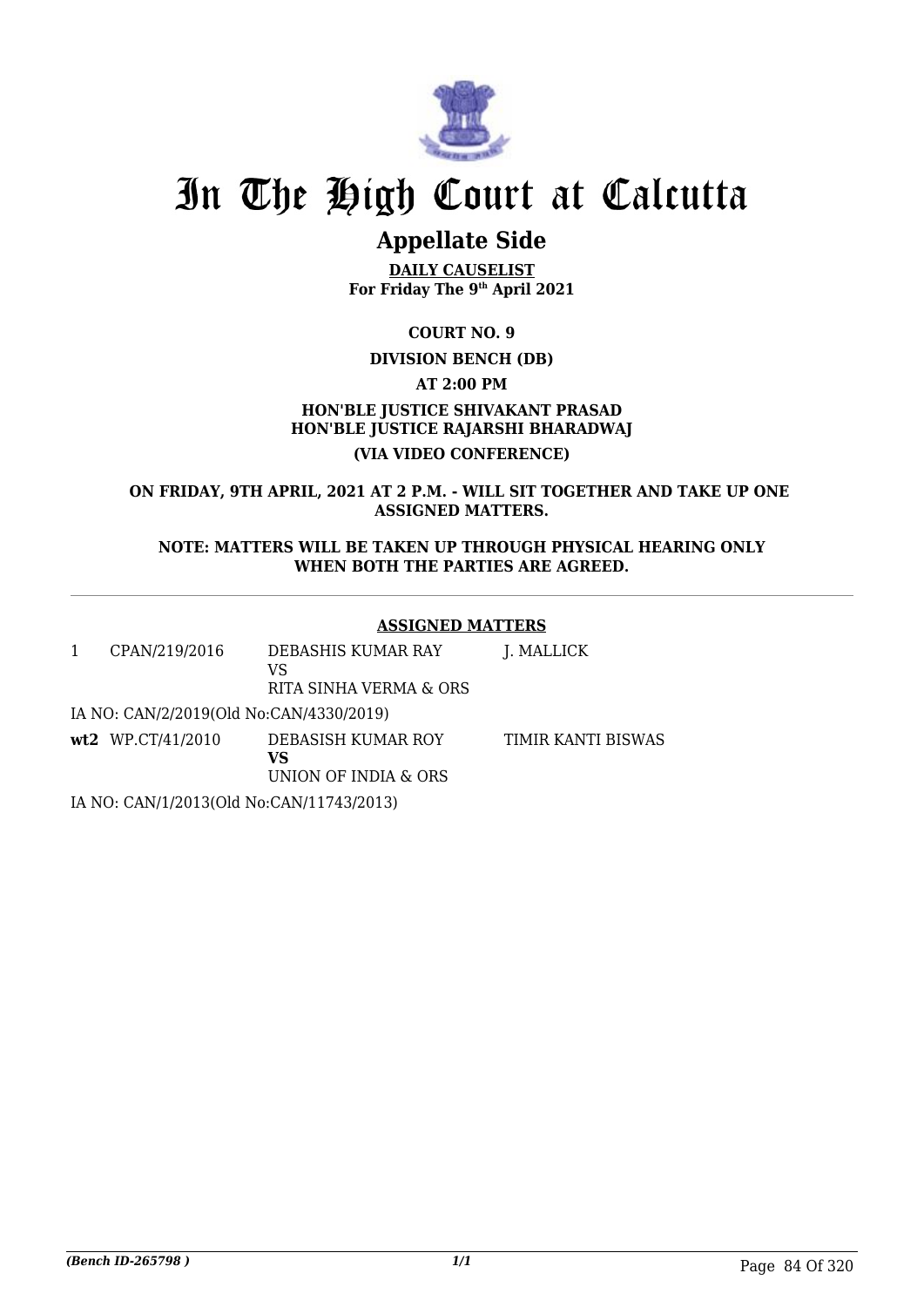# In The High Court at Calcutta

## Appellate Side

**DAILY CAUSELIST**
**For Friday The 9th April 2021**

**COURT NO. 9**

**DIVISION BENCH (DB)**

**AT 2:00 PM**

**HON'BLE JUSTICE SHIVAKANT PRASAD**
**HON'BLE JUSTICE RAJARSHI BHARADWAJ**

**(VIA VIDEO CONFERENCE)**

**ON FRIDAY, 9TH APRIL, 2021 AT 2 P.M. - WILL SIT TOGETHER AND TAKE UP ONE ASSIGNED MATTERS.**

**NOTE: MATTERS WILL BE TAKEN UP THROUGH PHYSICAL HEARING ONLY WHEN BOTH THE PARTIES ARE AGREED.**

---

**ASSIGNED MATTERS**

| | | | |
|---|---|---|---|
| 1 | CPAN/219/2016 | DEBASHIS KUMAR RAY<br>VS<br>RITA SINHA VERMA & ORS | J. MALLICK |
| | IA NO: CAN/2/2019(Old No:CAN/4330/2019) | | |
| **wt2** | WP.CT/41/2010 | DEBASISH KUMAR ROY<br>**VS**<br>UNION OF INDIA & ORS | TIMIR KANTI BISWAS |
| | IA NO: CAN/1/2013(Old No:CAN/11743/2013) | | |

*(Bench ID-265798 )*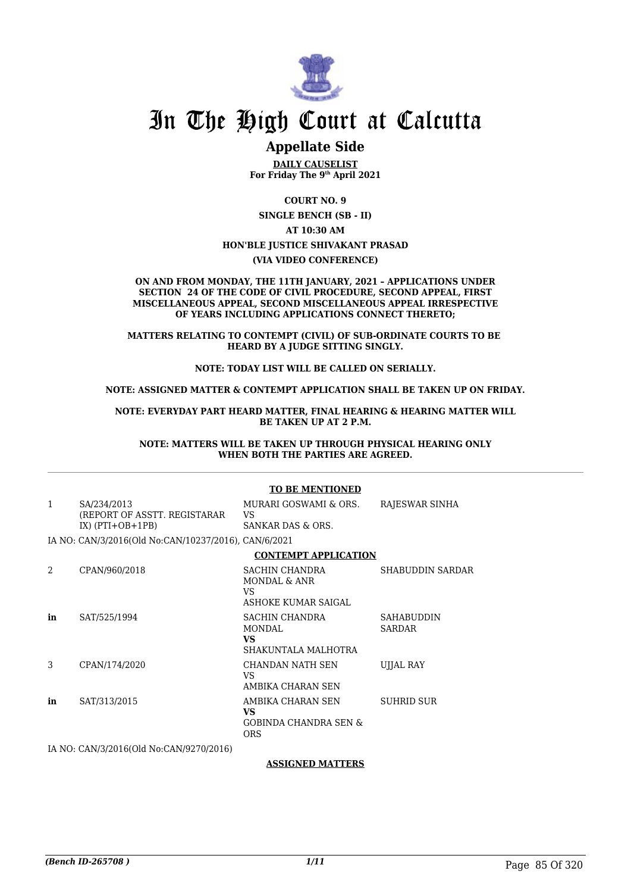# In The High Court at Calcutta

## Appellate Side

**DAILY CAUSELIST**
**For Friday The 9th April 2021**

**COURT NO. 9**

**SINGLE BENCH (SB - II)**

**AT 10:30 AM**

**HON'BLE JUSTICE SHIVAKANT PRASAD**

**(VIA VIDEO CONFERENCE)**

**ON AND FROM MONDAY, THE 11TH JANUARY, 2021 – APPLICATIONS UNDER SECTION 24 OF THE CODE OF CIVIL PROCEDURE, SECOND APPEAL, FIRST MISCELLANEOUS APPEAL, SECOND MISCELLANEOUS APPEAL IRRESPECTIVE OF YEARS INCLUDING APPLICATIONS CONNECT THERETO;**

**MATTERS RELATING TO CONTEMPT (CIVIL) OF SUB-ORDINATE COURTS TO BE HEARD BY A JUDGE SITTING SINGLY.**

**NOTE: TODAY LIST WILL BE CALLED ON SERIALLY.**

**NOTE: ASSIGNED MATTER & CONTEMPT APPLICATION SHALL BE TAKEN UP ON FRIDAY.**

**NOTE: EVERYDAY PART HEARD MATTER, FINAL HEARING & HEARING MATTER WILL BE TAKEN UP AT 2 P.M.**

**NOTE: MATTERS WILL BE TAKEN UP THROUGH PHYSICAL HEARING ONLY WHEN BOTH THE PARTIES ARE AGREED.**

**TO BE MENTIONED**

| | | | |
|---|---|---|---|
| 1 | SA/234/2013 (REPORT OF ASSTT. REGISTARAR IX) (PTI+OB+1PB) | MURARI GOSWAMI & ORS. VS SANKAR DAS & ORS. | RAJESWAR SINHA |

IA NO: CAN/3/2016(Old No:CAN/10237/2016), CAN/6/2021

**CONTEMPT APPLICATION**

| | | | |
|---|---|---|---|
| 2 | CPAN/960/2018 | SACHIN CHANDRA MONDAL & ANR VS ASHOKE KUMAR SAIGAL | SHABUDDIN SARDAR |
| **in** | SAT/525/1994 | SACHIN CHANDRA MONDAL **VS** SHAKUNTALA MALHOTRA | SAHABUDDIN SARDAR |
| 3 | CPAN/174/2020 | CHANDAN NATH SEN VS AMBIKA CHARAN SEN | UJJAL RAY |
| **in** | SAT/313/2015 | AMBIKA CHARAN SEN **VS** GOBINDA CHANDRA SEN & ORS | SUHRID SUR |

IA NO: CAN/3/2016(Old No:CAN/9270/2016)

**ASSIGNED MATTERS**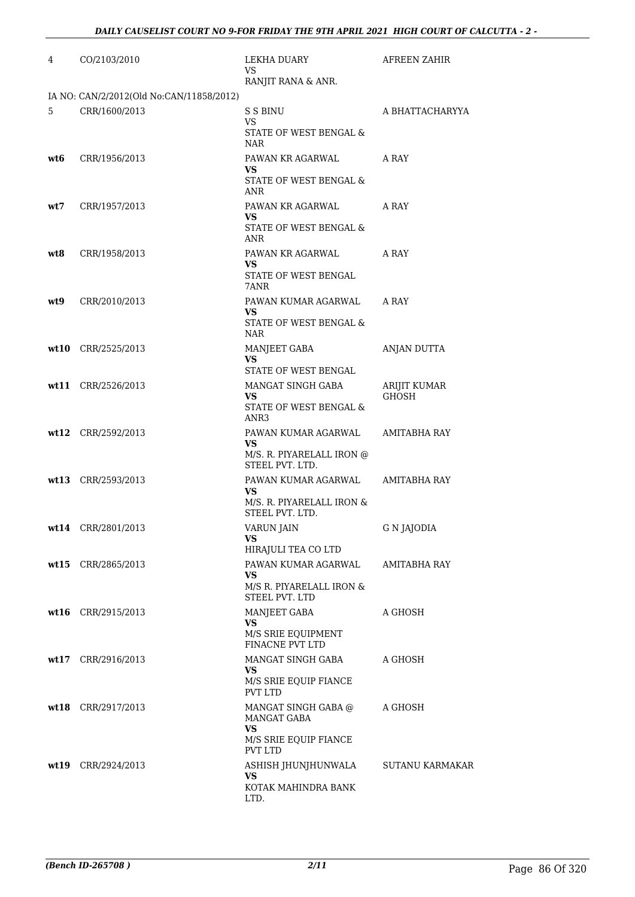| | | | |
|---|---|---|---|
| 4 | CO/2103/2010 | LEKHA DUARY<br>VS<br>RANJIT RANA & ANR. | AFREEN ZAHIR |
| | IA NO: CAN/2/2012(Old No:CAN/11858/2012) | | |
| 5 | CRR/1600/2013 | S S BINU<br>VS<br>STATE OF WEST BENGAL & NAR | A BHATTACHARYYA |
| **wt6** | CRR/1956/2013 | PAWAN KR AGARWAL<br>**VS**<br>STATE OF WEST BENGAL & ANR | A RAY |
| **wt7** | CRR/1957/2013 | PAWAN KR AGARWAL<br>**VS**<br>STATE OF WEST BENGAL & ANR | A RAY |
| **wt8** | CRR/1958/2013 | PAWAN KR AGARWAL<br>**VS**<br>STATE OF WEST BENGAL 7ANR | A RAY |
| **wt9** | CRR/2010/2013 | PAWAN KUMAR AGARWAL<br>**VS**<br>STATE OF WEST BENGAL & NAR | A RAY |
| **wt10** | CRR/2525/2013 | MANJEET GABA<br>**VS**<br>STATE OF WEST BENGAL | ANJAN DUTTA |
| **wt11** | CRR/2526/2013 | MANGAT SINGH GABA<br>**VS**<br>STATE OF WEST BENGAL & ANR3 | ARIJIT KUMAR GHOSH |
| **wt12** | CRR/2592/2013 | PAWAN KUMAR AGARWAL<br>**VS**<br>M/S. R. PIYARELALL IRON @ STEEL PVT. LTD. | AMITABHA RAY |
| **wt13** | CRR/2593/2013 | PAWAN KUMAR AGARWAL<br>**VS**<br>M/S. R. PIYARELALL IRON & STEEL PVT. LTD. | AMITABHA RAY |
| **wt14** | CRR/2801/2013 | VARUN JAIN<br>**VS**<br>HIRAJULI TEA CO LTD | G N JAJODIA |
| **wt15** | CRR/2865/2013 | PAWAN KUMAR AGARWAL<br>**VS**<br>M/S R. PIYARELALL IRON & STEEL PVT. LTD | AMITABHA RAY |
| **wt16** | CRR/2915/2013 | MANJEET GABA<br>**VS**<br>M/S SRIE EQUIPMENT FINACNE PVT LTD | A GHOSH |
| **wt17** | CRR/2916/2013 | MANGAT SINGH GABA<br>**VS**<br>M/S SRIE EQUIP FIANCE PVT LTD | A GHOSH |
| **wt18** | CRR/2917/2013 | MANGAT SINGH GABA @ MANGAT GABA<br>**VS**<br>M/S SRIE EQUIP FIANCE PVT LTD | A GHOSH |
| **wt19** | CRR/2924/2013 | ASHISH JHUNJHUNWALA<br>**VS**<br>KOTAK MAHINDRA BANK LTD. | SUTANU KARMAKAR |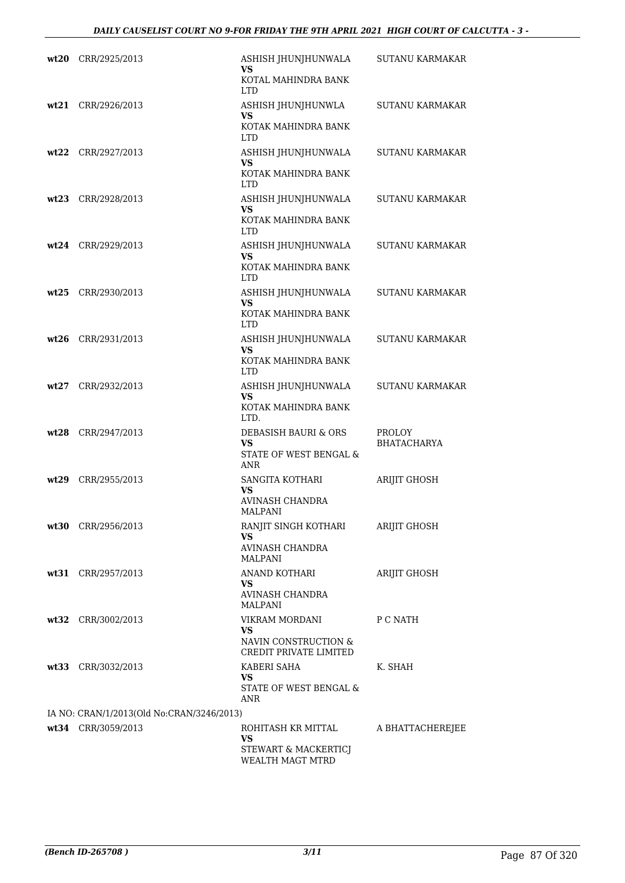| | | | |
|---|---|---|---|
| **wt20** | CRR/2925/2013 | ASHISH JHUNJHUNWALA<br>**VS**<br>KOTAL MAHINDRA BANK LTD | SUTANU KARMAKAR |
| **wt21** | CRR/2926/2013 | ASHISH JHUNJHUNWLA<br>**VS**<br>KOTAK MAHINDRA BANK LTD | SUTANU KARMAKAR |
| **wt22** | CRR/2927/2013 | ASHISH JHUNJHUNWALA<br>**VS**<br>KOTAK MAHINDRA BANK LTD | SUTANU KARMAKAR |
| **wt23** | CRR/2928/2013 | ASHISH JHUNJHUNWALA<br>**VS**<br>KOTAK MAHINDRA BANK LTD | SUTANU KARMAKAR |
| **wt24** | CRR/2929/2013 | ASHISH JHUNJHUNWALA<br>**VS**<br>KOTAK MAHINDRA BANK LTD | SUTANU KARMAKAR |
| **wt25** | CRR/2930/2013 | ASHISH JHUNJHUNWALA<br>**VS**<br>KOTAK MAHINDRA BANK LTD | SUTANU KARMAKAR |
| **wt26** | CRR/2931/2013 | ASHISH JHUNJHUNWALA<br>**VS**<br>KOTAK MAHINDRA BANK LTD | SUTANU KARMAKAR |
| **wt27** | CRR/2932/2013 | ASHISH JHUNJHUNWALA<br>**VS**<br>KOTAK MAHINDRA BANK LTD. | SUTANU KARMAKAR |
| **wt28** | CRR/2947/2013 | DEBASISH BAURI & ORS<br>**VS**<br>STATE OF WEST BENGAL & ANR | PROLOY BHATACHARYA |
| **wt29** | CRR/2955/2013 | SANGITA KOTHARI<br>**VS**<br>AVINASH CHANDRA MALPANI | ARIJIT GHOSH |
| **wt30** | CRR/2956/2013 | RANJIT SINGH KOTHARI<br>**VS**<br>AVINASH CHANDRA MALPANI | ARIJIT GHOSH |
| **wt31** | CRR/2957/2013 | ANAND KOTHARI<br>**VS**<br>AVINASH CHANDRA MALPANI | ARIJIT GHOSH |
| **wt32** | CRR/3002/2013 | VIKRAM MORDANI<br>**VS**<br>NAVIN CONSTRUCTION & CREDIT PRIVATE LIMITED | P C NATH |
| **wt33** | CRR/3032/2013 | KABERI SAHA<br>**VS**<br>STATE OF WEST BENGAL & ANR | K. SHAH |
| | IA NO: CRAN/1/2013(Old No:CRAN/3246/2013) | | |
| **wt34** | CRR/3059/2013 | ROHITASH KR MITTAL<br>**VS**<br>STEWART & MACKERTICJ WEALTH MAGT MTRD | A BHATTACHEREJEE |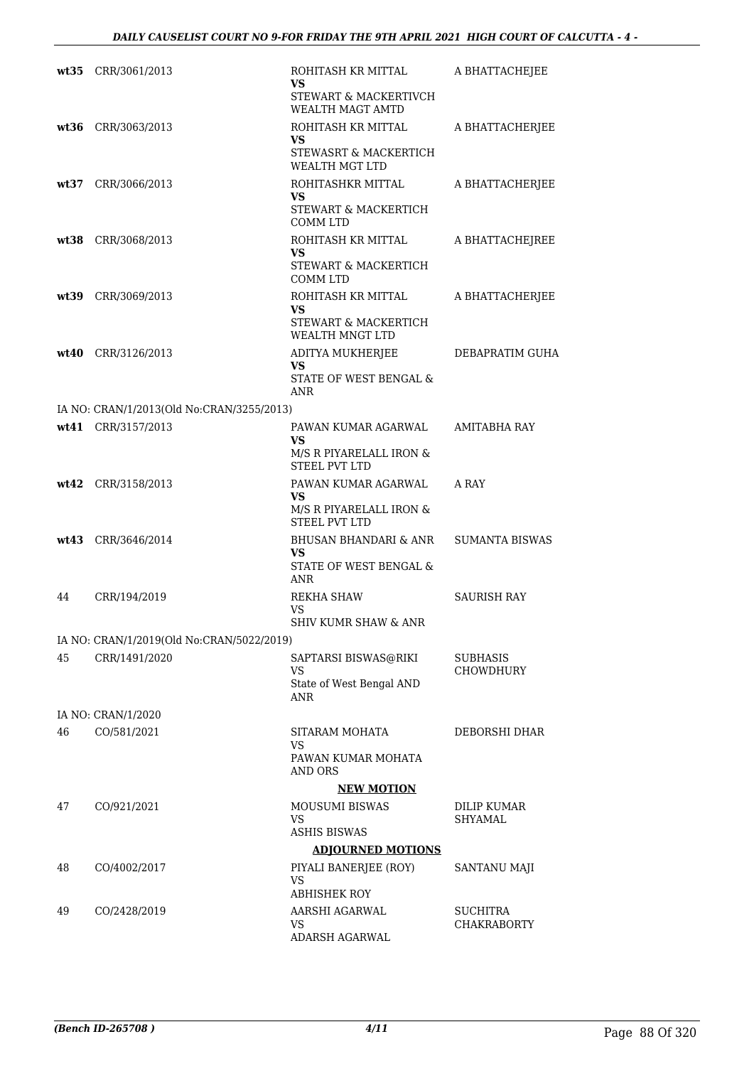| | | | |
|---|---|---|---|
| **wt35** | CRR/3061/2013 | ROHITASH KR MITTAL<br>**VS**<br>STEWART & MACKERTIVCH WEALTH MAGT AMTD | A BHATTACHEJEE |
| **wt36** | CRR/3063/2013 | ROHITASH KR MITTAL<br>**VS**<br>STEWASRT & MACKERTICH WEALTH MGT LTD | A BHATTACHERJEE |
| **wt37** | CRR/3066/2013 | ROHITASHKR MITTAL<br>**VS**<br>STEWART & MACKERTICH COMM LTD | A BHATTACHERJEE |
| **wt38** | CRR/3068/2013 | ROHITASH KR MITTAL<br>**VS**<br>STEWART & MACKERTICH COMM LTD | A BHATTACHEJREE |
| **wt39** | CRR/3069/2013 | ROHITASH KR MITTAL<br>**VS**<br>STEWART & MACKERTICH WEALTH MNGT LTD | A BHATTACHERJEE |
| **wt40** | CRR/3126/2013 | ADITYA MUKHERJEE<br>**VS**<br>STATE OF WEST BENGAL & ANR | DEBAPRATIM GUHA |
| | IA NO: CRAN/1/2013(Old No:CRAN/3255/2013) | | |
| **wt41** | CRR/3157/2013 | PAWAN KUMAR AGARWAL<br>**VS**<br>M/S R PIYARELALL IRON & STEEL PVT LTD | AMITABHA RAY |
| **wt42** | CRR/3158/2013 | PAWAN KUMAR AGARWAL<br>**VS**<br>M/S R PIYARELALL IRON & STEEL PVT LTD | A RAY |
| **wt43** | CRR/3646/2014 | BHUSAN BHANDARI & ANR<br>**VS**<br>STATE OF WEST BENGAL & ANR | SUMANTA BISWAS |
| 44 | CRR/194/2019 | REKHA SHAW<br>VS<br>SHIV KUMR SHAW & ANR | SAURISH RAY |
| | IA NO: CRAN/1/2019(Old No:CRAN/5022/2019) | | |
| 45 | CRR/1491/2020 | SAPTARSI BISWAS@RIKI<br>VS<br>State of West Bengal AND ANR | SUBHASIS CHOWDHURY |
| | IA NO: CRAN/1/2020 | | |
| 46 | CO/581/2021 | SITARAM MOHATA<br>VS<br>PAWAN KUMAR MOHATA AND ORS | DEBORSHI DHAR |
| | | **NEW MOTION** | |
| 47 | CO/921/2021 | MOUSUMI BISWAS<br>VS<br>ASHIS BISWAS | DILIP KUMAR SHYAMAL |
| | | **ADJOURNED MOTIONS** | |
| 48 | CO/4002/2017 | PIYALI BANERJEE (ROY)<br>VS<br>ABHISHEK ROY | SANTANU MAJI |
| 49 | CO/2428/2019 | AARSHI AGARWAL<br>VS<br>ADARSH AGARWAL | SUCHITRA CHAKRABORTY |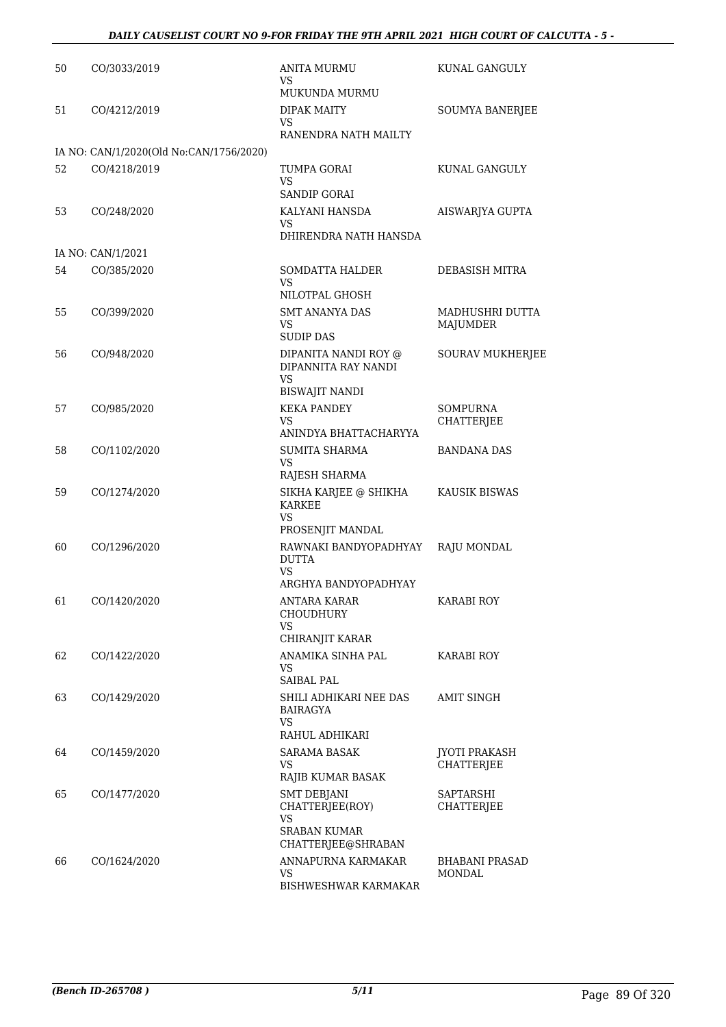| | | | |
|---|---|---|---|
| 50 | CO/3033/2019 | ANITA MURMU<br>VS<br>MUKUNDA MURMU | KUNAL GANGULY |
| 51 | CO/4212/2019 | DIPAK MAITY<br>VS<br>RANENDRA NATH MAILTY | SOUMYA BANERJEE |
| IA NO: CAN/1/2020(Old No:CAN/1756/2020) | | | |
| 52 | CO/4218/2019 | TUMPA GORAI<br>VS<br>SANDIP GORAI | KUNAL GANGULY |
| 53 | CO/248/2020 | KALYANI HANSDA<br>VS<br>DHIRENDRA NATH HANSDA | AISWARJYA GUPTA |
| IA NO: CAN/1/2021 | | | |
| 54 | CO/385/2020 | SOMDATTA HALDER<br>VS<br>NILOTPAL GHOSH | DEBASISH MITRA |
| 55 | CO/399/2020 | SMT ANANYA DAS<br>VS<br>SUDIP DAS | MADHUSHRI DUTTA MAJUMDER |
| 56 | CO/948/2020 | DIPANITA NANDI ROY @ DIPANNITA RAY NANDI<br>VS<br>BISWAJIT NANDI | SOURAV MUKHERJEE |
| 57 | CO/985/2020 | KEKA PANDEY<br>VS<br>ANINDYA BHATTACHARYYA | SOMPURNA CHATTERJEE |
| 58 | CO/1102/2020 | SUMITA SHARMA<br>VS<br>RAJESH SHARMA | BANDANA DAS |
| 59 | CO/1274/2020 | SIKHA KARJEE @ SHIKHA KARKEE<br>VS<br>PROSENJIT MANDAL | KAUSIK BISWAS |
| 60 | CO/1296/2020 | RAWNAKI BANDYOPADHYAY DUTTA<br>VS<br>ARGHYA BANDYOPADHYAY | RAJU MONDAL |
| 61 | CO/1420/2020 | ANTARA KARAR CHOUDHURY<br>VS<br>CHIRANJIT KARAR | KARABI ROY |
| 62 | CO/1422/2020 | ANAMIKA SINHA PAL<br>VS<br>SAIBAL PAL | KARABI ROY |
| 63 | CO/1429/2020 | SHILI ADHIKARI NEE DAS BAIRAGYA<br>VS<br>RAHUL ADHIKARI | AMIT SINGH |
| 64 | CO/1459/2020 | SARAMA BASAK<br>VS<br>RAJIB KUMAR BASAK | JYOTI PRAKASH CHATTERJEE |
| 65 | CO/1477/2020 | SMT DEBJANI CHATTERJEE(ROY)<br>VS<br>SRABAN KUMAR CHATTERJEE@SHRABAN | SAPTARSHI CHATTERJEE |
| 66 | CO/1624/2020 | ANNAPURNA KARMAKAR<br>VS<br>BISHWESHWAR KARMAKAR | BHABANI PRASAD MONDAL |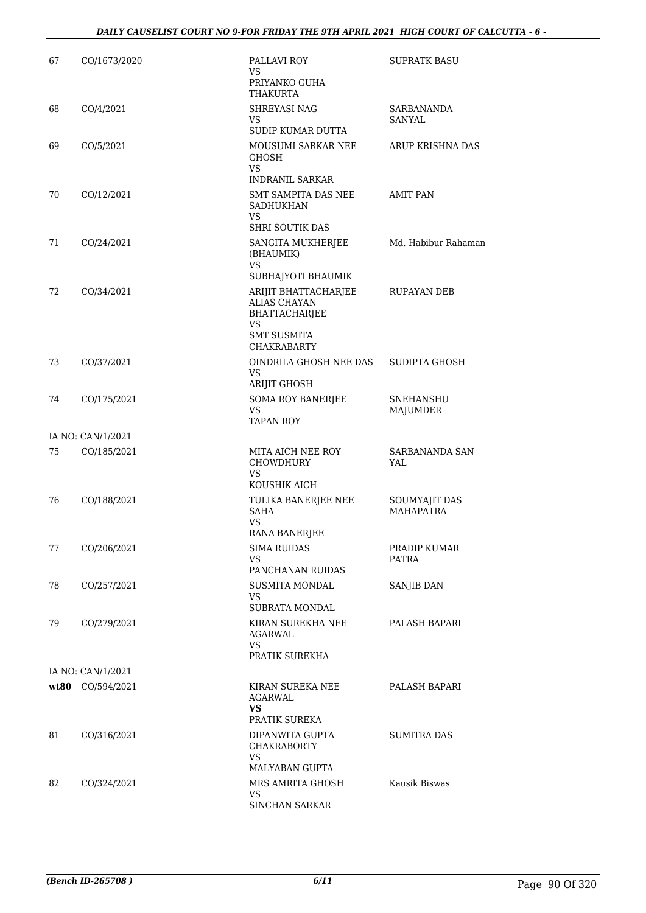| | | | |
|---|---|---|---|
| 67 | CO/1673/2020 | PALLAVI ROY<br>VS<br>PRIYANKO GUHA THAKURTA | SUPRATK BASU |
| 68 | CO/4/2021 | SHREYASI NAG<br>VS<br>SUDIP KUMAR DUTTA | SARBANANDA SANYAL |
| 69 | CO/5/2021 | MOUSUMI SARKAR NEE GHOSH<br>VS<br>INDRANIL SARKAR | ARUP KRISHNA DAS |
| 70 | CO/12/2021 | SMT SAMPITA DAS NEE SADHUKHAN<br>VS<br>SHRI SOUTIK DAS | AMIT PAN |
| 71 | CO/24/2021 | SANGITA MUKHERJEE (BHAUMIK)<br>VS<br>SUBHAJYOTI BHAUMIK | Md. Habibur Rahaman |
| 72 | CO/34/2021 | ARIJIT BHATTACHARJEE ALIAS CHAYAN BHATTACHARJEE<br>VS<br>SMT SUSMITA CHAKRABARTY | RUPAYAN DEB |
| 73 | CO/37/2021 | OINDRILA GHOSH NEE DAS<br>VS<br>ARIJIT GHOSH | SUDIPTA GHOSH |
| 74 | CO/175/2021 | SOMA ROY BANERJEE<br>VS<br>TAPAN ROY | SNEHANSHU MAJUMDER |
| | IA NO: CAN/1/2021 | | |
| 75 | CO/185/2021 | MITA AICH NEE ROY CHOWDHURY<br>VS<br>KOUSHIK AICH | SARBANANDA SAN YAL |
| 76 | CO/188/2021 | TULIKA BANERJEE NEE SAHA<br>VS<br>RANA BANERJEE | SOUMYAJIT DAS MAHAPATRA |
| 77 | CO/206/2021 | SIMA RUIDAS<br>VS<br>PANCHANAN RUIDAS | PRADIP KUMAR PATRA |
| 78 | CO/257/2021 | SUSMITA MONDAL<br>VS<br>SUBRATA MONDAL | SANJIB DAN |
| 79 | CO/279/2021 | KIRAN SUREKHA NEE AGARWAL<br>VS<br>PRATIK SUREKHA | PALASH BAPARI |
| | IA NO: CAN/1/2021 | | |
| **wt80** | CO/594/2021 | KIRAN SUREKA NEE AGARWAL<br>**VS**<br>PRATIK SUREKA | PALASH BAPARI |
| 81 | CO/316/2021 | DIPANWITA GUPTA CHAKRABORTY<br>VS<br>MALYABAN GUPTA | SUMITRA DAS |
| 82 | CO/324/2021 | MRS AMRITA GHOSH<br>VS<br>SINCHAN SARKAR | Kausik Biswas |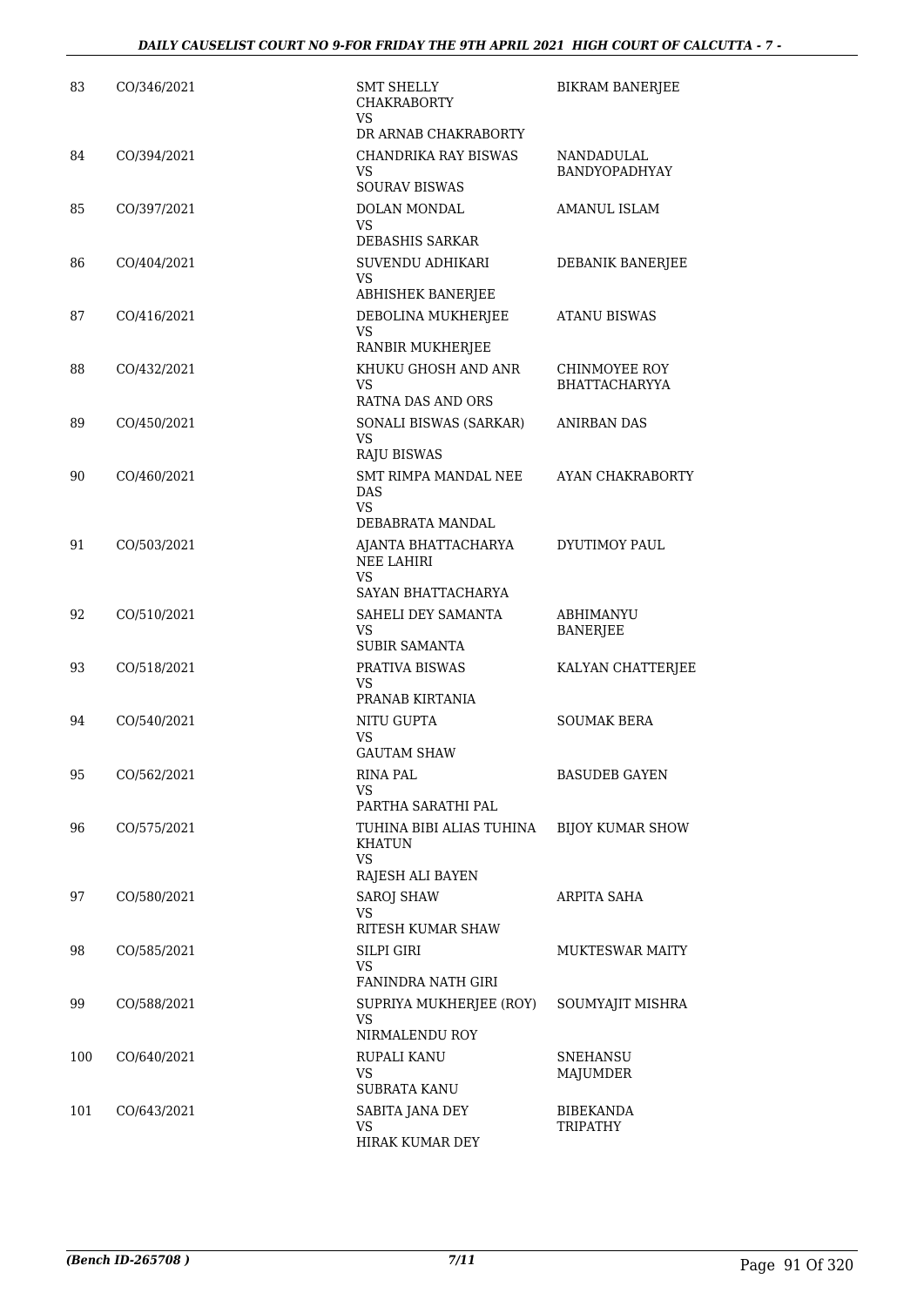| 83 | CO/346/2021 | SMT SHELLY CHAKRABORTY<br>VS<br>DR ARNAB CHAKRABORTY | BIKRAM BANERJEE |
|---|---|---|---|
| 84 | CO/394/2021 | CHANDRIKA RAY BISWAS<br>VS<br>SOURAV BISWAS | NANDADULAL BANDYOPADHYAY |
| 85 | CO/397/2021 | DOLAN MONDAL<br>VS<br>DEBASHIS SARKAR | AMANUL ISLAM |
| 86 | CO/404/2021 | SUVENDU ADHIKARI<br>VS<br>ABHISHEK BANERJEE | DEBANIK BANERJEE |
| 87 | CO/416/2021 | DEBOLINA MUKHERJEE<br>VS<br>RANBIR MUKHERJEE | ATANU BISWAS |
| 88 | CO/432/2021 | KHUKU GHOSH AND ANR<br>VS<br>RATNA DAS AND ORS | CHINMOYEE ROY BHATTACHARYYA |
| 89 | CO/450/2021 | SONALI BISWAS (SARKAR)<br>VS<br>RAJU BISWAS | ANIRBAN DAS |
| 90 | CO/460/2021 | SMT RIMPA MANDAL NEE DAS<br>VS<br>DEBABRATA MANDAL | AYAN CHAKRABORTY |
| 91 | CO/503/2021 | AJANTA BHATTACHARYA NEE LAHIRI<br>VS<br>SAYAN BHATTACHARYA | DYUTIMOY PAUL |
| 92 | CO/510/2021 | SAHELI DEY SAMANTA<br>VS<br>SUBIR SAMANTA | ABHIMANYU BANERJEE |
| 93 | CO/518/2021 | PRATIVA BISWAS<br>VS<br>PRANAB KIRTANIA | KALYAN CHATTERJEE |
| 94 | CO/540/2021 | NITU GUPTA<br>VS<br>GAUTAM SHAW | SOUMAK BERA |
| 95 | CO/562/2021 | RINA PAL<br>VS<br>PARTHA SARATHI PAL | BASUDEB GAYEN |
| 96 | CO/575/2021 | TUHINA BIBI ALIAS TUHINA KHATUN<br>VS<br>RAJESH ALI BAYEN | BIJOY KUMAR SHOW |
| 97 | CO/580/2021 | SAROJ SHAW<br>VS<br>RITESH KUMAR SHAW | ARPITA SAHA |
| 98 | CO/585/2021 | SILPI GIRI<br>VS<br>FANINDRA NATH GIRI | MUKTESWAR MAITY |
| 99 | CO/588/2021 | SUPRIYA MUKHERJEE (ROY)<br>VS<br>NIRMALENDU ROY | SOUMYAJIT MISHRA |
| 100 | CO/640/2021 | RUPALI KANU<br>VS<br>SUBRATA KANU | SNEHANSU MAJUMDER |
| 101 | CO/643/2021 | SABITA JANA DEY<br>VS<br>HIRAK KUMAR DEY | BIBEKANDA TRIPATHY |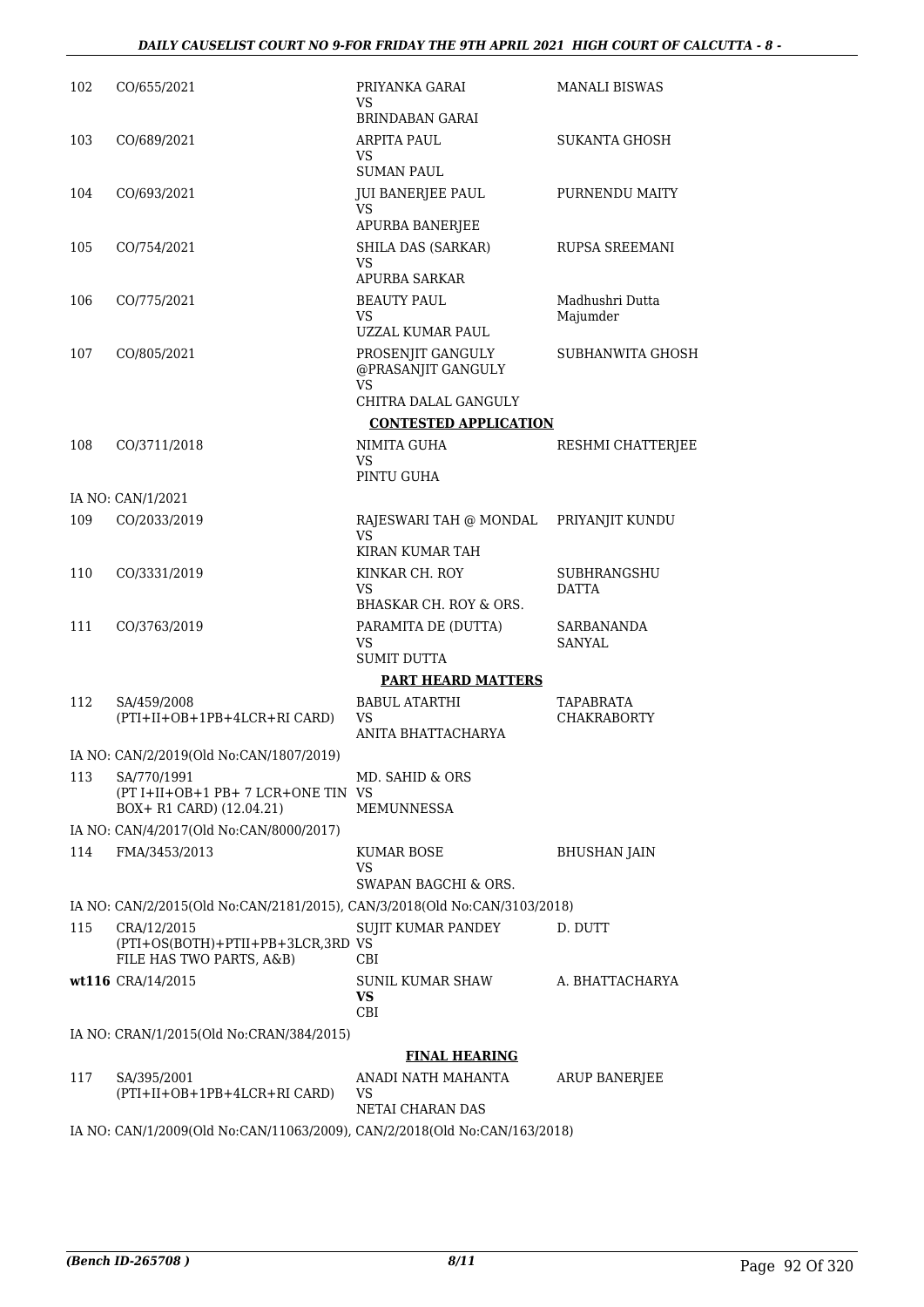| | | | |
|---|---|---|---|
| 102 | CO/655/2021 | PRIYANKA GARAI<br>VS<br>BRINDABAN GARAI | MANALI BISWAS |
| 103 | CO/689/2021 | ARPITA PAUL<br>VS<br>SUMAN PAUL | SUKANTA GHOSH |
| 104 | CO/693/2021 | JUI BANERJEE PAUL<br>VS<br>APURBA BANERJEE | PURNENDU MAITY |
| 105 | CO/754/2021 | SHILA DAS (SARKAR)<br>VS<br>APURBA SARKAR | RUPSA SREEMANI |
| 106 | CO/775/2021 | BEAUTY PAUL<br>VS<br>UZZAL KUMAR PAUL | Madhushri Dutta Majumder |
| 107 | CO/805/2021 | PROSENJIT GANGULY @PRASANJIT GANGULY<br>VS<br>CHITRA DALAL GANGULY | SUBHANWITA GHOSH |

**CONTESTED APPLICATION**

| | | | |
|---|---|---|---|
| 108 | CO/3711/2018 | NIMITA GUHA<br>VS<br>PINTU GUHA | RESHMI CHATTERJEE |

IA NO: CAN/1/2021

| | | | |
|---|---|---|---|
| 109 | CO/2033/2019 | RAJESWARI TAH @ MONDAL<br>VS<br>KIRAN KUMAR TAH | PRIYANJIT KUNDU |
| 110 | CO/3331/2019 | KINKAR CH. ROY<br>VS<br>BHASKAR CH. ROY & ORS. | SUBHRANGSHU DATTA |
| 111 | CO/3763/2019 | PARAMITA DE (DUTTA)<br>VS<br>SUMIT DUTTA | SARBANANDA SANYAL |

**PART HEARD MATTERS**

| | | | |
|---|---|---|---|
| 112 | SA/459/2008<br>(PTI+II+OB+1PB+4LCR+RI CARD) | BABUL ATARTHI<br>VS<br>ANITA BHATTACHARYA | TAPABRATA CHAKRABORTY |

IA NO: CAN/2/2019(Old No:CAN/1807/2019)

| | | | |
|---|---|---|---|
| 113 | SA/770/1991<br>(PT I+II+OB+1 PB+ 7 LCR+ONE TIN BOX+ R1 CARD) (12.04.21) | MD. SAHID & ORS<br>VS<br>MEMUNNESSA | |

IA NO: CAN/4/2017(Old No:CAN/8000/2017)

| | | | |
|---|---|---|---|
| 114 | FMA/3453/2013 | KUMAR BOSE<br>VS<br>SWAPAN BAGCHI & ORS. | BHUSHAN JAIN |

IA NO: CAN/2/2015(Old No:CAN/2181/2015), CAN/3/2018(Old No:CAN/3103/2018)

| | | | |
|---|---|---|---|
| 115 | CRA/12/2015<br>(PTI+OS(BOTH)+PTII+PB+3LCR,3RD FILE HAS TWO PARTS, A&B) | SUJIT KUMAR PANDEY<br>VS<br>CBI | D. DUTT |
| wt116 | CRA/14/2015 | SUNIL KUMAR SHAW<br>**VS**<br>CBI | A. BHATTACHARYA |

IA NO: CRAN/1/2015(Old No:CRAN/384/2015)

**FINAL HEARING**

| | | | |
|---|---|---|---|
| 117 | SA/395/2001<br>(PTI+II+OB+1PB+4LCR+RI CARD) | ANADI NATH MAHANTA<br>VS<br>NETAI CHARAN DAS | ARUP BANERJEE |

IA NO: CAN/1/2009(Old No:CAN/11063/2009), CAN/2/2018(Old No:CAN/163/2018)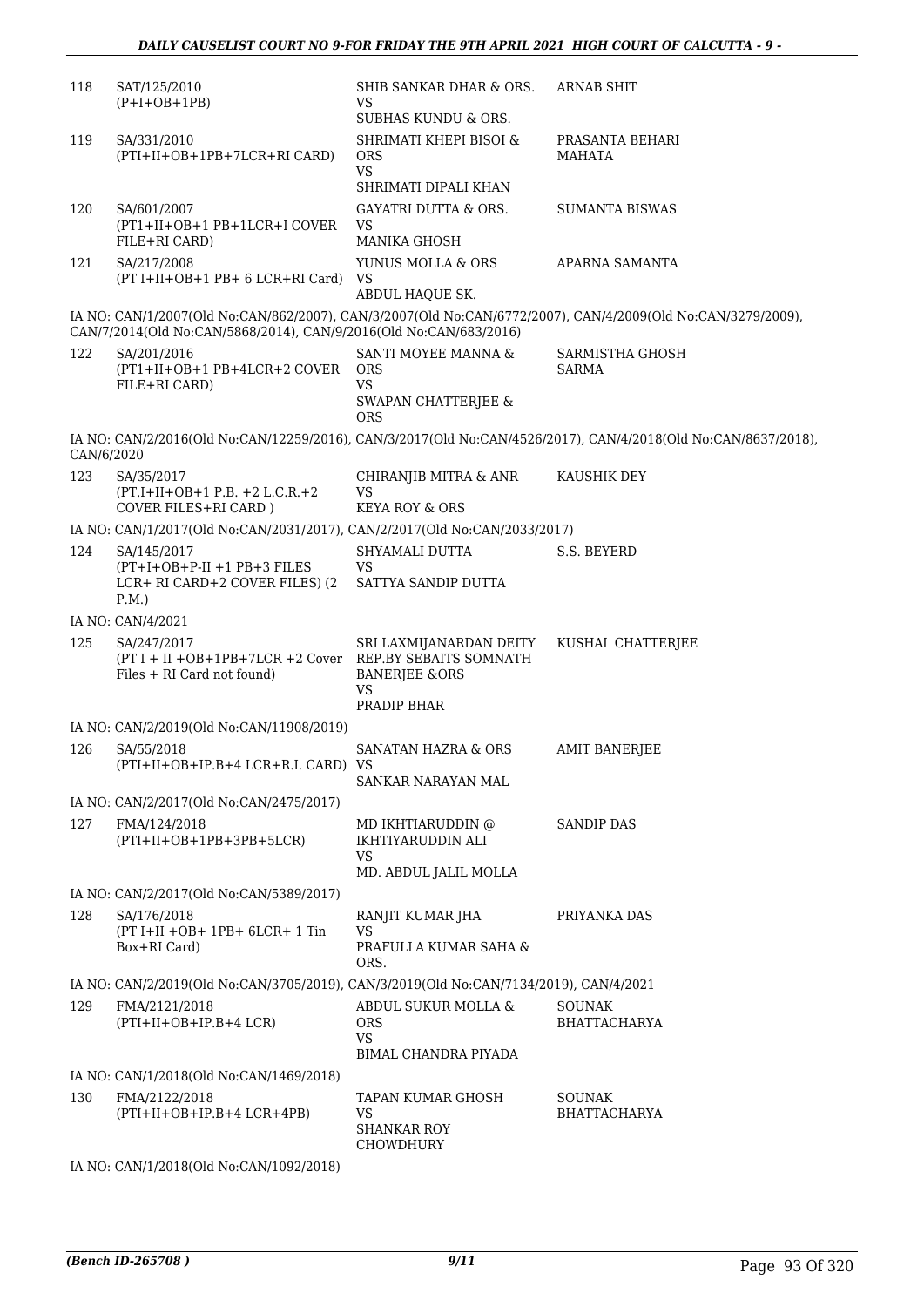| | | | |
|---|---|---|---|
| 118 | SAT/125/2010<br>(P+I+OB+1PB) | SHIB SANKAR DHAR & ORS.<br>VS<br>SUBHAS KUNDU & ORS. | ARNAB SHIT |
| 119 | SA/331/2010<br>(PTI+II+OB+1PB+7LCR+RI CARD) | SHRIMATI KHEPI BISOI & ORS<br>VS<br>SHRIMATI DIPALI KHAN | PRASANTA BEHARI MAHATA |
| 120 | SA/601/2007<br>(PT1+II+OB+1 PB+1LCR+I COVER FILE+RI CARD) | GAYATRI DUTTA & ORS.<br>VS<br>MANIKA GHOSH | SUMANTA BISWAS |
| 121 | SA/217/2008<br>(PT I+II+OB+1 PB+ 6 LCR+RI Card) | YUNUS MOLLA & ORS<br>VS<br>ABDUL HAQUE SK. | APARNA SAMANTA |

IA NO: CAN/1/2007(Old No:CAN/862/2007), CAN/3/2007(Old No:CAN/6772/2007), CAN/4/2009(Old No:CAN/3279/2009), CAN/7/2014(Old No:CAN/5868/2014), CAN/9/2016(Old No:CAN/683/2016)

| | | | |
|---|---|---|---|
| 122 | SA/201/2016<br>(PT1+II+OB+1 PB+4LCR+2 COVER FILE+RI CARD) | SANTI MOYEE MANNA & ORS<br>VS<br>SWAPAN CHATTERJEE & ORS | SARMISTHA GHOSH SARMA |

IA NO: CAN/2/2016(Old No:CAN/12259/2016), CAN/3/2017(Old No:CAN/4526/2017), CAN/4/2018(Old No:CAN/8637/2018), CAN/6/2020

| | | | |
|---|---|---|---|
| 123 | SA/35/2017<br>(PT.I+II+OB+1 P.B. +2 L.C.R.+2 COVER FILES+RI CARD ) | CHIRANJIB MITRA & ANR<br>VS<br>KEYA ROY & ORS | KAUSHIK DEY |

IA NO: CAN/1/2017(Old No:CAN/2031/2017), CAN/2/2017(Old No:CAN/2033/2017)

| | | | |
|---|---|---|---|
| 124 | SA/145/2017<br>(PT+I+OB+P-II +1 PB+3 FILES LCR+ RI CARD+2 COVER FILES) (2 P.M.) | SHYAMALI DUTTA<br>VS<br>SATTYA SANDIP DUTTA | S.S. BEYERD |

IA NO: CAN/4/2021

| | | | |
|---|---|---|---|
| 125 | SA/247/2017<br>(PT I + II +OB+1PB+7LCR +2 Cover Files + RI Card not found) | SRI LAXMIJANARDAN DEITY REP.BY SEBAITS SOMNATH BANERJEE &ORS<br>VS<br>PRADIP BHAR | KUSHAL CHATTERJEE |

IA NO: CAN/2/2019(Old No:CAN/11908/2019)

| | | | |
|---|---|---|---|
| 126 | SA/55/2018<br>(PTI+II+OB+IP.B+4 LCR+R.I. CARD) | SANATAN HAZRA & ORS<br>VS<br>SANKAR NARAYAN MAL | AMIT BANERJEE |

IA NO: CAN/2/2017(Old No:CAN/2475/2017)

| | | | |
|---|---|---|---|
| 127 | FMA/124/2018<br>(PTI+II+OB+1PB+3PB+5LCR) | MD IKHTIARUDDIN @ IKHTIYARUDDIN ALI<br>VS<br>MD. ABDUL JALIL MOLLA | SANDIP DAS |

IA NO: CAN/2/2017(Old No:CAN/5389/2017)

| | | | |
|---|---|---|---|
| 128 | SA/176/2018<br>(PT I+II +OB+ 1PB+ 6LCR+ 1 Tin Box+RI Card) | RANJIT KUMAR JHA<br>VS<br>PRAFULLA KUMAR SAHA & ORS. | PRIYANKA DAS |

IA NO: CAN/2/2019(Old No:CAN/3705/2019), CAN/3/2019(Old No:CAN/7134/2019), CAN/4/2021

| | | | |
|---|---|---|---|
| 129 | FMA/2121/2018<br>(PTI+II+OB+IP.B+4 LCR) | ABDUL SUKUR MOLLA & ORS<br>VS<br>BIMAL CHANDRA PIYADA | SOUNAK BHATTACHARYA |

IA NO: CAN/1/2018(Old No:CAN/1469/2018)

| | | | |
|---|---|---|---|
| 130 | FMA/2122/2018<br>(PTI+II+OB+IP.B+4 LCR+4PB) | TAPAN KUMAR GHOSH<br>VS<br>SHANKAR ROY CHOWDHURY | SOUNAK BHATTACHARYA |

IA NO: CAN/1/2018(Old No:CAN/1092/2018)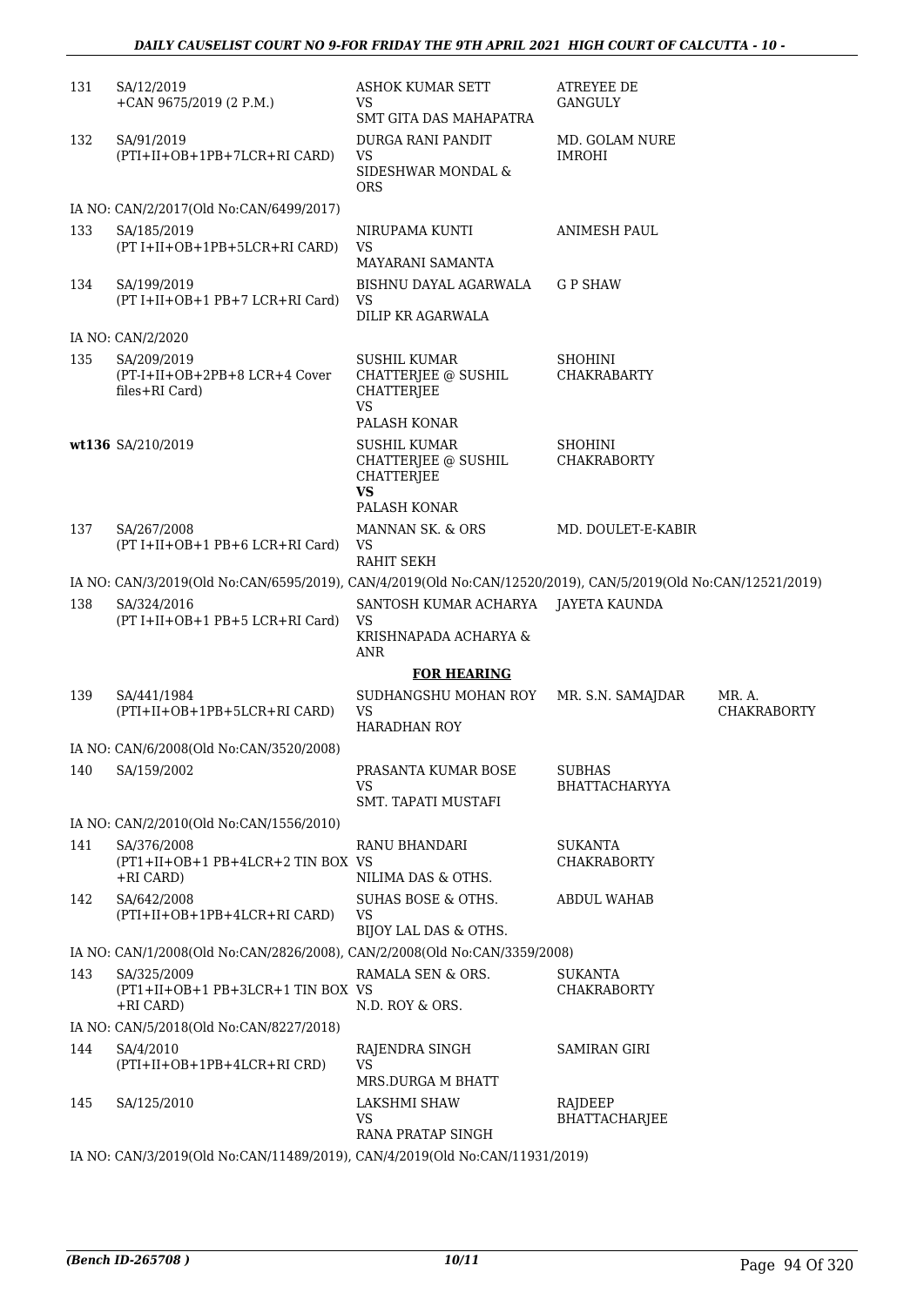| | | | | |
|---|---|---|---|---|
| 131 | SA/12/2019<br>+CAN 9675/2019 (2 P.M.) | ASHOK KUMAR SETT<br>VS<br>SMT GITA DAS MAHAPATRA | ATREYEE DE GANGULY | |
| 132 | SA/91/2019<br>(PTI+II+OB+1PB+7LCR+RI CARD) | DURGA RANI PANDIT<br>VS<br>SIDESHWAR MONDAL & ORS | MD. GOLAM NURE IMROHI | |
| | IA NO: CAN/2/2017(Old No:CAN/6499/2017) | | | |
| 133 | SA/185/2019<br>(PT I+II+OB+1PB+5LCR+RI CARD) | NIRUPAMA KUNTI<br>VS<br>MAYARANI SAMANTA | ANIMESH PAUL | |
| 134 | SA/199/2019<br>(PT I+II+OB+1 PB+7 LCR+RI Card) | BISHNU DAYAL AGARWALA<br>VS<br>DILIP KR AGARWALA | G P SHAW | |
| | IA NO: CAN/2/2020 | | | |
| 135 | SA/209/2019<br>(PT-I+II+OB+2PB+8 LCR+4 Cover files+RI Card) | SUSHIL KUMAR CHATTERJEE @ SUSHIL CHATTERJEE<br>VS<br>PALASH KONAR | SHOHINI CHAKRABARTY | |
| **wt136** | SA/210/2019 | SUSHIL KUMAR CHATTERJEE @ SUSHIL CHATTERJEE<br>**VS**<br>PALASH KONAR | SHOHINI CHAKRABORTY | |
| 137 | SA/267/2008<br>(PT I+II+OB+1 PB+6 LCR+RI Card) | MANNAN SK. & ORS<br>VS<br>RAHIT SEKH | MD. DOULET-E-KABIR | |
| | IA NO: CAN/3/2019(Old No:CAN/6595/2019), CAN/4/2019(Old No:CAN/12520/2019), CAN/5/2019(Old No:CAN/12521/2019) | | | |
| 138 | SA/324/2016<br>(PT I+II+OB+1 PB+5 LCR+RI Card) | SANTOSH KUMAR ACHARYA<br>VS<br>KRISHNAPADA ACHARYA & ANR | JAYETA KAUNDA | |
| | | **FOR HEARING** | | |
| 139 | SA/441/1984<br>(PTI+II+OB+1PB+5LCR+RI CARD) | SUDHANGSHU MOHAN ROY<br>VS<br>HARADHAN ROY | MR. S.N. SAMAJDAR | MR. A. CHAKRABORTY |
| | IA NO: CAN/6/2008(Old No:CAN/3520/2008) | | | |
| 140 | SA/159/2002 | PRASANTA KUMAR BOSE<br>VS<br>SMT. TAPATI MUSTAFI | SUBHAS BHATTACHARYYA | |
| | IA NO: CAN/2/2010(Old No:CAN/1556/2010) | | | |
| 141 | SA/376/2008<br>(PT1+II+OB+1 PB+4LCR+2 TIN BOX +RI CARD) | RANU BHANDARI<br>VS<br>NILIMA DAS & OTHS. | SUKANTA CHAKRABORTY | |
| 142 | SA/642/2008<br>(PTI+II+OB+1PB+4LCR+RI CARD) | SUHAS BOSE & OTHS.<br>VS<br>BIJOY LAL DAS & OTHS. | ABDUL WAHAB | |
| | IA NO: CAN/1/2008(Old No:CAN/2826/2008), CAN/2/2008(Old No:CAN/3359/2008) | | | |
| 143 | SA/325/2009<br>(PT1+II+OB+1 PB+3LCR+1 TIN BOX +RI CARD) | RAMALA SEN & ORS.<br>VS<br>N.D. ROY & ORS. | SUKANTA CHAKRABORTY | |
| | IA NO: CAN/5/2018(Old No:CAN/8227/2018) | | | |
| 144 | SA/4/2010<br>(PTI+II+OB+1PB+4LCR+RI CRD) | RAJENDRA SINGH<br>VS<br>MRS.DURGA M BHATT | SAMIRAN GIRI | |
| 145 | SA/125/2010 | LAKSHMI SHAW<br>VS<br>RANA PRATAP SINGH | RAJDEEP BHATTACHARJEE | |
| | IA NO: CAN/3/2019(Old No:CAN/11489/2019), CAN/4/2019(Old No:CAN/11931/2019) | | | |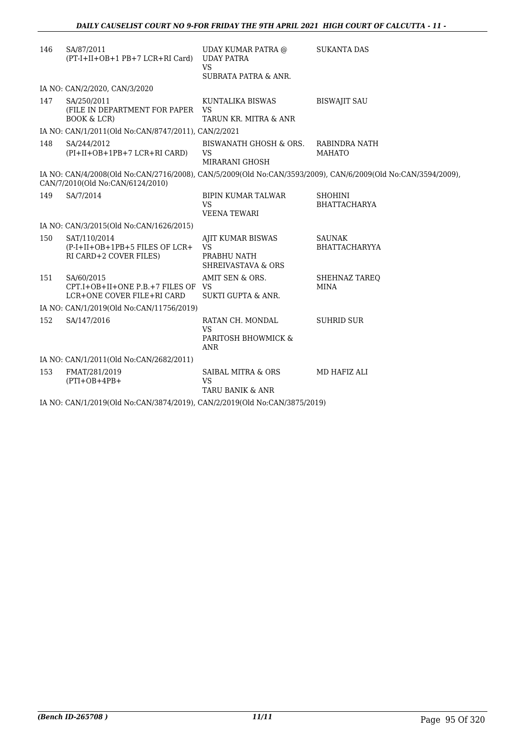| 146 | SA/87/2011<br>(PT-I+II+OB+1 PB+7 LCR+RI Card) | UDAY KUMAR PATRA @ UDAY PATRA<br>VS<br>SUBRATA PATRA & ANR. | SUKANTA DAS |
|---|---|---|---|
| | IA NO: CAN/2/2020, CAN/3/2020 | | |
| 147 | SA/250/2011<br>(FILE IN DEPARTMENT FOR PAPER BOOK & LCR) | KUNTALIKA BISWAS<br>VS<br>TARUN KR. MITRA & ANR | BISWAJIT SAU |
| | IA NO: CAN/1/2011(Old No:CAN/8747/2011), CAN/2/2021 | | |
| 148 | SA/244/2012<br>(PI+II+OB+1PB+7 LCR+RI CARD) | BISWANATH GHOSH & ORS.<br>VS<br>MIRARANI GHOSH | RABINDRA NATH MAHATO |
| | IA NO: CAN/4/2008(Old No:CAN/2716/2008), CAN/5/2009(Old No:CAN/3593/2009), CAN/6/2009(Old No:CAN/3594/2009), CAN/7/2010(Old No:CAN/6124/2010) | | |
| 149 | SA/7/2014 | BIPIN KUMAR TALWAR<br>VS<br>VEENA TEWARI | SHOHINI BHATTACHARYA |
| | IA NO: CAN/3/2015(Old No:CAN/1626/2015) | | |
| 150 | SAT/110/2014<br>(P-I+II+OB+1PB+5 FILES OF LCR+ RI CARD+2 COVER FILES) | AJIT KUMAR BISWAS<br>VS<br>PRABHU NATH SHREIVASTAVA & ORS | SAUNAK BHATTACHARYYA |
| 151 | SA/60/2015<br>CPT.I+OB+II+ONE P.B.+7 FILES OF LCR+ONE COVER FILE+RI CARD | AMIT SEN & ORS.<br>VS<br>SUKTI GUPTA & ANR. | SHEHNAZ TAREQ MINA |
| | IA NO: CAN/1/2019(Old No:CAN/11756/2019) | | |
| 152 | SA/147/2016 | RATAN CH. MONDAL<br>VS<br>PARITOSH BHOWMICK & ANR | SUHRID SUR |
| | IA NO: CAN/1/2011(Old No:CAN/2682/2011) | | |
| 153 | FMAT/281/2019<br>(PTI+OB+4PB+ | SAIBAL MITRA & ORS<br>VS<br>TARU BANIK & ANR | MD HAFIZ ALI |
| | IA NO: CAN/1/2019(Old No:CAN/3874/2019), CAN/2/2019(Old No:CAN/3875/2019) | | |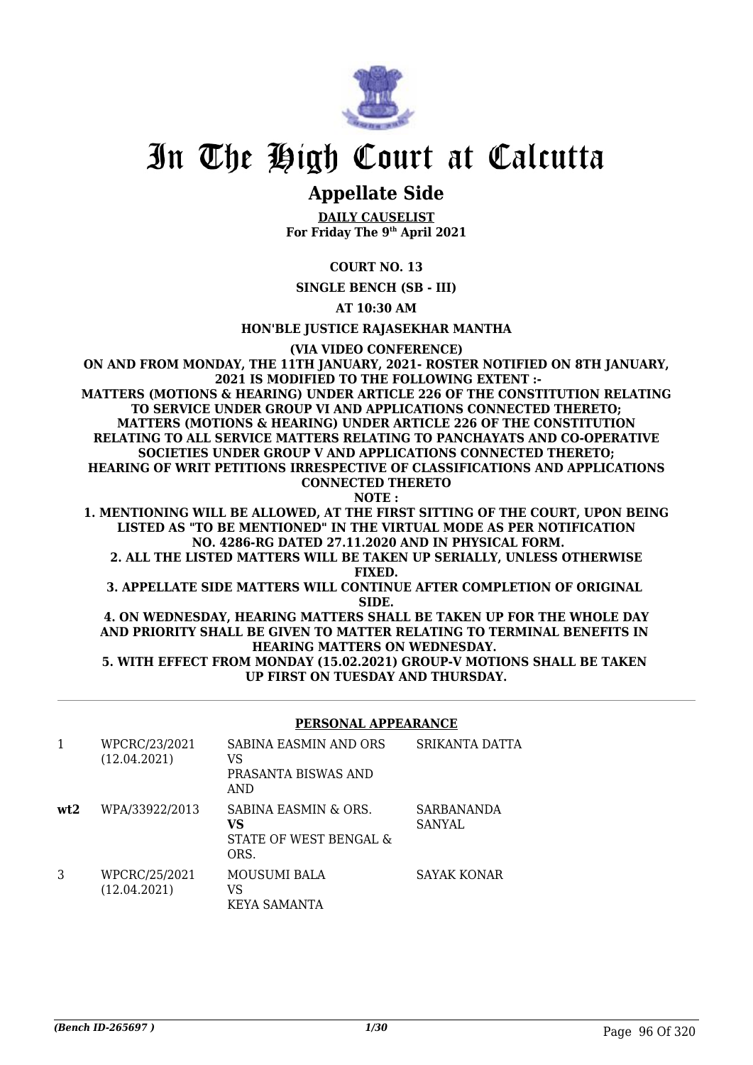# In The High Court at Calcutta

## Appellate Side

**DAILY CAUSELIST**
**For Friday The 9th April 2021**

**COURT NO. 13**

**SINGLE BENCH (SB - III)**

**AT 10:30 AM**

**HON'BLE JUSTICE RAJASEKHAR MANTHA**

**(VIA VIDEO CONFERENCE)**

**ON AND FROM MONDAY, THE 11TH JANUARY, 2021- ROSTER NOTIFIED ON 8TH JANUARY, 2021 IS MODIFIED TO THE FOLLOWING EXTENT :-**
**MATTERS (MOTIONS & HEARING) UNDER ARTICLE 226 OF THE CONSTITUTION RELATING TO SERVICE UNDER GROUP VI AND APPLICATIONS CONNECTED THERETO;**
**MATTERS (MOTIONS & HEARING) UNDER ARTICLE 226 OF THE CONSTITUTION RELATING TO ALL SERVICE MATTERS RELATING TO PANCHAYATS AND CO-OPERATIVE SOCIETIES UNDER GROUP V AND APPLICATIONS CONNECTED THERETO;**
**HEARING OF WRIT PETITIONS IRRESPECTIVE OF CLASSIFICATIONS AND APPLICATIONS CONNECTED THERETO**

**NOTE :**

**1. MENTIONING WILL BE ALLOWED, AT THE FIRST SITTING OF THE COURT, UPON BEING LISTED AS "TO BE MENTIONED" IN THE VIRTUAL MODE AS PER NOTIFICATION NO. 4286-RG DATED 27.11.2020 AND IN PHYSICAL FORM.**
**2. ALL THE LISTED MATTERS WILL BE TAKEN UP SERIALLY, UNLESS OTHERWISE FIXED.**
**3. APPELLATE SIDE MATTERS WILL CONTINUE AFTER COMPLETION OF ORIGINAL SIDE.**
**4. ON WEDNESDAY, HEARING MATTERS SHALL BE TAKEN UP FOR THE WHOLE DAY AND PRIORITY SHALL BE GIVEN TO MATTER RELATING TO TERMINAL BENEFITS IN HEARING MATTERS ON WEDNESDAY.**
**5. WITH EFFECT FROM MONDAY (15.02.2021) GROUP-V MOTIONS SHALL BE TAKEN UP FIRST ON TUESDAY AND THURSDAY.**

### PERSONAL APPEARANCE

| | | | |
|---|---|---|---|
| 1 | WPCRC/23/2021 (12.04.2021) | SABINA EASMIN AND ORS VS PRASANTA BISWAS AND AND | SRIKANTA DATTA |
| **wt2** | WPA/33922/2013 | SABINA EASMIN & ORS. **VS** STATE OF WEST BENGAL & ORS. | SARBANANDA SANYAL |
| 3 | WPCRC/25/2021 (12.04.2021) | MOUSUMI BALA VS KEYA SAMANTA | SAYAK KONAR |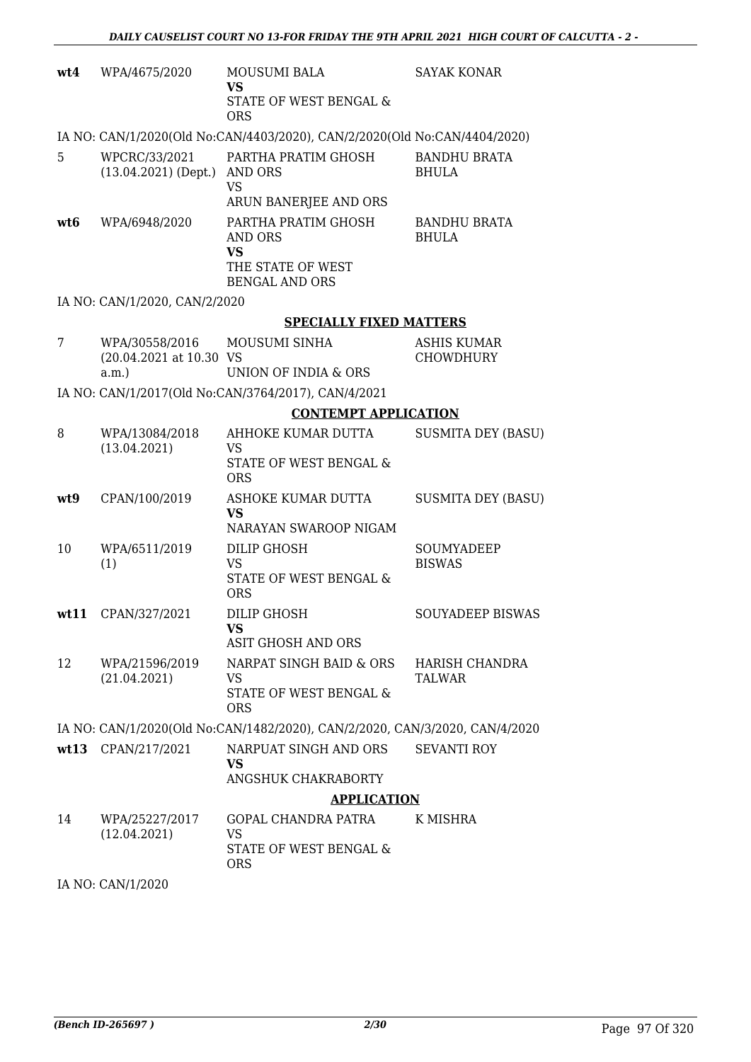| | | | |
|---|---|---|---|
| **wt4** | WPA/4675/2020 | MOUSUMI BALA **VS** STATE OF WEST BENGAL & ORS | SAYAK KONAR |

IA NO: CAN/1/2020(Old No:CAN/4403/2020), CAN/2/2020(Old No:CAN/4404/2020)

| | | | |
|---|---|---|---|
| 5 | WPCRC/33/2021 (13.04.2021) (Dept.) | PARTHA PRATIM GHOSH AND ORS VS ARUN BANERJEE AND ORS | BANDHU BRATA BHULA |
| **wt6** | WPA/6948/2020 | PARTHA PRATIM GHOSH AND ORS **VS** THE STATE OF WEST BENGAL AND ORS | BANDHU BRATA BHULA |

IA NO: CAN/1/2020, CAN/2/2020

## SPECIALLY FIXED MATTERS

| | | | |
|---|---|---|---|
| 7 | WPA/30558/2016 (20.04.2021 at 10.30 a.m.) | MOUSUMI SINHA VS UNION OF INDIA & ORS | ASHIS KUMAR CHOWDHURY |

IA NO: CAN/1/2017(Old No:CAN/3764/2017), CAN/4/2021

## CONTEMPT APPLICATION

| | | | |
|---|---|---|---|
| 8 | WPA/13084/2018 (13.04.2021) | AHHOKE KUMAR DUTTA VS STATE OF WEST BENGAL & ORS | SUSMITA DEY (BASU) |
| **wt9** | CPAN/100/2019 | ASHOKE KUMAR DUTTA **VS** NARAYAN SWAROOP NIGAM | SUSMITA DEY (BASU) |
| 10 | WPA/6511/2019 (1) | DILIP GHOSH VS STATE OF WEST BENGAL & ORS | SOUMYADEEP BISWAS |
| **wt11** | CPAN/327/2021 | DILIP GHOSH **VS** ASIT GHOSH AND ORS | SOUYADEEP BISWAS |
| 12 | WPA/21596/2019 (21.04.2021) | NARPAT SINGH BAID & ORS VS STATE OF WEST BENGAL & ORS | HARISH CHANDRA TALWAR |

IA NO: CAN/1/2020(Old No:CAN/1482/2020), CAN/2/2020, CAN/3/2020, CAN/4/2020

| | | | |
|---|---|---|---|
| **wt13** | CPAN/217/2021 | NARPUAT SINGH AND ORS **VS** ANGSHUK CHAKRABORTY | SEVANTI ROY |

## APPLICATION

| | | | |
|---|---|---|---|
| 14 | WPA/25227/2017 (12.04.2021) | GOPAL CHANDRA PATRA VS STATE OF WEST BENGAL & ORS | K MISHRA |

IA NO: CAN/1/2020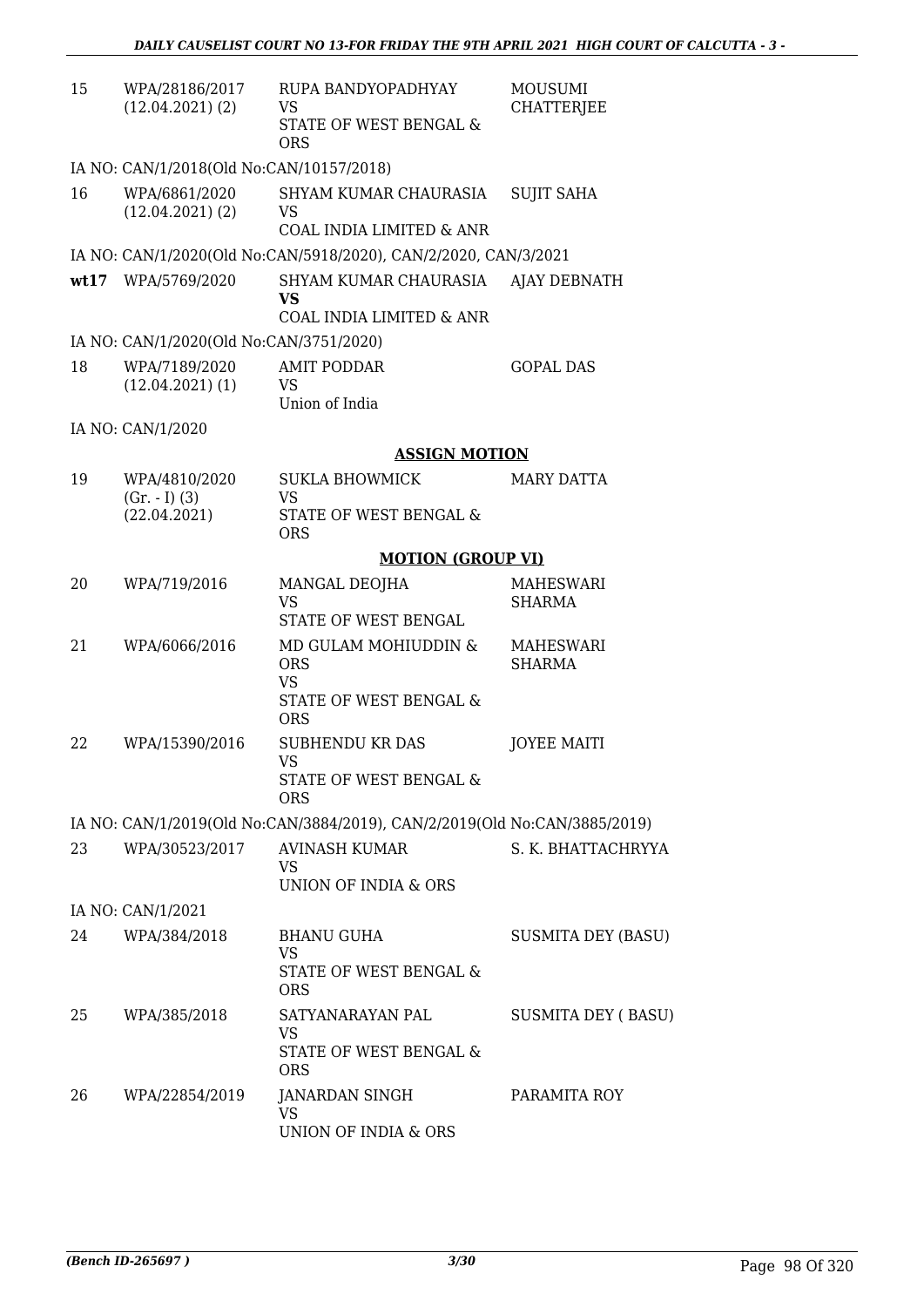| | | | |
|---|---|---|---|
| 15 | WPA/28186/2017 (12.04.2021) (2) | RUPA BANDYOPADHYAY VS STATE OF WEST BENGAL & ORS | MOUSUMI CHATTERJEE |
| | IA NO: CAN/1/2018(Old No:CAN/10157/2018) | | |
| 16 | WPA/6861/2020 (12.04.2021) (2) | SHYAM KUMAR CHAURASIA VS COAL INDIA LIMITED & ANR | SUJIT SAHA |
| | IA NO: CAN/1/2020(Old No:CAN/5918/2020), CAN/2/2020, CAN/3/2021 | | |
| **wt17** | WPA/5769/2020 | SHYAM KUMAR CHAURASIA **VS** COAL INDIA LIMITED & ANR | AJAY DEBNATH |
| | IA NO: CAN/1/2020(Old No:CAN/3751/2020) | | |
| 18 | WPA/7189/2020 (12.04.2021) (1) | AMIT PODDAR VS Union of India | GOPAL DAS |
| | IA NO: CAN/1/2020 | | |

**ASSIGN MOTION**

| | | | |
|---|---|---|---|
| 19 | WPA/4810/2020 (Gr. - I) (3) (22.04.2021) | SUKLA BHOWMICK VS STATE OF WEST BENGAL & ORS | MARY DATTA |

**MOTION (GROUP VI)**

| | | | |
|---|---|---|---|
| 20 | WPA/719/2016 | MANGAL DEOJHA VS STATE OF WEST BENGAL | MAHESWARI SHARMA |
| 21 | WPA/6066/2016 | MD GULAM MOHIUDDIN & ORS VS STATE OF WEST BENGAL & ORS | MAHESWARI SHARMA |
| 22 | WPA/15390/2016 | SUBHENDU KR DAS VS STATE OF WEST BENGAL & ORS | JOYEE MAITI |
| | IA NO: CAN/1/2019(Old No:CAN/3884/2019), CAN/2/2019(Old No:CAN/3885/2019) | | |
| 23 | WPA/30523/2017 | AVINASH KUMAR VS UNION OF INDIA & ORS | S. K. BHATTACHRYYA |
| | IA NO: CAN/1/2021 | | |
| 24 | WPA/384/2018 | BHANU GUHA VS STATE OF WEST BENGAL & ORS | SUSMITA DEY (BASU) |
| 25 | WPA/385/2018 | SATYANARAYAN PAL VS STATE OF WEST BENGAL & ORS | SUSMITA DEY ( BASU) |
| 26 | WPA/22854/2019 | JANARDAN SINGH VS UNION OF INDIA & ORS | PARAMITA ROY |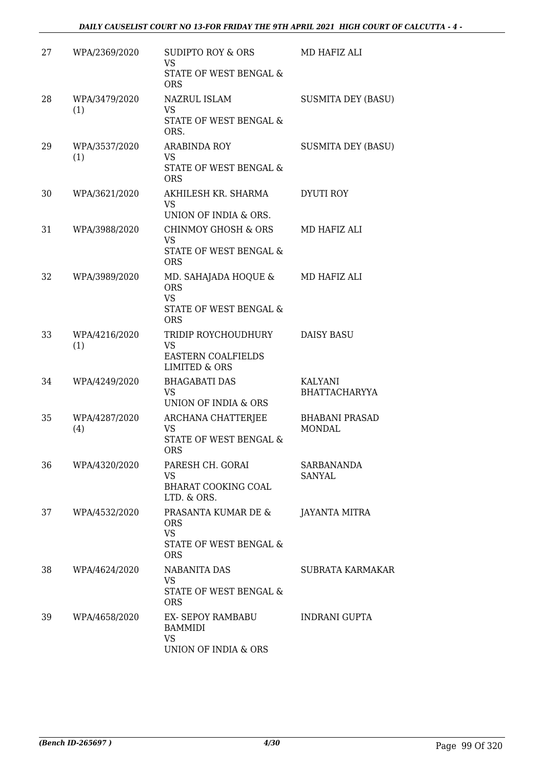| | | | |
|---|---|---|---|
| 27 | WPA/2369/2020 | SUDIPTO ROY & ORS<br>VS<br>STATE OF WEST BENGAL & ORS | MD HAFIZ ALI |
| 28 | WPA/3479/2020 (1) | NAZRUL ISLAM<br>VS<br>STATE OF WEST BENGAL & ORS. | SUSMITA DEY (BASU) |
| 29 | WPA/3537/2020 (1) | ARABINDA ROY<br>VS<br>STATE OF WEST BENGAL & ORS | SUSMITA DEY (BASU) |
| 30 | WPA/3621/2020 | AKHILESH KR. SHARMA<br>VS<br>UNION OF INDIA & ORS. | DYUTI ROY |
| 31 | WPA/3988/2020 | CHINMOY GHOSH & ORS<br>VS<br>STATE OF WEST BENGAL & ORS | MD HAFIZ ALI |
| 32 | WPA/3989/2020 | MD. SAHAJADA HOQUE & ORS<br>VS<br>STATE OF WEST BENGAL & ORS | MD HAFIZ ALI |
| 33 | WPA/4216/2020 (1) | TRIDIP ROYCHOUDHURY<br>VS<br>EASTERN COALFIELDS LIMITED & ORS | DAISY BASU |
| 34 | WPA/4249/2020 | BHAGABATI DAS<br>VS<br>UNION OF INDIA & ORS | KALYANI BHATTACHARYYA |
| 35 | WPA/4287/2020 (4) | ARCHANA CHATTERJEE<br>VS<br>STATE OF WEST BENGAL & ORS | BHABANI PRASAD MONDAL |
| 36 | WPA/4320/2020 | PARESH CH. GORAI<br>VS<br>BHARAT COOKING COAL LTD. & ORS. | SARBANANDA SANYAL |
| 37 | WPA/4532/2020 | PRASANTA KUMAR DE & ORS<br>VS<br>STATE OF WEST BENGAL & ORS | JAYANTA MITRA |
| 38 | WPA/4624/2020 | NABANITA DAS<br>VS<br>STATE OF WEST BENGAL & ORS | SUBRATA KARMAKAR |
| 39 | WPA/4658/2020 | EX- SEPOY RAMBABU BAMMIDI<br>VS<br>UNION OF INDIA & ORS | INDRANI GUPTA |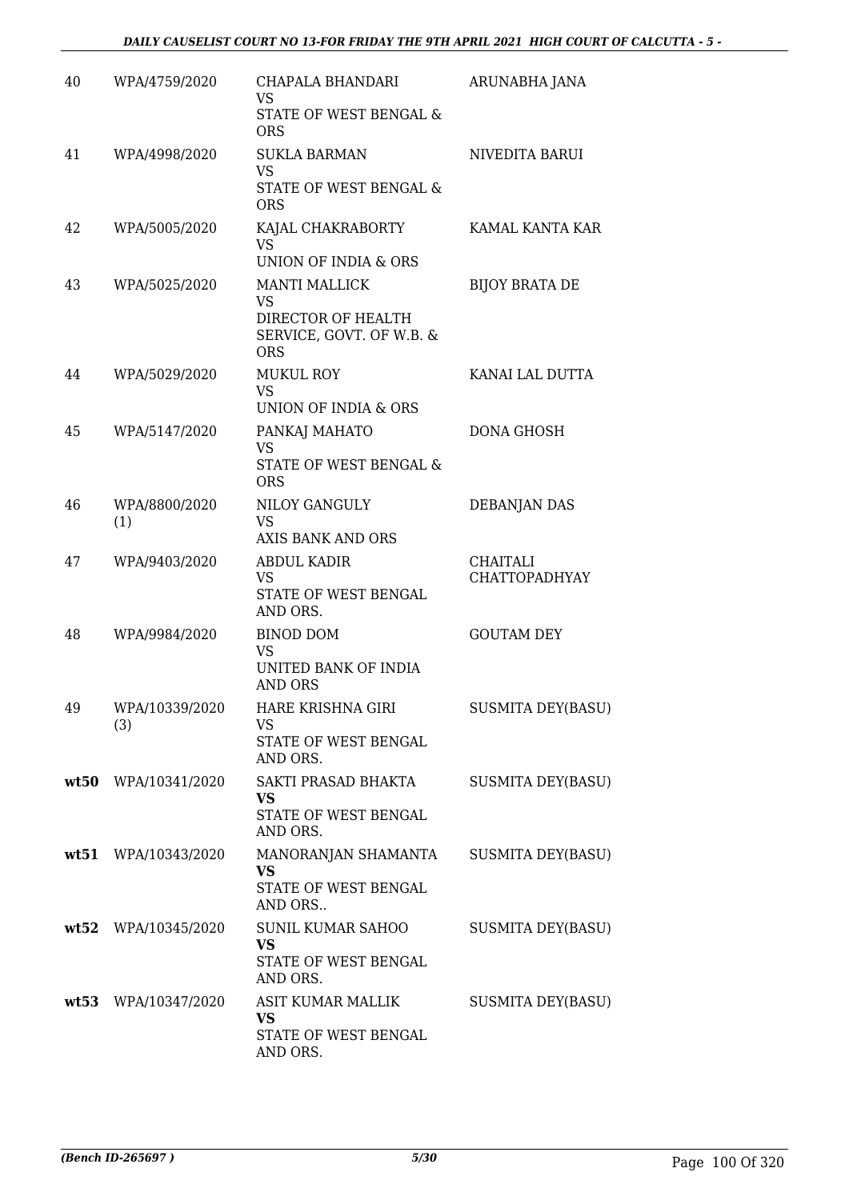| 40 | WPA/4759/2020 | CHAPALA BHANDARI<br>VS<br>STATE OF WEST BENGAL & ORS | ARUNABHA JANA |
|---|---|---|---|
| 41 | WPA/4998/2020 | SUKLA BARMAN<br>VS<br>STATE OF WEST BENGAL & ORS | NIVEDITA BARUI |
| 42 | WPA/5005/2020 | KAJAL CHAKRABORTY<br>VS<br>UNION OF INDIA & ORS | KAMAL KANTA KAR |
| 43 | WPA/5025/2020 | MANTI MALLICK<br>VS<br>DIRECTOR OF HEALTH SERVICE, GOVT. OF W.B. & ORS | BIJOY BRATA DE |
| 44 | WPA/5029/2020 | MUKUL ROY<br>VS<br>UNION OF INDIA & ORS | KANAI LAL DUTTA |
| 45 | WPA/5147/2020 | PANKAJ MAHATO<br>VS<br>STATE OF WEST BENGAL & ORS | DONA GHOSH |
| 46 | WPA/8800/2020 (1) | NILOY GANGULY<br>VS<br>AXIS BANK AND ORS | DEBANJAN DAS |
| 47 | WPA/9403/2020 | ABDUL KADIR<br>VS<br>STATE OF WEST BENGAL AND ORS. | CHAITALI CHATTOPADHYAY |
| 48 | WPA/9984/2020 | BINOD DOM<br>VS<br>UNITED BANK OF INDIA AND ORS | GOUTAM DEY |
| 49 | WPA/10339/2020 (3) | HARE KRISHNA GIRI<br>VS<br>STATE OF WEST BENGAL AND ORS. | SUSMITA DEY(BASU) |
| **wt50** | WPA/10341/2020 | SAKTI PRASAD BHAKTA<br>**VS**<br>STATE OF WEST BENGAL AND ORS. | SUSMITA DEY(BASU) |
| **wt51** | WPA/10343/2020 | MANORANJAN SHAMANTA<br>**VS**<br>STATE OF WEST BENGAL AND ORS.. | SUSMITA DEY(BASU) |
| **wt52** | WPA/10345/2020 | SUNIL KUMAR SAHOO<br>**VS**<br>STATE OF WEST BENGAL AND ORS. | SUSMITA DEY(BASU) |
| **wt53** | WPA/10347/2020 | ASIT KUMAR MALLIK<br>**VS**<br>STATE OF WEST BENGAL AND ORS. | SUSMITA DEY(BASU) |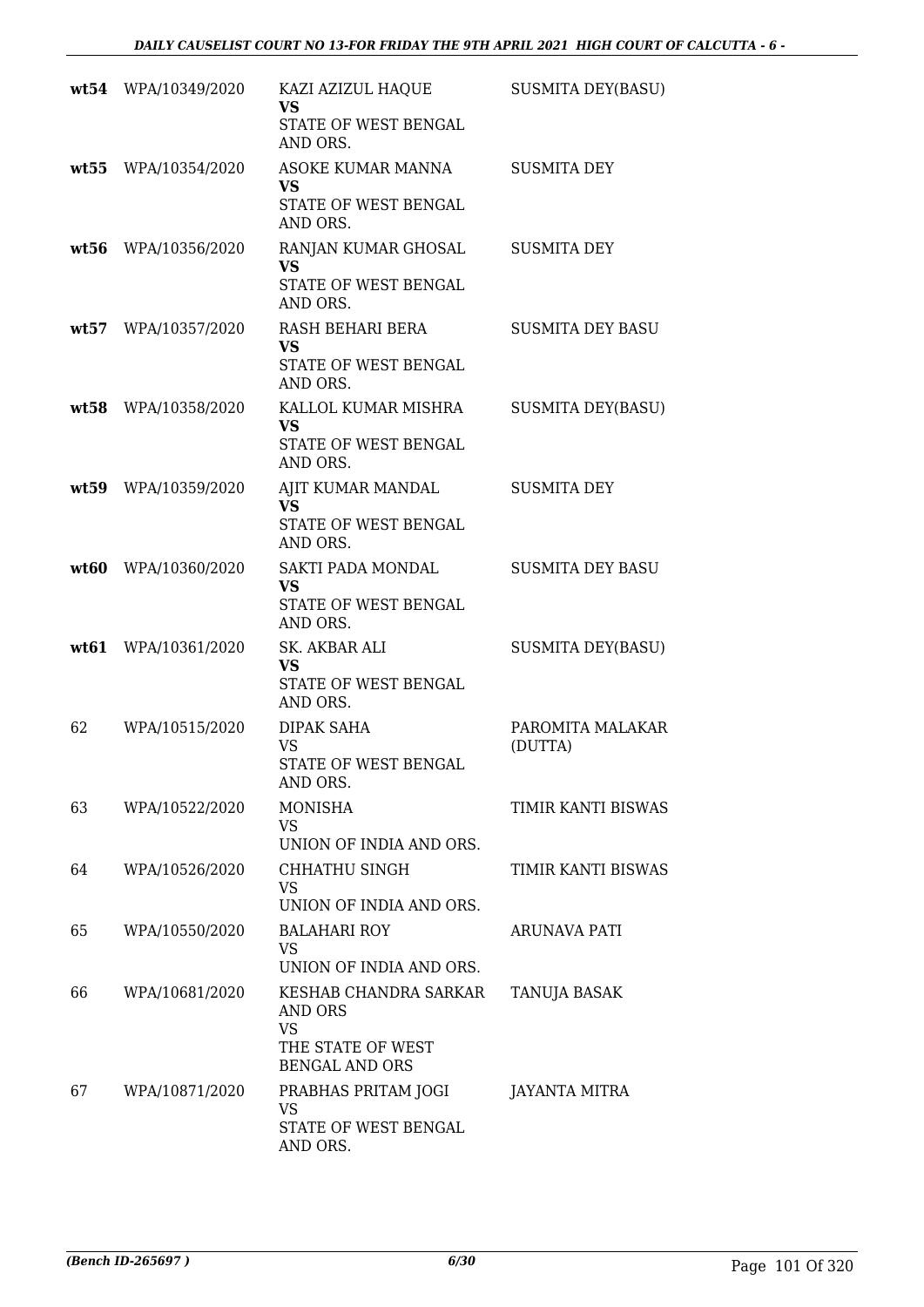| | | | |
|---|---|---|---|
| **wt54** | WPA/10349/2020 | KAZI AZIZUL HAQUE<br>**VS**<br>STATE OF WEST BENGAL AND ORS. | SUSMITA DEY(BASU) |
| **wt55** | WPA/10354/2020 | ASOKE KUMAR MANNA<br>**VS**<br>STATE OF WEST BENGAL AND ORS. | SUSMITA DEY |
| **wt56** | WPA/10356/2020 | RANJAN KUMAR GHOSAL<br>**VS**<br>STATE OF WEST BENGAL AND ORS. | SUSMITA DEY |
| **wt57** | WPA/10357/2020 | RASH BEHARI BERA<br>**VS**<br>STATE OF WEST BENGAL AND ORS. | SUSMITA DEY BASU |
| **wt58** | WPA/10358/2020 | KALLOL KUMAR MISHRA<br>**VS**<br>STATE OF WEST BENGAL AND ORS. | SUSMITA DEY(BASU) |
| **wt59** | WPA/10359/2020 | AJIT KUMAR MANDAL<br>**VS**<br>STATE OF WEST BENGAL AND ORS. | SUSMITA DEY |
| **wt60** | WPA/10360/2020 | SAKTI PADA MONDAL<br>**VS**<br>STATE OF WEST BENGAL AND ORS. | SUSMITA DEY BASU |
| **wt61** | WPA/10361/2020 | SK. AKBAR ALI<br>**VS**<br>STATE OF WEST BENGAL AND ORS. | SUSMITA DEY(BASU) |
| 62 | WPA/10515/2020 | DIPAK SAHA<br>VS<br>STATE OF WEST BENGAL AND ORS. | PAROMITA MALAKAR (DUTTA) |
| 63 | WPA/10522/2020 | MONISHA<br>VS<br>UNION OF INDIA AND ORS. | TIMIR KANTI BISWAS |
| 64 | WPA/10526/2020 | CHHATHU SINGH<br>VS<br>UNION OF INDIA AND ORS. | TIMIR KANTI BISWAS |
| 65 | WPA/10550/2020 | BALAHARI ROY<br>VS<br>UNION OF INDIA AND ORS. | ARUNAVA PATI |
| 66 | WPA/10681/2020 | KESHAB CHANDRA SARKAR AND ORS<br>VS<br>THE STATE OF WEST BENGAL AND ORS | TANUJA BASAK |
| 67 | WPA/10871/2020 | PRABHAS PRITAM JOGI<br>VS<br>STATE OF WEST BENGAL AND ORS. | JAYANTA MITRA |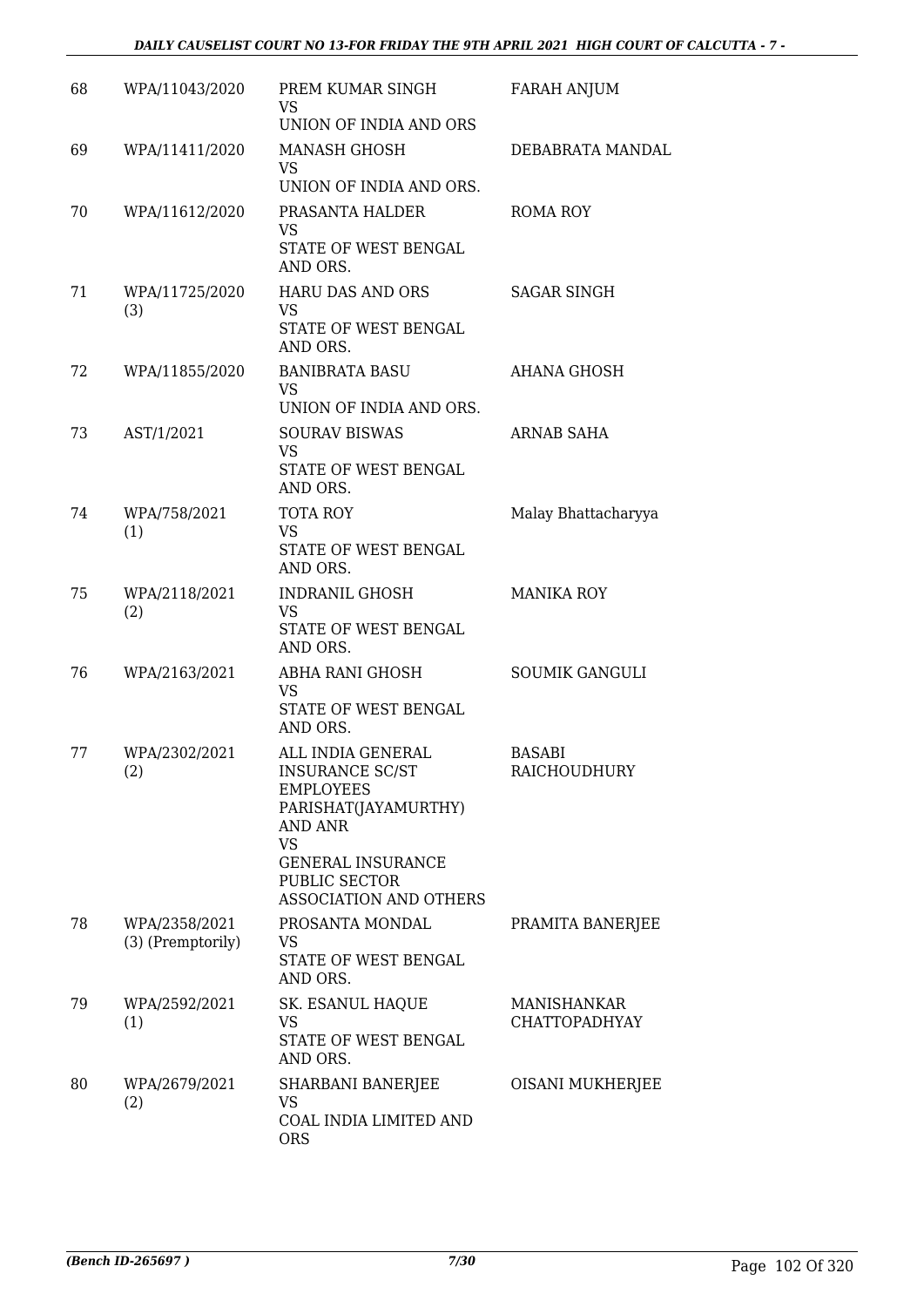| 68 | WPA/11043/2020 | PREM KUMAR SINGH<br>VS<br>UNION OF INDIA AND ORS | FARAH ANJUM |
|---|---|---|---|
| 69 | WPA/11411/2020 | MANASH GHOSH<br>VS<br>UNION OF INDIA AND ORS. | DEBABRATA MANDAL |
| 70 | WPA/11612/2020 | PRASANTA HALDER<br>VS<br>STATE OF WEST BENGAL AND ORS. | ROMA ROY |
| 71 | WPA/11725/2020 (3) | HARU DAS AND ORS<br>VS<br>STATE OF WEST BENGAL AND ORS. | SAGAR SINGH |
| 72 | WPA/11855/2020 | BANIBRATA BASU<br>VS<br>UNION OF INDIA AND ORS. | AHANA GHOSH |
| 73 | AST/1/2021 | SOURAV BISWAS<br>VS<br>STATE OF WEST BENGAL AND ORS. | ARNAB SAHA |
| 74 | WPA/758/2021 (1) | TOTA ROY<br>VS<br>STATE OF WEST BENGAL AND ORS. | Malay Bhattacharyya |
| 75 | WPA/2118/2021 (2) | INDRANIL GHOSH<br>VS<br>STATE OF WEST BENGAL AND ORS. | MANIKA ROY |
| 76 | WPA/2163/2021 | ABHA RANI GHOSH<br>VS<br>STATE OF WEST BENGAL AND ORS. | SOUMIK GANGULI |
| 77 | WPA/2302/2021 (2) | ALL INDIA GENERAL INSURANCE SC/ST EMPLOYEES PARISHAT(JAYAMURTHY) AND ANR<br>VS<br>GENERAL INSURANCE PUBLIC SECTOR ASSOCIATION AND OTHERS | BASABI RAICHOUDHURY |
| 78 | WPA/2358/2021 (3) (Premptorily) | PROSANTA MONDAL<br>VS<br>STATE OF WEST BENGAL AND ORS. | PRAMITA BANERJEE |
| 79 | WPA/2592/2021 (1) | SK. ESANUL HAQUE<br>VS<br>STATE OF WEST BENGAL AND ORS. | MANISHANKAR CHATTOPADHYAY |
| 80 | WPA/2679/2021 (2) | SHARBANI BANERJEE<br>VS<br>COAL INDIA LIMITED AND ORS | OISANI MUKHERJEE |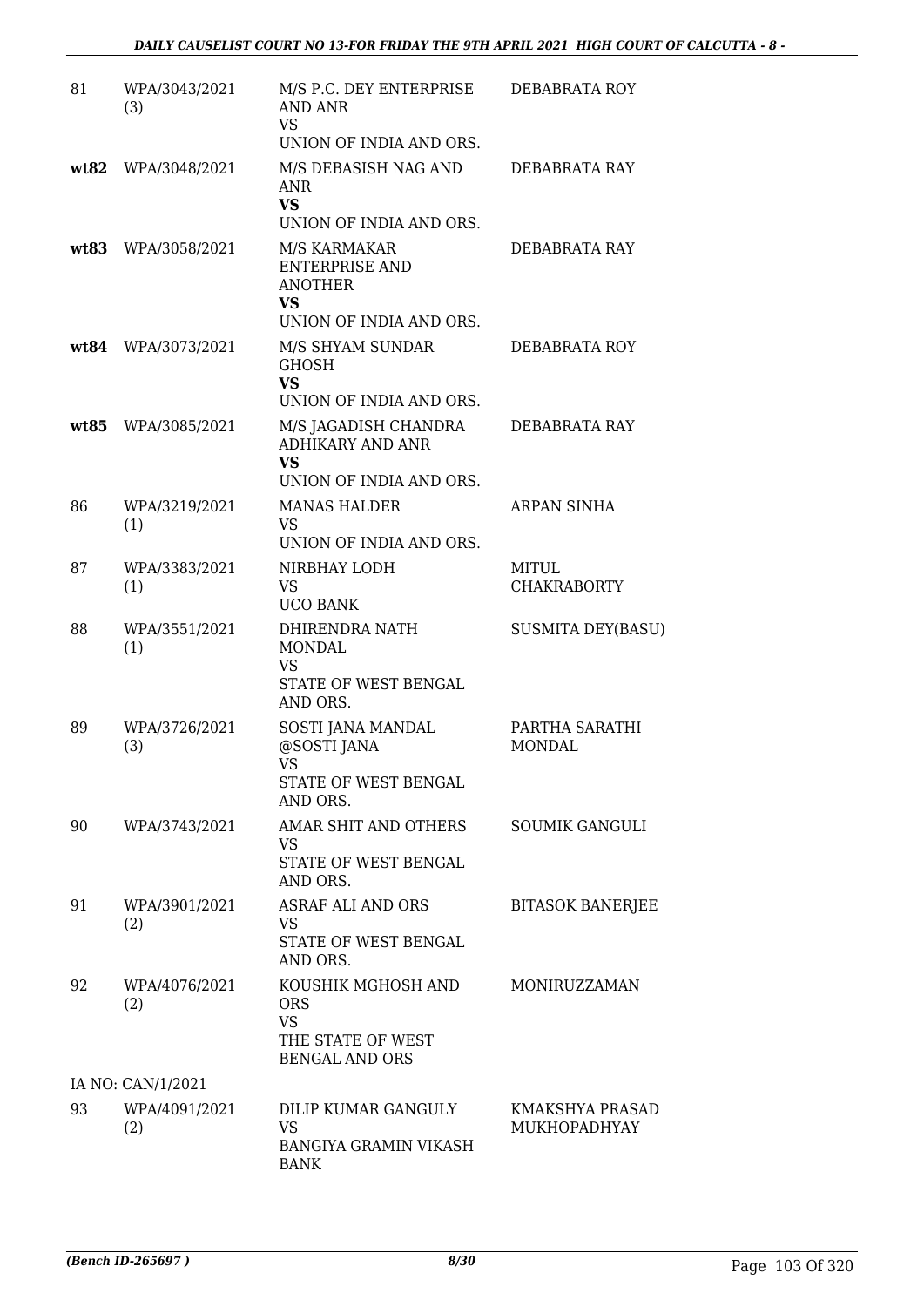| | | | |
|---|---|---|---|
| 81 | WPA/3043/2021 (3) | M/S P.C. DEY ENTERPRISE AND ANR<br>VS<br>UNION OF INDIA AND ORS. | DEBABRATA ROY |
| **wt82** | WPA/3048/2021 | M/S DEBASISH NAG AND ANR<br>**VS**<br>UNION OF INDIA AND ORS. | DEBABRATA RAY |
| **wt83** | WPA/3058/2021 | M/S KARMAKAR ENTERPRISE AND ANOTHER<br>**VS**<br>UNION OF INDIA AND ORS. | DEBABRATA RAY |
| **wt84** | WPA/3073/2021 | M/S SHYAM SUNDAR GHOSH<br>**VS**<br>UNION OF INDIA AND ORS. | DEBABRATA ROY |
| **wt85** | WPA/3085/2021 | M/S JAGADISH CHANDRA ADHIKARY AND ANR<br>**VS**<br>UNION OF INDIA AND ORS. | DEBABRATA RAY |
| 86 | WPA/3219/2021 (1) | MANAS HALDER<br>VS<br>UNION OF INDIA AND ORS. | ARPAN SINHA |
| 87 | WPA/3383/2021 (1) | NIRBHAY LODH<br>VS<br>UCO BANK | MITUL CHAKRABORTY |
| 88 | WPA/3551/2021 (1) | DHIRENDRA NATH MONDAL<br>VS<br>STATE OF WEST BENGAL AND ORS. | SUSMITA DEY(BASU) |
| 89 | WPA/3726/2021 (3) | SOSTI JANA MANDAL @SOSTI JANA<br>VS<br>STATE OF WEST BENGAL AND ORS. | PARTHA SARATHI MONDAL |
| 90 | WPA/3743/2021 | AMAR SHIT AND OTHERS<br>VS<br>STATE OF WEST BENGAL AND ORS. | SOUMIK GANGULI |
| 91 | WPA/3901/2021 (2) | ASRAF ALI AND ORS<br>VS<br>STATE OF WEST BENGAL AND ORS. | BITASOK BANERJEE |
| 92 | WPA/4076/2021 (2) | KOUSHIK MGHOSH AND ORS<br>VS<br>THE STATE OF WEST BENGAL AND ORS | MONIRUZZAMAN |
| | IA NO: CAN/1/2021 | | |
| 93 | WPA/4091/2021 (2) | DILIP KUMAR GANGULY<br>VS<br>BANGIYA GRAMIN VIKASH BANK | KMAKSHYA PRASAD MUKHOPADHYAY |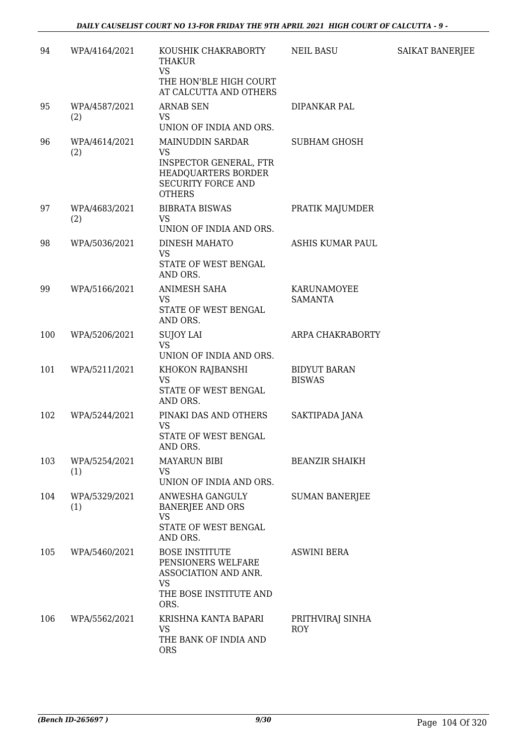| 94 | WPA/4164/2021 | KOUSHIK CHAKRABORTY THAKUR<br>VS<br>THE HON'BLE HIGH COURT AT CALCUTTA AND OTHERS | NEIL BASU | SAIKAT BANERJEE |
|---|---|---|---|---|
| 95 | WPA/4587/2021 (2) | ARNAB SEN<br>VS<br>UNION OF INDIA AND ORS. | DIPANKAR PAL | |
| 96 | WPA/4614/2021 (2) | MAINUDDIN SARDAR<br>VS<br>INSPECTOR GENERAL, FTR HEADQUARTERS BORDER SECURITY FORCE AND OTHERS | SUBHAM GHOSH | |
| 97 | WPA/4683/2021 (2) | BIBRATA BISWAS<br>VS<br>UNION OF INDIA AND ORS. | PRATIK MAJUMDER | |
| 98 | WPA/5036/2021 | DINESH MAHATO<br>VS<br>STATE OF WEST BENGAL AND ORS. | ASHIS KUMAR PAUL | |
| 99 | WPA/5166/2021 | ANIMESH SAHA<br>VS<br>STATE OF WEST BENGAL AND ORS. | KARUNAMOYEE SAMANTA | |
| 100 | WPA/5206/2021 | SUJOY LAI<br>VS<br>UNION OF INDIA AND ORS. | ARPA CHAKRABORTY | |
| 101 | WPA/5211/2021 | KHOKON RAJBANSHI<br>VS<br>STATE OF WEST BENGAL AND ORS. | BIDYUT BARAN BISWAS | |
| 102 | WPA/5244/2021 | PINAKI DAS AND OTHERS<br>VS<br>STATE OF WEST BENGAL AND ORS. | SAKTIPADA JANA | |
| 103 | WPA/5254/2021 (1) | MAYARUN BIBI<br>VS<br>UNION OF INDIA AND ORS. | BEANZIR SHAIKH | |
| 104 | WPA/5329/2021 (1) | ANWESHA GANGULY BANERJEE AND ORS<br>VS<br>STATE OF WEST BENGAL AND ORS. | SUMAN BANERJEE | |
| 105 | WPA/5460/2021 | BOSE INSTITUTE PENSIONERS WELFARE ASSOCIATION AND ANR.<br>VS<br>THE BOSE INSTITUTE AND ORS. | ASWINI BERA | |
| 106 | WPA/5562/2021 | KRISHNA KANTA BAPARI<br>VS<br>THE BANK OF INDIA AND ORS | PRITHVIRAJ SINHA ROY | |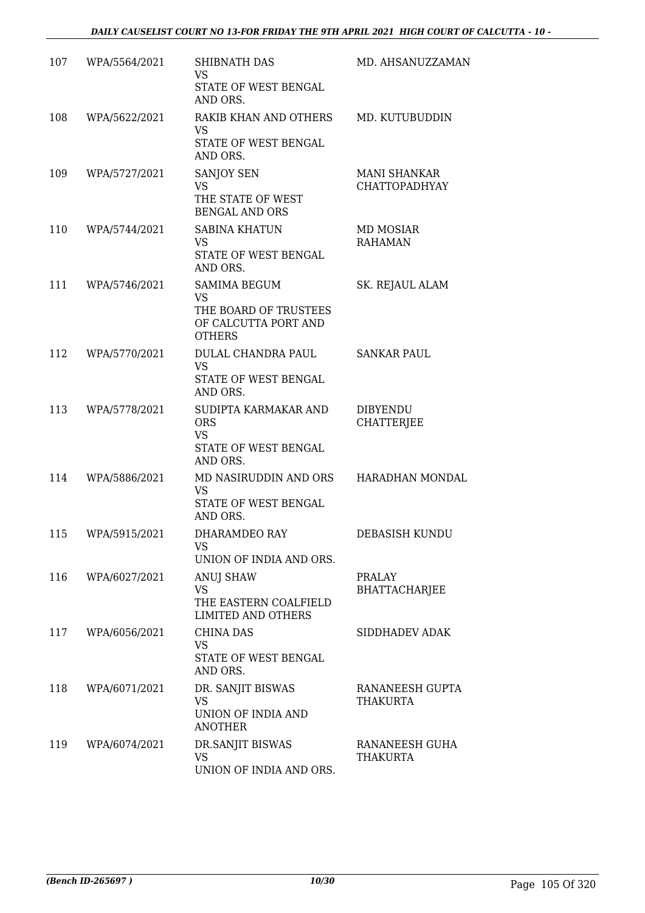| 107 | WPA/5564/2021 | SHIBNATH DAS<br>VS<br>STATE OF WEST BENGAL AND ORS. | MD. AHSANUZZAMAN |
|---|---|---|---|
| 108 | WPA/5622/2021 | RAKIB KHAN AND OTHERS<br>VS<br>STATE OF WEST BENGAL AND ORS. | MD. KUTUBUDDIN |
| 109 | WPA/5727/2021 | SANJOY SEN<br>VS<br>THE STATE OF WEST BENGAL AND ORS | MANI SHANKAR CHATTOPADHYAY |
| 110 | WPA/5744/2021 | SABINA KHATUN<br>VS<br>STATE OF WEST BENGAL AND ORS. | MD MOSIAR RAHAMAN |
| 111 | WPA/5746/2021 | SAMIMA BEGUM<br>VS<br>THE BOARD OF TRUSTEES OF CALCUTTA PORT AND OTHERS | SK. REJAUL ALAM |
| 112 | WPA/5770/2021 | DULAL CHANDRA PAUL<br>VS<br>STATE OF WEST BENGAL AND ORS. | SANKAR PAUL |
| 113 | WPA/5778/2021 | SUDIPTA KARMAKAR AND ORS<br>VS<br>STATE OF WEST BENGAL AND ORS. | DIBYENDU CHATTERJEE |
| 114 | WPA/5886/2021 | MD NASIRUDDIN AND ORS<br>VS<br>STATE OF WEST BENGAL AND ORS. | HARADHAN MONDAL |
| 115 | WPA/5915/2021 | DHARAMDEO RAY<br>VS<br>UNION OF INDIA AND ORS. | DEBASISH KUNDU |
| 116 | WPA/6027/2021 | ANUJ SHAW<br>VS<br>THE EASTERN COALFIELD LIMITED AND OTHERS | PRALAY BHATTACHARJEE |
| 117 | WPA/6056/2021 | CHINA DAS<br>VS<br>STATE OF WEST BENGAL AND ORS. | SIDDHADEV ADAK |
| 118 | WPA/6071/2021 | DR. SANJIT BISWAS<br>VS<br>UNION OF INDIA AND ANOTHER | RANANEESH GUPTA THAKURTA |
| 119 | WPA/6074/2021 | DR.SANJIT BISWAS<br>VS<br>UNION OF INDIA AND ORS. | RANANEESH GUHA THAKURTA |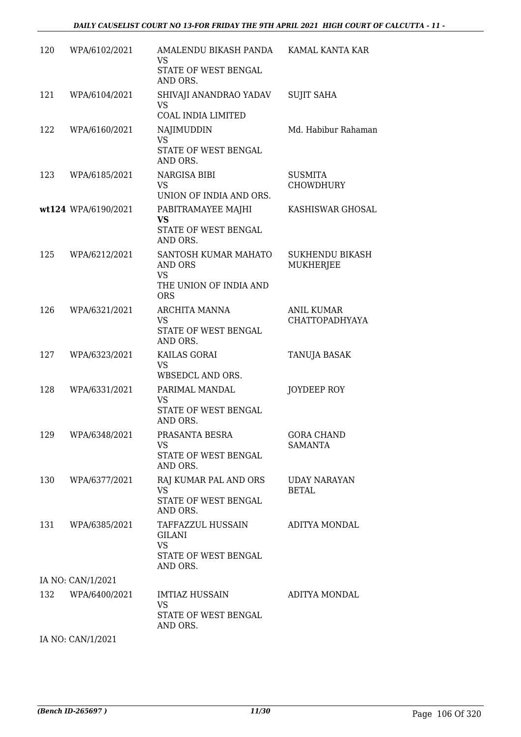| | | | |
|---|---|---|---|
| 120 | WPA/6102/2021 | AMALENDU BIKASH PANDA<br>VS<br>STATE OF WEST BENGAL AND ORS. | KAMAL KANTA KAR |
| 121 | WPA/6104/2021 | SHIVAJI ANANDRAO YADAV<br>VS<br>COAL INDIA LIMITED | SUJIT SAHA |
| 122 | WPA/6160/2021 | NAJIMUDDIN<br>VS<br>STATE OF WEST BENGAL AND ORS. | Md. Habibur Rahaman |
| 123 | WPA/6185/2021 | NARGISA BIBI<br>VS<br>UNION OF INDIA AND ORS. | SUSMITA CHOWDHURY |
| **wt124** | WPA/6190/2021 | PABITRAMAYEE MAJHI<br>**VS**<br>STATE OF WEST BENGAL AND ORS. | KASHISWAR GHOSAL |
| 125 | WPA/6212/2021 | SANTOSH KUMAR MAHATO AND ORS<br>VS<br>THE UNION OF INDIA AND ORS | SUKHENDU BIKASH MUKHERJEE |
| 126 | WPA/6321/2021 | ARCHITA MANNA<br>VS<br>STATE OF WEST BENGAL AND ORS. | ANIL KUMAR CHATTOPADHYAYA |
| 127 | WPA/6323/2021 | KAILAS GORAI<br>VS<br>WBSEDCL AND ORS. | TANUJA BASAK |
| 128 | WPA/6331/2021 | PARIMAL MANDAL<br>VS<br>STATE OF WEST BENGAL AND ORS. | JOYDEEP ROY |
| 129 | WPA/6348/2021 | PRASANTA BESRA<br>VS<br>STATE OF WEST BENGAL AND ORS. | GORA CHAND SAMANTA |
| 130 | WPA/6377/2021 | RAJ KUMAR PAL AND ORS<br>VS<br>STATE OF WEST BENGAL AND ORS. | UDAY NARAYAN BETAL |
| 131 | WPA/6385/2021 | TAFFAZZUL HUSSAIN GILANI<br>VS<br>STATE OF WEST BENGAL AND ORS. | ADITYA MONDAL |
| | IA NO: CAN/1/2021 | | |
| 132 | WPA/6400/2021 | IMTIAZ HUSSAIN<br>VS<br>STATE OF WEST BENGAL AND ORS. | ADITYA MONDAL |
| | IA NO: CAN/1/2021 | | |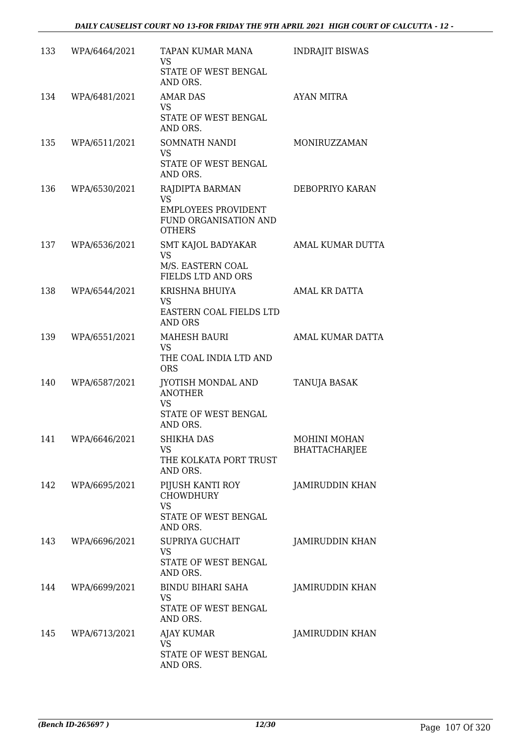| 133 | WPA/6464/2021 | TAPAN KUMAR MANA<br>VS<br>STATE OF WEST BENGAL AND ORS. | INDRAJIT BISWAS |
|---|---|---|---|
| 134 | WPA/6481/2021 | AMAR DAS<br>VS<br>STATE OF WEST BENGAL AND ORS. | AYAN MITRA |
| 135 | WPA/6511/2021 | SOMNATH NANDI<br>VS<br>STATE OF WEST BENGAL AND ORS. | MONIRUZZAMAN |
| 136 | WPA/6530/2021 | RAJDIPTA BARMAN<br>VS<br>EMPLOYEES PROVIDENT FUND ORGANISATION AND OTHERS | DEBOPRIYO KARAN |
| 137 | WPA/6536/2021 | SMT KAJOL BADYAKAR<br>VS<br>M/S. EASTERN COAL FIELDS LTD AND ORS | AMAL KUMAR DUTTA |
| 138 | WPA/6544/2021 | KRISHNA BHUIYA<br>VS<br>EASTERN COAL FIELDS LTD AND ORS | AMAL KR DATTA |
| 139 | WPA/6551/2021 | MAHESH BAURI<br>VS<br>THE COAL INDIA LTD AND ORS | AMAL KUMAR DATTA |
| 140 | WPA/6587/2021 | JYOTISH MONDAL AND ANOTHER<br>VS<br>STATE OF WEST BENGAL AND ORS. | TANUJA BASAK |
| 141 | WPA/6646/2021 | SHIKHA DAS<br>VS<br>THE KOLKATA PORT TRUST AND ORS. | MOHINI MOHAN BHATTACHARJEE |
| 142 | WPA/6695/2021 | PIJUSH KANTI ROY CHOWDHURY<br>VS<br>STATE OF WEST BENGAL AND ORS. | JAMIRUDDIN KHAN |
| 143 | WPA/6696/2021 | SUPRIYA GUCHAIT<br>VS<br>STATE OF WEST BENGAL AND ORS. | JAMIRUDDIN KHAN |
| 144 | WPA/6699/2021 | BINDU BIHARI SAHA<br>VS<br>STATE OF WEST BENGAL AND ORS. | JAMIRUDDIN KHAN |
| 145 | WPA/6713/2021 | AJAY KUMAR<br>VS<br>STATE OF WEST BENGAL AND ORS. | JAMIRUDDIN KHAN |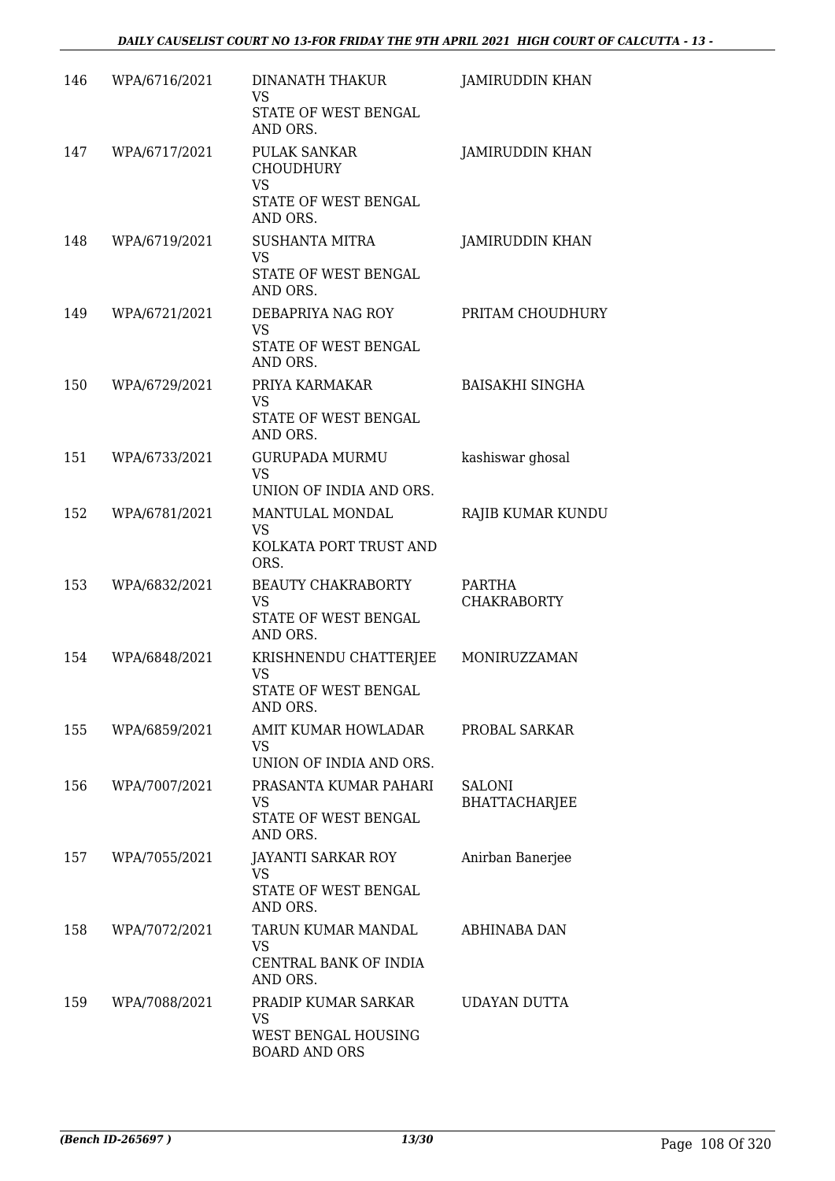| | | | |
|---|---|---|---|
| 146 | WPA/6716/2021 | DINANATH THAKUR<br>VS<br>STATE OF WEST BENGAL AND ORS. | JAMIRUDDIN KHAN |
| 147 | WPA/6717/2021 | PULAK SANKAR CHOUDHURY<br>VS<br>STATE OF WEST BENGAL AND ORS. | JAMIRUDDIN KHAN |
| 148 | WPA/6719/2021 | SUSHANTA MITRA<br>VS<br>STATE OF WEST BENGAL AND ORS. | JAMIRUDDIN KHAN |
| 149 | WPA/6721/2021 | DEBAPRIYA NAG ROY<br>VS<br>STATE OF WEST BENGAL AND ORS. | PRITAM CHOUDHURY |
| 150 | WPA/6729/2021 | PRIYA KARMAKAR<br>VS<br>STATE OF WEST BENGAL AND ORS. | BAISAKHI SINGHA |
| 151 | WPA/6733/2021 | GURUPADA MURMU<br>VS<br>UNION OF INDIA AND ORS. | kashiswar ghosal |
| 152 | WPA/6781/2021 | MANTULAL MONDAL<br>VS<br>KOLKATA PORT TRUST AND ORS. | RAJIB KUMAR KUNDU |
| 153 | WPA/6832/2021 | BEAUTY CHAKRABORTY<br>VS<br>STATE OF WEST BENGAL AND ORS. | PARTHA CHAKRABORTY |
| 154 | WPA/6848/2021 | KRISHNENDU CHATTERJEE<br>VS<br>STATE OF WEST BENGAL AND ORS. | MONIRUZZAMAN |
| 155 | WPA/6859/2021 | AMIT KUMAR HOWLADAR<br>VS<br>UNION OF INDIA AND ORS. | PROBAL SARKAR |
| 156 | WPA/7007/2021 | PRASANTA KUMAR PAHARI<br>VS<br>STATE OF WEST BENGAL AND ORS. | SALONI BHATTACHARJEE |
| 157 | WPA/7055/2021 | JAYANTI SARKAR ROY<br>VS<br>STATE OF WEST BENGAL AND ORS. | Anirban Banerjee |
| 158 | WPA/7072/2021 | TARUN KUMAR MANDAL<br>VS<br>CENTRAL BANK OF INDIA AND ORS. | ABHINABA DAN |
| 159 | WPA/7088/2021 | PRADIP KUMAR SARKAR<br>VS<br>WEST BENGAL HOUSING BOARD AND ORS | UDAYAN DUTTA |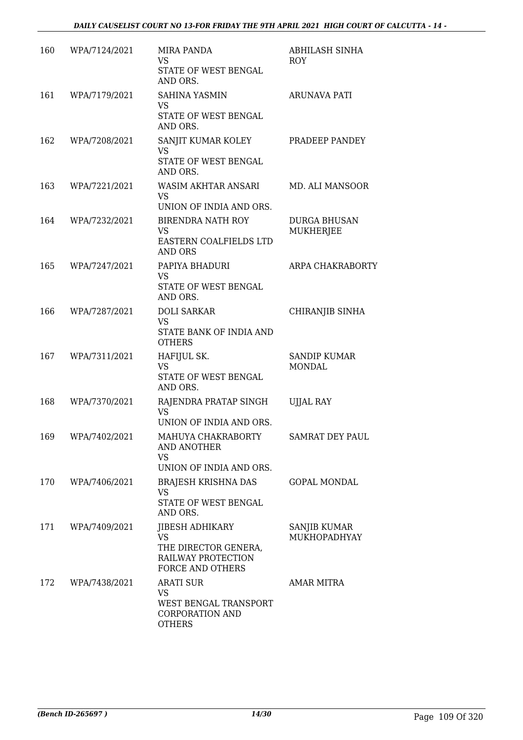| 160 | WPA/7124/2021 | MIRA PANDA<br>VS<br>STATE OF WEST BENGAL AND ORS. | ABHILASH SINHA ROY |
|---|---|---|---|
| 161 | WPA/7179/2021 | SAHINA YASMIN<br>VS<br>STATE OF WEST BENGAL AND ORS. | ARUNAVA PATI |
| 162 | WPA/7208/2021 | SANJIT KUMAR KOLEY<br>VS<br>STATE OF WEST BENGAL AND ORS. | PRADEEP PANDEY |
| 163 | WPA/7221/2021 | WASIM AKHTAR ANSARI<br>VS<br>UNION OF INDIA AND ORS. | MD. ALI MANSOOR |
| 164 | WPA/7232/2021 | BIRENDRA NATH ROY<br>VS<br>EASTERN COALFIELDS LTD AND ORS | DURGA BHUSAN MUKHERJEE |
| 165 | WPA/7247/2021 | PAPIYA BHADURI<br>VS<br>STATE OF WEST BENGAL AND ORS. | ARPA CHAKRABORTY |
| 166 | WPA/7287/2021 | DOLI SARKAR<br>VS<br>STATE BANK OF INDIA AND OTHERS | CHIRANJIB SINHA |
| 167 | WPA/7311/2021 | HAFIJUL SK.<br>VS<br>STATE OF WEST BENGAL AND ORS. | SANDIP KUMAR MONDAL |
| 168 | WPA/7370/2021 | RAJENDRA PRATAP SINGH<br>VS<br>UNION OF INDIA AND ORS. | UJJAL RAY |
| 169 | WPA/7402/2021 | MAHUYA CHAKRABORTY AND ANOTHER<br>VS<br>UNION OF INDIA AND ORS. | SAMRAT DEY PAUL |
| 170 | WPA/7406/2021 | BRAJESH KRISHNA DAS<br>VS<br>STATE OF WEST BENGAL AND ORS. | GOPAL MONDAL |
| 171 | WPA/7409/2021 | JIBESH ADHIKARY<br>VS<br>THE DIRECTOR GENERA, RAILWAY PROTECTION FORCE AND OTHERS | SANJIB KUMAR MUKHOPADHYAY |
| 172 | WPA/7438/2021 | ARATI SUR<br>VS<br>WEST BENGAL TRANSPORT CORPORATION AND OTHERS | AMAR MITRA |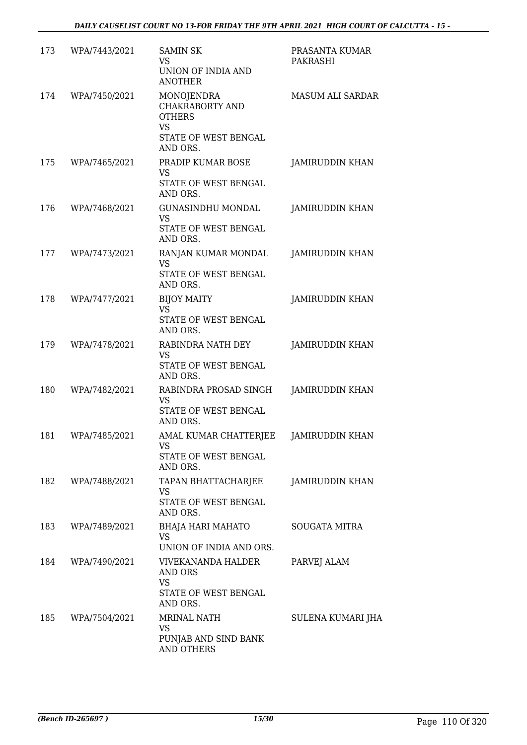| | | | |
|---|---|---|---|
| 173 | WPA/7443/2021 | SAMIN SK<br>VS<br>UNION OF INDIA AND ANOTHER | PRASANTA KUMAR PAKRASHI |
| 174 | WPA/7450/2021 | MONOJENDRA CHAKRABORTY AND OTHERS<br>VS<br>STATE OF WEST BENGAL AND ORS. | MASUM ALI SARDAR |
| 175 | WPA/7465/2021 | PRADIP KUMAR BOSE<br>VS<br>STATE OF WEST BENGAL AND ORS. | JAMIRUDDIN KHAN |
| 176 | WPA/7468/2021 | GUNASINDHU MONDAL<br>VS<br>STATE OF WEST BENGAL AND ORS. | JAMIRUDDIN KHAN |
| 177 | WPA/7473/2021 | RANJAN KUMAR MONDAL<br>VS<br>STATE OF WEST BENGAL AND ORS. | JAMIRUDDIN KHAN |
| 178 | WPA/7477/2021 | BIJOY MAITY<br>VS<br>STATE OF WEST BENGAL AND ORS. | JAMIRUDDIN KHAN |
| 179 | WPA/7478/2021 | RABINDRA NATH DEY<br>VS<br>STATE OF WEST BENGAL AND ORS. | JAMIRUDDIN KHAN |
| 180 | WPA/7482/2021 | RABINDRA PROSAD SINGH<br>VS<br>STATE OF WEST BENGAL AND ORS. | JAMIRUDDIN KHAN |
| 181 | WPA/7485/2021 | AMAL KUMAR CHATTERJEE<br>VS<br>STATE OF WEST BENGAL AND ORS. | JAMIRUDDIN KHAN |
| 182 | WPA/7488/2021 | TAPAN BHATTACHARJEE<br>VS<br>STATE OF WEST BENGAL AND ORS. | JAMIRUDDIN KHAN |
| 183 | WPA/7489/2021 | BHAJA HARI MAHATO<br>VS<br>UNION OF INDIA AND ORS. | SOUGATA MITRA |
| 184 | WPA/7490/2021 | VIVEKANANDA HALDER AND ORS<br>VS<br>STATE OF WEST BENGAL AND ORS. | PARVEJ ALAM |
| 185 | WPA/7504/2021 | MRINAL NATH<br>VS<br>PUNJAB AND SIND BANK AND OTHERS | SULENA KUMARI JHA |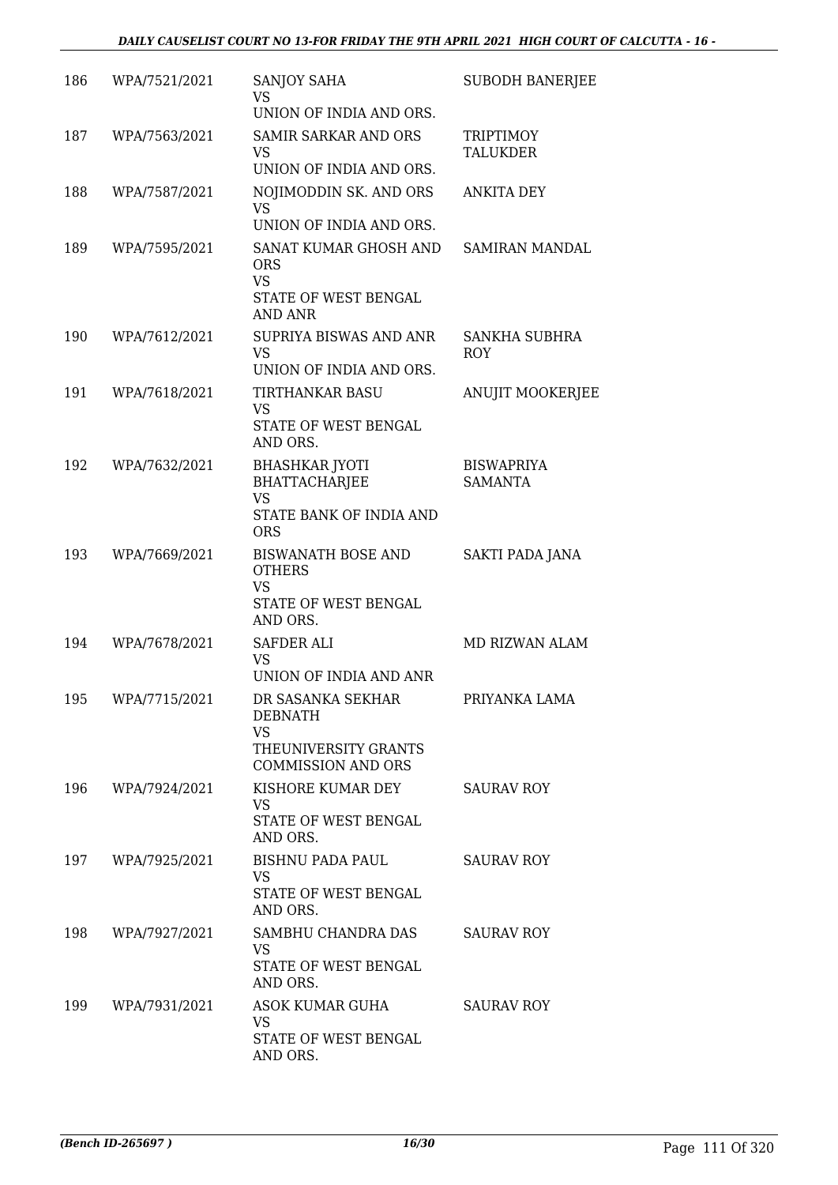| 186 | WPA/7521/2021 | SANJOY SAHA<br>VS<br>UNION OF INDIA AND ORS. | SUBODH BANERJEE |
|---|---|---|---|
| 187 | WPA/7563/2021 | SAMIR SARKAR AND ORS<br>VS<br>UNION OF INDIA AND ORS. | TRIPTIMOY TALUKDER |
| 188 | WPA/7587/2021 | NOJIMODDIN SK. AND ORS<br>VS<br>UNION OF INDIA AND ORS. | ANKITA DEY |
| 189 | WPA/7595/2021 | SANAT KUMAR GHOSH AND ORS<br>VS<br>STATE OF WEST BENGAL AND ANR | SAMIRAN MANDAL |
| 190 | WPA/7612/2021 | SUPRIYA BISWAS AND ANR<br>VS<br>UNION OF INDIA AND ORS. | SANKHA SUBHRA ROY |
| 191 | WPA/7618/2021 | TIRTHANKAR BASU<br>VS<br>STATE OF WEST BENGAL AND ORS. | ANUJIT MOOKERJEE |
| 192 | WPA/7632/2021 | BHASHKAR JYOTI BHATTACHARJEE<br>VS<br>STATE BANK OF INDIA AND ORS | BISWAPRIYA SAMANTA |
| 193 | WPA/7669/2021 | BISWANATH BOSE AND OTHERS<br>VS<br>STATE OF WEST BENGAL AND ORS. | SAKTI PADA JANA |
| 194 | WPA/7678/2021 | SAFDER ALI<br>VS<br>UNION OF INDIA AND ANR | MD RIZWAN ALAM |
| 195 | WPA/7715/2021 | DR SASANKA SEKHAR DEBNATH<br>VS<br>THEUNIVERSITY GRANTS COMMISSION AND ORS | PRIYANKA LAMA |
| 196 | WPA/7924/2021 | KISHORE KUMAR DEY<br>VS<br>STATE OF WEST BENGAL AND ORS. | SAURAV ROY |
| 197 | WPA/7925/2021 | BISHNU PADA PAUL<br>VS<br>STATE OF WEST BENGAL AND ORS. | SAURAV ROY |
| 198 | WPA/7927/2021 | SAMBHU CHANDRA DAS<br>VS<br>STATE OF WEST BENGAL AND ORS. | SAURAV ROY |
| 199 | WPA/7931/2021 | ASOK KUMAR GUHA<br>VS<br>STATE OF WEST BENGAL AND ORS. | SAURAV ROY |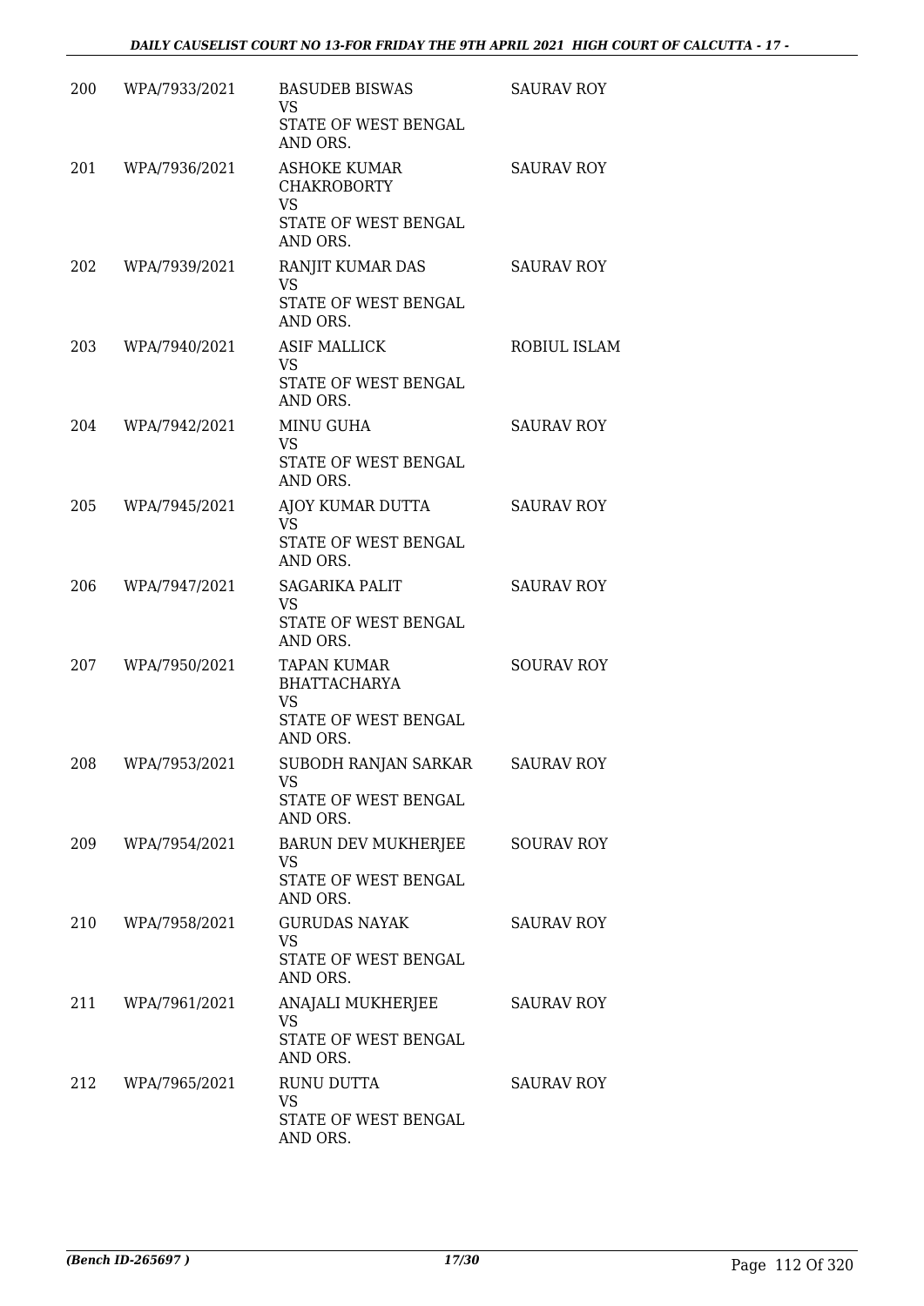| 200 | WPA/7933/2021 | BASUDEB BISWAS<br>VS<br>STATE OF WEST BENGAL AND ORS. | SAURAV ROY |
|---|---|---|---|
| 201 | WPA/7936/2021 | ASHOKE KUMAR CHAKROBORTY<br>VS<br>STATE OF WEST BENGAL AND ORS. | SAURAV ROY |
| 202 | WPA/7939/2021 | RANJIT KUMAR DAS<br>VS<br>STATE OF WEST BENGAL AND ORS. | SAURAV ROY |
| 203 | WPA/7940/2021 | ASIF MALLICK<br>VS<br>STATE OF WEST BENGAL AND ORS. | ROBIUL ISLAM |
| 204 | WPA/7942/2021 | MINU GUHA<br>VS<br>STATE OF WEST BENGAL AND ORS. | SAURAV ROY |
| 205 | WPA/7945/2021 | AJOY KUMAR DUTTA<br>VS<br>STATE OF WEST BENGAL AND ORS. | SAURAV ROY |
| 206 | WPA/7947/2021 | SAGARIKA PALIT<br>VS<br>STATE OF WEST BENGAL AND ORS. | SAURAV ROY |
| 207 | WPA/7950/2021 | TAPAN KUMAR BHATTACHARYA<br>VS<br>STATE OF WEST BENGAL AND ORS. | SOURAV ROY |
| 208 | WPA/7953/2021 | SUBODH RANJAN SARKAR<br>VS<br>STATE OF WEST BENGAL AND ORS. | SAURAV ROY |
| 209 | WPA/7954/2021 | BARUN DEV MUKHERJEE<br>VS<br>STATE OF WEST BENGAL AND ORS. | SOURAV ROY |
| 210 | WPA/7958/2021 | GURUDAS NAYAK<br>VS<br>STATE OF WEST BENGAL AND ORS. | SAURAV ROY |
| 211 | WPA/7961/2021 | ANAJALI MUKHERJEE<br>VS<br>STATE OF WEST BENGAL AND ORS. | SAURAV ROY |
| 212 | WPA/7965/2021 | RUNU DUTTA<br>VS<br>STATE OF WEST BENGAL AND ORS. | SAURAV ROY |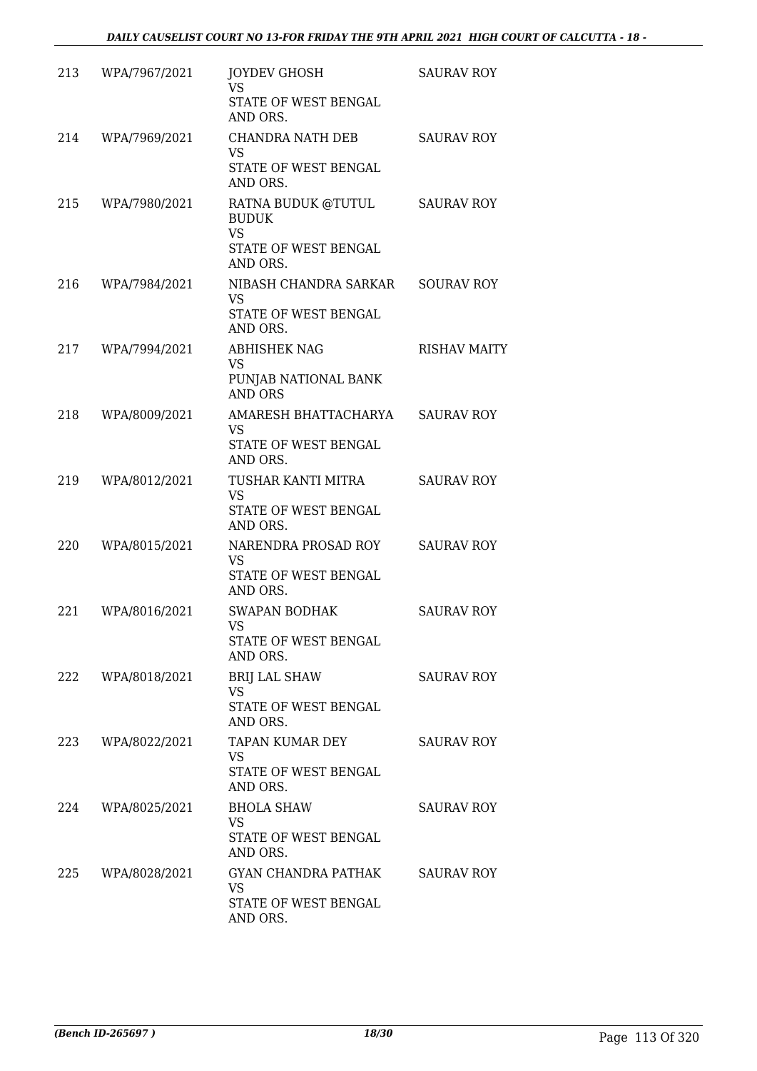| | | | |
|---|---|---|---|
| 213 | WPA/7967/2021 | JOYDEV GHOSH<br>VS<br>STATE OF WEST BENGAL AND ORS. | SAURAV ROY |
| 214 | WPA/7969/2021 | CHANDRA NATH DEB<br>VS<br>STATE OF WEST BENGAL AND ORS. | SAURAV ROY |
| 215 | WPA/7980/2021 | RATNA BUDUK @TUTUL BUDUK<br>VS<br>STATE OF WEST BENGAL AND ORS. | SAURAV ROY |
| 216 | WPA/7984/2021 | NIBASH CHANDRA SARKAR<br>VS<br>STATE OF WEST BENGAL AND ORS. | SOURAV ROY |
| 217 | WPA/7994/2021 | ABHISHEK NAG<br>VS<br>PUNJAB NATIONAL BANK AND ORS | RISHAV MAITY |
| 218 | WPA/8009/2021 | AMARESH BHATTACHARYA<br>VS<br>STATE OF WEST BENGAL AND ORS. | SAURAV ROY |
| 219 | WPA/8012/2021 | TUSHAR KANTI MITRA<br>VS<br>STATE OF WEST BENGAL AND ORS. | SAURAV ROY |
| 220 | WPA/8015/2021 | NARENDRA PROSAD ROY<br>VS<br>STATE OF WEST BENGAL AND ORS. | SAURAV ROY |
| 221 | WPA/8016/2021 | SWAPAN BODHAK<br>VS<br>STATE OF WEST BENGAL AND ORS. | SAURAV ROY |
| 222 | WPA/8018/2021 | BRIJ LAL SHAW<br>VS<br>STATE OF WEST BENGAL AND ORS. | SAURAV ROY |
| 223 | WPA/8022/2021 | TAPAN KUMAR DEY<br>VS<br>STATE OF WEST BENGAL AND ORS. | SAURAV ROY |
| 224 | WPA/8025/2021 | BHOLA SHAW<br>VS<br>STATE OF WEST BENGAL AND ORS. | SAURAV ROY |
| 225 | WPA/8028/2021 | GYAN CHANDRA PATHAK<br>VS<br>STATE OF WEST BENGAL AND ORS. | SAURAV ROY |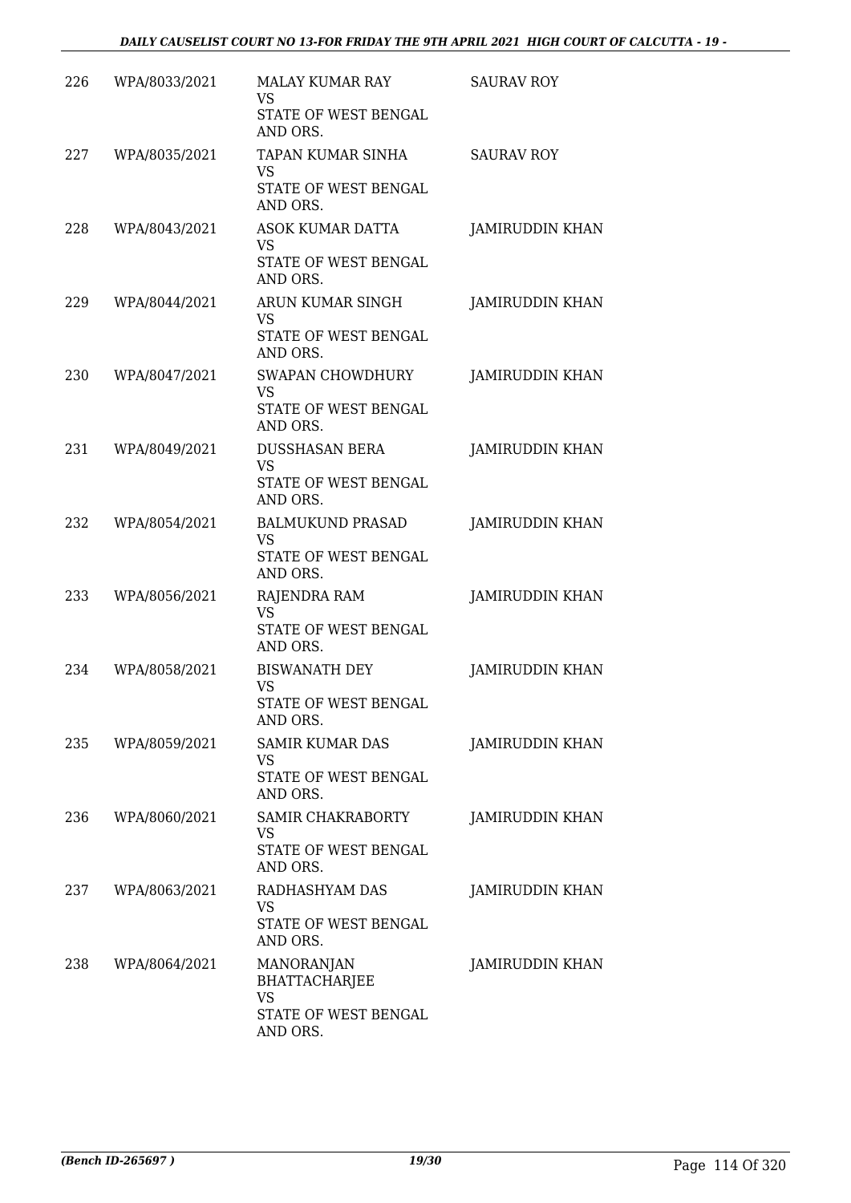| | | | |
|---|---|---|---|
| 226 | WPA/8033/2021 | MALAY KUMAR RAY<br>VS<br>STATE OF WEST BENGAL AND ORS. | SAURAV ROY |
| 227 | WPA/8035/2021 | TAPAN KUMAR SINHA<br>VS<br>STATE OF WEST BENGAL AND ORS. | SAURAV ROY |
| 228 | WPA/8043/2021 | ASOK KUMAR DATTA<br>VS<br>STATE OF WEST BENGAL AND ORS. | JAMIRUDDIN KHAN |
| 229 | WPA/8044/2021 | ARUN KUMAR SINGH<br>VS<br>STATE OF WEST BENGAL AND ORS. | JAMIRUDDIN KHAN |
| 230 | WPA/8047/2021 | SWAPAN CHOWDHURY<br>VS<br>STATE OF WEST BENGAL AND ORS. | JAMIRUDDIN KHAN |
| 231 | WPA/8049/2021 | DUSSHASAN BERA<br>VS<br>STATE OF WEST BENGAL AND ORS. | JAMIRUDDIN KHAN |
| 232 | WPA/8054/2021 | BALMUKUND PRASAD<br>VS<br>STATE OF WEST BENGAL AND ORS. | JAMIRUDDIN KHAN |
| 233 | WPA/8056/2021 | RAJENDRA RAM<br>VS<br>STATE OF WEST BENGAL AND ORS. | JAMIRUDDIN KHAN |
| 234 | WPA/8058/2021 | BISWANATH DEY<br>VS<br>STATE OF WEST BENGAL AND ORS. | JAMIRUDDIN KHAN |
| 235 | WPA/8059/2021 | SAMIR KUMAR DAS<br>VS<br>STATE OF WEST BENGAL AND ORS. | JAMIRUDDIN KHAN |
| 236 | WPA/8060/2021 | SAMIR CHAKRABORTY<br>VS<br>STATE OF WEST BENGAL AND ORS. | JAMIRUDDIN KHAN |
| 237 | WPA/8063/2021 | RADHASHYAM DAS<br>VS<br>STATE OF WEST BENGAL AND ORS. | JAMIRUDDIN KHAN |
| 238 | WPA/8064/2021 | MANORANJAN BHATTACHARJEE<br>VS<br>STATE OF WEST BENGAL AND ORS. | JAMIRUDDIN KHAN |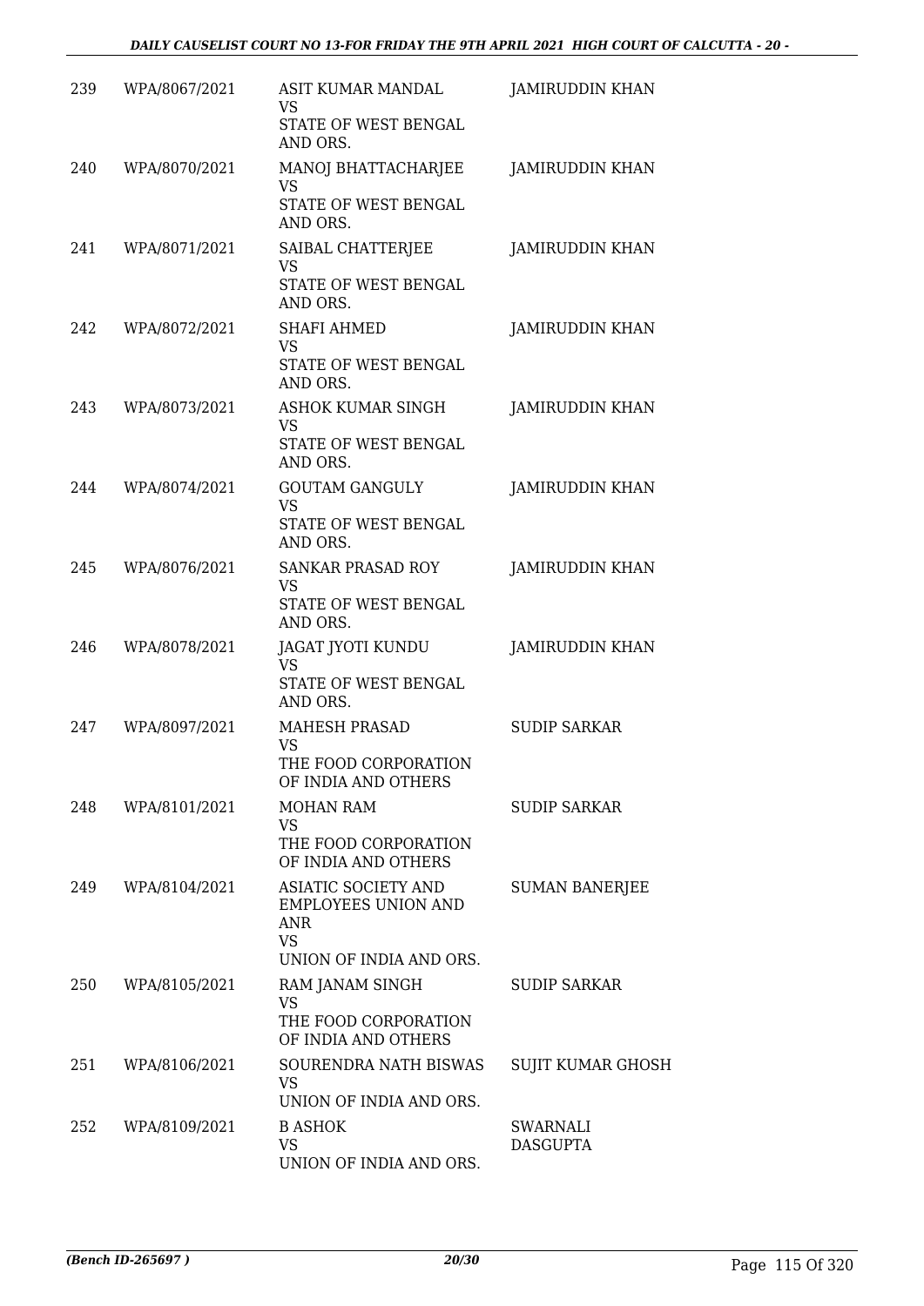| 239 | WPA/8067/2021 | ASIT KUMAR MANDAL VS STATE OF WEST BENGAL AND ORS. | JAMIRUDDIN KHAN |
|---|---|---|---|
| 240 | WPA/8070/2021 | MANOJ BHATTACHARJEE VS STATE OF WEST BENGAL AND ORS. | JAMIRUDDIN KHAN |
| 241 | WPA/8071/2021 | SAIBAL CHATTERJEE VS STATE OF WEST BENGAL AND ORS. | JAMIRUDDIN KHAN |
| 242 | WPA/8072/2021 | SHAFI AHMED VS STATE OF WEST BENGAL AND ORS. | JAMIRUDDIN KHAN |
| 243 | WPA/8073/2021 | ASHOK KUMAR SINGH VS STATE OF WEST BENGAL AND ORS. | JAMIRUDDIN KHAN |
| 244 | WPA/8074/2021 | GOUTAM GANGULY VS STATE OF WEST BENGAL AND ORS. | JAMIRUDDIN KHAN |
| 245 | WPA/8076/2021 | SANKAR PRASAD ROY VS STATE OF WEST BENGAL AND ORS. | JAMIRUDDIN KHAN |
| 246 | WPA/8078/2021 | JAGAT JYOTI KUNDU VS STATE OF WEST BENGAL AND ORS. | JAMIRUDDIN KHAN |
| 247 | WPA/8097/2021 | MAHESH PRASAD VS THE FOOD CORPORATION OF INDIA AND OTHERS | SUDIP SARKAR |
| 248 | WPA/8101/2021 | MOHAN RAM VS THE FOOD CORPORATION OF INDIA AND OTHERS | SUDIP SARKAR |
| 249 | WPA/8104/2021 | ASIATIC SOCIETY AND EMPLOYEES UNION AND ANR VS UNION OF INDIA AND ORS. | SUMAN BANERJEE |
| 250 | WPA/8105/2021 | RAM JANAM SINGH VS THE FOOD CORPORATION OF INDIA AND OTHERS | SUDIP SARKAR |
| 251 | WPA/8106/2021 | SOURENDRA NATH BISWAS VS UNION OF INDIA AND ORS. | SUJIT KUMAR GHOSH |
| 252 | WPA/8109/2021 | B ASHOK VS UNION OF INDIA AND ORS. | SWARNALI DASGUPTA |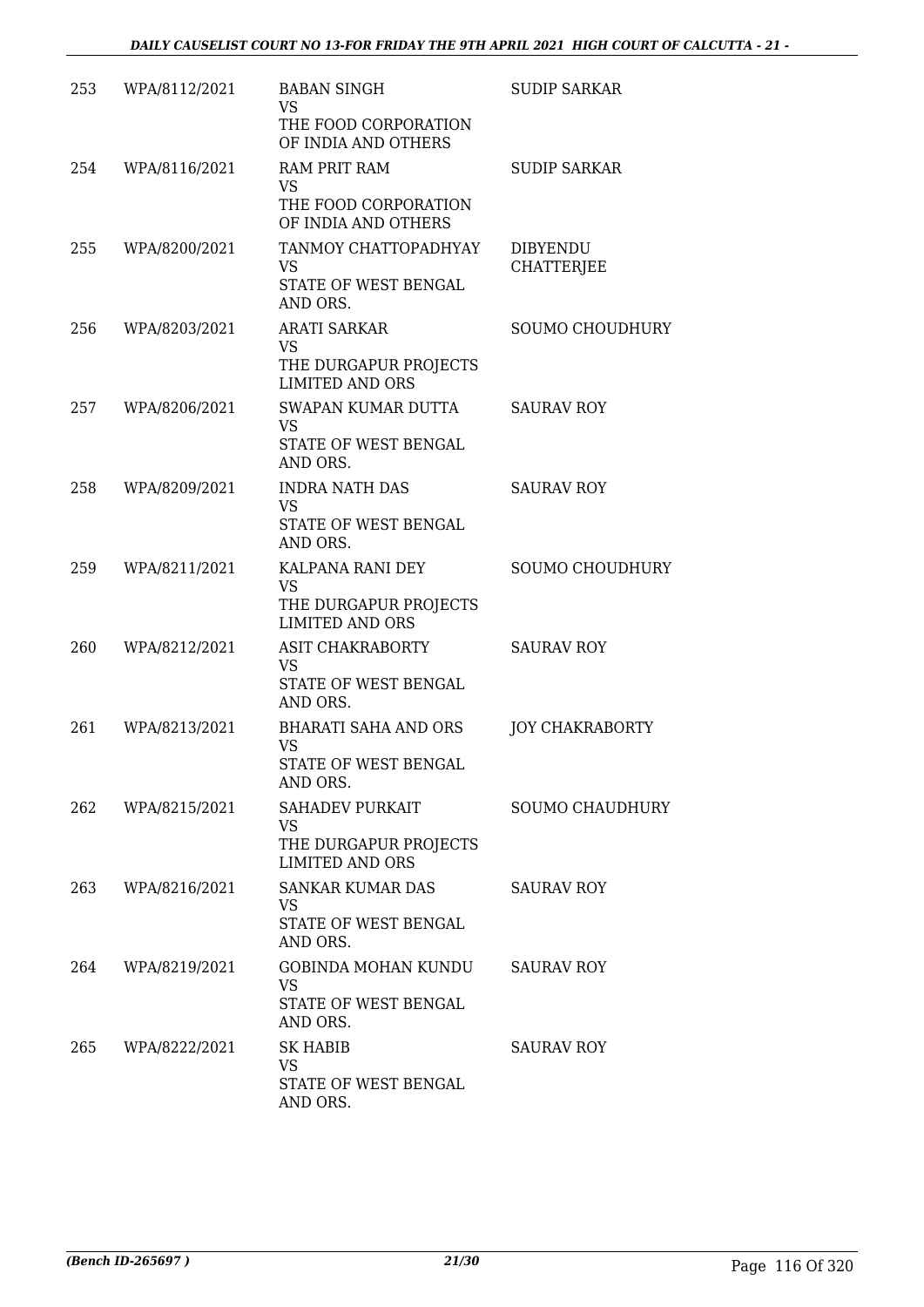| | | | |
|---|---|---|---|
| 253 | WPA/8112/2021 | BABAN SINGH<br>VS<br>THE FOOD CORPORATION OF INDIA AND OTHERS | SUDIP SARKAR |
| 254 | WPA/8116/2021 | RAM PRIT RAM<br>VS<br>THE FOOD CORPORATION OF INDIA AND OTHERS | SUDIP SARKAR |
| 255 | WPA/8200/2021 | TANMOY CHATTOPADHYAY<br>VS<br>STATE OF WEST BENGAL AND ORS. | DIBYENDU CHATTERJEE |
| 256 | WPA/8203/2021 | ARATI SARKAR<br>VS<br>THE DURGAPUR PROJECTS LIMITED AND ORS | SOUMO CHOUDHURY |
| 257 | WPA/8206/2021 | SWAPAN KUMAR DUTTA<br>VS<br>STATE OF WEST BENGAL AND ORS. | SAURAV ROY |
| 258 | WPA/8209/2021 | INDRA NATH DAS<br>VS<br>STATE OF WEST BENGAL AND ORS. | SAURAV ROY |
| 259 | WPA/8211/2021 | KALPANA RANI DEY<br>VS<br>THE DURGAPUR PROJECTS LIMITED AND ORS | SOUMO CHOUDHURY |
| 260 | WPA/8212/2021 | ASIT CHAKRABORTY<br>VS<br>STATE OF WEST BENGAL AND ORS. | SAURAV ROY |
| 261 | WPA/8213/2021 | BHARATI SAHA AND ORS<br>VS<br>STATE OF WEST BENGAL AND ORS. | JOY CHAKRABORTY |
| 262 | WPA/8215/2021 | SAHADEV PURKAIT<br>VS<br>THE DURGAPUR PROJECTS LIMITED AND ORS | SOUMO CHAUDHURY |
| 263 | WPA/8216/2021 | SANKAR KUMAR DAS<br>VS<br>STATE OF WEST BENGAL AND ORS. | SAURAV ROY |
| 264 | WPA/8219/2021 | GOBINDA MOHAN KUNDU<br>VS<br>STATE OF WEST BENGAL AND ORS. | SAURAV ROY |
| 265 | WPA/8222/2021 | SK HABIB<br>VS<br>STATE OF WEST BENGAL AND ORS. | SAURAV ROY |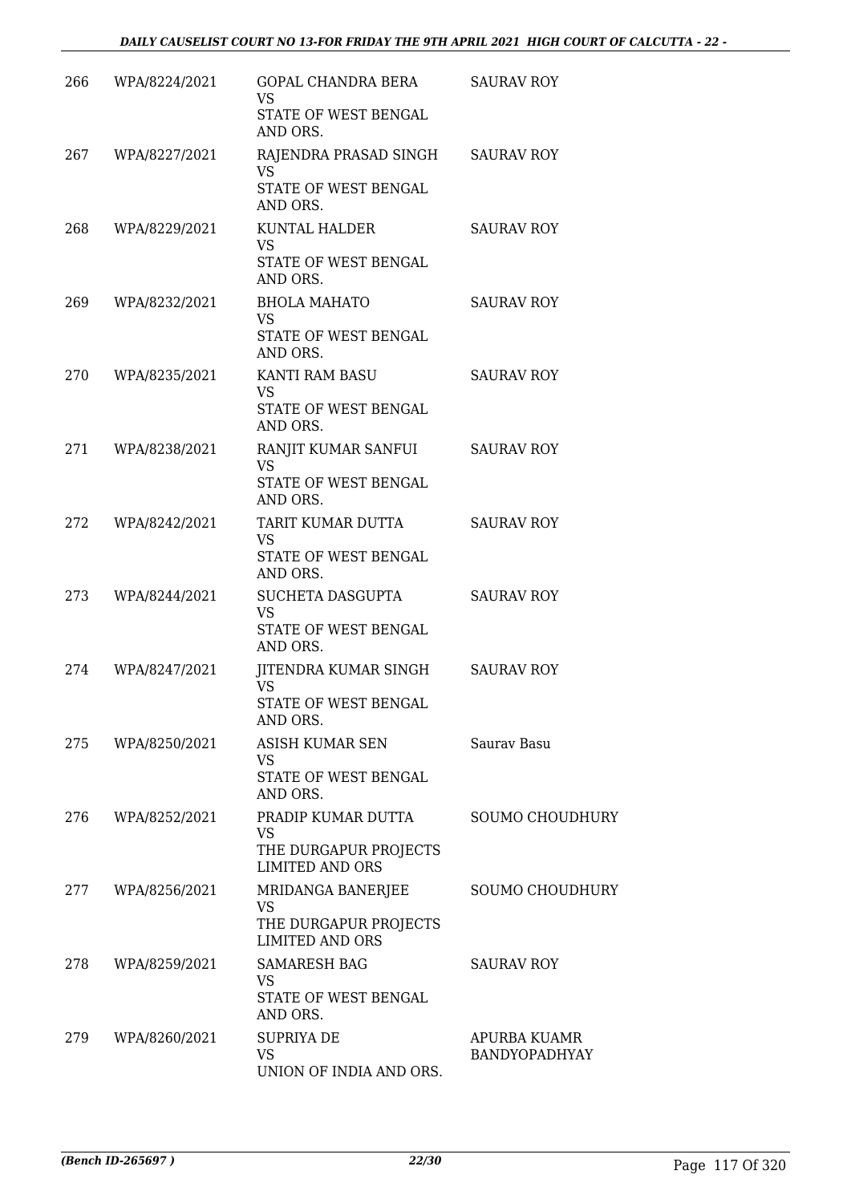| | | | |
|---|---|---|---|
| 266 | WPA/8224/2021 | GOPAL CHANDRA BERA<br>VS<br>STATE OF WEST BENGAL AND ORS. | SAURAV ROY |
| 267 | WPA/8227/2021 | RAJENDRA PRASAD SINGH<br>VS<br>STATE OF WEST BENGAL AND ORS. | SAURAV ROY |
| 268 | WPA/8229/2021 | KUNTAL HALDER<br>VS<br>STATE OF WEST BENGAL AND ORS. | SAURAV ROY |
| 269 | WPA/8232/2021 | BHOLA MAHATO<br>VS<br>STATE OF WEST BENGAL AND ORS. | SAURAV ROY |
| 270 | WPA/8235/2021 | KANTI RAM BASU<br>VS<br>STATE OF WEST BENGAL AND ORS. | SAURAV ROY |
| 271 | WPA/8238/2021 | RANJIT KUMAR SANFUI<br>VS<br>STATE OF WEST BENGAL AND ORS. | SAURAV ROY |
| 272 | WPA/8242/2021 | TARIT KUMAR DUTTA<br>VS<br>STATE OF WEST BENGAL AND ORS. | SAURAV ROY |
| 273 | WPA/8244/2021 | SUCHETA DASGUPTA<br>VS<br>STATE OF WEST BENGAL AND ORS. | SAURAV ROY |
| 274 | WPA/8247/2021 | JITENDRA KUMAR SINGH<br>VS<br>STATE OF WEST BENGAL AND ORS. | SAURAV ROY |
| 275 | WPA/8250/2021 | ASISH KUMAR SEN<br>VS<br>STATE OF WEST BENGAL AND ORS. | Saurav Basu |
| 276 | WPA/8252/2021 | PRADIP KUMAR DUTTA<br>VS<br>THE DURGAPUR PROJECTS LIMITED AND ORS | SOUMO CHOUDHURY |
| 277 | WPA/8256/2021 | MRIDANGA BANERJEE<br>VS<br>THE DURGAPUR PROJECTS LIMITED AND ORS | SOUMO CHOUDHURY |
| 278 | WPA/8259/2021 | SAMARESH BAG<br>VS<br>STATE OF WEST BENGAL AND ORS. | SAURAV ROY |
| 279 | WPA/8260/2021 | SUPRIYA DE<br>VS<br>UNION OF INDIA AND ORS. | APURBA KUAMR BANDYOPADHYAY |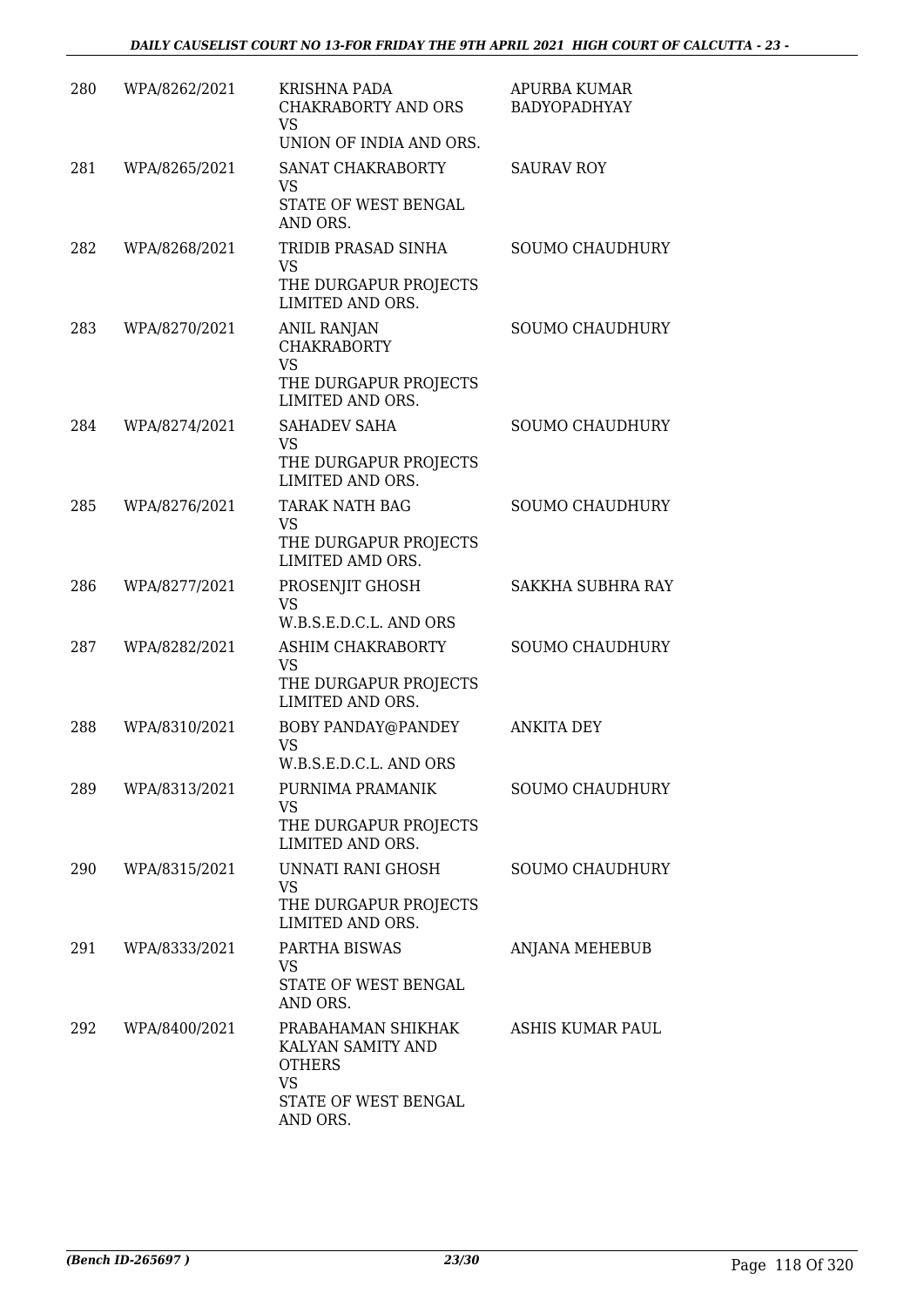| 280 | WPA/8262/2021 | KRISHNA PADA CHAKRABORTY AND ORS VS UNION OF INDIA AND ORS. | APURBA KUMAR BADYOPADHYAY |
|---|---|---|---|
| 281 | WPA/8265/2021 | SANAT CHAKRABORTY VS STATE OF WEST BENGAL AND ORS. | SAURAV ROY |
| 282 | WPA/8268/2021 | TRIDIB PRASAD SINHA VS THE DURGAPUR PROJECTS LIMITED AND ORS. | SOUMO CHAUDHURY |
| 283 | WPA/8270/2021 | ANIL RANJAN CHAKRABORTY VS THE DURGAPUR PROJECTS LIMITED AND ORS. | SOUMO CHAUDHURY |
| 284 | WPA/8274/2021 | SAHADEV SAHA VS THE DURGAPUR PROJECTS LIMITED AND ORS. | SOUMO CHAUDHURY |
| 285 | WPA/8276/2021 | TARAK NATH BAG VS THE DURGAPUR PROJECTS LIMITED AMD ORS. | SOUMO CHAUDHURY |
| 286 | WPA/8277/2021 | PROSENJIT GHOSH VS W.B.S.E.D.C.L. AND ORS | SAKKHA SUBHRA RAY |
| 287 | WPA/8282/2021 | ASHIM CHAKRABORTY VS THE DURGAPUR PROJECTS LIMITED AND ORS. | SOUMO CHAUDHURY |
| 288 | WPA/8310/2021 | BOBY PANDAY@PANDEY VS W.B.S.E.D.C.L. AND ORS | ANKITA DEY |
| 289 | WPA/8313/2021 | PURNIMA PRAMANIK VS THE DURGAPUR PROJECTS LIMITED AND ORS. | SOUMO CHAUDHURY |
| 290 | WPA/8315/2021 | UNNATI RANI GHOSH VS THE DURGAPUR PROJECTS LIMITED AND ORS. | SOUMO CHAUDHURY |
| 291 | WPA/8333/2021 | PARTHA BISWAS VS STATE OF WEST BENGAL AND ORS. | ANJANA MEHEBUB |
| 292 | WPA/8400/2021 | PRABAHAMAN SHIKHAK KALYAN SAMITY AND OTHERS VS STATE OF WEST BENGAL AND ORS. | ASHIS KUMAR PAUL |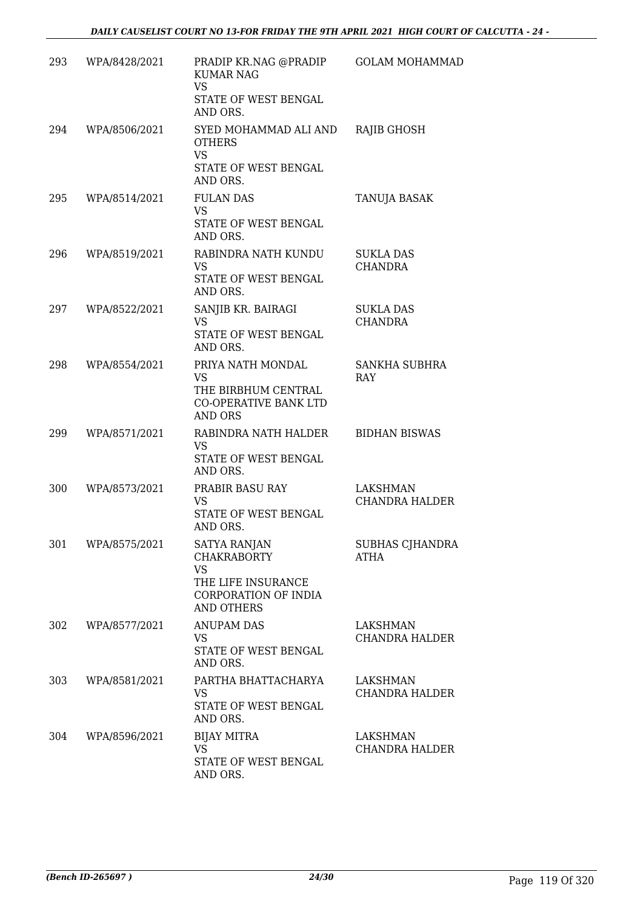| | | | |
|---|---|---|---|
| 293 | WPA/8428/2021 | PRADIP KR.NAG @PRADIP KUMAR NAG<br>VS<br>STATE OF WEST BENGAL AND ORS. | GOLAM MOHAMMAD |
| 294 | WPA/8506/2021 | SYED MOHAMMAD ALI AND OTHERS<br>VS<br>STATE OF WEST BENGAL AND ORS. | RAJIB GHOSH |
| 295 | WPA/8514/2021 | FULAN DAS<br>VS<br>STATE OF WEST BENGAL AND ORS. | TANUJA BASAK |
| 296 | WPA/8519/2021 | RABINDRA NATH KUNDU<br>VS<br>STATE OF WEST BENGAL AND ORS. | SUKLA DAS CHANDRA |
| 297 | WPA/8522/2021 | SANJIB KR. BAIRAGI<br>VS<br>STATE OF WEST BENGAL AND ORS. | SUKLA DAS CHANDRA |
| 298 | WPA/8554/2021 | PRIYA NATH MONDAL<br>VS<br>THE BIRBHUM CENTRAL CO-OPERATIVE BANK LTD AND ORS | SANKHA SUBHRA RAY |
| 299 | WPA/8571/2021 | RABINDRA NATH HALDER<br>VS<br>STATE OF WEST BENGAL AND ORS. | BIDHAN BISWAS |
| 300 | WPA/8573/2021 | PRABIR BASU RAY<br>VS<br>STATE OF WEST BENGAL AND ORS. | LAKSHMAN CHANDRA HALDER |
| 301 | WPA/8575/2021 | SATYA RANJAN CHAKRABORTY<br>VS<br>THE LIFE INSURANCE CORPORATION OF INDIA AND OTHERS | SUBHAS CJHANDRA ATHA |
| 302 | WPA/8577/2021 | ANUPAM DAS<br>VS<br>STATE OF WEST BENGAL AND ORS. | LAKSHMAN CHANDRA HALDER |
| 303 | WPA/8581/2021 | PARTHA BHATTACHARYA<br>VS<br>STATE OF WEST BENGAL AND ORS. | LAKSHMAN CHANDRA HALDER |
| 304 | WPA/8596/2021 | BIJAY MITRA<br>VS<br>STATE OF WEST BENGAL AND ORS. | LAKSHMAN CHANDRA HALDER |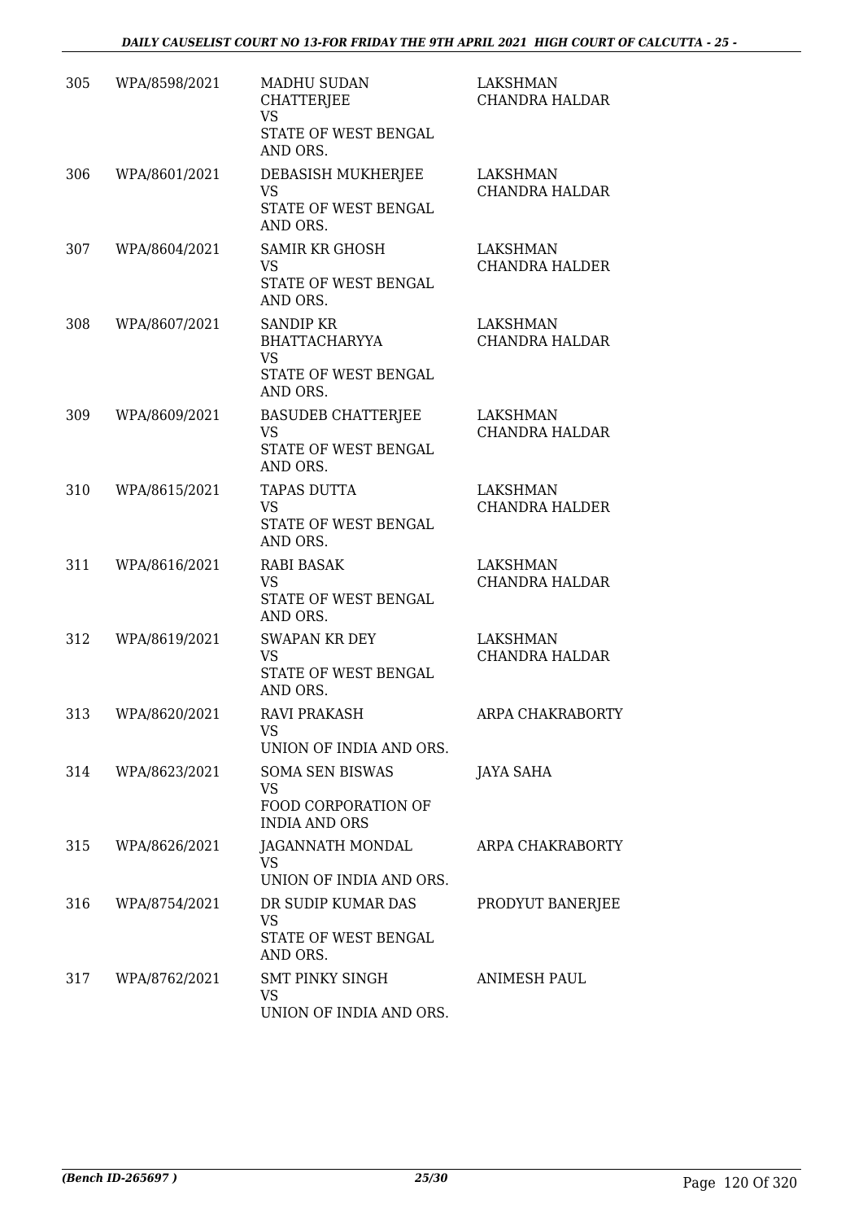| | | | |
|---|---|---|---|
| 305 | WPA/8598/2021 | MADHU SUDAN CHATTERJEE<br>VS<br>STATE OF WEST BENGAL AND ORS. | LAKSHMAN CHANDRA HALDAR |
| 306 | WPA/8601/2021 | DEBASISH MUKHERJEE<br>VS<br>STATE OF WEST BENGAL AND ORS. | LAKSHMAN CHANDRA HALDAR |
| 307 | WPA/8604/2021 | SAMIR KR GHOSH<br>VS<br>STATE OF WEST BENGAL AND ORS. | LAKSHMAN CHANDRA HALDER |
| 308 | WPA/8607/2021 | SANDIP KR BHATTACHARYYA<br>VS<br>STATE OF WEST BENGAL AND ORS. | LAKSHMAN CHANDRA HALDAR |
| 309 | WPA/8609/2021 | BASUDEB CHATTERJEE<br>VS<br>STATE OF WEST BENGAL AND ORS. | LAKSHMAN CHANDRA HALDAR |
| 310 | WPA/8615/2021 | TAPAS DUTTA<br>VS<br>STATE OF WEST BENGAL AND ORS. | LAKSHMAN CHANDRA HALDER |
| 311 | WPA/8616/2021 | RABI BASAK<br>VS<br>STATE OF WEST BENGAL AND ORS. | LAKSHMAN CHANDRA HALDAR |
| 312 | WPA/8619/2021 | SWAPAN KR DEY<br>VS<br>STATE OF WEST BENGAL AND ORS. | LAKSHMAN CHANDRA HALDAR |
| 313 | WPA/8620/2021 | RAVI PRAKASH<br>VS<br>UNION OF INDIA AND ORS. | ARPA CHAKRABORTY |
| 314 | WPA/8623/2021 | SOMA SEN BISWAS<br>VS<br>FOOD CORPORATION OF INDIA AND ORS | JAYA SAHA |
| 315 | WPA/8626/2021 | JAGANNATH MONDAL<br>VS<br>UNION OF INDIA AND ORS. | ARPA CHAKRABORTY |
| 316 | WPA/8754/2021 | DR SUDIP KUMAR DAS<br>VS<br>STATE OF WEST BENGAL AND ORS. | PRODYUT BANERJEE |
| 317 | WPA/8762/2021 | SMT PINKY SINGH<br>VS<br>UNION OF INDIA AND ORS. | ANIMESH PAUL |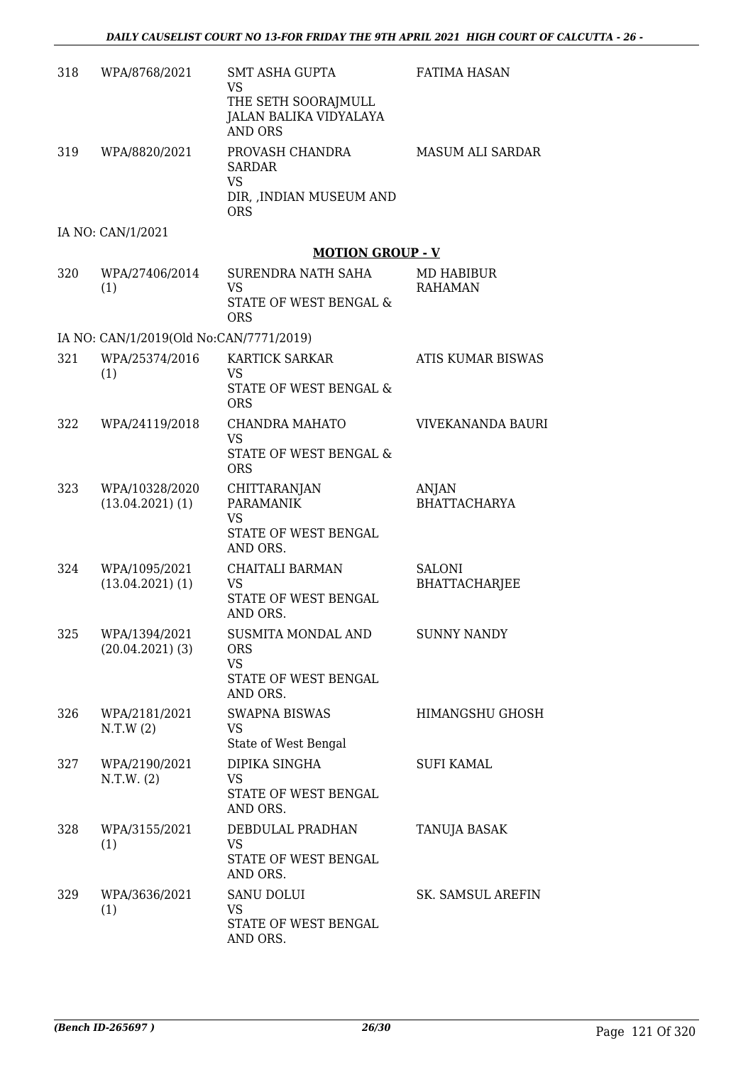| | | | |
|---|---|---|---|
| 318 | WPA/8768/2021 | SMT ASHA GUPTA<br>VS<br>THE SETH SOORAJMULL JALAN BALIKA VIDYALAYA AND ORS | FATIMA HASAN |
| 319 | WPA/8820/2021 | PROVASH CHANDRA SARDAR<br>VS<br>DIR, ,INDIAN MUSEUM AND ORS | MASUM ALI SARDAR |

IA NO: CAN/1/2021

## MOTION GROUP - V

| | | | |
|---|---|---|---|
| 320 | WPA/27406/2014 (1) | SURENDRA NATH SAHA<br>VS<br>STATE OF WEST BENGAL & ORS | MD HABIBUR RAHAMAN |

IA NO: CAN/1/2019(Old No:CAN/7771/2019)

| | | | |
|---|---|---|---|
| 321 | WPA/25374/2016 (1) | KARTICK SARKAR<br>VS<br>STATE OF WEST BENGAL & ORS | ATIS KUMAR BISWAS |
| 322 | WPA/24119/2018 | CHANDRA MAHATO<br>VS<br>STATE OF WEST BENGAL & ORS | VIVEKANANDA BAURI |
| 323 | WPA/10328/2020 (13.04.2021) (1) | CHITTARANJAN PARAMANIK<br>VS<br>STATE OF WEST BENGAL AND ORS. | ANJAN BHATTACHARYA |
| 324 | WPA/1095/2021 (13.04.2021) (1) | CHAITALI BARMAN<br>VS<br>STATE OF WEST BENGAL AND ORS. | SALONI BHATTACHARJEE |
| 325 | WPA/1394/2021 (20.04.2021) (3) | SUSMITA MONDAL AND ORS<br>VS<br>STATE OF WEST BENGAL AND ORS. | SUNNY NANDY |
| 326 | WPA/2181/2021 N.T.W (2) | SWAPNA BISWAS<br>VS<br>State of West Bengal | HIMANGSHU GHOSH |
| 327 | WPA/2190/2021 N.T.W. (2) | DIPIKA SINGHA<br>VS<br>STATE OF WEST BENGAL AND ORS. | SUFI KAMAL |
| 328 | WPA/3155/2021 (1) | DEBDULAL PRADHAN<br>VS<br>STATE OF WEST BENGAL AND ORS. | TANUJA BASAK |
| 329 | WPA/3636/2021 (1) | SANU DOLUI<br>VS<br>STATE OF WEST BENGAL AND ORS. | SK. SAMSUL AREFIN |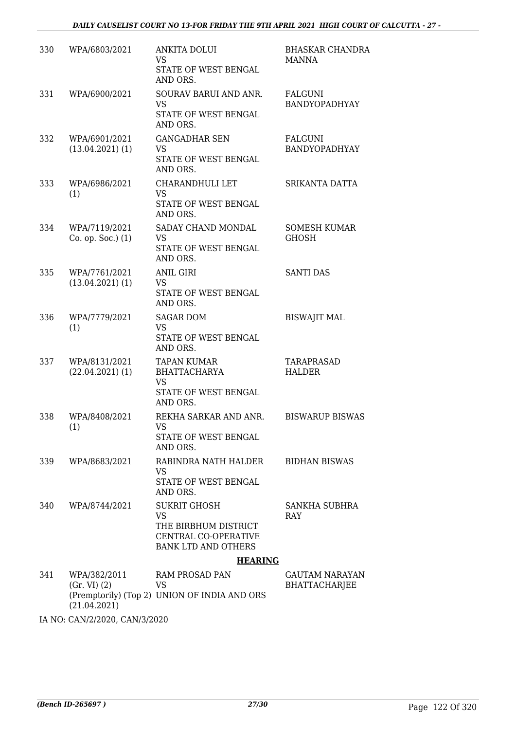| | | | |
|---|---|---|---|
| 330 | WPA/6803/2021 | ANKITA DOLUI<br>VS<br>STATE OF WEST BENGAL AND ORS. | BHASKAR CHANDRA MANNA |
| 331 | WPA/6900/2021 | SOURAV BARUI AND ANR.<br>VS<br>STATE OF WEST BENGAL AND ORS. | FALGUNI BANDYOPADHYAY |
| 332 | WPA/6901/2021 (13.04.2021) (1) | GANGADHAR SEN<br>VS<br>STATE OF WEST BENGAL AND ORS. | FALGUNI BANDYOPADHYAY |
| 333 | WPA/6986/2021 (1) | CHARANDHULI LET<br>VS<br>STATE OF WEST BENGAL AND ORS. | SRIKANTA DATTA |
| 334 | WPA/7119/2021 Co. op. Soc.) (1) | SADAY CHAND MONDAL<br>VS<br>STATE OF WEST BENGAL AND ORS. | SOMESH KUMAR GHOSH |
| 335 | WPA/7761/2021 (13.04.2021) (1) | ANIL GIRI<br>VS<br>STATE OF WEST BENGAL AND ORS. | SANTI DAS |
| 336 | WPA/7779/2021 (1) | SAGAR DOM<br>VS<br>STATE OF WEST BENGAL AND ORS. | BISWAJIT MAL |
| 337 | WPA/8131/2021 (22.04.2021) (1) | TAPAN KUMAR BHATTACHARYA<br>VS<br>STATE OF WEST BENGAL AND ORS. | TARAPRASAD HALDER |
| 338 | WPA/8408/2021 (1) | REKHA SARKAR AND ANR.<br>VS<br>STATE OF WEST BENGAL AND ORS. | BISWARUP BISWAS |
| 339 | WPA/8683/2021 | RABINDRA NATH HALDER<br>VS<br>STATE OF WEST BENGAL AND ORS. | BIDHAN BISWAS |
| 340 | WPA/8744/2021 | SUKRIT GHOSH<br>VS<br>THE BIRBHUM DISTRICT CENTRAL CO-OPERATIVE BANK LTD AND OTHERS | SANKHA SUBHRA RAY |

**HEARING**

| | | | |
|---|---|---|---|
| 341 | WPA/382/2011 (Gr. VI) (2) (Premptorily) (Top 2) (21.04.2021) | RAM PROSAD PAN<br>VS<br>UNION OF INDIA AND ORS | GAUTAM NARAYAN BHATTACHARJEE |

IA NO: CAN/2/2020, CAN/3/2020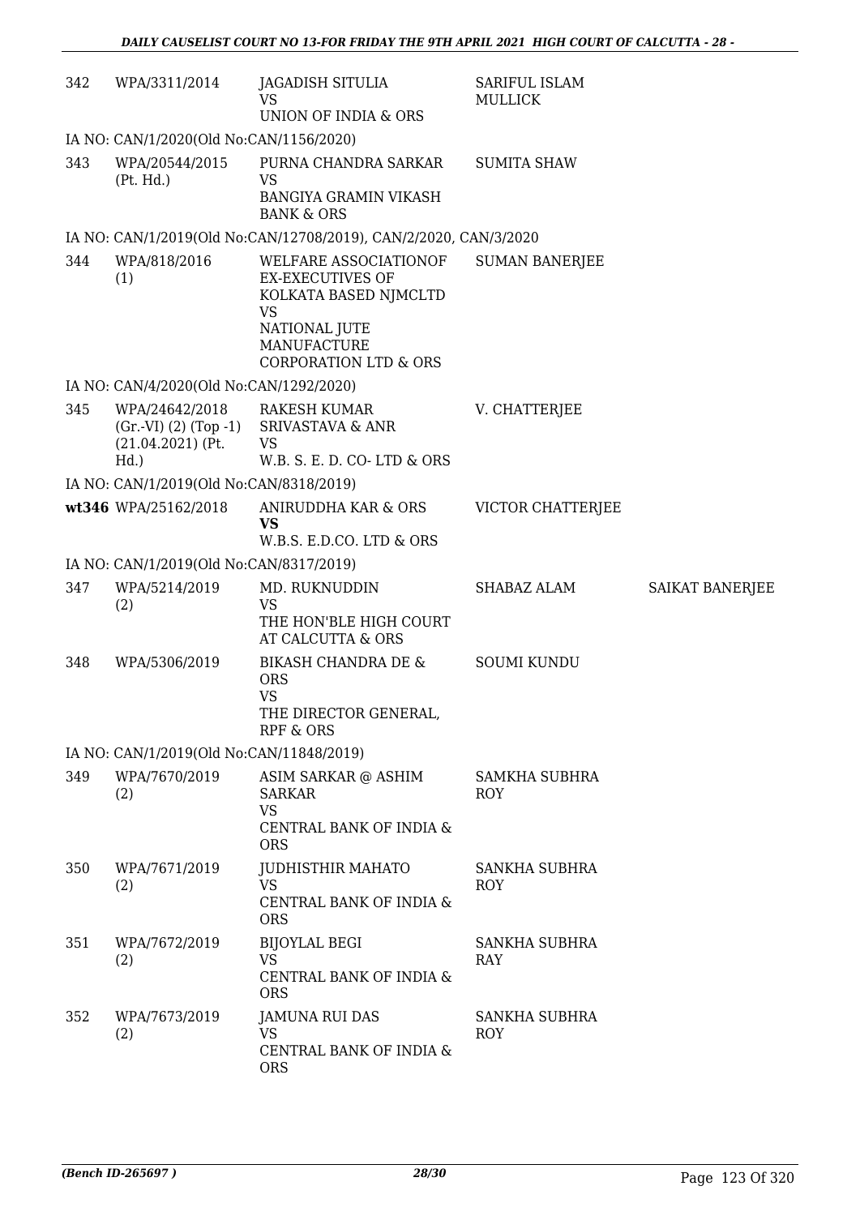| | | | | |
|---|---|---|---|---|
| 342 | WPA/3311/2014 | JAGADISH SITULIA<br>VS<br>UNION OF INDIA & ORS | SARIFUL ISLAM MULLICK | |
| IA NO: CAN/1/2020(Old No:CAN/1156/2020) | | | | |
| 343 | WPA/20544/2015 (Pt. Hd.) | PURNA CHANDRA SARKAR<br>VS<br>BANGIYA GRAMIN VIKASH BANK & ORS | SUMITA SHAW | |
| IA NO: CAN/1/2019(Old No:CAN/12708/2019), CAN/2/2020, CAN/3/2020 | | | | |
| 344 | WPA/818/2016 (1) | WELFARE ASSOCIATIONOF EX-EXECUTIVES OF KOLKATA BASED NJMCLTD<br>VS<br>NATIONAL JUTE MANUFACTURE CORPORATION LTD & ORS | SUMAN BANERJEE | |
| IA NO: CAN/4/2020(Old No:CAN/1292/2020) | | | | |
| 345 | WPA/24642/2018 (Gr.-VI) (2) (Top -1) (21.04.2021) (Pt. Hd.) | RAKESH KUMAR SRIVASTAVA & ANR<br>VS<br>W.B. S. E. D. CO- LTD & ORS | V. CHATTERJEE | |
| IA NO: CAN/1/2019(Old No:CAN/8318/2019) | | | | |
| **wt346** | WPA/25162/2018 | ANIRUDDHA KAR & ORS<br>**VS**<br>W.B.S. E.D.CO. LTD & ORS | VICTOR CHATTERJEE | |
| IA NO: CAN/1/2019(Old No:CAN/8317/2019) | | | | |
| 347 | WPA/5214/2019 (2) | MD. RUKNUDDIN<br>VS<br>THE HON'BLE HIGH COURT AT CALCUTTA & ORS | SHABAZ ALAM | SAIKAT BANERJEE |
| 348 | WPA/5306/2019 | BIKASH CHANDRA DE & ORS<br>VS<br>THE DIRECTOR GENERAL, RPF & ORS | SOUMI KUNDU | |
| IA NO: CAN/1/2019(Old No:CAN/11848/2019) | | | | |
| 349 | WPA/7670/2019 (2) | ASIM SARKAR @ ASHIM SARKAR<br>VS<br>CENTRAL BANK OF INDIA & ORS | SAMKHA SUBHRA ROY | |
| 350 | WPA/7671/2019 (2) | JUDHISTHIR MAHATO<br>VS<br>CENTRAL BANK OF INDIA & ORS | SANKHA SUBHRA ROY | |
| 351 | WPA/7672/2019 (2) | BIJOYLAL BEGI<br>VS<br>CENTRAL BANK OF INDIA & ORS | SANKHA SUBHRA RAY | |
| 352 | WPA/7673/2019 (2) | JAMUNA RUI DAS<br>VS<br>CENTRAL BANK OF INDIA & ORS | SANKHA SUBHRA ROY | |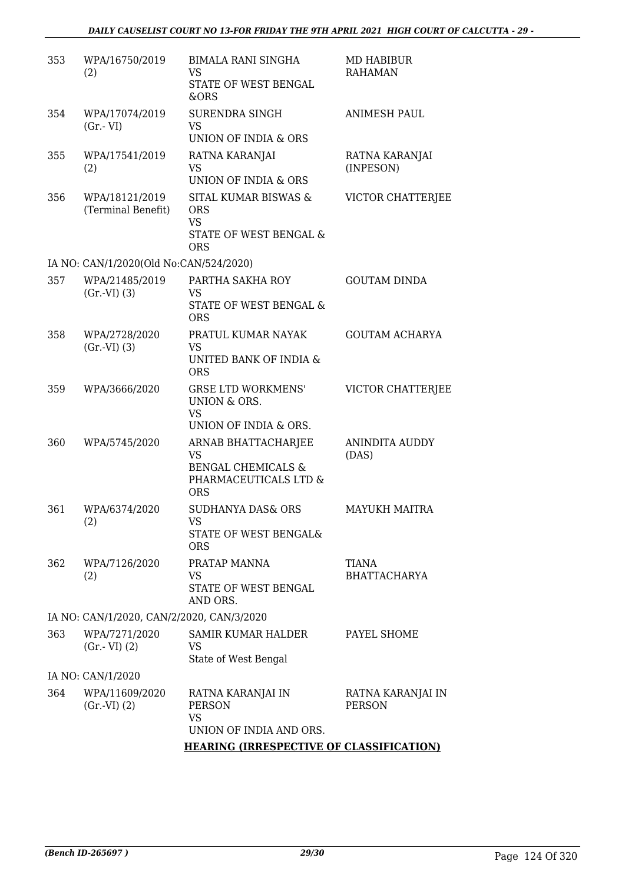| | | | |
|---|---|---|---|
| 353 | WPA/16750/2019 (2) | BIMALA RANI SINGHA VS STATE OF WEST BENGAL &ORS | MD HABIBUR RAHAMAN |
| 354 | WPA/17074/2019 (Gr.- VI) | SURENDRA SINGH VS UNION OF INDIA & ORS | ANIMESH PAUL |
| 355 | WPA/17541/2019 (2) | RATNA KARANJAI VS UNION OF INDIA & ORS | RATNA KARANJAI (INPESON) |
| 356 | WPA/18121/2019 (Terminal Benefit) | SITAL KUMAR BISWAS & ORS VS STATE OF WEST BENGAL & ORS | VICTOR CHATTERJEE |
| | IA NO: CAN/1/2020(Old No:CAN/524/2020) | | |
| 357 | WPA/21485/2019 (Gr.-VI) (3) | PARTHA SAKHA ROY VS STATE OF WEST BENGAL & ORS | GOUTAM DINDA |
| 358 | WPA/2728/2020 (Gr.-VI) (3) | PRATUL KUMAR NAYAK VS UNITED BANK OF INDIA & ORS | GOUTAM ACHARYA |
| 359 | WPA/3666/2020 | GRSE LTD WORKMENS' UNION & ORS. VS UNION OF INDIA & ORS. | VICTOR CHATTERJEE |
| 360 | WPA/5745/2020 | ARNAB BHATTACHARJEE VS BENGAL CHEMICALS & PHARMACEUTICALS LTD & ORS | ANINDITA AUDDY (DAS) |
| 361 | WPA/6374/2020 (2) | SUDHANYA DAS& ORS VS STATE OF WEST BENGAL& ORS | MAYUKH MAITRA |
| 362 | WPA/7126/2020 (2) | PRATAP MANNA VS STATE OF WEST BENGAL AND ORS. | TIANA BHATTACHARYA |
| | IA NO: CAN/1/2020, CAN/2/2020, CAN/3/2020 | | |
| 363 | WPA/7271/2020 (Gr.- VI) (2) | SAMIR KUMAR HALDER VS State of West Bengal | PAYEL SHOME |
| | IA NO: CAN/1/2020 | | |
| 364 | WPA/11609/2020 (Gr.-VI) (2) | RATNA KARANJAI IN PERSON VS UNION OF INDIA AND ORS. | RATNA KARANJAI IN PERSON |

**HEARING (IRRESPECTIVE OF CLASSIFICATION)**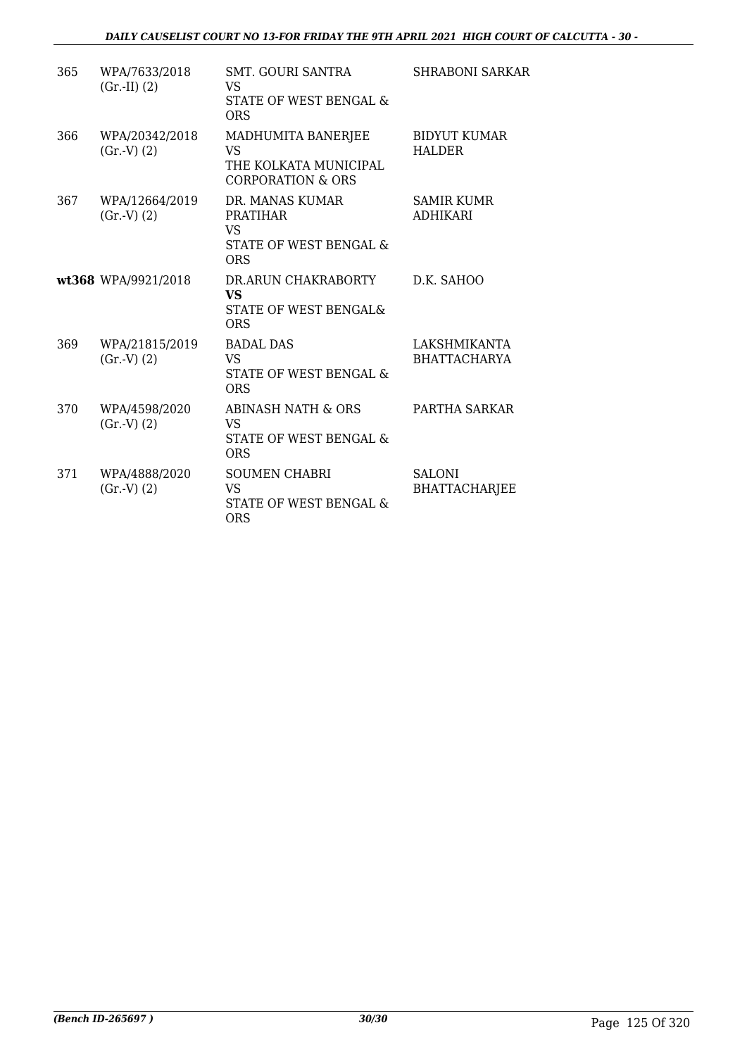| | | | |
|---|---|---|---|
| 365 | WPA/7633/2018 (Gr.-II) (2) | SMT. GOURI SANTRA VS STATE OF WEST BENGAL & ORS | SHRABONI SARKAR |
| 366 | WPA/20342/2018 (Gr.-V) (2) | MADHUMITA BANERJEE VS THE KOLKATA MUNICIPAL CORPORATION & ORS | BIDYUT KUMAR HALDER |
| 367 | WPA/12664/2019 (Gr.-V) (2) | DR. MANAS KUMAR PRATIHAR VS STATE OF WEST BENGAL & ORS | SAMIR KUMR ADHIKARI |
| **wt368** | WPA/9921/2018 | DR.ARUN CHAKRABORTY **VS** STATE OF WEST BENGAL& ORS | D.K. SAHOO |
| 369 | WPA/21815/2019 (Gr.-V) (2) | BADAL DAS VS STATE OF WEST BENGAL & ORS | LAKSHMIKANTA BHATTACHARYA |
| 370 | WPA/4598/2020 (Gr.-V) (2) | ABINASH NATH & ORS VS STATE OF WEST BENGAL & ORS | PARTHA SARKAR |
| 371 | WPA/4888/2020 (Gr.-V) (2) | SOUMEN CHABRI VS STATE OF WEST BENGAL & ORS | SALONI BHATTACHARJEE |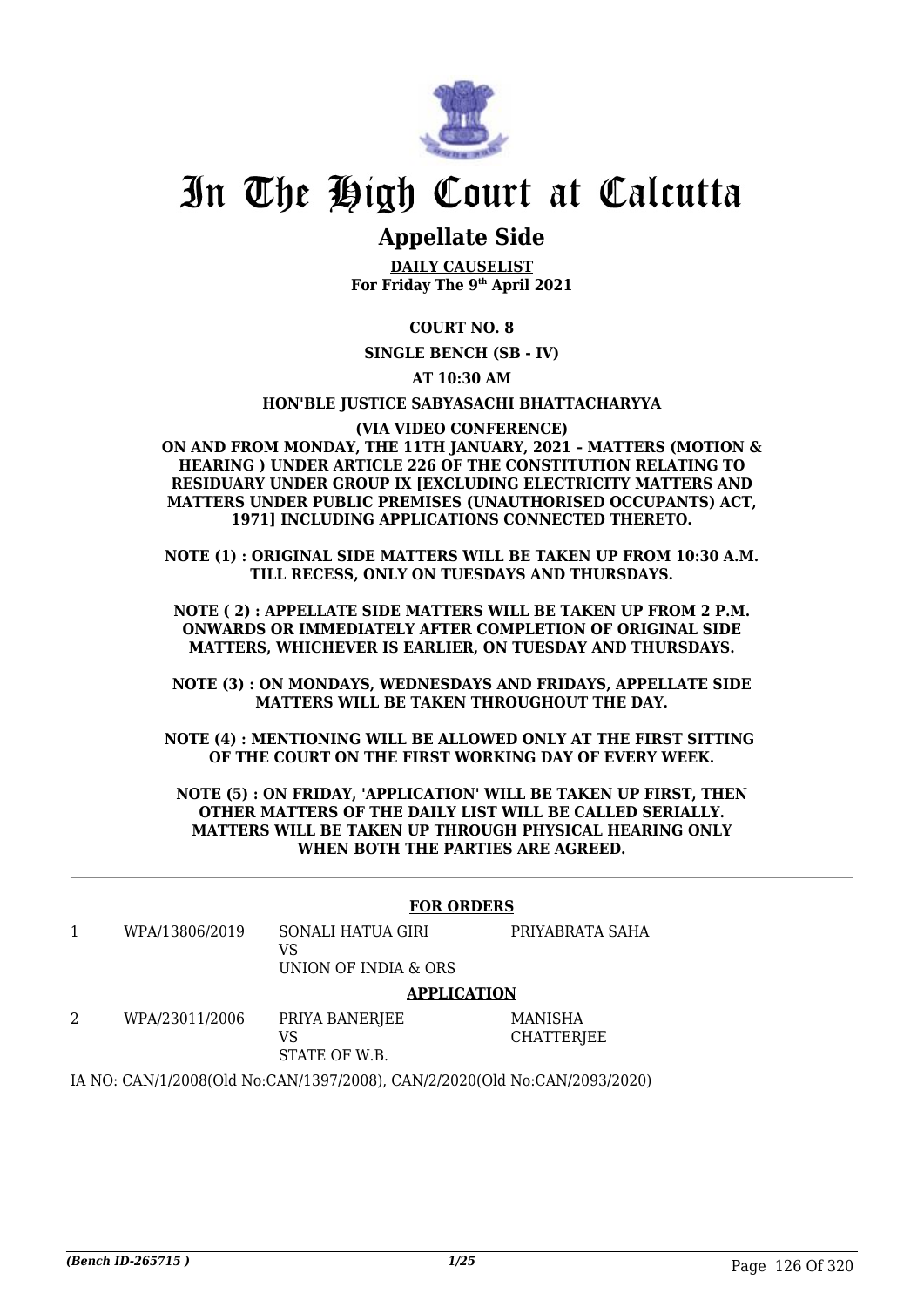# In The High Court at Calcutta

## Appellate Side

**DAILY CAUSELIST**
**For Friday The 9th April 2021**

**COURT NO. 8**

**SINGLE BENCH (SB - IV)**

**AT 10:30 AM**

**HON'BLE JUSTICE SABYASACHI BHATTACHARYYA**

**(VIA VIDEO CONFERENCE)**

**ON AND FROM MONDAY, THE 11TH JANUARY, 2021 – MATTERS (MOTION & HEARING ) UNDER ARTICLE 226 OF THE CONSTITUTION RELATING TO RESIDUARY UNDER GROUP IX [EXCLUDING ELECTRICITY MATTERS AND MATTERS UNDER PUBLIC PREMISES (UNAUTHORISED OCCUPANTS) ACT, 1971] INCLUDING APPLICATIONS CONNECTED THERETO.**

**NOTE (1) : ORIGINAL SIDE MATTERS WILL BE TAKEN UP FROM 10:30 A.M. TILL RECESS, ONLY ON TUESDAYS AND THURSDAYS.**

**NOTE ( 2) : APPELLATE SIDE MATTERS WILL BE TAKEN UP FROM 2 P.M. ONWARDS OR IMMEDIATELY AFTER COMPLETION OF ORIGINAL SIDE MATTERS, WHICHEVER IS EARLIER, ON TUESDAY AND THURSDAYS.**

**NOTE (3) : ON MONDAYS, WEDNESDAYS AND FRIDAYS, APPELLATE SIDE MATTERS WILL BE TAKEN THROUGHOUT THE DAY.**

**NOTE (4) : MENTIONING WILL BE ALLOWED ONLY AT THE FIRST SITTING OF THE COURT ON THE FIRST WORKING DAY OF EVERY WEEK.**

**NOTE (5) : ON FRIDAY, 'APPLICATION' WILL BE TAKEN UP FIRST, THEN OTHER MATTERS OF THE DAILY LIST WILL BE CALLED SERIALLY. MATTERS WILL BE TAKEN UP THROUGH PHYSICAL HEARING ONLY WHEN BOTH THE PARTIES ARE AGREED.**

---

**FOR ORDERS**

| | | | |
|---|---|---|---|
| 1 | WPA/13806/2019 | SONALI HATUA GIRI<br>VS<br>UNION OF INDIA & ORS | PRIYABRATA SAHA |

**APPLICATION**

| | | | |
|---|---|---|---|
| 2 | WPA/23011/2006 | PRIYA BANERJEE<br>VS<br>STATE OF W.B. | MANISHA CHATTERJEE |

IA NO: CAN/1/2008(Old No:CAN/1397/2008), CAN/2/2020(Old No:CAN/2093/2020)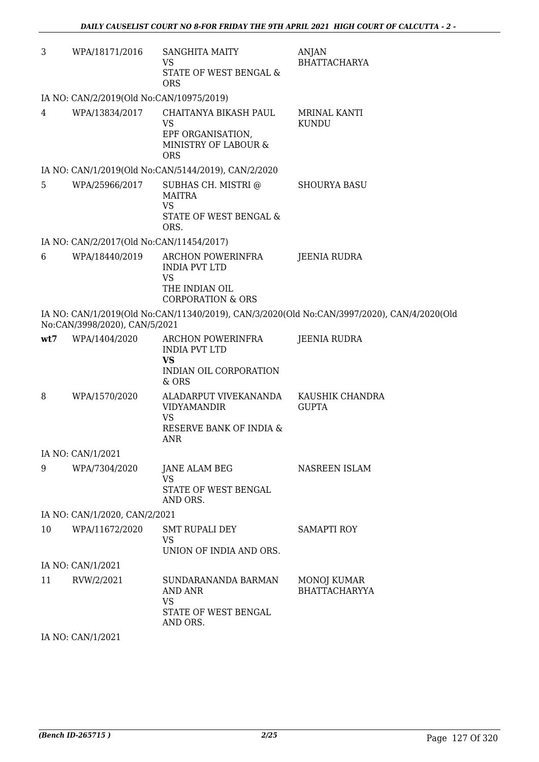| | | | |
|---|---|---|---|
| 3 | WPA/18171/2016 | SANGHITA MAITY<br>VS<br>STATE OF WEST BENGAL & ORS | ANJAN BHATTACHARYA |

IA NO: CAN/2/2019(Old No:CAN/10975/2019)

| | | | |
|---|---|---|---|
| 4 | WPA/13834/2017 | CHAITANYA BIKASH PAUL<br>VS<br>EPF ORGANISATION, MINISTRY OF LABOUR & ORS | MRINAL KANTI KUNDU |

IA NO: CAN/1/2019(Old No:CAN/5144/2019), CAN/2/2020

| | | | |
|---|---|---|---|
| 5 | WPA/25966/2017 | SUBHAS CH. MISTRI @ MAITRA<br>VS<br>STATE OF WEST BENGAL & ORS. | SHOURYA BASU |

IA NO: CAN/2/2017(Old No:CAN/11454/2017)

| | | | |
|---|---|---|---|
| 6 | WPA/18440/2019 | ARCHON POWERINFRA INDIA PVT LTD<br>VS<br>THE INDIAN OIL CORPORATION & ORS | JEENIA RUDRA |

IA NO: CAN/1/2019(Old No:CAN/11340/2019), CAN/3/2020(Old No:CAN/3997/2020), CAN/4/2020(Old No:CAN/3998/2020), CAN/5/2021

| | | | |
|---|---|---|---|
| **wt7** | WPA/1404/2020 | ARCHON POWERINFRA INDIA PVT LTD<br>**VS**<br>INDIAN OIL CORPORATION & ORS | JEENIA RUDRA |
| 8 | WPA/1570/2020 | ALADARPUT VIVEKANANDA VIDYAMANDIR<br>VS<br>RESERVE BANK OF INDIA & ANR | KAUSHIK CHANDRA GUPTA |

IA NO: CAN/1/2021

| | | | |
|---|---|---|---|
| 9 | WPA/7304/2020 | JANE ALAM BEG<br>VS<br>STATE OF WEST BENGAL AND ORS. | NASREEN ISLAM |

IA NO: CAN/1/2020, CAN/2/2021

| | | | |
|---|---|---|---|
| 10 | WPA/11672/2020 | SMT RUPALI DEY<br>VS<br>UNION OF INDIA AND ORS. | SAMAPTI ROY |

IA NO: CAN/1/2021

| | | | |
|---|---|---|---|
| 11 | RVW/2/2021 | SUNDARANANDA BARMAN AND ANR<br>VS<br>STATE OF WEST BENGAL AND ORS. | MONOJ KUMAR BHATTACHARYYA |

IA NO: CAN/1/2021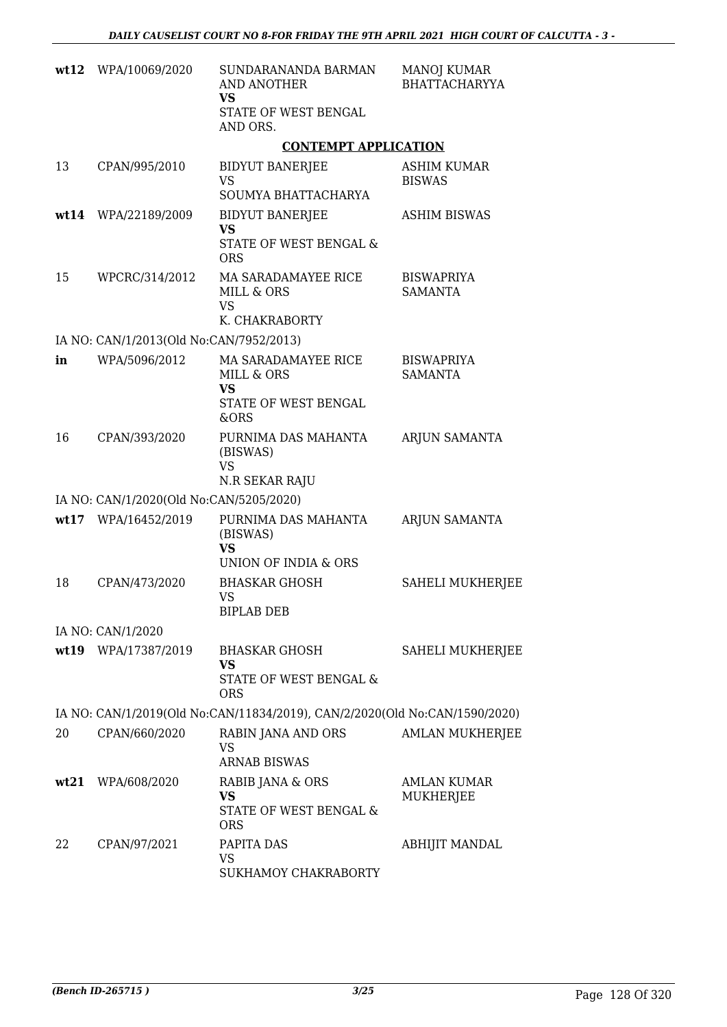| | | | |
|---|---|---|---|
| **wt12** | WPA/10069/2020 | SUNDARANANDA BARMAN AND ANOTHER **VS** STATE OF WEST BENGAL AND ORS. | MANOJ KUMAR BHATTACHARYYA |

**CONTEMPT APPLICATION**

| | | | |
|---|---|---|---|
| 13 | CPAN/995/2010 | BIDYUT BANERJEE VS SOUMYA BHATTACHARYA | ASHIM KUMAR BISWAS |
| **wt14** | WPA/22189/2009 | BIDYUT BANERJEE **VS** STATE OF WEST BENGAL & ORS | ASHIM BISWAS |
| 15 | WPCRC/314/2012 | MA SARADAMAYEE RICE MILL & ORS VS K. CHAKRABORTY | BISWAPRIYA SAMANTA |
| IA NO: CAN/1/2013(Old No:CAN/7952/2013) | | | |
| **in** | WPA/5096/2012 | MA SARADAMAYEE RICE MILL & ORS **VS** STATE OF WEST BENGAL &ORS | BISWAPRIYA SAMANTA |
| 16 | CPAN/393/2020 | PURNIMA DAS MAHANTA (BISWAS) VS N.R SEKAR RAJU | ARJUN SAMANTA |
| IA NO: CAN/1/2020(Old No:CAN/5205/2020) | | | |
| **wt17** | WPA/16452/2019 | PURNIMA DAS MAHANTA (BISWAS) **VS** UNION OF INDIA & ORS | ARJUN SAMANTA |
| 18 | CPAN/473/2020 | BHASKAR GHOSH VS BIPLAB DEB | SAHELI MUKHERJEE |
| IA NO: CAN/1/2020 | | | |
| **wt19** | WPA/17387/2019 | BHASKAR GHOSH **VS** STATE OF WEST BENGAL & ORS | SAHELI MUKHERJEE |
| IA NO: CAN/1/2019(Old No:CAN/11834/2019), CAN/2/2020(Old No:CAN/1590/2020) | | | |
| 20 | CPAN/660/2020 | RABIN JANA AND ORS VS ARNAB BISWAS | AMLAN MUKHERJEE |
| **wt21** | WPA/608/2020 | RABIB JANA & ORS **VS** STATE OF WEST BENGAL & ORS | AMLAN KUMAR MUKHERJEE |
| 22 | CPAN/97/2021 | PAPITA DAS VS SUKHAMOY CHAKRABORTY | ABHIJIT MANDAL |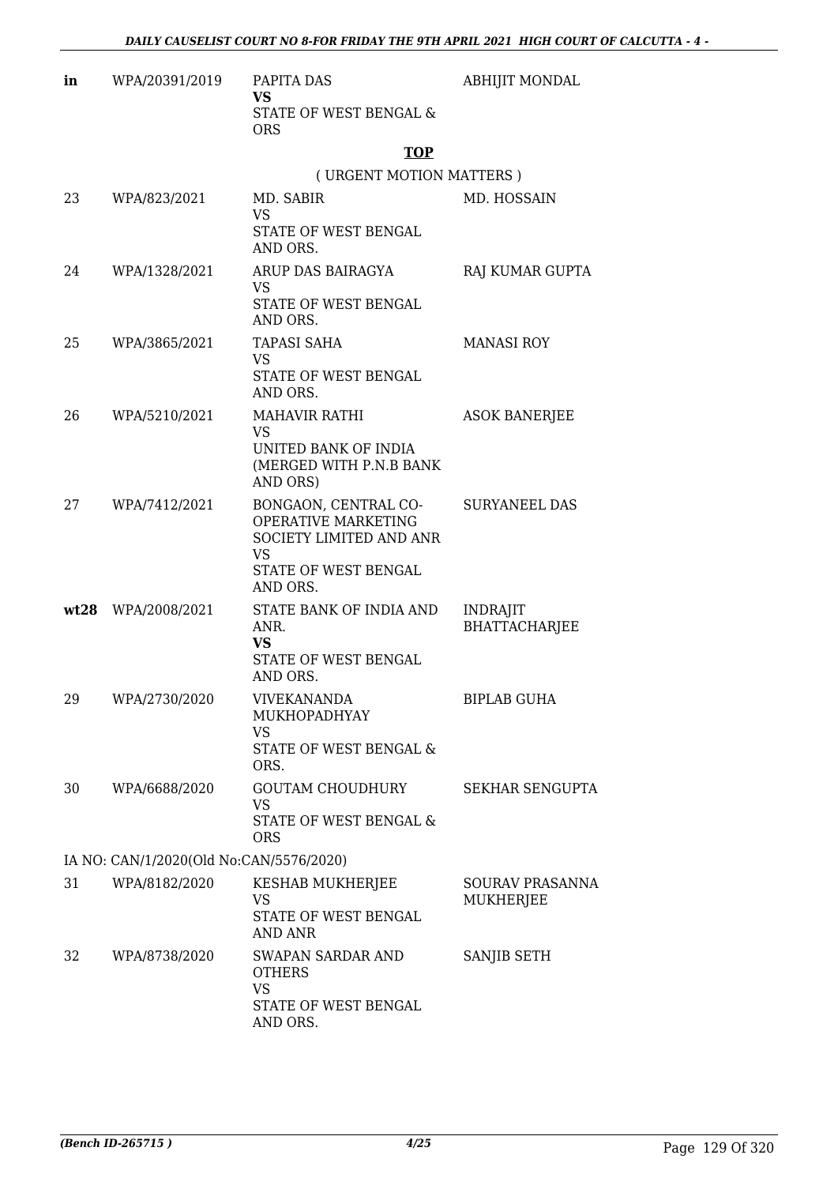| in | WPA/20391/2019 | PAPITA DAS<br>**VS**<br>STATE OF WEST BENGAL & ORS | ABHIJIT MONDAL |
|---|---|---|---|

**TOP**

( URGENT MOTION MATTERS )

| 23 | WPA/823/2021 | MD. SABIR<br>VS<br>STATE OF WEST BENGAL AND ORS. | MD. HOSSAIN |
|---|---|---|---|
| 24 | WPA/1328/2021 | ARUP DAS BAIRAGYA<br>VS<br>STATE OF WEST BENGAL AND ORS. | RAJ KUMAR GUPTA |
| 25 | WPA/3865/2021 | TAPASI SAHA<br>VS<br>STATE OF WEST BENGAL AND ORS. | MANASI ROY |
| 26 | WPA/5210/2021 | MAHAVIR RATHI<br>VS<br>UNITED BANK OF INDIA (MERGED WITH P.N.B BANK AND ORS) | ASOK BANERJEE |
| 27 | WPA/7412/2021 | BONGAON, CENTRAL CO-OPERATIVE MARKETING SOCIETY LIMITED AND ANR<br>VS<br>STATE OF WEST BENGAL AND ORS. | SURYANEEL DAS |
| **wt28** | WPA/2008/2021 | STATE BANK OF INDIA AND ANR.<br>**VS**<br>STATE OF WEST BENGAL AND ORS. | INDRAJIT BHATTACHARJEE |
| 29 | WPA/2730/2020 | VIVEKANANDA MUKHOPADHYAY<br>VS<br>STATE OF WEST BENGAL & ORS. | BIPLAB GUHA |
| 30 | WPA/6688/2020 | GOUTAM CHOUDHURY<br>VS<br>STATE OF WEST BENGAL & ORS | SEKHAR SENGUPTA |

IA NO: CAN/1/2020(Old No:CAN/5576/2020)

| 31 | WPA/8182/2020 | KESHAB MUKHERJEE<br>VS<br>STATE OF WEST BENGAL AND ANR | SOURAV PRASANNA MUKHERJEE |
|---|---|---|---|
| 32 | WPA/8738/2020 | SWAPAN SARDAR AND OTHERS<br>VS<br>STATE OF WEST BENGAL AND ORS. | SANJIB SETH |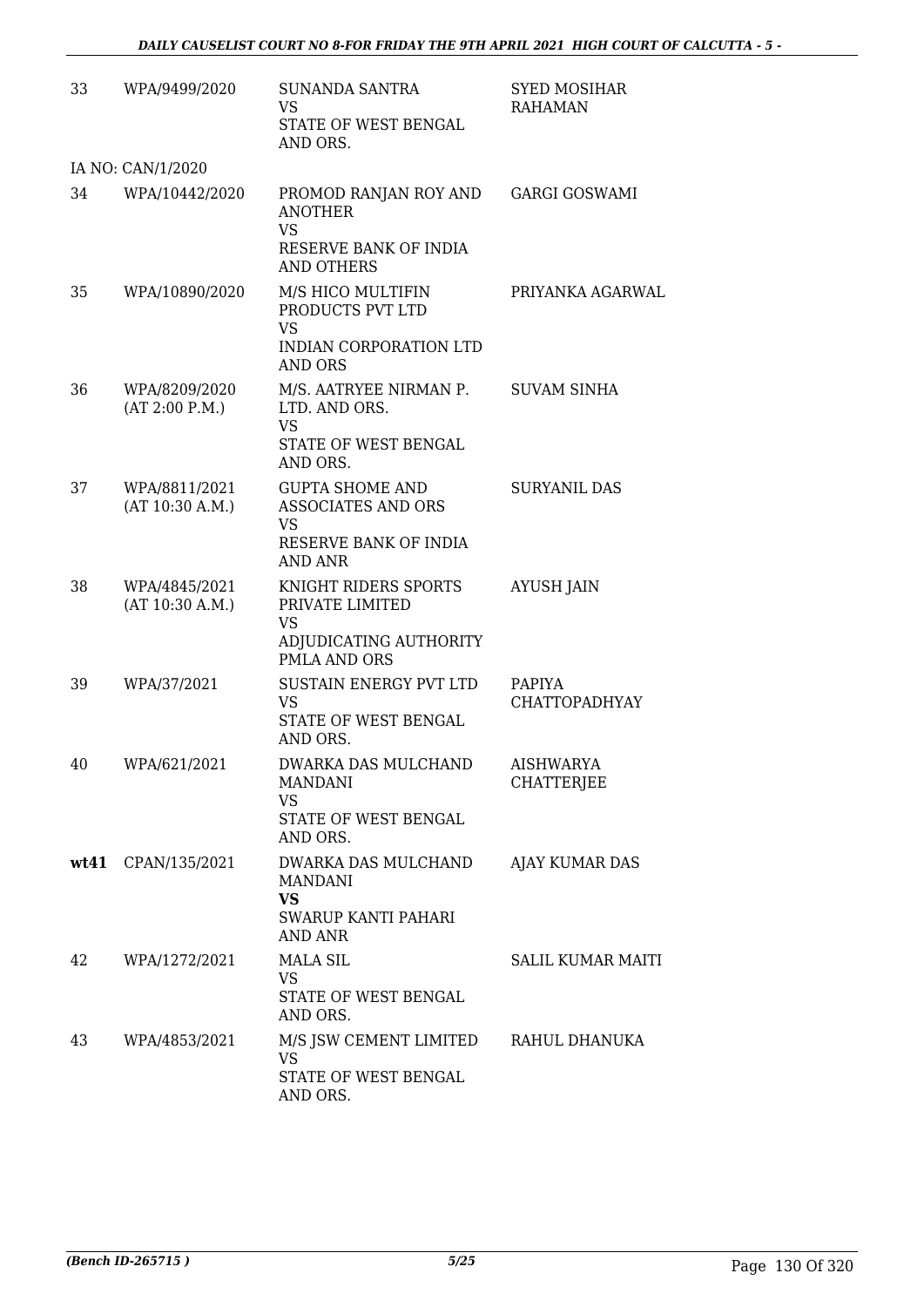| 33 | WPA/9499/2020 | SUNANDA SANTRA<br>VS<br>STATE OF WEST BENGAL AND ORS. | SYED MOSIHAR RAHAMAN |
|---|---|---|---|
| | IA NO: CAN/1/2020 | | |
| 34 | WPA/10442/2020 | PROMOD RANJAN ROY AND ANOTHER<br>VS<br>RESERVE BANK OF INDIA AND OTHERS | GARGI GOSWAMI |
| 35 | WPA/10890/2020 | M/S HICO MULTIFIN PRODUCTS PVT LTD<br>VS<br>INDIAN CORPORATION LTD AND ORS | PRIYANKA AGARWAL |
| 36 | WPA/8209/2020<br>(AT 2:00 P.M.) | M/S. AATRYEE NIRMAN P. LTD. AND ORS.<br>VS<br>STATE OF WEST BENGAL AND ORS. | SUVAM SINHA |
| 37 | WPA/8811/2021<br>(AT 10:30 A.M.) | GUPTA SHOME AND ASSOCIATES AND ORS<br>VS<br>RESERVE BANK OF INDIA AND ANR | SURYANIL DAS |
| 38 | WPA/4845/2021<br>(AT 10:30 A.M.) | KNIGHT RIDERS SPORTS PRIVATE LIMITED<br>VS<br>ADJUDICATING AUTHORITY PMLA AND ORS | AYUSH JAIN |
| 39 | WPA/37/2021 | SUSTAIN ENERGY PVT LTD<br>VS<br>STATE OF WEST BENGAL AND ORS. | PAPIYA CHATTOPADHYAY |
| 40 | WPA/621/2021 | DWARKA DAS MULCHAND MANDANI<br>VS<br>STATE OF WEST BENGAL AND ORS. | AISHWARYA CHATTERJEE |
| **wt41** | CPAN/135/2021 | DWARKA DAS MULCHAND MANDANI<br>**VS**<br>SWARUP KANTI PAHARI AND ANR | AJAY KUMAR DAS |
| 42 | WPA/1272/2021 | MALA SIL<br>VS<br>STATE OF WEST BENGAL AND ORS. | SALIL KUMAR MAITI |
| 43 | WPA/4853/2021 | M/S JSW CEMENT LIMITED<br>VS<br>STATE OF WEST BENGAL AND ORS. | RAHUL DHANUKA |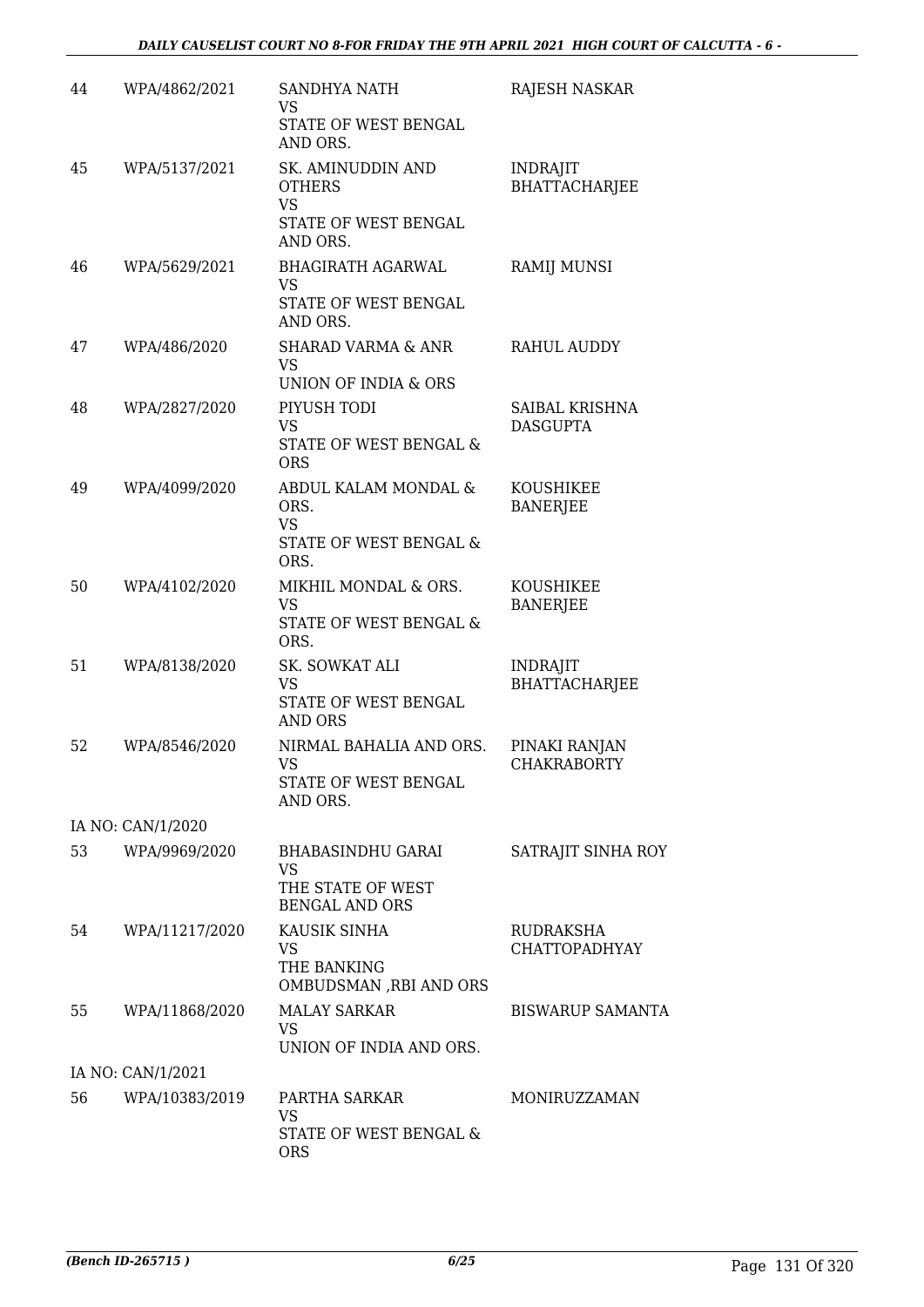| | | | |
|---|---|---|---|
| 44 | WPA/4862/2021 | SANDHYA NATH<br>VS<br>STATE OF WEST BENGAL AND ORS. | RAJESH NASKAR |
| 45 | WPA/5137/2021 | SK. AMINUDDIN AND OTHERS<br>VS<br>STATE OF WEST BENGAL AND ORS. | INDRAJIT BHATTACHARJEE |
| 46 | WPA/5629/2021 | BHAGIRATH AGARWAL<br>VS<br>STATE OF WEST BENGAL AND ORS. | RAMIJ MUNSI |
| 47 | WPA/486/2020 | SHARAD VARMA & ANR<br>VS<br>UNION OF INDIA & ORS | RAHUL AUDDY |
| 48 | WPA/2827/2020 | PIYUSH TODI<br>VS<br>STATE OF WEST BENGAL & ORS | SAIBAL KRISHNA DASGUPTA |
| 49 | WPA/4099/2020 | ABDUL KALAM MONDAL & ORS.<br>VS<br>STATE OF WEST BENGAL & ORS. | KOUSHIKEE BANERJEE |
| 50 | WPA/4102/2020 | MIKHIL MONDAL & ORS.<br>VS<br>STATE OF WEST BENGAL & ORS. | KOUSHIKEE BANERJEE |
| 51 | WPA/8138/2020 | SK. SOWKAT ALI<br>VS<br>STATE OF WEST BENGAL AND ORS | INDRAJIT BHATTACHARJEE |
| 52 | WPA/8546/2020 | NIRMAL BAHALIA AND ORS.<br>VS<br>STATE OF WEST BENGAL AND ORS. | PINAKI RANJAN CHAKRABORTY |
| | IA NO: CAN/1/2020 | | |
| 53 | WPA/9969/2020 | BHABASINDHU GARAI<br>VS<br>THE STATE OF WEST BENGAL AND ORS | SATRAJIT SINHA ROY |
| 54 | WPA/11217/2020 | KAUSIK SINHA<br>VS<br>THE BANKING OMBUDSMAN ,RBI AND ORS | RUDRAKSHA CHATTOPADHYAY |
| 55 | WPA/11868/2020 | MALAY SARKAR<br>VS<br>UNION OF INDIA AND ORS. | BISWARUP SAMANTA |
| | IA NO: CAN/1/2021 | | |
| 56 | WPA/10383/2019 | PARTHA SARKAR<br>VS<br>STATE OF WEST BENGAL & ORS | MONIRUZZAMAN |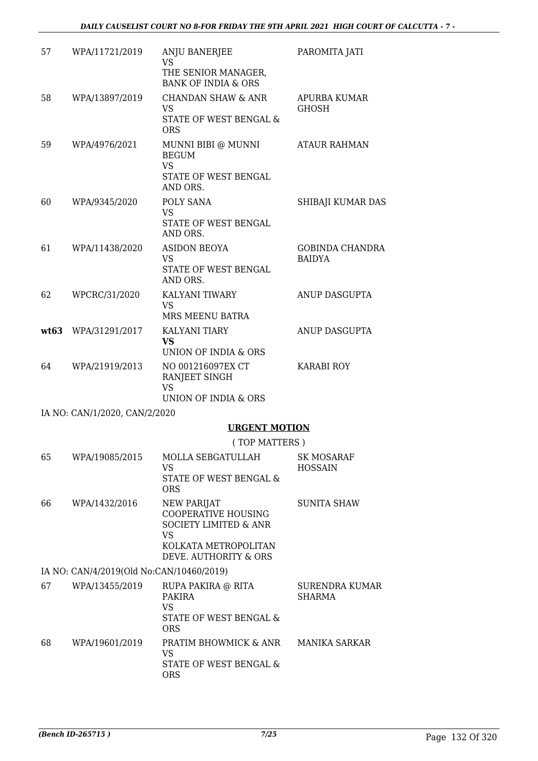| | | | |
|---|---|---|---|
| 57 | WPA/11721/2019 | ANJU BANERJEE<br>VS<br>THE SENIOR MANAGER, BANK OF INDIA & ORS | PAROMITA JATI |
| 58 | WPA/13897/2019 | CHANDAN SHAW & ANR<br>VS<br>STATE OF WEST BENGAL & ORS | APURBA KUMAR GHOSH |
| 59 | WPA/4976/2021 | MUNNI BIBI @ MUNNI BEGUM<br>VS<br>STATE OF WEST BENGAL AND ORS. | ATAUR RAHMAN |
| 60 | WPA/9345/2020 | POLY SANA<br>VS<br>STATE OF WEST BENGAL AND ORS. | SHIBAJI KUMAR DAS |
| 61 | WPA/11438/2020 | ASIDON BEOYA<br>VS<br>STATE OF WEST BENGAL AND ORS. | GOBINDA CHANDRA BAIDYA |
| 62 | WPCRC/31/2020 | KALYANI TIWARY<br>VS<br>MRS MEENU BATRA | ANUP DASGUPTA |
| **wt63** | WPA/31291/2017 | KALYANI TIARY<br>**VS**<br>UNION OF INDIA & ORS | ANUP DASGUPTA |
| 64 | WPA/21919/2013 | NO 001216097EX CT RANJEET SINGH<br>VS<br>UNION OF INDIA & ORS | KARABI ROY |

IA NO: CAN/1/2020, CAN/2/2020

## URGENT MOTION

( TOP MATTERS )

| | | | |
|---|---|---|---|
| 65 | WPA/19085/2015 | MOLLA SEBGATULLAH<br>VS<br>STATE OF WEST BENGAL & ORS | SK MOSARAF HOSSAIN |
| 66 | WPA/1432/2016 | NEW PARIJAT COOPERATIVE HOUSING SOCIETY LIMITED & ANR<br>VS<br>KOLKATA METROPOLITAN DEVE. AUTHORITY & ORS | SUNITA SHAW |

IA NO: CAN/4/2019(Old No:CAN/10460/2019)

| | | | |
|---|---|---|---|
| 67 | WPA/13455/2019 | RUPA PAKIRA @ RITA PAKIRA<br>VS<br>STATE OF WEST BENGAL & ORS | SURENDRA KUMAR SHARMA |
| 68 | WPA/19601/2019 | PRATIM BHOWMICK & ANR<br>VS<br>STATE OF WEST BENGAL & ORS | MANIKA SARKAR |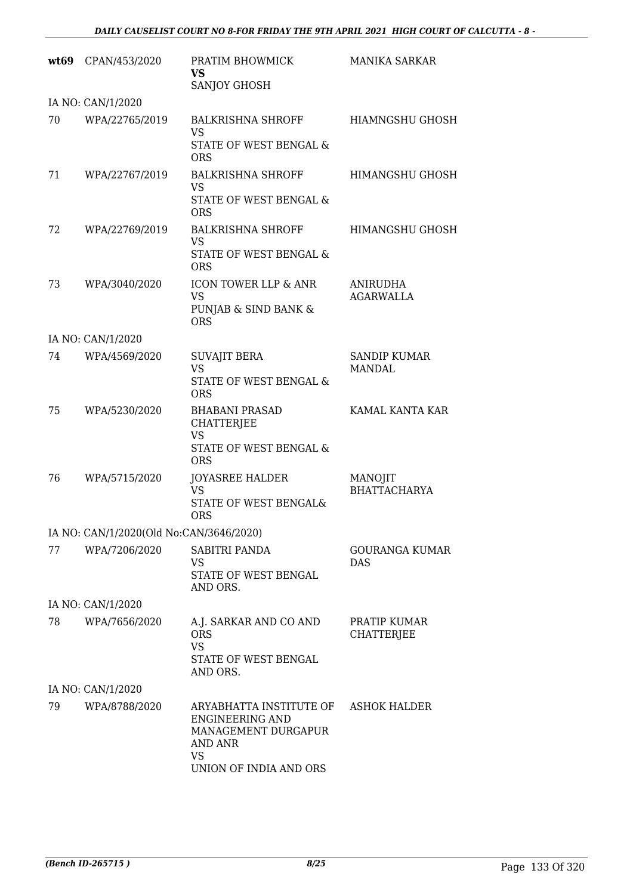| | | | |
|---|---|---|---|
| **wt69** | CPAN/453/2020 | PRATIM BHOWMICK<br>**VS**<br>SANJOY GHOSH | MANIKA SARKAR |
| IA NO: CAN/1/2020 | | | |
| 70 | WPA/22765/2019 | BALKRISHNA SHROFF<br>VS<br>STATE OF WEST BENGAL & ORS | HIAMNGSHU GHOSH |
| 71 | WPA/22767/2019 | BALKRISHNA SHROFF<br>VS<br>STATE OF WEST BENGAL & ORS | HIMANGSHU GHOSH |
| 72 | WPA/22769/2019 | BALKRISHNA SHROFF<br>VS<br>STATE OF WEST BENGAL & ORS | HIMANGSHU GHOSH |
| 73 | WPA/3040/2020 | ICON TOWER LLP & ANR<br>VS<br>PUNJAB & SIND BANK & ORS | ANIRUDHA AGARWALLA |
| IA NO: CAN/1/2020 | | | |
| 74 | WPA/4569/2020 | SUVAJIT BERA<br>VS<br>STATE OF WEST BENGAL & ORS | SANDIP KUMAR MANDAL |
| 75 | WPA/5230/2020 | BHABANI PRASAD CHATTERJEE<br>VS<br>STATE OF WEST BENGAL & ORS | KAMAL KANTA KAR |
| 76 | WPA/5715/2020 | JOYASREE HALDER<br>VS<br>STATE OF WEST BENGAL& ORS | MANOJIT BHATTACHARYA |
| IA NO: CAN/1/2020(Old No:CAN/3646/2020) | | | |
| 77 | WPA/7206/2020 | SABITRI PANDA<br>VS<br>STATE OF WEST BENGAL AND ORS. | GOURANGA KUMAR DAS |
| IA NO: CAN/1/2020 | | | |
| 78 | WPA/7656/2020 | A.J. SARKAR AND CO AND ORS<br>VS<br>STATE OF WEST BENGAL AND ORS. | PRATIP KUMAR CHATTERJEE |
| IA NO: CAN/1/2020 | | | |
| 79 | WPA/8788/2020 | ARYABHATTA INSTITUTE OF ENGINEERING AND MANAGEMENT DURGAPUR AND ANR<br>VS<br>UNION OF INDIA AND ORS | ASHOK HALDER |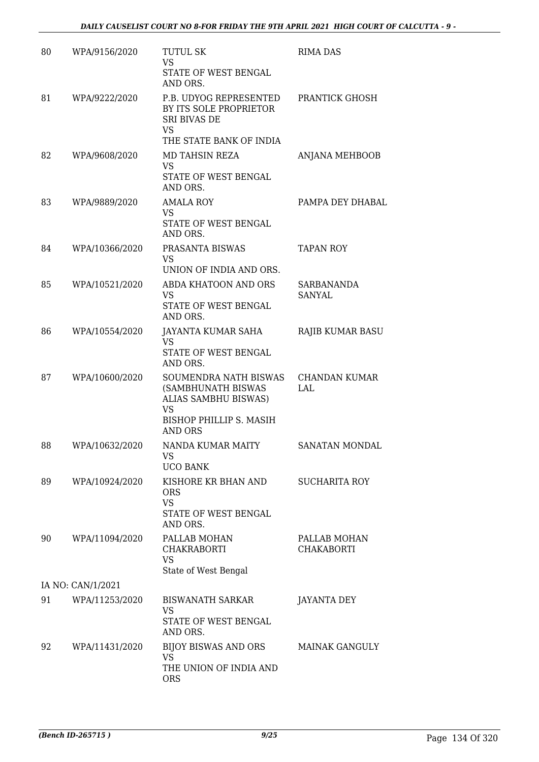| 80 | WPA/9156/2020 | TUTUL SK<br>VS<br>STATE OF WEST BENGAL AND ORS. | RIMA DAS |
|---|---|---|---|
| 81 | WPA/9222/2020 | P.B. UDYOG REPRESENTED BY ITS SOLE PROPRIETOR SRI BIVAS DE<br>VS<br>THE STATE BANK OF INDIA | PRANTICK GHOSH |
| 82 | WPA/9608/2020 | MD TAHSIN REZA<br>VS<br>STATE OF WEST BENGAL AND ORS. | ANJANA MEHBOOB |
| 83 | WPA/9889/2020 | AMALA ROY<br>VS<br>STATE OF WEST BENGAL AND ORS. | PAMPA DEY DHABAL |
| 84 | WPA/10366/2020 | PRASANTA BISWAS<br>VS<br>UNION OF INDIA AND ORS. | TAPAN ROY |
| 85 | WPA/10521/2020 | ABDA KHATOON AND ORS<br>VS<br>STATE OF WEST BENGAL AND ORS. | SARBANANDA SANYAL |
| 86 | WPA/10554/2020 | JAYANTA KUMAR SAHA<br>VS<br>STATE OF WEST BENGAL AND ORS. | RAJIB KUMAR BASU |
| 87 | WPA/10600/2020 | SOUMENDRA NATH BISWAS (SAMBHUNATH BISWAS ALIAS SAMBHU BISWAS)<br>VS<br>BISHOP PHILLIP S. MASIH AND ORS | CHANDAN KUMAR LAL |
| 88 | WPA/10632/2020 | NANDA KUMAR MAITY<br>VS<br>UCO BANK | SANATAN MONDAL |
| 89 | WPA/10924/2020 | KISHORE KR BHAN AND ORS<br>VS<br>STATE OF WEST BENGAL AND ORS. | SUCHARITA ROY |
| 90 | WPA/11094/2020 | PALLAB MOHAN CHAKRABORTI<br>VS<br>State of West Bengal | PALLAB MOHAN CHAKABORTI |
| IA NO: CAN/1/2021 | | | |
| 91 | WPA/11253/2020 | BISWANATH SARKAR<br>VS<br>STATE OF WEST BENGAL AND ORS. | JAYANTA DEY |
| 92 | WPA/11431/2020 | BIJOY BISWAS AND ORS<br>VS<br>THE UNION OF INDIA AND ORS | MAINAK GANGULY |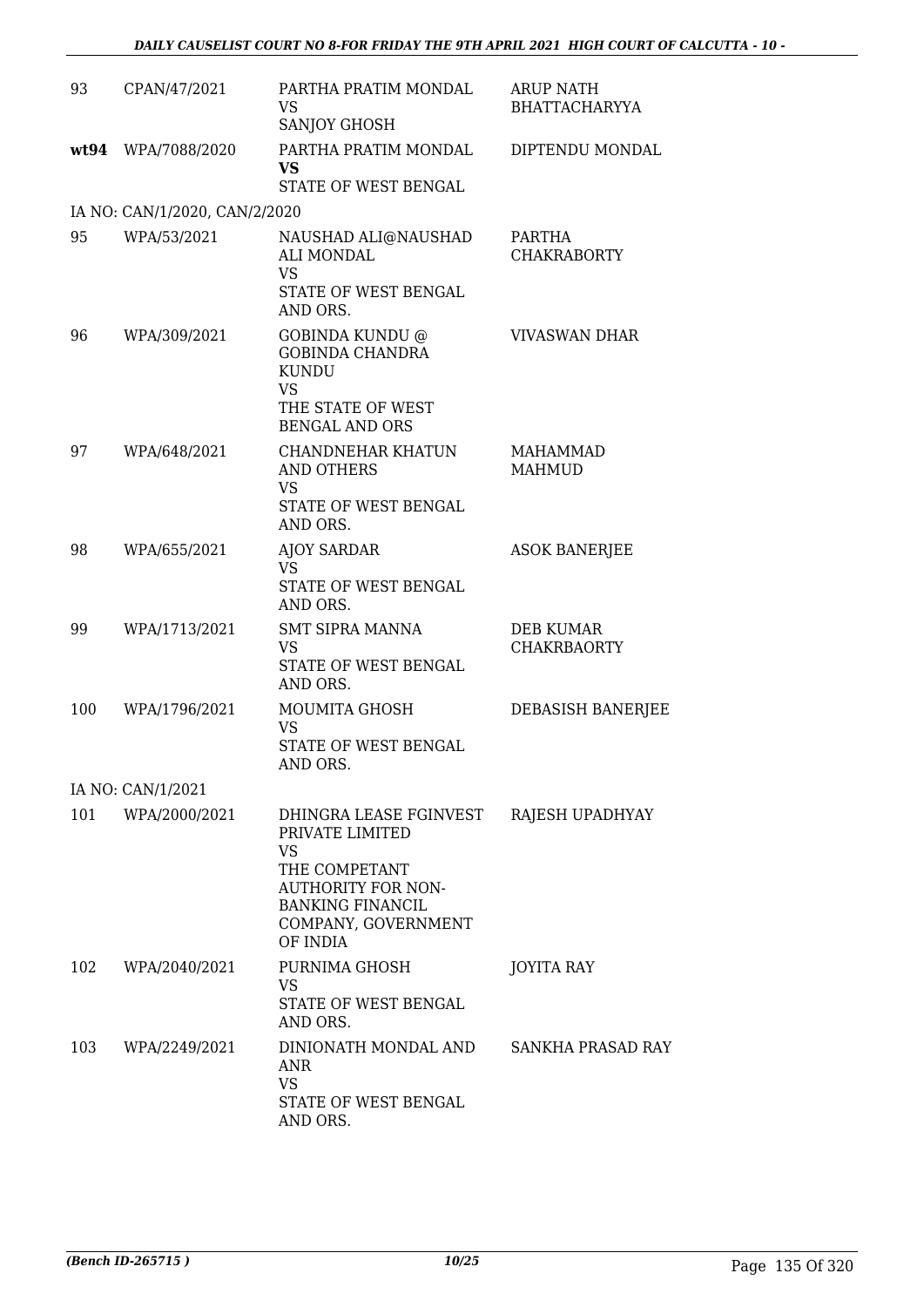| | | | |
|---|---|---|---|
| 93 | CPAN/47/2021 | PARTHA PRATIM MONDAL<br>VS<br>SANJOY GHOSH | ARUP NATH BHATTACHARYYA |
| **wt94** | WPA/7088/2020 | PARTHA PRATIM MONDAL<br>**VS**<br>STATE OF WEST BENGAL | DIPTENDU MONDAL |
| IA NO: CAN/1/2020, CAN/2/2020 | | | |
| 95 | WPA/53/2021 | NAUSHAD ALI@NAUSHAD ALI MONDAL<br>VS<br>STATE OF WEST BENGAL AND ORS. | PARTHA CHAKRABORTY |
| 96 | WPA/309/2021 | GOBINDA KUNDU @ GOBINDA CHANDRA KUNDU<br>VS<br>THE STATE OF WEST BENGAL AND ORS | VIVASWAN DHAR |
| 97 | WPA/648/2021 | CHANDNEHAR KHATUN AND OTHERS<br>VS<br>STATE OF WEST BENGAL AND ORS. | MAHAMMAD MAHMUD |
| 98 | WPA/655/2021 | AJOY SARDAR<br>VS<br>STATE OF WEST BENGAL AND ORS. | ASOK BANERJEE |
| 99 | WPA/1713/2021 | SMT SIPRA MANNA<br>VS<br>STATE OF WEST BENGAL AND ORS. | DEB KUMAR CHAKRBAORTY |
| 100 | WPA/1796/2021 | MOUMITA GHOSH<br>VS<br>STATE OF WEST BENGAL AND ORS. | DEBASISH BANERJEE |
| IA NO: CAN/1/2021 | | | |
| 101 | WPA/2000/2021 | DHINGRA LEASE FGINVEST PRIVATE LIMITED<br>VS<br>THE COMPETANT AUTHORITY FOR NON-BANKING FINANCIL COMPANY, GOVERNMENT OF INDIA | RAJESH UPADHYAY |
| 102 | WPA/2040/2021 | PURNIMA GHOSH<br>VS<br>STATE OF WEST BENGAL AND ORS. | JOYITA RAY |
| 103 | WPA/2249/2021 | DINIONATH MONDAL AND ANR<br>VS<br>STATE OF WEST BENGAL AND ORS. | SANKHA PRASAD RAY |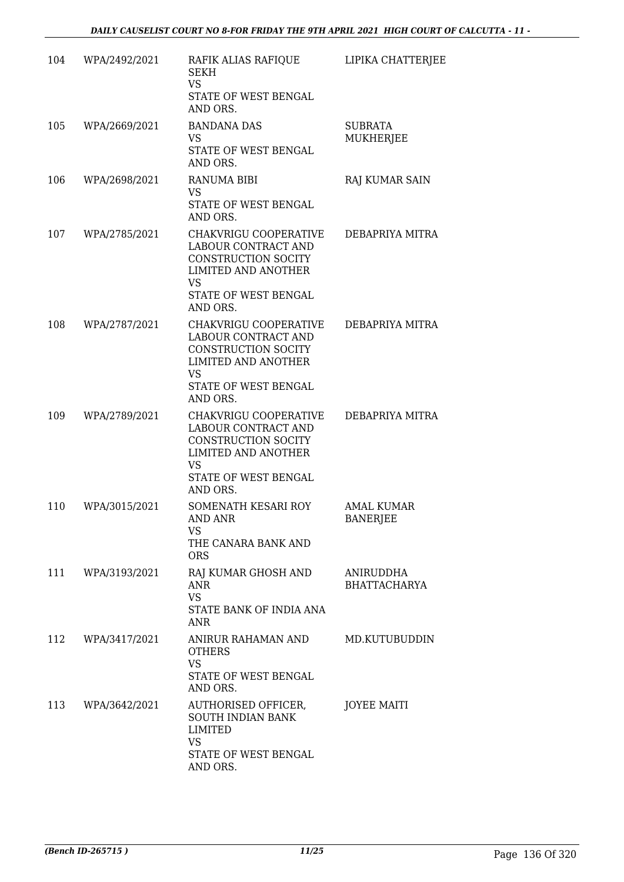| | | | |
|---|---|---|---|
| 104 | WPA/2492/2021 | RAFIK ALIAS RAFIQUE SEKH<br>VS<br>STATE OF WEST BENGAL AND ORS. | LIPIKA CHATTERJEE |
| 105 | WPA/2669/2021 | BANDANA DAS<br>VS<br>STATE OF WEST BENGAL AND ORS. | SUBRATA MUKHERJEE |
| 106 | WPA/2698/2021 | RANUMA BIBI<br>VS<br>STATE OF WEST BENGAL AND ORS. | RAJ KUMAR SAIN |
| 107 | WPA/2785/2021 | CHAKVRIGU COOPERATIVE LABOUR CONTRACT AND CONSTRUCTION SOCITY LIMITED AND ANOTHER<br>VS<br>STATE OF WEST BENGAL AND ORS. | DEBAPRIYA MITRA |
| 108 | WPA/2787/2021 | CHAKVRIGU COOPERATIVE LABOUR CONTRACT AND CONSTRUCTION SOCITY LIMITED AND ANOTHER<br>VS<br>STATE OF WEST BENGAL AND ORS. | DEBAPRIYA MITRA |
| 109 | WPA/2789/2021 | CHAKVRIGU COOPERATIVE LABOUR CONTRACT AND CONSTRUCTION SOCITY LIMITED AND ANOTHER<br>VS<br>STATE OF WEST BENGAL AND ORS. | DEBAPRIYA MITRA |
| 110 | WPA/3015/2021 | SOMENATH KESARI ROY AND ANR<br>VS<br>THE CANARA BANK AND ORS | AMAL KUMAR BANERJEE |
| 111 | WPA/3193/2021 | RAJ KUMAR GHOSH AND ANR<br>VS<br>STATE BANK OF INDIA ANA ANR | ANIRUDDHA BHATTACHARYA |
| 112 | WPA/3417/2021 | ANIRUR RAHAMAN AND OTHERS<br>VS<br>STATE OF WEST BENGAL AND ORS. | MD.KUTUBUDDIN |
| 113 | WPA/3642/2021 | AUTHORISED OFFICER, SOUTH INDIAN BANK LIMITED<br>VS<br>STATE OF WEST BENGAL AND ORS. | JOYEE MAITI |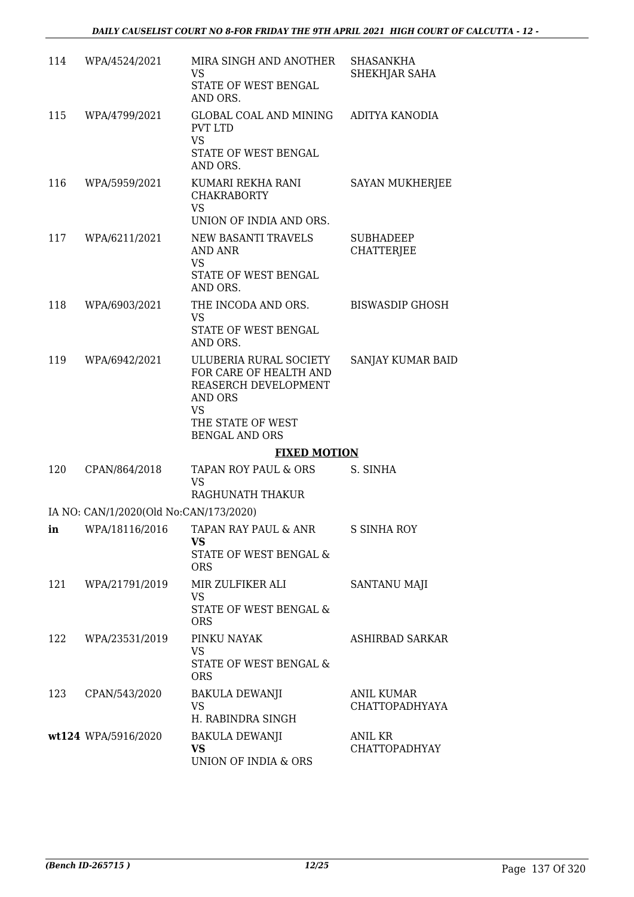| | | | |
|---|---|---|---|
| 114 | WPA/4524/2021 | MIRA SINGH AND ANOTHER<br>VS<br>STATE OF WEST BENGAL AND ORS. | SHASANKHA SHEKHJAR SAHA |
| 115 | WPA/4799/2021 | GLOBAL COAL AND MINING PVT LTD<br>VS<br>STATE OF WEST BENGAL AND ORS. | ADITYA KANODIA |
| 116 | WPA/5959/2021 | KUMARI REKHA RANI CHAKRABORTY<br>VS<br>UNION OF INDIA AND ORS. | SAYAN MUKHERJEE |
| 117 | WPA/6211/2021 | NEW BASANTI TRAVELS AND ANR<br>VS<br>STATE OF WEST BENGAL AND ORS. | SUBHADEEP CHATTERJEE |
| 118 | WPA/6903/2021 | THE INCODA AND ORS.<br>VS<br>STATE OF WEST BENGAL AND ORS. | BISWASDIP GHOSH |
| 119 | WPA/6942/2021 | ULUBERIA RURAL SOCIETY FOR CARE OF HEALTH AND REASERCH DEVELOPMENT AND ORS<br>VS<br>THE STATE OF WEST BENGAL AND ORS | SANJAY KUMAR BAID |

**FIXED MOTION**

| | | | |
|---|---|---|---|
| 120 | CPAN/864/2018 | TAPAN ROY PAUL & ORS<br>VS<br>RAGHUNATH THAKUR | S. SINHA |
| | IA NO: CAN/1/2020(Old No:CAN/173/2020) | | |
| in | WPA/18116/2016 | TAPAN RAY PAUL & ANR<br>**VS**<br>STATE OF WEST BENGAL & ORS | S SINHA ROY |
| 121 | WPA/21791/2019 | MIR ZULFIKER ALI<br>VS<br>STATE OF WEST BENGAL & ORS | SANTANU MAJI |
| 122 | WPA/23531/2019 | PINKU NAYAK<br>VS<br>STATE OF WEST BENGAL & ORS | ASHIRBAD SARKAR |
| 123 | CPAN/543/2020 | BAKULA DEWANJI<br>VS<br>H. RABINDRA SINGH | ANIL KUMAR CHATTOPADHYAYA |
| wt124 | WPA/5916/2020 | BAKULA DEWANJI<br>**VS**<br>UNION OF INDIA & ORS | ANIL KR CHATTOPADHYAY |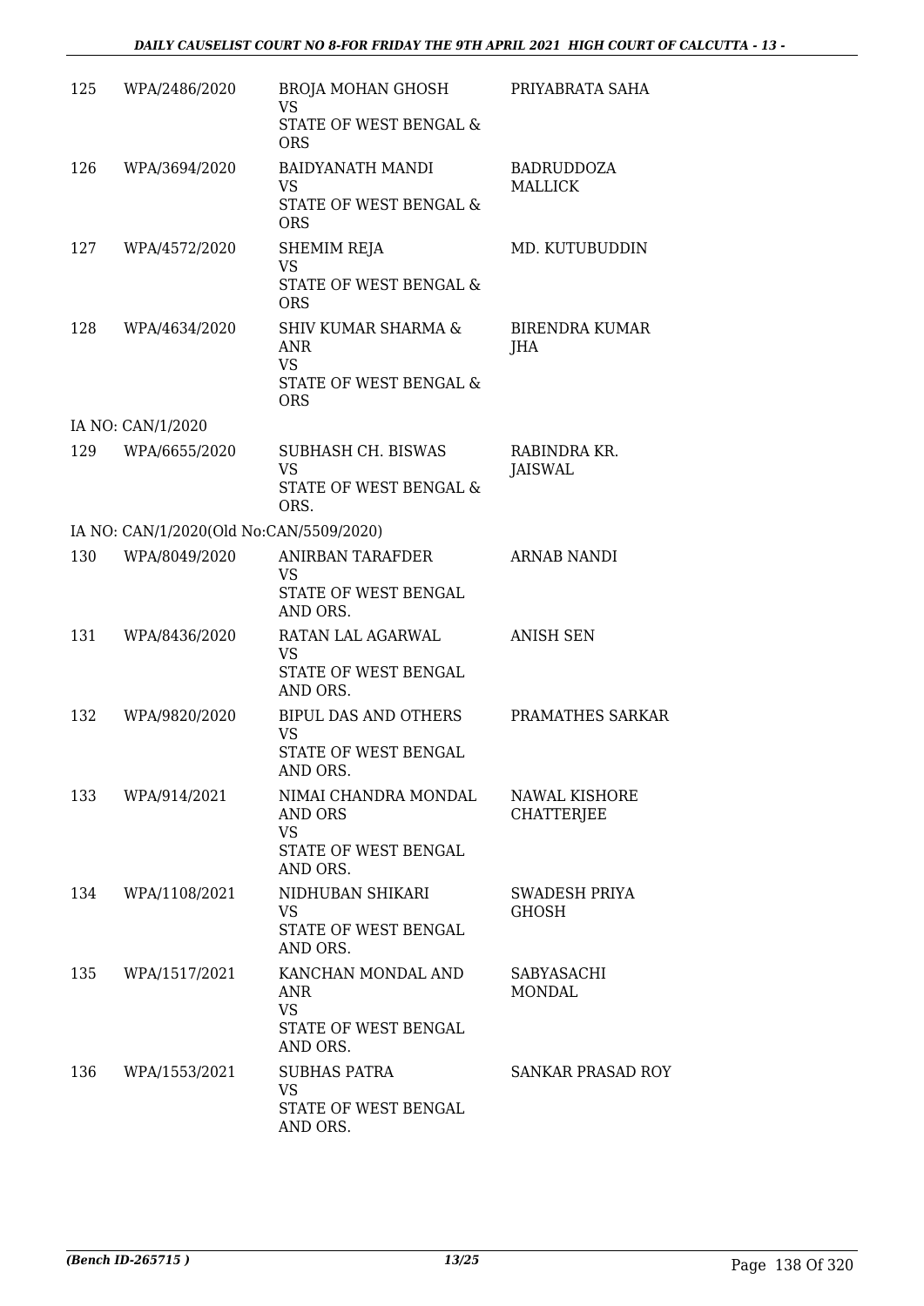| | | | |
|---|---|---|---|
| 125 | WPA/2486/2020 | BROJA MOHAN GHOSH<br>VS<br>STATE OF WEST BENGAL & ORS | PRIYABRATA SAHA |
| 126 | WPA/3694/2020 | BAIDYANATH MANDI<br>VS<br>STATE OF WEST BENGAL & ORS | BADRUDDOZA MALLICK |
| 127 | WPA/4572/2020 | SHEMIM REJA<br>VS<br>STATE OF WEST BENGAL & ORS | MD. KUTUBUDDIN |
| 128 | WPA/4634/2020 | SHIV KUMAR SHARMA & ANR<br>VS<br>STATE OF WEST BENGAL & ORS | BIRENDRA KUMAR JHA |
| IA NO: CAN/1/2020 | | | |
| 129 | WPA/6655/2020 | SUBHASH CH. BISWAS<br>VS<br>STATE OF WEST BENGAL & ORS. | RABINDRA KR. JAISWAL |
| IA NO: CAN/1/2020(Old No:CAN/5509/2020) | | | |
| 130 | WPA/8049/2020 | ANIRBAN TARAFDER<br>VS<br>STATE OF WEST BENGAL AND ORS. | ARNAB NANDI |
| 131 | WPA/8436/2020 | RATAN LAL AGARWAL<br>VS<br>STATE OF WEST BENGAL AND ORS. | ANISH SEN |
| 132 | WPA/9820/2020 | BIPUL DAS AND OTHERS<br>VS<br>STATE OF WEST BENGAL AND ORS. | PRAMATHES SARKAR |
| 133 | WPA/914/2021 | NIMAI CHANDRA MONDAL AND ORS<br>VS<br>STATE OF WEST BENGAL AND ORS. | NAWAL KISHORE CHATTERJEE |
| 134 | WPA/1108/2021 | NIDHUBAN SHIKARI<br>VS<br>STATE OF WEST BENGAL AND ORS. | SWADESH PRIYA GHOSH |
| 135 | WPA/1517/2021 | KANCHAN MONDAL AND ANR<br>VS<br>STATE OF WEST BENGAL AND ORS. | SABYASACHI MONDAL |
| 136 | WPA/1553/2021 | SUBHAS PATRA<br>VS<br>STATE OF WEST BENGAL AND ORS. | SANKAR PRASAD ROY |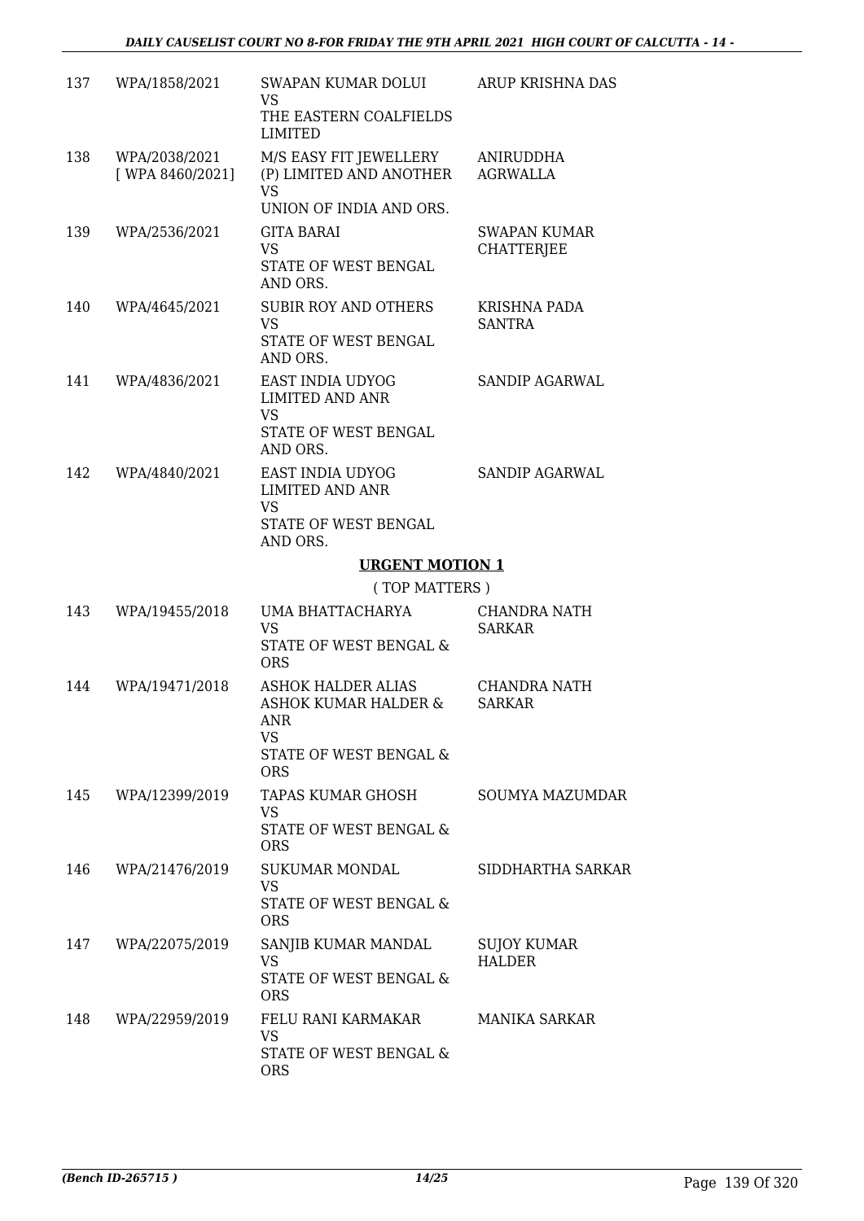| | | | |
|---|---|---|---|
| 137 | WPA/1858/2021 | SWAPAN KUMAR DOLUI<br>VS<br>THE EASTERN COALFIELDS LIMITED | ARUP KRISHNA DAS |
| 138 | WPA/2038/2021<br>[ WPA 8460/2021] | M/S EASY FIT JEWELLERY (P) LIMITED AND ANOTHER<br>VS<br>UNION OF INDIA AND ORS. | ANIRUDDHA AGRWALLA |
| 139 | WPA/2536/2021 | GITA BARAI<br>VS<br>STATE OF WEST BENGAL AND ORS. | SWAPAN KUMAR CHATTERJEE |
| 140 | WPA/4645/2021 | SUBIR ROY AND OTHERS<br>VS<br>STATE OF WEST BENGAL AND ORS. | KRISHNA PADA SANTRA |
| 141 | WPA/4836/2021 | EAST INDIA UDYOG LIMITED AND ANR<br>VS<br>STATE OF WEST BENGAL AND ORS. | SANDIP AGARWAL |
| 142 | WPA/4840/2021 | EAST INDIA UDYOG LIMITED AND ANR<br>VS<br>STATE OF WEST BENGAL AND ORS. | SANDIP AGARWAL |

## URGENT MOTION 1

( TOP MATTERS )

| | | | |
|---|---|---|---|
| 143 | WPA/19455/2018 | UMA BHATTACHARYA<br>VS<br>STATE OF WEST BENGAL & ORS | CHANDRA NATH SARKAR |
| 144 | WPA/19471/2018 | ASHOK HALDER ALIAS ASHOK KUMAR HALDER & ANR<br>VS<br>STATE OF WEST BENGAL & ORS | CHANDRA NATH SARKAR |
| 145 | WPA/12399/2019 | TAPAS KUMAR GHOSH<br>VS<br>STATE OF WEST BENGAL & ORS | SOUMYA MAZUMDAR |
| 146 | WPA/21476/2019 | SUKUMAR MONDAL<br>VS<br>STATE OF WEST BENGAL & ORS | SIDDHARTHA SARKAR |
| 147 | WPA/22075/2019 | SANJIB KUMAR MANDAL<br>VS<br>STATE OF WEST BENGAL & ORS | SUJOY KUMAR HALDER |
| 148 | WPA/22959/2019 | FELU RANI KARMAKAR<br>VS<br>STATE OF WEST BENGAL & ORS | MANIKA SARKAR |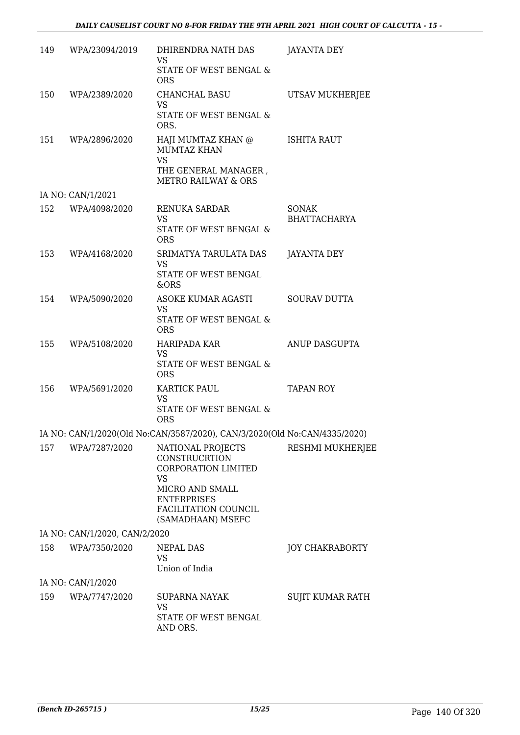| 149 | WPA/23094/2019 | DHIRENDRA NATH DAS<br>VS<br>STATE OF WEST BENGAL & ORS | JAYANTA DEY |
|---|---|---|---|
| 150 | WPA/2389/2020 | CHANCHAL BASU<br>VS<br>STATE OF WEST BENGAL & ORS. | UTSAV MUKHERJEE |
| 151 | WPA/2896/2020 | HAJI MUMTAZ KHAN @ MUMTAZ KHAN<br>VS<br>THE GENERAL MANAGER , METRO RAILWAY & ORS | ISHITA RAUT |
| | IA NO: CAN/1/2021 | | |
| 152 | WPA/4098/2020 | RENUKA SARDAR<br>VS<br>STATE OF WEST BENGAL & ORS | SONAK BHATTACHARYA |
| 153 | WPA/4168/2020 | SRIMATYA TARULATA DAS<br>VS<br>STATE OF WEST BENGAL &ORS | JAYANTA DEY |
| 154 | WPA/5090/2020 | ASOKE KUMAR AGASTI<br>VS<br>STATE OF WEST BENGAL & ORS | SOURAV DUTTA |
| 155 | WPA/5108/2020 | HARIPADA KAR<br>VS<br>STATE OF WEST BENGAL & ORS | ANUP DASGUPTA |
| 156 | WPA/5691/2020 | KARTICK PAUL<br>VS<br>STATE OF WEST BENGAL & ORS | TAPAN ROY |
| | IA NO: CAN/1/2020(Old No:CAN/3587/2020), CAN/3/2020(Old No:CAN/4335/2020) | | |
| 157 | WPA/7287/2020 | NATIONAL PROJECTS CONSTRUCRTION CORPORATION LIMITED<br>VS<br>MICRO AND SMALL ENTERPRISES FACILITATION COUNCIL (SAMADHAAN) MSEFC | RESHMI MUKHERJEE |
| | IA NO: CAN/1/2020, CAN/2/2020 | | |
| 158 | WPA/7350/2020 | NEPAL DAS<br>VS<br>Union of India | JOY CHAKRABORTY |
| | IA NO: CAN/1/2020 | | |
| 159 | WPA/7747/2020 | SUPARNA NAYAK<br>VS<br>STATE OF WEST BENGAL AND ORS. | SUJIT KUMAR RATH |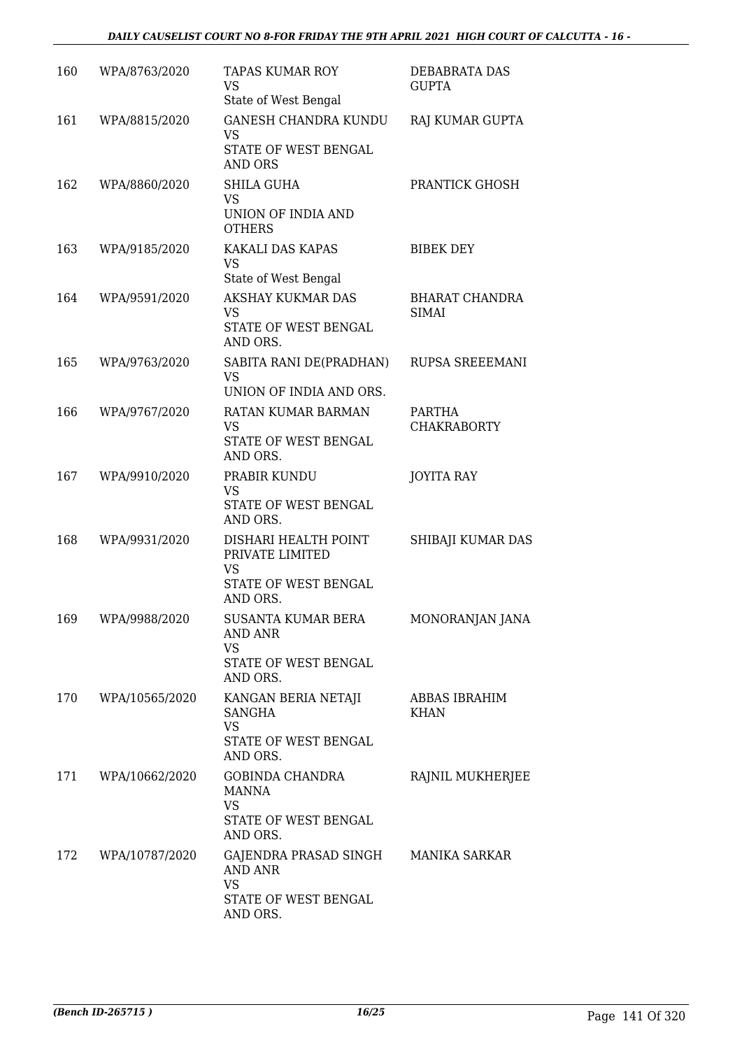| | | | |
|---|---|---|---|
| 160 | WPA/8763/2020 | TAPAS KUMAR ROY<br>VS<br>State of West Bengal | DEBABRATA DAS GUPTA |
| 161 | WPA/8815/2020 | GANESH CHANDRA KUNDU<br>VS<br>STATE OF WEST BENGAL AND ORS | RAJ KUMAR GUPTA |
| 162 | WPA/8860/2020 | SHILA GUHA<br>VS<br>UNION OF INDIA AND OTHERS | PRANTICK GHOSH |
| 163 | WPA/9185/2020 | KAKALI DAS KAPAS<br>VS<br>State of West Bengal | BIBEK DEY |
| 164 | WPA/9591/2020 | AKSHAY KUKMAR DAS<br>VS<br>STATE OF WEST BENGAL AND ORS. | BHARAT CHANDRA SIMAI |
| 165 | WPA/9763/2020 | SABITA RANI DE(PRADHAN)<br>VS<br>UNION OF INDIA AND ORS. | RUPSA SREEEMANI |
| 166 | WPA/9767/2020 | RATAN KUMAR BARMAN<br>VS<br>STATE OF WEST BENGAL AND ORS. | PARTHA CHAKRABORTY |
| 167 | WPA/9910/2020 | PRABIR KUNDU<br>VS<br>STATE OF WEST BENGAL AND ORS. | JOYITA RAY |
| 168 | WPA/9931/2020 | DISHARI HEALTH POINT PRIVATE LIMITED<br>VS<br>STATE OF WEST BENGAL AND ORS. | SHIBAJI KUMAR DAS |
| 169 | WPA/9988/2020 | SUSANTA KUMAR BERA AND ANR<br>VS<br>STATE OF WEST BENGAL AND ORS. | MONORANJAN JANA |
| 170 | WPA/10565/2020 | KANGAN BERIA NETAJI SANGHA<br>VS<br>STATE OF WEST BENGAL AND ORS. | ABBAS IBRAHIM KHAN |
| 171 | WPA/10662/2020 | GOBINDA CHANDRA MANNA<br>VS<br>STATE OF WEST BENGAL AND ORS. | RAJNIL MUKHERJEE |
| 172 | WPA/10787/2020 | GAJENDRA PRASAD SINGH AND ANR<br>VS<br>STATE OF WEST BENGAL AND ORS. | MANIKA SARKAR |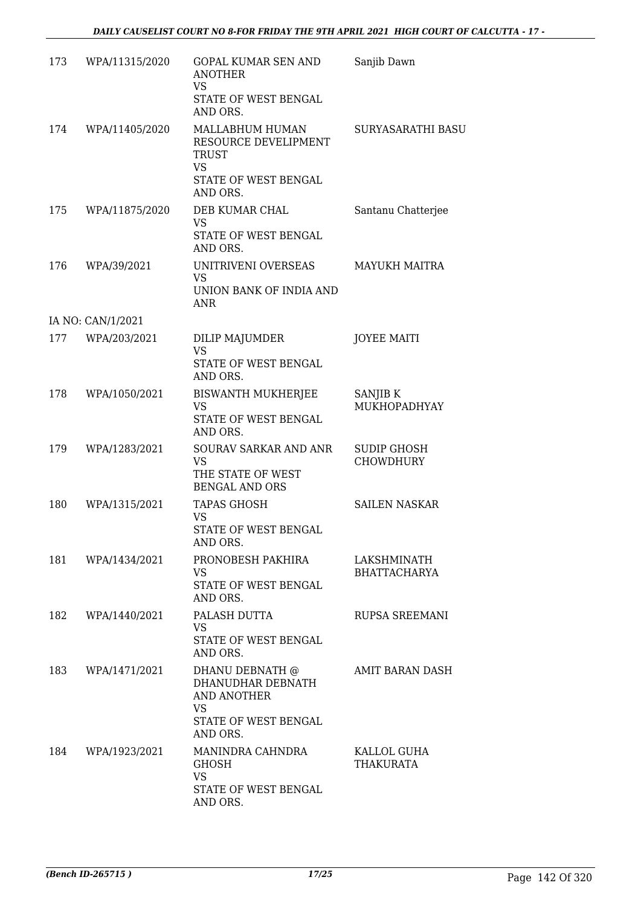| | | | |
|---|---|---|---|
| 173 | WPA/11315/2020 | GOPAL KUMAR SEN AND ANOTHER<br>VS<br>STATE OF WEST BENGAL AND ORS. | Sanjib Dawn |
| 174 | WPA/11405/2020 | MALLABHUM HUMAN RESOURCE DEVELIPMENT TRUST<br>VS<br>STATE OF WEST BENGAL AND ORS. | SURYASARATHI BASU |
| 175 | WPA/11875/2020 | DEB KUMAR CHAL<br>VS<br>STATE OF WEST BENGAL AND ORS. | Santanu Chatterjee |
| 176 | WPA/39/2021 | UNITRIVENI OVERSEAS<br>VS<br>UNION BANK OF INDIA AND ANR | MAYUKH MAITRA |
| | IA NO: CAN/1/2021 | | |
| 177 | WPA/203/2021 | DILIP MAJUMDER<br>VS<br>STATE OF WEST BENGAL AND ORS. | JOYEE MAITI |
| 178 | WPA/1050/2021 | BISWANTH MUKHERJEE<br>VS<br>STATE OF WEST BENGAL AND ORS. | SANJIB K MUKHOPADHYAY |
| 179 | WPA/1283/2021 | SOURAV SARKAR AND ANR<br>VS<br>THE STATE OF WEST BENGAL AND ORS | SUDIP GHOSH CHOWDHURY |
| 180 | WPA/1315/2021 | TAPAS GHOSH<br>VS<br>STATE OF WEST BENGAL AND ORS. | SAILEN NASKAR |
| 181 | WPA/1434/2021 | PRONOBESH PAKHIRA<br>VS<br>STATE OF WEST BENGAL AND ORS. | LAKSHMINATH BHATTACHARYA |
| 182 | WPA/1440/2021 | PALASH DUTTA<br>VS<br>STATE OF WEST BENGAL AND ORS. | RUPSA SREEMANI |
| 183 | WPA/1471/2021 | DHANU DEBNATH @ DHANUDHAR DEBNATH AND ANOTHER<br>VS<br>STATE OF WEST BENGAL AND ORS. | AMIT BARAN DASH |
| 184 | WPA/1923/2021 | MANINDRA CAHNDRA GHOSH<br>VS<br>STATE OF WEST BENGAL AND ORS. | KALLOL GUHA THAKURATA |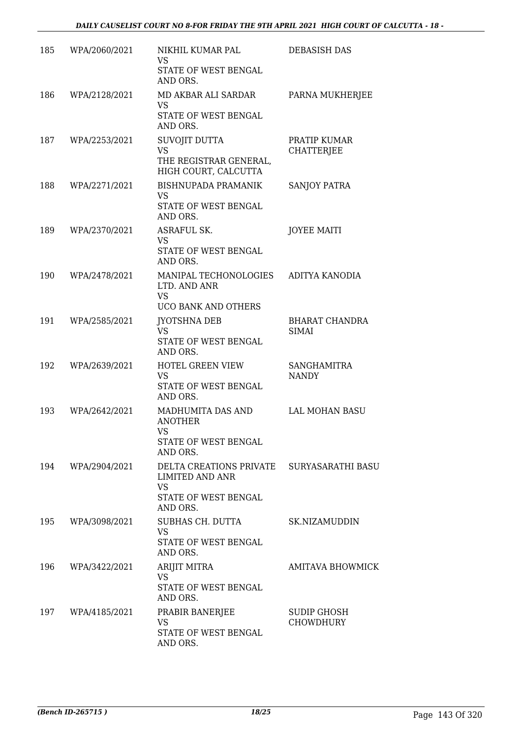| | | | |
|---|---|---|---|
| 185 | WPA/2060/2021 | NIKHIL KUMAR PAL<br>VS<br>STATE OF WEST BENGAL AND ORS. | DEBASISH DAS |
| 186 | WPA/2128/2021 | MD AKBAR ALI SARDAR<br>VS<br>STATE OF WEST BENGAL AND ORS. | PARNA MUKHERJEE |
| 187 | WPA/2253/2021 | SUVOJIT DUTTA<br>VS<br>THE REGISTRAR GENERAL, HIGH COURT, CALCUTTA | PRATIP KUMAR CHATTERJEE |
| 188 | WPA/2271/2021 | BISHNUPADA PRAMANIK<br>VS<br>STATE OF WEST BENGAL AND ORS. | SANJOY PATRA |
| 189 | WPA/2370/2021 | ASRAFUL SK.<br>VS<br>STATE OF WEST BENGAL AND ORS. | JOYEE MAITI |
| 190 | WPA/2478/2021 | MANIPAL TECHONOLOGIES LTD. AND ANR<br>VS<br>UCO BANK AND OTHERS | ADITYA KANODIA |
| 191 | WPA/2585/2021 | JYOTSHNA DEB<br>VS<br>STATE OF WEST BENGAL AND ORS. | BHARAT CHANDRA SIMAI |
| 192 | WPA/2639/2021 | HOTEL GREEN VIEW<br>VS<br>STATE OF WEST BENGAL AND ORS. | SANGHAMITRA NANDY |
| 193 | WPA/2642/2021 | MADHUMITA DAS AND ANOTHER<br>VS<br>STATE OF WEST BENGAL AND ORS. | LAL MOHAN BASU |
| 194 | WPA/2904/2021 | DELTA CREATIONS PRIVATE LIMITED AND ANR<br>VS<br>STATE OF WEST BENGAL AND ORS. | SURYASARATHI BASU |
| 195 | WPA/3098/2021 | SUBHAS CH. DUTTA<br>VS<br>STATE OF WEST BENGAL AND ORS. | SK.NIZAMUDDIN |
| 196 | WPA/3422/2021 | ARIJIT MITRA<br>VS<br>STATE OF WEST BENGAL AND ORS. | AMITAVA BHOWMICK |
| 197 | WPA/4185/2021 | PRABIR BANERJEE<br>VS<br>STATE OF WEST BENGAL AND ORS. | SUDIP GHOSH CHOWDHURY |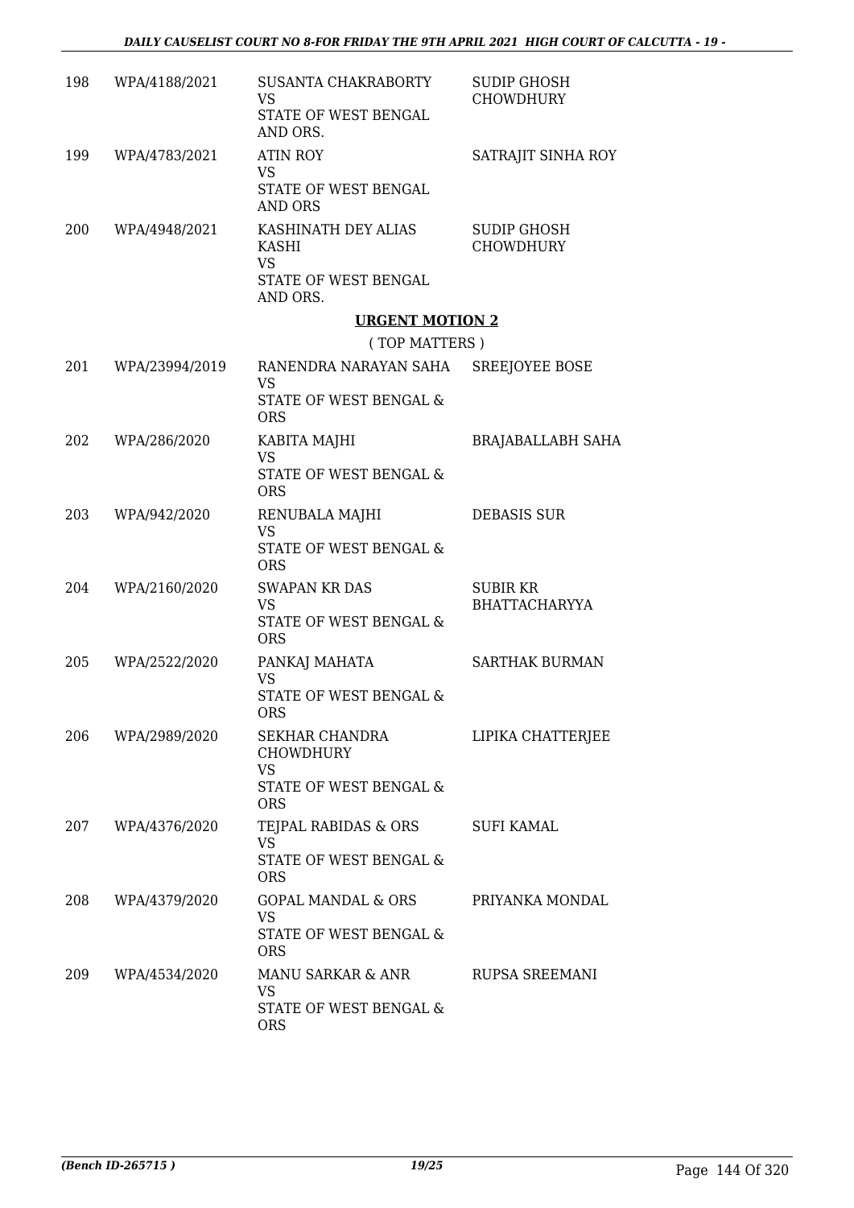| | | | |
|---|---|---|---|
| 198 | WPA/4188/2021 | SUSANTA CHAKRABORTY<br>VS<br>STATE OF WEST BENGAL AND ORS. | SUDIP GHOSH CHOWDHURY |
| 199 | WPA/4783/2021 | ATIN ROY<br>VS<br>STATE OF WEST BENGAL AND ORS | SATRAJIT SINHA ROY |
| 200 | WPA/4948/2021 | KASHINATH DEY ALIAS KASHI<br>VS<br>STATE OF WEST BENGAL AND ORS. | SUDIP GHOSH CHOWDHURY |

## URGENT MOTION 2

( TOP MATTERS )

| | | | |
|---|---|---|---|
| 201 | WPA/23994/2019 | RANENDRA NARAYAN SAHA<br>VS<br>STATE OF WEST BENGAL & ORS | SREEJOYEE BOSE |
| 202 | WPA/286/2020 | KABITA MAJHI<br>VS<br>STATE OF WEST BENGAL & ORS | BRAJABALLABH SAHA |
| 203 | WPA/942/2020 | RENUBALA MAJHI<br>VS<br>STATE OF WEST BENGAL & ORS | DEBASIS SUR |
| 204 | WPA/2160/2020 | SWAPAN KR DAS<br>VS<br>STATE OF WEST BENGAL & ORS | SUBIR KR BHATTACHARYYA |
| 205 | WPA/2522/2020 | PANKAJ MAHATA<br>VS<br>STATE OF WEST BENGAL & ORS | SARTHAK BURMAN |
| 206 | WPA/2989/2020 | SEKHAR CHANDRA CHOWDHURY<br>VS<br>STATE OF WEST BENGAL & ORS | LIPIKA CHATTERJEE |
| 207 | WPA/4376/2020 | TEJPAL RABIDAS & ORS<br>VS<br>STATE OF WEST BENGAL & ORS | SUFI KAMAL |
| 208 | WPA/4379/2020 | GOPAL MANDAL & ORS<br>VS<br>STATE OF WEST BENGAL & ORS | PRIYANKA MONDAL |
| 209 | WPA/4534/2020 | MANU SARKAR & ANR<br>VS<br>STATE OF WEST BENGAL & ORS | RUPSA SREEMANI |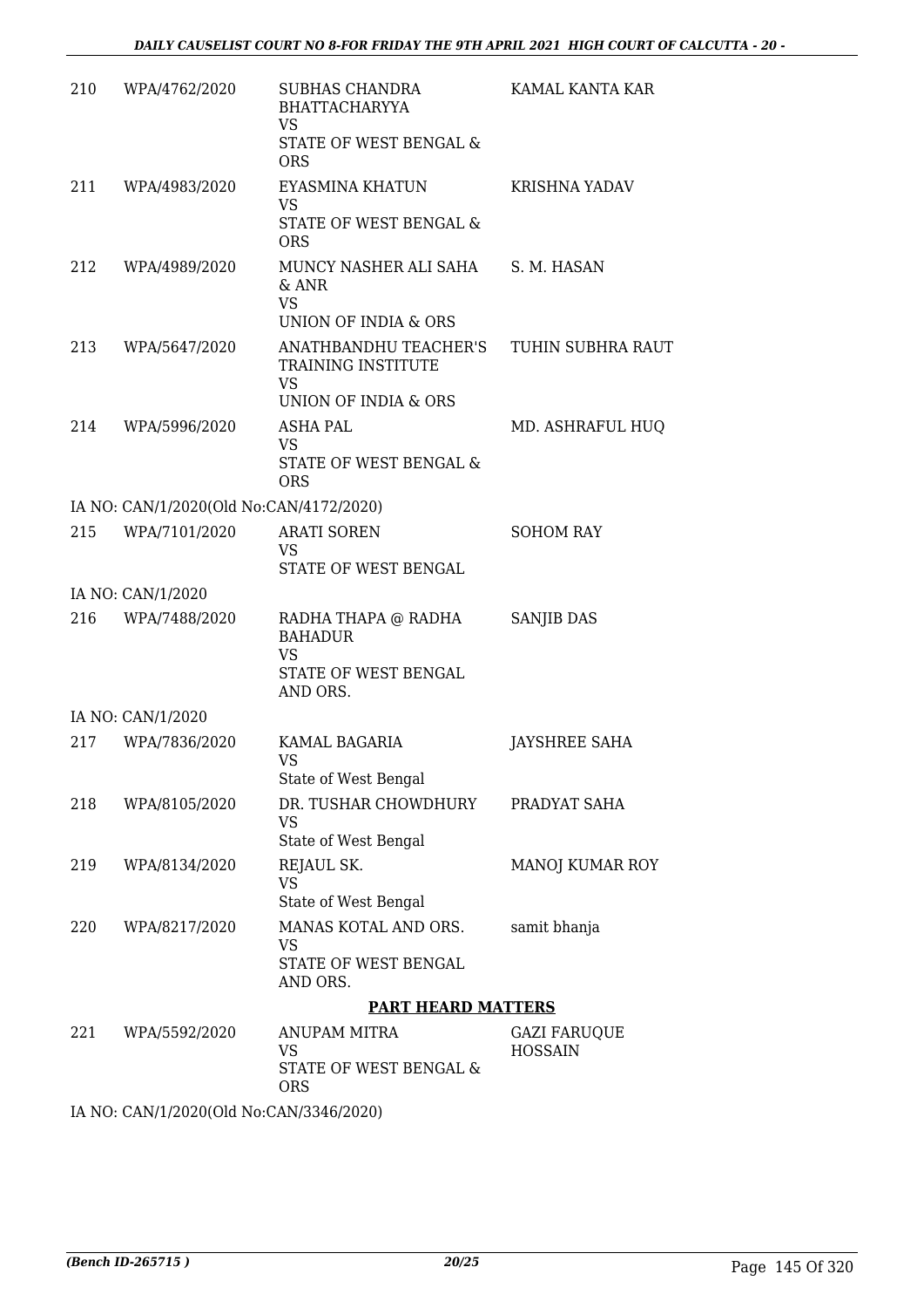| | | | |
|---|---|---|---|
| 210 | WPA/4762/2020 | SUBHAS CHANDRA BHATTACHARYYA<br>VS<br>STATE OF WEST BENGAL & ORS | KAMAL KANTA KAR |
| 211 | WPA/4983/2020 | EYASMINA KHATUN<br>VS<br>STATE OF WEST BENGAL & ORS | KRISHNA YADAV |
| 212 | WPA/4989/2020 | MUNCY NASHER ALI SAHA & ANR<br>VS<br>UNION OF INDIA & ORS | S. M. HASAN |
| 213 | WPA/5647/2020 | ANATHBANDHU TEACHER'S TRAINING INSTITUTE<br>VS<br>UNION OF INDIA & ORS | TUHIN SUBHRA RAUT |
| 214 | WPA/5996/2020 | ASHA PAL<br>VS<br>STATE OF WEST BENGAL & ORS | MD. ASHRAFUL HUQ |

IA NO: CAN/1/2020(Old No:CAN/4172/2020)

| | | | |
|---|---|---|---|
| 215 | WPA/7101/2020 | ARATI SOREN<br>VS<br>STATE OF WEST BENGAL | SOHOM RAY |

IA NO: CAN/1/2020

| | | | |
|---|---|---|---|
| 216 | WPA/7488/2020 | RADHA THAPA @ RADHA BAHADUR<br>VS<br>STATE OF WEST BENGAL AND ORS. | SANJIB DAS |

IA NO: CAN/1/2020

| | | | |
|---|---|---|---|
| 217 | WPA/7836/2020 | KAMAL BAGARIA<br>VS<br>State of West Bengal | JAYSHREE SAHA |
| 218 | WPA/8105/2020 | DR. TUSHAR CHOWDHURY<br>VS<br>State of West Bengal | PRADYAT SAHA |
| 219 | WPA/8134/2020 | REJAUL SK.<br>VS<br>State of West Bengal | MANOJ KUMAR ROY |
| 220 | WPA/8217/2020 | MANAS KOTAL AND ORS.<br>VS<br>STATE OF WEST BENGAL AND ORS. | samit bhanja |

**PART HEARD MATTERS**

| | | | |
|---|---|---|---|
| 221 | WPA/5592/2020 | ANUPAM MITRA<br>VS<br>STATE OF WEST BENGAL & ORS | GAZI FARUQUE HOSSAIN |

IA NO: CAN/1/2020(Old No:CAN/3346/2020)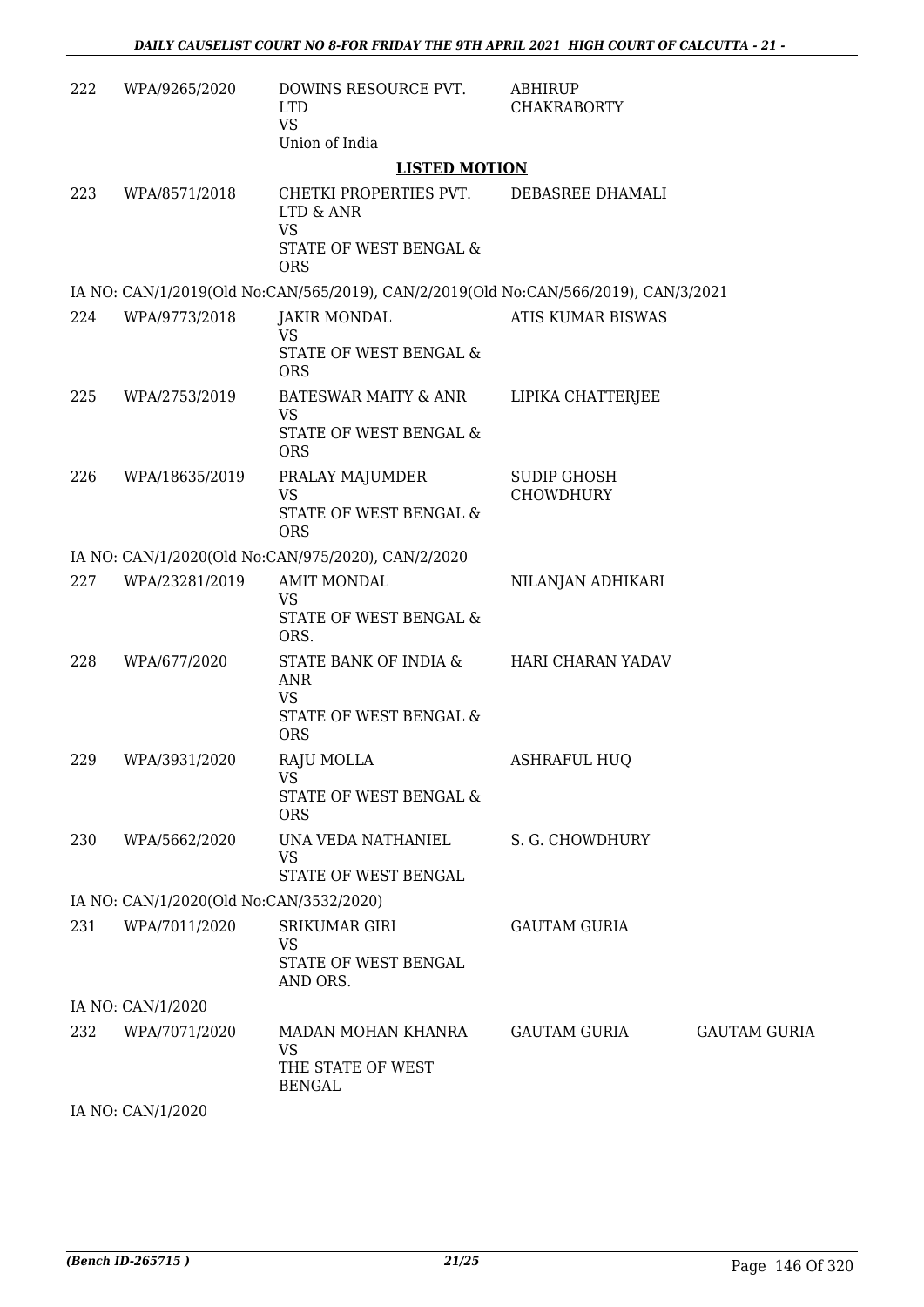| 222 | WPA/9265/2020 | DOWINS RESOURCE PVT. LTD<br>VS<br>Union of India | ABHIRUP CHAKRABORTY | |
|---|---|---|---|---|

**LISTED MOTION**

| 223 | WPA/8571/2018 | CHETKI PROPERTIES PVT. LTD & ANR<br>VS<br>STATE OF WEST BENGAL & ORS | DEBASREE DHAMALI | |
|---|---|---|---|---|

IA NO: CAN/1/2019(Old No:CAN/565/2019), CAN/2/2019(Old No:CAN/566/2019), CAN/3/2021

| 224 | WPA/9773/2018 | JAKIR MONDAL<br>VS<br>STATE OF WEST BENGAL & ORS | ATIS KUMAR BISWAS | |
|---|---|---|---|---|
| 225 | WPA/2753/2019 | BATESWAR MAITY & ANR<br>VS<br>STATE OF WEST BENGAL & ORS | LIPIKA CHATTERJEE | |
| 226 | WPA/18635/2019 | PRALAY MAJUMDER<br>VS<br>STATE OF WEST BENGAL & ORS | SUDIP GHOSH CHOWDHURY | |

IA NO: CAN/1/2020(Old No:CAN/975/2020), CAN/2/2020

| 227 | WPA/23281/2019 | AMIT MONDAL<br>VS<br>STATE OF WEST BENGAL & ORS. | NILANJAN ADHIKARI | |
|---|---|---|---|---|
| 228 | WPA/677/2020 | STATE BANK OF INDIA & ANR<br>VS<br>STATE OF WEST BENGAL & ORS | HARI CHARAN YADAV | |
| 229 | WPA/3931/2020 | RAJU MOLLA<br>VS<br>STATE OF WEST BENGAL & ORS | ASHRAFUL HUQ | |
| 230 | WPA/5662/2020 | UNA VEDA NATHANIEL<br>VS<br>STATE OF WEST BENGAL | S. G. CHOWDHURY | |

IA NO: CAN/1/2020(Old No:CAN/3532/2020)

| 231 | WPA/7011/2020 | SRIKUMAR GIRI<br>VS<br>STATE OF WEST BENGAL AND ORS. | GAUTAM GURIA | |
|---|---|---|---|---|

IA NO: CAN/1/2020

| 232 | WPA/7071/2020 | MADAN MOHAN KHANRA<br>VS<br>THE STATE OF WEST BENGAL | GAUTAM GURIA | GAUTAM GURIA |
|---|---|---|---|---|

IA NO: CAN/1/2020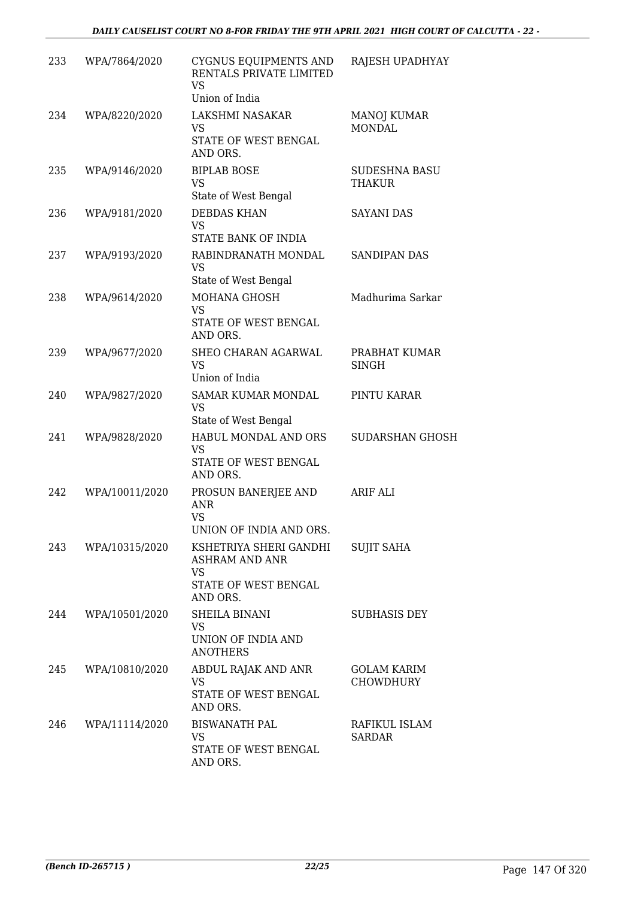| | | | |
|---|---|---|---|
| 233 | WPA/7864/2020 | CYGNUS EQUIPMENTS AND RENTALS PRIVATE LIMITED<br>VS<br>Union of India | RAJESH UPADHYAY |
| 234 | WPA/8220/2020 | LAKSHMI NASAKAR<br>VS<br>STATE OF WEST BENGAL AND ORS. | MANOJ KUMAR MONDAL |
| 235 | WPA/9146/2020 | BIPLAB BOSE<br>VS<br>State of West Bengal | SUDESHNA BASU THAKUR |
| 236 | WPA/9181/2020 | DEBDAS KHAN<br>VS<br>STATE BANK OF INDIA | SAYANI DAS |
| 237 | WPA/9193/2020 | RABINDRANATH MONDAL<br>VS<br>State of West Bengal | SANDIPAN DAS |
| 238 | WPA/9614/2020 | MOHANA GHOSH<br>VS<br>STATE OF WEST BENGAL AND ORS. | Madhurima Sarkar |
| 239 | WPA/9677/2020 | SHEO CHARAN AGARWAL<br>VS<br>Union of India | PRABHAT KUMAR SINGH |
| 240 | WPA/9827/2020 | SAMAR KUMAR MONDAL<br>VS<br>State of West Bengal | PINTU KARAR |
| 241 | WPA/9828/2020 | HABUL MONDAL AND ORS<br>VS<br>STATE OF WEST BENGAL AND ORS. | SUDARSHAN GHOSH |
| 242 | WPA/10011/2020 | PROSUN BANERJEE AND ANR<br>VS<br>UNION OF INDIA AND ORS. | ARIF ALI |
| 243 | WPA/10315/2020 | KSHETRIYA SHERI GANDHI ASHRAM AND ANR<br>VS<br>STATE OF WEST BENGAL AND ORS. | SUJIT SAHA |
| 244 | WPA/10501/2020 | SHEILA BINANI<br>VS<br>UNION OF INDIA AND ANOTHERS | SUBHASIS DEY |
| 245 | WPA/10810/2020 | ABDUL RAJAK AND ANR<br>VS<br>STATE OF WEST BENGAL AND ORS. | GOLAM KARIM CHOWDHURY |
| 246 | WPA/11114/2020 | BISWANATH PAL<br>VS<br>STATE OF WEST BENGAL AND ORS. | RAFIKUL ISLAM SARDAR |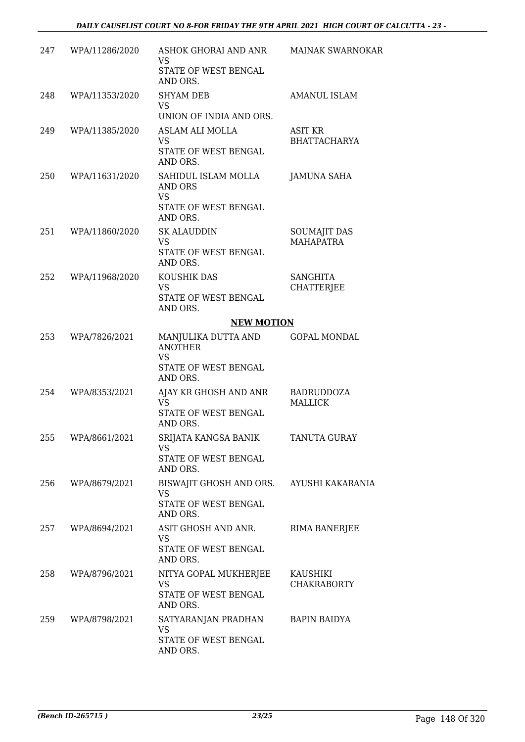| | | | |
|---|---|---|---|
| 247 | WPA/11286/2020 | ASHOK GHORAI AND ANR<br>VS<br>STATE OF WEST BENGAL AND ORS. | MAINAK SWARNOKAR |
| 248 | WPA/11353/2020 | SHYAM DEB<br>VS<br>UNION OF INDIA AND ORS. | AMANUL ISLAM |
| 249 | WPA/11385/2020 | ASLAM ALI MOLLA<br>VS<br>STATE OF WEST BENGAL AND ORS. | ASIT KR BHATTACHARYA |
| 250 | WPA/11631/2020 | SAHIDUL ISLAM MOLLA AND ORS<br>VS<br>STATE OF WEST BENGAL AND ORS. | JAMUNA SAHA |
| 251 | WPA/11860/2020 | SK ALAUDDIN<br>VS<br>STATE OF WEST BENGAL AND ORS. | SOUMAJIT DAS MAHAPATRA |
| 252 | WPA/11968/2020 | KOUSHIK DAS<br>VS<br>STATE OF WEST BENGAL AND ORS. | SANGHITA CHATTERJEE |

**NEW MOTION**

| | | | |
|---|---|---|---|
| 253 | WPA/7826/2021 | MANJULIKA DUTTA AND ANOTHER<br>VS<br>STATE OF WEST BENGAL AND ORS. | GOPAL MONDAL |
| 254 | WPA/8353/2021 | AJAY KR GHOSH AND ANR<br>VS<br>STATE OF WEST BENGAL AND ORS. | BADRUDDOZA MALLICK |
| 255 | WPA/8661/2021 | SRIJATA KANGSA BANIK<br>VS<br>STATE OF WEST BENGAL AND ORS. | TANUTA GURAY |
| 256 | WPA/8679/2021 | BISWAJIT GHOSH AND ORS.<br>VS<br>STATE OF WEST BENGAL AND ORS. | AYUSHI KAKARANIA |
| 257 | WPA/8694/2021 | ASIT GHOSH AND ANR.<br>VS<br>STATE OF WEST BENGAL AND ORS. | RIMA BANERJEE |
| 258 | WPA/8796/2021 | NITYA GOPAL MUKHERJEE<br>VS<br>STATE OF WEST BENGAL AND ORS. | KAUSHIKI CHAKRABORTY |
| 259 | WPA/8798/2021 | SATYARANJAN PRADHAN<br>VS<br>STATE OF WEST BENGAL AND ORS. | BAPIN BAIDYA |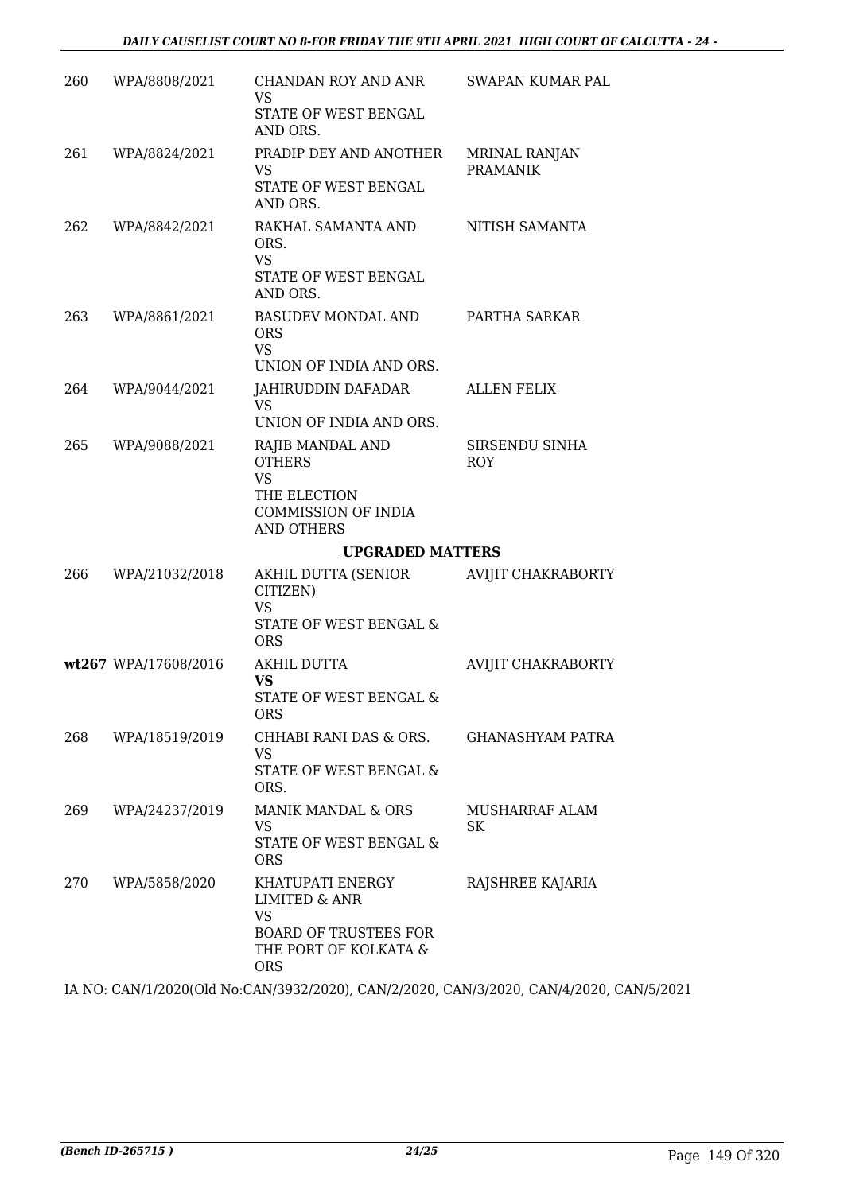| | | | |
|---|---|---|---|
| 260 | WPA/8808/2021 | CHANDAN ROY AND ANR<br>VS<br>STATE OF WEST BENGAL AND ORS. | SWAPAN KUMAR PAL |
| 261 | WPA/8824/2021 | PRADIP DEY AND ANOTHER<br>VS<br>STATE OF WEST BENGAL AND ORS. | MRINAL RANJAN PRAMANIK |
| 262 | WPA/8842/2021 | RAKHAL SAMANTA AND ORS.<br>VS<br>STATE OF WEST BENGAL AND ORS. | NITISH SAMANTA |
| 263 | WPA/8861/2021 | BASUDEV MONDAL AND ORS<br>VS<br>UNION OF INDIA AND ORS. | PARTHA SARKAR |
| 264 | WPA/9044/2021 | JAHIRUDDIN DAFADAR<br>VS<br>UNION OF INDIA AND ORS. | ALLEN FELIX |
| 265 | WPA/9088/2021 | RAJIB MANDAL AND OTHERS<br>VS<br>THE ELECTION COMMISSION OF INDIA AND OTHERS | SIRSENDU SINHA ROY |

**UPGRADED MATTERS**

| | | | |
|---|---|---|---|
| 266 | WPA/21032/2018 | AKHIL DUTTA (SENIOR CITIZEN)<br>VS<br>STATE OF WEST BENGAL & ORS | AVIJIT CHAKRABORTY |
| wt267 | WPA/17608/2016 | AKHIL DUTTA<br>**VS**<br>STATE OF WEST BENGAL & ORS | AVIJIT CHAKRABORTY |
| 268 | WPA/18519/2019 | CHHABI RANI DAS & ORS.<br>VS<br>STATE OF WEST BENGAL & ORS. | GHANASHYAM PATRA |
| 269 | WPA/24237/2019 | MANIK MANDAL & ORS<br>VS<br>STATE OF WEST BENGAL & ORS | MUSHARRAF ALAM SK |
| 270 | WPA/5858/2020 | KHATUPATI ENERGY LIMITED & ANR<br>VS<br>BOARD OF TRUSTEES FOR THE PORT OF KOLKATA & ORS | RAJSHREE KAJARIA |

IA NO: CAN/1/2020(Old No:CAN/3932/2020), CAN/2/2020, CAN/3/2020, CAN/4/2020, CAN/5/2021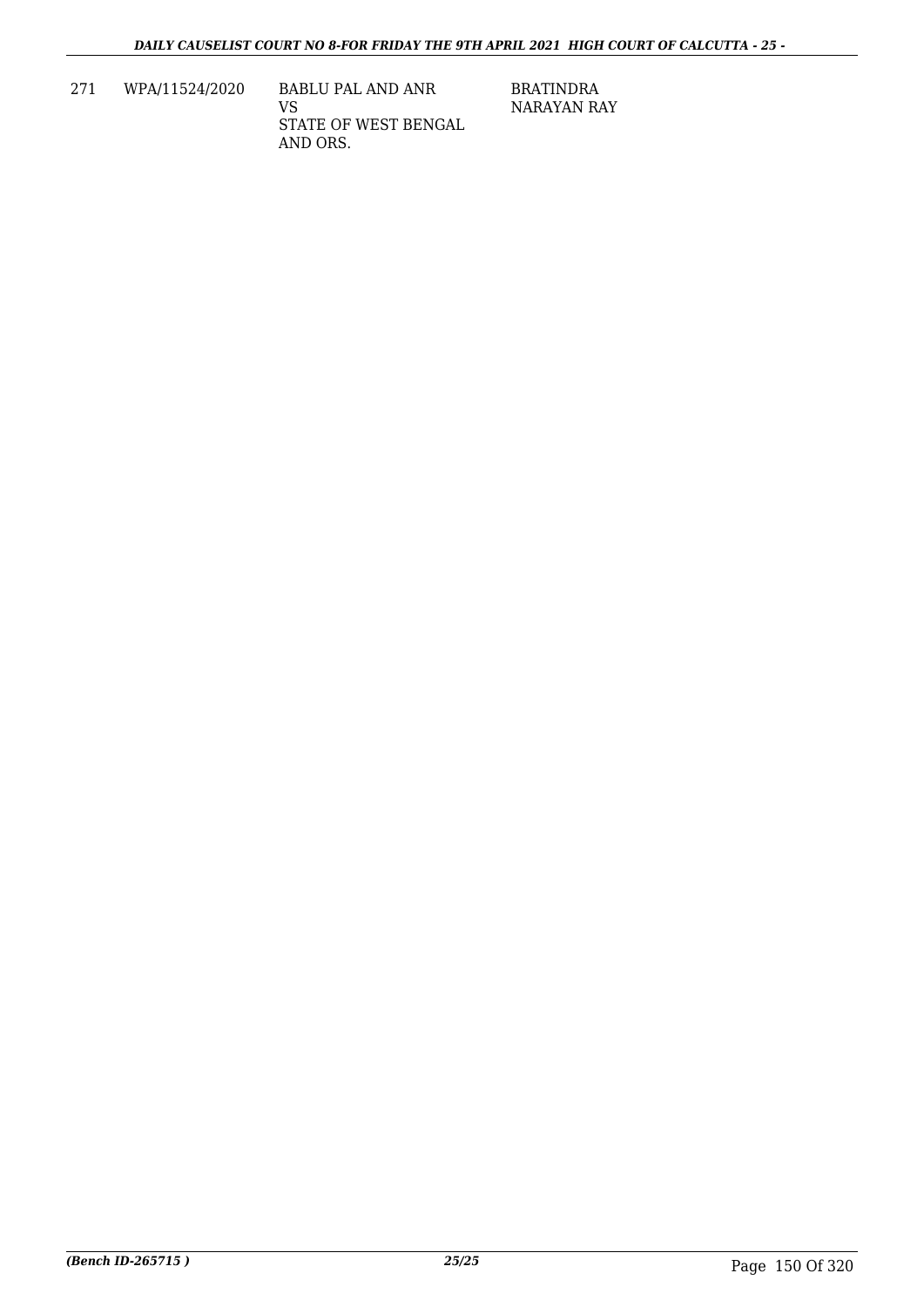| 271 | WPA/11524/2020 | BABLU PAL AND ANR<br>VS<br>STATE OF WEST BENGAL AND ORS. | BRATINDRA NARAYAN RAY |
|---|---|---|---|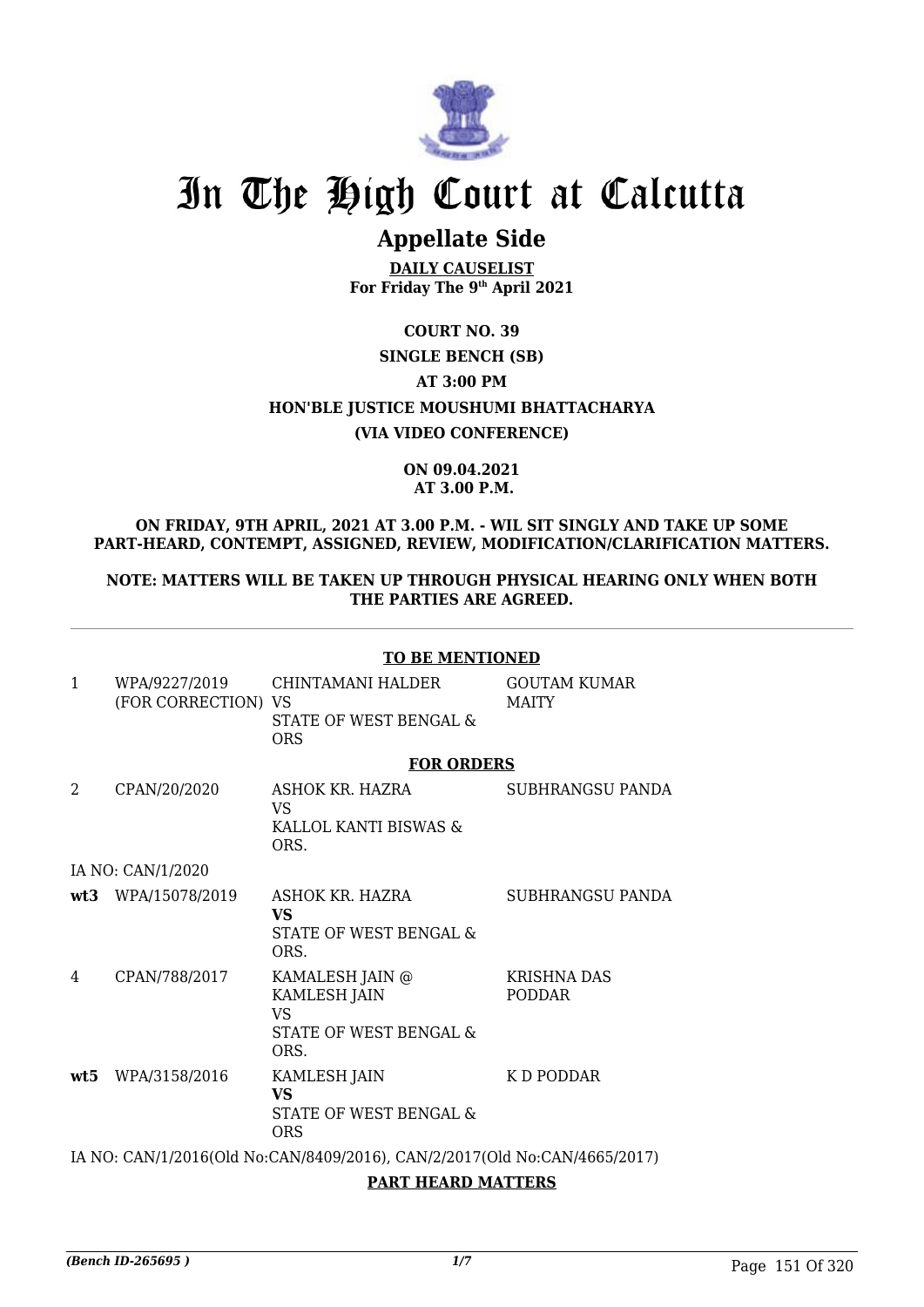# In The High Court at Calcutta

## Appellate Side

**DAILY CAUSELIST**
**For Friday The 9th April 2021**

**COURT NO. 39**

**SINGLE BENCH (SB)**

**AT 3:00 PM**

**HON'BLE JUSTICE MOUSHUMI BHATTACHARYA**

**(VIA VIDEO CONFERENCE)**

**ON 09.04.2021**
**AT 3.00 P.M.**

**ON FRIDAY, 9TH APRIL, 2021 AT 3.00 P.M. - WIL SIT SINGLY AND TAKE UP SOME PART-HEARD, CONTEMPT, ASSIGNED, REVIEW, MODIFICATION/CLARIFICATION MATTERS.**

**NOTE: MATTERS WILL BE TAKEN UP THROUGH PHYSICAL HEARING ONLY WHEN BOTH THE PARTIES ARE AGREED.**

---

**TO BE MENTIONED**

| | | | |
|---|---|---|---|
| 1 | WPA/9227/2019 (FOR CORRECTION) | CHINTAMANI HALDER VS STATE OF WEST BENGAL & ORS | GOUTAM KUMAR MAITY |

**FOR ORDERS**

| | | | |
|---|---|---|---|
| 2 | CPAN/20/2020 | ASHOK KR. HAZRA VS KALLOL KANTI BISWAS & ORS. | SUBHRANGSU PANDA |
| | IA NO: CAN/1/2020 | | |
| **wt3** | WPA/15078/2019 | ASHOK KR. HAZRA **VS** STATE OF WEST BENGAL & ORS. | SUBHRANGSU PANDA |
| 4 | CPAN/788/2017 | KAMALESH JAIN @ KAMLESH JAIN VS STATE OF WEST BENGAL & ORS. | KRISHNA DAS PODDAR |
| **wt5** | WPA/3158/2016 | KAMLESH JAIN **VS** STATE OF WEST BENGAL & ORS | K D PODDAR |

IA NO: CAN/1/2016(Old No:CAN/8409/2016), CAN/2/2017(Old No:CAN/4665/2017)

**PART HEARD MATTERS**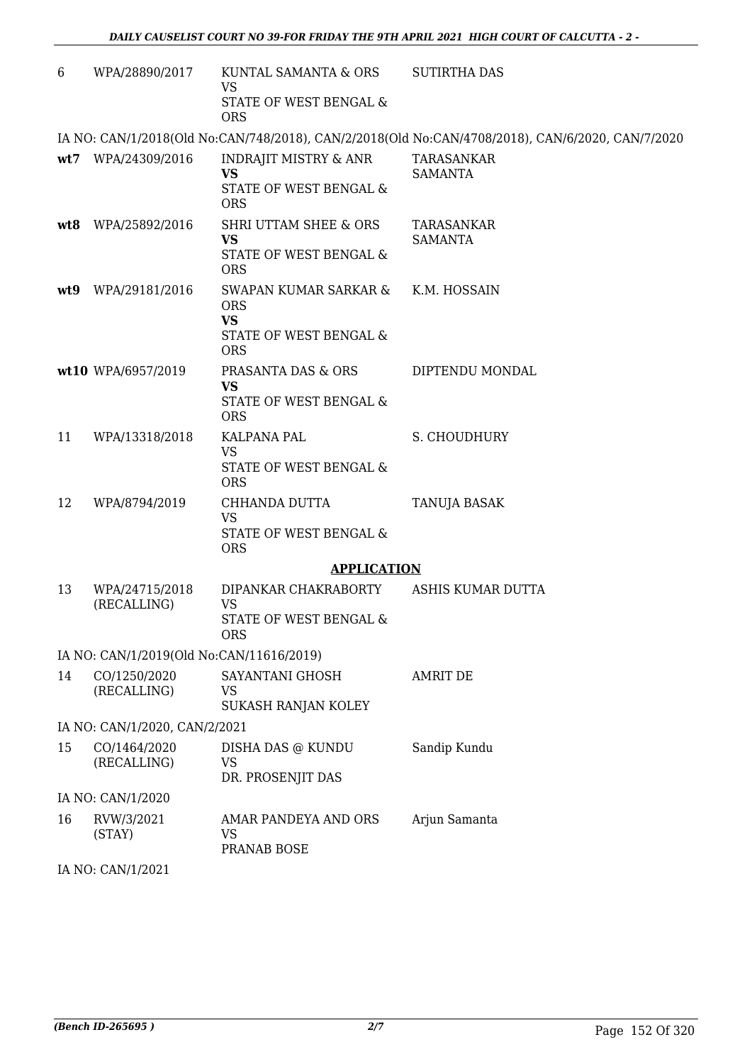| | | | |
|---|---|---|---|
| 6 | WPA/28890/2017 | KUNTAL SAMANTA & ORS<br>VS<br>STATE OF WEST BENGAL & ORS | SUTIRTHA DAS |

IA NO: CAN/1/2018(Old No:CAN/748/2018), CAN/2/2018(Old No:CAN/4708/2018), CAN/6/2020, CAN/7/2020

| | | | |
|---|---|---|---|
| **wt7** | WPA/24309/2016 | INDRAJIT MISTRY & ANR<br>**VS**<br>STATE OF WEST BENGAL & ORS | TARASANKAR SAMANTA |
| **wt8** | WPA/25892/2016 | SHRI UTTAM SHEE & ORS<br>**VS**<br>STATE OF WEST BENGAL & ORS | TARASANKAR SAMANTA |
| **wt9** | WPA/29181/2016 | SWAPAN KUMAR SARKAR & ORS<br>**VS**<br>STATE OF WEST BENGAL & ORS | K.M. HOSSAIN |
| **wt10** | WPA/6957/2019 | PRASANTA DAS & ORS<br>**VS**<br>STATE OF WEST BENGAL & ORS | DIPTENDU MONDAL |
| 11 | WPA/13318/2018 | KALPANA PAL<br>VS<br>STATE OF WEST BENGAL & ORS | S. CHOUDHURY |
| 12 | WPA/8794/2019 | CHHANDA DUTTA<br>VS<br>STATE OF WEST BENGAL & ORS | TANUJA BASAK |

**APPLICATION**

| | | | |
|---|---|---|---|
| 13 | WPA/24715/2018 (RECALLING) | DIPANKAR CHAKRABORTY<br>VS<br>STATE OF WEST BENGAL & ORS | ASHIS KUMAR DUTTA |

IA NO: CAN/1/2019(Old No:CAN/11616/2019)

| | | | |
|---|---|---|---|
| 14 | CO/1250/2020 (RECALLING) | SAYANTANI GHOSH<br>VS<br>SUKASH RANJAN KOLEY | AMRIT DE |

IA NO: CAN/1/2020, CAN/2/2021

| | | | |
|---|---|---|---|
| 15 | CO/1464/2020 (RECALLING) | DISHA DAS @ KUNDU<br>VS<br>DR. PROSENJIT DAS | Sandip Kundu |

IA NO: CAN/1/2020

| | | | |
|---|---|---|---|
| 16 | RVW/3/2021 (STAY) | AMAR PANDEYA AND ORS<br>VS<br>PRANAB BOSE | Arjun Samanta |

IA NO: CAN/1/2021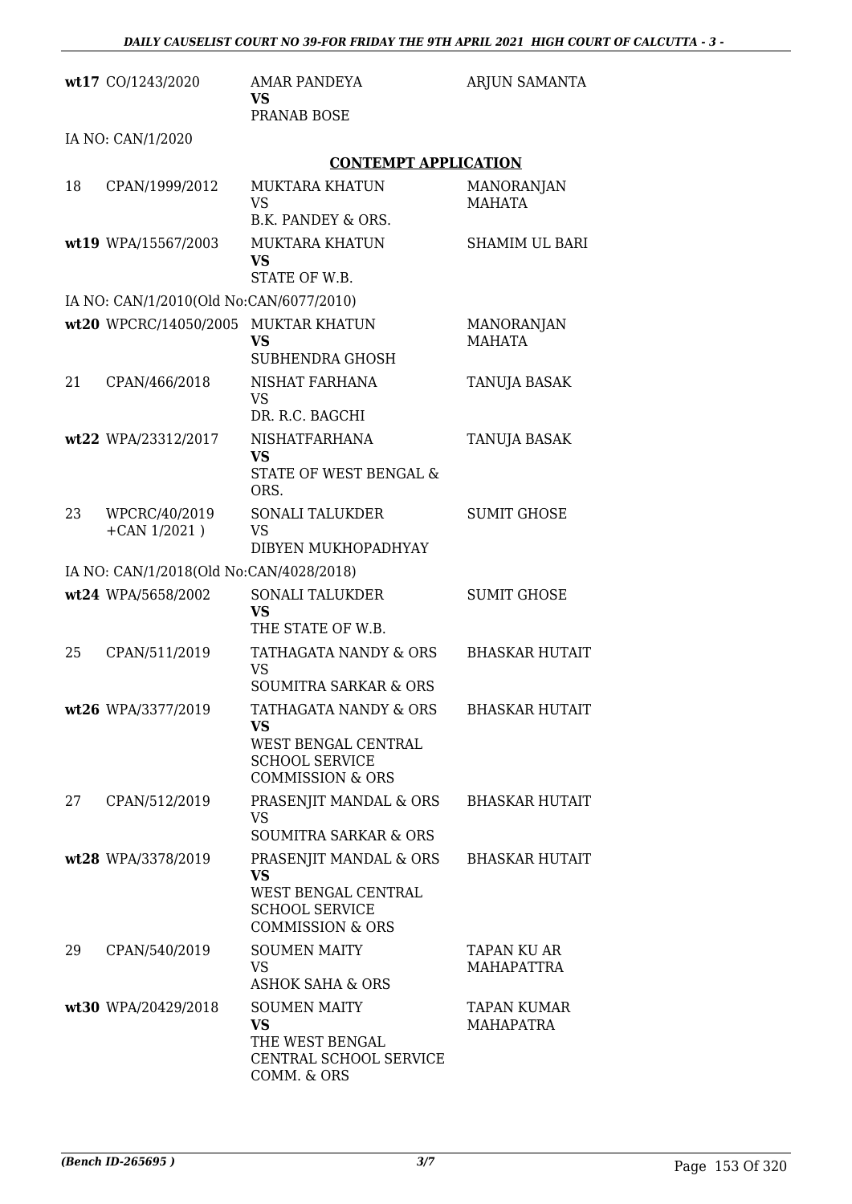| | | | |
|---|---|---|---|
| wt17 | CO/1243/2020 | AMAR PANDEYA<br>**VS**<br>PRANAB BOSE | ARJUN SAMANTA |
| | IA NO: CAN/1/2020 | | |

**CONTEMPT APPLICATION**

| | | | |
|---|---|---|---|
| 18 | CPAN/1999/2012 | MUKTARA KHATUN<br>VS<br>B.K. PANDEY & ORS. | MANORANJAN MAHATA |
| wt19 | WPA/15567/2003 | MUKTARA KHATUN<br>**VS**<br>STATE OF W.B. | SHAMIM UL BARI |
| | IA NO: CAN/1/2010(Old No:CAN/6077/2010) | | |
| wt20 | WPCRC/14050/2005 | MUKTAR KHATUN<br>**VS**<br>SUBHENDRA GHOSH | MANORANJAN MAHATA |
| 21 | CPAN/466/2018 | NISHAT FARHANA<br>VS<br>DR. R.C. BAGCHI | TANUJA BASAK |
| wt22 | WPA/23312/2017 | NISHATFARHANA<br>**VS**<br>STATE OF WEST BENGAL & ORS. | TANUJA BASAK |
| 23 | WPCRC/40/2019 +CAN 1/2021 ) | SONALI TALUKDER<br>VS<br>DIBYEN MUKHOPADHYAY | SUMIT GHOSE |
| | IA NO: CAN/1/2018(Old No:CAN/4028/2018) | | |
| wt24 | WPA/5658/2002 | SONALI TALUKDER<br>**VS**<br>THE STATE OF W.B. | SUMIT GHOSE |
| 25 | CPAN/511/2019 | TATHAGATA NANDY & ORS<br>VS<br>SOUMITRA SARKAR & ORS | BHASKAR HUTAIT |
| wt26 | WPA/3377/2019 | TATHAGATA NANDY & ORS<br>**VS**<br>WEST BENGAL CENTRAL SCHOOL SERVICE COMMISSION & ORS | BHASKAR HUTAIT |
| 27 | CPAN/512/2019 | PRASENJIT MANDAL & ORS<br>VS<br>SOUMITRA SARKAR & ORS | BHASKAR HUTAIT |
| wt28 | WPA/3378/2019 | PRASENJIT MANDAL & ORS<br>**VS**<br>WEST BENGAL CENTRAL SCHOOL SERVICE COMMISSION & ORS | BHASKAR HUTAIT |
| 29 | CPAN/540/2019 | SOUMEN MAITY<br>VS<br>ASHOK SAHA & ORS | TAPAN KU AR MAHAPATTRA |
| wt30 | WPA/20429/2018 | SOUMEN MAITY<br>**VS**<br>THE WEST BENGAL CENTRAL SCHOOL SERVICE COMM. & ORS | TAPAN KUMAR MAHAPATRA |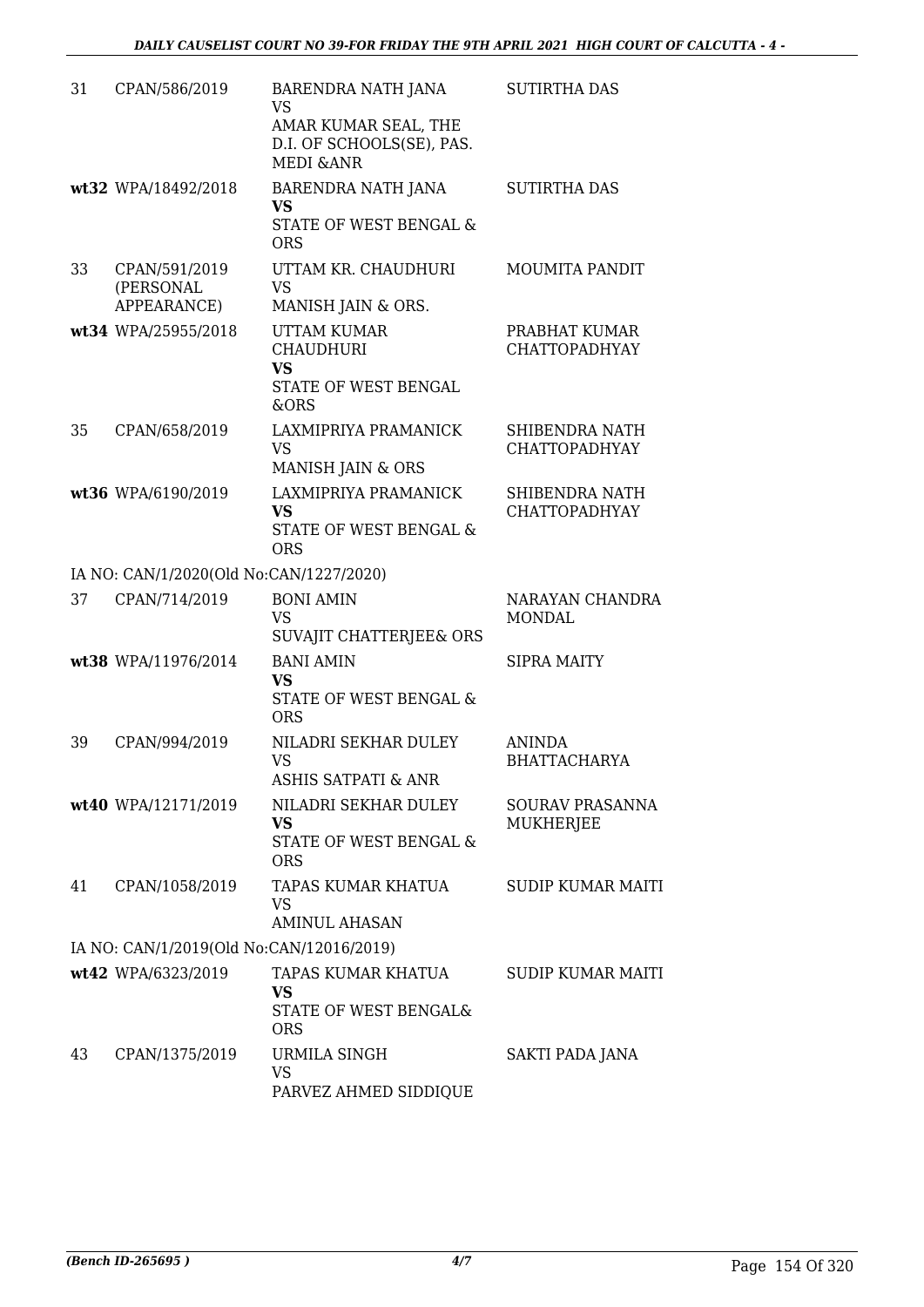| | | | |
|---|---|---|---|
| 31 | CPAN/586/2019 | BARENDRA NATH JANA<br>VS<br>AMAR KUMAR SEAL, THE D.I. OF SCHOOLS(SE), PAS. MEDI &ANR | SUTIRTHA DAS |
| wt32 | WPA/18492/2018 | BARENDRA NATH JANA<br>**VS**<br>STATE OF WEST BENGAL & ORS | SUTIRTHA DAS |
| 33 | CPAN/591/2019 (PERSONAL APPEARANCE) | UTTAM KR. CHAUDHURI<br>VS<br>MANISH JAIN & ORS. | MOUMITA PANDIT |
| wt34 | WPA/25955/2018 | UTTAM KUMAR CHAUDHURI<br>**VS**<br>STATE OF WEST BENGAL &ORS | PRABHAT KUMAR CHATTOPADHYAY |
| 35 | CPAN/658/2019 | LAXMIPRIYA PRAMANICK<br>VS<br>MANISH JAIN & ORS | SHIBENDRA NATH CHATTOPADHYAY |
| wt36 | WPA/6190/2019 | LAXMIPRIYA PRAMANICK<br>**VS**<br>STATE OF WEST BENGAL & ORS | SHIBENDRA NATH CHATTOPADHYAY |
| | IA NO: CAN/1/2020(Old No:CAN/1227/2020) | | |
| 37 | CPAN/714/2019 | BONI AMIN<br>VS<br>SUVAJIT CHATTERJEE& ORS | NARAYAN CHANDRA MONDAL |
| wt38 | WPA/11976/2014 | BANI AMIN<br>**VS**<br>STATE OF WEST BENGAL & ORS | SIPRA MAITY |
| 39 | CPAN/994/2019 | NILADRI SEKHAR DULEY<br>VS<br>ASHIS SATPATI & ANR | ANINDA BHATTACHARYA |
| wt40 | WPA/12171/2019 | NILADRI SEKHAR DULEY<br>**VS**<br>STATE OF WEST BENGAL & ORS | SOURAV PRASANNA MUKHERJEE |
| 41 | CPAN/1058/2019 | TAPAS KUMAR KHATUA<br>VS<br>AMINUL AHASAN | SUDIP KUMAR MAITI |
| | IA NO: CAN/1/2019(Old No:CAN/12016/2019) | | |
| wt42 | WPA/6323/2019 | TAPAS KUMAR KHATUA<br>**VS**<br>STATE OF WEST BENGAL& ORS | SUDIP KUMAR MAITI |
| 43 | CPAN/1375/2019 | URMILA SINGH<br>VS<br>PARVEZ AHMED SIDDIQUE | SAKTI PADA JANA |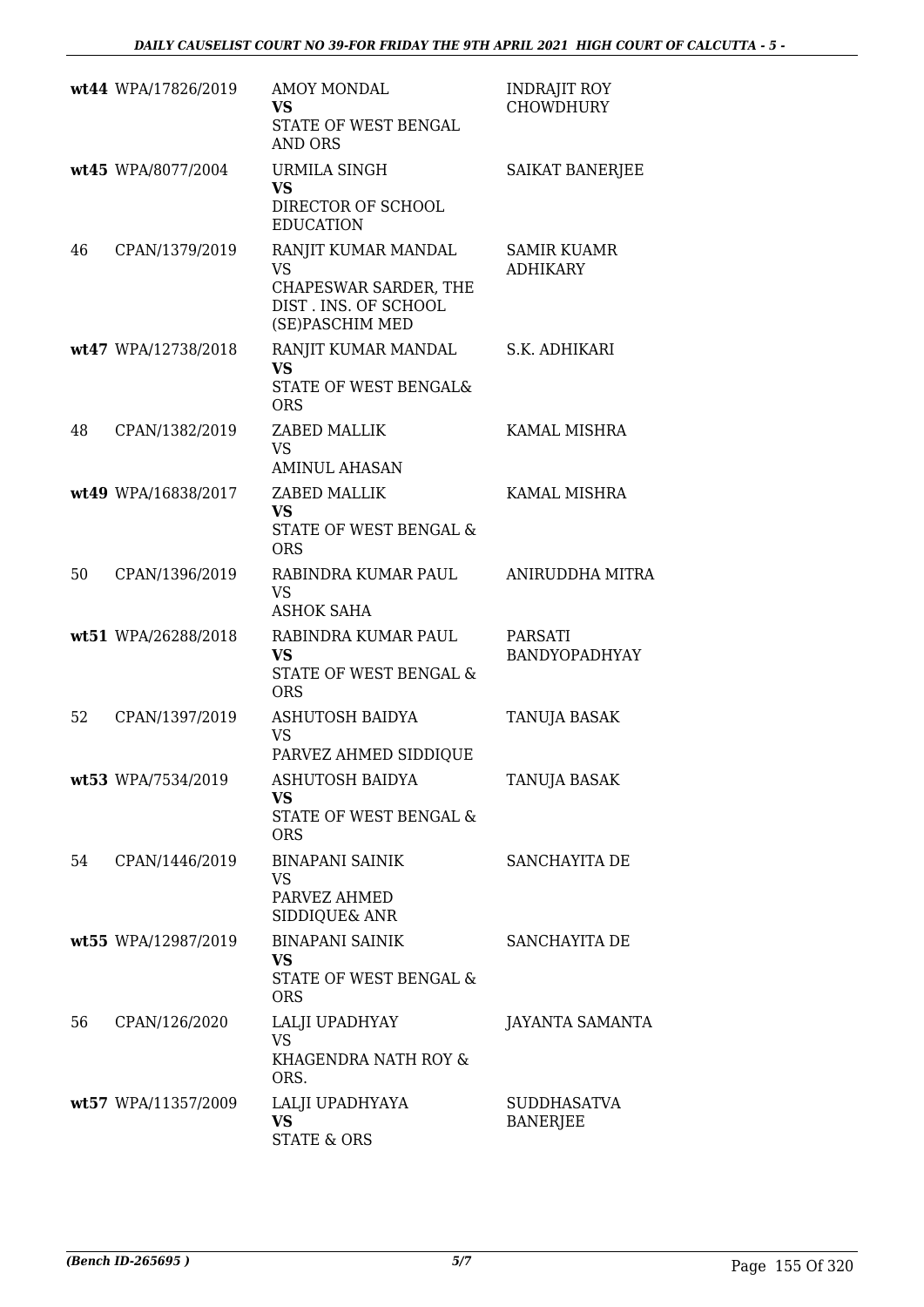| | | | |
|---|---|---|---|
| wt44 | WPA/17826/2019 | AMOY MONDAL<br>**VS**<br>STATE OF WEST BENGAL AND ORS | INDRAJIT ROY CHOWDHURY |
| wt45 | WPA/8077/2004 | URMILA SINGH<br>**VS**<br>DIRECTOR OF SCHOOL EDUCATION | SAIKAT BANERJEE |
| 46 | CPAN/1379/2019 | RANJIT KUMAR MANDAL<br>VS<br>CHAPESWAR SARDER, THE DIST . INS. OF SCHOOL (SE)PASCHIM MED | SAMIR KUAMR ADHIKARY |
| wt47 | WPA/12738/2018 | RANJIT KUMAR MANDAL<br>**VS**<br>STATE OF WEST BENGAL& ORS | S.K. ADHIKARI |
| 48 | CPAN/1382/2019 | ZABED MALLIK<br>VS<br>AMINUL AHASAN | KAMAL MISHRA |
| wt49 | WPA/16838/2017 | ZABED MALLIK<br>**VS**<br>STATE OF WEST BENGAL & ORS | KAMAL MISHRA |
| 50 | CPAN/1396/2019 | RABINDRA KUMAR PAUL<br>VS<br>ASHOK SAHA | ANIRUDDHA MITRA |
| wt51 | WPA/26288/2018 | RABINDRA KUMAR PAUL<br>**VS**<br>STATE OF WEST BENGAL & ORS | PARSATI BANDYOPADHYAY |
| 52 | CPAN/1397/2019 | ASHUTOSH BAIDYA<br>VS<br>PARVEZ AHMED SIDDIQUE | TANUJA BASAK |
| wt53 | WPA/7534/2019 | ASHUTOSH BAIDYA<br>**VS**<br>STATE OF WEST BENGAL & ORS | TANUJA BASAK |
| 54 | CPAN/1446/2019 | BINAPANI SAINIK<br>VS<br>PARVEZ AHMED SIDDIQUE& ANR | SANCHAYITA DE |
| wt55 | WPA/12987/2019 | BINAPANI SAINIK<br>**VS**<br>STATE OF WEST BENGAL & ORS | SANCHAYITA DE |
| 56 | CPAN/126/2020 | LALJI UPADHYAY<br>VS<br>KHAGENDRA NATH ROY & ORS. | JAYANTA SAMANTA |
| wt57 | WPA/11357/2009 | LALJI UPADHYAYA<br>**VS**<br>STATE & ORS | SUDDHASATVA BANERJEE |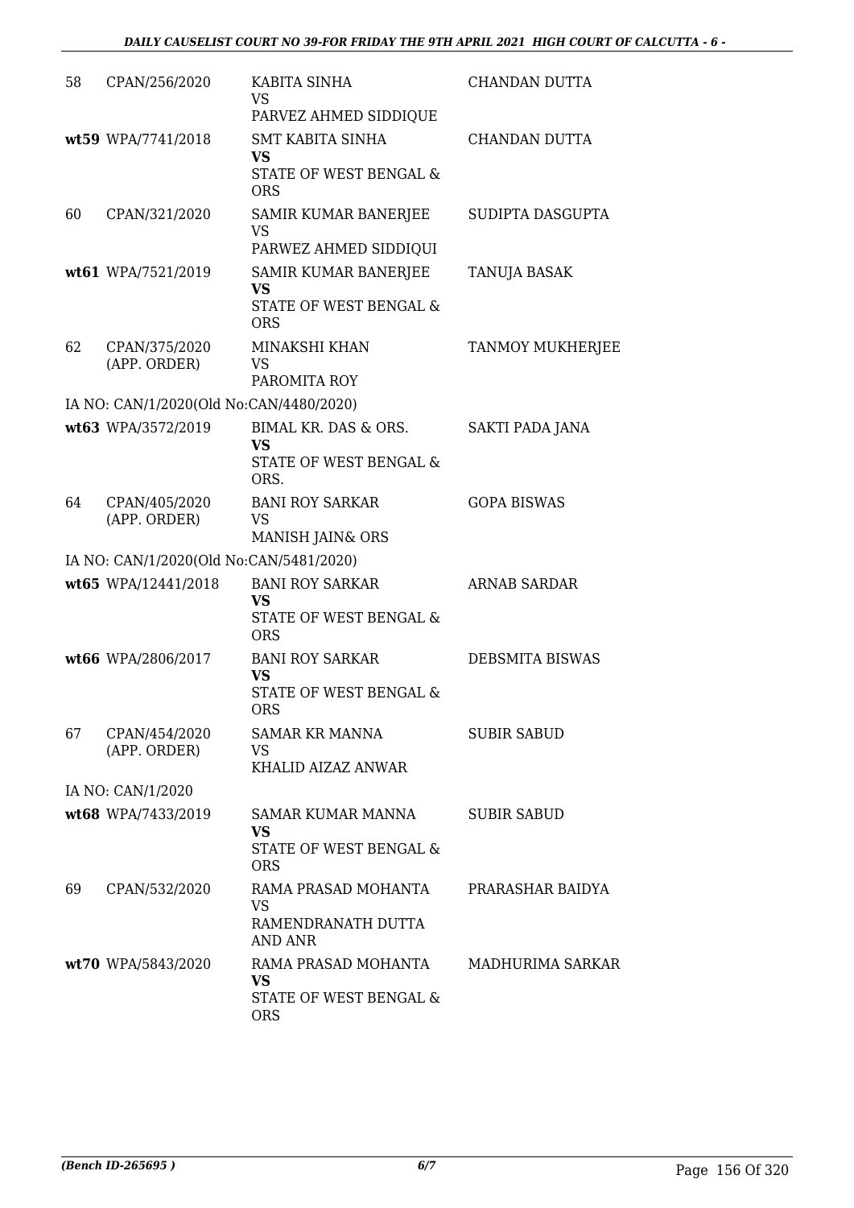| | | | |
|---|---|---|---|
| 58 | CPAN/256/2020 | KABITA SINHA<br>VS<br>PARVEZ AHMED SIDDIQUE | CHANDAN DUTTA |
| wt59 | WPA/7741/2018 | SMT KABITA SINHA<br>**VS**<br>STATE OF WEST BENGAL & ORS | CHANDAN DUTTA |
| 60 | CPAN/321/2020 | SAMIR KUMAR BANERJEE<br>VS<br>PARWEZ AHMED SIDDIQUI | SUDIPTA DASGUPTA |
| wt61 | WPA/7521/2019 | SAMIR KUMAR BANERJEE<br>**VS**<br>STATE OF WEST BENGAL & ORS | TANUJA BASAK |
| 62 | CPAN/375/2020 (APP. ORDER) | MINAKSHI KHAN<br>VS<br>PAROMITA ROY | TANMOY MUKHERJEE |
| | IA NO: CAN/1/2020(Old No:CAN/4480/2020) | | |
| wt63 | WPA/3572/2019 | BIMAL KR. DAS & ORS.<br>**VS**<br>STATE OF WEST BENGAL & ORS. | SAKTI PADA JANA |
| 64 | CPAN/405/2020 (APP. ORDER) | BANI ROY SARKAR<br>VS<br>MANISH JAIN& ORS | GOPA BISWAS |
| | IA NO: CAN/1/2020(Old No:CAN/5481/2020) | | |
| wt65 | WPA/12441/2018 | BANI ROY SARKAR<br>**VS**<br>STATE OF WEST BENGAL & ORS | ARNAB SARDAR |
| wt66 | WPA/2806/2017 | BANI ROY SARKAR<br>**VS**<br>STATE OF WEST BENGAL & ORS | DEBSMITA BISWAS |
| 67 | CPAN/454/2020 (APP. ORDER) | SAMAR KR MANNA<br>VS<br>KHALID AIZAZ ANWAR | SUBIR SABUD |
| | IA NO: CAN/1/2020 | | |
| wt68 | WPA/7433/2019 | SAMAR KUMAR MANNA<br>**VS**<br>STATE OF WEST BENGAL & ORS | SUBIR SABUD |
| 69 | CPAN/532/2020 | RAMA PRASAD MOHANTA<br>VS<br>RAMENDRANATH DUTTA AND ANR | PRARASHAR BAIDYA |
| wt70 | WPA/5843/2020 | RAMA PRASAD MOHANTA<br>**VS**<br>STATE OF WEST BENGAL & ORS | MADHURIMA SARKAR |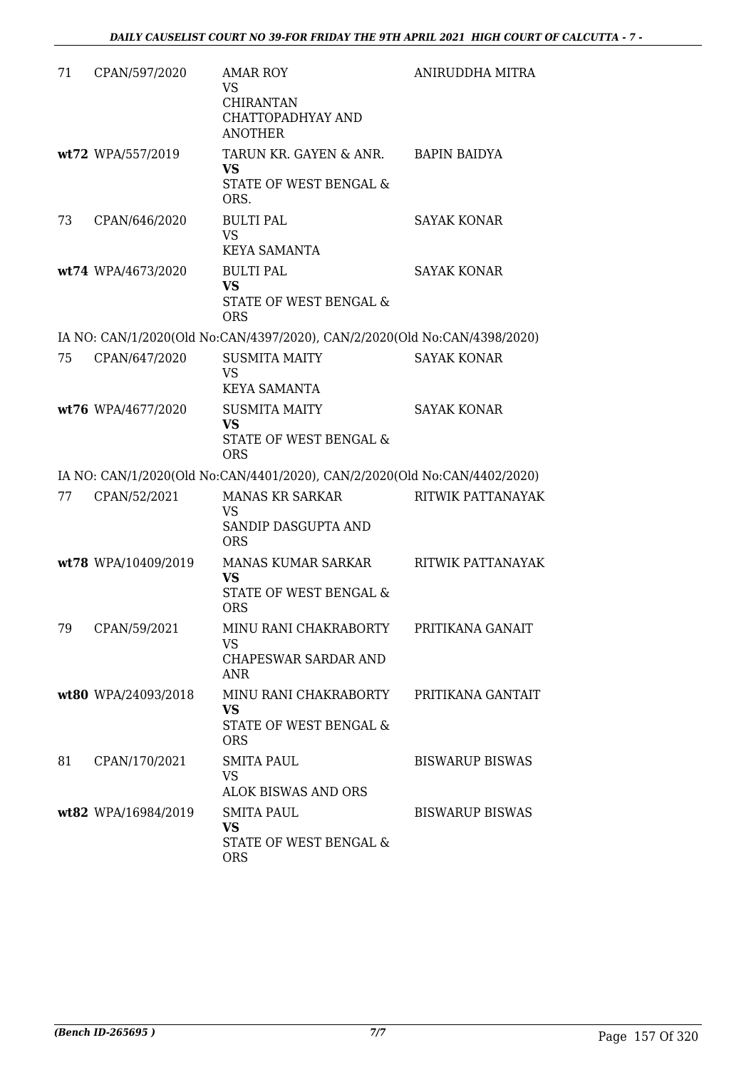| | | | |
|---|---|---|---|
| 71 | CPAN/597/2020 | AMAR ROY<br>VS<br>CHIRANTAN CHATTOPADHYAY AND ANOTHER | ANIRUDDHA MITRA |
| wt72 | WPA/557/2019 | TARUN KR. GAYEN & ANR.<br>**VS**<br>STATE OF WEST BENGAL & ORS. | BAPIN BAIDYA |
| 73 | CPAN/646/2020 | BULTI PAL<br>VS<br>KEYA SAMANTA | SAYAK KONAR |
| wt74 | WPA/4673/2020 | BULTI PAL<br>**VS**<br>STATE OF WEST BENGAL & ORS | SAYAK KONAR |
| | IA NO: CAN/1/2020(Old No:CAN/4397/2020), CAN/2/2020(Old No:CAN/4398/2020) | | |
| 75 | CPAN/647/2020 | SUSMITA MAITY<br>VS<br>KEYA SAMANTA | SAYAK KONAR |
| wt76 | WPA/4677/2020 | SUSMITA MAITY<br>**VS**<br>STATE OF WEST BENGAL & ORS | SAYAK KONAR |
| | IA NO: CAN/1/2020(Old No:CAN/4401/2020), CAN/2/2020(Old No:CAN/4402/2020) | | |
| 77 | CPAN/52/2021 | MANAS KR SARKAR<br>VS<br>SANDIP DASGUPTA AND ORS | RITWIK PATTANAYAK |
| wt78 | WPA/10409/2019 | MANAS KUMAR SARKAR<br>**VS**<br>STATE OF WEST BENGAL & ORS | RITWIK PATTANAYAK |
| 79 | CPAN/59/2021 | MINU RANI CHAKRABORTY<br>VS<br>CHAPESWAR SARDAR AND ANR | PRITIKANA GANAIT |
| wt80 | WPA/24093/2018 | MINU RANI CHAKRABORTY<br>**VS**<br>STATE OF WEST BENGAL & ORS | PRITIKANA GANTAIT |
| 81 | CPAN/170/2021 | SMITA PAUL<br>VS<br>ALOK BISWAS AND ORS | BISWARUP BISWAS |
| wt82 | WPA/16984/2019 | SMITA PAUL<br>**VS**<br>STATE OF WEST BENGAL & ORS | BISWARUP BISWAS |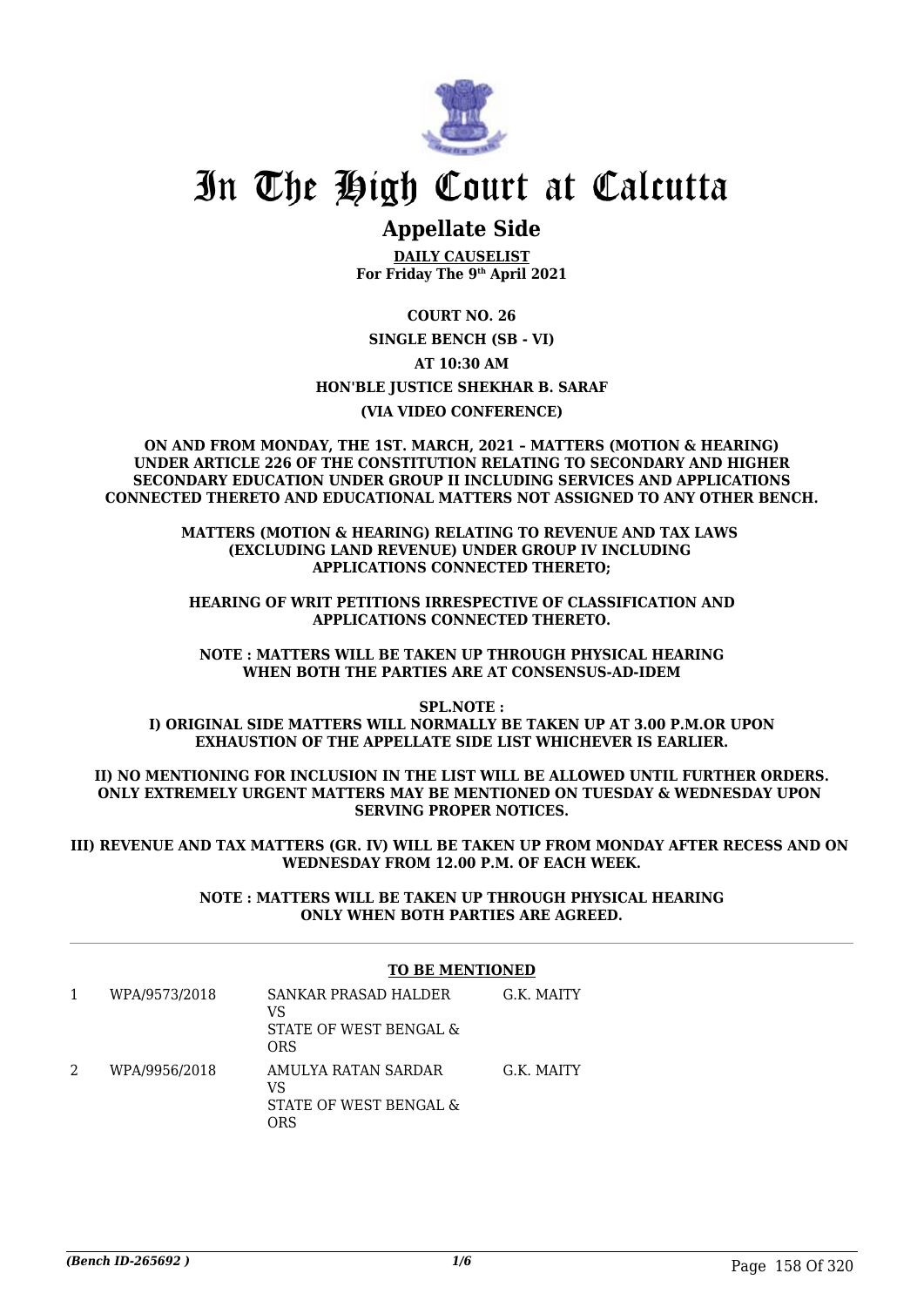# In The High Court at Calcutta

## Appellate Side

**DAILY CAUSELIST**
**For Friday The 9th April 2021**

**COURT NO. 26**

**SINGLE BENCH (SB - VI)**

**AT 10:30 AM**

**HON'BLE JUSTICE SHEKHAR B. SARAF**

**(VIA VIDEO CONFERENCE)**

**ON AND FROM MONDAY, THE 1ST. MARCH, 2021 – MATTERS (MOTION & HEARING) UNDER ARTICLE 226 OF THE CONSTITUTION RELATING TO SECONDARY AND HIGHER SECONDARY EDUCATION UNDER GROUP II INCLUDING SERVICES AND APPLICATIONS CONNECTED THERETO AND EDUCATIONAL MATTERS NOT ASSIGNED TO ANY OTHER BENCH.**

**MATTERS (MOTION & HEARING) RELATING TO REVENUE AND TAX LAWS (EXCLUDING LAND REVENUE) UNDER GROUP IV INCLUDING APPLICATIONS CONNECTED THERETO;**

**HEARING OF WRIT PETITIONS IRRESPECTIVE OF CLASSIFICATION AND APPLICATIONS CONNECTED THERETO.**

**NOTE : MATTERS WILL BE TAKEN UP THROUGH PHYSICAL HEARING WHEN BOTH THE PARTIES ARE AT CONSENSUS-AD-IDEM**

**SPL.NOTE :**
**I) ORIGINAL SIDE MATTERS WILL NORMALLY BE TAKEN UP AT 3.00 P.M.OR UPON EXHAUSTION OF THE APPELLATE SIDE LIST WHICHEVER IS EARLIER.**

**II) NO MENTIONING FOR INCLUSION IN THE LIST WILL BE ALLOWED UNTIL FURTHER ORDERS. ONLY EXTREMELY URGENT MATTERS MAY BE MENTIONED ON TUESDAY & WEDNESDAY UPON SERVING PROPER NOTICES.**

**III) REVENUE AND TAX MATTERS (GR. IV) WILL BE TAKEN UP FROM MONDAY AFTER RECESS AND ON WEDNESDAY FROM 12.00 P.M. OF EACH WEEK.**

**NOTE : MATTERS WILL BE TAKEN UP THROUGH PHYSICAL HEARING ONLY WHEN BOTH PARTIES ARE AGREED.**

**TO BE MENTIONED**

| | | | |
|---|---|---|---|
| 1 | WPA/9573/2018 | SANKAR PRASAD HALDER VS STATE OF WEST BENGAL & ORS | G.K. MAITY |
| 2 | WPA/9956/2018 | AMULYA RATAN SARDAR VS STATE OF WEST BENGAL & ORS | G.K. MAITY |

*(Bench ID-265692 )*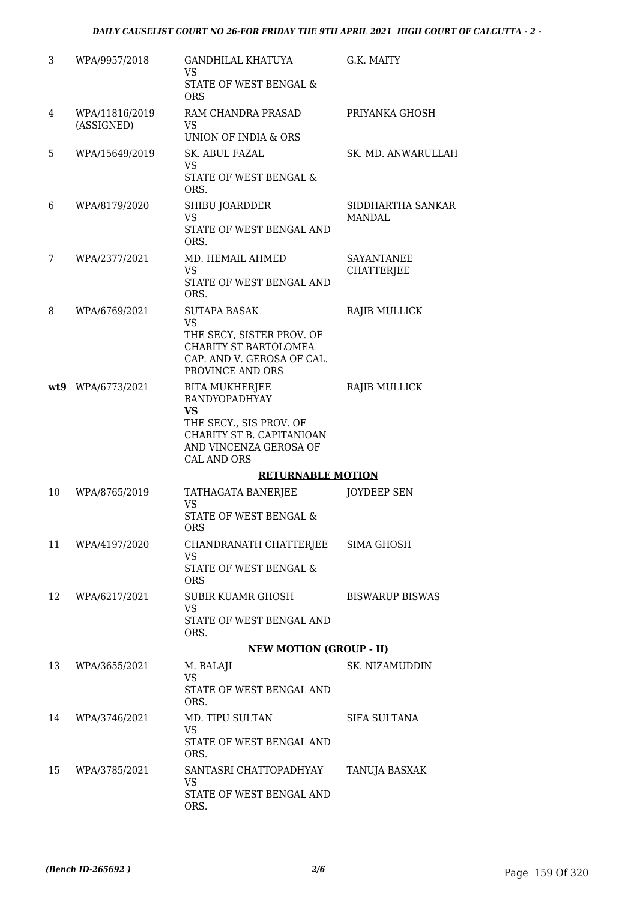| | | | |
|---|---|---|---|
| 3 | WPA/9957/2018 | GANDHILAL KHATUYA<br>VS<br>STATE OF WEST BENGAL & ORS | G.K. MAITY |
| 4 | WPA/11816/2019 (ASSIGNED) | RAM CHANDRA PRASAD<br>VS<br>UNION OF INDIA & ORS | PRIYANKA GHOSH |
| 5 | WPA/15649/2019 | SK. ABUL FAZAL<br>VS<br>STATE OF WEST BENGAL & ORS. | SK. MD. ANWARULLAH |
| 6 | WPA/8179/2020 | SHIBU JOARDDER<br>VS<br>STATE OF WEST BENGAL AND ORS. | SIDDHARTHA SANKAR MANDAL |
| 7 | WPA/2377/2021 | MD. HEMAIL AHMED<br>VS<br>STATE OF WEST BENGAL AND ORS. | SAYANTANEE CHATTERJEE |
| 8 | WPA/6769/2021 | SUTAPA BASAK<br>VS<br>THE SECY, SISTER PROV. OF CHARITY ST BARTOLOMEA CAP. AND V. GEROSA OF CAL. PROVINCE AND ORS | RAJIB MULLICK |
| **wt9** | WPA/6773/2021 | RITA MUKHERJEE BANDYOPADHYAY<br>**VS**<br>THE SECY., SIS PROV. OF CHARITY ST B. CAPITANIOAN AND VINCENZA GEROSA OF CAL AND ORS | RAJIB MULLICK |
| | | **RETURNABLE MOTION** | |
| 10 | WPA/8765/2019 | TATHAGATA BANERJEE<br>VS<br>STATE OF WEST BENGAL & ORS | JOYDEEP SEN |
| 11 | WPA/4197/2020 | CHANDRANATH CHATTERJEE<br>VS<br>STATE OF WEST BENGAL & ORS | SIMA GHOSH |
| 12 | WPA/6217/2021 | SUBIR KUAMR GHOSH<br>VS<br>STATE OF WEST BENGAL AND ORS. | BISWARUP BISWAS |
| | | **NEW MOTION (GROUP - II)** | |
| 13 | WPA/3655/2021 | M. BALAJI<br>VS<br>STATE OF WEST BENGAL AND ORS. | SK. NIZAMUDDIN |
| 14 | WPA/3746/2021 | MD. TIPU SULTAN<br>VS<br>STATE OF WEST BENGAL AND ORS. | SIFA SULTANA |
| 15 | WPA/3785/2021 | SANTASRI CHATTOPADHYAY<br>VS<br>STATE OF WEST BENGAL AND ORS. | TANUJA BASXAK |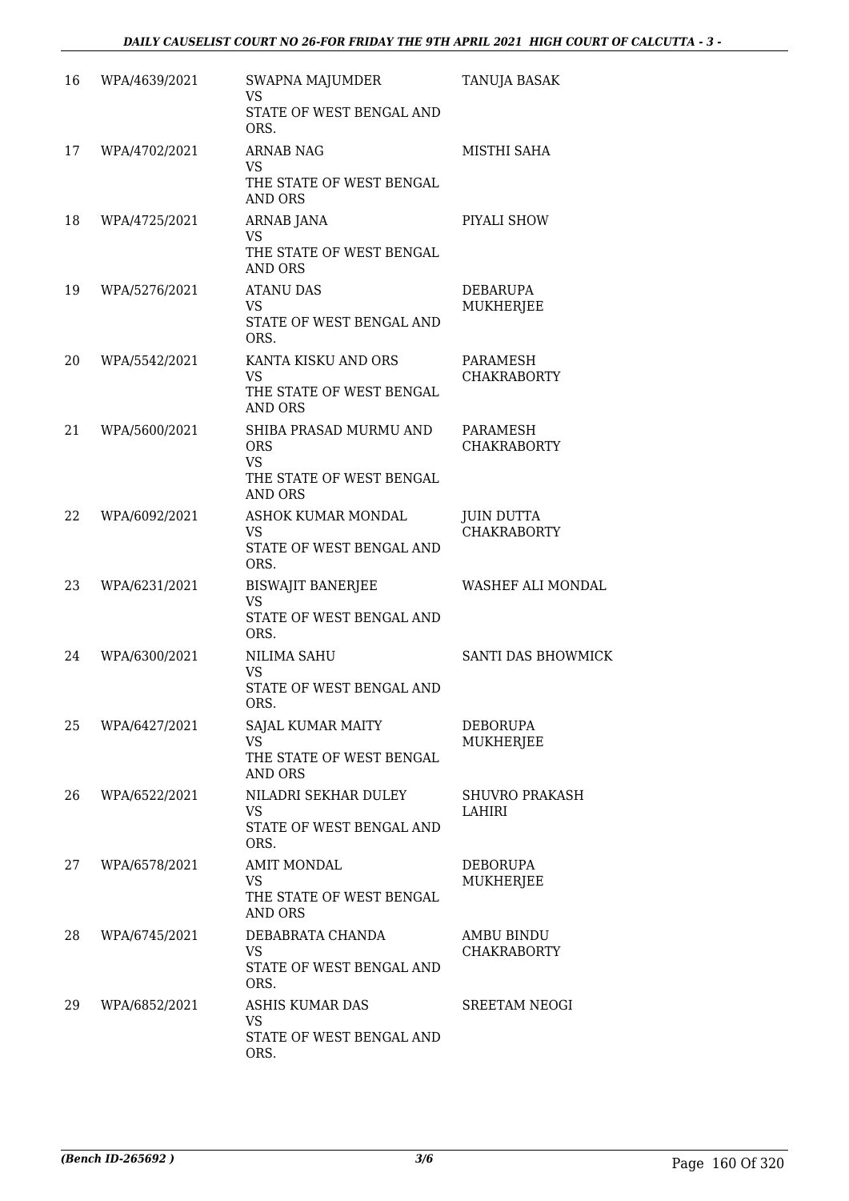| 16 | WPA/4639/2021 | SWAPNA MAJUMDER<br>VS<br>STATE OF WEST BENGAL AND ORS. | TANUJA BASAK |
|---|---|---|---|
| 17 | WPA/4702/2021 | ARNAB NAG<br>VS<br>THE STATE OF WEST BENGAL AND ORS | MISTHI SAHA |
| 18 | WPA/4725/2021 | ARNAB JANA<br>VS<br>THE STATE OF WEST BENGAL AND ORS | PIYALI SHOW |
| 19 | WPA/5276/2021 | ATANU DAS<br>VS<br>STATE OF WEST BENGAL AND ORS. | DEBARUPA MUKHERJEE |
| 20 | WPA/5542/2021 | KANTA KISKU AND ORS<br>VS<br>THE STATE OF WEST BENGAL AND ORS | PARAMESH CHAKRABORTY |
| 21 | WPA/5600/2021 | SHIBA PRASAD MURMU AND ORS<br>VS<br>THE STATE OF WEST BENGAL AND ORS | PARAMESH CHAKRABORTY |
| 22 | WPA/6092/2021 | ASHOK KUMAR MONDAL<br>VS<br>STATE OF WEST BENGAL AND ORS. | JUIN DUTTA CHAKRABORTY |
| 23 | WPA/6231/2021 | BISWAJIT BANERJEE<br>VS<br>STATE OF WEST BENGAL AND ORS. | WASHEF ALI MONDAL |
| 24 | WPA/6300/2021 | NILIMA SAHU<br>VS<br>STATE OF WEST BENGAL AND ORS. | SANTI DAS BHOWMICK |
| 25 | WPA/6427/2021 | SAJAL KUMAR MAITY<br>VS<br>THE STATE OF WEST BENGAL AND ORS | DEBORUPA MUKHERJEE |
| 26 | WPA/6522/2021 | NILADRI SEKHAR DULEY<br>VS<br>STATE OF WEST BENGAL AND ORS. | SHUVRO PRAKASH LAHIRI |
| 27 | WPA/6578/2021 | AMIT MONDAL<br>VS<br>THE STATE OF WEST BENGAL AND ORS | DEBORUPA MUKHERJEE |
| 28 | WPA/6745/2021 | DEBABRATA CHANDA<br>VS<br>STATE OF WEST BENGAL AND ORS. | AMBU BINDU CHAKRABORTY |
| 29 | WPA/6852/2021 | ASHIS KUMAR DAS<br>VS<br>STATE OF WEST BENGAL AND ORS. | SREETAM NEOGI |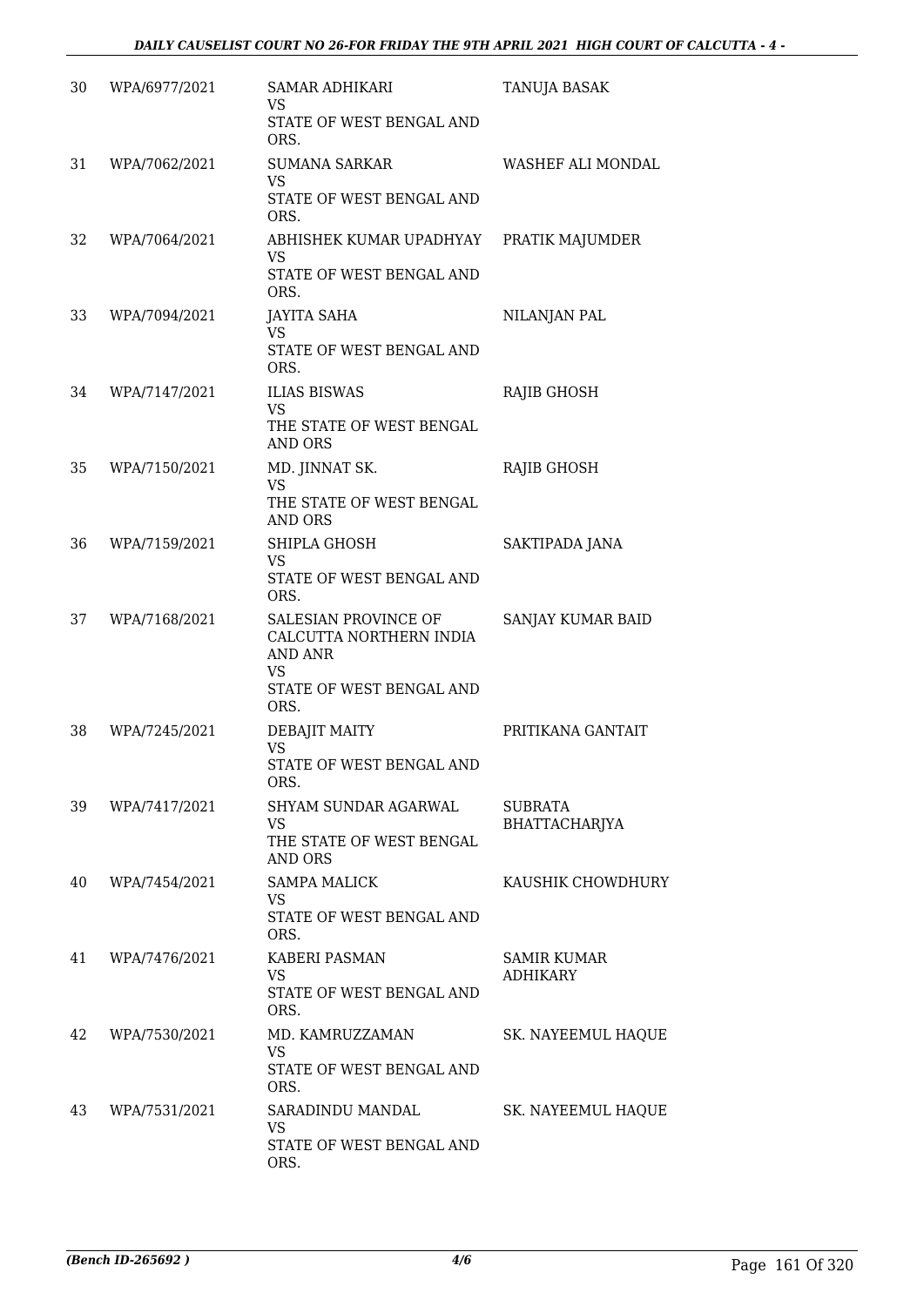| | | | |
|---|---|---|---|
| 30 | WPA/6977/2021 | SAMAR ADHIKARI<br>VS<br>STATE OF WEST BENGAL AND ORS. | TANUJA BASAK |
| 31 | WPA/7062/2021 | SUMANA SARKAR<br>VS<br>STATE OF WEST BENGAL AND ORS. | WASHEF ALI MONDAL |
| 32 | WPA/7064/2021 | ABHISHEK KUMAR UPADHYAY<br>VS<br>STATE OF WEST BENGAL AND ORS. | PRATIK MAJUMDER |
| 33 | WPA/7094/2021 | JAYITA SAHA<br>VS<br>STATE OF WEST BENGAL AND ORS. | NILANJAN PAL |
| 34 | WPA/7147/2021 | ILIAS BISWAS<br>VS<br>THE STATE OF WEST BENGAL AND ORS | RAJIB GHOSH |
| 35 | WPA/7150/2021 | MD. JINNAT SK.<br>VS<br>THE STATE OF WEST BENGAL AND ORS | RAJIB GHOSH |
| 36 | WPA/7159/2021 | SHIPLA GHOSH<br>VS<br>STATE OF WEST BENGAL AND ORS. | SAKTIPADA JANA |
| 37 | WPA/7168/2021 | SALESIAN PROVINCE OF CALCUTTA NORTHERN INDIA AND ANR<br>VS<br>STATE OF WEST BENGAL AND ORS. | SANJAY KUMAR BAID |
| 38 | WPA/7245/2021 | DEBAJIT MAITY<br>VS<br>STATE OF WEST BENGAL AND ORS. | PRITIKANA GANTAIT |
| 39 | WPA/7417/2021 | SHYAM SUNDAR AGARWAL<br>VS<br>THE STATE OF WEST BENGAL AND ORS | SUBRATA BHATTACHARJYA |
| 40 | WPA/7454/2021 | SAMPA MALICK<br>VS<br>STATE OF WEST BENGAL AND ORS. | KAUSHIK CHOWDHURY |
| 41 | WPA/7476/2021 | KABERI PASMAN<br>VS<br>STATE OF WEST BENGAL AND ORS. | SAMIR KUMAR ADHIKARY |
| 42 | WPA/7530/2021 | MD. KAMRUZZAMAN<br>VS<br>STATE OF WEST BENGAL AND ORS. | SK. NAYEEMUL HAQUE |
| 43 | WPA/7531/2021 | SARADINDU MANDAL<br>VS<br>STATE OF WEST BENGAL AND ORS. | SK. NAYEEMUL HAQUE |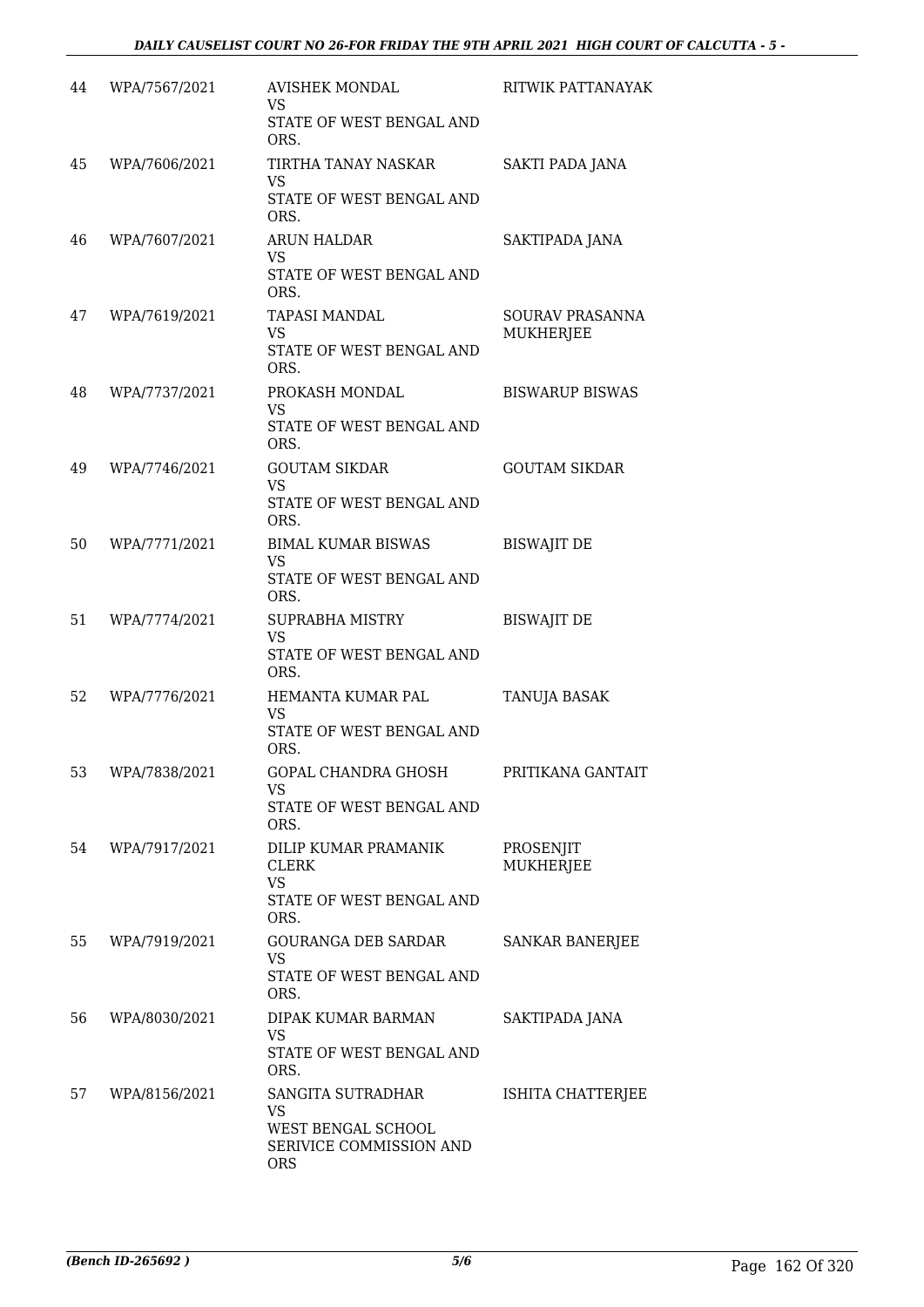| | | | |
|---|---|---|---|
| 44 | WPA/7567/2021 | AVISHEK MONDAL<br>VS<br>STATE OF WEST BENGAL AND ORS. | RITWIK PATTANAYAK |
| 45 | WPA/7606/2021 | TIRTHA TANAY NASKAR<br>VS<br>STATE OF WEST BENGAL AND ORS. | SAKTI PADA JANA |
| 46 | WPA/7607/2021 | ARUN HALDAR<br>VS<br>STATE OF WEST BENGAL AND ORS. | SAKTIPADA JANA |
| 47 | WPA/7619/2021 | TAPASI MANDAL<br>VS<br>STATE OF WEST BENGAL AND ORS. | SOURAV PRASANNA MUKHERJEE |
| 48 | WPA/7737/2021 | PROKASH MONDAL<br>VS<br>STATE OF WEST BENGAL AND ORS. | BISWARUP BISWAS |
| 49 | WPA/7746/2021 | GOUTAM SIKDAR<br>VS<br>STATE OF WEST BENGAL AND ORS. | GOUTAM SIKDAR |
| 50 | WPA/7771/2021 | BIMAL KUMAR BISWAS<br>VS<br>STATE OF WEST BENGAL AND ORS. | BISWAJIT DE |
| 51 | WPA/7774/2021 | SUPRABHA MISTRY<br>VS<br>STATE OF WEST BENGAL AND ORS. | BISWAJIT DE |
| 52 | WPA/7776/2021 | HEMANTA KUMAR PAL<br>VS<br>STATE OF WEST BENGAL AND ORS. | TANUJA BASAK |
| 53 | WPA/7838/2021 | GOPAL CHANDRA GHOSH<br>VS<br>STATE OF WEST BENGAL AND ORS. | PRITIKANA GANTAIT |
| 54 | WPA/7917/2021 | DILIP KUMAR PRAMANIK CLERK<br>VS<br>STATE OF WEST BENGAL AND ORS. | PROSENJIT MUKHERJEE |
| 55 | WPA/7919/2021 | GOURANGA DEB SARDAR<br>VS<br>STATE OF WEST BENGAL AND ORS. | SANKAR BANERJEE |
| 56 | WPA/8030/2021 | DIPAK KUMAR BARMAN<br>VS<br>STATE OF WEST BENGAL AND ORS. | SAKTIPADA JANA |
| 57 | WPA/8156/2021 | SANGITA SUTRADHAR<br>VS<br>WEST BENGAL SCHOOL SERIVICE COMMISSION AND ORS | ISHITA CHATTERJEE |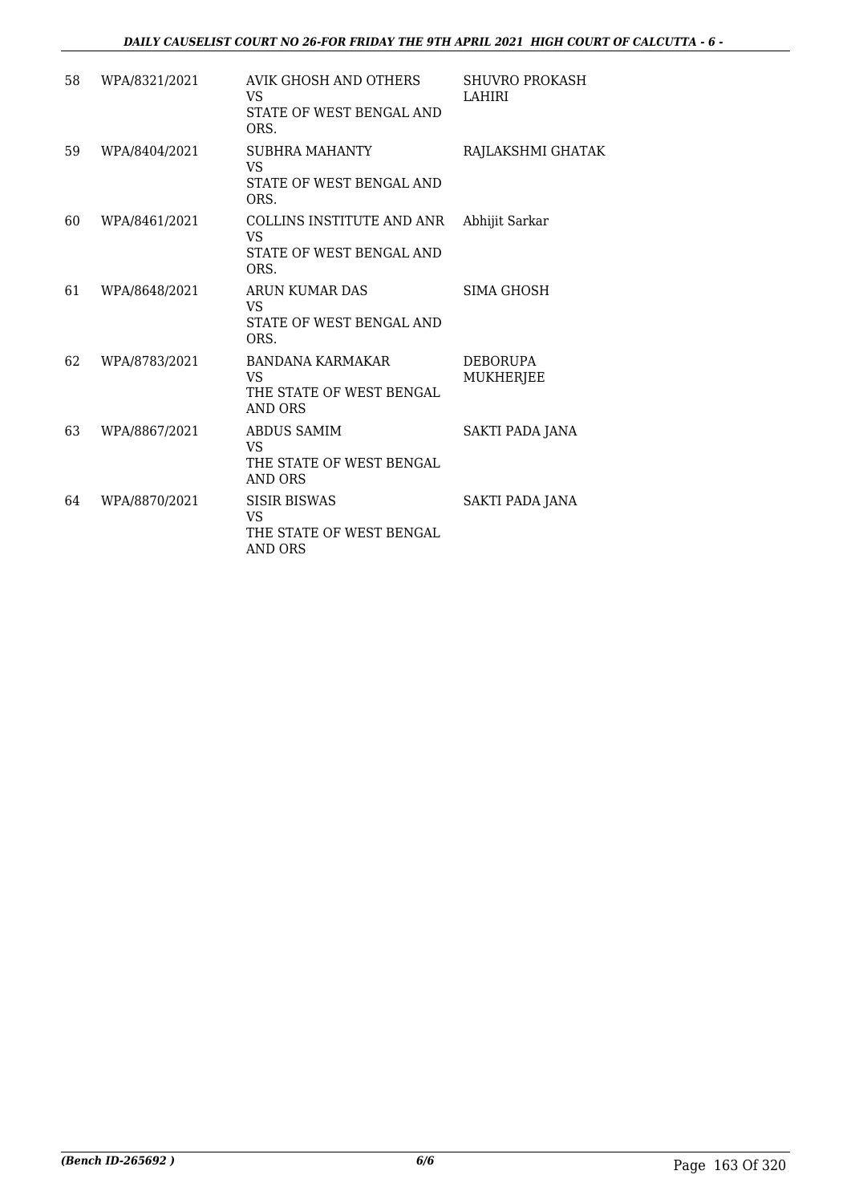| 58 | WPA/8321/2021 | AVIK GHOSH AND OTHERS<br>VS<br>STATE OF WEST BENGAL AND ORS. | SHUVRO PROKASH LAHIRI |
|---|---|---|---|
| 59 | WPA/8404/2021 | SUBHRA MAHANTY<br>VS<br>STATE OF WEST BENGAL AND ORS. | RAJLAKSHMI GHATAK |
| 60 | WPA/8461/2021 | COLLINS INSTITUTE AND ANR<br>VS<br>STATE OF WEST BENGAL AND ORS. | Abhijit Sarkar |
| 61 | WPA/8648/2021 | ARUN KUMAR DAS<br>VS<br>STATE OF WEST BENGAL AND ORS. | SIMA GHOSH |
| 62 | WPA/8783/2021 | BANDANA KARMAKAR<br>VS<br>THE STATE OF WEST BENGAL AND ORS | DEBORUPA MUKHERJEE |
| 63 | WPA/8867/2021 | ABDUS SAMIM<br>VS<br>THE STATE OF WEST BENGAL AND ORS | SAKTI PADA JANA |
| 64 | WPA/8870/2021 | SISIR BISWAS<br>VS<br>THE STATE OF WEST BENGAL AND ORS | SAKTI PADA JANA |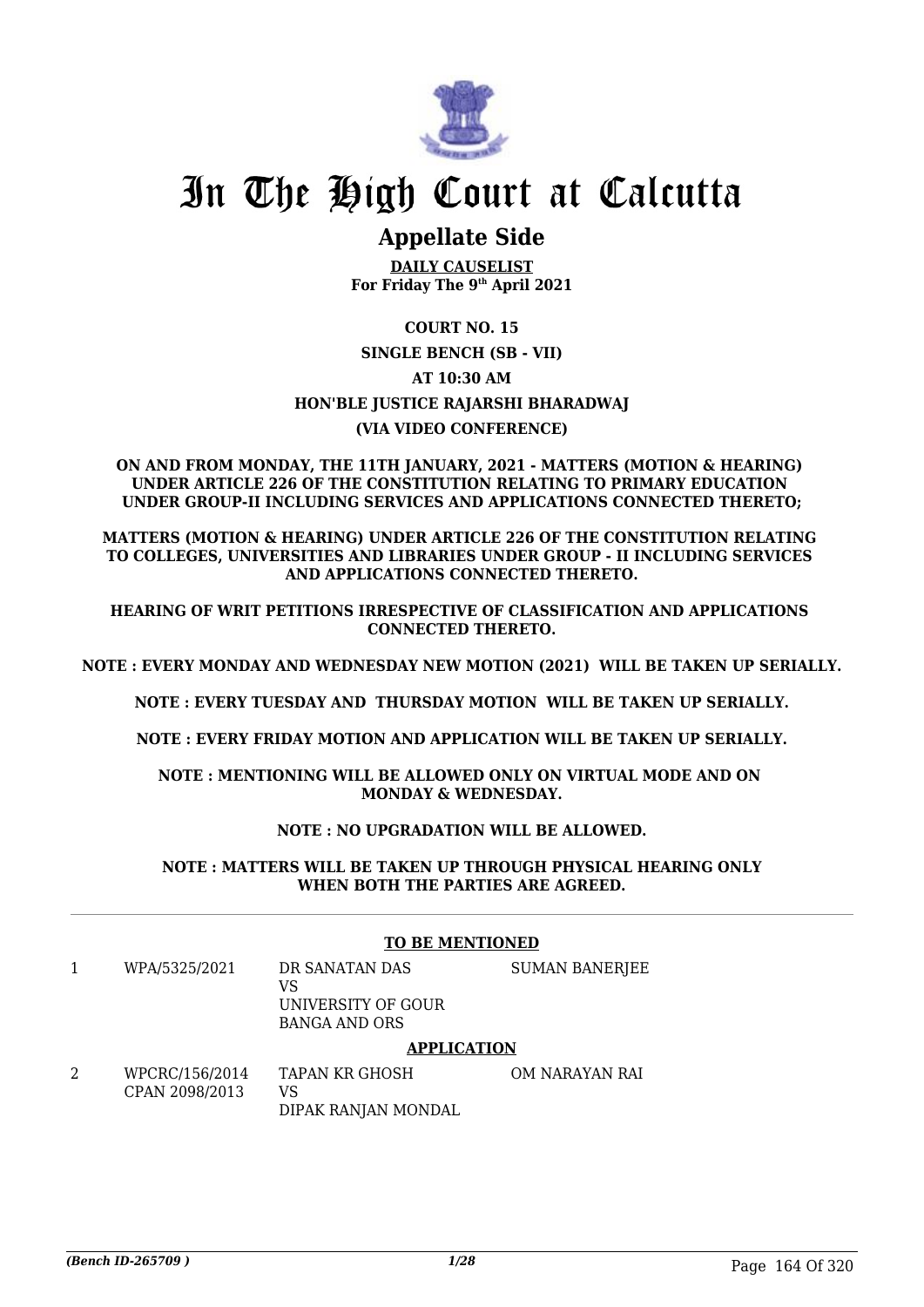# In The High Court at Calcutta

## Appellate Side

**DAILY CAUSELIST**
**For Friday The 9th April 2021**

**COURT NO. 15**

**SINGLE BENCH (SB - VII)**

**AT 10:30 AM**

**HON'BLE JUSTICE RAJARSHI BHARADWAJ**

**(VIA VIDEO CONFERENCE)**

**ON AND FROM MONDAY, THE 11TH JANUARY, 2021 - MATTERS (MOTION & HEARING) UNDER ARTICLE 226 OF THE CONSTITUTION RELATING TO PRIMARY EDUCATION UNDER GROUP-II INCLUDING SERVICES AND APPLICATIONS CONNECTED THERETO;**

**MATTERS (MOTION & HEARING) UNDER ARTICLE 226 OF THE CONSTITUTION RELATING TO COLLEGES, UNIVERSITIES AND LIBRARIES UNDER GROUP - II INCLUDING SERVICES AND APPLICATIONS CONNECTED THERETO.**

**HEARING OF WRIT PETITIONS IRRESPECTIVE OF CLASSIFICATION AND APPLICATIONS CONNECTED THERETO.**

**NOTE : EVERY MONDAY AND WEDNESDAY NEW MOTION (2021) WILL BE TAKEN UP SERIALLY.**

**NOTE : EVERY TUESDAY AND THURSDAY MOTION WILL BE TAKEN UP SERIALLY.**

**NOTE : EVERY FRIDAY MOTION AND APPLICATION WILL BE TAKEN UP SERIALLY.**

**NOTE : MENTIONING WILL BE ALLOWED ONLY ON VIRTUAL MODE AND ON MONDAY & WEDNESDAY.**

**NOTE : NO UPGRADATION WILL BE ALLOWED.**

**NOTE : MATTERS WILL BE TAKEN UP THROUGH PHYSICAL HEARING ONLY WHEN BOTH THE PARTIES ARE AGREED.**

---

**TO BE MENTIONED**

| | | | |
|---|---|---|---|
| 1 | WPA/5325/2021 | DR SANATAN DAS<br>VS<br>UNIVERSITY OF GOUR BANGA AND ORS | SUMAN BANERJEE |

**APPLICATION**

| | | | |
|---|---|---|---|
| 2 | WPCRC/156/2014<br>CPAN 2098/2013 | TAPAN KR GHOSH<br>VS<br>DIPAK RANJAN MONDAL | OM NARAYAN RAI |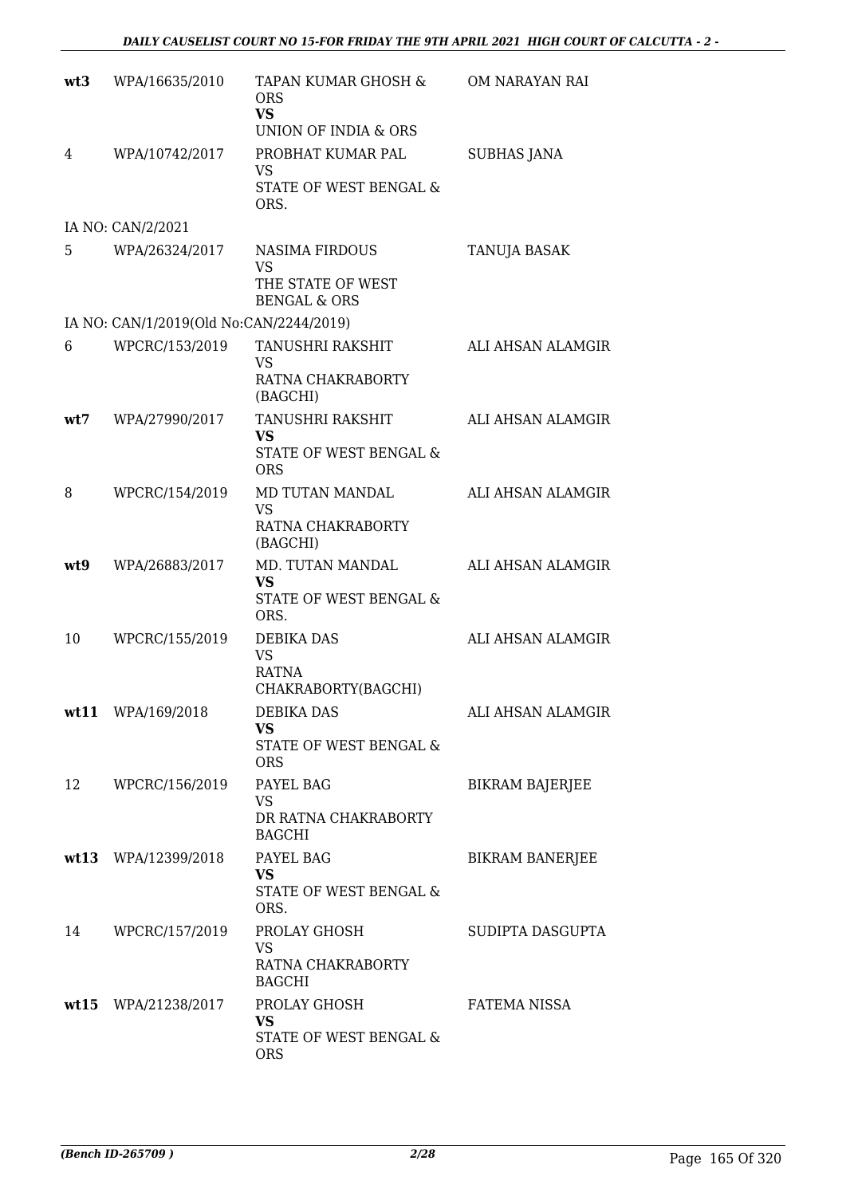| | | | |
|---|---|---|---|
| **wt3** | WPA/16635/2010 | TAPAN KUMAR GHOSH & ORS **VS** UNION OF INDIA & ORS | OM NARAYAN RAI |
| 4 | WPA/10742/2017 | PROBHAT KUMAR PAL VS STATE OF WEST BENGAL & ORS. | SUBHAS JANA |
| IA NO: CAN/2/2021 | | | |
| 5 | WPA/26324/2017 | NASIMA FIRDOUS VS THE STATE OF WEST BENGAL & ORS | TANUJA BASAK |
| IA NO: CAN/1/2019(Old No:CAN/2244/2019) | | | |
| 6 | WPCRC/153/2019 | TANUSHRI RAKSHIT VS RATNA CHAKRABORTY (BAGCHI) | ALI AHSAN ALAMGIR |
| **wt7** | WPA/27990/2017 | TANUSHRI RAKSHIT **VS** STATE OF WEST BENGAL & ORS | ALI AHSAN ALAMGIR |
| 8 | WPCRC/154/2019 | MD TUTAN MANDAL VS RATNA CHAKRABORTY (BAGCHI) | ALI AHSAN ALAMGIR |
| **wt9** | WPA/26883/2017 | MD. TUTAN MANDAL **VS** STATE OF WEST BENGAL & ORS. | ALI AHSAN ALAMGIR |
| 10 | WPCRC/155/2019 | DEBIKA DAS VS RATNA CHAKRABORTY(BAGCHI) | ALI AHSAN ALAMGIR |
| **wt11** | WPA/169/2018 | DEBIKA DAS **VS** STATE OF WEST BENGAL & ORS | ALI AHSAN ALAMGIR |
| 12 | WPCRC/156/2019 | PAYEL BAG VS DR RATNA CHAKRABORTY BAGCHI | BIKRAM BAJERJEE |
| **wt13** | WPA/12399/2018 | PAYEL BAG **VS** STATE OF WEST BENGAL & ORS. | BIKRAM BANERJEE |
| 14 | WPCRC/157/2019 | PROLAY GHOSH VS RATNA CHAKRABORTY BAGCHI | SUDIPTA DASGUPTA |
| **wt15** | WPA/21238/2017 | PROLAY GHOSH **VS** STATE OF WEST BENGAL & ORS | FATEMA NISSA |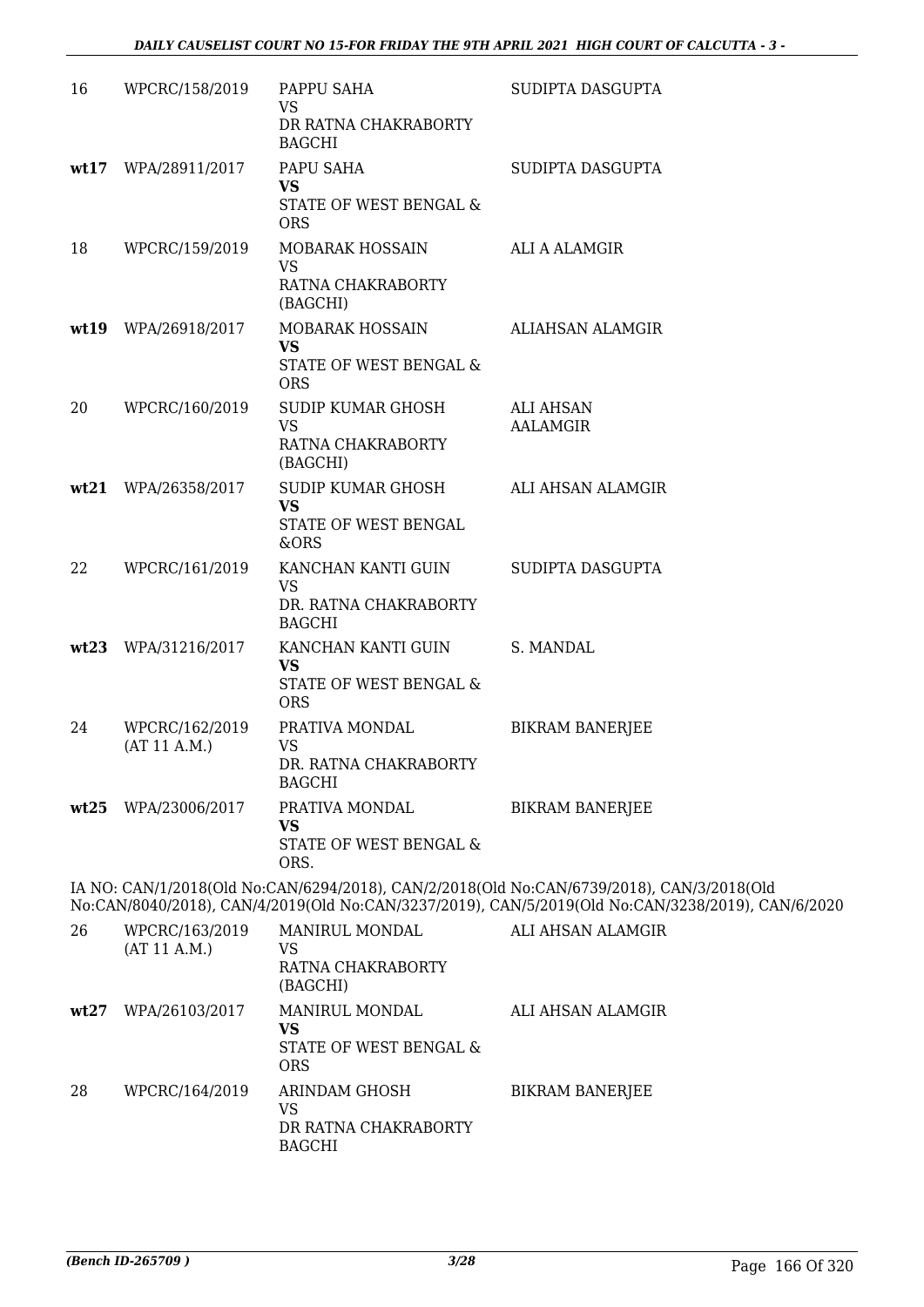| | | | |
|---|---|---|---|
| 16 | WPCRC/158/2019 | PAPPU SAHA<br>VS<br>DR RATNA CHAKRABORTY BAGCHI | SUDIPTA DASGUPTA |
| **wt17** | WPA/28911/2017 | PAPU SAHA<br>**VS**<br>STATE OF WEST BENGAL & ORS | SUDIPTA DASGUPTA |
| 18 | WPCRC/159/2019 | MOBARAK HOSSAIN<br>VS<br>RATNA CHAKRABORTY (BAGCHI) | ALI A ALAMGIR |
| **wt19** | WPA/26918/2017 | MOBARAK HOSSAIN<br>**VS**<br>STATE OF WEST BENGAL & ORS | ALIAHSAN ALAMGIR |
| 20 | WPCRC/160/2019 | SUDIP KUMAR GHOSH<br>VS<br>RATNA CHAKRABORTY (BAGCHI) | ALI AHSAN AALAMGIR |
| **wt21** | WPA/26358/2017 | SUDIP KUMAR GHOSH<br>**VS**<br>STATE OF WEST BENGAL &ORS | ALI AHSAN ALAMGIR |
| 22 | WPCRC/161/2019 | KANCHAN KANTI GUIN<br>VS<br>DR. RATNA CHAKRABORTY BAGCHI | SUDIPTA DASGUPTA |
| **wt23** | WPA/31216/2017 | KANCHAN KANTI GUIN<br>**VS**<br>STATE OF WEST BENGAL & ORS | S. MANDAL |
| 24 | WPCRC/162/2019<br>(AT 11 A.M.) | PRATIVA MONDAL<br>VS<br>DR. RATNA CHAKRABORTY BAGCHI | BIKRAM BANERJEE |
| **wt25** | WPA/23006/2017 | PRATIVA MONDAL<br>**VS**<br>STATE OF WEST BENGAL & ORS. | BIKRAM BANERJEE |

IA NO: CAN/1/2018(Old No:CAN/6294/2018), CAN/2/2018(Old No:CAN/6739/2018), CAN/3/2018(Old No:CAN/8040/2018), CAN/4/2019(Old No:CAN/3237/2019), CAN/5/2019(Old No:CAN/3238/2019), CAN/6/2020

| | | | |
|---|---|---|---|
| 26 | WPCRC/163/2019<br>(AT 11 A.M.) | MANIRUL MONDAL<br>VS<br>RATNA CHAKRABORTY (BAGCHI) | ALI AHSAN ALAMGIR |
| **wt27** | WPA/26103/2017 | MANIRUL MONDAL<br>**VS**<br>STATE OF WEST BENGAL & ORS | ALI AHSAN ALAMGIR |
| 28 | WPCRC/164/2019 | ARINDAM GHOSH<br>VS<br>DR RATNA CHAKRABORTY BAGCHI | BIKRAM BANERJEE |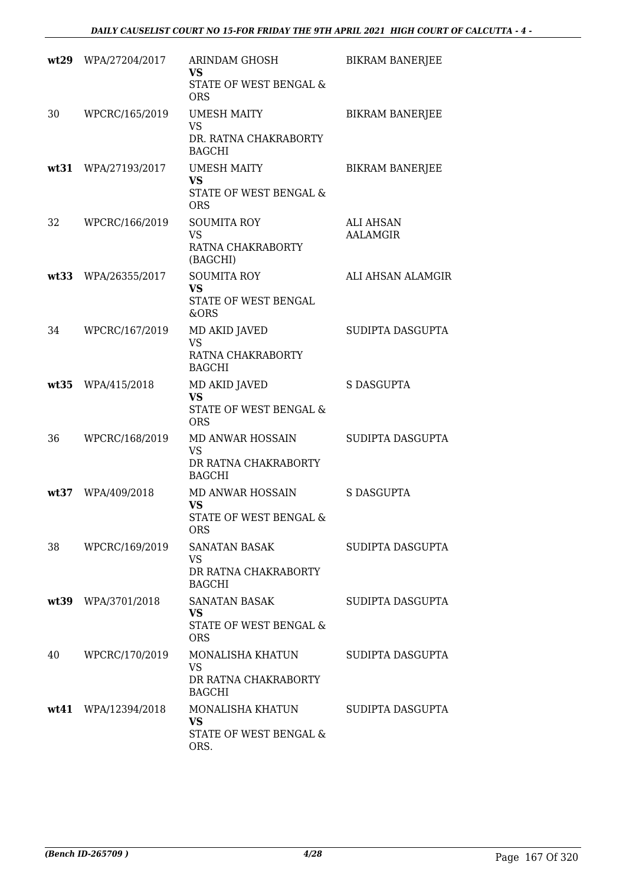| | | | |
|---|---|---|---|
| **wt29** | WPA/27204/2017 | ARINDAM GHOSH<br>**VS**<br>STATE OF WEST BENGAL & ORS | BIKRAM BANERJEE |
| 30 | WPCRC/165/2019 | UMESH MAITY<br>VS<br>DR. RATNA CHAKRABORTY BAGCHI | BIKRAM BANERJEE |
| **wt31** | WPA/27193/2017 | UMESH MAITY<br>**VS**<br>STATE OF WEST BENGAL & ORS | BIKRAM BANERJEE |
| 32 | WPCRC/166/2019 | SOUMITA ROY<br>VS<br>RATNA CHAKRABORTY (BAGCHI) | ALI AHSAN AALAMGIR |
| **wt33** | WPA/26355/2017 | SOUMITA ROY<br>**VS**<br>STATE OF WEST BENGAL &ORS | ALI AHSAN ALAMGIR |
| 34 | WPCRC/167/2019 | MD AKID JAVED<br>VS<br>RATNA CHAKRABORTY BAGCHI | SUDIPTA DASGUPTA |
| **wt35** | WPA/415/2018 | MD AKID JAVED<br>**VS**<br>STATE OF WEST BENGAL & ORS | S DASGUPTA |
| 36 | WPCRC/168/2019 | MD ANWAR HOSSAIN<br>VS<br>DR RATNA CHAKRABORTY BAGCHI | SUDIPTA DASGUPTA |
| **wt37** | WPA/409/2018 | MD ANWAR HOSSAIN<br>**VS**<br>STATE OF WEST BENGAL & ORS | S DASGUPTA |
| 38 | WPCRC/169/2019 | SANATAN BASAK<br>VS<br>DR RATNA CHAKRABORTY BAGCHI | SUDIPTA DASGUPTA |
| **wt39** | WPA/3701/2018 | SANATAN BASAK<br>**VS**<br>STATE OF WEST BENGAL & ORS | SUDIPTA DASGUPTA |
| 40 | WPCRC/170/2019 | MONALISHA KHATUN<br>VS<br>DR RATNA CHAKRABORTY BAGCHI | SUDIPTA DASGUPTA |
| **wt41** | WPA/12394/2018 | MONALISHA KHATUN<br>**VS**<br>STATE OF WEST BENGAL & ORS. | SUDIPTA DASGUPTA |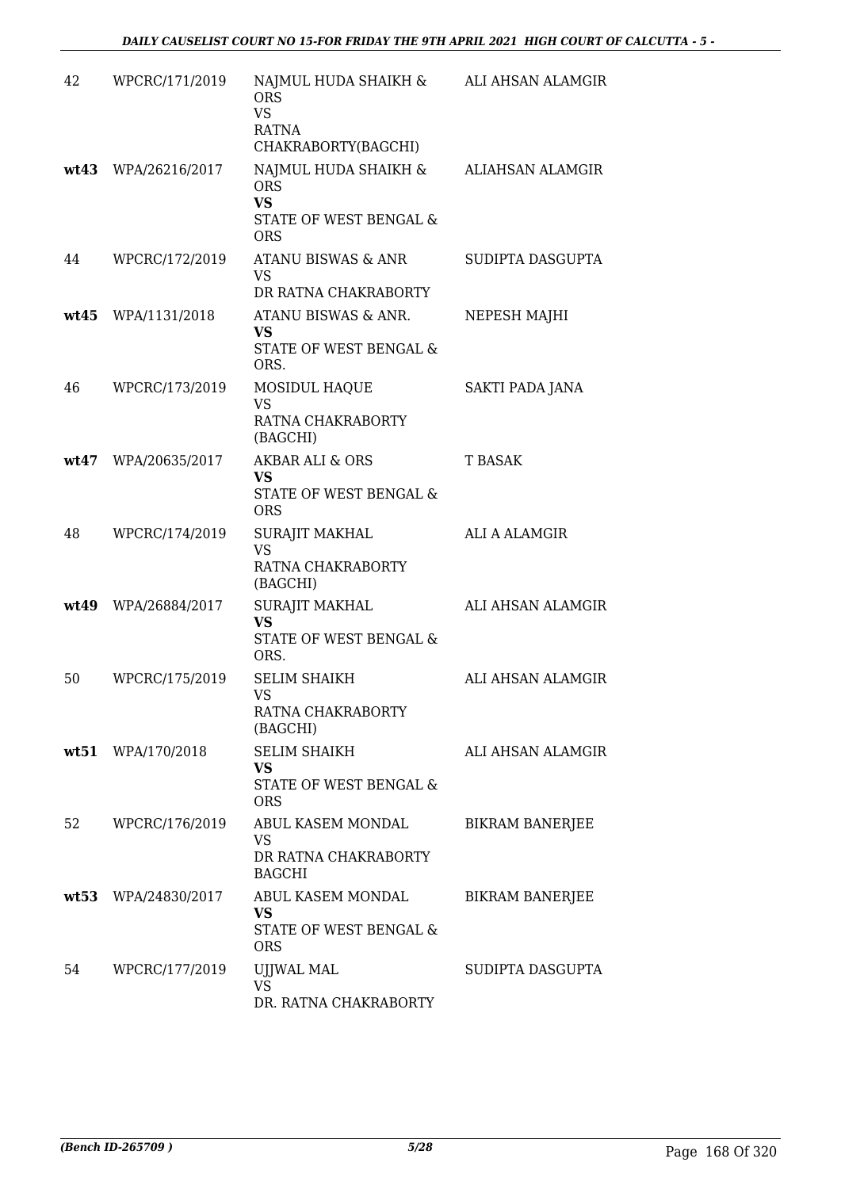| 42 | WPCRC/171/2019 | NAJMUL HUDA SHAIKH & ORS<br>VS<br>RATNA CHAKRABORTY(BAGCHI) | ALI AHSAN ALAMGIR |
|---|---|---|---|
| **wt43** | WPA/26216/2017 | NAJMUL HUDA SHAIKH & ORS<br>**VS**<br>STATE OF WEST BENGAL & ORS | ALIAHSAN ALAMGIR |
| 44 | WPCRC/172/2019 | ATANU BISWAS & ANR<br>VS<br>DR RATNA CHAKRABORTY | SUDIPTA DASGUPTA |
| **wt45** | WPA/1131/2018 | ATANU BISWAS & ANR.<br>**VS**<br>STATE OF WEST BENGAL & ORS. | NEPESH MAJHI |
| 46 | WPCRC/173/2019 | MOSIDUL HAQUE<br>VS<br>RATNA CHAKRABORTY (BAGCHI) | SAKTI PADA JANA |
| **wt47** | WPA/20635/2017 | AKBAR ALI & ORS<br>**VS**<br>STATE OF WEST BENGAL & ORS | T BASAK |
| 48 | WPCRC/174/2019 | SURAJIT MAKHAL<br>VS<br>RATNA CHAKRABORTY (BAGCHI) | ALI A ALAMGIR |
| **wt49** | WPA/26884/2017 | SURAJIT MAKHAL<br>**VS**<br>STATE OF WEST BENGAL & ORS. | ALI AHSAN ALAMGIR |
| 50 | WPCRC/175/2019 | SELIM SHAIKH<br>VS<br>RATNA CHAKRABORTY (BAGCHI) | ALI AHSAN ALAMGIR |
| **wt51** | WPA/170/2018 | SELIM SHAIKH<br>**VS**<br>STATE OF WEST BENGAL & ORS | ALI AHSAN ALAMGIR |
| 52 | WPCRC/176/2019 | ABUL KASEM MONDAL<br>VS<br>DR RATNA CHAKRABORTY BAGCHI | BIKRAM BANERJEE |
| **wt53** | WPA/24830/2017 | ABUL KASEM MONDAL<br>**VS**<br>STATE OF WEST BENGAL & ORS | BIKRAM BANERJEE |
| 54 | WPCRC/177/2019 | UJJWAL MAL<br>VS<br>DR. RATNA CHAKRABORTY | SUDIPTA DASGUPTA |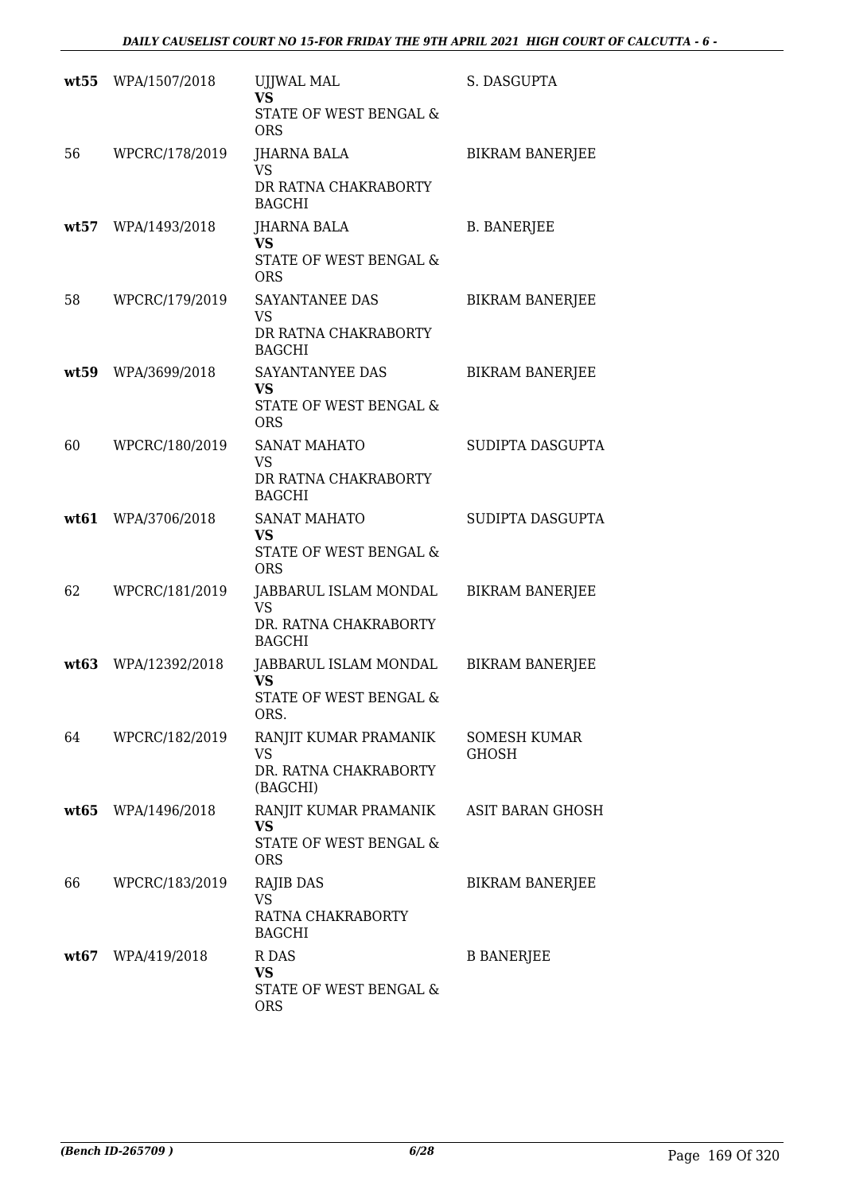| | | | |
|---|---|---|---|
| **wt55** | WPA/1507/2018 | UJJWAL MAL<br>**VS**<br>STATE OF WEST BENGAL & ORS | S. DASGUPTA |
| 56 | WPCRC/178/2019 | JHARNA BALA<br>VS<br>DR RATNA CHAKRABORTY BAGCHI | BIKRAM BANERJEE |
| **wt57** | WPA/1493/2018 | JHARNA BALA<br>**VS**<br>STATE OF WEST BENGAL & ORS | B. BANERJEE |
| 58 | WPCRC/179/2019 | SAYANTANEE DAS<br>VS<br>DR RATNA CHAKRABORTY BAGCHI | BIKRAM BANERJEE |
| **wt59** | WPA/3699/2018 | SAYANTANYEE DAS<br>**VS**<br>STATE OF WEST BENGAL & ORS | BIKRAM BANERJEE |
| 60 | WPCRC/180/2019 | SANAT MAHATO<br>VS<br>DR RATNA CHAKRABORTY BAGCHI | SUDIPTA DASGUPTA |
| **wt61** | WPA/3706/2018 | SANAT MAHATO<br>**VS**<br>STATE OF WEST BENGAL & ORS | SUDIPTA DASGUPTA |
| 62 | WPCRC/181/2019 | JABBARUL ISLAM MONDAL<br>VS<br>DR. RATNA CHAKRABORTY BAGCHI | BIKRAM BANERJEE |
| **wt63** | WPA/12392/2018 | JABBARUL ISLAM MONDAL<br>**VS**<br>STATE OF WEST BENGAL & ORS. | BIKRAM BANERJEE |
| 64 | WPCRC/182/2019 | RANJIT KUMAR PRAMANIK<br>VS<br>DR. RATNA CHAKRABORTY (BAGCHI) | SOMESH KUMAR GHOSH |
| **wt65** | WPA/1496/2018 | RANJIT KUMAR PRAMANIK<br>**VS**<br>STATE OF WEST BENGAL & ORS | ASIT BARAN GHOSH |
| 66 | WPCRC/183/2019 | RAJIB DAS<br>VS<br>RATNA CHAKRABORTY BAGCHI | BIKRAM BANERJEE |
| **wt67** | WPA/419/2018 | R DAS<br>**VS**<br>STATE OF WEST BENGAL & ORS | B BANERJEE |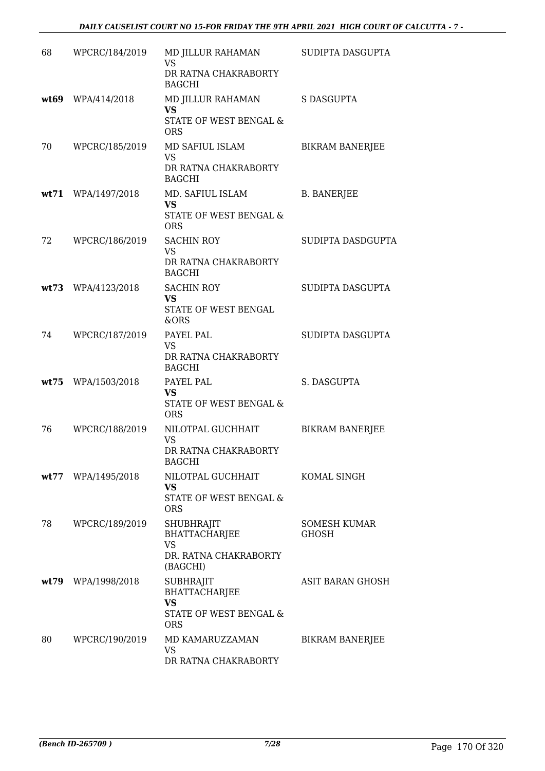| | | | |
|---|---|---|---|
| 68 | WPCRC/184/2019 | MD JILLUR RAHAMAN<br>VS<br>DR RATNA CHAKRABORTY BAGCHI | SUDIPTA DASGUPTA |
| **wt69** | WPA/414/2018 | MD JILLUR RAHAMAN<br>**VS**<br>STATE OF WEST BENGAL & ORS | S DASGUPTA |
| 70 | WPCRC/185/2019 | MD SAFIUL ISLAM<br>VS<br>DR RATNA CHAKRABORTY BAGCHI | BIKRAM BANERJEE |
| **wt71** | WPA/1497/2018 | MD. SAFIUL ISLAM<br>**VS**<br>STATE OF WEST BENGAL & ORS | B. BANERJEE |
| 72 | WPCRC/186/2019 | SACHIN ROY<br>VS<br>DR RATNA CHAKRABORTY BAGCHI | SUDIPTA DASDGUPTA |
| **wt73** | WPA/4123/2018 | SACHIN ROY<br>**VS**<br>STATE OF WEST BENGAL &ORS | SUDIPTA DASGUPTA |
| 74 | WPCRC/187/2019 | PAYEL PAL<br>VS<br>DR RATNA CHAKRABORTY BAGCHI | SUDIPTA DASGUPTA |
| **wt75** | WPA/1503/2018 | PAYEL PAL<br>**VS**<br>STATE OF WEST BENGAL & ORS | S. DASGUPTA |
| 76 | WPCRC/188/2019 | NILOTPAL GUCHHAIT<br>VS<br>DR RATNA CHAKRABORTY BAGCHI | BIKRAM BANERJEE |
| **wt77** | WPA/1495/2018 | NILOTPAL GUCHHAIT<br>**VS**<br>STATE OF WEST BENGAL & ORS | KOMAL SINGH |
| 78 | WPCRC/189/2019 | SHUBHRAJIT BHATTACHARJEE<br>VS<br>DR. RATNA CHAKRABORTY (BAGCHI) | SOMESH KUMAR GHOSH |
| **wt79** | WPA/1998/2018 | SUBHRAJIT BHATTACHARJEE<br>**VS**<br>STATE OF WEST BENGAL & ORS | ASIT BARAN GHOSH |
| 80 | WPCRC/190/2019 | MD KAMARUZZAMAN<br>VS<br>DR RATNA CHAKRABORTY | BIKRAM BANERJEE |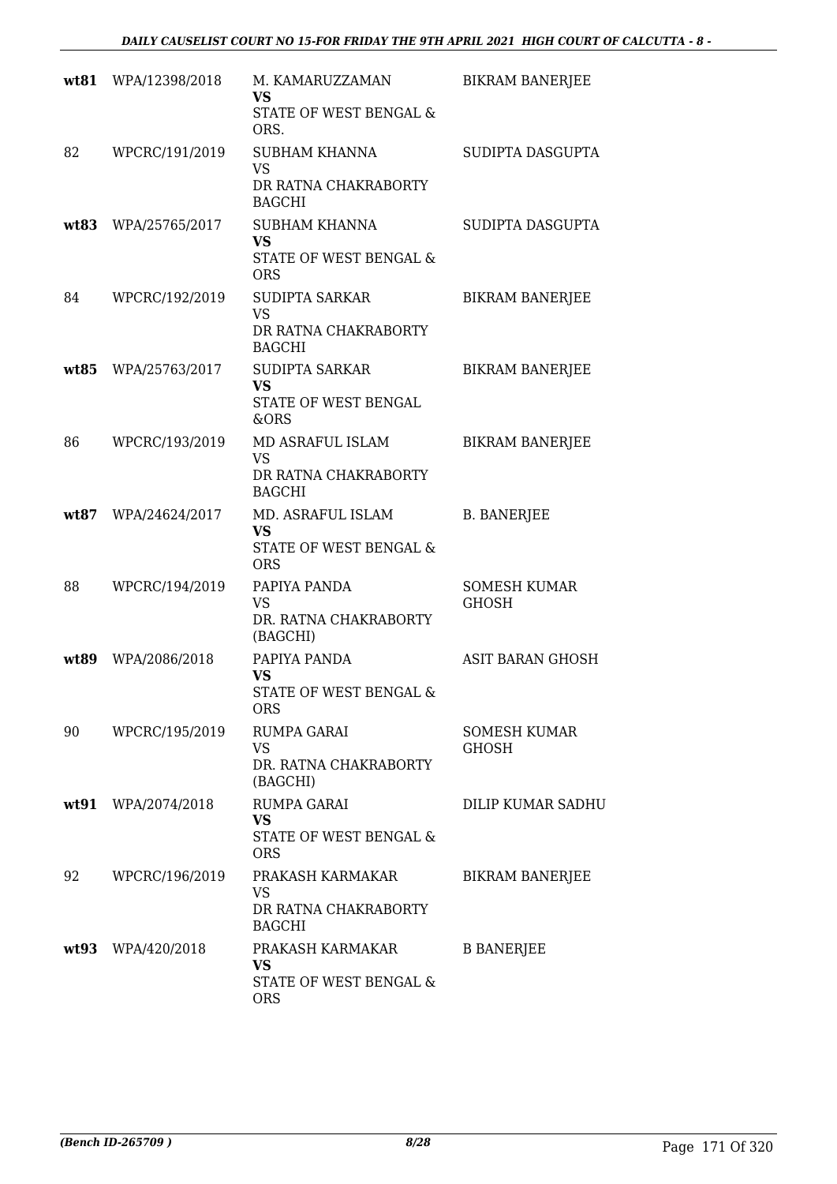| | | | |
|---|---|---|---|
| **wt81** | WPA/12398/2018 | M. KAMARUZZAMAN<br>**VS**<br>STATE OF WEST BENGAL & ORS. | BIKRAM BANERJEE |
| 82 | WPCRC/191/2019 | SUBHAM KHANNA<br>VS<br>DR RATNA CHAKRABORTY BAGCHI | SUDIPTA DASGUPTA |
| **wt83** | WPA/25765/2017 | SUBHAM KHANNA<br>**VS**<br>STATE OF WEST BENGAL & ORS | SUDIPTA DASGUPTA |
| 84 | WPCRC/192/2019 | SUDIPTA SARKAR<br>VS<br>DR RATNA CHAKRABORTY BAGCHI | BIKRAM BANERJEE |
| **wt85** | WPA/25763/2017 | SUDIPTA SARKAR<br>**VS**<br>STATE OF WEST BENGAL &ORS | BIKRAM BANERJEE |
| 86 | WPCRC/193/2019 | MD ASRAFUL ISLAM<br>VS<br>DR RATNA CHAKRABORTY BAGCHI | BIKRAM BANERJEE |
| **wt87** | WPA/24624/2017 | MD. ASRAFUL ISLAM<br>**VS**<br>STATE OF WEST BENGAL & ORS | B. BANERJEE |
| 88 | WPCRC/194/2019 | PAPIYA PANDA<br>VS<br>DR. RATNA CHAKRABORTY (BAGCHI) | SOMESH KUMAR GHOSH |
| **wt89** | WPA/2086/2018 | PAPIYA PANDA<br>**VS**<br>STATE OF WEST BENGAL & ORS | ASIT BARAN GHOSH |
| 90 | WPCRC/195/2019 | RUMPA GARAI<br>VS<br>DR. RATNA CHAKRABORTY (BAGCHI) | SOMESH KUMAR GHOSH |
| **wt91** | WPA/2074/2018 | RUMPA GARAI<br>**VS**<br>STATE OF WEST BENGAL & ORS | DILIP KUMAR SADHU |
| 92 | WPCRC/196/2019 | PRAKASH KARMAKAR<br>VS<br>DR RATNA CHAKRABORTY BAGCHI | BIKRAM BANERJEE |
| **wt93** | WPA/420/2018 | PRAKASH KARMAKAR<br>**VS**<br>STATE OF WEST BENGAL & ORS | B BANERJEE |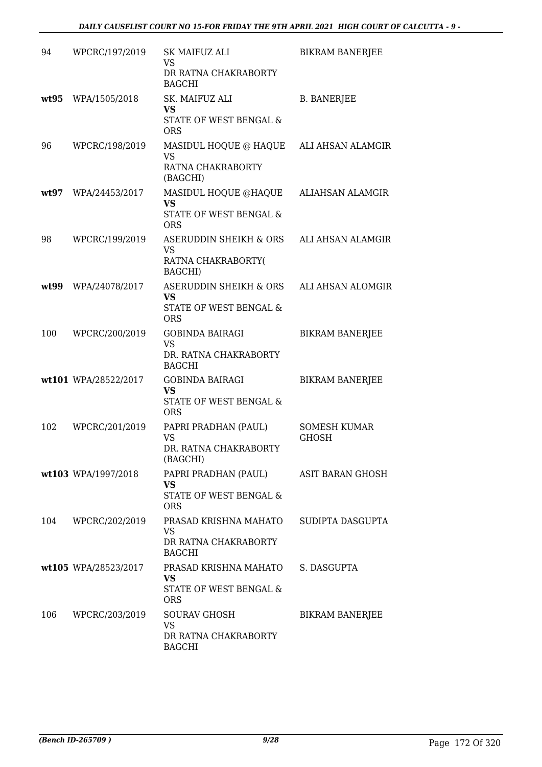| | | | |
|---|---|---|---|
| 94 | WPCRC/197/2019 | SK MAIFUZ ALI<br>VS<br>DR RATNA CHAKRABORTY BAGCHI | BIKRAM BANERJEE |
| **wt95** | WPA/1505/2018 | SK. MAIFUZ ALI<br>**VS**<br>STATE OF WEST BENGAL & ORS | B. BANERJEE |
| 96 | WPCRC/198/2019 | MASIDUL HOQUE @ HAQUE<br>VS<br>RATNA CHAKRABORTY (BAGCHI) | ALI AHSAN ALAMGIR |
| **wt97** | WPA/24453/2017 | MASIDUL HOQUE @HAQUE<br>**VS**<br>STATE OF WEST BENGAL & ORS | ALIAHSAN ALAMGIR |
| 98 | WPCRC/199/2019 | ASERUDDIN SHEIKH & ORS<br>VS<br>RATNA CHAKRABORTY( BAGCHI) | ALI AHSAN ALAMGIR |
| **wt99** | WPA/24078/2017 | ASERUDDIN SHEIKH & ORS<br>**VS**<br>STATE OF WEST BENGAL & ORS | ALI AHSAN ALOMGIR |
| 100 | WPCRC/200/2019 | GOBINDA BAIRAGI<br>VS<br>DR. RATNA CHAKRABORTY BAGCHI | BIKRAM BANERJEE |
| **wt101** | WPA/28522/2017 | GOBINDA BAIRAGI<br>**VS**<br>STATE OF WEST BENGAL & ORS | BIKRAM BANERJEE |
| 102 | WPCRC/201/2019 | PAPRI PRADHAN (PAUL)<br>VS<br>DR. RATNA CHAKRABORTY (BAGCHI) | SOMESH KUMAR GHOSH |
| **wt103** | WPA/1997/2018 | PAPRI PRADHAN (PAUL)<br>**VS**<br>STATE OF WEST BENGAL & ORS | ASIT BARAN GHOSH |
| 104 | WPCRC/202/2019 | PRASAD KRISHNA MAHATO<br>VS<br>DR RATNA CHAKRABORTY BAGCHI | SUDIPTA DASGUPTA |
| **wt105** | WPA/28523/2017 | PRASAD KRISHNA MAHATO<br>**VS**<br>STATE OF WEST BENGAL & ORS | S. DASGUPTA |
| 106 | WPCRC/203/2019 | SOURAV GHOSH<br>VS<br>DR RATNA CHAKRABORTY BAGCHI | BIKRAM BANERJEE |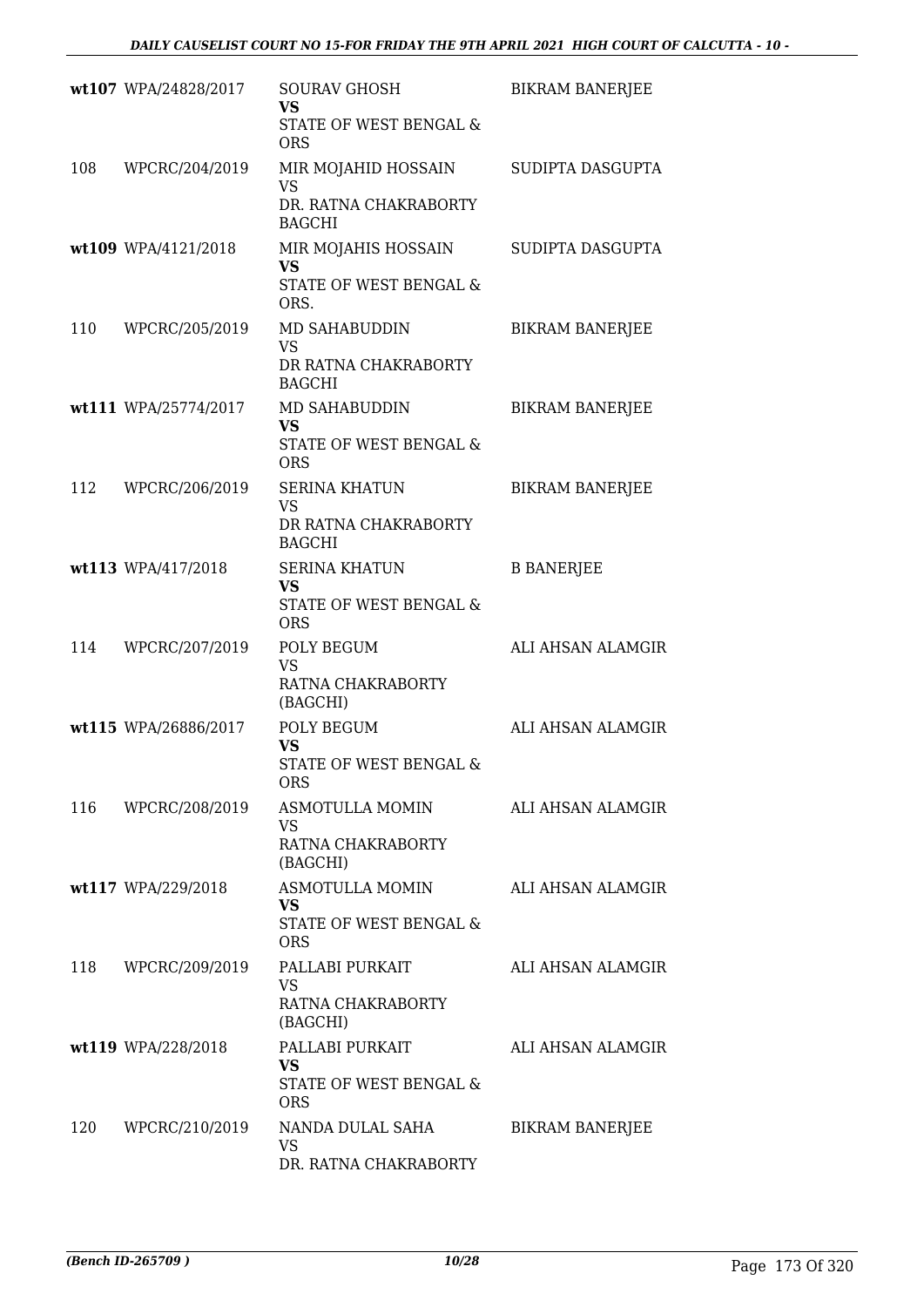| | | | |
|---|---|---|---|
| wt107 | WPA/24828/2017 | SOURAV GHOSH<br>**VS**<br>STATE OF WEST BENGAL & ORS | BIKRAM BANERJEE |
| 108 | WPCRC/204/2019 | MIR MOJAHID HOSSAIN<br>VS<br>DR. RATNA CHAKRABORTY BAGCHI | SUDIPTA DASGUPTA |
| wt109 | WPA/4121/2018 | MIR MOJAHIS HOSSAIN<br>**VS**<br>STATE OF WEST BENGAL & ORS. | SUDIPTA DASGUPTA |
| 110 | WPCRC/205/2019 | MD SAHABUDDIN<br>VS<br>DR RATNA CHAKRABORTY BAGCHI | BIKRAM BANERJEE |
| wt111 | WPA/25774/2017 | MD SAHABUDDIN<br>**VS**<br>STATE OF WEST BENGAL & ORS | BIKRAM BANERJEE |
| 112 | WPCRC/206/2019 | SERINA KHATUN<br>VS<br>DR RATNA CHAKRABORTY BAGCHI | BIKRAM BANERJEE |
| wt113 | WPA/417/2018 | SERINA KHATUN<br>**VS**<br>STATE OF WEST BENGAL & ORS | B BANERJEE |
| 114 | WPCRC/207/2019 | POLY BEGUM<br>VS<br>RATNA CHAKRABORTY (BAGCHI) | ALI AHSAN ALAMGIR |
| wt115 | WPA/26886/2017 | POLY BEGUM<br>**VS**<br>STATE OF WEST BENGAL & ORS | ALI AHSAN ALAMGIR |
| 116 | WPCRC/208/2019 | ASMOTULLA MOMIN<br>VS<br>RATNA CHAKRABORTY (BAGCHI) | ALI AHSAN ALAMGIR |
| wt117 | WPA/229/2018 | ASMOTULLA MOMIN<br>**VS**<br>STATE OF WEST BENGAL & ORS | ALI AHSAN ALAMGIR |
| 118 | WPCRC/209/2019 | PALLABI PURKAIT<br>VS<br>RATNA CHAKRABORTY (BAGCHI) | ALI AHSAN ALAMGIR |
| wt119 | WPA/228/2018 | PALLABI PURKAIT<br>**VS**<br>STATE OF WEST BENGAL & ORS | ALI AHSAN ALAMGIR |
| 120 | WPCRC/210/2019 | NANDA DULAL SAHA<br>VS<br>DR. RATNA CHAKRABORTY | BIKRAM BANERJEE |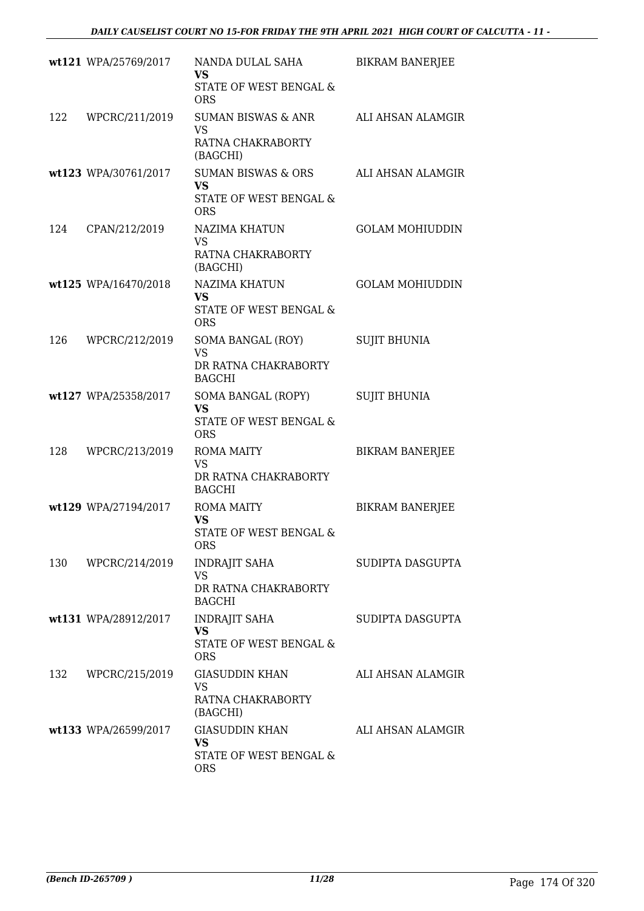| | | | |
|---|---|---|---|
| wt121 | WPA/25769/2017 | NANDA DULAL SAHA<br>**VS**<br>STATE OF WEST BENGAL & ORS | BIKRAM BANERJEE |
| 122 | WPCRC/211/2019 | SUMAN BISWAS & ANR<br>VS<br>RATNA CHAKRABORTY (BAGCHI) | ALI AHSAN ALAMGIR |
| wt123 | WPA/30761/2017 | SUMAN BISWAS & ORS<br>**VS**<br>STATE OF WEST BENGAL & ORS | ALI AHSAN ALAMGIR |
| 124 | CPAN/212/2019 | NAZIMA KHATUN<br>VS<br>RATNA CHAKRABORTY (BAGCHI) | GOLAM MOHIUDDIN |
| wt125 | WPA/16470/2018 | NAZIMA KHATUN<br>**VS**<br>STATE OF WEST BENGAL & ORS | GOLAM MOHIUDDIN |
| 126 | WPCRC/212/2019 | SOMA BANGAL (ROY)<br>VS<br>DR RATNA CHAKRABORTY BAGCHI | SUJIT BHUNIA |
| wt127 | WPA/25358/2017 | SOMA BANGAL (ROPY)<br>**VS**<br>STATE OF WEST BENGAL & ORS | SUJIT BHUNIA |
| 128 | WPCRC/213/2019 | ROMA MAITY<br>VS<br>DR RATNA CHAKRABORTY BAGCHI | BIKRAM BANERJEE |
| wt129 | WPA/27194/2017 | ROMA MAITY<br>**VS**<br>STATE OF WEST BENGAL & ORS | BIKRAM BANERJEE |
| 130 | WPCRC/214/2019 | INDRAJIT SAHA<br>VS<br>DR RATNA CHAKRABORTY BAGCHI | SUDIPTA DASGUPTA |
| wt131 | WPA/28912/2017 | INDRAJIT SAHA<br>**VS**<br>STATE OF WEST BENGAL & ORS | SUDIPTA DASGUPTA |
| 132 | WPCRC/215/2019 | GIASUDDIN KHAN<br>VS<br>RATNA CHAKRABORTY (BAGCHI) | ALI AHSAN ALAMGIR |
| wt133 | WPA/26599/2017 | GIASUDDIN KHAN<br>**VS**<br>STATE OF WEST BENGAL & ORS | ALI AHSAN ALAMGIR |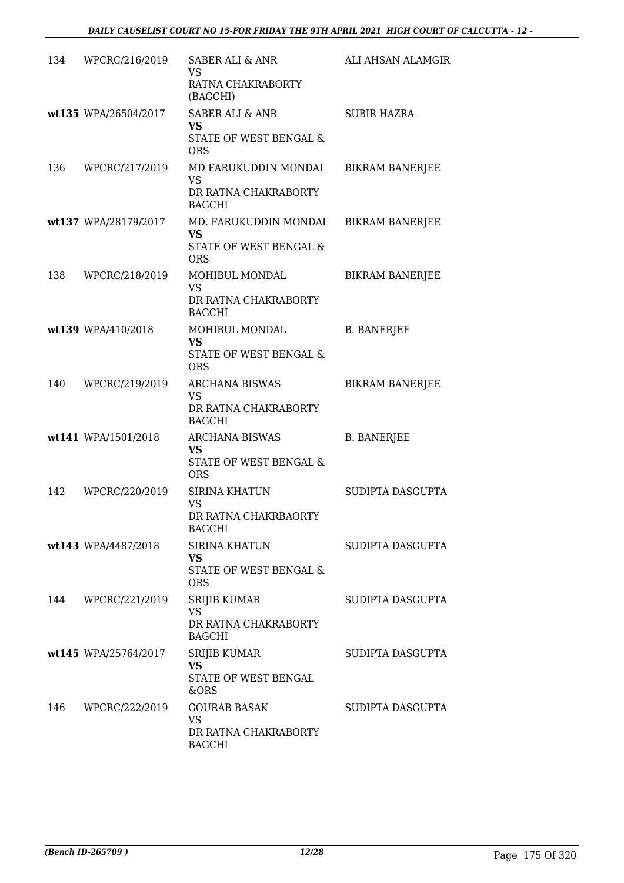| | | | |
|---|---|---|---|
| 134 | WPCRC/216/2019 | SABER ALI & ANR<br>VS<br>RATNA CHAKRABORTY (BAGCHI) | ALI AHSAN ALAMGIR |
| wt135 | WPA/26504/2017 | SABER ALI & ANR<br>**VS**<br>STATE OF WEST BENGAL & ORS | SUBIR HAZRA |
| 136 | WPCRC/217/2019 | MD FARUKUDDIN MONDAL<br>VS<br>DR RATNA CHAKRABORTY BAGCHI | BIKRAM BANERJEE |
| wt137 | WPA/28179/2017 | MD. FARUKUDDIN MONDAL<br>**VS**<br>STATE OF WEST BENGAL & ORS | BIKRAM BANERJEE |
| 138 | WPCRC/218/2019 | MOHIBUL MONDAL<br>VS<br>DR RATNA CHAKRABORTY BAGCHI | BIKRAM BANERJEE |
| wt139 | WPA/410/2018 | MOHIBUL MONDAL<br>**VS**<br>STATE OF WEST BENGAL & ORS | B. BANERJEE |
| 140 | WPCRC/219/2019 | ARCHANA BISWAS<br>VS<br>DR RATNA CHAKRABORTY BAGCHI | BIKRAM BANERJEE |
| wt141 | WPA/1501/2018 | ARCHANA BISWAS<br>**VS**<br>STATE OF WEST BENGAL & ORS | B. BANERJEE |
| 142 | WPCRC/220/2019 | SIRINA KHATUN<br>VS<br>DR RATNA CHAKRBAORTY BAGCHI | SUDIPTA DASGUPTA |
| wt143 | WPA/4487/2018 | SIRINA KHATUN<br>**VS**<br>STATE OF WEST BENGAL & ORS | SUDIPTA DASGUPTA |
| 144 | WPCRC/221/2019 | SRIJIB KUMAR<br>VS<br>DR RATNA CHAKRABORTY BAGCHI | SUDIPTA DASGUPTA |
| wt145 | WPA/25764/2017 | SRIJIB KUMAR<br>**VS**<br>STATE OF WEST BENGAL &ORS | SUDIPTA DASGUPTA |
| 146 | WPCRC/222/2019 | GOURAB BASAK<br>VS<br>DR RATNA CHAKRABORTY BAGCHI | SUDIPTA DASGUPTA |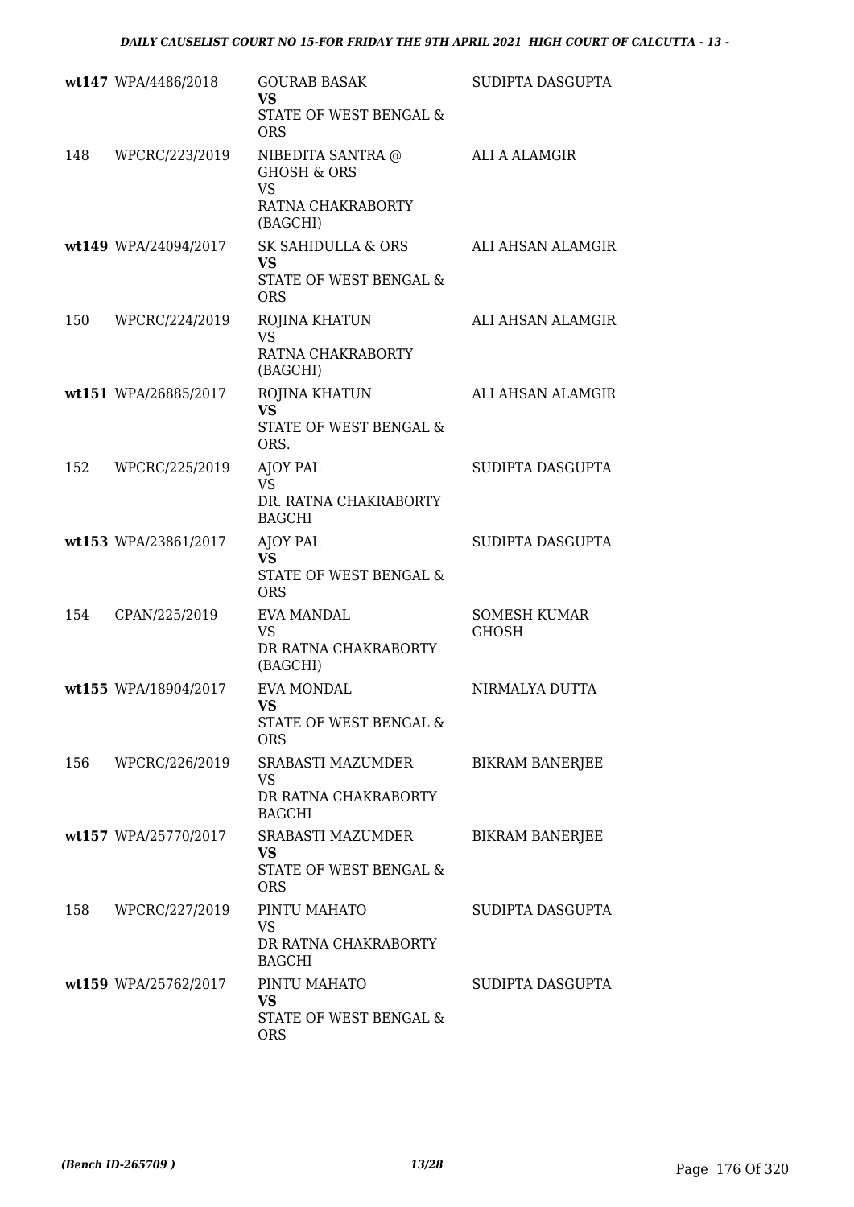| | | | |
|---|---|---|---|
| wt147 | WPA/4486/2018 | GOURAB BASAK<br>**VS**<br>STATE OF WEST BENGAL & ORS | SUDIPTA DASGUPTA |
| 148 | WPCRC/223/2019 | NIBEDITA SANTRA @ GHOSH & ORS<br>VS<br>RATNA CHAKRABORTY (BAGCHI) | ALI A ALAMGIR |
| wt149 | WPA/24094/2017 | SK SAHIDULLA & ORS<br>**VS**<br>STATE OF WEST BENGAL & ORS | ALI AHSAN ALAMGIR |
| 150 | WPCRC/224/2019 | ROJINA KHATUN<br>VS<br>RATNA CHAKRABORTY (BAGCHI) | ALI AHSAN ALAMGIR |
| wt151 | WPA/26885/2017 | ROJINA KHATUN<br>**VS**<br>STATE OF WEST BENGAL & ORS. | ALI AHSAN ALAMGIR |
| 152 | WPCRC/225/2019 | AJOY PAL<br>VS<br>DR. RATNA CHAKRABORTY BAGCHI | SUDIPTA DASGUPTA |
| wt153 | WPA/23861/2017 | AJOY PAL<br>**VS**<br>STATE OF WEST BENGAL & ORS | SUDIPTA DASGUPTA |
| 154 | CPAN/225/2019 | EVA MANDAL<br>VS<br>DR RATNA CHAKRABORTY (BAGCHI) | SOMESH KUMAR GHOSH |
| wt155 | WPA/18904/2017 | EVA MONDAL<br>**VS**<br>STATE OF WEST BENGAL & ORS | NIRMALYA DUTTA |
| 156 | WPCRC/226/2019 | SRABASTI MAZUMDER<br>VS<br>DR RATNA CHAKRABORTY BAGCHI | BIKRAM BANERJEE |
| wt157 | WPA/25770/2017 | SRABASTI MAZUMDER<br>**VS**<br>STATE OF WEST BENGAL & ORS | BIKRAM BANERJEE |
| 158 | WPCRC/227/2019 | PINTU MAHATO<br>VS<br>DR RATNA CHAKRABORTY BAGCHI | SUDIPTA DASGUPTA |
| wt159 | WPA/25762/2017 | PINTU MAHATO<br>**VS**<br>STATE OF WEST BENGAL & ORS | SUDIPTA DASGUPTA |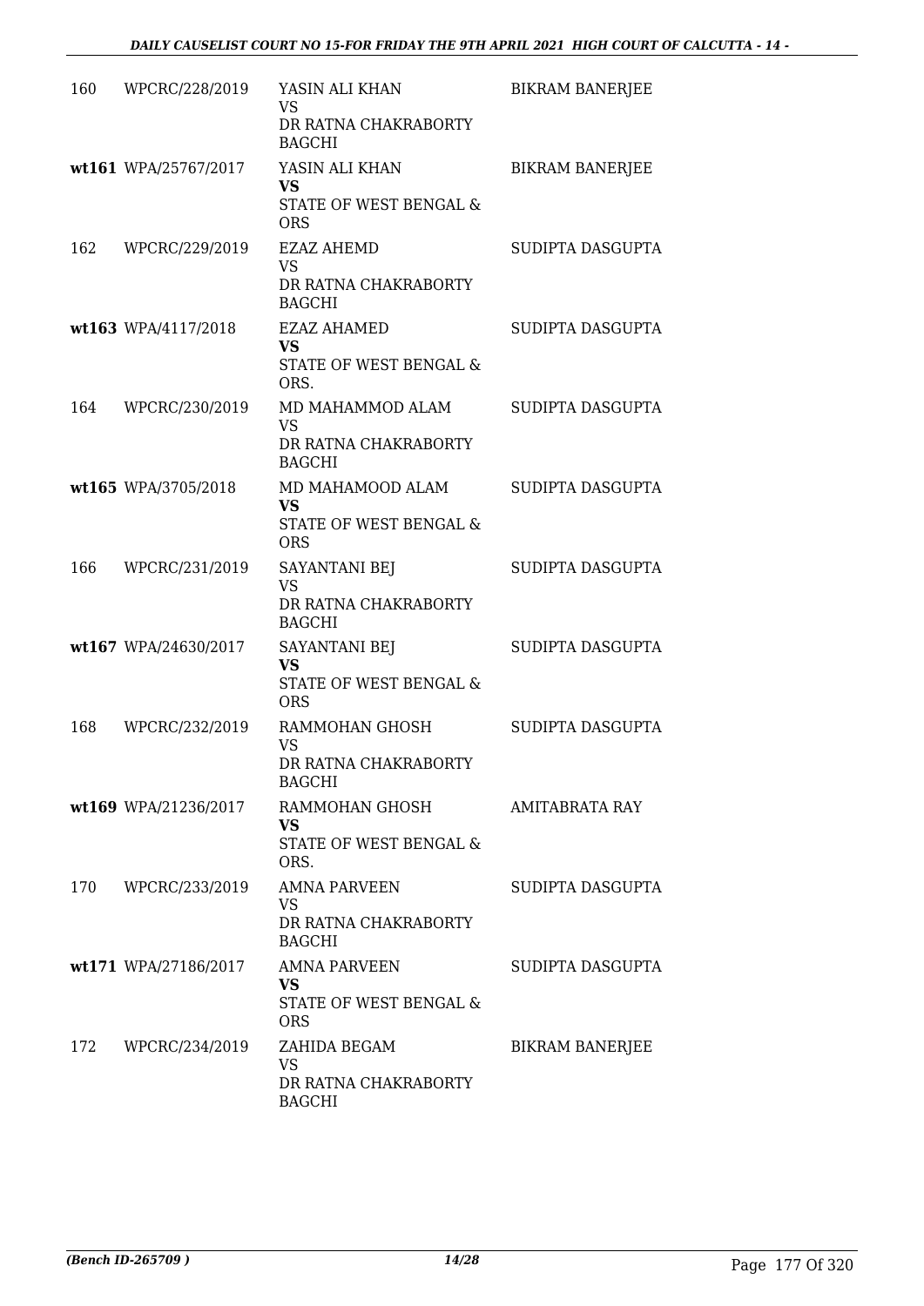| | | | |
|---|---|---|---|
| 160 | WPCRC/228/2019 | YASIN ALI KHAN<br>VS<br>DR RATNA CHAKRABORTY BAGCHI | BIKRAM BANERJEE |
| wt161 | WPA/25767/2017 | YASIN ALI KHAN<br>**VS**<br>STATE OF WEST BENGAL & ORS | BIKRAM BANERJEE |
| 162 | WPCRC/229/2019 | EZAZ AHEMD<br>VS<br>DR RATNA CHAKRABORTY BAGCHI | SUDIPTA DASGUPTA |
| wt163 | WPA/4117/2018 | EZAZ AHAMED<br>**VS**<br>STATE OF WEST BENGAL & ORS. | SUDIPTA DASGUPTA |
| 164 | WPCRC/230/2019 | MD MAHAMMOD ALAM<br>VS<br>DR RATNA CHAKRABORTY BAGCHI | SUDIPTA DASGUPTA |
| wt165 | WPA/3705/2018 | MD MAHAMOOD ALAM<br>**VS**<br>STATE OF WEST BENGAL & ORS | SUDIPTA DASGUPTA |
| 166 | WPCRC/231/2019 | SAYANTANI BEJ<br>VS<br>DR RATNA CHAKRABORTY BAGCHI | SUDIPTA DASGUPTA |
| wt167 | WPA/24630/2017 | SAYANTANI BEJ<br>**VS**<br>STATE OF WEST BENGAL & ORS | SUDIPTA DASGUPTA |
| 168 | WPCRC/232/2019 | RAMMOHAN GHOSH<br>VS<br>DR RATNA CHAKRABORTY BAGCHI | SUDIPTA DASGUPTA |
| wt169 | WPA/21236/2017 | RAMMOHAN GHOSH<br>**VS**<br>STATE OF WEST BENGAL & ORS. | AMITABRATA RAY |
| 170 | WPCRC/233/2019 | AMNA PARVEEN<br>VS<br>DR RATNA CHAKRABORTY BAGCHI | SUDIPTA DASGUPTA |
| wt171 | WPA/27186/2017 | AMNA PARVEEN<br>**VS**<br>STATE OF WEST BENGAL & ORS | SUDIPTA DASGUPTA |
| 172 | WPCRC/234/2019 | ZAHIDA BEGAM<br>VS<br>DR RATNA CHAKRABORTY BAGCHI | BIKRAM BANERJEE |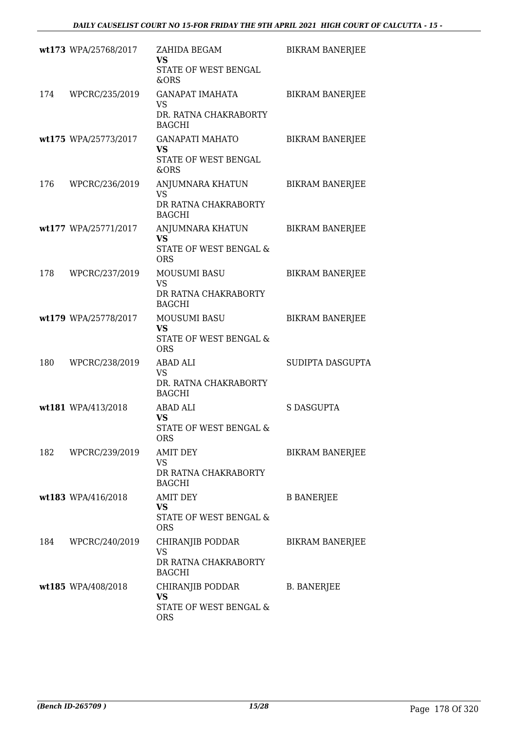| | | | |
|---|---|---|---|
| wt173 | WPA/25768/2017 | ZAHIDA BEGAM<br>**VS**<br>STATE OF WEST BENGAL &ORS | BIKRAM BANERJEE |
| 174 | WPCRC/235/2019 | GANAPAT IMAHATA<br>VS<br>DR. RATNA CHAKRABORTY BAGCHI | BIKRAM BANERJEE |
| wt175 | WPA/25773/2017 | GANAPATI MAHATO<br>**VS**<br>STATE OF WEST BENGAL &ORS | BIKRAM BANERJEE |
| 176 | WPCRC/236/2019 | ANJUMNARA KHATUN<br>VS<br>DR RATNA CHAKRABORTY BAGCHI | BIKRAM BANERJEE |
| wt177 | WPA/25771/2017 | ANJUMNARA KHATUN<br>**VS**<br>STATE OF WEST BENGAL & ORS | BIKRAM BANERJEE |
| 178 | WPCRC/237/2019 | MOUSUMI BASU<br>VS<br>DR RATNA CHAKRABORTY BAGCHI | BIKRAM BANERJEE |
| wt179 | WPA/25778/2017 | MOUSUMI BASU<br>**VS**<br>STATE OF WEST BENGAL & ORS | BIKRAM BANERJEE |
| 180 | WPCRC/238/2019 | ABAD ALI<br>VS<br>DR. RATNA CHAKRABORTY BAGCHI | SUDIPTA DASGUPTA |
| wt181 | WPA/413/2018 | ABAD ALI<br>**VS**<br>STATE OF WEST BENGAL & ORS | S DASGUPTA |
| 182 | WPCRC/239/2019 | AMIT DEY<br>VS<br>DR RATNA CHAKRABORTY BAGCHI | BIKRAM BANERJEE |
| wt183 | WPA/416/2018 | AMIT DEY<br>**VS**<br>STATE OF WEST BENGAL & ORS | B BANERJEE |
| 184 | WPCRC/240/2019 | CHIRANJIB PODDAR<br>VS<br>DR RATNA CHAKRABORTY BAGCHI | BIKRAM BANERJEE |
| wt185 | WPA/408/2018 | CHIRANJIB PODDAR<br>**VS**<br>STATE OF WEST BENGAL & ORS | B. BANERJEE |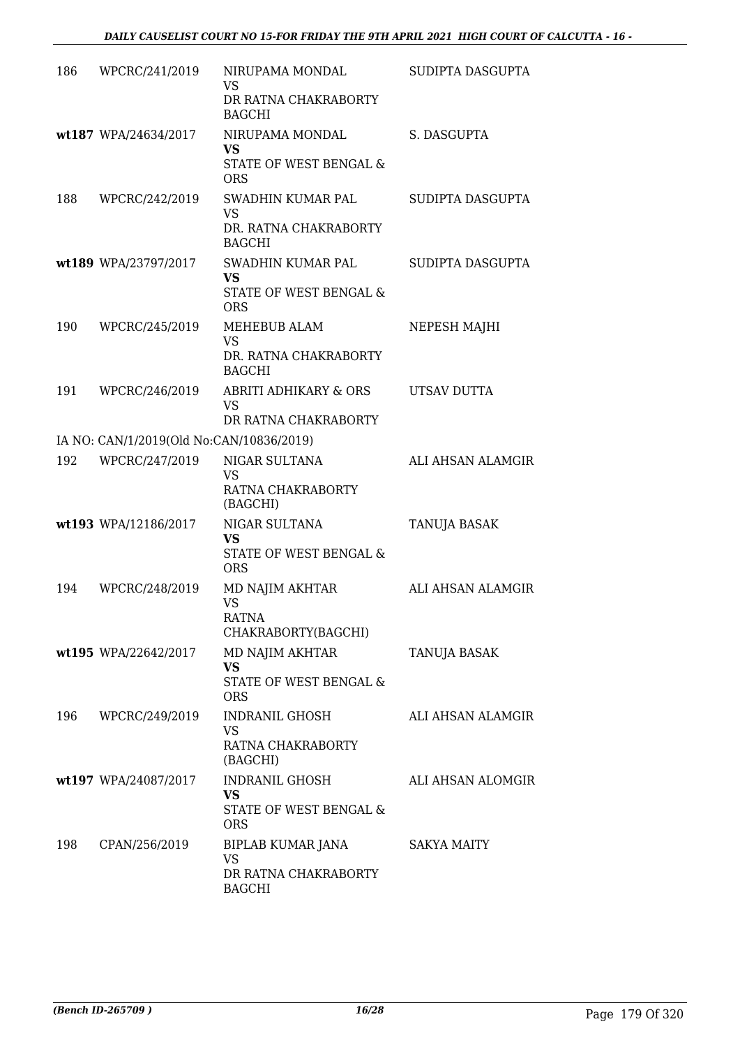| | | | |
|---|---|---|---|
| 186 | WPCRC/241/2019 | NIRUPAMA MONDAL<br>VS<br>DR RATNA CHAKRABORTY BAGCHI | SUDIPTA DASGUPTA |
| wt187 | WPA/24634/2017 | NIRUPAMA MONDAL<br>**VS**<br>STATE OF WEST BENGAL & ORS | S. DASGUPTA |
| 188 | WPCRC/242/2019 | SWADHIN KUMAR PAL<br>VS<br>DR. RATNA CHAKRABORTY BAGCHI | SUDIPTA DASGUPTA |
| wt189 | WPA/23797/2017 | SWADHIN KUMAR PAL<br>**VS**<br>STATE OF WEST BENGAL & ORS | SUDIPTA DASGUPTA |
| 190 | WPCRC/245/2019 | MEHEBUB ALAM<br>VS<br>DR. RATNA CHAKRABORTY BAGCHI | NEPESH MAJHI |
| 191 | WPCRC/246/2019 | ABRITI ADHIKARY & ORS<br>VS<br>DR RATNA CHAKRABORTY | UTSAV DUTTA |
| | IA NO: CAN/1/2019(Old No:CAN/10836/2019) | | |
| 192 | WPCRC/247/2019 | NIGAR SULTANA<br>VS<br>RATNA CHAKRABORTY (BAGCHI) | ALI AHSAN ALAMGIR |
| wt193 | WPA/12186/2017 | NIGAR SULTANA<br>**VS**<br>STATE OF WEST BENGAL & ORS | TANUJA BASAK |
| 194 | WPCRC/248/2019 | MD NAJIM AKHTAR<br>VS<br>RATNA CHAKRABORTY(BAGCHI) | ALI AHSAN ALAMGIR |
| wt195 | WPA/22642/2017 | MD NAJIM AKHTAR<br>**VS**<br>STATE OF WEST BENGAL & ORS | TANUJA BASAK |
| 196 | WPCRC/249/2019 | INDRANIL GHOSH<br>VS<br>RATNA CHAKRABORTY (BAGCHI) | ALI AHSAN ALAMGIR |
| wt197 | WPA/24087/2017 | INDRANIL GHOSH<br>**VS**<br>STATE OF WEST BENGAL & ORS | ALI AHSAN ALOMGIR |
| 198 | CPAN/256/2019 | BIPLAB KUMAR JANA<br>VS<br>DR RATNA CHAKRABORTY BAGCHI | SAKYA MAITY |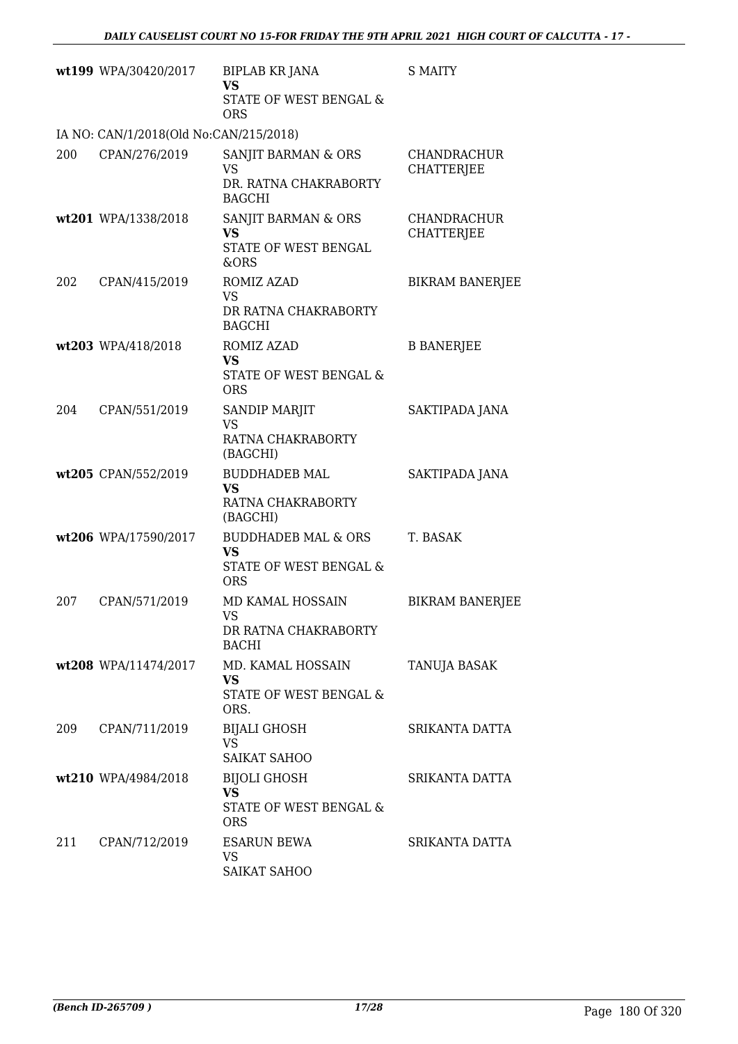| | | | |
|---|---|---|---|
| wt199 | WPA/30420/2017 | BIPLAB KR JANA<br>**VS**<br>STATE OF WEST BENGAL & ORS | S MAITY |
| IA NO: CAN/1/2018(Old No:CAN/215/2018) | | | |
| 200 | CPAN/276/2019 | SANJIT BARMAN & ORS<br>VS<br>DR. RATNA CHAKRABORTY BAGCHI | CHANDRACHUR CHATTERJEE |
| wt201 | WPA/1338/2018 | SANJIT BARMAN & ORS<br>**VS**<br>STATE OF WEST BENGAL &ORS | CHANDRACHUR CHATTERJEE |
| 202 | CPAN/415/2019 | ROMIZ AZAD<br>VS<br>DR RATNA CHAKRABORTY BAGCHI | BIKRAM BANERJEE |
| wt203 | WPA/418/2018 | ROMIZ AZAD<br>**VS**<br>STATE OF WEST BENGAL & ORS | B BANERJEE |
| 204 | CPAN/551/2019 | SANDIP MARJIT<br>VS<br>RATNA CHAKRABORTY (BAGCHI) | SAKTIPADA JANA |
| wt205 | CPAN/552/2019 | BUDDHADEB MAL<br>**VS**<br>RATNA CHAKRABORTY (BAGCHI) | SAKTIPADA JANA |
| wt206 | WPA/17590/2017 | BUDDHADEB MAL & ORS<br>**VS**<br>STATE OF WEST BENGAL & ORS | T. BASAK |
| 207 | CPAN/571/2019 | MD KAMAL HOSSAIN<br>VS<br>DR RATNA CHAKRABORTY BACHI | BIKRAM BANERJEE |
| wt208 | WPA/11474/2017 | MD. KAMAL HOSSAIN<br>**VS**<br>STATE OF WEST BENGAL & ORS. | TANUJA BASAK |
| 209 | CPAN/711/2019 | BIJALI GHOSH<br>VS<br>SAIKAT SAHOO | SRIKANTA DATTA |
| wt210 | WPA/4984/2018 | BIJOLI GHOSH<br>**VS**<br>STATE OF WEST BENGAL & ORS | SRIKANTA DATTA |
| 211 | CPAN/712/2019 | ESARUN BEWA<br>VS<br>SAIKAT SAHOO | SRIKANTA DATTA |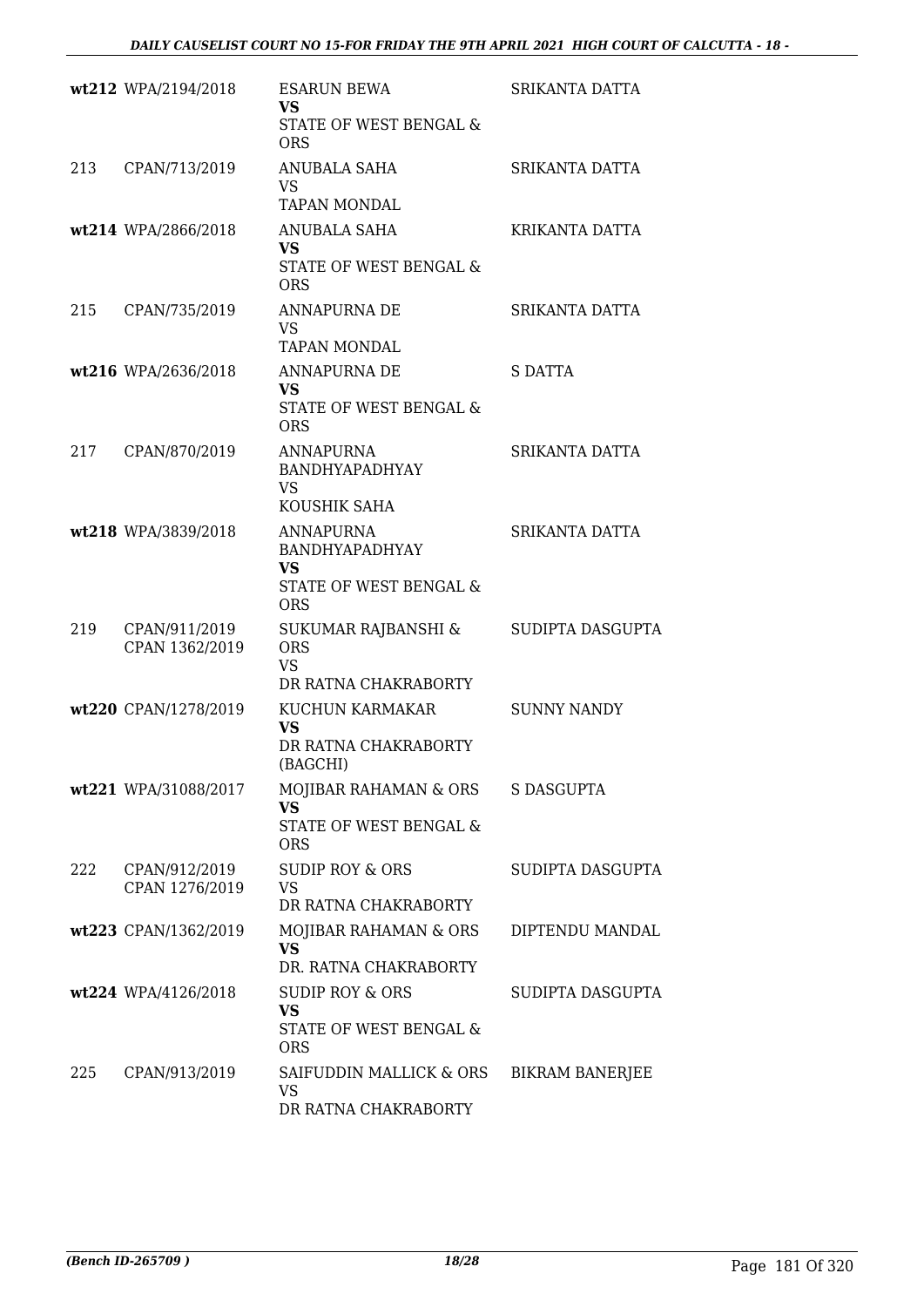| | | | |
|---|---|---|---|
| wt212 | WPA/2194/2018 | ESARUN BEWA<br>**VS**<br>STATE OF WEST BENGAL & ORS | SRIKANTA DATTA |
| 213 | CPAN/713/2019 | ANUBALA SAHA<br>VS<br>TAPAN MONDAL | SRIKANTA DATTA |
| wt214 | WPA/2866/2018 | ANUBALA SAHA<br>**VS**<br>STATE OF WEST BENGAL & ORS | KRIKANTA DATTA |
| 215 | CPAN/735/2019 | ANNAPURNA DE<br>VS<br>TAPAN MONDAL | SRIKANTA DATTA |
| wt216 | WPA/2636/2018 | ANNAPURNA DE<br>**VS**<br>STATE OF WEST BENGAL & ORS | S DATTA |
| 217 | CPAN/870/2019 | ANNAPURNA BANDHYAPADHYAY<br>VS<br>KOUSHIK SAHA | SRIKANTA DATTA |
| wt218 | WPA/3839/2018 | ANNAPURNA BANDHYAPADHYAY<br>**VS**<br>STATE OF WEST BENGAL & ORS | SRIKANTA DATTA |
| 219 | CPAN/911/2019<br>CPAN 1362/2019 | SUKUMAR RAJBANSHI & ORS<br>VS<br>DR RATNA CHAKRABORTY | SUDIPTA DASGUPTA |
| wt220 | CPAN/1278/2019 | KUCHUN KARMAKAR<br>**VS**<br>DR RATNA CHAKRABORTY (BAGCHI) | SUNNY NANDY |
| wt221 | WPA/31088/2017 | MOJIBAR RAHAMAN & ORS<br>**VS**<br>STATE OF WEST BENGAL & ORS | S DASGUPTA |
| 222 | CPAN/912/2019<br>CPAN 1276/2019 | SUDIP ROY & ORS<br>VS<br>DR RATNA CHAKRABORTY | SUDIPTA DASGUPTA |
| wt223 | CPAN/1362/2019 | MOJIBAR RAHAMAN & ORS<br>**VS**<br>DR. RATNA CHAKRABORTY | DIPTENDU MANDAL |
| wt224 | WPA/4126/2018 | SUDIP ROY & ORS<br>**VS**<br>STATE OF WEST BENGAL & ORS | SUDIPTA DASGUPTA |
| 225 | CPAN/913/2019 | SAIFUDDIN MALLICK & ORS<br>VS<br>DR RATNA CHAKRABORTY | BIKRAM BANERJEE |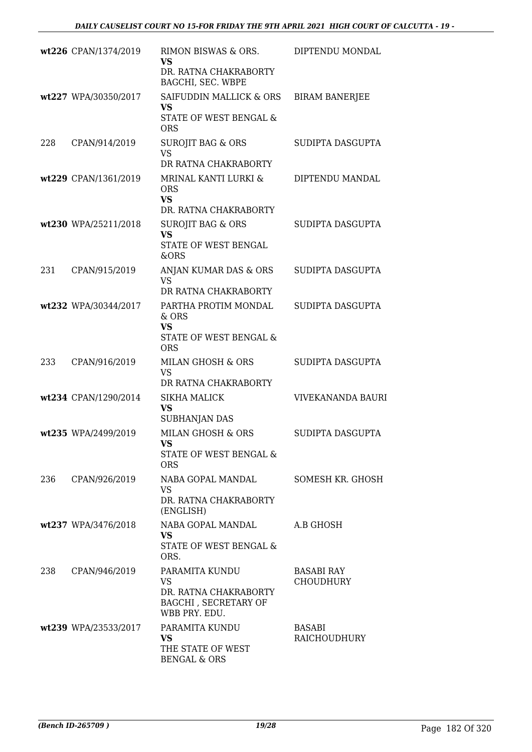| | | | |
|---|---|---|---|
| wt226 | CPAN/1374/2019 | RIMON BISWAS & ORS.<br>**VS**<br>DR. RATNA CHAKRABORTY BAGCHI, SEC. WBPE | DIPTENDU MONDAL |
| wt227 | WPA/30350/2017 | SAIFUDDIN MALLICK & ORS<br>**VS**<br>STATE OF WEST BENGAL & ORS | BIRAM BANERJEE |
| 228 | CPAN/914/2019 | SUROJIT BAG & ORS<br>VS<br>DR RATNA CHAKRABORTY | SUDIPTA DASGUPTA |
| wt229 | CPAN/1361/2019 | MRINAL KANTI LURKI & ORS<br>**VS**<br>DR. RATNA CHAKRABORTY | DIPTENDU MANDAL |
| wt230 | WPA/25211/2018 | SUROJIT BAG & ORS<br>**VS**<br>STATE OF WEST BENGAL &ORS | SUDIPTA DASGUPTA |
| 231 | CPAN/915/2019 | ANJAN KUMAR DAS & ORS<br>VS<br>DR RATNA CHAKRABORTY | SUDIPTA DASGUPTA |
| wt232 | WPA/30344/2017 | PARTHA PROTIM MONDAL & ORS<br>**VS**<br>STATE OF WEST BENGAL & ORS | SUDIPTA DASGUPTA |
| 233 | CPAN/916/2019 | MILAN GHOSH & ORS<br>VS<br>DR RATNA CHAKRABORTY | SUDIPTA DASGUPTA |
| wt234 | CPAN/1290/2014 | SIKHA MALICK<br>**VS**<br>SUBHANJAN DAS | VIVEKANANDA BAURI |
| wt235 | WPA/2499/2019 | MILAN GHOSH & ORS<br>**VS**<br>STATE OF WEST BENGAL & ORS | SUDIPTA DASGUPTA |
| 236 | CPAN/926/2019 | NABA GOPAL MANDAL<br>VS<br>DR. RATNA CHAKRABORTY (ENGLISH) | SOMESH KR. GHOSH |
| wt237 | WPA/3476/2018 | NABA GOPAL MANDAL<br>**VS**<br>STATE OF WEST BENGAL & ORS. | A.B GHOSH |
| 238 | CPAN/946/2019 | PARAMITA KUNDU<br>VS<br>DR. RATNA CHAKRABORTY BAGCHI , SECRETARY OF WBB PRY. EDU. | BASABI RAY CHOUDHURY |
| wt239 | WPA/23533/2017 | PARAMITA KUNDU<br>**VS**<br>THE STATE OF WEST BENGAL & ORS | BASABI RAICHOUDHURY |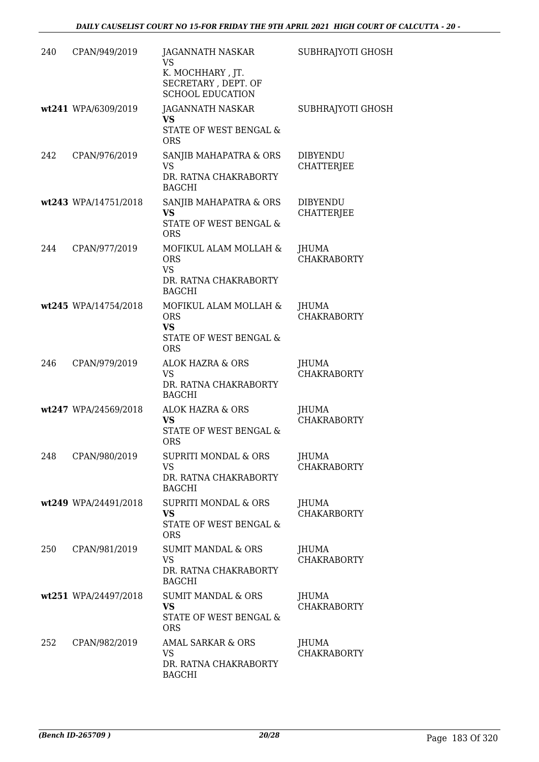| | | | |
|---|---|---|---|
| 240 | CPAN/949/2019 | JAGANNATH NASKAR<br>VS<br>K. MOCHHARY , JT. SECRETARY , DEPT. OF SCHOOL EDUCATION | SUBHRAJYOTI GHOSH |
| wt241 | WPA/6309/2019 | JAGANNATH NASKAR<br>**VS**<br>STATE OF WEST BENGAL & ORS | SUBHRAJYOTI GHOSH |
| 242 | CPAN/976/2019 | SANJIB MAHAPATRA & ORS<br>VS<br>DR. RATNA CHAKRABORTY BAGCHI | DIBYENDU CHATTERJEE |
| wt243 | WPA/14751/2018 | SANJIB MAHAPATRA & ORS<br>**VS**<br>STATE OF WEST BENGAL & ORS | DIBYENDU CHATTERJEE |
| 244 | CPAN/977/2019 | MOFIKUL ALAM MOLLAH & ORS<br>VS<br>DR. RATNA CHAKRABORTY BAGCHI | JHUMA CHAKRABORTY |
| wt245 | WPA/14754/2018 | MOFIKUL ALAM MOLLAH & ORS<br>**VS**<br>STATE OF WEST BENGAL & ORS | JHUMA CHAKRABORTY |
| 246 | CPAN/979/2019 | ALOK HAZRA & ORS<br>VS<br>DR. RATNA CHAKRABORTY BAGCHI | JHUMA CHAKRABORTY |
| wt247 | WPA/24569/2018 | ALOK HAZRA & ORS<br>**VS**<br>STATE OF WEST BENGAL & ORS | JHUMA CHAKRABORTY |
| 248 | CPAN/980/2019 | SUPRITI MONDAL & ORS<br>VS<br>DR. RATNA CHAKRABORTY BAGCHI | JHUMA CHAKRABORTY |
| wt249 | WPA/24491/2018 | SUPRITI MONDAL & ORS<br>**VS**<br>STATE OF WEST BENGAL & ORS | JHUMA CHAKARBORTY |
| 250 | CPAN/981/2019 | SUMIT MANDAL & ORS<br>VS<br>DR. RATNA CHAKRABORTY BAGCHI | JHUMA CHAKRABORTY |
| wt251 | WPA/24497/2018 | SUMIT MANDAL & ORS<br>**VS**<br>STATE OF WEST BENGAL & ORS | JHUMA CHAKRABORTY |
| 252 | CPAN/982/2019 | AMAL SARKAR & ORS<br>VS<br>DR. RATNA CHAKRABORTY BAGCHI | JHUMA CHAKRABORTY |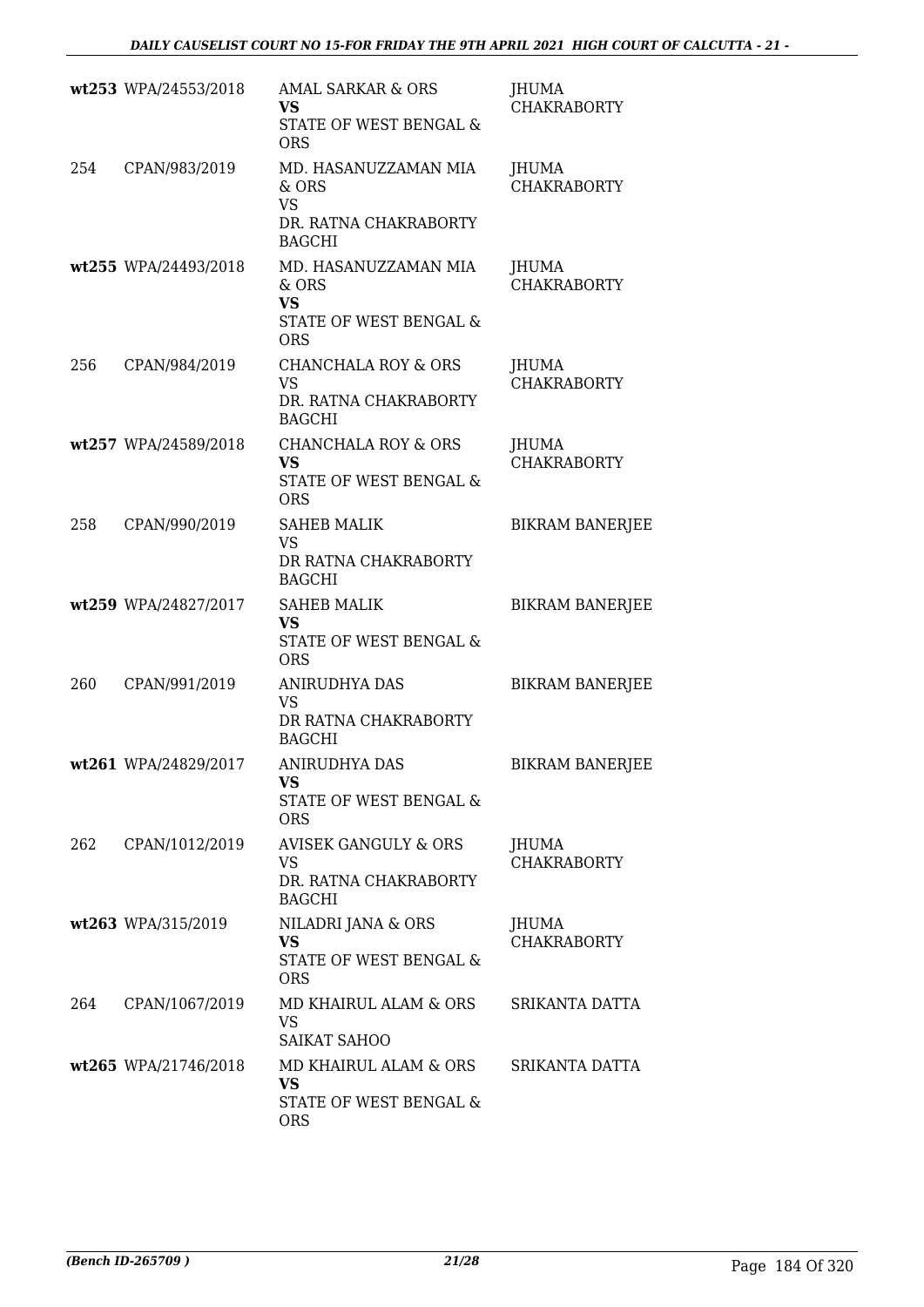| | | | |
|---|---|---|---|
| wt253 | WPA/24553/2018 | AMAL SARKAR & ORS<br>**VS**<br>STATE OF WEST BENGAL & ORS | JHUMA CHAKRABORTY |
| 254 | CPAN/983/2019 | MD. HASANUZZAMAN MIA & ORS<br>VS<br>DR. RATNA CHAKRABORTY BAGCHI | JHUMA CHAKRABORTY |
| wt255 | WPA/24493/2018 | MD. HASANUZZAMAN MIA & ORS<br>**VS**<br>STATE OF WEST BENGAL & ORS | JHUMA CHAKRABORTY |
| 256 | CPAN/984/2019 | CHANCHALA ROY & ORS<br>VS<br>DR. RATNA CHAKRABORTY BAGCHI | JHUMA CHAKRABORTY |
| wt257 | WPA/24589/2018 | CHANCHALA ROY & ORS<br>**VS**<br>STATE OF WEST BENGAL & ORS | JHUMA CHAKRABORTY |
| 258 | CPAN/990/2019 | SAHEB MALIK<br>VS<br>DR RATNA CHAKRABORTY BAGCHI | BIKRAM BANERJEE |
| wt259 | WPA/24827/2017 | SAHEB MALIK<br>**VS**<br>STATE OF WEST BENGAL & ORS | BIKRAM BANERJEE |
| 260 | CPAN/991/2019 | ANIRUDHYA DAS<br>VS<br>DR RATNA CHAKRABORTY BAGCHI | BIKRAM BANERJEE |
| wt261 | WPA/24829/2017 | ANIRUDHYA DAS<br>**VS**<br>STATE OF WEST BENGAL & ORS | BIKRAM BANERJEE |
| 262 | CPAN/1012/2019 | AVISEK GANGULY & ORS<br>VS<br>DR. RATNA CHAKRABORTY BAGCHI | JHUMA CHAKRABORTY |
| wt263 | WPA/315/2019 | NILADRI JANA & ORS<br>**VS**<br>STATE OF WEST BENGAL & ORS | JHUMA CHAKRABORTY |
| 264 | CPAN/1067/2019 | MD KHAIRUL ALAM & ORS<br>VS<br>SAIKAT SAHOO | SRIKANTA DATTA |
| wt265 | WPA/21746/2018 | MD KHAIRUL ALAM & ORS<br>**VS**<br>STATE OF WEST BENGAL & ORS | SRIKANTA DATTA |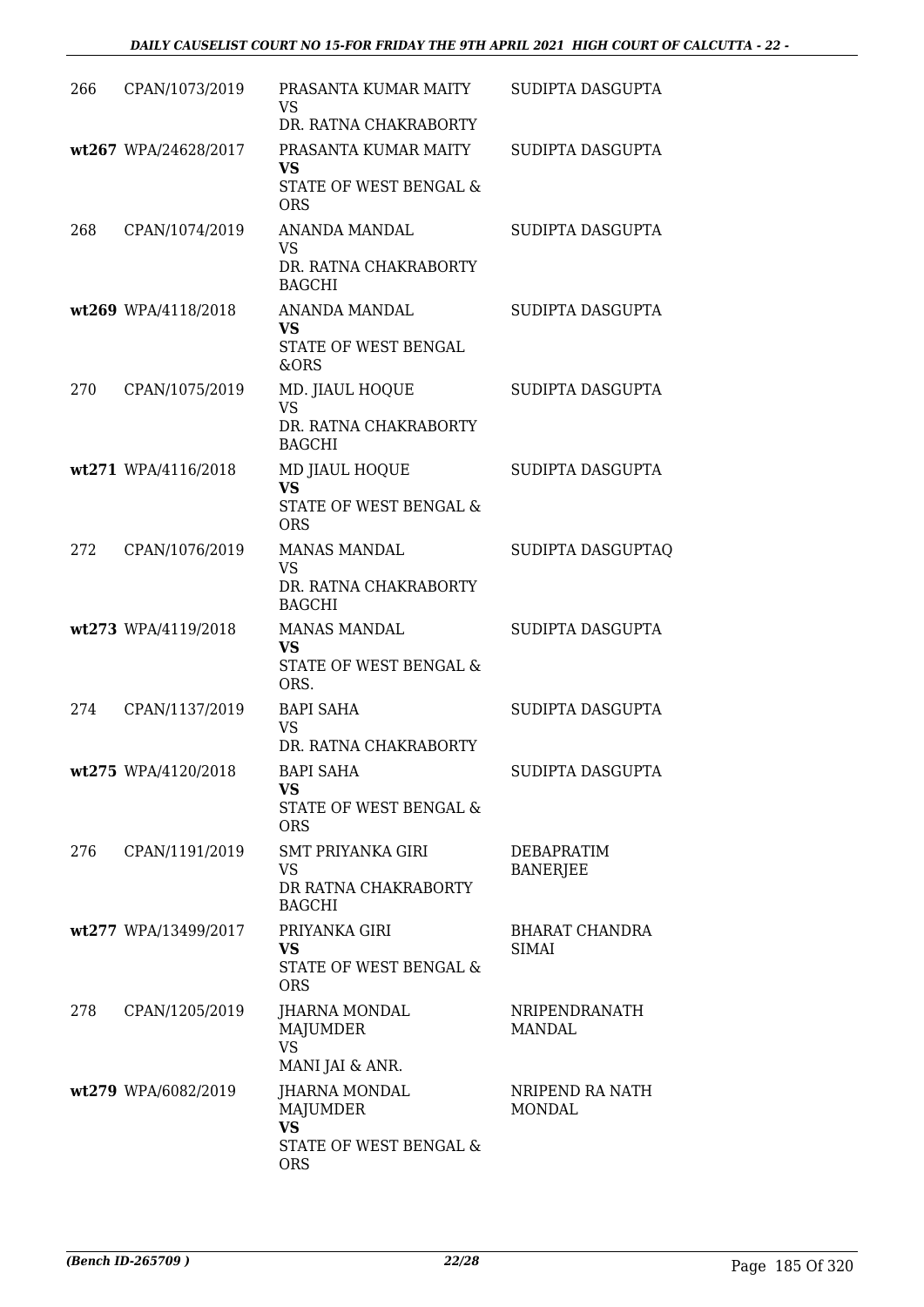| | | | |
|---|---|---|---|
| 266 | CPAN/1073/2019 | PRASANTA KUMAR MAITY<br>VS<br>DR. RATNA CHAKRABORTY | SUDIPTA DASGUPTA |
| wt267 | WPA/24628/2017 | PRASANTA KUMAR MAITY<br>**VS**<br>STATE OF WEST BENGAL & ORS | SUDIPTA DASGUPTA |
| 268 | CPAN/1074/2019 | ANANDA MANDAL<br>VS<br>DR. RATNA CHAKRABORTY BAGCHI | SUDIPTA DASGUPTA |
| wt269 | WPA/4118/2018 | ANANDA MANDAL<br>**VS**<br>STATE OF WEST BENGAL &ORS | SUDIPTA DASGUPTA |
| 270 | CPAN/1075/2019 | MD. JIAUL HOQUE<br>VS<br>DR. RATNA CHAKRABORTY BAGCHI | SUDIPTA DASGUPTA |
| wt271 | WPA/4116/2018 | MD JIAUL HOQUE<br>**VS**<br>STATE OF WEST BENGAL & ORS | SUDIPTA DASGUPTA |
| 272 | CPAN/1076/2019 | MANAS MANDAL<br>VS<br>DR. RATNA CHAKRABORTY BAGCHI | SUDIPTA DASGUPTAQ |
| wt273 | WPA/4119/2018 | MANAS MANDAL<br>**VS**<br>STATE OF WEST BENGAL & ORS. | SUDIPTA DASGUPTA |
| 274 | CPAN/1137/2019 | BAPI SAHA<br>VS<br>DR. RATNA CHAKRABORTY | SUDIPTA DASGUPTA |
| wt275 | WPA/4120/2018 | BAPI SAHA<br>**VS**<br>STATE OF WEST BENGAL & ORS | SUDIPTA DASGUPTA |
| 276 | CPAN/1191/2019 | SMT PRIYANKA GIRI<br>VS<br>DR RATNA CHAKRABORTY BAGCHI | DEBAPRATIM BANERJEE |
| wt277 | WPA/13499/2017 | PRIYANKA GIRI<br>**VS**<br>STATE OF WEST BENGAL & ORS | BHARAT CHANDRA SIMAI |
| 278 | CPAN/1205/2019 | JHARNA MONDAL MAJUMDER<br>VS<br>MANI JAI & ANR. | NRIPENDRANATH MANDAL |
| wt279 | WPA/6082/2019 | JHARNA MONDAL MAJUMDER<br>**VS**<br>STATE OF WEST BENGAL & ORS | NRIPEND RA NATH MONDAL |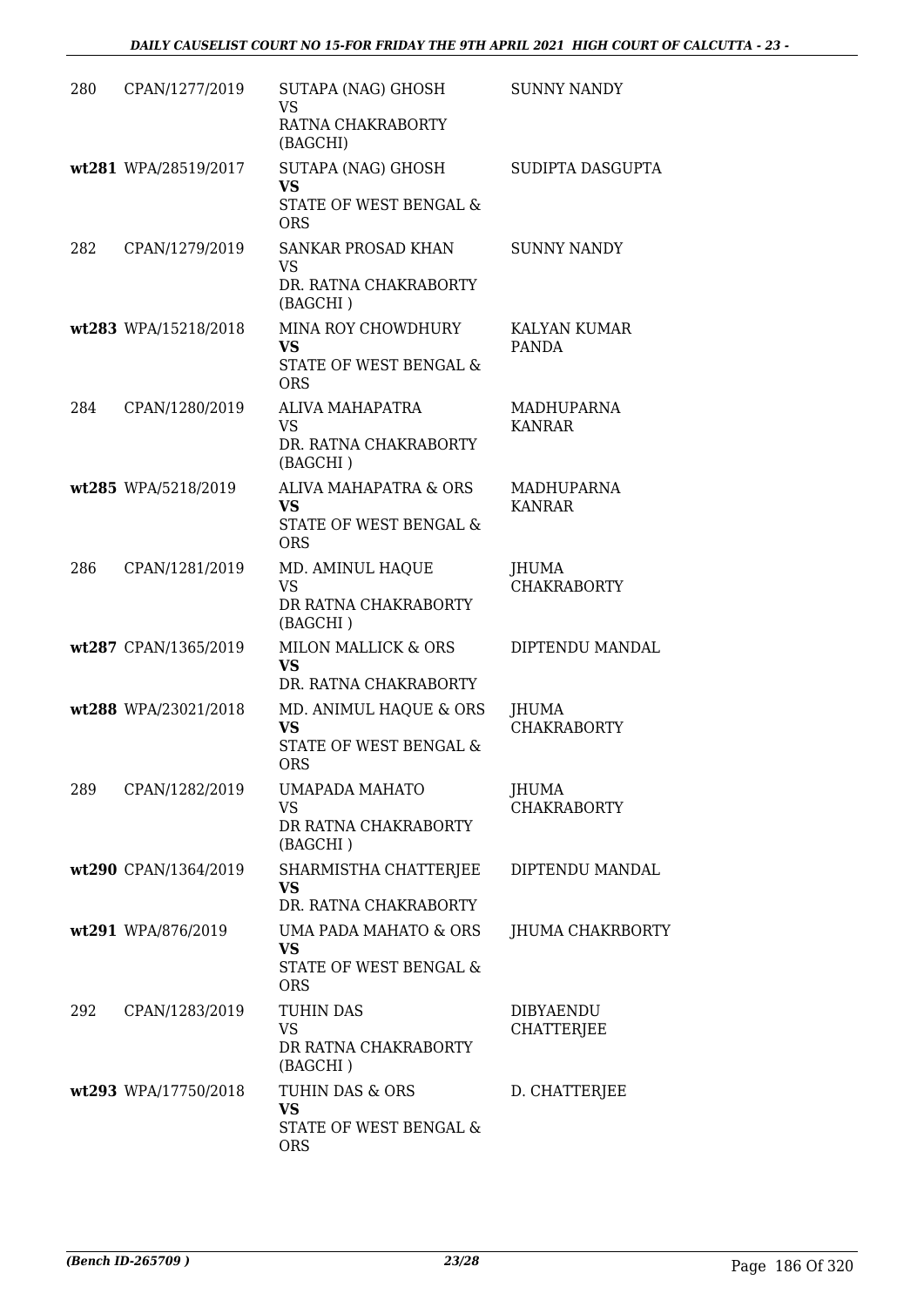| | | | |
|---|---|---|---|
| 280 | CPAN/1277/2019 | SUTAPA (NAG) GHOSH<br>VS<br>RATNA CHAKRABORTY (BAGCHI) | SUNNY NANDY |
| wt281 | WPA/28519/2017 | SUTAPA (NAG) GHOSH<br>**VS**<br>STATE OF WEST BENGAL & ORS | SUDIPTA DASGUPTA |
| 282 | CPAN/1279/2019 | SANKAR PROSAD KHAN<br>VS<br>DR. RATNA CHAKRABORTY (BAGCHI ) | SUNNY NANDY |
| wt283 | WPA/15218/2018 | MINA ROY CHOWDHURY<br>**VS**<br>STATE OF WEST BENGAL & ORS | KALYAN KUMAR PANDA |
| 284 | CPAN/1280/2019 | ALIVA MAHAPATRA<br>VS<br>DR. RATNA CHAKRABORTY (BAGCHI ) | MADHUPARNA KANRAR |
| wt285 | WPA/5218/2019 | ALIVA MAHAPATRA & ORS<br>**VS**<br>STATE OF WEST BENGAL & ORS | MADHUPARNA KANRAR |
| 286 | CPAN/1281/2019 | MD. AMINUL HAQUE<br>VS<br>DR RATNA CHAKRABORTY (BAGCHI ) | JHUMA CHAKRABORTY |
| wt287 | CPAN/1365/2019 | MILON MALLICK & ORS<br>**VS**<br>DR. RATNA CHAKRABORTY | DIPTENDU MANDAL |
| wt288 | WPA/23021/2018 | MD. ANIMUL HAQUE & ORS<br>**VS**<br>STATE OF WEST BENGAL & ORS | JHUMA CHAKRABORTY |
| 289 | CPAN/1282/2019 | UMAPADA MAHATO<br>VS<br>DR RATNA CHAKRABORTY (BAGCHI ) | JHUMA CHAKRABORTY |
| wt290 | CPAN/1364/2019 | SHARMISTHA CHATTERJEE<br>**VS**<br>DR. RATNA CHAKRABORTY | DIPTENDU MANDAL |
| wt291 | WPA/876/2019 | UMA PADA MAHATO & ORS<br>**VS**<br>STATE OF WEST BENGAL & ORS | JHUMA CHAKRBORTY |
| 292 | CPAN/1283/2019 | TUHIN DAS<br>VS<br>DR RATNA CHAKRABORTY (BAGCHI ) | DIBYAENDU CHATTERJEE |
| wt293 | WPA/17750/2018 | TUHIN DAS & ORS<br>**VS**<br>STATE OF WEST BENGAL & ORS | D. CHATTERJEE |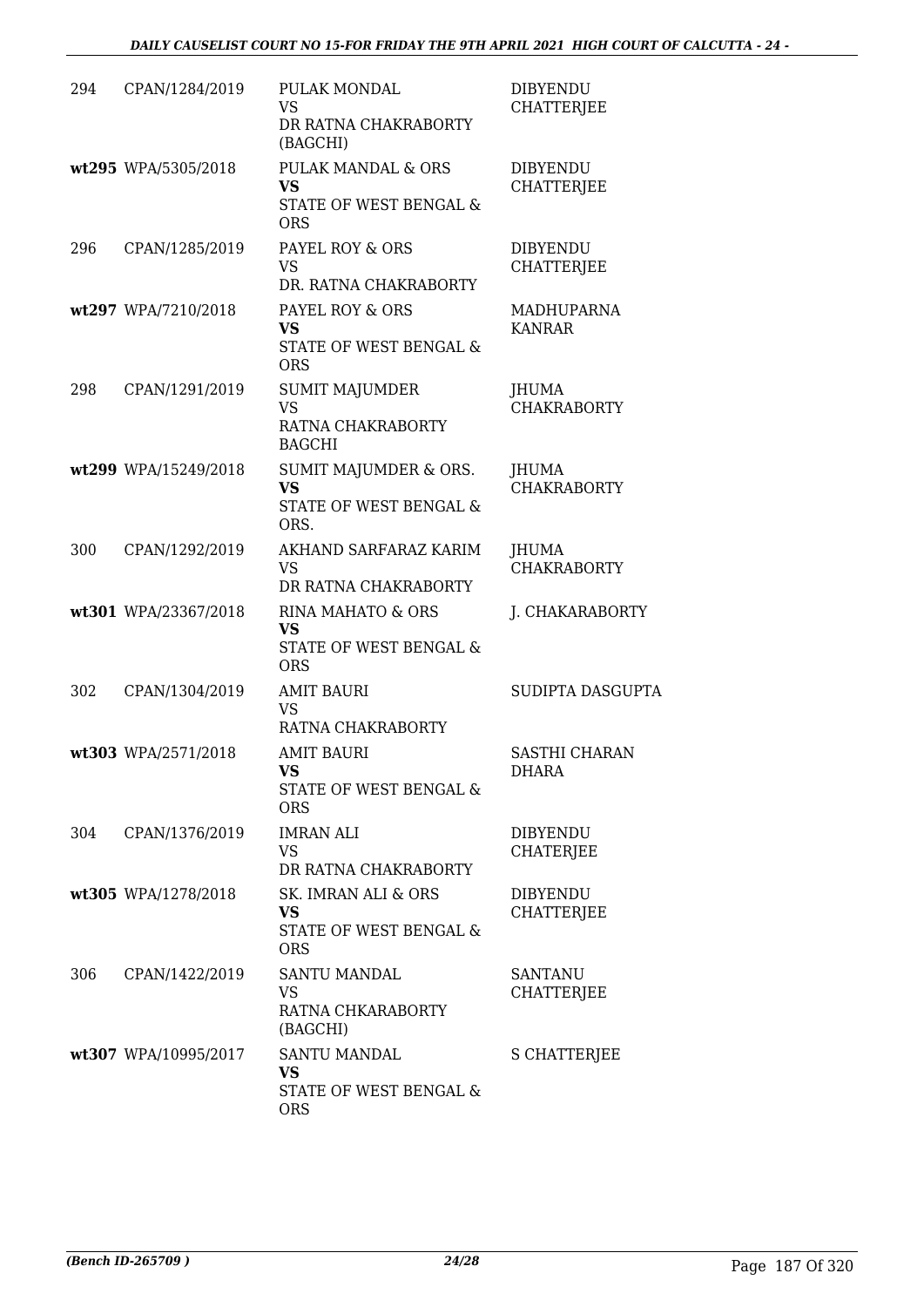| | | | |
|---|---|---|---|
| 294 | CPAN/1284/2019 | PULAK MONDAL<br>VS<br>DR RATNA CHAKRABORTY (BAGCHI) | DIBYENDU CHATTERJEE |
| wt295 | WPA/5305/2018 | PULAK MANDAL & ORS<br>**VS**<br>STATE OF WEST BENGAL & ORS | DIBYENDU CHATTERJEE |
| 296 | CPAN/1285/2019 | PAYEL ROY & ORS<br>VS<br>DR. RATNA CHAKRABORTY | DIBYENDU CHATTERJEE |
| wt297 | WPA/7210/2018 | PAYEL ROY & ORS<br>**VS**<br>STATE OF WEST BENGAL & ORS | MADHUPARNA KANRAR |
| 298 | CPAN/1291/2019 | SUMIT MAJUMDER<br>VS<br>RATNA CHAKRABORTY BAGCHI | JHUMA CHAKRABORTY |
| wt299 | WPA/15249/2018 | SUMIT MAJUMDER & ORS.<br>**VS**<br>STATE OF WEST BENGAL & ORS. | JHUMA CHAKRABORTY |
| 300 | CPAN/1292/2019 | AKHAND SARFARAZ KARIM<br>VS<br>DR RATNA CHAKRABORTY | JHUMA CHAKRABORTY |
| wt301 | WPA/23367/2018 | RINA MAHATO & ORS<br>**VS**<br>STATE OF WEST BENGAL & ORS | J. CHAKARABORTY |
| 302 | CPAN/1304/2019 | AMIT BAURI<br>VS<br>RATNA CHAKRABORTY | SUDIPTA DASGUPTA |
| wt303 | WPA/2571/2018 | AMIT BAURI<br>**VS**<br>STATE OF WEST BENGAL & ORS | SASTHI CHARAN DHARA |
| 304 | CPAN/1376/2019 | IMRAN ALI<br>VS<br>DR RATNA CHAKRABORTY | DIBYENDU CHATERJEE |
| wt305 | WPA/1278/2018 | SK. IMRAN ALI & ORS<br>**VS**<br>STATE OF WEST BENGAL & ORS | DIBYENDU CHATTERJEE |
| 306 | CPAN/1422/2019 | SANTU MANDAL<br>VS<br>RATNA CHKARABORTY (BAGCHI) | SANTANU CHATTERJEE |
| wt307 | WPA/10995/2017 | SANTU MANDAL<br>**VS**<br>STATE OF WEST BENGAL & ORS | S CHATTERJEE |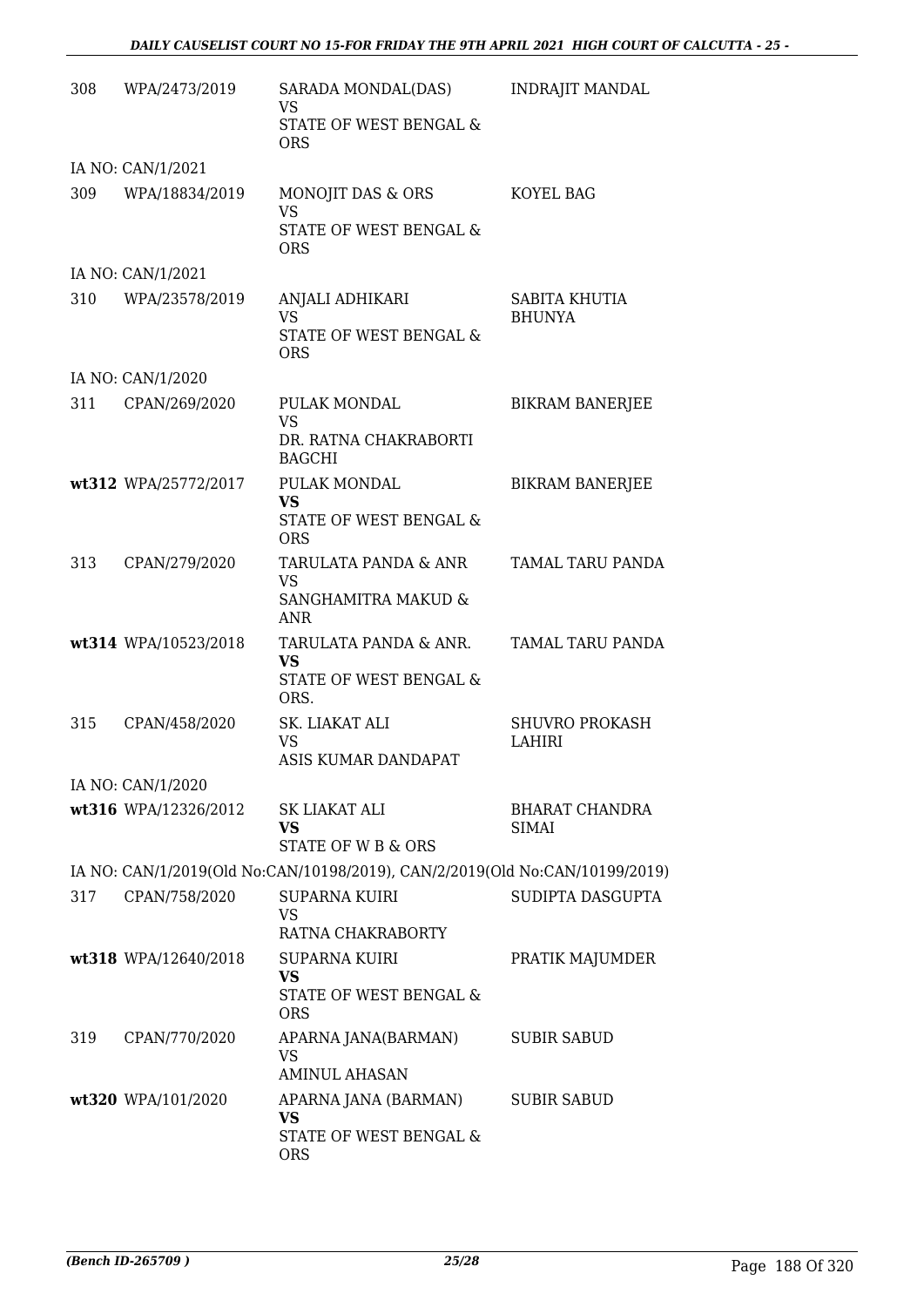| | | | |
|---|---|---|---|
| 308 | WPA/2473/2019 | SARADA MONDAL(DAS)<br>VS<br>STATE OF WEST BENGAL & ORS | INDRAJIT MANDAL |
| IA NO: CAN/1/2021 | | | |
| 309 | WPA/18834/2019 | MONOJIT DAS & ORS<br>VS<br>STATE OF WEST BENGAL & ORS | KOYEL BAG |
| IA NO: CAN/1/2021 | | | |
| 310 | WPA/23578/2019 | ANJALI ADHIKARI<br>VS<br>STATE OF WEST BENGAL & ORS | SABITA KHUTIA BHUNYA |
| IA NO: CAN/1/2020 | | | |
| 311 | CPAN/269/2020 | PULAK MONDAL<br>VS<br>DR. RATNA CHAKRABORTI BAGCHI | BIKRAM BANERJEE |
| **wt312** | **WPA/25772/2017** | PULAK MONDAL<br>**VS**<br>STATE OF WEST BENGAL & ORS | BIKRAM BANERJEE |
| 313 | CPAN/279/2020 | TARULATA PANDA & ANR<br>VS<br>SANGHAMITRA MAKUD & ANR | TAMAL TARU PANDA |
| **wt314** | **WPA/10523/2018** | TARULATA PANDA & ANR.<br>**VS**<br>STATE OF WEST BENGAL & ORS. | TAMAL TARU PANDA |
| 315 | CPAN/458/2020 | SK. LIAKAT ALI<br>VS<br>ASIS KUMAR DANDAPAT | SHUVRO PROKASH LAHIRI |
| IA NO: CAN/1/2020 | | | |
| **wt316** | **WPA/12326/2012** | SK LIAKAT ALI<br>**VS**<br>STATE OF W B & ORS | BHARAT CHANDRA SIMAI |
| IA NO: CAN/1/2019(Old No:CAN/10198/2019), CAN/2/2019(Old No:CAN/10199/2019) | | | |
| 317 | CPAN/758/2020 | SUPARNA KUIRI<br>VS<br>RATNA CHAKRABORTY | SUDIPTA DASGUPTA |
| **wt318** | **WPA/12640/2018** | SUPARNA KUIRI<br>**VS**<br>STATE OF WEST BENGAL & ORS | PRATIK MAJUMDER |
| 319 | CPAN/770/2020 | APARNA JANA(BARMAN)<br>VS<br>AMINUL AHASAN | SUBIR SABUD |
| **wt320** | **WPA/101/2020** | APARNA JANA (BARMAN)<br>**VS**<br>STATE OF WEST BENGAL & ORS | SUBIR SABUD |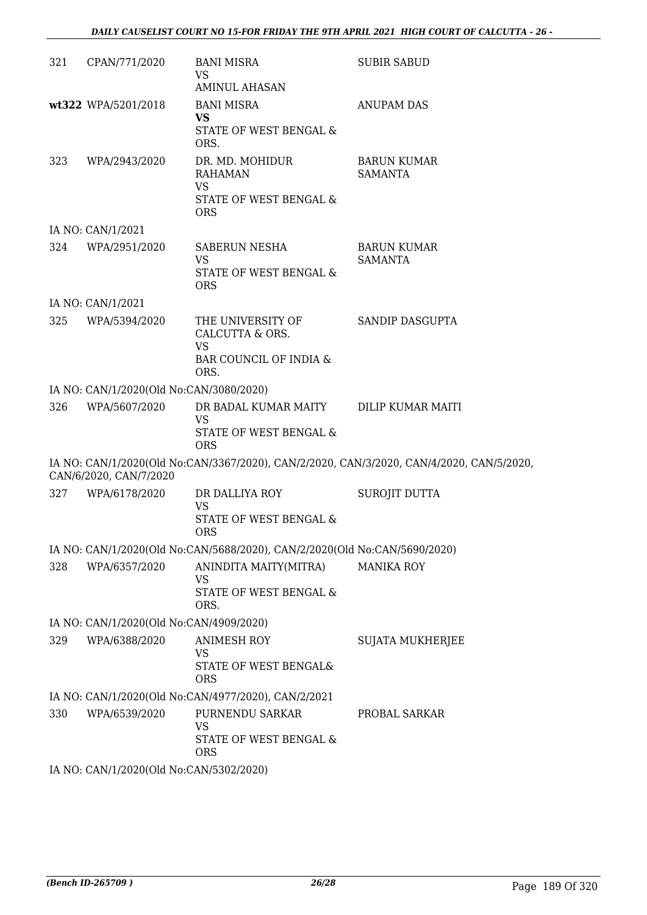| | | | |
|---|---|---|---|
| 321 | CPAN/771/2020 | BANI MISRA<br>VS<br>AMINUL AHASAN | SUBIR SABUD |
| **wt322** | WPA/5201/2018 | BANI MISRA<br>**VS**<br>STATE OF WEST BENGAL & ORS. | ANUPAM DAS |
| 323 | WPA/2943/2020 | DR. MD. MOHIDUR RAHAMAN<br>VS<br>STATE OF WEST BENGAL & ORS | BARUN KUMAR SAMANTA |

IA NO: CAN/1/2021

| | | | |
|---|---|---|---|
| 324 | WPA/2951/2020 | SABERUN NESHA<br>VS<br>STATE OF WEST BENGAL & ORS | BARUN KUMAR SAMANTA |

IA NO: CAN/1/2021

| | | | |
|---|---|---|---|
| 325 | WPA/5394/2020 | THE UNIVERSITY OF CALCUTTA & ORS.<br>VS<br>BAR COUNCIL OF INDIA & ORS. | SANDIP DASGUPTA |

IA NO: CAN/1/2020(Old No:CAN/3080/2020)

| | | | |
|---|---|---|---|
| 326 | WPA/5607/2020 | DR BADAL KUMAR MAITY<br>VS<br>STATE OF WEST BENGAL & ORS | DILIP KUMAR MAITI |

IA NO: CAN/1/2020(Old No:CAN/3367/2020), CAN/2/2020, CAN/3/2020, CAN/4/2020, CAN/5/2020, CAN/6/2020, CAN/7/2020

| | | | |
|---|---|---|---|
| 327 | WPA/6178/2020 | DR DALLIYA ROY<br>VS<br>STATE OF WEST BENGAL & ORS | SUROJIT DUTTA |

IA NO: CAN/1/2020(Old No:CAN/5688/2020), CAN/2/2020(Old No:CAN/5690/2020)

| | | | |
|---|---|---|---|
| 328 | WPA/6357/2020 | ANINDITA MAITY(MITRA)<br>VS<br>STATE OF WEST BENGAL & ORS. | MANIKA ROY |

IA NO: CAN/1/2020(Old No:CAN/4909/2020)

| | | | |
|---|---|---|---|
| 329 | WPA/6388/2020 | ANIMESH ROY<br>VS<br>STATE OF WEST BENGAL& ORS | SUJATA MUKHERJEE |

IA NO: CAN/1/2020(Old No:CAN/4977/2020), CAN/2/2021

| | | | |
|---|---|---|---|
| 330 | WPA/6539/2020 | PURNENDU SARKAR<br>VS<br>STATE OF WEST BENGAL & ORS | PROBAL SARKAR |

IA NO: CAN/1/2020(Old No:CAN/5302/2020)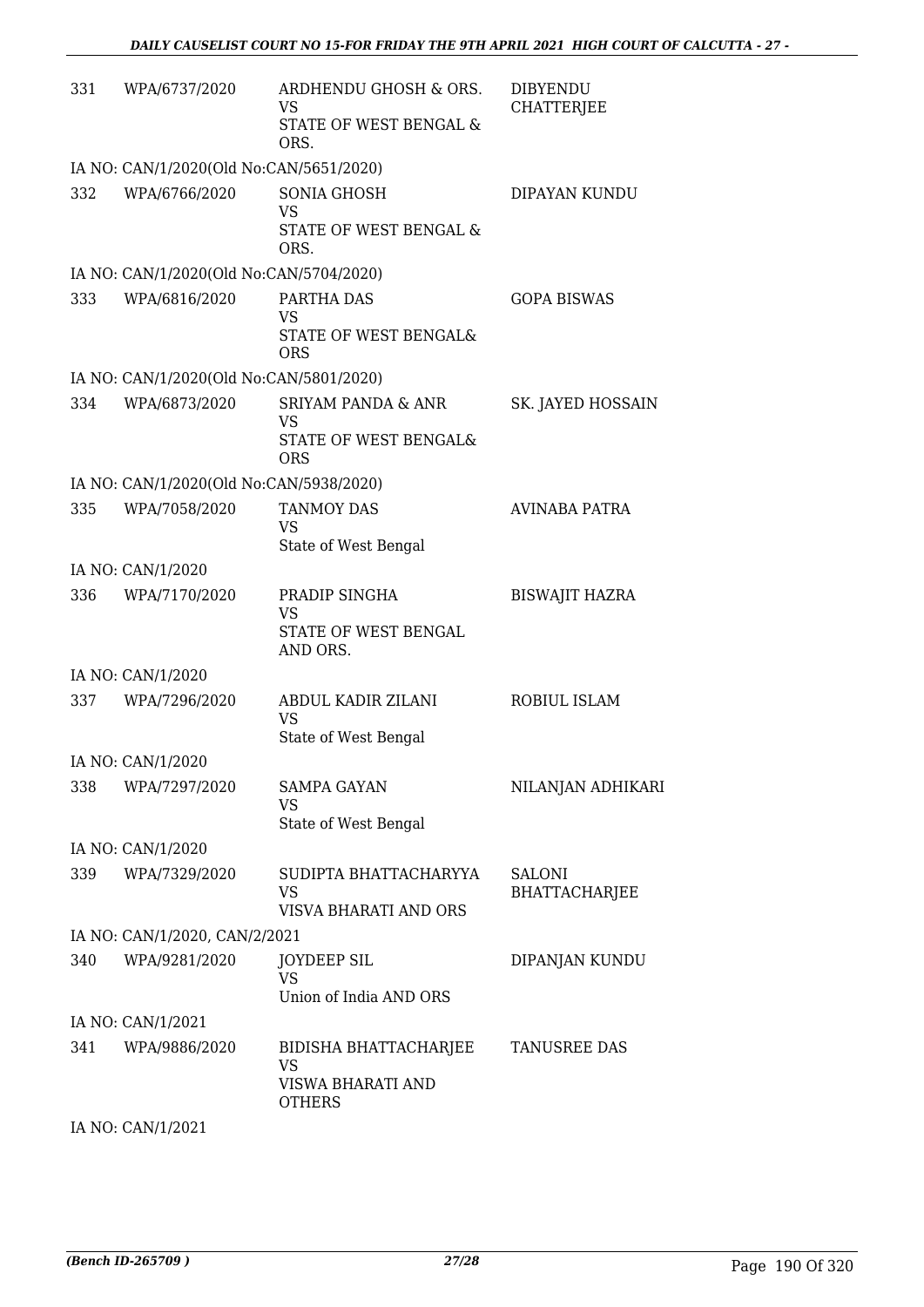| | | | |
|---|---|---|---|
| 331 | WPA/6737/2020 | ARDHENDU GHOSH & ORS.<br>VS<br>STATE OF WEST BENGAL & ORS. | DIBYENDU CHATTERJEE |
| IA NO: CAN/1/2020(Old No:CAN/5651/2020) | | | |
| 332 | WPA/6766/2020 | SONIA GHOSH<br>VS<br>STATE OF WEST BENGAL & ORS. | DIPAYAN KUNDU |
| IA NO: CAN/1/2020(Old No:CAN/5704/2020) | | | |
| 333 | WPA/6816/2020 | PARTHA DAS<br>VS<br>STATE OF WEST BENGAL& ORS | GOPA BISWAS |
| IA NO: CAN/1/2020(Old No:CAN/5801/2020) | | | |
| 334 | WPA/6873/2020 | SRIYAM PANDA & ANR<br>VS<br>STATE OF WEST BENGAL& ORS | SK. JAYED HOSSAIN |
| IA NO: CAN/1/2020(Old No:CAN/5938/2020) | | | |
| 335 | WPA/7058/2020 | TANMOY DAS<br>VS<br>State of West Bengal | AVINABA PATRA |
| IA NO: CAN/1/2020 | | | |
| 336 | WPA/7170/2020 | PRADIP SINGHA<br>VS<br>STATE OF WEST BENGAL AND ORS. | BISWAJIT HAZRA |
| IA NO: CAN/1/2020 | | | |
| 337 | WPA/7296/2020 | ABDUL KADIR ZILANI<br>VS<br>State of West Bengal | ROBIUL ISLAM |
| IA NO: CAN/1/2020 | | | |
| 338 | WPA/7297/2020 | SAMPA GAYAN<br>VS<br>State of West Bengal | NILANJAN ADHIKARI |
| IA NO: CAN/1/2020 | | | |
| 339 | WPA/7329/2020 | SUDIPTA BHATTACHARYYA<br>VS<br>VISVA BHARATI AND ORS | SALONI BHATTACHARJEE |
| IA NO: CAN/1/2020, CAN/2/2021 | | | |
| 340 | WPA/9281/2020 | JOYDEEP SIL<br>VS<br>Union of India AND ORS | DIPANJAN KUNDU |
| IA NO: CAN/1/2021 | | | |
| 341 | WPA/9886/2020 | BIDISHA BHATTACHARJEE<br>VS<br>VISWA BHARATI AND OTHERS | TANUSREE DAS |
| IA NO: CAN/1/2021 | | | |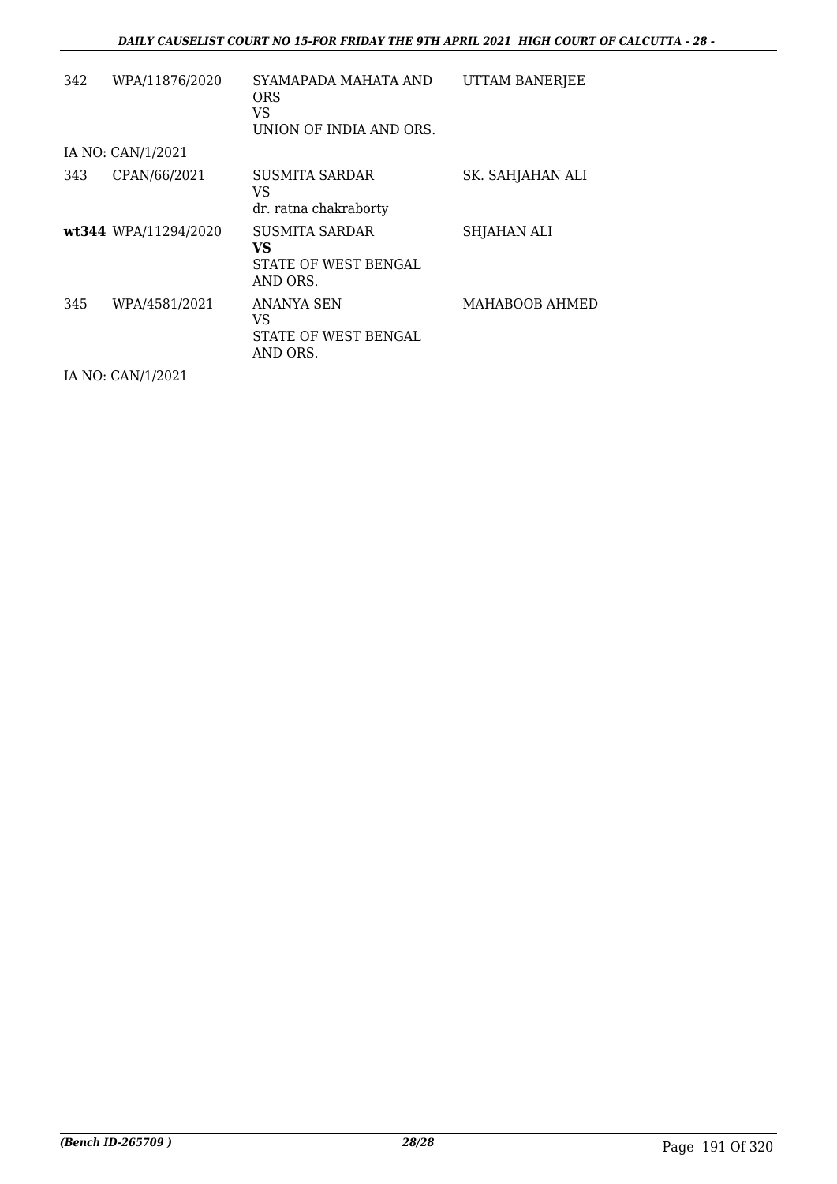| | | | |
|---|---|---|---|
| 342 | WPA/11876/2020 | SYAMAPADA MAHATA AND ORS<br>VS<br>UNION OF INDIA AND ORS. | UTTAM BANERJEE |

IA NO: CAN/1/2021

| | | | |
|---|---|---|---|
| 343 | CPAN/66/2021 | SUSMITA SARDAR<br>VS<br>dr. ratna chakraborty | SK. SAHJAHAN ALI |
| **wt344** | WPA/11294/2020 | SUSMITA SARDAR<br>**VS**<br>STATE OF WEST BENGAL AND ORS. | SHJAHAN ALI |
| 345 | WPA/4581/2021 | ANANYA SEN<br>VS<br>STATE OF WEST BENGAL AND ORS. | MAHABOOB AHMED |

IA NO: CAN/1/2021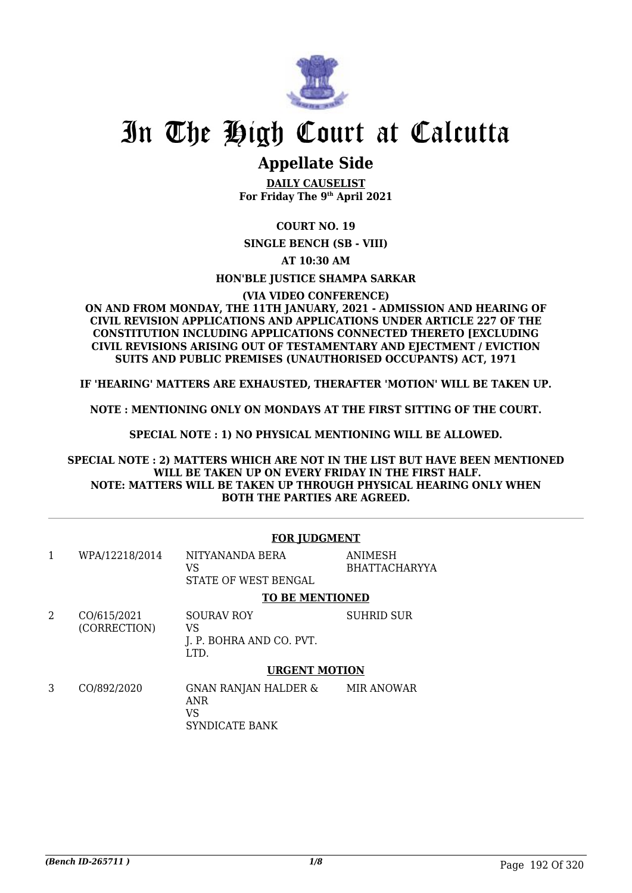# In The High Court at Calcutta

## Appellate Side

**DAILY CAUSELIST**
**For Friday The 9th April 2021**

**COURT NO. 19**

**SINGLE BENCH (SB - VIII)**

**AT 10:30 AM**

**HON'BLE JUSTICE SHAMPA SARKAR**

**(VIA VIDEO CONFERENCE)**

**ON AND FROM MONDAY, THE 11TH JANUARY, 2021 - ADMISSION AND HEARING OF CIVIL REVISION APPLICATIONS AND APPLICATIONS UNDER ARTICLE 227 OF THE CONSTITUTION INCLUDING APPLICATIONS CONNECTED THERETO [EXCLUDING CIVIL REVISIONS ARISING OUT OF TESTAMENTARY AND EJECTMENT / EVICTION SUITS AND PUBLIC PREMISES (UNAUTHORISED OCCUPANTS) ACT, 1971**

**IF 'HEARING' MATTERS ARE EXHAUSTED, THERAFTER 'MOTION' WILL BE TAKEN UP.**

**NOTE : MENTIONING ONLY ON MONDAYS AT THE FIRST SITTING OF THE COURT.**

**SPECIAL NOTE : 1) NO PHYSICAL MENTIONING WILL BE ALLOWED.**

**SPECIAL NOTE : 2) MATTERS WHICH ARE NOT IN THE LIST BUT HAVE BEEN MENTIONED WILL BE TAKEN UP ON EVERY FRIDAY IN THE FIRST HALF.**
**NOTE: MATTERS WILL BE TAKEN UP THROUGH PHYSICAL HEARING ONLY WHEN BOTH THE PARTIES ARE AGREED.**

**FOR JUDGMENT**

| | | | |
|---|---|---|---|
| 1 | WPA/12218/2014 | NITYANANDA BERA<br>VS<br>STATE OF WEST BENGAL | ANIMESH BHATTACHARYYA |

**TO BE MENTIONED**

| | | | |
|---|---|---|---|
| 2 | CO/615/2021<br>(CORRECTION) | SOURAV ROY<br>VS<br>J. P. BOHRA AND CO. PVT. LTD. | SUHRID SUR |

**URGENT MOTION**

| | | | |
|---|---|---|---|
| 3 | CO/892/2020 | GNAN RANJAN HALDER & ANR<br>VS<br>SYNDICATE BANK | MIR ANOWAR |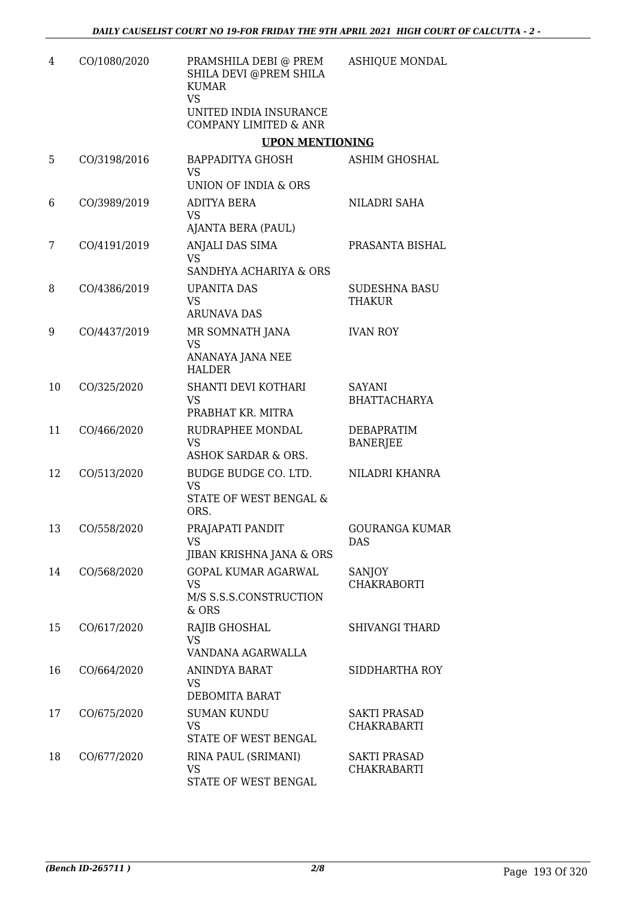| | | | |
|---|---|---|---|
| 4 | CO/1080/2020 | PRAMSHILA DEBI @ PREM SHILA DEVI @PREM SHILA KUMAR<br>VS<br>UNITED INDIA INSURANCE COMPANY LIMITED & ANR | ASHIQUE MONDAL |

**UPON MENTIONING**

| | | | |
|---|---|---|---|
| 5 | CO/3198/2016 | BAPPADITYA GHOSH<br>VS<br>UNION OF INDIA & ORS | ASHIM GHOSHAL |
| 6 | CO/3989/2019 | ADITYA BERA<br>VS<br>AJANTA BERA (PAUL) | NILADRI SAHA |
| 7 | CO/4191/2019 | ANJALI DAS SIMA<br>VS<br>SANDHYA ACHARIYA & ORS | PRASANTA BISHAL |
| 8 | CO/4386/2019 | UPANITA DAS<br>VS<br>ARUNAVA DAS | SUDESHNA BASU THAKUR |
| 9 | CO/4437/2019 | MR SOMNATH JANA<br>VS<br>ANANAYA JANA NEE HALDER | IVAN ROY |
| 10 | CO/325/2020 | SHANTI DEVI KOTHARI<br>VS<br>PRABHAT KR. MITRA | SAYANI BHATTACHARYA |
| 11 | CO/466/2020 | RUDRAPHEE MONDAL<br>VS<br>ASHOK SARDAR & ORS. | DEBAPRATIM BANERJEE |
| 12 | CO/513/2020 | BUDGE BUDGE CO. LTD.<br>VS<br>STATE OF WEST BENGAL & ORS. | NILADRI KHANRA |
| 13 | CO/558/2020 | PRAJAPATI PANDIT<br>VS<br>JIBAN KRISHNA JANA & ORS | GOURANGA KUMAR DAS |
| 14 | CO/568/2020 | GOPAL KUMAR AGARWAL<br>VS<br>M/S S.S.S.CONSTRUCTION & ORS | SANJOY CHAKRABORTI |
| 15 | CO/617/2020 | RAJIB GHOSHAL<br>VS<br>VANDANA AGARWALLA | SHIVANGI THARD |
| 16 | CO/664/2020 | ANINDYA BARAT<br>VS<br>DEBOMITA BARAT | SIDDHARTHA ROY |
| 17 | CO/675/2020 | SUMAN KUNDU<br>VS<br>STATE OF WEST BENGAL | SAKTI PRASAD CHAKRABARTI |
| 18 | CO/677/2020 | RINA PAUL (SRIMANI)<br>VS<br>STATE OF WEST BENGAL | SAKTI PRASAD CHAKRABARTI |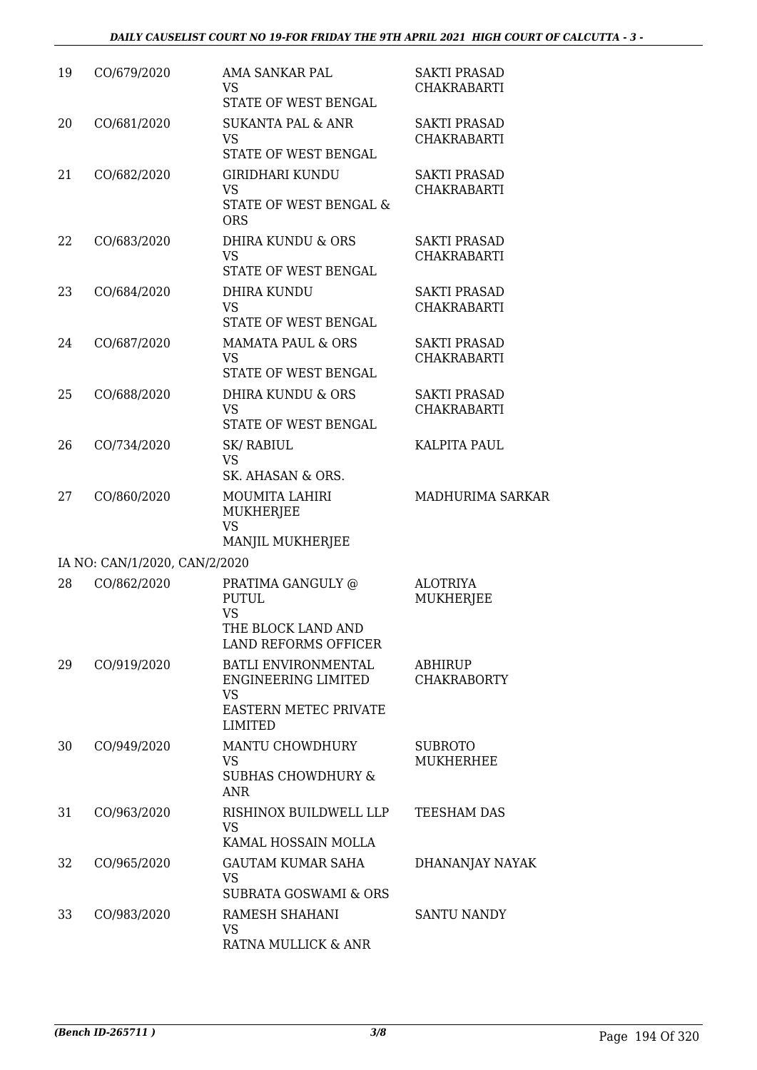| | | | |
|---|---|---|---|
| 19 | CO/679/2020 | AMA SANKAR PAL<br>VS<br>STATE OF WEST BENGAL | SAKTI PRASAD CHAKRABARTI |
| 20 | CO/681/2020 | SUKANTA PAL & ANR<br>VS<br>STATE OF WEST BENGAL | SAKTI PRASAD CHAKRABARTI |
| 21 | CO/682/2020 | GIRIDHARI KUNDU<br>VS<br>STATE OF WEST BENGAL & ORS | SAKTI PRASAD CHAKRABARTI |
| 22 | CO/683/2020 | DHIRA KUNDU & ORS<br>VS<br>STATE OF WEST BENGAL | SAKTI PRASAD CHAKRABARTI |
| 23 | CO/684/2020 | DHIRA KUNDU<br>VS<br>STATE OF WEST BENGAL | SAKTI PRASAD CHAKRABARTI |
| 24 | CO/687/2020 | MAMATA PAUL & ORS<br>VS<br>STATE OF WEST BENGAL | SAKTI PRASAD CHAKRABARTI |
| 25 | CO/688/2020 | DHIRA KUNDU & ORS<br>VS<br>STATE OF WEST BENGAL | SAKTI PRASAD CHAKRABARTI |
| 26 | CO/734/2020 | SK/ RABIUL<br>VS<br>SK. AHASAN & ORS. | KALPITA PAUL |
| 27 | CO/860/2020 | MOUMITA LAHIRI MUKHERJEE<br>VS<br>MANJIL MUKHERJEE | MADHURIMA SARKAR |
| | IA NO: CAN/1/2020, CAN/2/2020 | | |
| 28 | CO/862/2020 | PRATIMA GANGULY @ PUTUL<br>VS<br>THE BLOCK LAND AND LAND REFORMS OFFICER | ALOTRIYA MUKHERJEE |
| 29 | CO/919/2020 | BATLI ENVIRONMENTAL ENGINEERING LIMITED<br>VS<br>EASTERN METEC PRIVATE LIMITED | ABHIRUP CHAKRABORTY |
| 30 | CO/949/2020 | MANTU CHOWDHURY<br>VS<br>SUBHAS CHOWDHURY & ANR | SUBROTO MUKHERHEE |
| 31 | CO/963/2020 | RISHINOX BUILDWELL LLP<br>VS<br>KAMAL HOSSAIN MOLLA | TEESHAM DAS |
| 32 | CO/965/2020 | GAUTAM KUMAR SAHA<br>VS<br>SUBRATA GOSWAMI & ORS | DHANANJAY NAYAK |
| 33 | CO/983/2020 | RAMESH SHAHANI<br>VS<br>RATNA MULLICK & ANR | SANTU NANDY |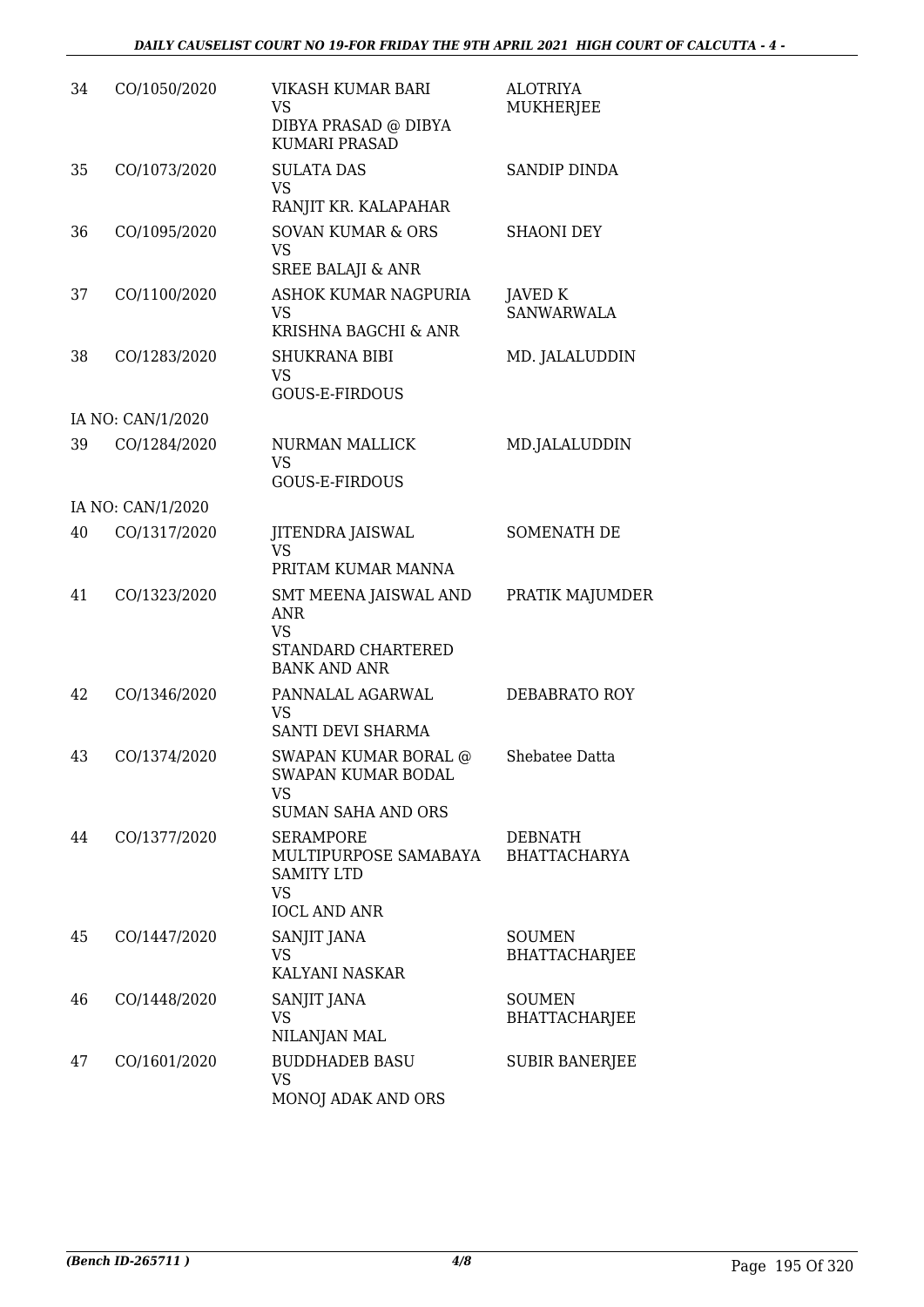| | | | |
|---|---|---|---|
| 34 | CO/1050/2020 | VIKASH KUMAR BARI<br>VS<br>DIBYA PRASAD @ DIBYA KUMARI PRASAD | ALOTRIYA MUKHERJEE |
| 35 | CO/1073/2020 | SULATA DAS<br>VS<br>RANJIT KR. KALAPAHAR | SANDIP DINDA |
| 36 | CO/1095/2020 | SOVAN KUMAR & ORS<br>VS<br>SREE BALAJI & ANR | SHAONI DEY |
| 37 | CO/1100/2020 | ASHOK KUMAR NAGPURIA<br>VS<br>KRISHNA BAGCHI & ANR | JAVED K SANWARWALA |
| 38 | CO/1283/2020 | SHUKRANA BIBI<br>VS<br>GOUS-E-FIRDOUS | MD. JALALUDDIN |
| | IA NO: CAN/1/2020 | | |
| 39 | CO/1284/2020 | NURMAN MALLICK<br>VS<br>GOUS-E-FIRDOUS | MD.JALALUDDIN |
| | IA NO: CAN/1/2020 | | |
| 40 | CO/1317/2020 | JITENDRA JAISWAL<br>VS<br>PRITAM KUMAR MANNA | SOMENATH DE |
| 41 | CO/1323/2020 | SMT MEENA JAISWAL AND ANR<br>VS<br>STANDARD CHARTERED BANK AND ANR | PRATIK MAJUMDER |
| 42 | CO/1346/2020 | PANNALAL AGARWAL<br>VS<br>SANTI DEVI SHARMA | DEBABRATO ROY |
| 43 | CO/1374/2020 | SWAPAN KUMAR BORAL @ SWAPAN KUMAR BODAL<br>VS<br>SUMAN SAHA AND ORS | Shebatee Datta |
| 44 | CO/1377/2020 | SERAMPORE MULTIPURPOSE SAMABAYA SAMITY LTD<br>VS<br>IOCL AND ANR | DEBNATH BHATTACHARYA |
| 45 | CO/1447/2020 | SANJIT JANA<br>VS<br>KALYANI NASKAR | SOUMEN BHATTACHARJEE |
| 46 | CO/1448/2020 | SANJIT JANA<br>VS<br>NILANJAN MAL | SOUMEN BHATTACHARJEE |
| 47 | CO/1601/2020 | BUDDHADEB BASU<br>VS<br>MONOJ ADAK AND ORS | SUBIR BANERJEE |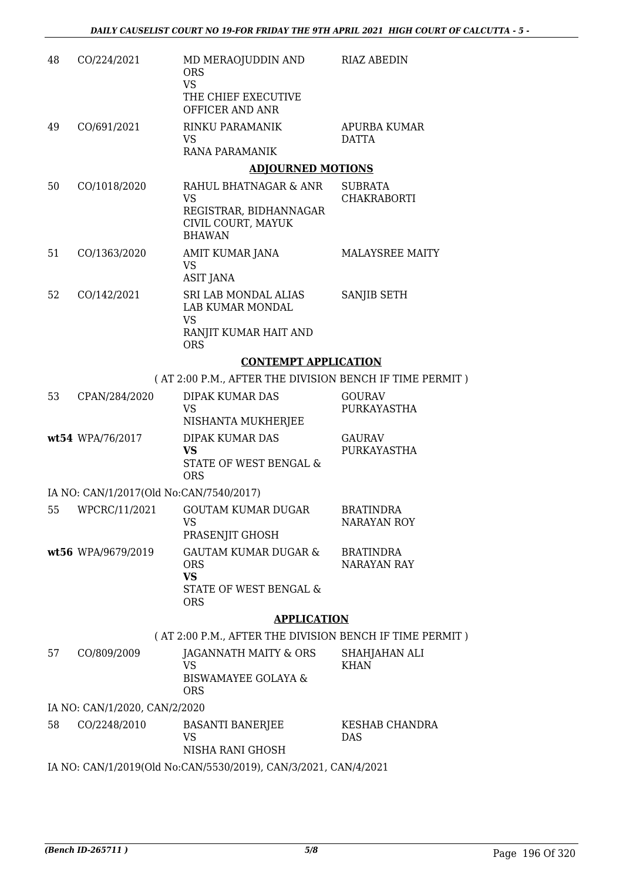| | | | |
|---|---|---|---|
| 48 | CO/224/2021 | MD MERAOJUDDIN AND ORS<br>VS<br>THE CHIEF EXECUTIVE OFFICER AND ANR | RIAZ ABEDIN |
| 49 | CO/691/2021 | RINKU PARAMANIK<br>VS<br>RANA PARAMANIK | APURBA KUMAR DATTA |

**ADJOURNED MOTIONS**

| | | | |
|---|---|---|---|
| 50 | CO/1018/2020 | RAHUL BHATNAGAR & ANR<br>VS<br>REGISTRAR, BIDHANNAGAR CIVIL COURT, MAYUK BHAWAN | SUBRATA CHAKRABORTI |
| 51 | CO/1363/2020 | AMIT KUMAR JANA<br>VS<br>ASIT JANA | MALAYSREE MAITY |
| 52 | CO/142/2021 | SRI LAB MONDAL ALIAS LAB KUMAR MONDAL<br>VS<br>RANJIT KUMAR HAIT AND ORS | SANJIB SETH |

**CONTEMPT APPLICATION**

( AT 2:00 P.M., AFTER THE DIVISION BENCH IF TIME PERMIT )

| | | | |
|---|---|---|---|
| 53 | CPAN/284/2020 | DIPAK KUMAR DAS<br>VS<br>NISHANTA MUKHERJEE | GOURAV PURKAYASTHA |
| wt54 | WPA/76/2017 | DIPAK KUMAR DAS<br>**VS**<br>STATE OF WEST BENGAL & ORS | GAURAV PURKAYASTHA |

IA NO: CAN/1/2017(Old No:CAN/7540/2017)

| | | | |
|---|---|---|---|
| 55 | WPCRC/11/2021 | GOUTAM KUMAR DUGAR<br>VS<br>PRASENJIT GHOSH | BRATINDRA NARAYAN ROY |
| wt56 | WPA/9679/2019 | GAUTAM KUMAR DUGAR & ORS<br>**VS**<br>STATE OF WEST BENGAL & ORS | BRATINDRA NARAYAN RAY |

**APPLICATION**

( AT 2:00 P.M., AFTER THE DIVISION BENCH IF TIME PERMIT )

| | | | |
|---|---|---|---|
| 57 | CO/809/2009 | JAGANNATH MAITY & ORS<br>VS<br>BISWAMAYEE GOLAYA & ORS | SHAHJAHAN ALI KHAN |

IA NO: CAN/1/2020, CAN/2/2020

| | | | |
|---|---|---|---|
| 58 | CO/2248/2010 | BASANTI BANERJEE<br>VS<br>NISHA RANI GHOSH | KESHAB CHANDRA DAS |

IA NO: CAN/1/2019(Old No:CAN/5530/2019), CAN/3/2021, CAN/4/2021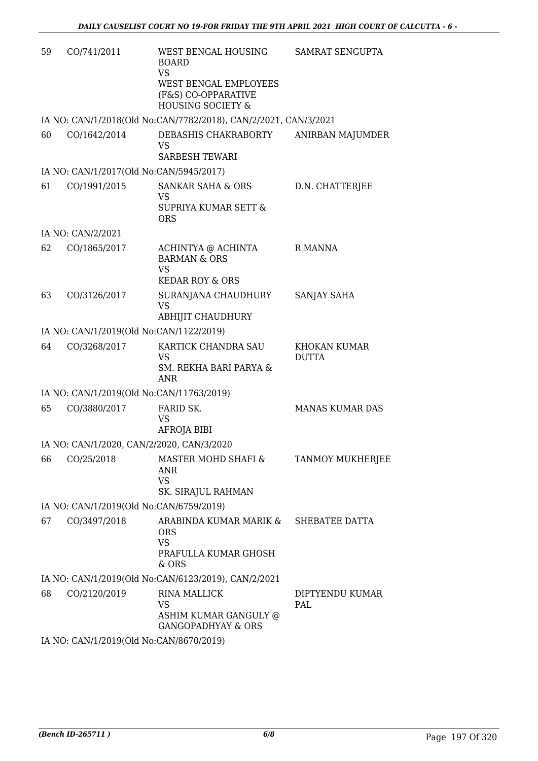| | | | |
|---|---|---|---|
| 59 | CO/741/2011 | WEST BENGAL HOUSING BOARD<br>VS<br>WEST BENGAL EMPLOYEES (F&S) CO-OPPARATIVE HOUSING SOCIETY & | SAMRAT SENGUPTA |
| | IA NO: CAN/1/2018(Old No:CAN/7782/2018), CAN/2/2021, CAN/3/2021 | | |
| 60 | CO/1642/2014 | DEBASHIS CHAKRABORTY<br>VS<br>SARBESH TEWARI | ANIRBAN MAJUMDER |
| | IA NO: CAN/1/2017(Old No:CAN/5945/2017) | | |
| 61 | CO/1991/2015 | SANKAR SAHA & ORS<br>VS<br>SUPRIYA KUMAR SETT & ORS | D.N. CHATTERJEE |
| | IA NO: CAN/2/2021 | | |
| 62 | CO/1865/2017 | ACHINTYA @ ACHINTA BARMAN & ORS<br>VS<br>KEDAR ROY & ORS | R MANNA |
| 63 | CO/3126/2017 | SURANJANA CHAUDHURY<br>VS<br>ABHIJIT CHAUDHURY | SANJAY SAHA |
| | IA NO: CAN/1/2019(Old No:CAN/1122/2019) | | |
| 64 | CO/3268/2017 | KARTICK CHANDRA SAU<br>VS<br>SM. REKHA BARI PARYA & ANR | KHOKAN KUMAR DUTTA |
| | IA NO: CAN/1/2019(Old No:CAN/11763/2019) | | |
| 65 | CO/3880/2017 | FARID SK.<br>VS<br>AFROJA BIBI | MANAS KUMAR DAS |
| | IA NO: CAN/1/2020, CAN/2/2020, CAN/3/2020 | | |
| 66 | CO/25/2018 | MASTER MOHD SHAFI & ANR<br>VS<br>SK. SIRAJUL RAHMAN | TANMOY MUKHERJEE |
| | IA NO: CAN/1/2019(Old No:CAN/6759/2019) | | |
| 67 | CO/3497/2018 | ARABINDA KUMAR MARIK & ORS<br>VS<br>PRAFULLA KUMAR GHOSH & ORS | SHEBATEE DATTA |
| | IA NO: CAN/1/2019(Old No:CAN/6123/2019), CAN/2/2021 | | |
| 68 | CO/2120/2019 | RINA MALLICK<br>VS<br>ASHIM KUMAR GANGULY @ GANGOPADHYAY & ORS | DIPTYENDU KUMAR PAL |
| | IA NO: CAN/1/2019(Old No:CAN/8670/2019) | | |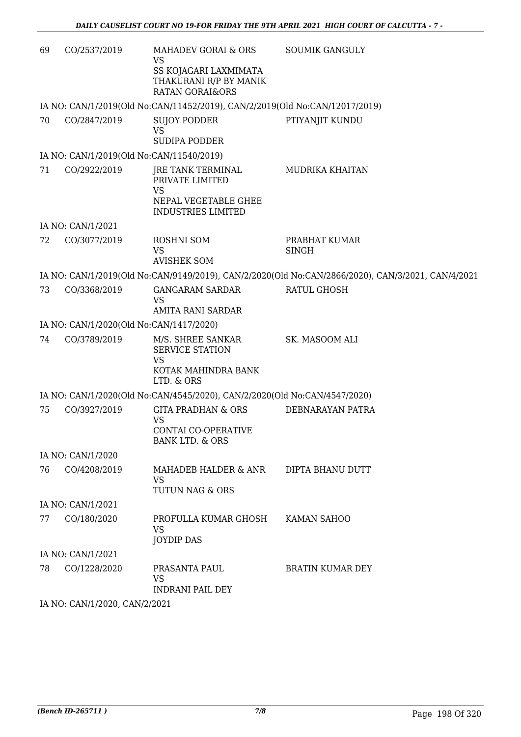| | | | |
|---|---|---|---|
| 69 | CO/2537/2019 | MAHADEV GORAI & ORS<br>VS<br>SS KOJAGARI LAXMIMATA THAKURANI R/P BY MANIK RATAN GORAI&ORS | SOUMIK GANGULY |

IA NO: CAN/1/2019(Old No:CAN/11452/2019), CAN/2/2019(Old No:CAN/12017/2019)

| | | | |
|---|---|---|---|
| 70 | CO/2847/2019 | SUJOY PODDER<br>VS<br>SUDIPA PODDER | PTIYANJIT KUNDU |

IA NO: CAN/1/2019(Old No:CAN/11540/2019)

| | | | |
|---|---|---|---|
| 71 | CO/2922/2019 | JRE TANK TERMINAL PRIVATE LIMITED<br>VS<br>NEPAL VEGETABLE GHEE INDUSTRIES LIMITED | MUDRIKA KHAITAN |

IA NO: CAN/1/2021

| | | | |
|---|---|---|---|
| 72 | CO/3077/2019 | ROSHNI SOM<br>VS<br>AVISHEK SOM | PRABHAT KUMAR SINGH |

IA NO: CAN/1/2019(Old No:CAN/9149/2019), CAN/2/2020(Old No:CAN/2866/2020), CAN/3/2021, CAN/4/2021

| | | | |
|---|---|---|---|
| 73 | CO/3368/2019 | GANGARAM SARDAR<br>VS<br>AMITA RANI SARDAR | RATUL GHOSH |

IA NO: CAN/1/2020(Old No:CAN/1417/2020)

| | | | |
|---|---|---|---|
| 74 | CO/3789/2019 | M/S. SHREE SANKAR SERVICE STATION<br>VS<br>KOTAK MAHINDRA BANK LTD. & ORS | SK. MASOOM ALI |

IA NO: CAN/1/2020(Old No:CAN/4545/2020), CAN/2/2020(Old No:CAN/4547/2020)

| | | | |
|---|---|---|---|
| 75 | CO/3927/2019 | GITA PRADHAN & ORS<br>VS<br>CONTAI CO-OPERATIVE BANK LTD. & ORS | DEBNARAYAN PATRA |

IA NO: CAN/1/2020

| | | | |
|---|---|---|---|
| 76 | CO/4208/2019 | MAHADEB HALDER & ANR<br>VS<br>TUTUN NAG & ORS | DIPTA BHANU DUTT |

IA NO: CAN/1/2021

| | | | |
|---|---|---|---|
| 77 | CO/180/2020 | PROFULLA KUMAR GHOSH<br>VS<br>JOYDIP DAS | KAMAN SAHOO |

IA NO: CAN/1/2021

| | | | |
|---|---|---|---|
| 78 | CO/1228/2020 | PRASANTA PAUL<br>VS<br>INDRANI PAIL DEY | BRATIN KUMAR DEY |

IA NO: CAN/1/2020, CAN/2/2021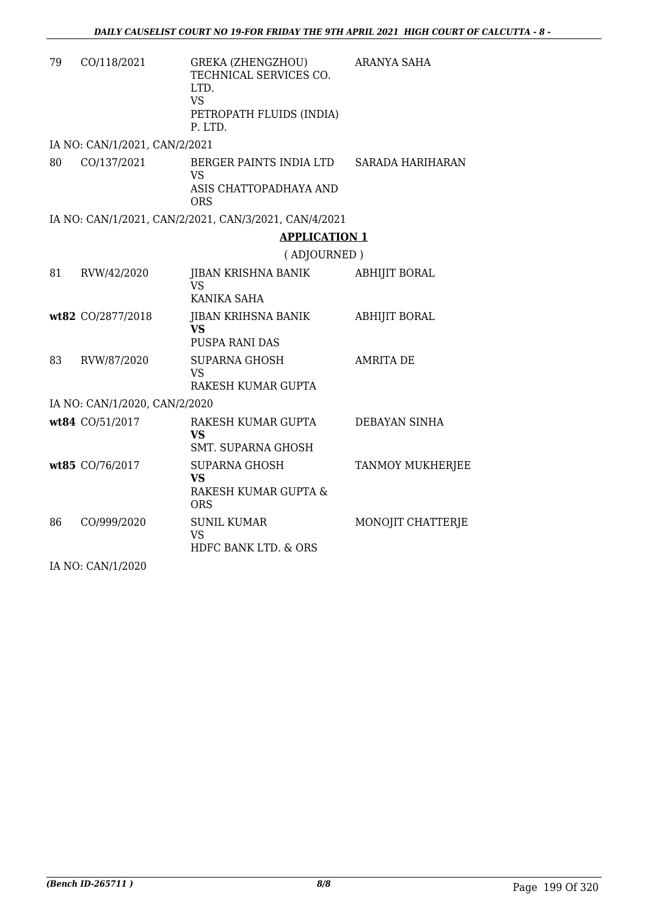| | | | |
|---|---|---|---|
| 79 | CO/118/2021 | GREKA (ZHENGZHOU) TECHNICAL SERVICES CO. LTD.<br>VS<br>PETROPATH FLUIDS (INDIA) P. LTD. | ARANYA SAHA |

IA NO: CAN/1/2021, CAN/2/2021

| | | | |
|---|---|---|---|
| 80 | CO/137/2021 | BERGER PAINTS INDIA LTD<br>VS<br>ASIS CHATTOPADHAYA AND ORS | SARADA HARIHARAN |

IA NO: CAN/1/2021, CAN/2/2021, CAN/3/2021, CAN/4/2021

## APPLICATION 1

( ADJOURNED )

| | | | |
|---|---|---|---|
| 81 | RVW/42/2020 | JIBAN KRISHNA BANIK<br>VS<br>KANIKA SAHA | ABHIJIT BORAL |
| **wt82** | CO/2877/2018 | JIBAN KRIHSNA BANIK<br>**VS**<br>PUSPA RANI DAS | ABHIJIT BORAL |
| 83 | RVW/87/2020 | SUPARNA GHOSH<br>VS<br>RAKESH KUMAR GUPTA | AMRITA DE |

IA NO: CAN/1/2020, CAN/2/2020

| | | | |
|---|---|---|---|
| **wt84** | CO/51/2017 | RAKESH KUMAR GUPTA<br>**VS**<br>SMT. SUPARNA GHOSH | DEBAYAN SINHA |
| **wt85** | CO/76/2017 | SUPARNA GHOSH<br>**VS**<br>RAKESH KUMAR GUPTA & ORS | TANMOY MUKHERJEE |
| 86 | CO/999/2020 | SUNIL KUMAR<br>VS<br>HDFC BANK LTD. & ORS | MONOJIT CHATTERJE |

IA NO: CAN/1/2020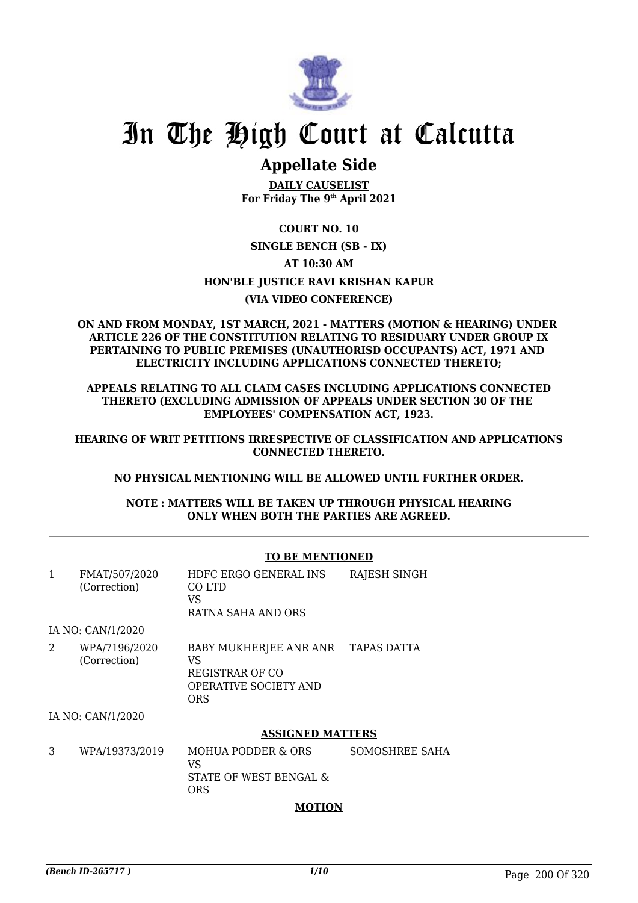# In The High Court at Calcutta

## Appellate Side

**DAILY CAUSELIST**
**For Friday The 9th April 2021**

**COURT NO. 10**

**SINGLE BENCH (SB - IX)**

**AT 10:30 AM**

**HON'BLE JUSTICE RAVI KRISHAN KAPUR**

**(VIA VIDEO CONFERENCE)**

**ON AND FROM MONDAY, 1ST MARCH, 2021 - MATTERS (MOTION & HEARING) UNDER ARTICLE 226 OF THE CONSTITUTION RELATING TO RESIDUARY UNDER GROUP IX PERTAINING TO PUBLIC PREMISES (UNAUTHORISD OCCUPANTS) ACT, 1971 AND ELECTRICITY INCLUDING APPLICATIONS CONNECTED THERETO;**

**APPEALS RELATING TO ALL CLAIM CASES INCLUDING APPLICATIONS CONNECTED THERETO (EXCLUDING ADMISSION OF APPEALS UNDER SECTION 30 OF THE EMPLOYEES' COMPENSATION ACT, 1923.**

**HEARING OF WRIT PETITIONS IRRESPECTIVE OF CLASSIFICATION AND APPLICATIONS CONNECTED THERETO.**

**NO PHYSICAL MENTIONING WILL BE ALLOWED UNTIL FURTHER ORDER.**

**NOTE : MATTERS WILL BE TAKEN UP THROUGH PHYSICAL HEARING ONLY WHEN BOTH THE PARTIES ARE AGREED.**

**TO BE MENTIONED**

| | | | |
|---|---|---|---|
| 1 | FMAT/507/2020 (Correction) | HDFC ERGO GENERAL INS CO LTD VS RATNA SAHA AND ORS | RAJESH SINGH |
| | IA NO: CAN/1/2020 | | |
| 2 | WPA/7196/2020 (Correction) | BABY MUKHERJEE ANR ANR VS REGISTRAR OF CO OPERATIVE SOCIETY AND ORS | TAPAS DATTA |
| | IA NO: CAN/1/2020 | | |

**ASSIGNED MATTERS**

| | | | |
|---|---|---|---|
| 3 | WPA/19373/2019 | MOHUA PODDER & ORS VS STATE OF WEST BENGAL & ORS | SOMOSHREE SAHA |

**MOTION**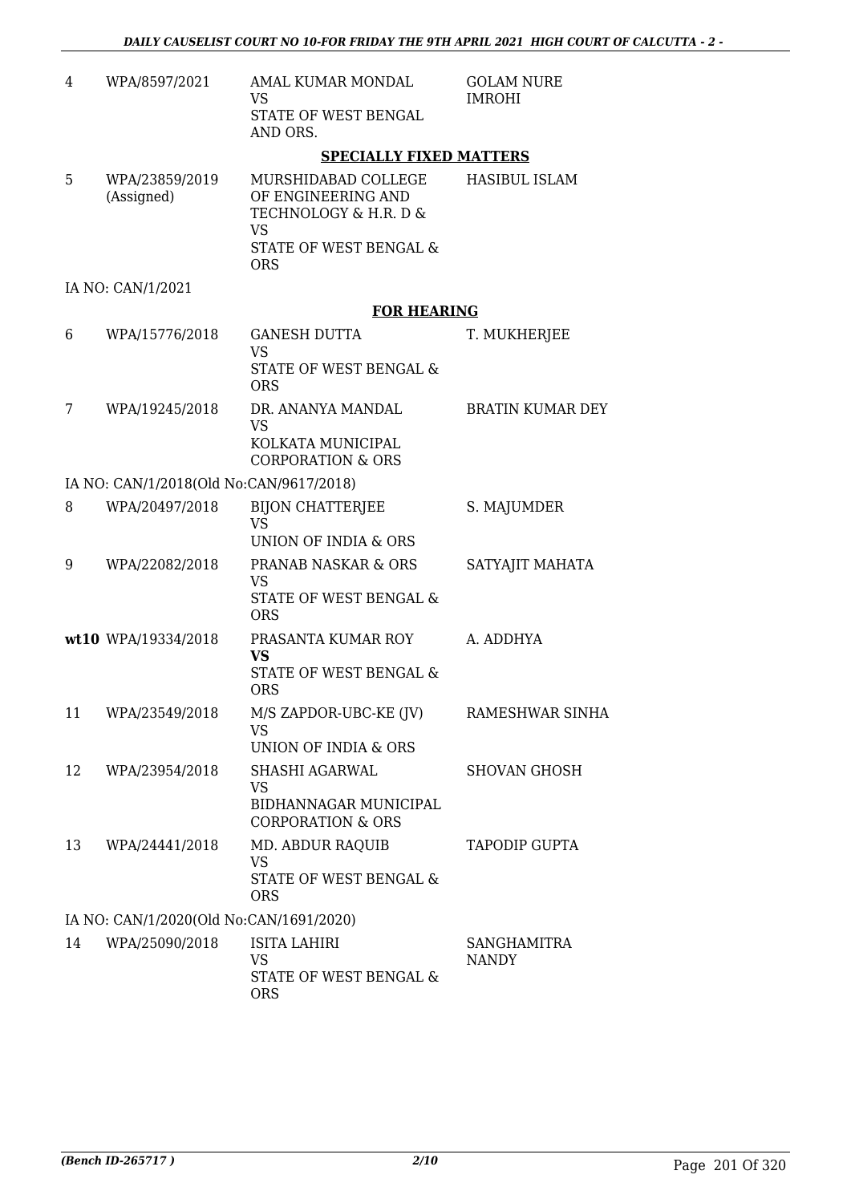| | | | |
|---|---|---|---|
| 4 | WPA/8597/2021 | AMAL KUMAR MONDAL<br>VS<br>STATE OF WEST BENGAL AND ORS. | GOLAM NURE IMROHI |

**SPECIALLY FIXED MATTERS**

| | | | |
|---|---|---|---|
| 5 | WPA/23859/2019 (Assigned) | MURSHIDABAD COLLEGE OF ENGINEERING AND TECHNOLOGY & H.R. D &<br>VS<br>STATE OF WEST BENGAL & ORS | HASIBUL ISLAM |

IA NO: CAN/1/2021

**FOR HEARING**

| | | | |
|---|---|---|---|
| 6 | WPA/15776/2018 | GANESH DUTTA<br>VS<br>STATE OF WEST BENGAL & ORS | T. MUKHERJEE |
| 7 | WPA/19245/2018 | DR. ANANYA MANDAL<br>VS<br>KOLKATA MUNICIPAL CORPORATION & ORS | BRATIN KUMAR DEY |

IA NO: CAN/1/2018(Old No:CAN/9617/2018)

| | | | |
|---|---|---|---|
| 8 | WPA/20497/2018 | BIJON CHATTERJEE<br>VS<br>UNION OF INDIA & ORS | S. MAJUMDER |
| 9 | WPA/22082/2018 | PRANAB NASKAR & ORS<br>VS<br>STATE OF WEST BENGAL & ORS | SATYAJIT MAHATA |
| **wt10** | WPA/19334/2018 | PRASANTA KUMAR ROY<br>**VS**<br>STATE OF WEST BENGAL & ORS | A. ADDHYA |
| 11 | WPA/23549/2018 | M/S ZAPDOR-UBC-KE (JV)<br>VS<br>UNION OF INDIA & ORS | RAMESHWAR SINHA |
| 12 | WPA/23954/2018 | SHASHI AGARWAL<br>VS<br>BIDHANNAGAR MUNICIPAL CORPORATION & ORS | SHOVAN GHOSH |
| 13 | WPA/24441/2018 | MD. ABDUR RAQUIB<br>VS<br>STATE OF WEST BENGAL & ORS | TAPODIP GUPTA |

IA NO: CAN/1/2020(Old No:CAN/1691/2020)

| | | | |
|---|---|---|---|
| 14 | WPA/25090/2018 | ISITA LAHIRI<br>VS<br>STATE OF WEST BENGAL & ORS | SANGHAMITRA NANDY |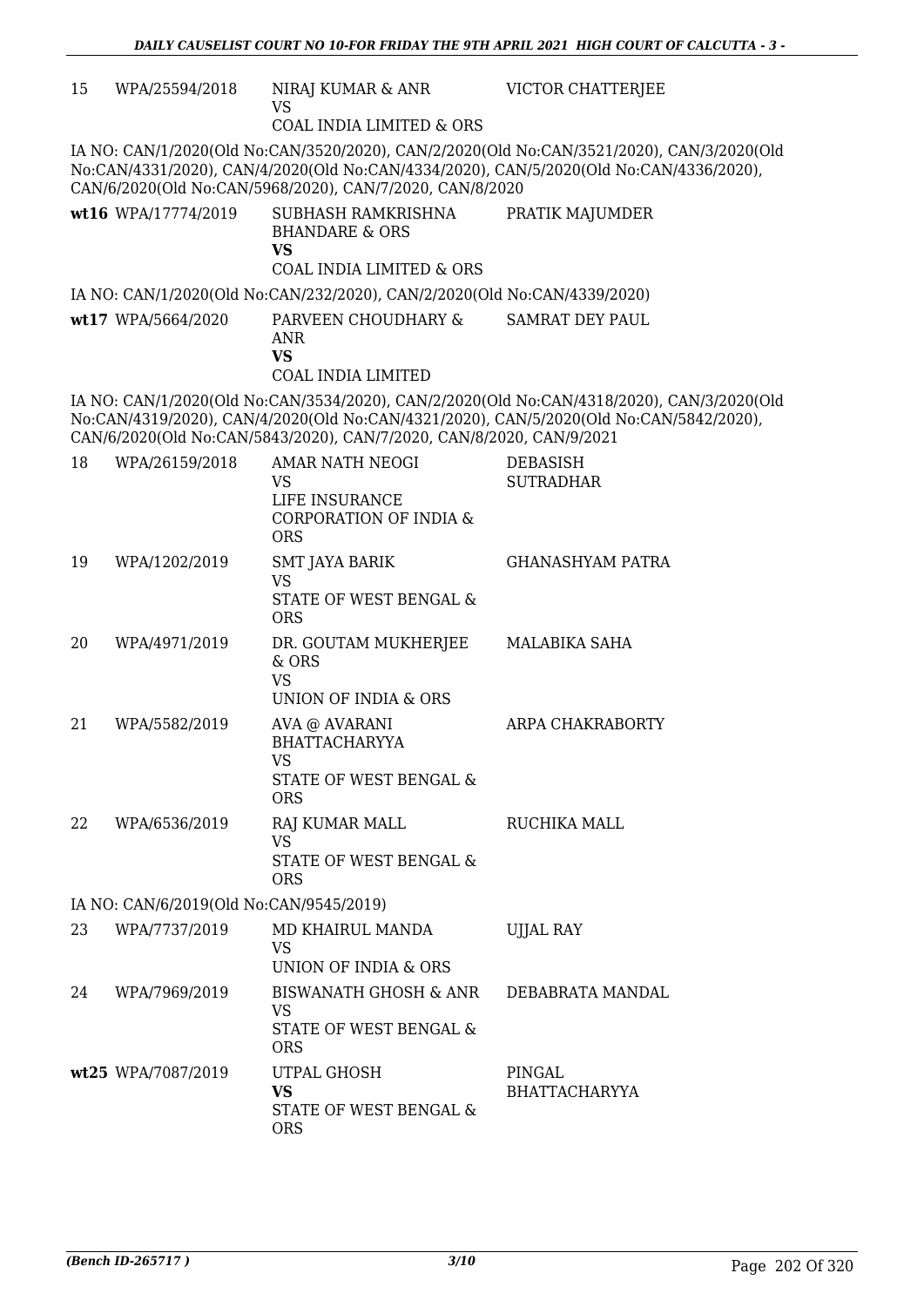| | | | |
|---|---|---|---|
| 15 | WPA/25594/2018 | NIRAJ KUMAR & ANR<br>VS<br>COAL INDIA LIMITED & ORS | VICTOR CHATTERJEE |

IA NO: CAN/1/2020(Old No:CAN/3520/2020), CAN/2/2020(Old No:CAN/3521/2020), CAN/3/2020(Old No:CAN/4331/2020), CAN/4/2020(Old No:CAN/4334/2020), CAN/5/2020(Old No:CAN/4336/2020), CAN/6/2020(Old No:CAN/5968/2020), CAN/7/2020, CAN/8/2020

| | | | |
|---|---|---|---|
| **wt16** | WPA/17774/2019 | SUBHASH RAMKRISHNA BHANDARE & ORS<br>**VS**<br>COAL INDIA LIMITED & ORS | PRATIK MAJUMDER |

IA NO: CAN/1/2020(Old No:CAN/232/2020), CAN/2/2020(Old No:CAN/4339/2020)

| | | | |
|---|---|---|---|
| **wt17** | WPA/5664/2020 | PARVEEN CHOUDHARY & ANR<br>**VS**<br>COAL INDIA LIMITED | SAMRAT DEY PAUL |

IA NO: CAN/1/2020(Old No:CAN/3534/2020), CAN/2/2020(Old No:CAN/4318/2020), CAN/3/2020(Old No:CAN/4319/2020), CAN/4/2020(Old No:CAN/4321/2020), CAN/5/2020(Old No:CAN/5842/2020), CAN/6/2020(Old No:CAN/5843/2020), CAN/7/2020, CAN/8/2020, CAN/9/2021

| | | | |
|---|---|---|---|
| 18 | WPA/26159/2018 | AMAR NATH NEOGI<br>VS<br>LIFE INSURANCE CORPORATION OF INDIA & ORS | DEBASISH SUTRADHAR |
| 19 | WPA/1202/2019 | SMT JAYA BARIK<br>VS<br>STATE OF WEST BENGAL & ORS | GHANASHYAM PATRA |
| 20 | WPA/4971/2019 | DR. GOUTAM MUKHERJEE & ORS<br>VS<br>UNION OF INDIA & ORS | MALABIKA SAHA |
| 21 | WPA/5582/2019 | AVA @ AVARANI BHATTACHARYYA<br>VS<br>STATE OF WEST BENGAL & ORS | ARPA CHAKRABORTY |
| 22 | WPA/6536/2019 | RAJ KUMAR MALL<br>VS<br>STATE OF WEST BENGAL & ORS | RUCHIKA MALL |

IA NO: CAN/6/2019(Old No:CAN/9545/2019)

| | | | |
|---|---|---|---|
| 23 | WPA/7737/2019 | MD KHAIRUL MANDA<br>VS<br>UNION OF INDIA & ORS | UJJAL RAY |
| 24 | WPA/7969/2019 | BISWANATH GHOSH & ANR<br>VS<br>STATE OF WEST BENGAL & ORS | DEBABRATA MANDAL |
| **wt25** | WPA/7087/2019 | UTPAL GHOSH<br>**VS**<br>STATE OF WEST BENGAL & ORS | PINGAL BHATTACHARYYA |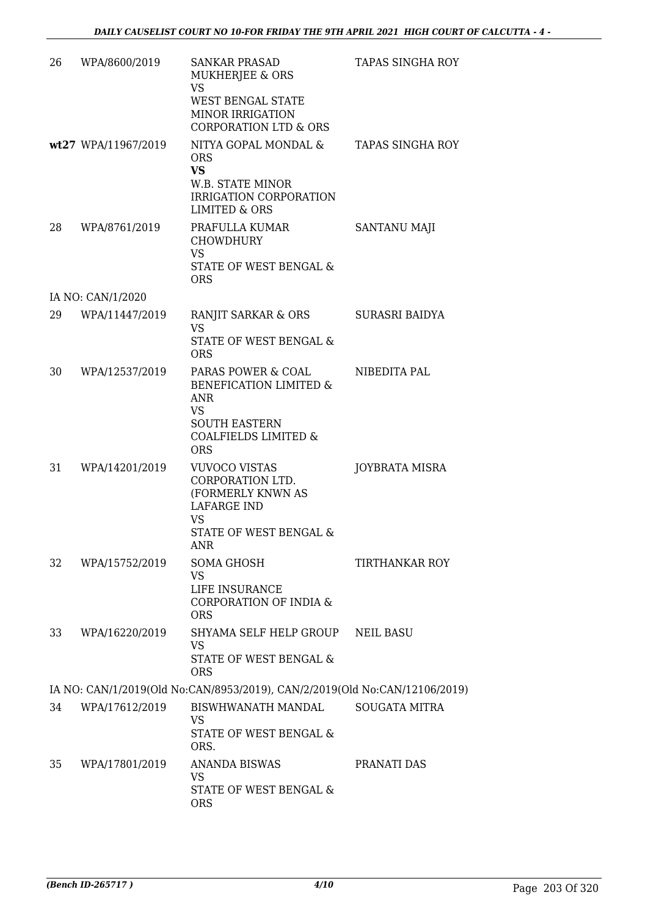| | | | |
|---|---|---|---|
| 26 | WPA/8600/2019 | SANKAR PRASAD MUKHERJEE & ORS<br>VS<br>WEST BENGAL STATE MINOR IRRIGATION CORPORATION LTD & ORS | TAPAS SINGHA ROY |
| **wt27** | WPA/11967/2019 | NITYA GOPAL MONDAL & ORS<br>**VS**<br>W.B. STATE MINOR IRRIGATION CORPORATION LIMITED & ORS | TAPAS SINGHA ROY |
| 28 | WPA/8761/2019 | PRAFULLA KUMAR CHOWDHURY<br>VS<br>STATE OF WEST BENGAL & ORS | SANTANU MAJI |
| | IA NO: CAN/1/2020 | | |
| 29 | WPA/11447/2019 | RANJIT SARKAR & ORS<br>VS<br>STATE OF WEST BENGAL & ORS | SURASRI BAIDYA |
| 30 | WPA/12537/2019 | PARAS POWER & COAL BENEFICATION LIMITED & ANR<br>VS<br>SOUTH EASTERN COALFIELDS LIMITED & ORS | NIBEDITA PAL |
| 31 | WPA/14201/2019 | VUVOCO VISTAS CORPORATION LTD. (FORMERLY KNWN AS LAFARGE IND<br>VS<br>STATE OF WEST BENGAL & ANR | JOYBRATA MISRA |
| 32 | WPA/15752/2019 | SOMA GHOSH<br>VS<br>LIFE INSURANCE CORPORATION OF INDIA & ORS | TIRTHANKAR ROY |
| 33 | WPA/16220/2019 | SHYAMA SELF HELP GROUP<br>VS<br>STATE OF WEST BENGAL & ORS | NEIL BASU |
| | IA NO: CAN/1/2019(Old No:CAN/8953/2019), CAN/2/2019(Old No:CAN/12106/2019) | | |
| 34 | WPA/17612/2019 | BISWHWANATH MANDAL<br>VS<br>STATE OF WEST BENGAL & ORS. | SOUGATA MITRA |
| 35 | WPA/17801/2019 | ANANDA BISWAS<br>VS<br>STATE OF WEST BENGAL & ORS | PRANATI DAS |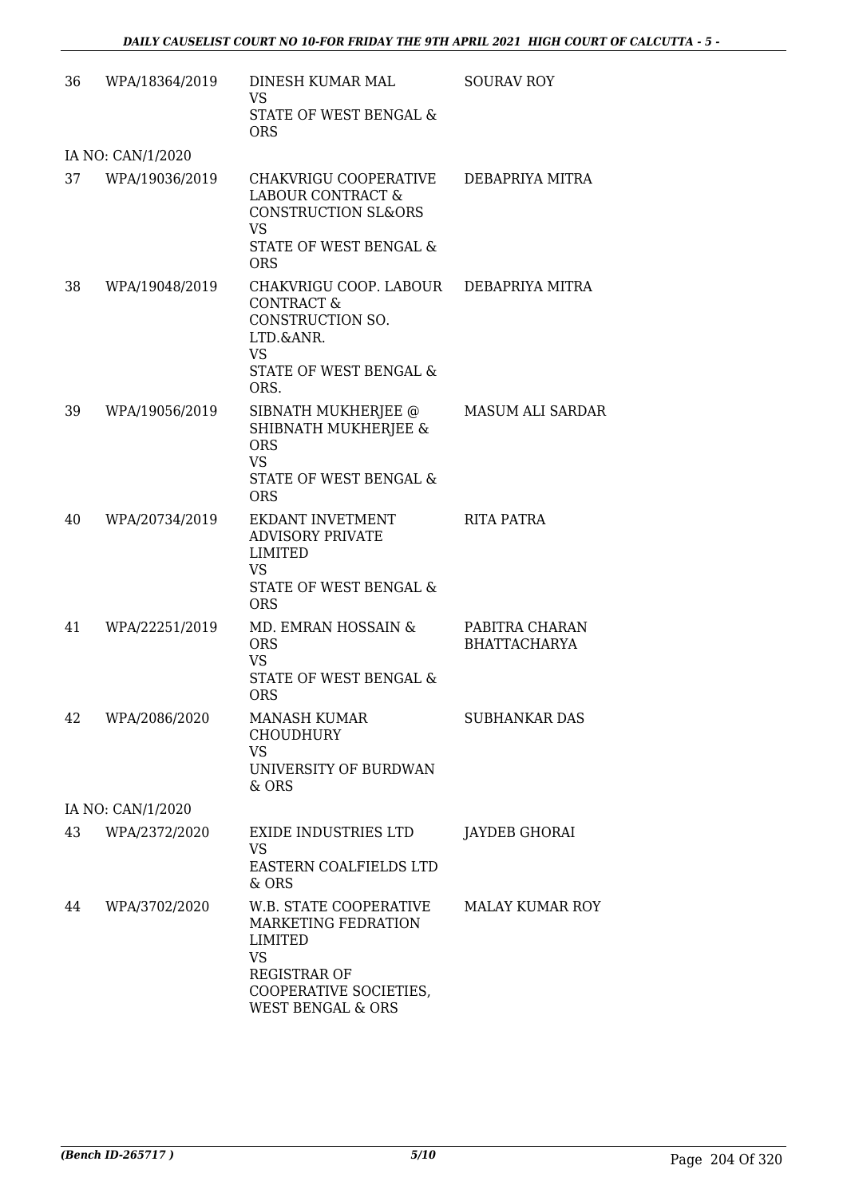| | | | |
|---|---|---|---|
| 36 | WPA/18364/2019 | DINESH KUMAR MAL<br>VS<br>STATE OF WEST BENGAL & ORS | SOURAV ROY |
| | IA NO: CAN/1/2020 | | |
| 37 | WPA/19036/2019 | CHAKVRIGU COOPERATIVE LABOUR CONTRACT & CONSTRUCTION SL&ORS<br>VS<br>STATE OF WEST BENGAL & ORS | DEBAPRIYA MITRA |
| 38 | WPA/19048/2019 | CHAKVRIGU COOP. LABOUR CONTRACT & CONSTRUCTION SO. LTD.&ANR.<br>VS<br>STATE OF WEST BENGAL & ORS. | DEBAPRIYA MITRA |
| 39 | WPA/19056/2019 | SIBNATH MUKHERJEE @ SHIBNATH MUKHERJEE & ORS<br>VS<br>STATE OF WEST BENGAL & ORS | MASUM ALI SARDAR |
| 40 | WPA/20734/2019 | EKDANT INVETMENT ADVISORY PRIVATE LIMITED<br>VS<br>STATE OF WEST BENGAL & ORS | RITA PATRA |
| 41 | WPA/22251/2019 | MD. EMRAN HOSSAIN & ORS<br>VS<br>STATE OF WEST BENGAL & ORS | PABITRA CHARAN BHATTACHARYA |
| 42 | WPA/2086/2020 | MANASH KUMAR CHOUDHURY<br>VS<br>UNIVERSITY OF BURDWAN & ORS | SUBHANKAR DAS |
| | IA NO: CAN/1/2020 | | |
| 43 | WPA/2372/2020 | EXIDE INDUSTRIES LTD<br>VS<br>EASTERN COALFIELDS LTD & ORS | JAYDEB GHORAI |
| 44 | WPA/3702/2020 | W.B. STATE COOPERATIVE MARKETING FEDRATION LIMITED<br>VS<br>REGISTRAR OF COOPERATIVE SOCIETIES, WEST BENGAL & ORS | MALAY KUMAR ROY |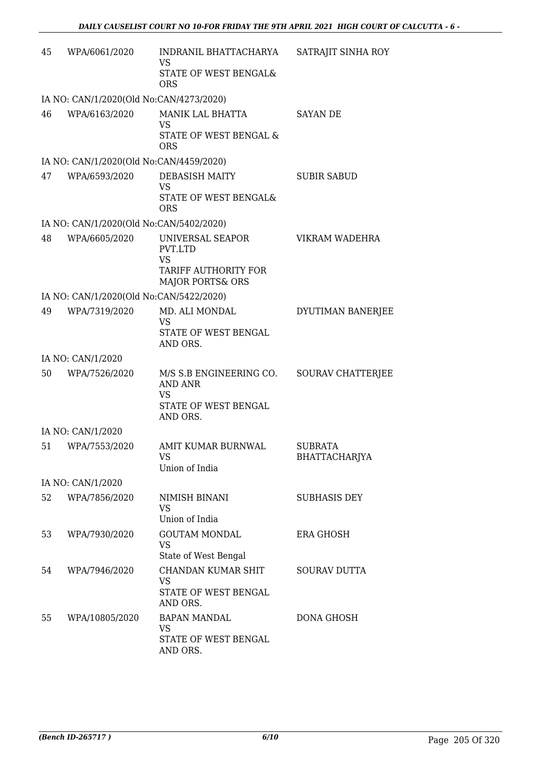| | | | |
|---|---|---|---|
| 45 | WPA/6061/2020 | INDRANIL BHATTACHARYA<br>VS<br>STATE OF WEST BENGAL& ORS | SATRAJIT SINHA ROY |
| | IA NO: CAN/1/2020(Old No:CAN/4273/2020) | | |
| 46 | WPA/6163/2020 | MANIK LAL BHATTA<br>VS<br>STATE OF WEST BENGAL & ORS | SAYAN DE |
| | IA NO: CAN/1/2020(Old No:CAN/4459/2020) | | |
| 47 | WPA/6593/2020 | DEBASISH MAITY<br>VS<br>STATE OF WEST BENGAL& ORS | SUBIR SABUD |
| | IA NO: CAN/1/2020(Old No:CAN/5402/2020) | | |
| 48 | WPA/6605/2020 | UNIVERSAL SEAPOR PVT.LTD<br>VS<br>TARIFF AUTHORITY FOR MAJOR PORTS& ORS | VIKRAM WADEHRA |
| | IA NO: CAN/1/2020(Old No:CAN/5422/2020) | | |
| 49 | WPA/7319/2020 | MD. ALI MONDAL<br>VS<br>STATE OF WEST BENGAL AND ORS. | DYUTIMAN BANERJEE |
| | IA NO: CAN/1/2020 | | |
| 50 | WPA/7526/2020 | M/S S.B ENGINEERING CO. AND ANR<br>VS<br>STATE OF WEST BENGAL AND ORS. | SOURAV CHATTERJEE |
| | IA NO: CAN/1/2020 | | |
| 51 | WPA/7553/2020 | AMIT KUMAR BURNWAL<br>VS<br>Union of India | SUBRATA BHATTACHARJYA |
| | IA NO: CAN/1/2020 | | |
| 52 | WPA/7856/2020 | NIMISH BINANI<br>VS<br>Union of India | SUBHASIS DEY |
| 53 | WPA/7930/2020 | GOUTAM MONDAL<br>VS<br>State of West Bengal | ERA GHOSH |
| 54 | WPA/7946/2020 | CHANDAN KUMAR SHIT<br>VS<br>STATE OF WEST BENGAL AND ORS. | SOURAV DUTTA |
| 55 | WPA/10805/2020 | BAPAN MANDAL<br>VS<br>STATE OF WEST BENGAL AND ORS. | DONA GHOSH |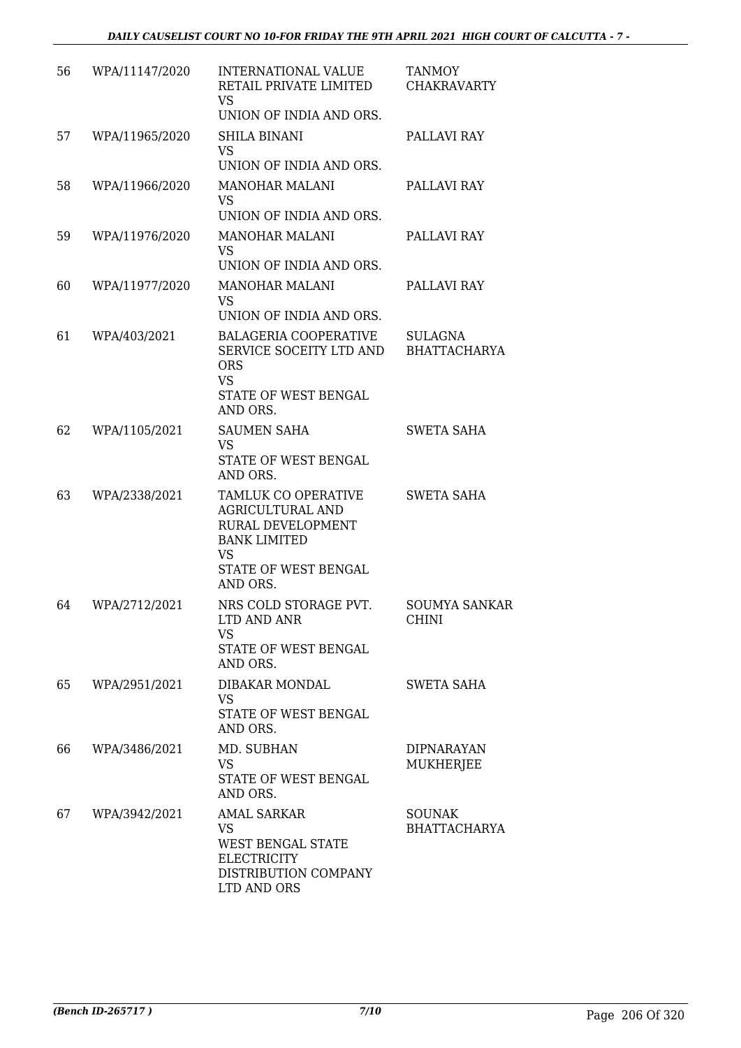| | | | |
|---|---|---|---|
| 56 | WPA/11147/2020 | INTERNATIONAL VALUE RETAIL PRIVATE LIMITED<br>VS<br>UNION OF INDIA AND ORS. | TANMOY CHAKRAVARTY |
| 57 | WPA/11965/2020 | SHILA BINANI<br>VS<br>UNION OF INDIA AND ORS. | PALLAVI RAY |
| 58 | WPA/11966/2020 | MANOHAR MALANI<br>VS<br>UNION OF INDIA AND ORS. | PALLAVI RAY |
| 59 | WPA/11976/2020 | MANOHAR MALANI<br>VS<br>UNION OF INDIA AND ORS. | PALLAVI RAY |
| 60 | WPA/11977/2020 | MANOHAR MALANI<br>VS<br>UNION OF INDIA AND ORS. | PALLAVI RAY |
| 61 | WPA/403/2021 | BALAGERIA COOPERATIVE SERVICE SOCEITY LTD AND ORS<br>VS<br>STATE OF WEST BENGAL AND ORS. | SULAGNA BHATTACHARYA |
| 62 | WPA/1105/2021 | SAUMEN SAHA<br>VS<br>STATE OF WEST BENGAL AND ORS. | SWETA SAHA |
| 63 | WPA/2338/2021 | TAMLUK CO OPERATIVE AGRICULTURAL AND RURAL DEVELOPMENT BANK LIMITED<br>VS<br>STATE OF WEST BENGAL AND ORS. | SWETA SAHA |
| 64 | WPA/2712/2021 | NRS COLD STORAGE PVT. LTD AND ANR<br>VS<br>STATE OF WEST BENGAL AND ORS. | SOUMYA SANKAR CHINI |
| 65 | WPA/2951/2021 | DIBAKAR MONDAL<br>VS<br>STATE OF WEST BENGAL AND ORS. | SWETA SAHA |
| 66 | WPA/3486/2021 | MD. SUBHAN<br>VS<br>STATE OF WEST BENGAL AND ORS. | DIPNARAYAN MUKHERJEE |
| 67 | WPA/3942/2021 | AMAL SARKAR<br>VS<br>WEST BENGAL STATE ELECTRICITY DISTRIBUTION COMPANY LTD AND ORS | SOUNAK BHATTACHARYA |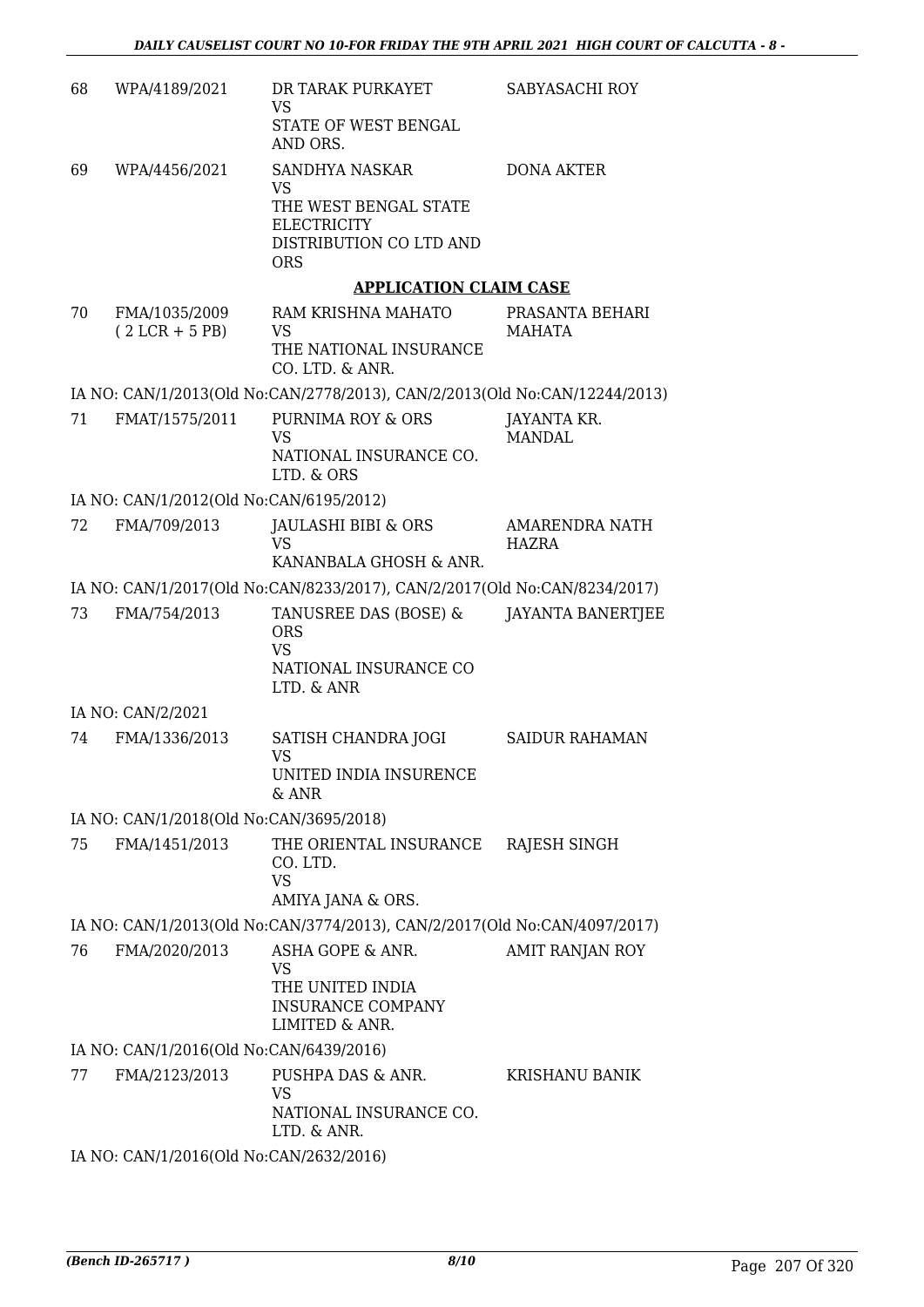| | | | |
|---|---|---|---|
| 68 | WPA/4189/2021 | DR TARAK PURKAYET<br>VS<br>STATE OF WEST BENGAL AND ORS. | SABYASACHI ROY |
| 69 | WPA/4456/2021 | SANDHYA NASKAR<br>VS<br>THE WEST BENGAL STATE ELECTRICITY DISTRIBUTION CO LTD AND ORS | DONA AKTER |

## APPLICATION CLAIM CASE

| | | | |
|---|---|---|---|
| 70 | FMA/1035/2009<br>( 2 LCR + 5 PB) | RAM KRISHNA MAHATO<br>VS<br>THE NATIONAL INSURANCE CO. LTD. & ANR. | PRASANTA BEHARI MAHATA |
| | IA NO: CAN/1/2013(Old No:CAN/2778/2013), CAN/2/2013(Old No:CAN/12244/2013) | | |
| 71 | FMAT/1575/2011 | PURNIMA ROY & ORS<br>VS<br>NATIONAL INSURANCE CO. LTD. & ORS | JAYANTA KR. MANDAL |
| | IA NO: CAN/1/2012(Old No:CAN/6195/2012) | | |
| 72 | FMA/709/2013 | JAULASHI BIBI & ORS<br>VS<br>KANANBALA GHOSH & ANR. | AMARENDRA NATH HAZRA |
| | IA NO: CAN/1/2017(Old No:CAN/8233/2017), CAN/2/2017(Old No:CAN/8234/2017) | | |
| 73 | FMA/754/2013 | TANUSREE DAS (BOSE) & ORS<br>VS<br>NATIONAL INSURANCE CO LTD. & ANR | JAYANTA BANERTJEE |
| | IA NO: CAN/2/2021 | | |
| 74 | FMA/1336/2013 | SATISH CHANDRA JOGI<br>VS<br>UNITED INDIA INSURENCE & ANR | SAIDUR RAHAMAN |
| | IA NO: CAN/1/2018(Old No:CAN/3695/2018) | | |
| 75 | FMA/1451/2013 | THE ORIENTAL INSURANCE CO. LTD.<br>VS<br>AMIYA JANA & ORS. | RAJESH SINGH |
| | IA NO: CAN/1/2013(Old No:CAN/3774/2013), CAN/2/2017(Old No:CAN/4097/2017) | | |
| 76 | FMA/2020/2013 | ASHA GOPE & ANR.<br>VS<br>THE UNITED INDIA INSURANCE COMPANY LIMITED & ANR. | AMIT RANJAN ROY |
| | IA NO: CAN/1/2016(Old No:CAN/6439/2016) | | |
| 77 | FMA/2123/2013 | PUSHPA DAS & ANR.<br>VS<br>NATIONAL INSURANCE CO. LTD. & ANR. | KRISHANU BANIK |
| | IA NO: CAN/1/2016(Old No:CAN/2632/2016) | | |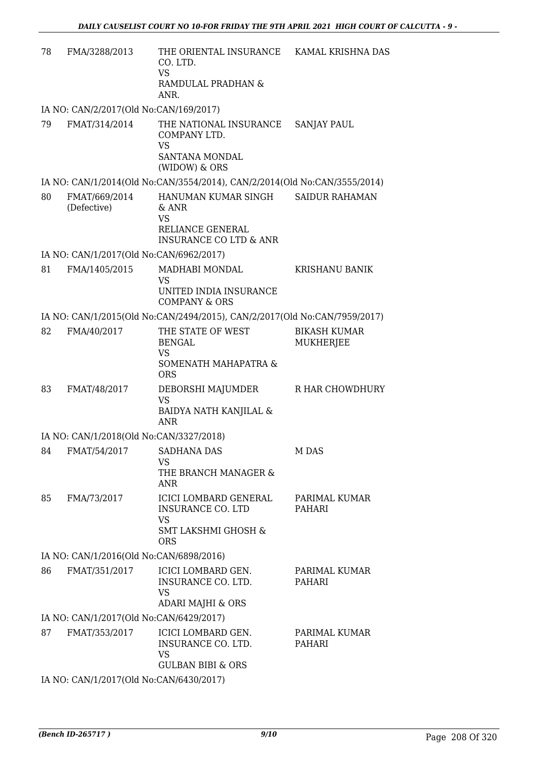| 78 | FMA/3288/2013 | THE ORIENTAL INSURANCE CO. LTD.<br>VS<br>RAMDULAL PRADHAN & ANR. | KAMAL KRISHNA DAS |
|---|---|---|---|
| | IA NO: CAN/2/2017(Old No:CAN/169/2017) | | |
| 79 | FMAT/314/2014 | THE NATIONAL INSURANCE COMPANY LTD.<br>VS<br>SANTANA MONDAL (WIDOW) & ORS | SANJAY PAUL |
| | IA NO: CAN/1/2014(Old No:CAN/3554/2014), CAN/2/2014(Old No:CAN/3555/2014) | | |
| 80 | FMAT/669/2014 (Defective) | HANUMAN KUMAR SINGH & ANR<br>VS<br>RELIANCE GENERAL INSURANCE CO LTD & ANR | SAIDUR RAHAMAN |
| | IA NO: CAN/1/2017(Old No:CAN/6962/2017) | | |
| 81 | FMA/1405/2015 | MADHABI MONDAL<br>VS<br>UNITED INDIA INSURANCE COMPANY & ORS | KRISHANU BANIK |
| | IA NO: CAN/1/2015(Old No:CAN/2494/2015), CAN/2/2017(Old No:CAN/7959/2017) | | |
| 82 | FMA/40/2017 | THE STATE OF WEST BENGAL<br>VS<br>SOMENATH MAHAPATRA & ORS | BIKASH KUMAR MUKHERJEE |
| 83 | FMAT/48/2017 | DEBORSHI MAJUMDER<br>VS<br>BAIDYA NATH KANJILAL & ANR | R HAR CHOWDHURY |
| | IA NO: CAN/1/2018(Old No:CAN/3327/2018) | | |
| 84 | FMAT/54/2017 | SADHANA DAS<br>VS<br>THE BRANCH MANAGER & ANR | M DAS |
| 85 | FMA/73/2017 | ICICI LOMBARD GENERAL INSURANCE CO. LTD<br>VS<br>SMT LAKSHMI GHOSH & ORS | PARIMAL KUMAR PAHARI |
| | IA NO: CAN/1/2016(Old No:CAN/6898/2016) | | |
| 86 | FMAT/351/2017 | ICICI LOMBARD GEN. INSURANCE CO. LTD.<br>VS<br>ADARI MAJHI & ORS | PARIMAL KUMAR PAHARI |
| | IA NO: CAN/1/2017(Old No:CAN/6429/2017) | | |
| 87 | FMAT/353/2017 | ICICI LOMBARD GEN. INSURANCE CO. LTD.<br>VS<br>GULBAN BIBI & ORS | PARIMAL KUMAR PAHARI |
| | IA NO: CAN/1/2017(Old No:CAN/6430/2017) | | |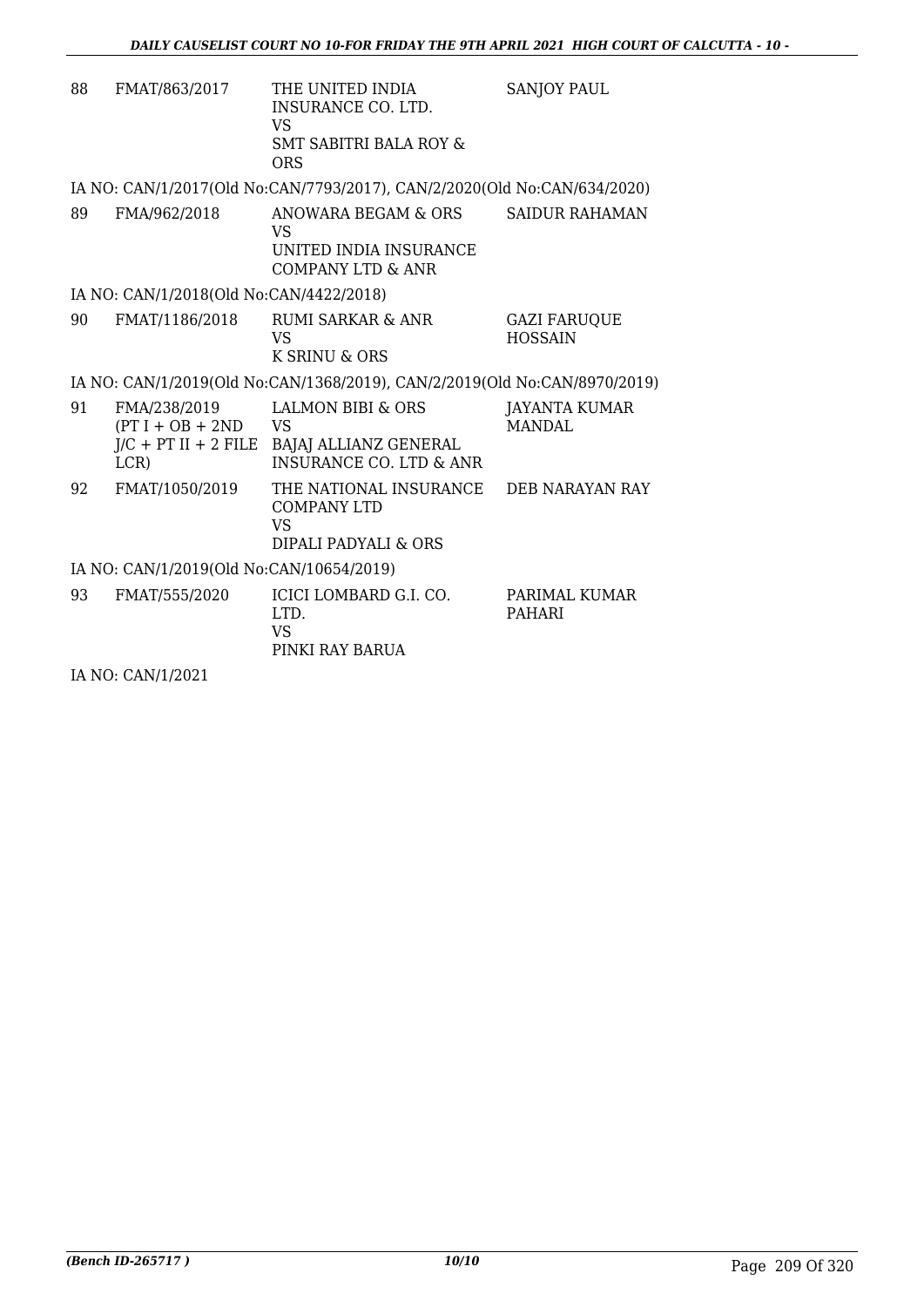| | | | |
|---|---|---|---|
| 88 | FMAT/863/2017 | THE UNITED INDIA INSURANCE CO. LTD.<br>VS<br>SMT SABITRI BALA ROY & ORS | SANJOY PAUL |

IA NO: CAN/1/2017(Old No:CAN/7793/2017), CAN/2/2020(Old No:CAN/634/2020)

| | | | |
|---|---|---|---|
| 89 | FMA/962/2018 | ANOWARA BEGAM & ORS<br>VS<br>UNITED INDIA INSURANCE COMPANY LTD & ANR | SAIDUR RAHAMAN |

IA NO: CAN/1/2018(Old No:CAN/4422/2018)

| | | | |
|---|---|---|---|
| 90 | FMAT/1186/2018 | RUMI SARKAR & ANR<br>VS<br>K SRINU & ORS | GAZI FARUQUE HOSSAIN |

IA NO: CAN/1/2019(Old No:CAN/1368/2019), CAN/2/2019(Old No:CAN/8970/2019)

| | | | |
|---|---|---|---|
| 91 | FMA/238/2019<br>(PT I + OB + 2ND J/C + PT II + 2 FILE LCR) | LALMON BIBI & ORS<br>VS<br>BAJAJ ALLIANZ GENERAL INSURANCE CO. LTD & ANR | JAYANTA KUMAR MANDAL |
| 92 | FMAT/1050/2019 | THE NATIONAL INSURANCE COMPANY LTD<br>VS<br>DIPALI PADYALI & ORS | DEB NARAYAN RAY |

IA NO: CAN/1/2019(Old No:CAN/10654/2019)

| | | | |
|---|---|---|---|
| 93 | FMAT/555/2020 | ICICI LOMBARD G.I. CO. LTD.<br>VS<br>PINKI RAY BARUA | PARIMAL KUMAR PAHARI |

IA NO: CAN/1/2021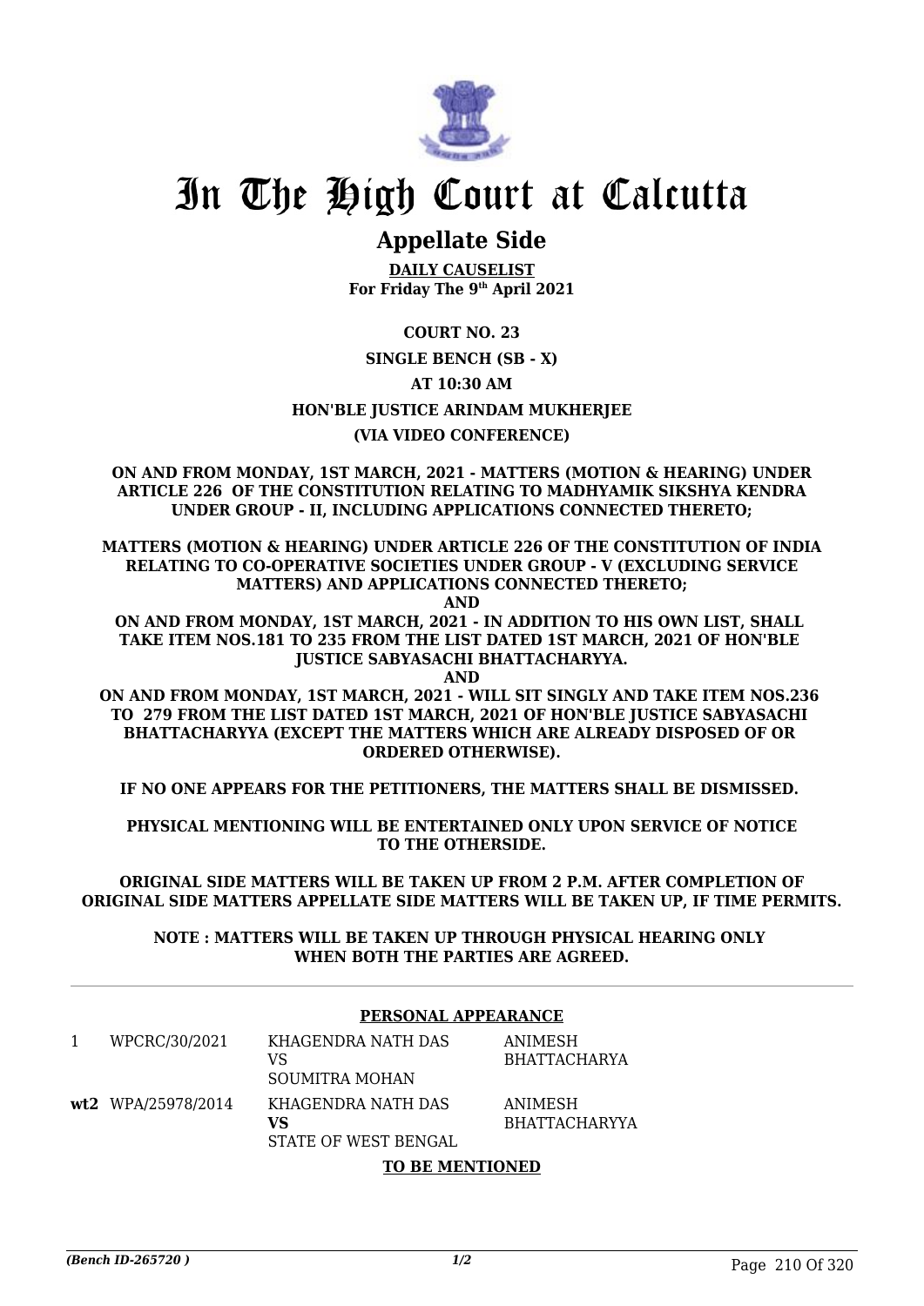# In The High Court at Calcutta

## Appellate Side

**DAILY CAUSELIST**
**For Friday The 9th April 2021**

**COURT NO. 23**

**SINGLE BENCH (SB - X)**

**AT 10:30 AM**

**HON'BLE JUSTICE ARINDAM MUKHERJEE**

**(VIA VIDEO CONFERENCE)**

**ON AND FROM MONDAY, 1ST MARCH, 2021 - MATTERS (MOTION & HEARING) UNDER ARTICLE 226 OF THE CONSTITUTION RELATING TO MADHYAMIK SIKSHYA KENDRA UNDER GROUP - II, INCLUDING APPLICATIONS CONNECTED THERETO;**

**MATTERS (MOTION & HEARING) UNDER ARTICLE 226 OF THE CONSTITUTION OF INDIA RELATING TO CO-OPERATIVE SOCIETIES UNDER GROUP - V (EXCLUDING SERVICE MATTERS) AND APPLICATIONS CONNECTED THERETO;**

**AND**

**ON AND FROM MONDAY, 1ST MARCH, 2021 - IN ADDITION TO HIS OWN LIST, SHALL TAKE ITEM NOS.181 TO 235 FROM THE LIST DATED 1ST MARCH, 2021 OF HON'BLE JUSTICE SABYASACHI BHATTACHARYYA.**

**AND**

**ON AND FROM MONDAY, 1ST MARCH, 2021 - WILL SIT SINGLY AND TAKE ITEM NOS.236 TO 279 FROM THE LIST DATED 1ST MARCH, 2021 OF HON'BLE JUSTICE SABYASACHI BHATTACHARYYA (EXCEPT THE MATTERS WHICH ARE ALREADY DISPOSED OF OR ORDERED OTHERWISE).**

**IF NO ONE APPEARS FOR THE PETITIONERS, THE MATTERS SHALL BE DISMISSED.**

**PHYSICAL MENTIONING WILL BE ENTERTAINED ONLY UPON SERVICE OF NOTICE TO THE OTHERSIDE.**

**ORIGINAL SIDE MATTERS WILL BE TAKEN UP FROM 2 P.M. AFTER COMPLETION OF ORIGINAL SIDE MATTERS APPELLATE SIDE MATTERS WILL BE TAKEN UP, IF TIME PERMITS.**

**NOTE : MATTERS WILL BE TAKEN UP THROUGH PHYSICAL HEARING ONLY WHEN BOTH THE PARTIES ARE AGREED.**

**PERSONAL APPEARANCE**

| | | | |
|---|---|---|---|
| 1 | WPCRC/30/2021 | KHAGENDRA NATH DAS<br>VS<br>SOUMITRA MOHAN | ANIMESH BHATTACHARYA |
| **wt2** | WPA/25978/2014 | KHAGENDRA NATH DAS<br>**VS**<br>STATE OF WEST BENGAL | ANIMESH BHATTACHARYYA |

**TO BE MENTIONED**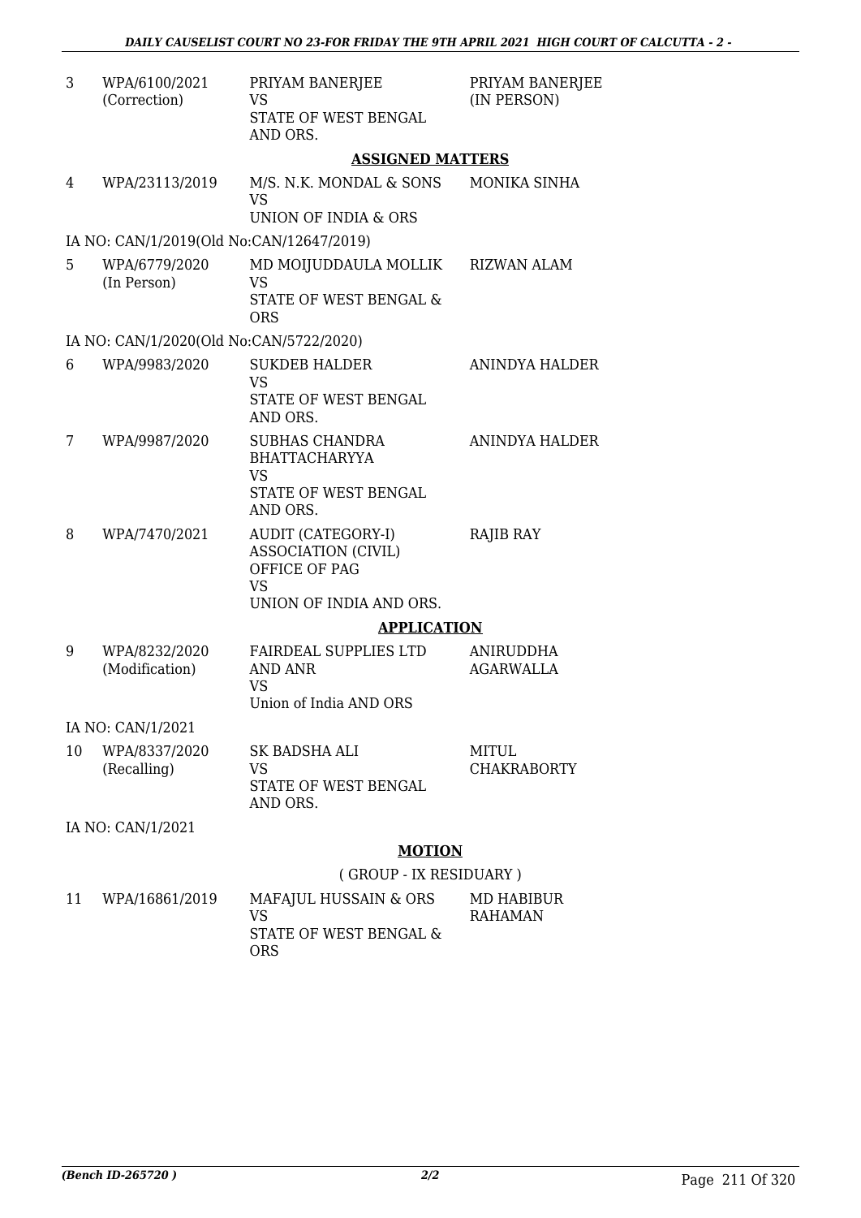| | | | |
|---|---|---|---|
| 3 | WPA/6100/2021 (Correction) | PRIYAM BANERJEE VS STATE OF WEST BENGAL AND ORS. | PRIYAM BANERJEE (IN PERSON) |

## ASSIGNED MATTERS

| | | | |
|---|---|---|---|
| 4 | WPA/23113/2019 | M/S. N.K. MONDAL & SONS VS UNION OF INDIA & ORS | MONIKA SINHA |
| | IA NO: CAN/1/2019(Old No:CAN/12647/2019) | | |
| 5 | WPA/6779/2020 (In Person) | MD MOIJUDDAULA MOLLIK VS STATE OF WEST BENGAL & ORS | RIZWAN ALAM |
| | IA NO: CAN/1/2020(Old No:CAN/5722/2020) | | |
| 6 | WPA/9983/2020 | SUKDEB HALDER VS STATE OF WEST BENGAL AND ORS. | ANINDYA HALDER |
| 7 | WPA/9987/2020 | SUBHAS CHANDRA BHATTACHARYYA VS STATE OF WEST BENGAL AND ORS. | ANINDYA HALDER |
| 8 | WPA/7470/2021 | AUDIT (CATEGORY-I) ASSOCIATION (CIVIL) OFFICE OF PAG VS UNION OF INDIA AND ORS. | RAJIB RAY |

## APPLICATION

| | | | |
|---|---|---|---|
| 9 | WPA/8232/2020 (Modification) | FAIRDEAL SUPPLIES LTD AND ANR VS Union of India AND ORS | ANIRUDDHA AGARWALLA |
| | IA NO: CAN/1/2021 | | |
| 10 | WPA/8337/2020 (Recalling) | SK BADSHA ALI VS STATE OF WEST BENGAL AND ORS. | MITUL CHAKRABORTY |
| | IA NO: CAN/1/2021 | | |

## MOTION

( GROUP - IX RESIDUARY )

| | | | |
|---|---|---|---|
| 11 | WPA/16861/2019 | MAFAJUL HUSSAIN & ORS VS STATE OF WEST BENGAL & ORS | MD HABIBUR RAHAMAN |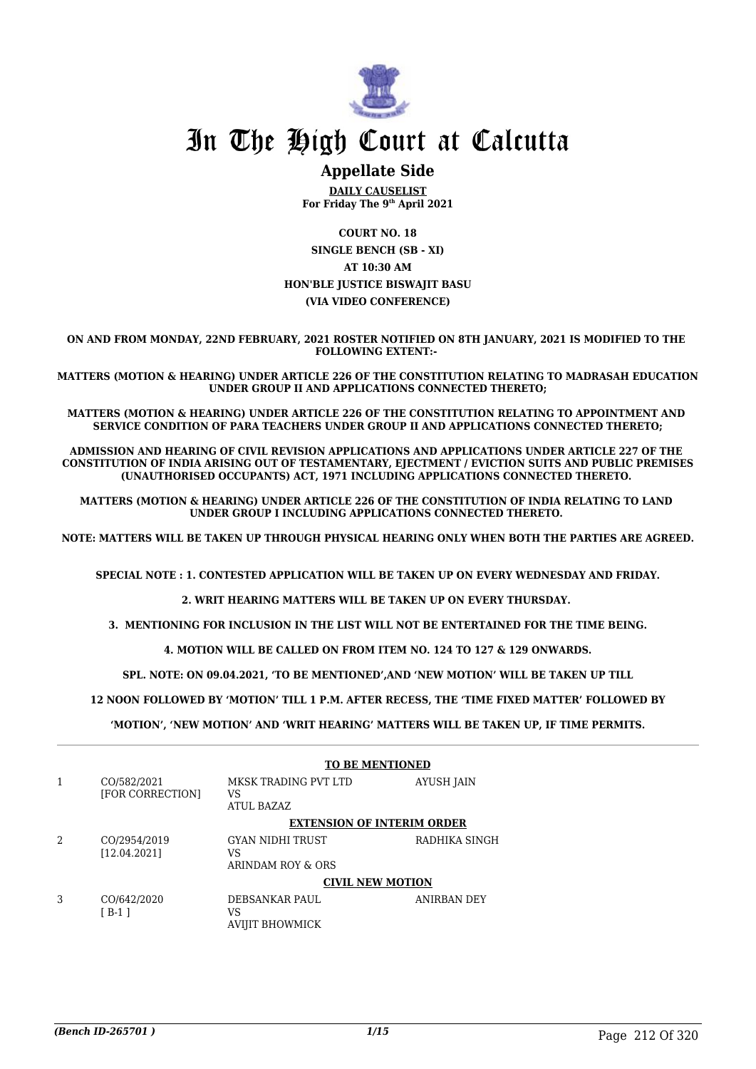# In The High Court at Calcutta

## Appellate Side

**DAILY CAUSELIST**
**For Friday The 9th April 2021**

**COURT NO. 18**
**SINGLE BENCH (SB - XI)**
**AT 10:30 AM**
**HON'BLE JUSTICE BISWAJIT BASU**
**(VIA VIDEO CONFERENCE)**

**ON AND FROM MONDAY, 22ND FEBRUARY, 2021 ROSTER NOTIFIED ON 8TH JANUARY, 2021 IS MODIFIED TO THE FOLLOWING EXTENT:-**

**MATTERS (MOTION & HEARING) UNDER ARTICLE 226 OF THE CONSTITUTION RELATING TO MADRASAH EDUCATION UNDER GROUP II AND APPLICATIONS CONNECTED THERETO;**

**MATTERS (MOTION & HEARING) UNDER ARTICLE 226 OF THE CONSTITUTION RELATING TO APPOINTMENT AND SERVICE CONDITION OF PARA TEACHERS UNDER GROUP II AND APPLICATIONS CONNECTED THERETO;**

**ADMISSION AND HEARING OF CIVIL REVISION APPLICATIONS AND APPLICATIONS UNDER ARTICLE 227 OF THE CONSTITUTION OF INDIA ARISING OUT OF TESTAMENTARY, EJECTMENT / EVICTION SUITS AND PUBLIC PREMISES (UNAUTHORISED OCCUPANTS) ACT, 1971 INCLUDING APPLICATIONS CONNECTED THERETO.**

**MATTERS (MOTION & HEARING) UNDER ARTICLE 226 OF THE CONSTITUTION OF INDIA RELATING TO LAND UNDER GROUP I INCLUDING APPLICATIONS CONNECTED THERETO.**

**NOTE: MATTERS WILL BE TAKEN UP THROUGH PHYSICAL HEARING ONLY WHEN BOTH THE PARTIES ARE AGREED.**

**SPECIAL NOTE : 1. CONTESTED APPLICATION WILL BE TAKEN UP ON EVERY WEDNESDAY AND FRIDAY.**

**2. WRIT HEARING MATTERS WILL BE TAKEN UP ON EVERY THURSDAY.**

**3. MENTIONING FOR INCLUSION IN THE LIST WILL NOT BE ENTERTAINED FOR THE TIME BEING.**

**4. MOTION WILL BE CALLED ON FROM ITEM NO. 124 TO 127 & 129 ONWARDS.**

**SPL. NOTE: ON 09.04.2021, 'TO BE MENTIONED',AND 'NEW MOTION' WILL BE TAKEN UP TILL 12 NOON FOLLOWED BY 'MOTION' TILL 1 P.M. AFTER RECESS, THE 'TIME FIXED MATTER' FOLLOWED BY 'MOTION', 'NEW MOTION' AND 'WRIT HEARING' MATTERS WILL BE TAKEN UP, IF TIME PERMITS.**

**TO BE MENTIONED**

| | | | |
|---|---|---|---|
| 1 | CO/582/2021 [FOR CORRECTION] | MKSK TRADING PVT LTD VS ATUL BAZAZ | AYUSH JAIN |

**EXTENSION OF INTERIM ORDER**

| | | | |
|---|---|---|---|
| 2 | CO/2954/2019 [12.04.2021] | GYAN NIDHI TRUST VS ARINDAM ROY & ORS | RADHIKA SINGH |

**CIVIL NEW MOTION**

| | | | |
|---|---|---|---|
| 3 | CO/642/2020 [ B-1 ] | DEBSANKAR PAUL VS AVIJIT BHOWMICK | ANIRBAN DEY |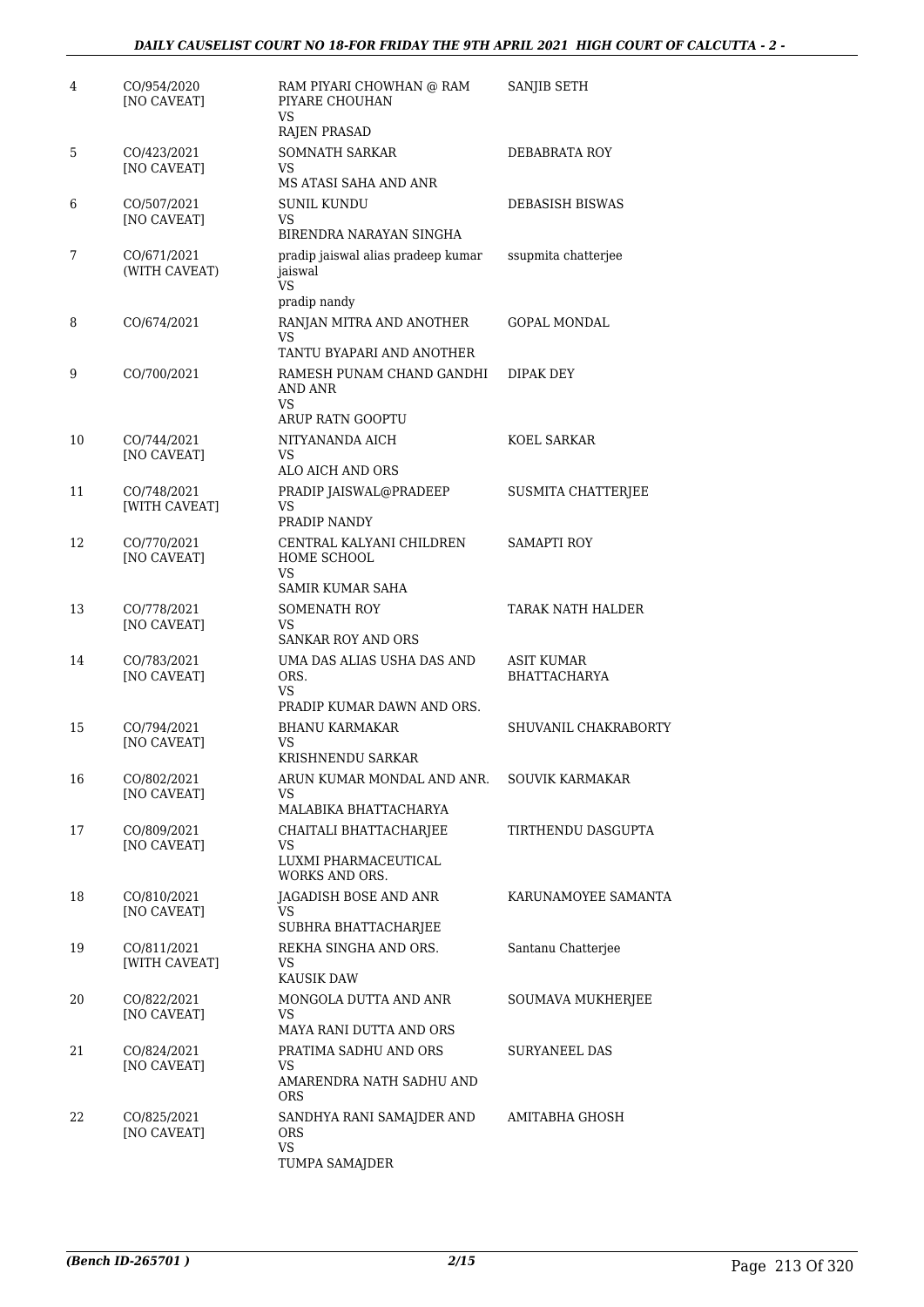| | | | |
|---|---|---|---|
| 4 | CO/954/2020<br>[NO CAVEAT] | RAM PIYARI CHOWHAN @ RAM PIYARE CHOUHAN<br>VS<br>RAJEN PRASAD | SANJIB SETH |
| 5 | CO/423/2021<br>[NO CAVEAT] | SOMNATH SARKAR<br>VS<br>MS ATASI SAHA AND ANR | DEBABRATA ROY |
| 6 | CO/507/2021<br>[NO CAVEAT] | SUNIL KUNDU<br>VS<br>BIRENDRA NARAYAN SINGHA | DEBASISH BISWAS |
| 7 | CO/671/2021<br>(WITH CAVEAT) | pradip jaiswal alias pradeep kumar jaiswal<br>VS<br>pradip nandy | ssupmita chatterjee |
| 8 | CO/674/2021 | RANJAN MITRA AND ANOTHER<br>VS<br>TANTU BYAPARI AND ANOTHER | GOPAL MONDAL |
| 9 | CO/700/2021 | RAMESH PUNAM CHAND GANDHI AND ANR<br>VS<br>ARUP RATN GOOPTU | DIPAK DEY |
| 10 | CO/744/2021<br>[NO CAVEAT] | NITYANANDA AICH<br>VS<br>ALO AICH AND ORS | KOEL SARKAR |
| 11 | CO/748/2021<br>[WITH CAVEAT] | PRADIP JAISWAL@PRADEEP<br>VS<br>PRADIP NANDY | SUSMITA CHATTERJEE |
| 12 | CO/770/2021<br>[NO CAVEAT] | CENTRAL KALYANI CHILDREN HOME SCHOOL<br>VS<br>SAMIR KUMAR SAHA | SAMAPTI ROY |
| 13 | CO/778/2021<br>[NO CAVEAT] | SOMENATH ROY<br>VS<br>SANKAR ROY AND ORS | TARAK NATH HALDER |
| 14 | CO/783/2021<br>[NO CAVEAT] | UMA DAS ALIAS USHA DAS AND ORS.<br>VS<br>PRADIP KUMAR DAWN AND ORS. | ASIT KUMAR BHATTACHARYA |
| 15 | CO/794/2021<br>[NO CAVEAT] | BHANU KARMAKAR<br>VS<br>KRISHNENDU SARKAR | SHUVANIL CHAKRABORTY |
| 16 | CO/802/2021<br>[NO CAVEAT] | ARUN KUMAR MONDAL AND ANR.<br>VS<br>MALABIKA BHATTACHARYA | SOUVIK KARMAKAR |
| 17 | CO/809/2021<br>[NO CAVEAT] | CHAITALI BHATTACHARJEE<br>VS<br>LUXMI PHARMACEUTICAL WORKS AND ORS. | TIRTHENDU DASGUPTA |
| 18 | CO/810/2021<br>[NO CAVEAT] | JAGADISH BOSE AND ANR<br>VS<br>SUBHRA BHATTACHARJEE | KARUNAMOYEE SAMANTA |
| 19 | CO/811/2021<br>[WITH CAVEAT] | REKHA SINGHA AND ORS.<br>VS<br>KAUSIK DAW | Santanu Chatterjee |
| 20 | CO/822/2021<br>[NO CAVEAT] | MONGOLA DUTTA AND ANR<br>VS<br>MAYA RANI DUTTA AND ORS | SOUMAVA MUKHERJEE |
| 21 | CO/824/2021<br>[NO CAVEAT] | PRATIMA SADHU AND ORS<br>VS<br>AMARENDRA NATH SADHU AND ORS | SURYANEEL DAS |
| 22 | CO/825/2021<br>[NO CAVEAT] | SANDHYA RANI SAMAJDER AND ORS<br>VS<br>TUMPA SAMAJDER | AMITABHA GHOSH |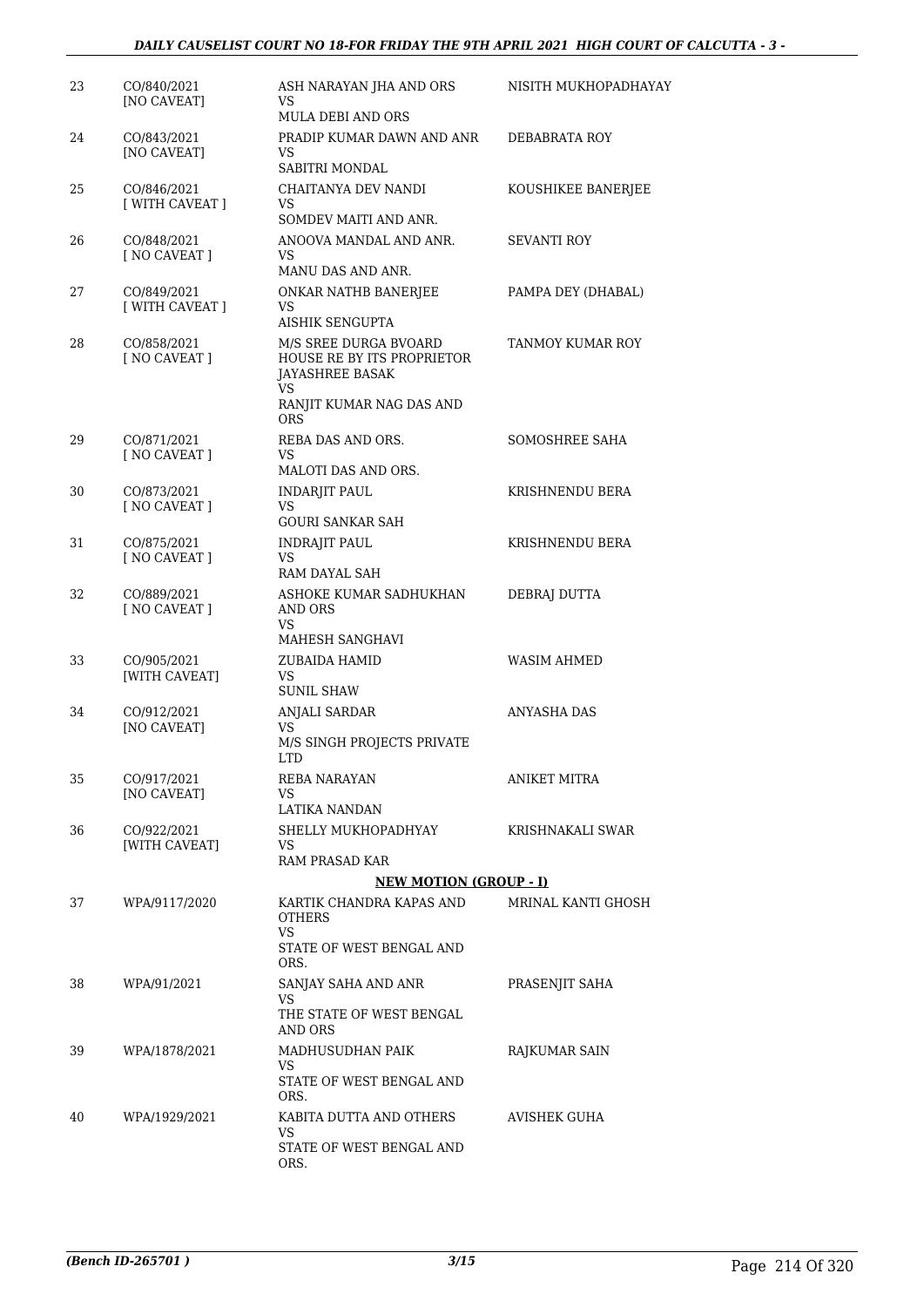| | | | |
|---|---|---|---|
| 23 | CO/840/2021 [NO CAVEAT] | ASH NARAYAN JHA AND ORS VS MULA DEBI AND ORS | NISITH MUKHOPADHAYAY |
| 24 | CO/843/2021 [NO CAVEAT] | PRADIP KUMAR DAWN AND ANR VS SABITRI MONDAL | DEBABRATA ROY |
| 25 | CO/846/2021 [ WITH CAVEAT ] | CHAITANYA DEV NANDI VS SOMDEV MAITI AND ANR. | KOUSHIKEE BANERJEE |
| 26 | CO/848/2021 [ NO CAVEAT ] | ANOOVA MANDAL AND ANR. VS MANU DAS AND ANR. | SEVANTI ROY |
| 27 | CO/849/2021 [ WITH CAVEAT ] | ONKAR NATHB BANERJEE VS AISHIK SENGUPTA | PAMPA DEY (DHABAL) |
| 28 | CO/858/2021 [ NO CAVEAT ] | M/S SREE DURGA BVOARD HOUSE RE BY ITS PROPRIETOR JAYASHREE BASAK VS RANJIT KUMAR NAG DAS AND ORS | TANMOY KUMAR ROY |
| 29 | CO/871/2021 [ NO CAVEAT ] | REBA DAS AND ORS. VS MALOTI DAS AND ORS. | SOMOSHREE SAHA |
| 30 | CO/873/2021 [ NO CAVEAT ] | INDARJIT PAUL VS GOURI SANKAR SAH | KRISHNENDU BERA |
| 31 | CO/875/2021 [ NO CAVEAT ] | INDRAJIT PAUL VS RAM DAYAL SAH | KRISHNENDU BERA |
| 32 | CO/889/2021 [ NO CAVEAT ] | ASHOKE KUMAR SADHUKHAN AND ORS VS MAHESH SANGHAVI | DEBRAJ DUTTA |
| 33 | CO/905/2021 [WITH CAVEAT] | ZUBAIDA HAMID VS SUNIL SHAW | WASIM AHMED |
| 34 | CO/912/2021 [NO CAVEAT] | ANJALI SARDAR VS M/S SINGH PROJECTS PRIVATE LTD | ANYASHA DAS |
| 35 | CO/917/2021 [NO CAVEAT] | REBA NARAYAN VS LATIKA NANDAN | ANIKET MITRA |
| 36 | CO/922/2021 [WITH CAVEAT] | SHELLY MUKHOPADHYAY VS RAM PRASAD KAR | KRISHNAKALI SWAR |

**NEW MOTION (GROUP - I)**

| | | | |
|---|---|---|---|
| 37 | WPA/9117/2020 | KARTIK CHANDRA KAPAS AND OTHERS VS STATE OF WEST BENGAL AND ORS. | MRINAL KANTI GHOSH |
| 38 | WPA/91/2021 | SANJAY SAHA AND ANR VS THE STATE OF WEST BENGAL AND ORS | PRASENJIT SAHA |
| 39 | WPA/1878/2021 | MADHUSUDHAN PAIK VS STATE OF WEST BENGAL AND ORS. | RAJKUMAR SAIN |
| 40 | WPA/1929/2021 | KABITA DUTTA AND OTHERS VS STATE OF WEST BENGAL AND ORS. | AVISHEK GUHA |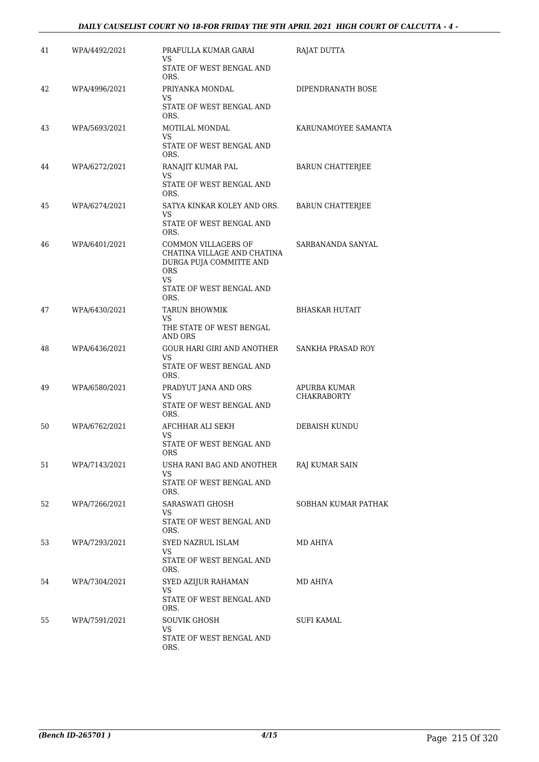| | | | |
|---|---|---|---|
| 41 | WPA/4492/2021 | PRAFULLA KUMAR GARAI<br>VS<br>STATE OF WEST BENGAL AND ORS. | RAJAT DUTTA |
| 42 | WPA/4996/2021 | PRIYANKA MONDAL<br>VS<br>STATE OF WEST BENGAL AND ORS. | DIPENDRANATH BOSE |
| 43 | WPA/5693/2021 | MOTILAL MONDAL<br>VS<br>STATE OF WEST BENGAL AND ORS. | KARUNAMOYEE SAMANTA |
| 44 | WPA/6272/2021 | RANAJIT KUMAR PAL<br>VS<br>STATE OF WEST BENGAL AND ORS. | BARUN CHATTERJEE |
| 45 | WPA/6274/2021 | SATYA KINKAR KOLEY AND ORS.<br>VS<br>STATE OF WEST BENGAL AND ORS. | BARUN CHATTERJEE |
| 46 | WPA/6401/2021 | COMMON VILLAGERS OF CHATINA VILLAGE AND CHATINA DURGA PUJA COMMITTE AND ORS<br>VS<br>STATE OF WEST BENGAL AND ORS. | SARBANANDA SANYAL |
| 47 | WPA/6430/2021 | TARUN BHOWMIK<br>VS<br>THE STATE OF WEST BENGAL AND ORS | BHASKAR HUTAIT |
| 48 | WPA/6436/2021 | GOUR HARI GIRI AND ANOTHER<br>VS<br>STATE OF WEST BENGAL AND ORS. | SANKHA PRASAD ROY |
| 49 | WPA/6580/2021 | PRADYUT JANA AND ORS<br>VS<br>STATE OF WEST BENGAL AND ORS. | APURBA KUMAR CHAKRABORTY |
| 50 | WPA/6762/2021 | AFCHHAR ALI SEKH<br>VS<br>STATE OF WEST BENGAL AND ORS | DEBAISH KUNDU |
| 51 | WPA/7143/2021 | USHA RANI BAG AND ANOTHER<br>VS<br>STATE OF WEST BENGAL AND ORS. | RAJ KUMAR SAIN |
| 52 | WPA/7266/2021 | SARASWATI GHOSH<br>VS<br>STATE OF WEST BENGAL AND ORS. | SOBHAN KUMAR PATHAK |
| 53 | WPA/7293/2021 | SYED NAZRUL ISLAM<br>VS<br>STATE OF WEST BENGAL AND ORS. | MD AHIYA |
| 54 | WPA/7304/2021 | SYED AZIJUR RAHAMAN<br>VS<br>STATE OF WEST BENGAL AND ORS. | MD AHIYA |
| 55 | WPA/7591/2021 | SOUVIK GHOSH<br>VS<br>STATE OF WEST BENGAL AND ORS. | SUFI KAMAL |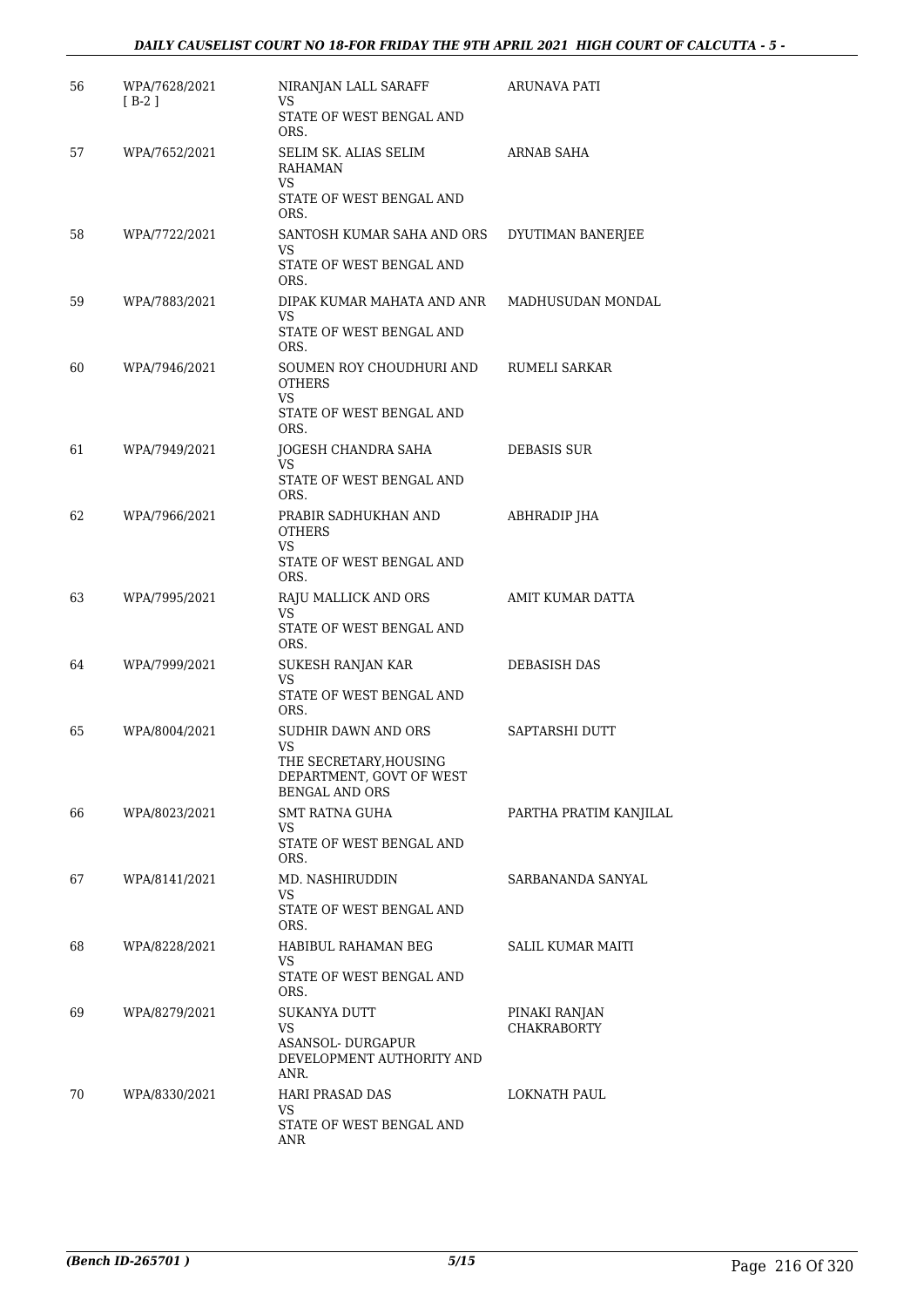| 56 | WPA/7628/2021 [ B-2 ] | NIRANJAN LALL SARAFF VS STATE OF WEST BENGAL AND ORS. | ARUNAVA PATI |
|---|---|---|---|
| 57 | WPA/7652/2021 | SELIM SK. ALIAS SELIM RAHAMAN VS STATE OF WEST BENGAL AND ORS. | ARNAB SAHA |
| 58 | WPA/7722/2021 | SANTOSH KUMAR SAHA AND ORS VS STATE OF WEST BENGAL AND ORS. | DYUTIMAN BANERJEE |
| 59 | WPA/7883/2021 | DIPAK KUMAR MAHATA AND ANR VS STATE OF WEST BENGAL AND ORS. | MADHUSUDAN MONDAL |
| 60 | WPA/7946/2021 | SOUMEN ROY CHOUDHURI AND OTHERS VS STATE OF WEST BENGAL AND ORS. | RUMELI SARKAR |
| 61 | WPA/7949/2021 | JOGESH CHANDRA SAHA VS STATE OF WEST BENGAL AND ORS. | DEBASIS SUR |
| 62 | WPA/7966/2021 | PRABIR SADHUKHAN AND OTHERS VS STATE OF WEST BENGAL AND ORS. | ABHRADIP JHA |
| 63 | WPA/7995/2021 | RAJU MALLICK AND ORS VS STATE OF WEST BENGAL AND ORS. | AMIT KUMAR DATTA |
| 64 | WPA/7999/2021 | SUKESH RANJAN KAR VS STATE OF WEST BENGAL AND ORS. | DEBASISH DAS |
| 65 | WPA/8004/2021 | SUDHIR DAWN AND ORS VS THE SECRETARY,HOUSING DEPARTMENT, GOVT OF WEST BENGAL AND ORS | SAPTARSHI DUTT |
| 66 | WPA/8023/2021 | SMT RATNA GUHA VS STATE OF WEST BENGAL AND ORS. | PARTHA PRATIM KANJILAL |
| 67 | WPA/8141/2021 | MD. NASHIRUDDIN VS STATE OF WEST BENGAL AND ORS. | SARBANANDA SANYAL |
| 68 | WPA/8228/2021 | HABIBUL RAHAMAN BEG VS STATE OF WEST BENGAL AND ORS. | SALIL KUMAR MAITI |
| 69 | WPA/8279/2021 | SUKANYA DUTT VS ASANSOL- DURGAPUR DEVELOPMENT AUTHORITY AND ANR. | PINAKI RANJAN CHAKRABORTY |
| 70 | WPA/8330/2021 | HARI PRASAD DAS VS STATE OF WEST BENGAL AND ANR | LOKNATH PAUL |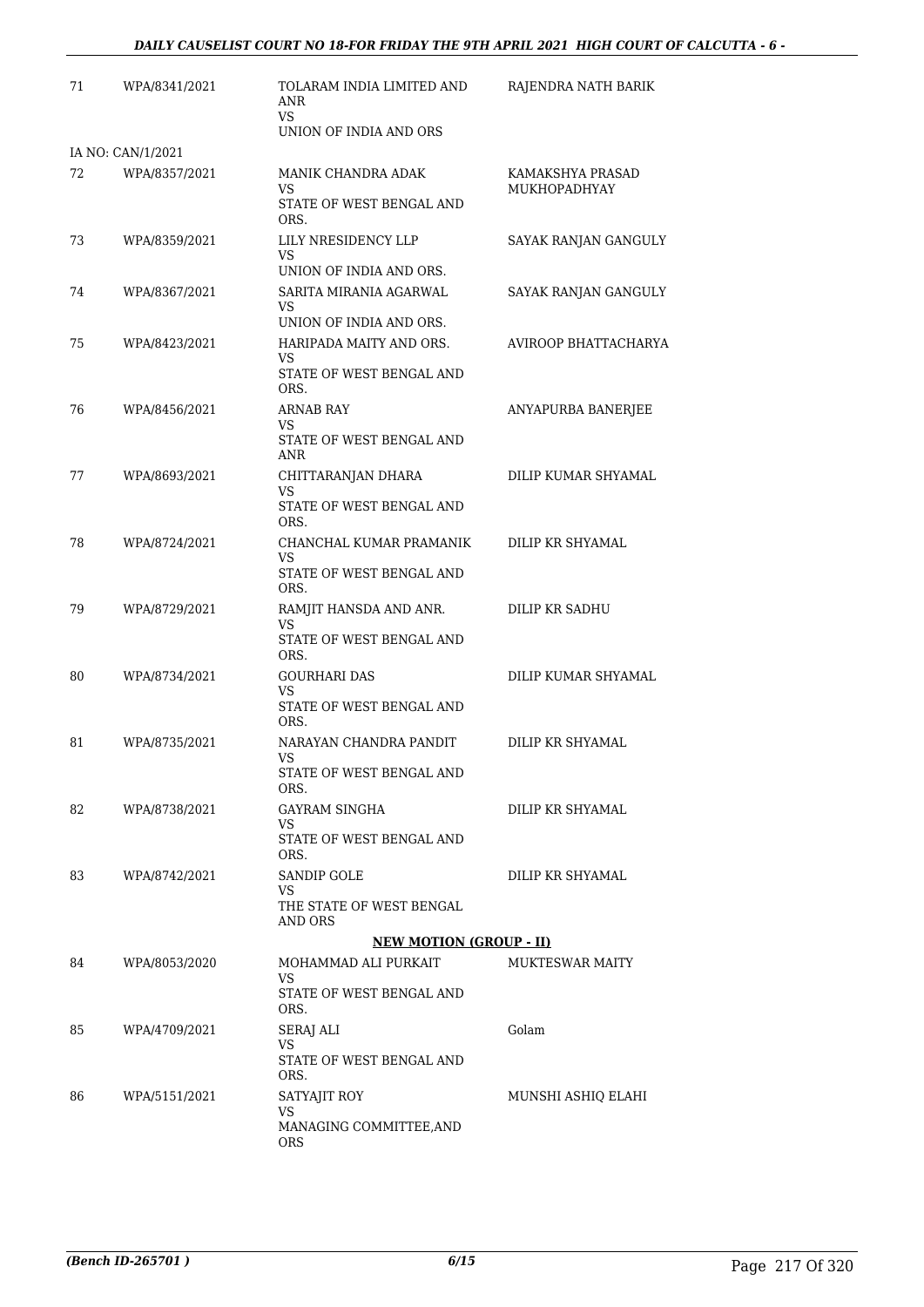| | | | |
|---|---|---|---|
| 71 | WPA/8341/2021 | TOLARAM INDIA LIMITED AND ANR<br>VS<br>UNION OF INDIA AND ORS | RAJENDRA NATH BARIK |
| IA NO: CAN/1/2021 | | | |
| 72 | WPA/8357/2021 | MANIK CHANDRA ADAK<br>VS<br>STATE OF WEST BENGAL AND ORS. | KAMAKSHYA PRASAD MUKHOPADHYAY |
| 73 | WPA/8359/2021 | LILY NRESIDENCY LLP<br>VS<br>UNION OF INDIA AND ORS. | SAYAK RANJAN GANGULY |
| 74 | WPA/8367/2021 | SARITA MIRANIA AGARWAL<br>VS<br>UNION OF INDIA AND ORS. | SAYAK RANJAN GANGULY |
| 75 | WPA/8423/2021 | HARIPADA MAITY AND ORS.<br>VS<br>STATE OF WEST BENGAL AND ORS. | AVIROOP BHATTACHARYA |
| 76 | WPA/8456/2021 | ARNAB RAY<br>VS<br>STATE OF WEST BENGAL AND ANR | ANYAPURBA BANERJEE |
| 77 | WPA/8693/2021 | CHITTARANJAN DHARA<br>VS<br>STATE OF WEST BENGAL AND ORS. | DILIP KUMAR SHYAMAL |
| 78 | WPA/8724/2021 | CHANCHAL KUMAR PRAMANIK<br>VS<br>STATE OF WEST BENGAL AND ORS. | DILIP KR SHYAMAL |
| 79 | WPA/8729/2021 | RAMJIT HANSDA AND ANR.<br>VS<br>STATE OF WEST BENGAL AND ORS. | DILIP KR SADHU |
| 80 | WPA/8734/2021 | GOURHARI DAS<br>VS<br>STATE OF WEST BENGAL AND ORS. | DILIP KUMAR SHYAMAL |
| 81 | WPA/8735/2021 | NARAYAN CHANDRA PANDIT<br>VS<br>STATE OF WEST BENGAL AND ORS. | DILIP KR SHYAMAL |
| 82 | WPA/8738/2021 | GAYRAM SINGHA<br>VS<br>STATE OF WEST BENGAL AND ORS. | DILIP KR SHYAMAL |
| 83 | WPA/8742/2021 | SANDIP GOLE<br>VS<br>THE STATE OF WEST BENGAL AND ORS | DILIP KR SHYAMAL |

**NEW MOTION (GROUP - II)**

| | | | |
|---|---|---|---|
| 84 | WPA/8053/2020 | MOHAMMAD ALI PURKAIT<br>VS<br>STATE OF WEST BENGAL AND ORS. | MUKTESWAR MAITY |
| 85 | WPA/4709/2021 | SERAJ ALI<br>VS<br>STATE OF WEST BENGAL AND ORS. | Golam |
| 86 | WPA/5151/2021 | SATYAJIT ROY<br>VS<br>MANAGING COMMITTEE,AND ORS | MUNSHI ASHIQ ELAHI |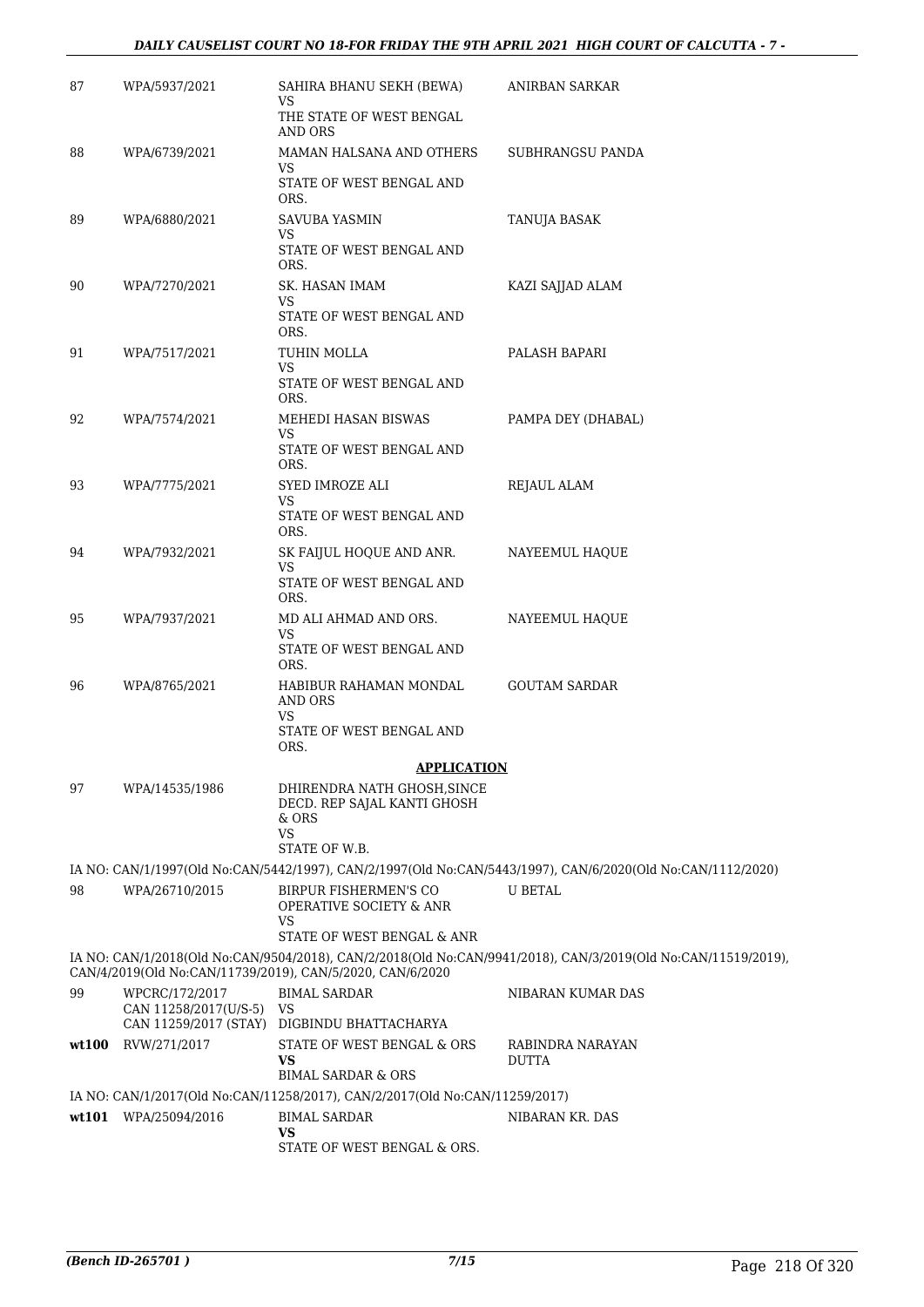| | | | |
|---|---|---|---|
| 87 | WPA/5937/2021 | SAHIRA BHANU SEKH (BEWA)<br>VS<br>THE STATE OF WEST BENGAL AND ORS | ANIRBAN SARKAR |
| 88 | WPA/6739/2021 | MAMAN HALSANA AND OTHERS<br>VS<br>STATE OF WEST BENGAL AND ORS. | SUBHRANGSU PANDA |
| 89 | WPA/6880/2021 | SAVUBA YASMIN<br>VS<br>STATE OF WEST BENGAL AND ORS. | TANUJA BASAK |
| 90 | WPA/7270/2021 | SK. HASAN IMAM<br>VS<br>STATE OF WEST BENGAL AND ORS. | KAZI SAJJAD ALAM |
| 91 | WPA/7517/2021 | TUHIN MOLLA<br>VS<br>STATE OF WEST BENGAL AND ORS. | PALASH BAPARI |
| 92 | WPA/7574/2021 | MEHEDI HASAN BISWAS<br>VS<br>STATE OF WEST BENGAL AND ORS. | PAMPA DEY (DHABAL) |
| 93 | WPA/7775/2021 | SYED IMROZE ALI<br>VS<br>STATE OF WEST BENGAL AND ORS. | REJAUL ALAM |
| 94 | WPA/7932/2021 | SK FAIJUL HOQUE AND ANR.<br>VS<br>STATE OF WEST BENGAL AND ORS. | NAYEEMUL HAQUE |
| 95 | WPA/7937/2021 | MD ALI AHMAD AND ORS.<br>VS<br>STATE OF WEST BENGAL AND ORS. | NAYEEMUL HAQUE |
| 96 | WPA/8765/2021 | HABIBUR RAHAMAN MONDAL AND ORS<br>VS<br>STATE OF WEST BENGAL AND ORS. | GOUTAM SARDAR |

**APPLICATION**

| | | | |
|---|---|---|---|
| 97 | WPA/14535/1986 | DHIRENDRA NATH GHOSH,SINCE DECD. REP SAJAL KANTI GHOSH & ORS<br>VS<br>STATE OF W.B. | |

IA NO: CAN/1/1997(Old No:CAN/5442/1997), CAN/2/1997(Old No:CAN/5443/1997), CAN/6/2020(Old No:CAN/1112/2020)

| | | | |
|---|---|---|---|
| 98 | WPA/26710/2015 | BIRPUR FISHERMEN'S CO OPERATIVE SOCIETY & ANR<br>VS<br>STATE OF WEST BENGAL & ANR | U BETAL |

IA NO: CAN/1/2018(Old No:CAN/9504/2018), CAN/2/2018(Old No:CAN/9941/2018), CAN/3/2019(Old No:CAN/11519/2019), CAN/4/2019(Old No:CAN/11739/2019), CAN/5/2020, CAN/6/2020

| | | | |
|---|---|---|---|
| 99 | WPCRC/172/2017<br>CAN 11258/2017(U/S-5)<br>CAN 11259/2017 (STAY) | BIMAL SARDAR<br>VS<br>DIGBINDU BHATTACHARYA | NIBARAN KUMAR DAS |
| **wt100** | RVW/271/2017 | STATE OF WEST BENGAL & ORS<br>**VS**<br>BIMAL SARDAR & ORS | RABINDRA NARAYAN DUTTA |

IA NO: CAN/1/2017(Old No:CAN/11258/2017), CAN/2/2017(Old No:CAN/11259/2017)

| | | | |
|---|---|---|---|
| **wt101** | WPA/25094/2016 | BIMAL SARDAR<br>**VS**<br>STATE OF WEST BENGAL & ORS. | NIBARAN KR. DAS |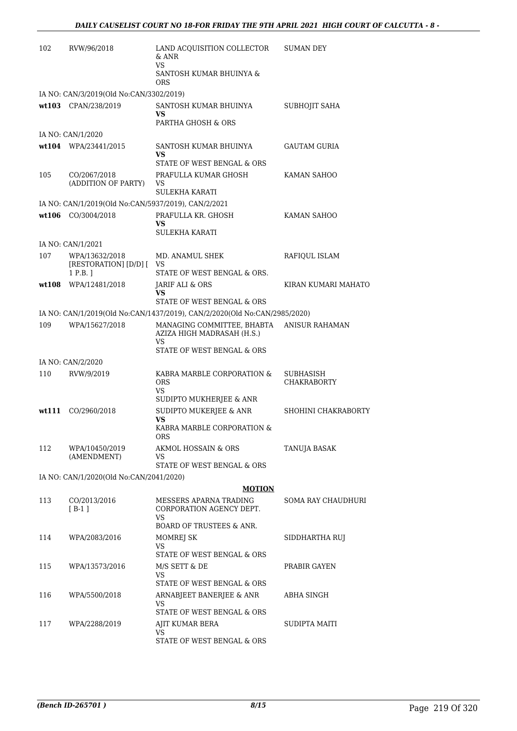| | | | |
|---|---|---|---|
| 102 | RVW/96/2018 | LAND ACQUISITION COLLECTOR & ANR<br>VS<br>SANTOSH KUMAR BHUINYA & ORS | SUMAN DEY |
| | IA NO: CAN/3/2019(Old No:CAN/3302/2019) | | |
| **wt103** | CPAN/238/2019 | SANTOSH KUMAR BHUINYA<br>**VS**<br>PARTHA GHOSH & ORS | SUBHOJIT SAHA |
| | IA NO: CAN/1/2020 | | |
| **wt104** | WPA/23441/2015 | SANTOSH KUMAR BHUINYA<br>**VS**<br>STATE OF WEST BENGAL & ORS | GAUTAM GURIA |
| 105 | CO/2067/2018<br>(ADDITION OF PARTY) | PRAFULLA KUMAR GHOSH<br>VS<br>SULEKHA KARATI | KAMAN SAHOO |
| | IA NO: CAN/1/2019(Old No:CAN/5937/2019), CAN/2/2021 | | |
| **wt106** | CO/3004/2018 | PRAFULLA KR. GHOSH<br>**VS**<br>SULEKHA KARATI | KAMAN SAHOO |
| | IA NO: CAN/1/2021 | | |
| 107 | WPA/13632/2018<br>[RESTORATION] [D/D] [ 1 P.B. ] | MD. ANAMUL SHEK<br>VS<br>STATE OF WEST BENGAL & ORS. | RAFIQUL ISLAM |
| **wt108** | WPA/12481/2018 | JARIF ALI & ORS<br>**VS**<br>STATE OF WEST BENGAL & ORS | KIRAN KUMARI MAHATO |
| | IA NO: CAN/1/2019(Old No:CAN/1437/2019), CAN/2/2020(Old No:CAN/2985/2020) | | |
| 109 | WPA/15627/2018 | MANAGING COMMITTEE, BHABTA AZIZA HIGH MADRASAH (H.S.)<br>VS<br>STATE OF WEST BENGAL & ORS | ANISUR RAHAMAN |
| | IA NO: CAN/2/2020 | | |
| 110 | RVW/9/2019 | KABRA MARBLE CORPORATION & ORS<br>VS<br>SUDIPTO MUKHERJEE & ANR | SUBHASISH CHAKRABORTY |
| **wt111** | CO/2960/2018 | SUDIPTO MUKERJEE & ANR<br>**VS**<br>KABRA MARBLE CORPORATION & ORS | SHOHINI CHAKRABORTY |
| 112 | WPA/10450/2019<br>(AMENDMENT) | AKMOL HOSSAIN & ORS<br>VS<br>STATE OF WEST BENGAL & ORS | TANUJA BASAK |
| | IA NO: CAN/1/2020(Old No:CAN/2041/2020) | | |

**MOTION**

| | | | |
|---|---|---|---|
| 113 | CO/2013/2016<br>[ B-1 ] | MESSERS APARNA TRADING CORPORATION AGENCY DEPT.<br>VS<br>BOARD OF TRUSTEES & ANR. | SOMA RAY CHAUDHURI |
| 114 | WPA/2083/2016 | MOMREJ SK<br>VS<br>STATE OF WEST BENGAL & ORS | SIDDHARTHA RUJ |
| 115 | WPA/13573/2016 | M/S SETT & DE<br>VS<br>STATE OF WEST BENGAL & ORS | PRABIR GAYEN |
| 116 | WPA/5500/2018 | ARNABJEET BANERJEE & ANR<br>VS<br>STATE OF WEST BENGAL & ORS | ABHA SINGH |
| 117 | WPA/2288/2019 | AJIT KUMAR BERA<br>VS<br>STATE OF WEST BENGAL & ORS | SUDIPTA MAITI |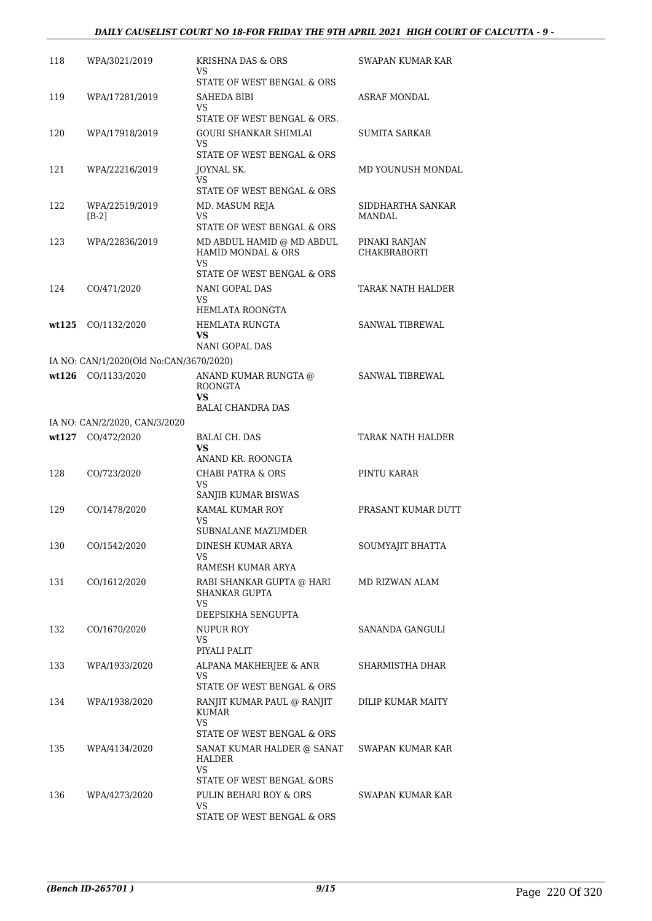| | | | |
|---|---|---|---|
| 118 | WPA/3021/2019 | KRISHNA DAS & ORS<br>VS<br>STATE OF WEST BENGAL & ORS | SWAPAN KUMAR KAR |
| 119 | WPA/17281/2019 | SAHEDA BIBI<br>VS<br>STATE OF WEST BENGAL & ORS. | ASRAF MONDAL |
| 120 | WPA/17918/2019 | GOURI SHANKAR SHIMLAI<br>VS<br>STATE OF WEST BENGAL & ORS | SUMITA SARKAR |
| 121 | WPA/22216/2019 | JOYNAL SK.<br>VS<br>STATE OF WEST BENGAL & ORS | MD YOUNUSH MONDAL |
| 122 | WPA/22519/2019<br>[B-2] | MD. MASUM REJA<br>VS<br>STATE OF WEST BENGAL & ORS | SIDDHARTHA SANKAR MANDAL |
| 123 | WPA/22836/2019 | MD ABDUL HAMID @ MD ABDUL HAMID MONDAL & ORS<br>VS<br>STATE OF WEST BENGAL & ORS | PINAKI RANJAN CHAKBRABORTI |
| 124 | CO/471/2020 | NANI GOPAL DAS<br>VS<br>HEMLATA ROONGTA | TARAK NATH HALDER |
| **wt125** | CO/1132/2020 | HEMLATA RUNGTA<br>**VS**<br>NANI GOPAL DAS | SANWAL TIBREWAL |
| | IA NO: CAN/1/2020(Old No:CAN/3670/2020) | | |
| **wt126** | CO/1133/2020 | ANAND KUMAR RUNGTA @ ROONGTA<br>**VS**<br>BALAI CHANDRA DAS | SANWAL TIBREWAL |
| | IA NO: CAN/2/2020, CAN/3/2020 | | |
| **wt127** | CO/472/2020 | BALAI CH. DAS<br>**VS**<br>ANAND KR. ROONGTA | TARAK NATH HALDER |
| 128 | CO/723/2020 | CHABI PATRA & ORS<br>VS<br>SANJIB KUMAR BISWAS | PINTU KARAR |
| 129 | CO/1478/2020 | KAMAL KUMAR ROY<br>VS<br>SUBNALANE MAZUMDER | PRASANT KUMAR DUTT |
| 130 | CO/1542/2020 | DINESH KUMAR ARYA<br>VS<br>RAMESH KUMAR ARYA | SOUMYAJIT BHATTA |
| 131 | CO/1612/2020 | RABI SHANKAR GUPTA @ HARI SHANKAR GUPTA<br>VS<br>DEEPSIKHA SENGUPTA | MD RIZWAN ALAM |
| 132 | CO/1670/2020 | NUPUR ROY<br>VS<br>PIYALI PALIT | SANANDA GANGULI |
| 133 | WPA/1933/2020 | ALPANA MAKHERJEE & ANR<br>VS<br>STATE OF WEST BENGAL & ORS | SHARMISTHA DHAR |
| 134 | WPA/1938/2020 | RANJIT KUMAR PAUL @ RANJIT KUMAR<br>VS<br>STATE OF WEST BENGAL & ORS | DILIP KUMAR MAITY |
| 135 | WPA/4134/2020 | SANAT KUMAR HALDER @ SANAT HALDER<br>VS<br>STATE OF WEST BENGAL &ORS | SWAPAN KUMAR KAR |
| 136 | WPA/4273/2020 | PULIN BEHARI ROY & ORS<br>VS<br>STATE OF WEST BENGAL & ORS | SWAPAN KUMAR KAR |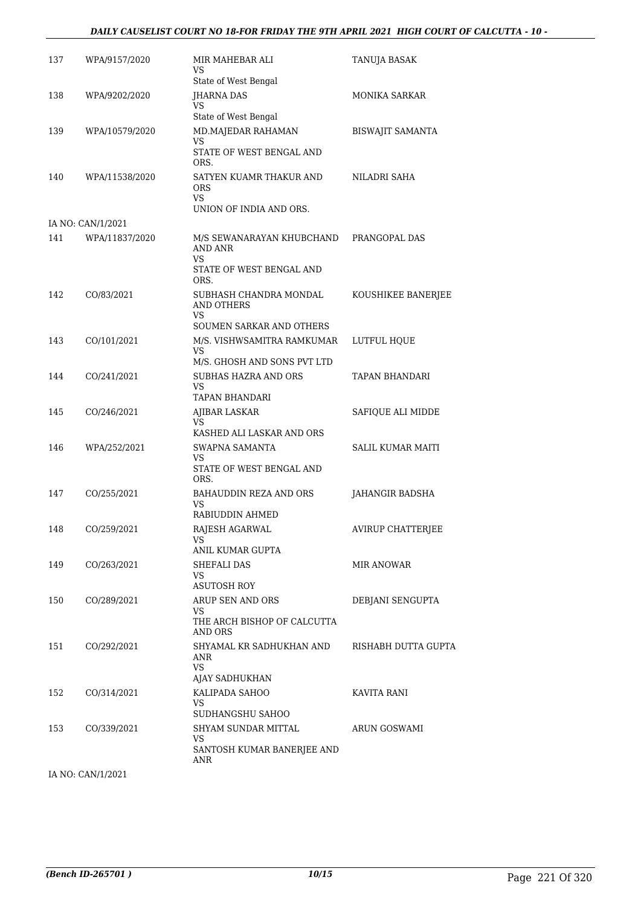| | | | |
|---|---|---|---|
| 137 | WPA/9157/2020 | MIR MAHEBAR ALI<br>VS<br>State of West Bengal | TANUJA BASAK |
| 138 | WPA/9202/2020 | JHARNA DAS<br>VS<br>State of West Bengal | MONIKA SARKAR |
| 139 | WPA/10579/2020 | MD.MAJEDAR RAHAMAN<br>VS<br>STATE OF WEST BENGAL AND ORS. | BISWAJIT SAMANTA |
| 140 | WPA/11538/2020 | SATYEN KUAMR THAKUR AND ORS<br>VS<br>UNION OF INDIA AND ORS. | NILADRI SAHA |
| IA NO: CAN/1/2021 | | | |
| 141 | WPA/11837/2020 | M/S SEWANARAYAN KHUBCHAND AND ANR<br>VS<br>STATE OF WEST BENGAL AND ORS. | PRANGOPAL DAS |
| 142 | CO/83/2021 | SUBHASH CHANDRA MONDAL AND OTHERS<br>VS<br>SOUMEN SARKAR AND OTHERS | KOUSHIKEE BANERJEE |
| 143 | CO/101/2021 | M/S. VISHWSAMITRA RAMKUMAR<br>VS<br>M/S. GHOSH AND SONS PVT LTD | LUTFUL HQUE |
| 144 | CO/241/2021 | SUBHAS HAZRA AND ORS<br>VS<br>TAPAN BHANDARI | TAPAN BHANDARI |
| 145 | CO/246/2021 | AJIBAR LASKAR<br>VS<br>KASHED ALI LASKAR AND ORS | SAFIQUE ALI MIDDE |
| 146 | WPA/252/2021 | SWAPNA SAMANTA<br>VS<br>STATE OF WEST BENGAL AND ORS. | SALIL KUMAR MAITI |
| 147 | CO/255/2021 | BAHAUDDIN REZA AND ORS<br>VS<br>RABIUDDIN AHMED | JAHANGIR BADSHA |
| 148 | CO/259/2021 | RAJESH AGARWAL<br>VS<br>ANIL KUMAR GUPTA | AVIRUP CHATTERJEE |
| 149 | CO/263/2021 | SHEFALI DAS<br>VS<br>ASUTOSH ROY | MIR ANOWAR |
| 150 | CO/289/2021 | ARUP SEN AND ORS<br>VS<br>THE ARCH BISHOP OF CALCUTTA AND ORS | DEBJANI SENGUPTA |
| 151 | CO/292/2021 | SHYAMAL KR SADHUKHAN AND ANR<br>VS<br>AJAY SADHUKHAN | RISHABH DUTTA GUPTA |
| 152 | CO/314/2021 | KALIPADA SAHOO<br>VS<br>SUDHANGSHU SAHOO | KAVITA RANI |
| 153 | CO/339/2021 | SHYAM SUNDAR MITTAL<br>VS<br>SANTOSH KUMAR BANERJEE AND ANR | ARUN GOSWAMI |
| IA NO: CAN/1/2021 | | | |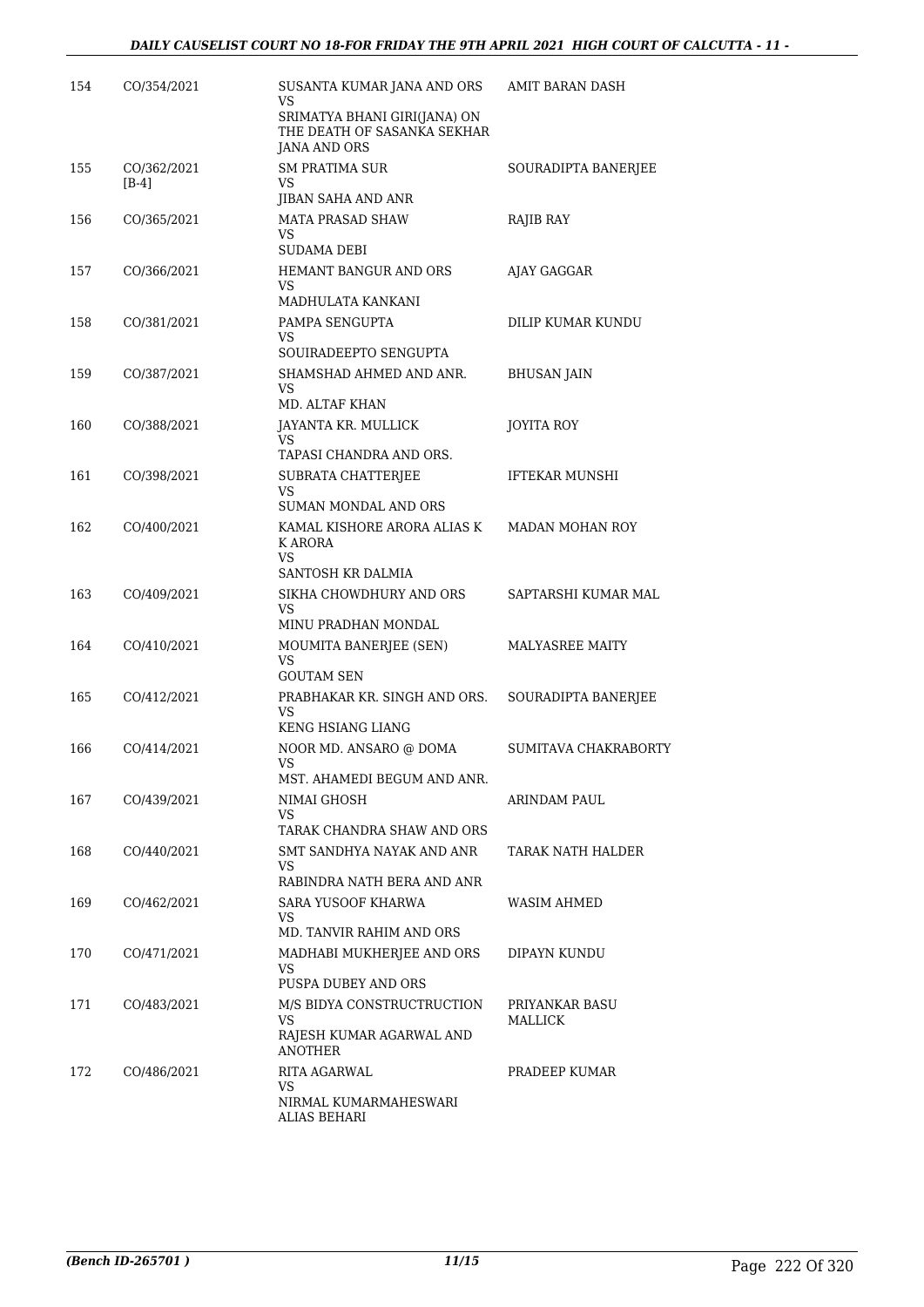| 154 | CO/354/2021 | SUSANTA KUMAR JANA AND ORS<br>VS<br>SRIMATYA BHANI GIRI(JANA) ON THE DEATH OF SASANKA SEKHAR JANA AND ORS | AMIT BARAN DASH |
|---|---|---|---|
| 155 | CO/362/2021<br>[B-4] | SM PRATIMA SUR<br>VS<br>JIBAN SAHA AND ANR | SOURADIPTA BANERJEE |
| 156 | CO/365/2021 | MATA PRASAD SHAW<br>VS<br>SUDAMA DEBI | RAJIB RAY |
| 157 | CO/366/2021 | HEMANT BANGUR AND ORS<br>VS<br>MADHULATA KANKANI | AJAY GAGGAR |
| 158 | CO/381/2021 | PAMPA SENGUPTA<br>VS<br>SOUIRADEEPTO SENGUPTA | DILIP KUMAR KUNDU |
| 159 | CO/387/2021 | SHAMSHAD AHMED AND ANR.<br>VS<br>MD. ALTAF KHAN | BHUSAN JAIN |
| 160 | CO/388/2021 | JAYANTA KR. MULLICK<br>VS<br>TAPASI CHANDRA AND ORS. | JOYITA ROY |
| 161 | CO/398/2021 | SUBRATA CHATTERJEE<br>VS<br>SUMAN MONDAL AND ORS | IFTEKAR MUNSHI |
| 162 | CO/400/2021 | KAMAL KISHORE ARORA ALIAS K K ARORA<br>VS<br>SANTOSH KR DALMIA | MADAN MOHAN ROY |
| 163 | CO/409/2021 | SIKHA CHOWDHURY AND ORS<br>VS<br>MINU PRADHAN MONDAL | SAPTARSHI KUMAR MAL |
| 164 | CO/410/2021 | MOUMITA BANERJEE (SEN)<br>VS<br>GOUTAM SEN | MALYASREE MAITY |
| 165 | CO/412/2021 | PRABHAKAR KR. SINGH AND ORS.<br>VS<br>KENG HSIANG LIANG | SOURADIPTA BANERJEE |
| 166 | CO/414/2021 | NOOR MD. ANSARO @ DOMA<br>VS<br>MST. AHAMEDI BEGUM AND ANR. | SUMITAVA CHAKRABORTY |
| 167 | CO/439/2021 | NIMAI GHOSH<br>VS<br>TARAK CHANDRA SHAW AND ORS | ARINDAM PAUL |
| 168 | CO/440/2021 | SMT SANDHYA NAYAK AND ANR<br>VS<br>RABINDRA NATH BERA AND ANR | TARAK NATH HALDER |
| 169 | CO/462/2021 | SARA YUSOOF KHARWA<br>VS<br>MD. TANVIR RAHIM AND ORS | WASIM AHMED |
| 170 | CO/471/2021 | MADHABI MUKHERJEE AND ORS<br>VS<br>PUSPA DUBEY AND ORS | DIPAYN KUNDU |
| 171 | CO/483/2021 | M/S BIDYA CONSTRUCTRUCTION<br>VS<br>RAJESH KUMAR AGARWAL AND ANOTHER | PRIYANKAR BASU MALLICK |
| 172 | CO/486/2021 | RITA AGARWAL<br>VS<br>NIRMAL KUMARMAHESWARI ALIAS BEHARI | PRADEEP KUMAR |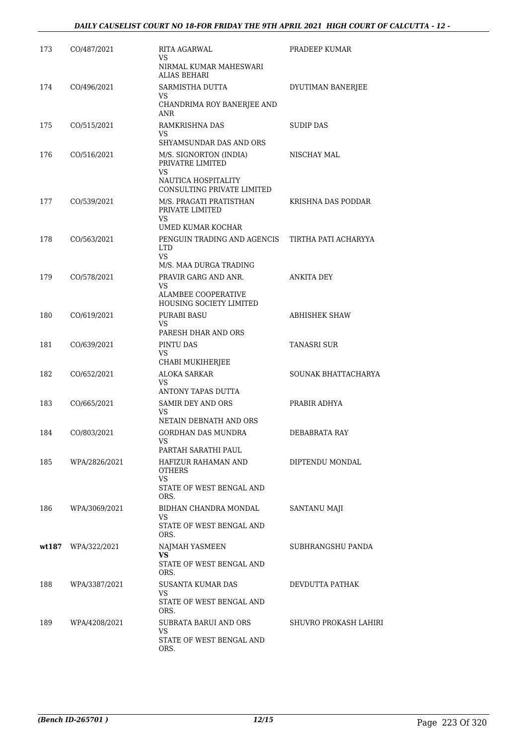| | | | |
|---|---|---|---|
| 173 | CO/487/2021 | RITA AGARWAL<br>VS<br>NIRMAL KUMAR MAHESWARI ALIAS BEHARI | PRADEEP KUMAR |
| 174 | CO/496/2021 | SARMISTHA DUTTA<br>VS<br>CHANDRIMA ROY BANERJEE AND ANR | DYUTIMAN BANERJEE |
| 175 | CO/515/2021 | RAMKRISHNA DAS<br>VS<br>SHYAMSUNDAR DAS AND ORS | SUDIP DAS |
| 176 | CO/516/2021 | M/S. SIGNORTON (INDIA) PRIVATRE LIMITED<br>VS<br>NAUTICA HOSPITALITY CONSULTING PRIVATE LIMITED | NISCHAY MAL |
| 177 | CO/539/2021 | M/S. PRAGATI PRATISTHAN PRIVATE LIMITED<br>VS<br>UMED KUMAR KOCHAR | KRISHNA DAS PODDAR |
| 178 | CO/563/2021 | PENGUIN TRADING AND AGENCIS LTD<br>VS<br>M/S. MAA DURGA TRADING | TIRTHA PATI ACHARYYA |
| 179 | CO/578/2021 | PRAVIR GARG AND ANR.<br>VS<br>ALAMBEE COOPERATIVE HOUSING SOCIETY LIMITED | ANKITA DEY |
| 180 | CO/619/2021 | PURABI BASU<br>VS<br>PARESH DHAR AND ORS | ABHISHEK SHAW |
| 181 | CO/639/2021 | PINTU DAS<br>VS<br>CHABI MUKIHERJEE | TANASRI SUR |
| 182 | CO/652/2021 | ALOKA SARKAR<br>VS<br>ANTONY TAPAS DUTTA | SOUNAK BHATTACHARYA |
| 183 | CO/665/2021 | SAMIR DEY AND ORS<br>VS<br>NETAIN DEBNATH AND ORS | PRABIR ADHYA |
| 184 | CO/803/2021 | GORDHAN DAS MUNDRA<br>VS<br>PARTAH SARATHI PAUL | DEBABRATA RAY |
| 185 | WPA/2826/2021 | HAFIZUR RAHAMAN AND OTHERS<br>VS<br>STATE OF WEST BENGAL AND ORS. | DIPTENDU MONDAL |
| 186 | WPA/3069/2021 | BIDHAN CHANDRA MONDAL<br>VS<br>STATE OF WEST BENGAL AND ORS. | SANTANU MAJI |
| **wt187** | WPA/322/2021 | NAJMAH YASMEEN<br>**VS**<br>STATE OF WEST BENGAL AND ORS. | SUBHRANGSHU PANDA |
| 188 | WPA/3387/2021 | SUSANTA KUMAR DAS<br>VS<br>STATE OF WEST BENGAL AND ORS. | DEVDUTTA PATHAK |
| 189 | WPA/4208/2021 | SUBRATA BARUI AND ORS<br>VS<br>STATE OF WEST BENGAL AND ORS. | SHUVRO PROKASH LAHIRI |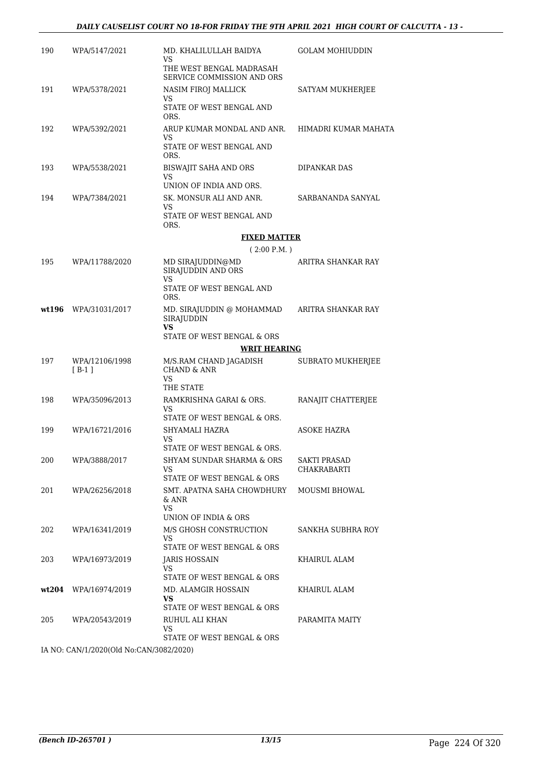| | | | |
|---|---|---|---|
| 190 | WPA/5147/2021 | MD. KHALILULLAH BAIDYA<br>VS<br>THE WEST BENGAL MADRASAH SERVICE COMMISSION AND ORS | GOLAM MOHIUDDIN |
| 191 | WPA/5378/2021 | NASIM FIROJ MALLICK<br>VS<br>STATE OF WEST BENGAL AND ORS. | SATYAM MUKHERJEE |
| 192 | WPA/5392/2021 | ARUP KUMAR MONDAL AND ANR.<br>VS<br>STATE OF WEST BENGAL AND ORS. | HIMADRI KUMAR MAHATA |
| 193 | WPA/5538/2021 | BISWAJIT SAHA AND ORS<br>VS<br>UNION OF INDIA AND ORS. | DIPANKAR DAS |
| 194 | WPA/7384/2021 | SK. MONSUR ALI AND ANR.<br>VS<br>STATE OF WEST BENGAL AND ORS. | SARBANANDA SANYAL |

**FIXED MATTER**

( 2:00 P.M. )

| | | | |
|---|---|---|---|
| 195 | WPA/11788/2020 | MD SIRAJUDDIN@MD SIRAJUDDIN AND ORS<br>VS<br>STATE OF WEST BENGAL AND ORS. | ARITRA SHANKAR RAY |
| **wt196** | WPA/31031/2017 | MD. SIRAJUDDIN @ MOHAMMAD SIRAJUDDIN<br>**VS**<br>STATE OF WEST BENGAL & ORS | ARITRA SHANKAR RAY |

**WRIT HEARING**

| | | | |
|---|---|---|---|
| 197 | WPA/12106/1998 [ B-1 ] | M/S.RAM CHAND JAGADISH CHAND & ANR<br>VS<br>THE STATE | SUBRATO MUKHERJEE |
| 198 | WPA/35096/2013 | RAMKRISHNA GARAI & ORS.<br>VS<br>STATE OF WEST BENGAL & ORS. | RANAJIT CHATTERJEE |
| 199 | WPA/16721/2016 | SHYAMALI HAZRA<br>VS<br>STATE OF WEST BENGAL & ORS. | ASOKE HAZRA |
| 200 | WPA/3888/2017 | SHYAM SUNDAR SHARMA & ORS<br>VS<br>STATE OF WEST BENGAL & ORS | SAKTI PRASAD CHAKRABARTI |
| 201 | WPA/26256/2018 | SMT. APATNA SAHA CHOWDHURY & ANR<br>VS<br>UNION OF INDIA & ORS | MOUSMI BHOWAL |
| 202 | WPA/16341/2019 | M/S GHOSH CONSTRUCTION<br>VS<br>STATE OF WEST BENGAL & ORS | SANKHA SUBHRA ROY |
| 203 | WPA/16973/2019 | JARIS HOSSAIN<br>VS<br>STATE OF WEST BENGAL & ORS | KHAIRUL ALAM |
| **wt204** | WPA/16974/2019 | MD. ALAMGIR HOSSAIN<br>**VS**<br>STATE OF WEST BENGAL & ORS | KHAIRUL ALAM |
| 205 | WPA/20543/2019 | RUHUL ALI KHAN<br>VS<br>STATE OF WEST BENGAL & ORS | PARAMITA MAITY |

IA NO: CAN/1/2020(Old No:CAN/3082/2020)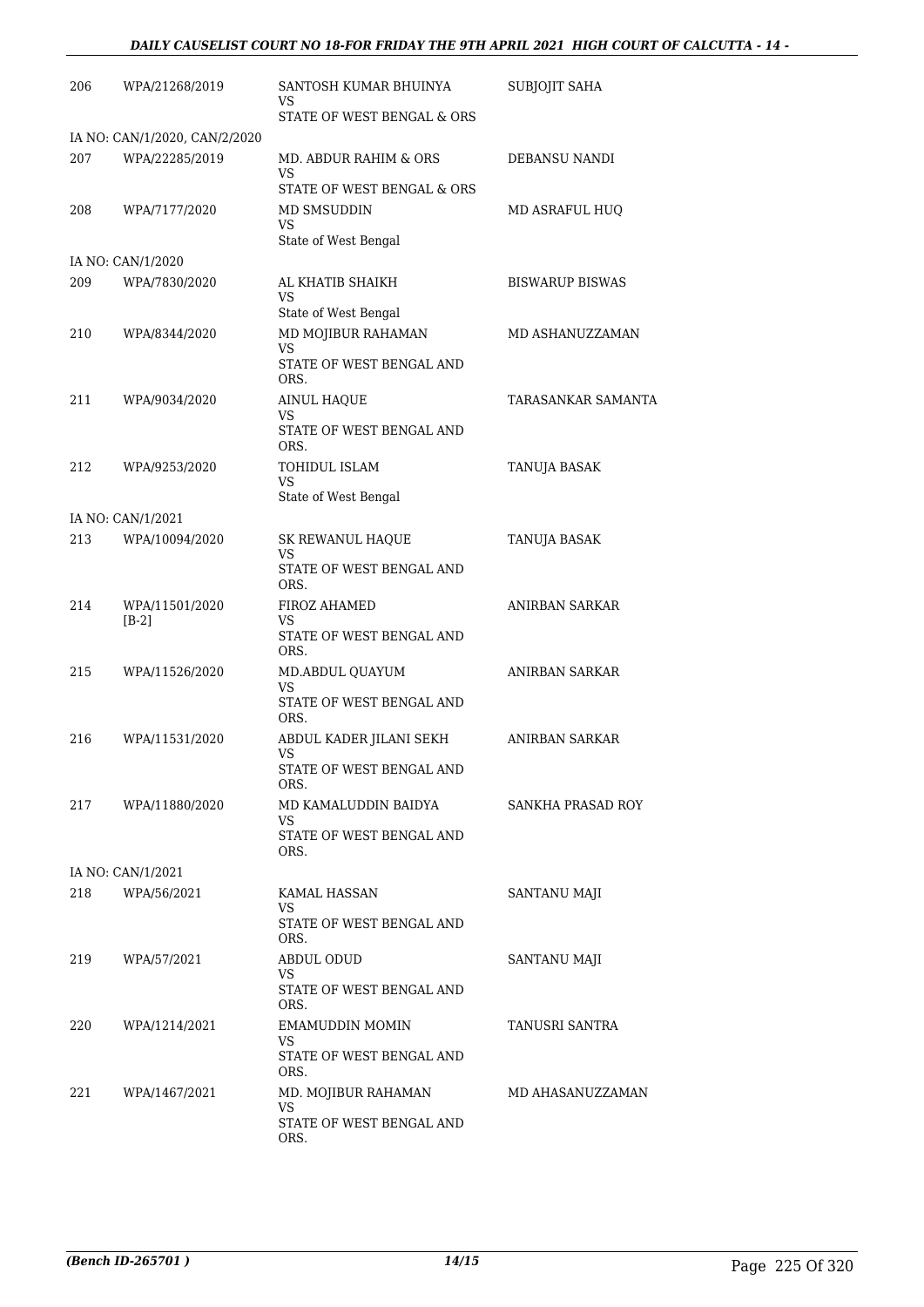| | | | |
|---|---|---|---|
| 206 | WPA/21268/2019 | SANTOSH KUMAR BHUINYA<br>VS<br>STATE OF WEST BENGAL & ORS | SUBJOJIT SAHA |
| | IA NO: CAN/1/2020, CAN/2/2020 | | |
| 207 | WPA/22285/2019 | MD. ABDUR RAHIM & ORS<br>VS<br>STATE OF WEST BENGAL & ORS | DEBANSU NANDI |
| 208 | WPA/7177/2020 | MD SMSUDDIN<br>VS<br>State of West Bengal | MD ASRAFUL HUQ |
| | IA NO: CAN/1/2020 | | |
| 209 | WPA/7830/2020 | AL KHATIB SHAIKH<br>VS<br>State of West Bengal | BISWARUP BISWAS |
| 210 | WPA/8344/2020 | MD MOJIBUR RAHAMAN<br>VS<br>STATE OF WEST BENGAL AND ORS. | MD ASHANUZZAMAN |
| 211 | WPA/9034/2020 | AINUL HAQUE<br>VS<br>STATE OF WEST BENGAL AND ORS. | TARASANKAR SAMANTA |
| 212 | WPA/9253/2020 | TOHIDUL ISLAM<br>VS<br>State of West Bengal | TANUJA BASAK |
| | IA NO: CAN/1/2021 | | |
| 213 | WPA/10094/2020 | SK REWANUL HAQUE<br>VS<br>STATE OF WEST BENGAL AND ORS. | TANUJA BASAK |
| 214 | WPA/11501/2020 [B-2] | FIROZ AHAMED<br>VS<br>STATE OF WEST BENGAL AND ORS. | ANIRBAN SARKAR |
| 215 | WPA/11526/2020 | MD.ABDUL QUAYUM<br>VS<br>STATE OF WEST BENGAL AND ORS. | ANIRBAN SARKAR |
| 216 | WPA/11531/2020 | ABDUL KADER JILANI SEKH<br>VS<br>STATE OF WEST BENGAL AND ORS. | ANIRBAN SARKAR |
| 217 | WPA/11880/2020 | MD KAMALUDDIN BAIDYA<br>VS<br>STATE OF WEST BENGAL AND ORS. | SANKHA PRASAD ROY |
| | IA NO: CAN/1/2021 | | |
| 218 | WPA/56/2021 | KAMAL HASSAN<br>VS<br>STATE OF WEST BENGAL AND ORS. | SANTANU MAJI |
| 219 | WPA/57/2021 | ABDUL ODUD<br>VS<br>STATE OF WEST BENGAL AND ORS. | SANTANU MAJI |
| 220 | WPA/1214/2021 | EMAMUDDIN MOMIN<br>VS<br>STATE OF WEST BENGAL AND ORS. | TANUSRI SANTRA |
| 221 | WPA/1467/2021 | MD. MOJIBUR RAHAMAN<br>VS<br>STATE OF WEST BENGAL AND ORS. | MD AHASANUZZAMAN |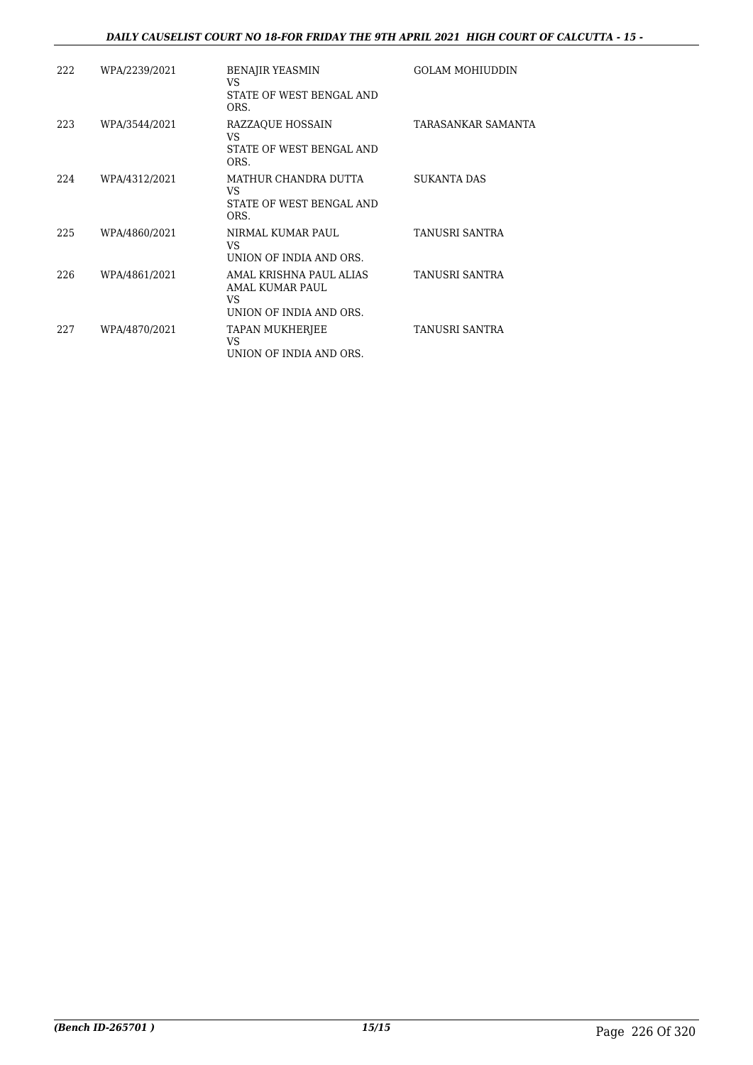| | | | |
|---|---|---|---|
| 222 | WPA/2239/2021 | BENAJIR YEASMIN<br>VS<br>STATE OF WEST BENGAL AND ORS. | GOLAM MOHIUDDIN |
| 223 | WPA/3544/2021 | RAZZAQUE HOSSAIN<br>VS<br>STATE OF WEST BENGAL AND ORS. | TARASANKAR SAMANTA |
| 224 | WPA/4312/2021 | MATHUR CHANDRA DUTTA<br>VS<br>STATE OF WEST BENGAL AND ORS. | SUKANTA DAS |
| 225 | WPA/4860/2021 | NIRMAL KUMAR PAUL<br>VS<br>UNION OF INDIA AND ORS. | TANUSRI SANTRA |
| 226 | WPA/4861/2021 | AMAL KRISHNA PAUL ALIAS AMAL KUMAR PAUL<br>VS<br>UNION OF INDIA AND ORS. | TANUSRI SANTRA |
| 227 | WPA/4870/2021 | TAPAN MUKHERJEE<br>VS<br>UNION OF INDIA AND ORS. | TANUSRI SANTRA |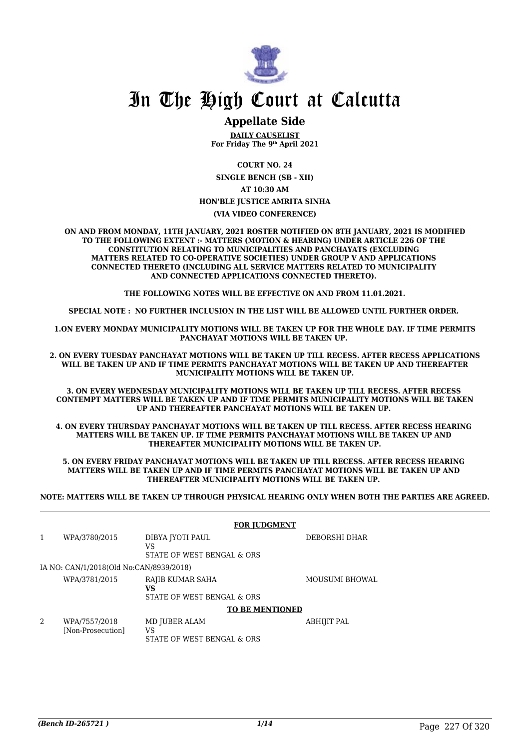# In The High Court at Calcutta

## Appellate Side

**DAILY CAUSELIST**
**For Friday The 9th April 2021**

**COURT NO. 24**

**SINGLE BENCH (SB - XII)**

**AT 10:30 AM**

**HON'BLE JUSTICE AMRITA SINHA**

**(VIA VIDEO CONFERENCE)**

**ON AND FROM MONDAY, 11TH JANUARY, 2021 ROSTER NOTIFIED ON 8TH JANUARY, 2021 IS MODIFIED TO THE FOLLOWING EXTENT :- MATTERS (MOTION & HEARING) UNDER ARTICLE 226 OF THE CONSTITUTION RELATING TO MUNICIPALITIES AND PANCHAYATS (EXCLUDING MATTERS RELATED TO CO-OPERATIVE SOCIETIES) UNDER GROUP V AND APPLICATIONS CONNECTED THERETO (INCLUDING ALL SERVICE MATTERS RELATED TO MUNICIPALITY AND CONNECTED APPLICATIONS CONNECTED THERETO).**

**THE FOLLOWING NOTES WILL BE EFFECTIVE ON AND FROM 11.01.2021.**

**SPECIAL NOTE : NO FURTHER INCLUSION IN THE LIST WILL BE ALLOWED UNTIL FURTHER ORDER.**

**1.ON EVERY MONDAY MUNICIPALITY MOTIONS WILL BE TAKEN UP FOR THE WHOLE DAY. IF TIME PERMITS PANCHAYAT MOTIONS WILL BE TAKEN UP.**

**2. ON EVERY TUESDAY PANCHAYAT MOTIONS WILL BE TAKEN UP TILL RECESS. AFTER RECESS APPLICATIONS WILL BE TAKEN UP AND IF TIME PERMITS PANCHAYAT MOTIONS WILL BE TAKEN UP AND THEREAFTER MUNICIPALITY MOTIONS WILL BE TAKEN UP.**

**3. ON EVERY WEDNESDAY MUNICIPALITY MOTIONS WILL BE TAKEN UP TILL RECESS. AFTER RECESS CONTEMPT MATTERS WILL BE TAKEN UP AND IF TIME PERMITS MUNICIPALITY MOTIONS WILL BE TAKEN UP AND THEREAFTER PANCHAYAT MOTIONS WILL BE TAKEN UP.**

**4. ON EVERY THURSDAY PANCHAYAT MOTIONS WILL BE TAKEN UP TILL RECESS. AFTER RECESS HEARING MATTERS WILL BE TAKEN UP. IF TIME PERMITS PANCHAYAT MOTIONS WILL BE TAKEN UP AND THEREAFTER MUNICIPALITY MOTIONS WILL BE TAKEN UP.**

**5. ON EVERY FRIDAY PANCHAYAT MOTIONS WILL BE TAKEN UP TILL RECESS. AFTER RECESS HEARING MATTERS WILL BE TAKEN UP AND IF TIME PERMITS PANCHAYAT MOTIONS WILL BE TAKEN UP AND THEREAFTER MUNICIPALITY MOTIONS WILL BE TAKEN UP.**

**NOTE: MATTERS WILL BE TAKEN UP THROUGH PHYSICAL HEARING ONLY WHEN BOTH THE PARTIES ARE AGREED.**

**FOR JUDGMENT**

| | | | |
|---|---|---|---|
| 1 | WPA/3780/2015 | DIBYA JYOTI PAUL<br>VS<br>STATE OF WEST BENGAL & ORS | DEBORSHI DHAR |
| | IA NO: CAN/1/2018(Old No:CAN/8939/2018) | | |
| | WPA/3781/2015 | RAJIB KUMAR SAHA<br>VS<br>STATE OF WEST BENGAL & ORS | MOUSUMI BHOWAL |

**TO BE MENTIONED**

| | | | |
|---|---|---|---|
| 2 | WPA/7557/2018<br>[Non-Prosecution] | MD JUBER ALAM<br>VS<br>STATE OF WEST BENGAL & ORS | ABHIJIT PAL |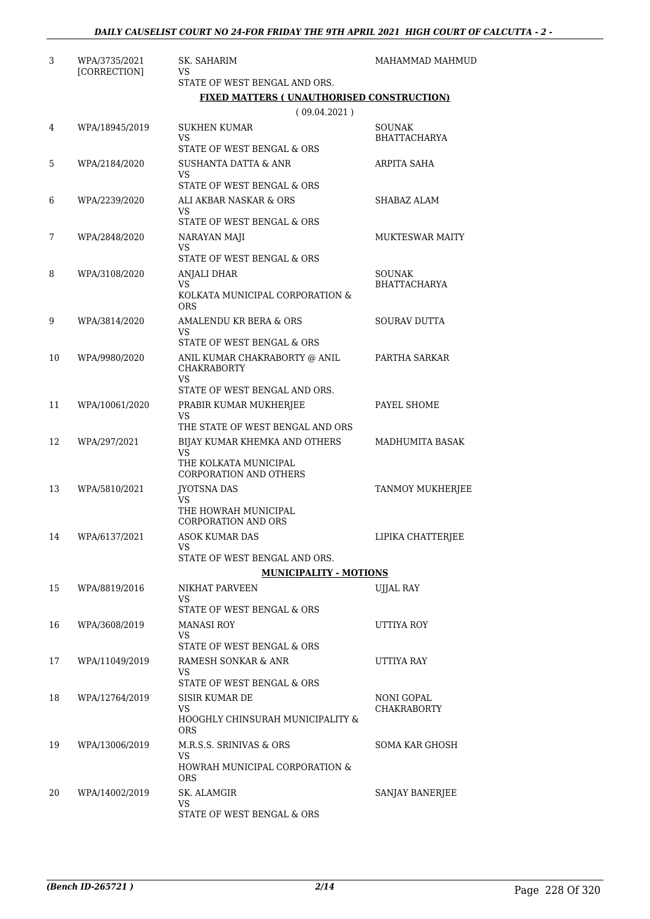| 3 | WPA/3735/2021 [CORRECTION] | SK. SAHARIM VS STATE OF WEST BENGAL AND ORS. | MAHAMMAD MAHMUD |
|---|---|---|---|

**FIXED MATTERS ( UNAUTHORISED CONSTRUCTION)**

( 09.04.2021 )

| 4 | WPA/18945/2019 | SUKHEN KUMAR VS STATE OF WEST BENGAL & ORS | SOUNAK BHATTACHARYA |
|---|---|---|---|
| 5 | WPA/2184/2020 | SUSHANTA DATTA & ANR VS STATE OF WEST BENGAL & ORS | ARPITA SAHA |
| 6 | WPA/2239/2020 | ALI AKBAR NASKAR & ORS VS STATE OF WEST BENGAL & ORS | SHABAZ ALAM |
| 7 | WPA/2848/2020 | NARAYAN MAJI VS STATE OF WEST BENGAL & ORS | MUKTESWAR MAITY |
| 8 | WPA/3108/2020 | ANJALI DHAR VS KOLKATA MUNICIPAL CORPORATION & ORS | SOUNAK BHATTACHARYA |
| 9 | WPA/3814/2020 | AMALENDU KR BERA & ORS VS STATE OF WEST BENGAL & ORS | SOURAV DUTTA |
| 10 | WPA/9980/2020 | ANIL KUMAR CHAKRABORTY @ ANIL CHAKRABORTY VS STATE OF WEST BENGAL AND ORS. | PARTHA SARKAR |
| 11 | WPA/10061/2020 | PRABIR KUMAR MUKHERJEE VS THE STATE OF WEST BENGAL AND ORS | PAYEL SHOME |
| 12 | WPA/297/2021 | BIJAY KUMAR KHEMKA AND OTHERS VS THE KOLKATA MUNICIPAL CORPORATION AND OTHERS | MADHUMITA BASAK |
| 13 | WPA/5810/2021 | JYOTSNA DAS VS THE HOWRAH MUNICIPAL CORPORATION AND ORS | TANMOY MUKHERJEE |
| 14 | WPA/6137/2021 | ASOK KUMAR DAS VS STATE OF WEST BENGAL AND ORS. | LIPIKA CHATTERJEE |

**MUNICIPALITY - MOTIONS**

| 15 | WPA/8819/2016 | NIKHAT PARVEEN VS STATE OF WEST BENGAL & ORS | UJJAL RAY |
|---|---|---|---|
| 16 | WPA/3608/2019 | MANASI ROY VS STATE OF WEST BENGAL & ORS | UTTIYA ROY |
| 17 | WPA/11049/2019 | RAMESH SONKAR & ANR VS STATE OF WEST BENGAL & ORS | UTTIYA RAY |
| 18 | WPA/12764/2019 | SISIR KUMAR DE VS HOOGHLY CHINSURAH MUNICIPALITY & ORS | NONI GOPAL CHAKRABORTY |
| 19 | WPA/13006/2019 | M.R.S.S. SRINIVAS & ORS VS HOWRAH MUNICIPAL CORPORATION & ORS | SOMA KAR GHOSH |
| 20 | WPA/14002/2019 | SK. ALAMGIR VS STATE OF WEST BENGAL & ORS | SANJAY BANERJEE |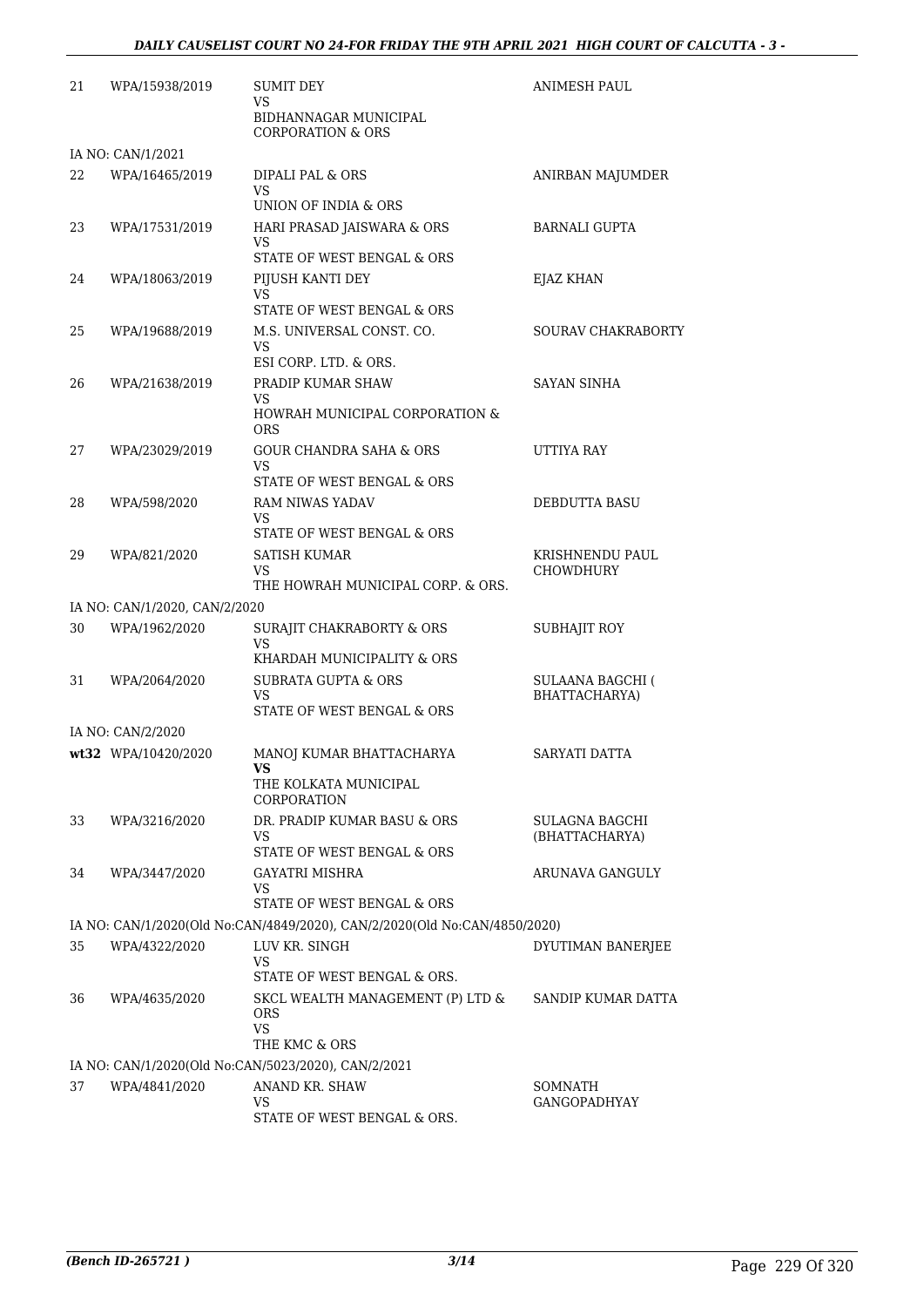| | | | |
|---|---|---|---|
| 21 | WPA/15938/2019 | SUMIT DEY<br>VS<br>BIDHANNAGAR MUNICIPAL CORPORATION & ORS | ANIMESH PAUL |
| IA NO: CAN/1/2021 | | | |
| 22 | WPA/16465/2019 | DIPALI PAL & ORS<br>VS<br>UNION OF INDIA & ORS | ANIRBAN MAJUMDER |
| 23 | WPA/17531/2019 | HARI PRASAD JAISWARA & ORS<br>VS<br>STATE OF WEST BENGAL & ORS | BARNALI GUPTA |
| 24 | WPA/18063/2019 | PIJUSH KANTI DEY<br>VS<br>STATE OF WEST BENGAL & ORS | EJAZ KHAN |
| 25 | WPA/19688/2019 | M.S. UNIVERSAL CONST. CO.<br>VS<br>ESI CORP. LTD. & ORS. | SOURAV CHAKRABORTY |
| 26 | WPA/21638/2019 | PRADIP KUMAR SHAW<br>VS<br>HOWRAH MUNICIPAL CORPORATION & ORS | SAYAN SINHA |
| 27 | WPA/23029/2019 | GOUR CHANDRA SAHA & ORS<br>VS<br>STATE OF WEST BENGAL & ORS | UTTIYA RAY |
| 28 | WPA/598/2020 | RAM NIWAS YADAV<br>VS<br>STATE OF WEST BENGAL & ORS | DEBDUTTA BASU |
| 29 | WPA/821/2020 | SATISH KUMAR<br>VS<br>THE HOWRAH MUNICIPAL CORP. & ORS. | KRISHNENDU PAUL CHOWDHURY |
| IA NO: CAN/1/2020, CAN/2/2020 | | | |
| 30 | WPA/1962/2020 | SURAJIT CHAKRABORTY & ORS<br>VS<br>KHARDAH MUNICIPALITY & ORS | SUBHAJIT ROY |
| 31 | WPA/2064/2020 | SUBRATA GUPTA & ORS<br>VS<br>STATE OF WEST BENGAL & ORS | SULAANA BAGCHI ( BHATTACHARYA) |
| IA NO: CAN/2/2020 | | | |
| **wt32** | WPA/10420/2020 | MANOJ KUMAR BHATTACHARYA<br>**VS**<br>THE KOLKATA MUNICIPAL CORPORATION | SARYATI DATTA |
| 33 | WPA/3216/2020 | DR. PRADIP KUMAR BASU & ORS<br>VS<br>STATE OF WEST BENGAL & ORS | SULAGNA BAGCHI (BHATTACHARYA) |
| 34 | WPA/3447/2020 | GAYATRI MISHRA<br>VS<br>STATE OF WEST BENGAL & ORS | ARUNAVA GANGULY |
| IA NO: CAN/1/2020(Old No:CAN/4849/2020), CAN/2/2020(Old No:CAN/4850/2020) | | | |
| 35 | WPA/4322/2020 | LUV KR. SINGH<br>VS<br>STATE OF WEST BENGAL & ORS. | DYUTIMAN BANERJEE |
| 36 | WPA/4635/2020 | SKCL WEALTH MANAGEMENT (P) LTD & ORS<br>VS<br>THE KMC & ORS | SANDIP KUMAR DATTA |
| IA NO: CAN/1/2020(Old No:CAN/5023/2020), CAN/2/2021 | | | |
| 37 | WPA/4841/2020 | ANAND KR. SHAW<br>VS<br>STATE OF WEST BENGAL & ORS. | SOMNATH GANGOPADHYAY |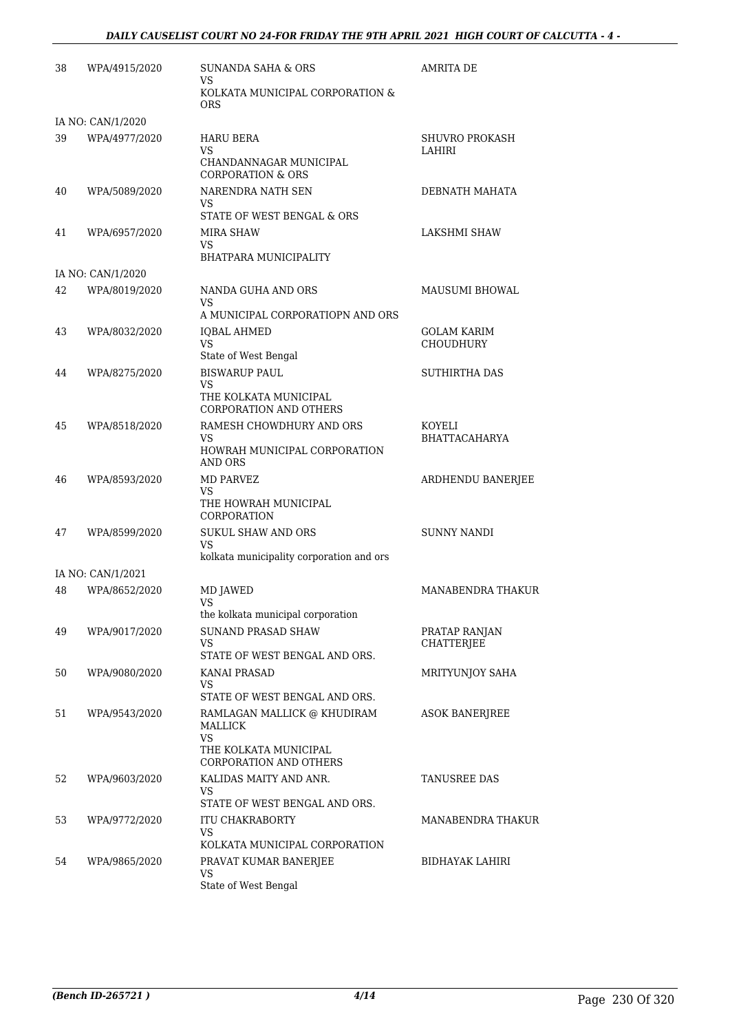| | | | |
|---|---|---|---|
| 38 | WPA/4915/2020 | SUNANDA SAHA & ORS<br>VS<br>KOLKATA MUNICIPAL CORPORATION & ORS | AMRITA DE |
| IA NO: CAN/1/2020 | | | |
| 39 | WPA/4977/2020 | HARU BERA<br>VS<br>CHANDANNAGAR MUNICIPAL CORPORATION & ORS | SHUVRO PROKASH LAHIRI |
| 40 | WPA/5089/2020 | NARENDRA NATH SEN<br>VS<br>STATE OF WEST BENGAL & ORS | DEBNATH MAHATA |
| 41 | WPA/6957/2020 | MIRA SHAW<br>VS<br>BHATPARA MUNICIPALITY | LAKSHMI SHAW |
| IA NO: CAN/1/2020 | | | |
| 42 | WPA/8019/2020 | NANDA GUHA AND ORS<br>VS<br>A MUNICIPAL CORPORATIOPN AND ORS | MAUSUMI BHOWAL |
| 43 | WPA/8032/2020 | IQBAL AHMED<br>VS<br>State of West Bengal | GOLAM KARIM CHOUDHURY |
| 44 | WPA/8275/2020 | BISWARUP PAUL<br>VS<br>THE KOLKATA MUNICIPAL CORPORATION AND OTHERS | SUTHIRTHA DAS |
| 45 | WPA/8518/2020 | RAMESH CHOWDHURY AND ORS<br>VS<br>HOWRAH MUNICIPAL CORPORATION AND ORS | KOYELI BHATTACAHARYA |
| 46 | WPA/8593/2020 | MD PARVEZ<br>VS<br>THE HOWRAH MUNICIPAL CORPORATION | ARDHENDU BANERJEE |
| 47 | WPA/8599/2020 | SUKUL SHAW AND ORS<br>VS<br>kolkata municipality corporation and ors | SUNNY NANDI |
| IA NO: CAN/1/2021 | | | |
| 48 | WPA/8652/2020 | MD JAWED<br>VS<br>the kolkata municipal corporation | MANABENDRA THAKUR |
| 49 | WPA/9017/2020 | SUNAND PRASAD SHAW<br>VS<br>STATE OF WEST BENGAL AND ORS. | PRATAP RANJAN CHATTERJEE |
| 50 | WPA/9080/2020 | KANAI PRASAD<br>VS<br>STATE OF WEST BENGAL AND ORS. | MRITYUNJOY SAHA |
| 51 | WPA/9543/2020 | RAMLAGAN MALLICK @ KHUDIRAM MALLICK<br>VS<br>THE KOLKATA MUNICIPAL CORPORATION AND OTHERS | ASOK BANERJREE |
| 52 | WPA/9603/2020 | KALIDAS MAITY AND ANR.<br>VS<br>STATE OF WEST BENGAL AND ORS. | TANUSREE DAS |
| 53 | WPA/9772/2020 | ITU CHAKRABORTY<br>VS<br>KOLKATA MUNICIPAL CORPORATION | MANABENDRA THAKUR |
| 54 | WPA/9865/2020 | PRAVAT KUMAR BANERJEE<br>VS<br>State of West Bengal | BIDHAYAK LAHIRI |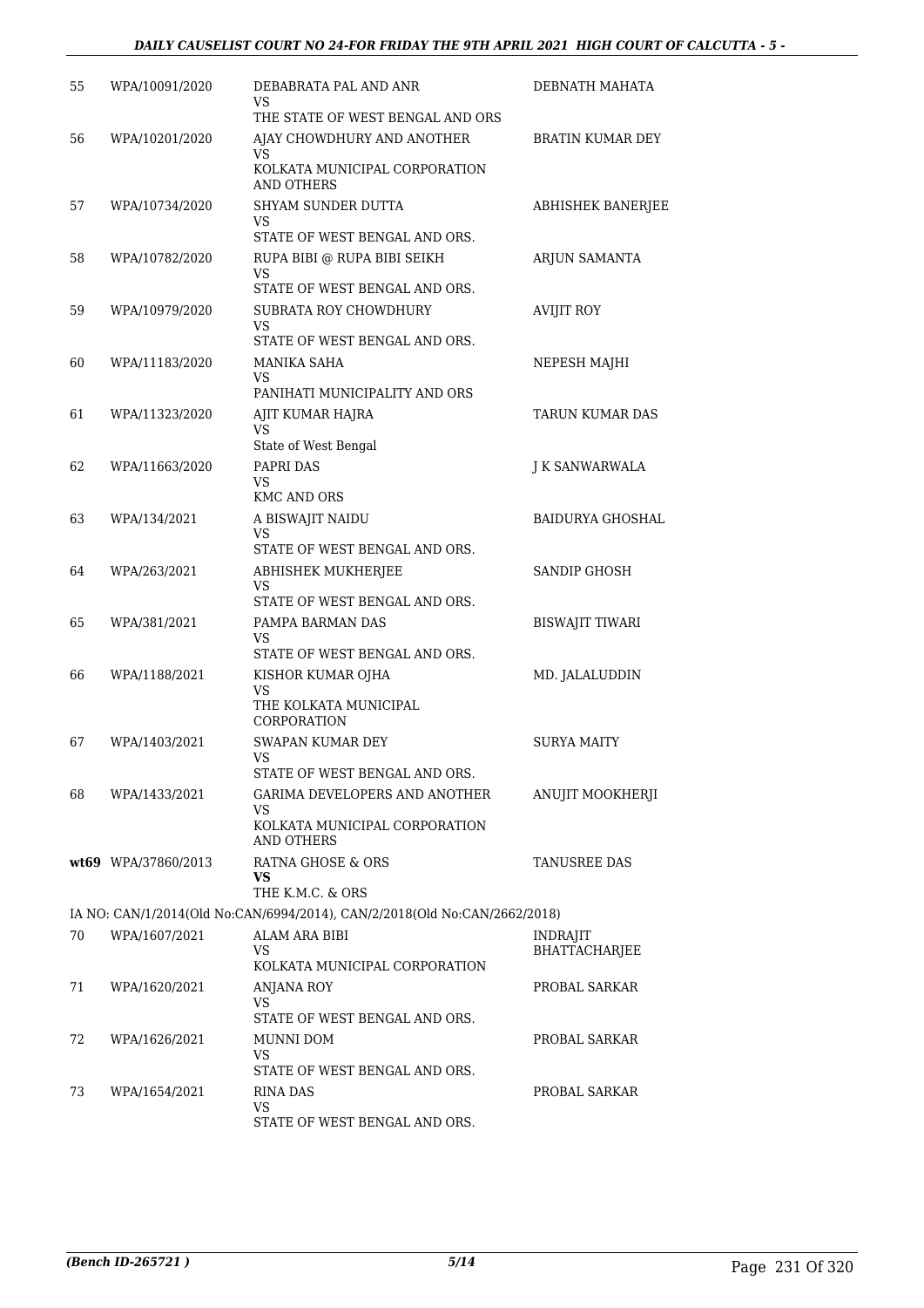| | | | |
|---|---|---|---|
| 55 | WPA/10091/2020 | DEBABRATA PAL AND ANR<br>VS<br>THE STATE OF WEST BENGAL AND ORS | DEBNATH MAHATA |
| 56 | WPA/10201/2020 | AJAY CHOWDHURY AND ANOTHER<br>VS<br>KOLKATA MUNICIPAL CORPORATION AND OTHERS | BRATIN KUMAR DEY |
| 57 | WPA/10734/2020 | SHYAM SUNDER DUTTA<br>VS<br>STATE OF WEST BENGAL AND ORS. | ABHISHEK BANERJEE |
| 58 | WPA/10782/2020 | RUPA BIBI @ RUPA BIBI SEIKH<br>VS<br>STATE OF WEST BENGAL AND ORS. | ARJUN SAMANTA |
| 59 | WPA/10979/2020 | SUBRATA ROY CHOWDHURY<br>VS<br>STATE OF WEST BENGAL AND ORS. | AVIJIT ROY |
| 60 | WPA/11183/2020 | MANIKA SAHA<br>VS<br>PANIHATI MUNICIPALITY AND ORS | NEPESH MAJHI |
| 61 | WPA/11323/2020 | AJIT KUMAR HAJRA<br>VS<br>State of West Bengal | TARUN KUMAR DAS |
| 62 | WPA/11663/2020 | PAPRI DAS<br>VS<br>KMC AND ORS | J K SANWARWALA |
| 63 | WPA/134/2021 | A BISWAJIT NAIDU<br>VS<br>STATE OF WEST BENGAL AND ORS. | BAIDURYA GHOSHAL |
| 64 | WPA/263/2021 | ABHISHEK MUKHERJEE<br>VS<br>STATE OF WEST BENGAL AND ORS. | SANDIP GHOSH |
| 65 | WPA/381/2021 | PAMPA BARMAN DAS<br>VS<br>STATE OF WEST BENGAL AND ORS. | BISWAJIT TIWARI |
| 66 | WPA/1188/2021 | KISHOR KUMAR OJHA<br>VS<br>THE KOLKATA MUNICIPAL CORPORATION | MD. JALALUDDIN |
| 67 | WPA/1403/2021 | SWAPAN KUMAR DEY<br>VS<br>STATE OF WEST BENGAL AND ORS. | SURYA MAITY |
| 68 | WPA/1433/2021 | GARIMA DEVELOPERS AND ANOTHER<br>VS<br>KOLKATA MUNICIPAL CORPORATION AND OTHERS | ANUJIT MOOKHERJI |
| **wt69** | WPA/37860/2013 | RATNA GHOSE & ORS<br>**VS**<br>THE K.M.C. & ORS | TANUSREE DAS |
| | IA NO: CAN/1/2014(Old No:CAN/6994/2014), CAN/2/2018(Old No:CAN/2662/2018) | | |
| 70 | WPA/1607/2021 | ALAM ARA BIBI<br>VS<br>KOLKATA MUNICIPAL CORPORATION | INDRAJIT BHATTACHARJEE |
| 71 | WPA/1620/2021 | ANJANA ROY<br>VS<br>STATE OF WEST BENGAL AND ORS. | PROBAL SARKAR |
| 72 | WPA/1626/2021 | MUNNI DOM<br>VS<br>STATE OF WEST BENGAL AND ORS. | PROBAL SARKAR |
| 73 | WPA/1654/2021 | RINA DAS<br>VS<br>STATE OF WEST BENGAL AND ORS. | PROBAL SARKAR |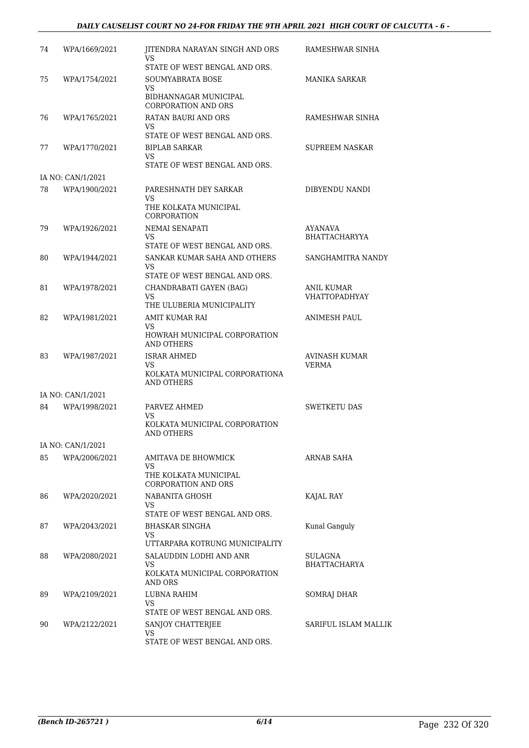| | | | |
|---|---|---|---|
| 74 | WPA/1669/2021 | JITENDRA NARAYAN SINGH AND ORS<br>VS<br>STATE OF WEST BENGAL AND ORS. | RAMESHWAR SINHA |
| 75 | WPA/1754/2021 | SOUMYABRATA BOSE<br>VS<br>BIDHANNAGAR MUNICIPAL CORPORATION AND ORS | MANIKA SARKAR |
| 76 | WPA/1765/2021 | RATAN BAURI AND ORS<br>VS<br>STATE OF WEST BENGAL AND ORS. | RAMESHWAR SINHA |
| 77 | WPA/1770/2021 | BIPLAB SARKAR<br>VS<br>STATE OF WEST BENGAL AND ORS. | SUPREEM NASKAR |
| | IA NO: CAN/1/2021 | | |
| 78 | WPA/1900/2021 | PARESHNATH DEY SARKAR<br>VS<br>THE KOLKATA MUNICIPAL CORPORATION | DIBYENDU NANDI |
| 79 | WPA/1926/2021 | NEMAI SENAPATI<br>VS<br>STATE OF WEST BENGAL AND ORS. | AYANAVA BHATTACHARYYA |
| 80 | WPA/1944/2021 | SANKAR KUMAR SAHA AND OTHERS<br>VS<br>STATE OF WEST BENGAL AND ORS. | SANGHAMITRA NANDY |
| 81 | WPA/1978/2021 | CHANDRABATI GAYEN (BAG)<br>VS<br>THE ULUBERIA MUNICIPALITY | ANIL KUMAR VHATTOPADHYAY |
| 82 | WPA/1981/2021 | AMIT KUMAR RAI<br>VS<br>HOWRAH MUNICIPAL CORPORATION AND OTHERS | ANIMESH PAUL |
| 83 | WPA/1987/2021 | ISRAR AHMED<br>VS<br>KOLKATA MUNICIPAL CORPORATIONA AND OTHERS | AVINASH KUMAR VERMA |
| | IA NO: CAN/1/2021 | | |
| 84 | WPA/1998/2021 | PARVEZ AHMED<br>VS<br>KOLKATA MUNICIPAL CORPORATION AND OTHERS | SWETKETU DAS |
| | IA NO: CAN/1/2021 | | |
| 85 | WPA/2006/2021 | AMITAVA DE BHOWMICK<br>VS<br>THE KOLKATA MUNICIPAL CORPORATION AND ORS | ARNAB SAHA |
| 86 | WPA/2020/2021 | NABANITA GHOSH<br>VS<br>STATE OF WEST BENGAL AND ORS. | KAJAL RAY |
| 87 | WPA/2043/2021 | BHASKAR SINGHA<br>VS<br>UTTARPARA KOTRUNG MUNICIPALITY | Kunal Ganguly |
| 88 | WPA/2080/2021 | SALAUDDIN LODHI AND ANR<br>VS<br>KOLKATA MUNICIPAL CORPORATION AND ORS | SULAGNA BHATTACHARYA |
| 89 | WPA/2109/2021 | LUBNA RAHIM<br>VS<br>STATE OF WEST BENGAL AND ORS. | SOMRAJ DHAR |
| 90 | WPA/2122/2021 | SANJOY CHATTERJEE<br>VS<br>STATE OF WEST BENGAL AND ORS. | SARIFUL ISLAM MALLIK |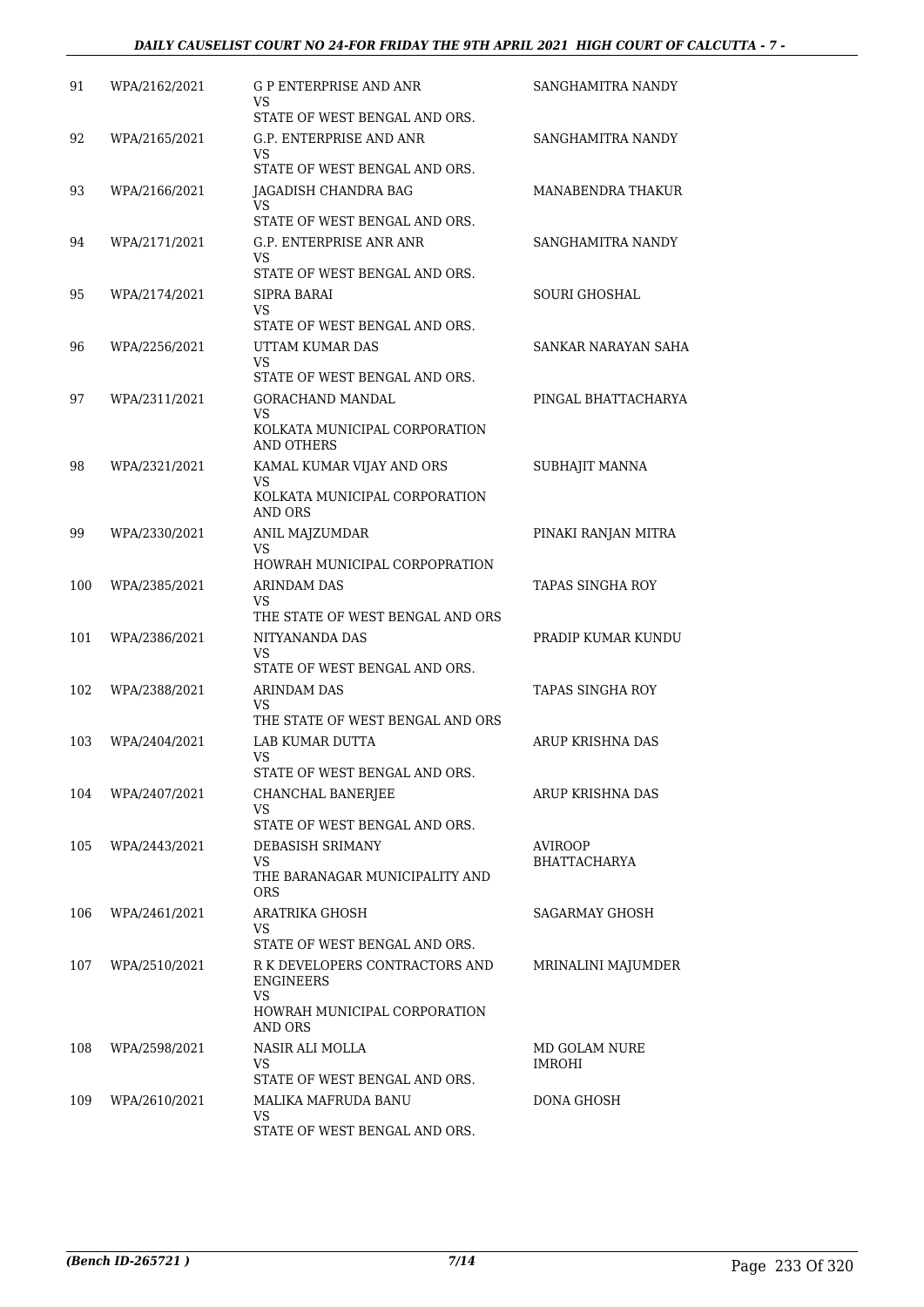| | | | |
|---|---|---|---|
| 91 | WPA/2162/2021 | G P ENTERPRISE AND ANR<br>VS<br>STATE OF WEST BENGAL AND ORS. | SANGHAMITRA NANDY |
| 92 | WPA/2165/2021 | G.P. ENTERPRISE AND ANR<br>VS<br>STATE OF WEST BENGAL AND ORS. | SANGHAMITRA NANDY |
| 93 | WPA/2166/2021 | JAGADISH CHANDRA BAG<br>VS<br>STATE OF WEST BENGAL AND ORS. | MANABENDRA THAKUR |
| 94 | WPA/2171/2021 | G.P. ENTERPRISE ANR ANR<br>VS<br>STATE OF WEST BENGAL AND ORS. | SANGHAMITRA NANDY |
| 95 | WPA/2174/2021 | SIPRA BARAI<br>VS<br>STATE OF WEST BENGAL AND ORS. | SOURI GHOSHAL |
| 96 | WPA/2256/2021 | UTTAM KUMAR DAS<br>VS<br>STATE OF WEST BENGAL AND ORS. | SANKAR NARAYAN SAHA |
| 97 | WPA/2311/2021 | GORACHAND MANDAL<br>VS<br>KOLKATA MUNICIPAL CORPORATION AND OTHERS | PINGAL BHATTACHARYA |
| 98 | WPA/2321/2021 | KAMAL KUMAR VIJAY AND ORS<br>VS<br>KOLKATA MUNICIPAL CORPORATION AND ORS | SUBHAJIT MANNA |
| 99 | WPA/2330/2021 | ANIL MAJZUMDAR<br>VS<br>HOWRAH MUNICIPAL CORPOPRATION | PINAKI RANJAN MITRA |
| 100 | WPA/2385/2021 | ARINDAM DAS<br>VS<br>THE STATE OF WEST BENGAL AND ORS | TAPAS SINGHA ROY |
| 101 | WPA/2386/2021 | NITYANANDA DAS<br>VS<br>STATE OF WEST BENGAL AND ORS. | PRADIP KUMAR KUNDU |
| 102 | WPA/2388/2021 | ARINDAM DAS<br>VS<br>THE STATE OF WEST BENGAL AND ORS | TAPAS SINGHA ROY |
| 103 | WPA/2404/2021 | LAB KUMAR DUTTA<br>VS<br>STATE OF WEST BENGAL AND ORS. | ARUP KRISHNA DAS |
| 104 | WPA/2407/2021 | CHANCHAL BANERJEE<br>VS<br>STATE OF WEST BENGAL AND ORS. | ARUP KRISHNA DAS |
| 105 | WPA/2443/2021 | DEBASISH SRIMANY<br>VS<br>THE BARANAGAR MUNICIPALITY AND ORS | AVIROOP BHATTACHARYA |
| 106 | WPA/2461/2021 | ARATRIKA GHOSH<br>VS<br>STATE OF WEST BENGAL AND ORS. | SAGARMAY GHOSH |
| 107 | WPA/2510/2021 | R K DEVELOPERS CONTRACTORS AND ENGINEERS<br>VS<br>HOWRAH MUNICIPAL CORPORATION AND ORS | MRINALINI MAJUMDER |
| 108 | WPA/2598/2021 | NASIR ALI MOLLA<br>VS<br>STATE OF WEST BENGAL AND ORS. | MD GOLAM NURE IMROHI |
| 109 | WPA/2610/2021 | MALIKA MAFRUDA BANU<br>VS<br>STATE OF WEST BENGAL AND ORS. | DONA GHOSH |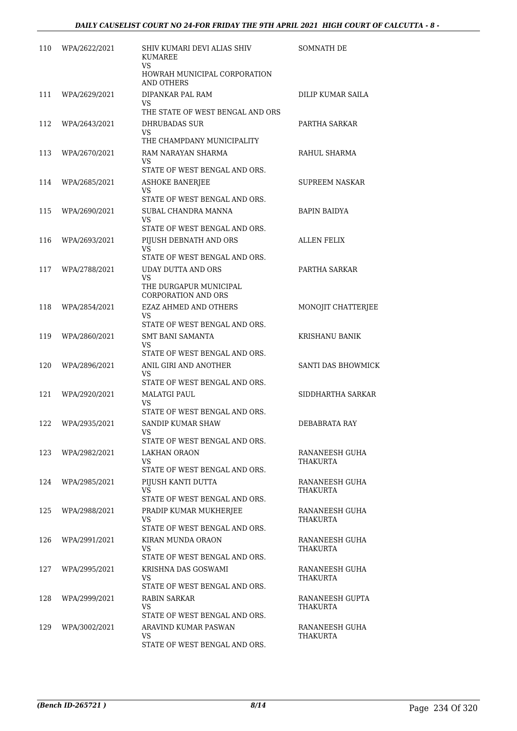| | | | |
|---|---|---|---|
| 110 | WPA/2622/2021 | SHIV KUMARI DEVI ALIAS SHIV KUMAREE<br>VS<br>HOWRAH MUNICIPAL CORPORATION AND OTHERS | SOMNATH DE |
| 111 | WPA/2629/2021 | DIPANKAR PAL RAM<br>VS<br>THE STATE OF WEST BENGAL AND ORS | DILIP KUMAR SAILA |
| 112 | WPA/2643/2021 | DHRUBADAS SUR<br>VS<br>THE CHAMPDANY MUNICIPALITY | PARTHA SARKAR |
| 113 | WPA/2670/2021 | RAM NARAYAN SHARMA<br>VS<br>STATE OF WEST BENGAL AND ORS. | RAHUL SHARMA |
| 114 | WPA/2685/2021 | ASHOKE BANERJEE<br>VS<br>STATE OF WEST BENGAL AND ORS. | SUPREEM NASKAR |
| 115 | WPA/2690/2021 | SUBAL CHANDRA MANNA<br>VS<br>STATE OF WEST BENGAL AND ORS. | BAPIN BAIDYA |
| 116 | WPA/2693/2021 | PIJUSH DEBNATH AND ORS<br>VS<br>STATE OF WEST BENGAL AND ORS. | ALLEN FELIX |
| 117 | WPA/2788/2021 | UDAY DUTTA AND ORS<br>VS<br>THE DURGAPUR MUNICIPAL CORPORATION AND ORS | PARTHA SARKAR |
| 118 | WPA/2854/2021 | EZAZ AHMED AND OTHERS<br>VS<br>STATE OF WEST BENGAL AND ORS. | MONOJIT CHATTERJEE |
| 119 | WPA/2860/2021 | SMT BANI SAMANTA<br>VS<br>STATE OF WEST BENGAL AND ORS. | KRISHANU BANIK |
| 120 | WPA/2896/2021 | ANIL GIRI AND ANOTHER<br>VS<br>STATE OF WEST BENGAL AND ORS. | SANTI DAS BHOWMICK |
| 121 | WPA/2920/2021 | MALATGI PAUL<br>VS<br>STATE OF WEST BENGAL AND ORS. | SIDDHARTHA SARKAR |
| 122 | WPA/2935/2021 | SANDIP KUMAR SHAW<br>VS<br>STATE OF WEST BENGAL AND ORS. | DEBABRATA RAY |
| 123 | WPA/2982/2021 | LAKHAN ORAON<br>VS<br>STATE OF WEST BENGAL AND ORS. | RANANEESH GUHA THAKURTA |
| 124 | WPA/2985/2021 | PIJUSH KANTI DUTTA<br>VS<br>STATE OF WEST BENGAL AND ORS. | RANANEESH GUHA THAKURTA |
| 125 | WPA/2988/2021 | PRADIP KUMAR MUKHERJEE<br>VS<br>STATE OF WEST BENGAL AND ORS. | RANANEESH GUHA THAKURTA |
| 126 | WPA/2991/2021 | KIRAN MUNDA ORAON<br>VS<br>STATE OF WEST BENGAL AND ORS. | RANANEESH GUHA THAKURTA |
| 127 | WPA/2995/2021 | KRISHNA DAS GOSWAMI<br>VS<br>STATE OF WEST BENGAL AND ORS. | RANANEESH GUHA THAKURTA |
| 128 | WPA/2999/2021 | RABIN SARKAR<br>VS<br>STATE OF WEST BENGAL AND ORS. | RANANEESH GUPTA THAKURTA |
| 129 | WPA/3002/2021 | ARAVIND KUMAR PASWAN<br>VS<br>STATE OF WEST BENGAL AND ORS. | RANANEESH GUHA THAKURTA |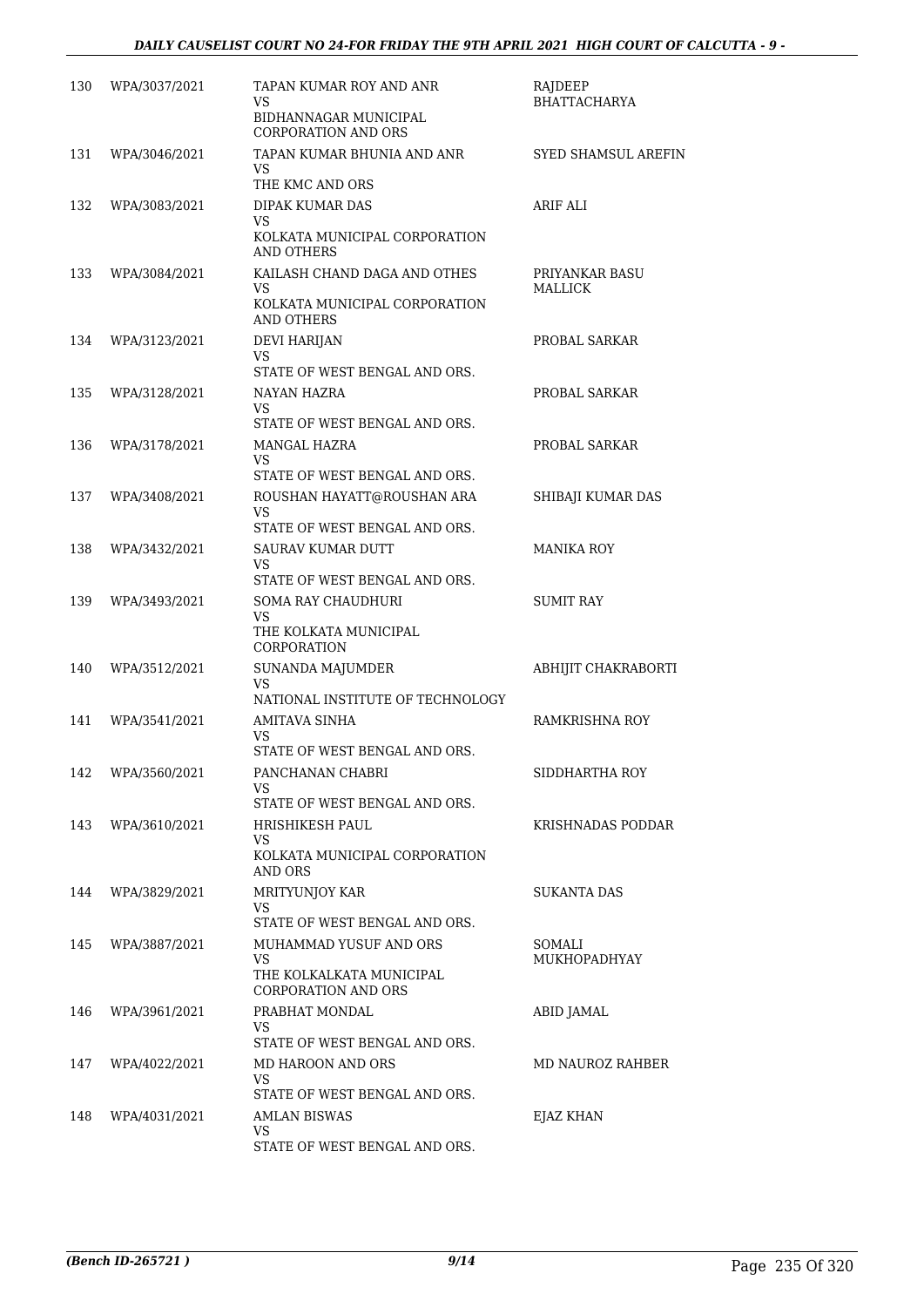| | | | |
|---|---|---|---|
| 130 | WPA/3037/2021 | TAPAN KUMAR ROY AND ANR<br>VS<br>BIDHANNAGAR MUNICIPAL CORPORATION AND ORS | RAJDEEP BHATTACHARYA |
| 131 | WPA/3046/2021 | TAPAN KUMAR BHUNIA AND ANR<br>VS<br>THE KMC AND ORS | SYED SHAMSUL AREFIN |
| 132 | WPA/3083/2021 | DIPAK KUMAR DAS<br>VS<br>KOLKATA MUNICIPAL CORPORATION AND OTHERS | ARIF ALI |
| 133 | WPA/3084/2021 | KAILASH CHAND DAGA AND OTHES<br>VS<br>KOLKATA MUNICIPAL CORPORATION AND OTHERS | PRIYANKAR BASU MALLICK |
| 134 | WPA/3123/2021 | DEVI HARIJAN<br>VS<br>STATE OF WEST BENGAL AND ORS. | PROBAL SARKAR |
| 135 | WPA/3128/2021 | NAYAN HAZRA<br>VS<br>STATE OF WEST BENGAL AND ORS. | PROBAL SARKAR |
| 136 | WPA/3178/2021 | MANGAL HAZRA<br>VS<br>STATE OF WEST BENGAL AND ORS. | PROBAL SARKAR |
| 137 | WPA/3408/2021 | ROUSHAN HAYATT@ROUSHAN ARA<br>VS<br>STATE OF WEST BENGAL AND ORS. | SHIBAJI KUMAR DAS |
| 138 | WPA/3432/2021 | SAURAV KUMAR DUTT<br>VS<br>STATE OF WEST BENGAL AND ORS. | MANIKA ROY |
| 139 | WPA/3493/2021 | SOMA RAY CHAUDHURI<br>VS<br>THE KOLKATA MUNICIPAL CORPORATION | SUMIT RAY |
| 140 | WPA/3512/2021 | SUNANDA MAJUMDER<br>VS<br>NATIONAL INSTITUTE OF TECHNOLOGY | ABHIJIT CHAKRABORTI |
| 141 | WPA/3541/2021 | AMITAVA SINHA<br>VS<br>STATE OF WEST BENGAL AND ORS. | RAMKRISHNA ROY |
| 142 | WPA/3560/2021 | PANCHANAN CHABRI<br>VS<br>STATE OF WEST BENGAL AND ORS. | SIDDHARTHA ROY |
| 143 | WPA/3610/2021 | HRISHIKESH PAUL<br>VS<br>KOLKATA MUNICIPAL CORPORATION AND ORS | KRISHNADAS PODDAR |
| 144 | WPA/3829/2021 | MRITYUNJOY KAR<br>VS<br>STATE OF WEST BENGAL AND ORS. | SUKANTA DAS |
| 145 | WPA/3887/2021 | MUHAMMAD YUSUF AND ORS<br>VS<br>THE KOLKALKATA MUNICIPAL CORPORATION AND ORS | SOMALI MUKHOPADHYAY |
| 146 | WPA/3961/2021 | PRABHAT MONDAL<br>VS<br>STATE OF WEST BENGAL AND ORS. | ABID JAMAL |
| 147 | WPA/4022/2021 | MD HAROON AND ORS<br>VS<br>STATE OF WEST BENGAL AND ORS. | MD NAUROZ RAHBER |
| 148 | WPA/4031/2021 | AMLAN BISWAS<br>VS<br>STATE OF WEST BENGAL AND ORS. | EJAZ KHAN |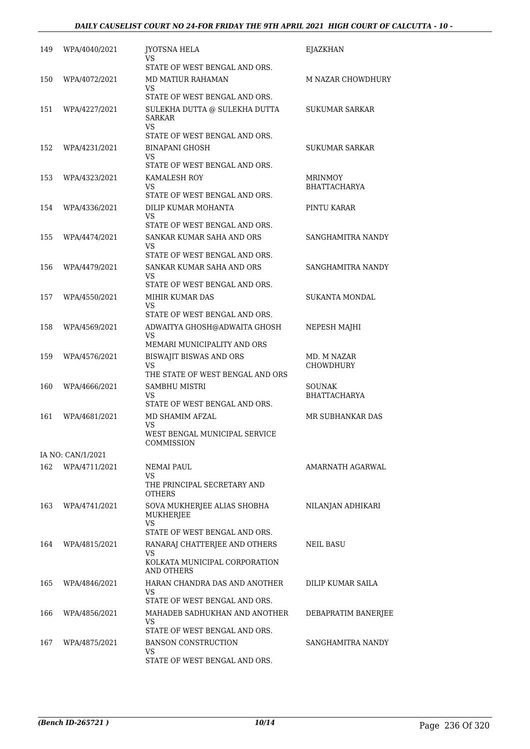| | | | |
|---|---|---|---|
| 149 | WPA/4040/2021 | JYOTSNA HELA<br>VS<br>STATE OF WEST BENGAL AND ORS. | EJAZKHAN |
| 150 | WPA/4072/2021 | MD MATIUR RAHAMAN<br>VS<br>STATE OF WEST BENGAL AND ORS. | M NAZAR CHOWDHURY |
| 151 | WPA/4227/2021 | SULEKHA DUTTA @ SULEKHA DUTTA SARKAR<br>VS<br>STATE OF WEST BENGAL AND ORS. | SUKUMAR SARKAR |
| 152 | WPA/4231/2021 | BINAPANI GHOSH<br>VS<br>STATE OF WEST BENGAL AND ORS. | SUKUMAR SARKAR |
| 153 | WPA/4323/2021 | KAMALESH ROY<br>VS<br>STATE OF WEST BENGAL AND ORS. | MRINMOY BHATTACHARYA |
| 154 | WPA/4336/2021 | DILIP KUMAR MOHANTA<br>VS<br>STATE OF WEST BENGAL AND ORS. | PINTU KARAR |
| 155 | WPA/4474/2021 | SANKAR KUMAR SAHA AND ORS<br>VS<br>STATE OF WEST BENGAL AND ORS. | SANGHAMITRA NANDY |
| 156 | WPA/4479/2021 | SANKAR KUMAR SAHA AND ORS<br>VS<br>STATE OF WEST BENGAL AND ORS. | SANGHAMITRA NANDY |
| 157 | WPA/4550/2021 | MIHIR KUMAR DAS<br>VS<br>STATE OF WEST BENGAL AND ORS. | SUKANTA MONDAL |
| 158 | WPA/4569/2021 | ADWAITYA GHOSH@ADWAITA GHOSH<br>VS<br>MEMARI MUNICIPALITY AND ORS | NEPESH MAJHI |
| 159 | WPA/4576/2021 | BISWAJIT BISWAS AND ORS<br>VS<br>THE STATE OF WEST BENGAL AND ORS | MD. M NAZAR CHOWDHURY |
| 160 | WPA/4666/2021 | SAMBHU MISTRI<br>VS<br>STATE OF WEST BENGAL AND ORS. | SOUNAK BHATTACHARYA |
| 161 | WPA/4681/2021 | MD SHAMIM AFZAL<br>VS<br>WEST BENGAL MUNICIPAL SERVICE COMMISSION | MR SUBHANKAR DAS |
| IA NO: CAN/1/2021 | | | |
| 162 | WPA/4711/2021 | NEMAI PAUL<br>VS<br>THE PRINCIPAL SECRETARY AND OTHERS | AMARNATH AGARWAL |
| 163 | WPA/4741/2021 | SOVA MUKHERJEE ALIAS SHOBHA MUKHERJEE<br>VS<br>STATE OF WEST BENGAL AND ORS. | NILANJAN ADHIKARI |
| 164 | WPA/4815/2021 | RANARAJ CHATTERJEE AND OTHERS<br>VS<br>KOLKATA MUNICIPAL CORPORATION AND OTHERS | NEIL BASU |
| 165 | WPA/4846/2021 | HARAN CHANDRA DAS AND ANOTHER<br>VS<br>STATE OF WEST BENGAL AND ORS. | DILIP KUMAR SAILA |
| 166 | WPA/4856/2021 | MAHADEB SADHUKHAN AND ANOTHER<br>VS<br>STATE OF WEST BENGAL AND ORS. | DEBAPRATIM BANERJEE |
| 167 | WPA/4875/2021 | BANSON CONSTRUCTION<br>VS<br>STATE OF WEST BENGAL AND ORS. | SANGHAMITRA NANDY |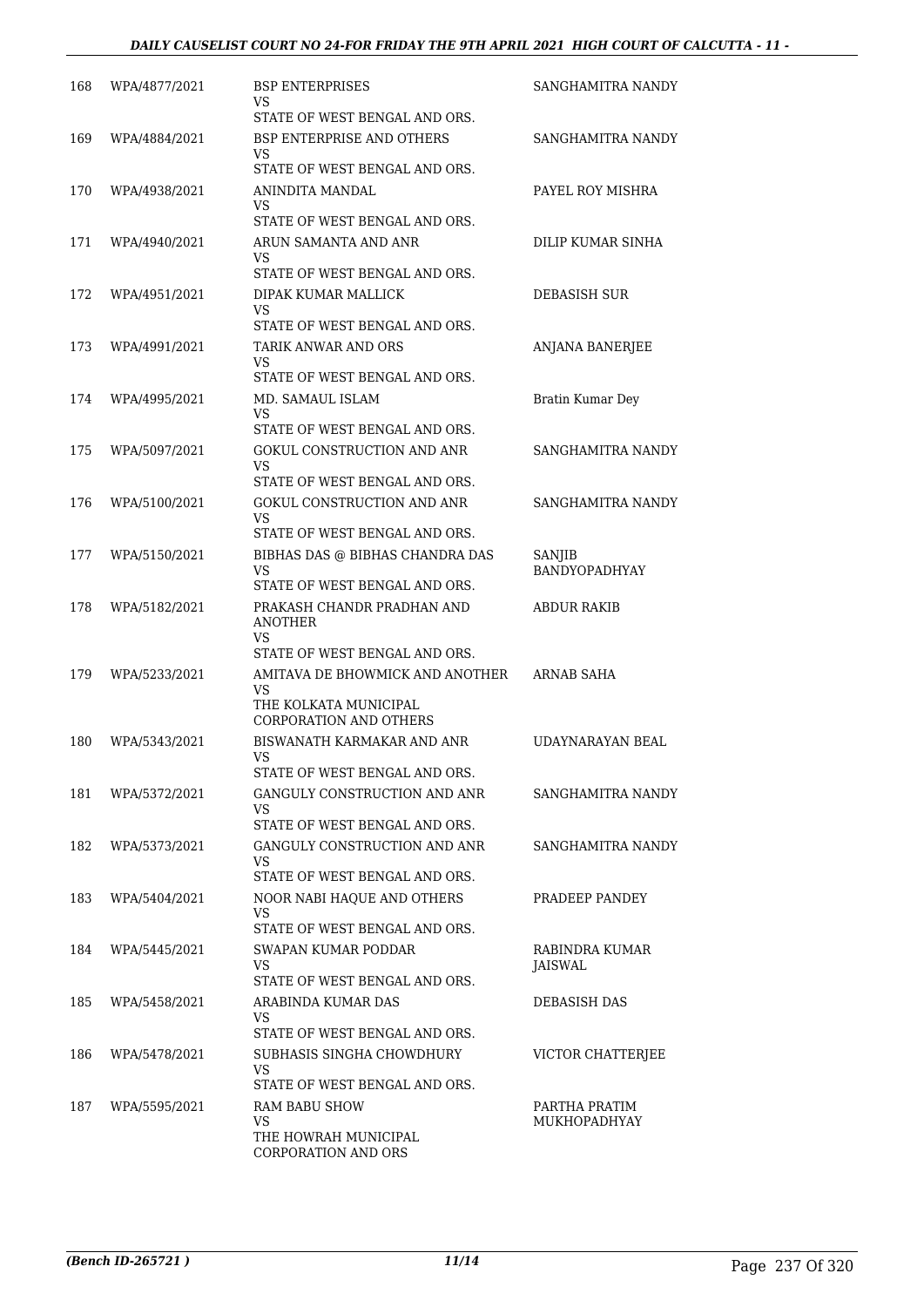| 168 | WPA/4877/2021 | BSP ENTERPRISES<br>VS<br>STATE OF WEST BENGAL AND ORS. | SANGHAMITRA NANDY |
|---|---|---|---|
| 169 | WPA/4884/2021 | BSP ENTERPRISE AND OTHERS<br>VS<br>STATE OF WEST BENGAL AND ORS. | SANGHAMITRA NANDY |
| 170 | WPA/4938/2021 | ANINDITA MANDAL<br>VS<br>STATE OF WEST BENGAL AND ORS. | PAYEL ROY MISHRA |
| 171 | WPA/4940/2021 | ARUN SAMANTA AND ANR<br>VS<br>STATE OF WEST BENGAL AND ORS. | DILIP KUMAR SINHA |
| 172 | WPA/4951/2021 | DIPAK KUMAR MALLICK<br>VS<br>STATE OF WEST BENGAL AND ORS. | DEBASISH SUR |
| 173 | WPA/4991/2021 | TARIK ANWAR AND ORS<br>VS<br>STATE OF WEST BENGAL AND ORS. | ANJANA BANERJEE |
| 174 | WPA/4995/2021 | MD. SAMAUL ISLAM<br>VS<br>STATE OF WEST BENGAL AND ORS. | Bratin Kumar Dey |
| 175 | WPA/5097/2021 | GOKUL CONSTRUCTION AND ANR<br>VS<br>STATE OF WEST BENGAL AND ORS. | SANGHAMITRA NANDY |
| 176 | WPA/5100/2021 | GOKUL CONSTRUCTION AND ANR<br>VS<br>STATE OF WEST BENGAL AND ORS. | SANGHAMITRA NANDY |
| 177 | WPA/5150/2021 | BIBHAS DAS @ BIBHAS CHANDRA DAS<br>VS<br>STATE OF WEST BENGAL AND ORS. | SANJIB BANDYOPADHYAY |
| 178 | WPA/5182/2021 | PRAKASH CHANDR PRADHAN AND ANOTHER<br>VS<br>STATE OF WEST BENGAL AND ORS. | ABDUR RAKIB |
| 179 | WPA/5233/2021 | AMITAVA DE BHOWMICK AND ANOTHER<br>VS<br>THE KOLKATA MUNICIPAL CORPORATION AND OTHERS | ARNAB SAHA |
| 180 | WPA/5343/2021 | BISWANATH KARMAKAR AND ANR<br>VS<br>STATE OF WEST BENGAL AND ORS. | UDAYNARAYAN BEAL |
| 181 | WPA/5372/2021 | GANGULY CONSTRUCTION AND ANR<br>VS<br>STATE OF WEST BENGAL AND ORS. | SANGHAMITRA NANDY |
| 182 | WPA/5373/2021 | GANGULY CONSTRUCTION AND ANR<br>VS<br>STATE OF WEST BENGAL AND ORS. | SANGHAMITRA NANDY |
| 183 | WPA/5404/2021 | NOOR NABI HAQUE AND OTHERS<br>VS<br>STATE OF WEST BENGAL AND ORS. | PRADEEP PANDEY |
| 184 | WPA/5445/2021 | SWAPAN KUMAR PODDAR<br>VS<br>STATE OF WEST BENGAL AND ORS. | RABINDRA KUMAR JAISWAL |
| 185 | WPA/5458/2021 | ARABINDA KUMAR DAS<br>VS<br>STATE OF WEST BENGAL AND ORS. | DEBASISH DAS |
| 186 | WPA/5478/2021 | SUBHASIS SINGHA CHOWDHURY<br>VS<br>STATE OF WEST BENGAL AND ORS. | VICTOR CHATTERJEE |
| 187 | WPA/5595/2021 | RAM BABU SHOW<br>VS<br>THE HOWRAH MUNICIPAL CORPORATION AND ORS | PARTHA PRATIM MUKHOPADHYAY |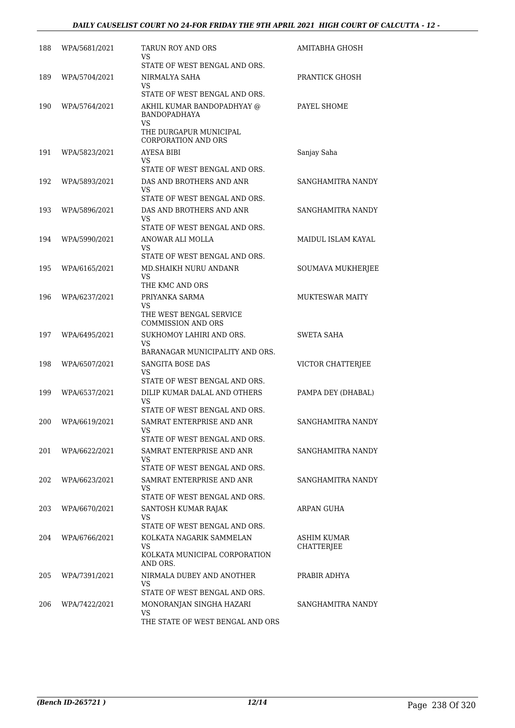| | | | |
|---|---|---|---|
| 188 | WPA/5681/2021 | TARUN ROY AND ORS<br>VS<br>STATE OF WEST BENGAL AND ORS. | AMITABHA GHOSH |
| 189 | WPA/5704/2021 | NIRMALYA SAHA<br>VS<br>STATE OF WEST BENGAL AND ORS. | PRANTICK GHOSH |
| 190 | WPA/5764/2021 | AKHIL KUMAR BANDOPADHYAY @ BANDOPADHAYA<br>VS<br>THE DURGAPUR MUNICIPAL CORPORATION AND ORS | PAYEL SHOME |
| 191 | WPA/5823/2021 | AYESA BIBI<br>VS<br>STATE OF WEST BENGAL AND ORS. | Sanjay Saha |
| 192 | WPA/5893/2021 | DAS AND BROTHERS AND ANR<br>VS<br>STATE OF WEST BENGAL AND ORS. | SANGHAMITRA NANDY |
| 193 | WPA/5896/2021 | DAS AND BROTHERS AND ANR<br>VS<br>STATE OF WEST BENGAL AND ORS. | SANGHAMITRA NANDY |
| 194 | WPA/5990/2021 | ANOWAR ALI MOLLA<br>VS<br>STATE OF WEST BENGAL AND ORS. | MAIDUL ISLAM KAYAL |
| 195 | WPA/6165/2021 | MD.SHAIKH NURU ANDANR<br>VS<br>THE KMC AND ORS | SOUMAVA MUKHERJEE |
| 196 | WPA/6237/2021 | PRIYANKA SARMA<br>VS<br>THE WEST BENGAL SERVICE COMMISSION AND ORS | MUKTESWAR MAITY |
| 197 | WPA/6495/2021 | SUKHOMOY LAHIRI AND ORS.<br>VS<br>BARANAGAR MUNICIPALITY AND ORS. | SWETA SAHA |
| 198 | WPA/6507/2021 | SANGITA BOSE DAS<br>VS<br>STATE OF WEST BENGAL AND ORS. | VICTOR CHATTERJEE |
| 199 | WPA/6537/2021 | DILIP KUMAR DALAL AND OTHERS<br>VS<br>STATE OF WEST BENGAL AND ORS. | PAMPA DEY (DHABAL) |
| 200 | WPA/6619/2021 | SAMRAT ENTERPRISE AND ANR<br>VS<br>STATE OF WEST BENGAL AND ORS. | SANGHAMITRA NANDY |
| 201 | WPA/6622/2021 | SAMRAT ENTERPRISE AND ANR<br>VS<br>STATE OF WEST BENGAL AND ORS. | SANGHAMITRA NANDY |
| 202 | WPA/6623/2021 | SAMRAT ENTERPRISE AND ANR<br>VS<br>STATE OF WEST BENGAL AND ORS. | SANGHAMITRA NANDY |
| 203 | WPA/6670/2021 | SANTOSH KUMAR RAJAK<br>VS<br>STATE OF WEST BENGAL AND ORS. | ARPAN GUHA |
| 204 | WPA/6766/2021 | KOLKATA NAGARIK SAMMELAN<br>VS<br>KOLKATA MUNICIPAL CORPORATION AND ORS. | ASHIM KUMAR CHATTERJEE |
| 205 | WPA/7391/2021 | NIRMALA DUBEY AND ANOTHER<br>VS<br>STATE OF WEST BENGAL AND ORS. | PRABIR ADHYA |
| 206 | WPA/7422/2021 | MONORANJAN SINGHA HAZARI<br>VS<br>THE STATE OF WEST BENGAL AND ORS | SANGHAMITRA NANDY |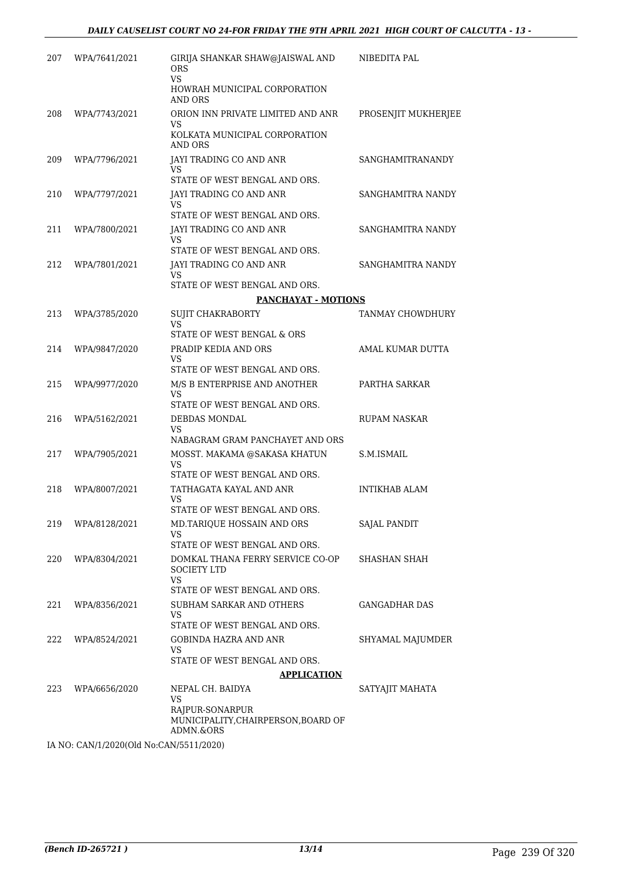| | | | |
|---|---|---|---|
| 207 | WPA/7641/2021 | GIRIJA SHANKAR SHAW@JAISWAL AND ORS<br>VS<br>HOWRAH MUNICIPAL CORPORATION AND ORS | NIBEDITA PAL |
| 208 | WPA/7743/2021 | ORION INN PRIVATE LIMITED AND ANR<br>VS<br>KOLKATA MUNICIPAL CORPORATION AND ORS | PROSENJIT MUKHERJEE |
| 209 | WPA/7796/2021 | JAYI TRADING CO AND ANR<br>VS<br>STATE OF WEST BENGAL AND ORS. | SANGHAMITRANANDY |
| 210 | WPA/7797/2021 | JAYI TRADING CO AND ANR<br>VS<br>STATE OF WEST BENGAL AND ORS. | SANGHAMITRA NANDY |
| 211 | WPA/7800/2021 | JAYI TRADING CO AND ANR<br>VS<br>STATE OF WEST BENGAL AND ORS. | SANGHAMITRA NANDY |
| 212 | WPA/7801/2021 | JAYI TRADING CO AND ANR<br>VS<br>STATE OF WEST BENGAL AND ORS. | SANGHAMITRA NANDY |
| | | **PANCHAYAT - MOTIONS** | |
| 213 | WPA/3785/2020 | SUJIT CHAKRABORTY<br>VS<br>STATE OF WEST BENGAL & ORS | TANMAY CHOWDHURY |
| 214 | WPA/9847/2020 | PRADIP KEDIA AND ORS<br>VS<br>STATE OF WEST BENGAL AND ORS. | AMAL KUMAR DUTTA |
| 215 | WPA/9977/2020 | M/S B ENTERPRISE AND ANOTHER<br>VS<br>STATE OF WEST BENGAL AND ORS. | PARTHA SARKAR |
| 216 | WPA/5162/2021 | DEBDAS MONDAL<br>VS<br>NABAGRAM GRAM PANCHAYET AND ORS | RUPAM NASKAR |
| 217 | WPA/7905/2021 | MOSST. MAKAMA @SAKASA KHATUN<br>VS<br>STATE OF WEST BENGAL AND ORS. | S.M.ISMAIL |
| 218 | WPA/8007/2021 | TATHAGATA KAYAL AND ANR<br>VS<br>STATE OF WEST BENGAL AND ORS. | INTIKHAB ALAM |
| 219 | WPA/8128/2021 | MD.TARIQUE HOSSAIN AND ORS<br>VS<br>STATE OF WEST BENGAL AND ORS. | SAJAL PANDIT |
| 220 | WPA/8304/2021 | DOMKAL THANA FERRY SERVICE CO-OP SOCIETY LTD<br>VS<br>STATE OF WEST BENGAL AND ORS. | SHASHAN SHAH |
| 221 | WPA/8356/2021 | SUBHAM SARKAR AND OTHERS<br>VS<br>STATE OF WEST BENGAL AND ORS. | GANGADHAR DAS |
| 222 | WPA/8524/2021 | GOBINDA HAZRA AND ANR<br>VS<br>STATE OF WEST BENGAL AND ORS. | SHYAMAL MAJUMDER |
| | | **APPLICATION** | |
| 223 | WPA/6656/2020 | NEPAL CH. BAIDYA<br>VS<br>RAJPUR-SONARPUR MUNICIPALITY,CHAIRPERSON,BOARD OF ADMN.&ORS | SATYAJIT MAHATA |

IA NO: CAN/1/2020(Old No:CAN/5511/2020)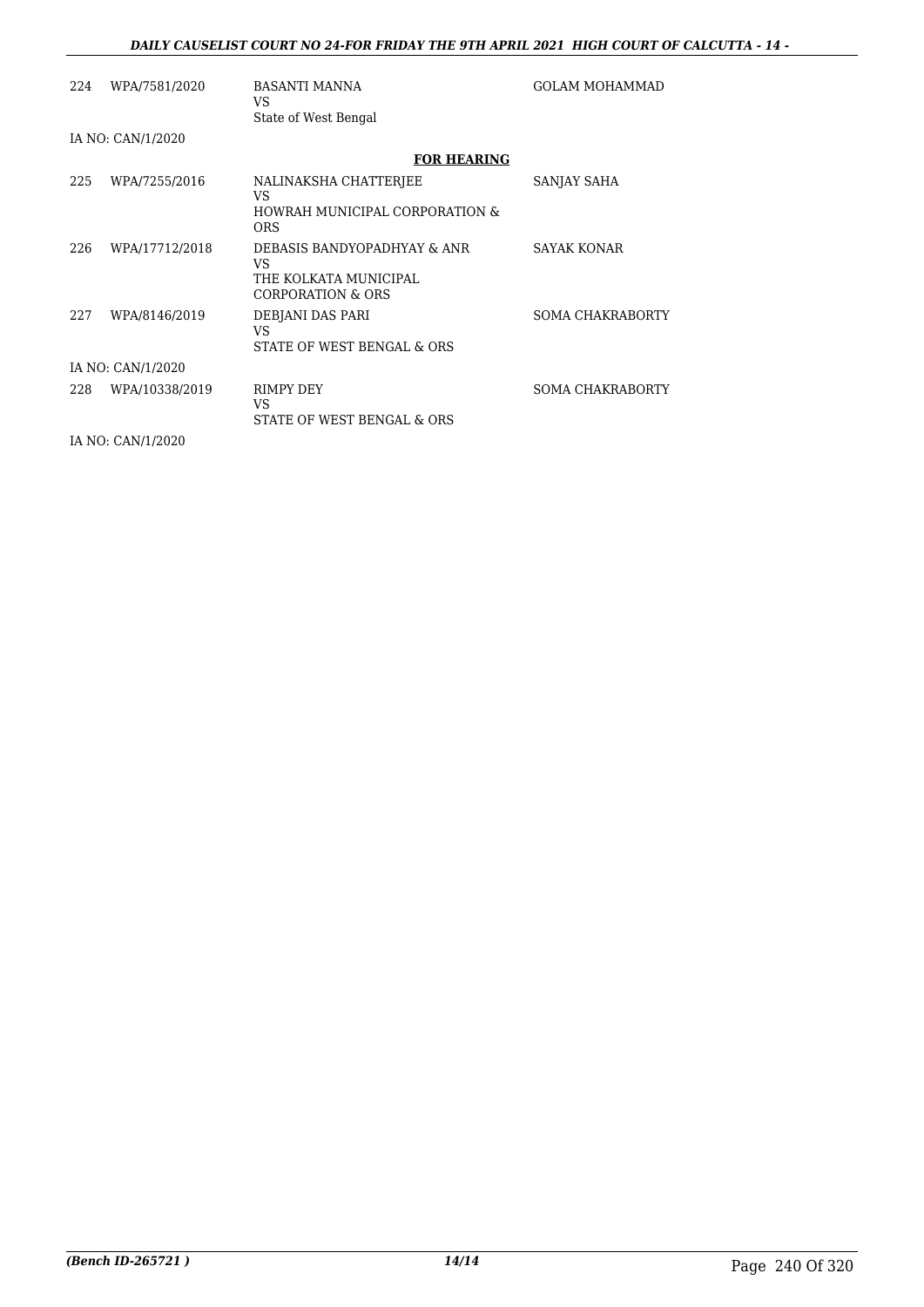| | | | |
|---|---|---|---|
| 224 | WPA/7581/2020 | BASANTI MANNA<br>VS<br>State of West Bengal | GOLAM MOHAMMAD |
| IA NO: CAN/1/2020 | | | |

**FOR HEARING**

| | | | |
|---|---|---|---|
| 225 | WPA/7255/2016 | NALINAKSHA CHATTERJEE<br>VS<br>HOWRAH MUNICIPAL CORPORATION & ORS | SANJAY SAHA |
| 226 | WPA/17712/2018 | DEBASIS BANDYOPADHYAY & ANR<br>VS<br>THE KOLKATA MUNICIPAL CORPORATION & ORS | SAYAK KONAR |
| 227 | WPA/8146/2019 | DEBJANI DAS PARI<br>VS<br>STATE OF WEST BENGAL & ORS | SOMA CHAKRABORTY |
| IA NO: CAN/1/2020 | | | |
| 228 | WPA/10338/2019 | RIMPY DEY<br>VS<br>STATE OF WEST BENGAL & ORS | SOMA CHAKRABORTY |
| IA NO: CAN/1/2020 | | | |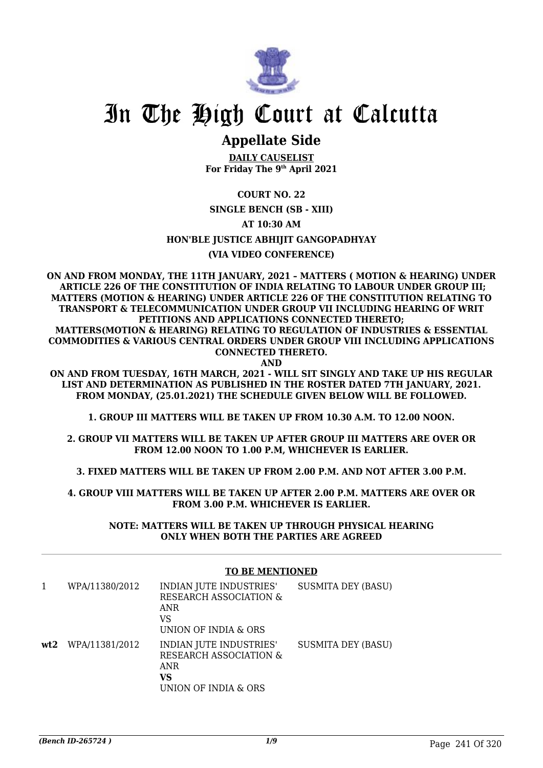# In The High Court at Calcutta

## Appellate Side

**DAILY CAUSELIST**
**For Friday The 9th April 2021**

**COURT NO. 22**

**SINGLE BENCH (SB - XIII)**

**AT 10:30 AM**

**HON'BLE JUSTICE ABHIJIT GANGOPADHYAY**

**(VIA VIDEO CONFERENCE)**

**ON AND FROM MONDAY, THE 11TH JANUARY, 2021 – MATTERS ( MOTION & HEARING) UNDER ARTICLE 226 OF THE CONSTITUTION OF INDIA RELATING TO LABOUR UNDER GROUP III; MATTERS (MOTION & HEARING) UNDER ARTICLE 226 OF THE CONSTITUTION RELATING TO TRANSPORT & TELECOMMUNICATION UNDER GROUP VII INCLUDING HEARING OF WRIT PETITIONS AND APPLICATIONS CONNECTED THERETO;**
**MATTERS(MOTION & HEARING) RELATING TO REGULATION OF INDUSTRIES & ESSENTIAL COMMODITIES & VARIOUS CENTRAL ORDERS UNDER GROUP VIII INCLUDING APPLICATIONS CONNECTED THERETO.**
**AND**
**ON AND FROM TUESDAY, 16TH MARCH, 2021 - WILL SIT SINGLY AND TAKE UP HIS REGULAR LIST AND DETERMINATION AS PUBLISHED IN THE ROSTER DATED 7TH JANUARY, 2021.**
**FROM MONDAY, (25.01.2021) THE SCHEDULE GIVEN BELOW WILL BE FOLLOWED.**

**1. GROUP III MATTERS WILL BE TAKEN UP FROM 10.30 A.M. TO 12.00 NOON.**

**2. GROUP VII MATTERS WILL BE TAKEN UP AFTER GROUP III MATTERS ARE OVER OR FROM 12.00 NOON TO 1.00 P.M, WHICHEVER IS EARLIER.**

**3. FIXED MATTERS WILL BE TAKEN UP FROM 2.00 P.M. AND NOT AFTER 3.00 P.M.**

**4. GROUP VIII MATTERS WILL BE TAKEN UP AFTER 2.00 P.M. MATTERS ARE OVER OR FROM 3.00 P.M. WHICHEVER IS EARLIER.**

**NOTE: MATTERS WILL BE TAKEN UP THROUGH PHYSICAL HEARING ONLY WHEN BOTH THE PARTIES ARE AGREED**

**TO BE MENTIONED**

| | | | |
|---|---|---|---|
| 1 | WPA/11380/2012 | INDIAN JUTE INDUSTRIES' RESEARCH ASSOCIATION & ANR<br>VS<br>UNION OF INDIA & ORS | SUSMITA DEY (BASU) |
| **wt2** | WPA/11381/2012 | INDIAN JUTE INDUSTRIES' RESEARCH ASSOCIATION & ANR<br>**VS**<br>UNION OF INDIA & ORS | SUSMITA DEY (BASU) |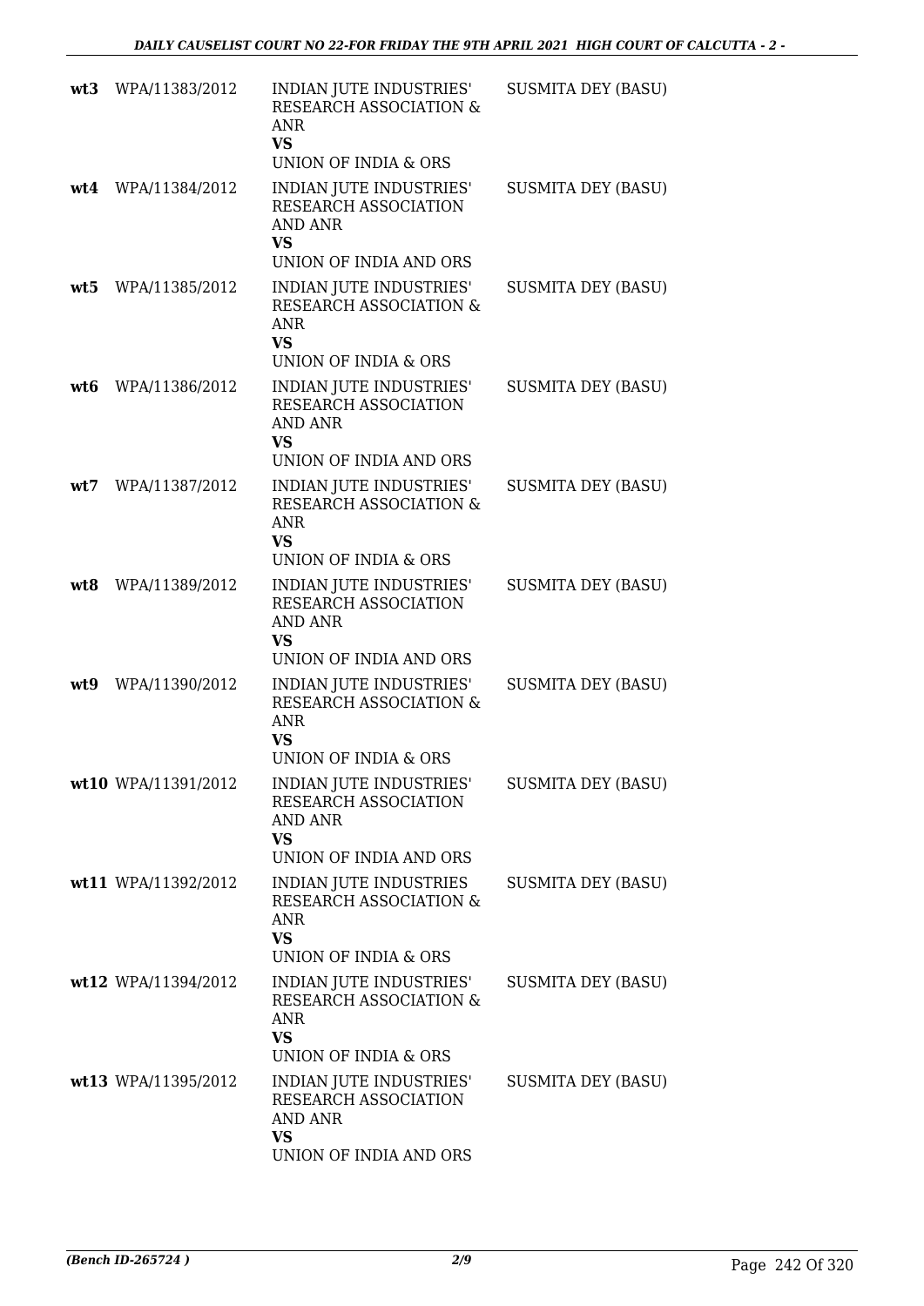| | | | |
|---|---|---|---|
| **wt3** | WPA/11383/2012 | INDIAN JUTE INDUSTRIES' RESEARCH ASSOCIATION & ANR<br>**VS**<br>UNION OF INDIA & ORS | SUSMITA DEY (BASU) |
| **wt4** | WPA/11384/2012 | INDIAN JUTE INDUSTRIES' RESEARCH ASSOCIATION AND ANR<br>**VS**<br>UNION OF INDIA AND ORS | SUSMITA DEY (BASU) |
| **wt5** | WPA/11385/2012 | INDIAN JUTE INDUSTRIES' RESEARCH ASSOCIATION & ANR<br>**VS**<br>UNION OF INDIA & ORS | SUSMITA DEY (BASU) |
| **wt6** | WPA/11386/2012 | INDIAN JUTE INDUSTRIES' RESEARCH ASSOCIATION AND ANR<br>**VS**<br>UNION OF INDIA AND ORS | SUSMITA DEY (BASU) |
| **wt7** | WPA/11387/2012 | INDIAN JUTE INDUSTRIES' RESEARCH ASSOCIATION & ANR<br>**VS**<br>UNION OF INDIA & ORS | SUSMITA DEY (BASU) |
| **wt8** | WPA/11389/2012 | INDIAN JUTE INDUSTRIES' RESEARCH ASSOCIATION AND ANR<br>**VS**<br>UNION OF INDIA AND ORS | SUSMITA DEY (BASU) |
| **wt9** | WPA/11390/2012 | INDIAN JUTE INDUSTRIES' RESEARCH ASSOCIATION & ANR<br>**VS**<br>UNION OF INDIA & ORS | SUSMITA DEY (BASU) |
| **wt10** | WPA/11391/2012 | INDIAN JUTE INDUSTRIES' RESEARCH ASSOCIATION AND ANR<br>**VS**<br>UNION OF INDIA AND ORS | SUSMITA DEY (BASU) |
| **wt11** | WPA/11392/2012 | INDIAN JUTE INDUSTRIES RESEARCH ASSOCIATION & ANR<br>**VS**<br>UNION OF INDIA & ORS | SUSMITA DEY (BASU) |
| **wt12** | WPA/11394/2012 | INDIAN JUTE INDUSTRIES' RESEARCH ASSOCIATION & ANR<br>**VS**<br>UNION OF INDIA & ORS | SUSMITA DEY (BASU) |
| **wt13** | WPA/11395/2012 | INDIAN JUTE INDUSTRIES' RESEARCH ASSOCIATION AND ANR<br>**VS**<br>UNION OF INDIA AND ORS | SUSMITA DEY (BASU) |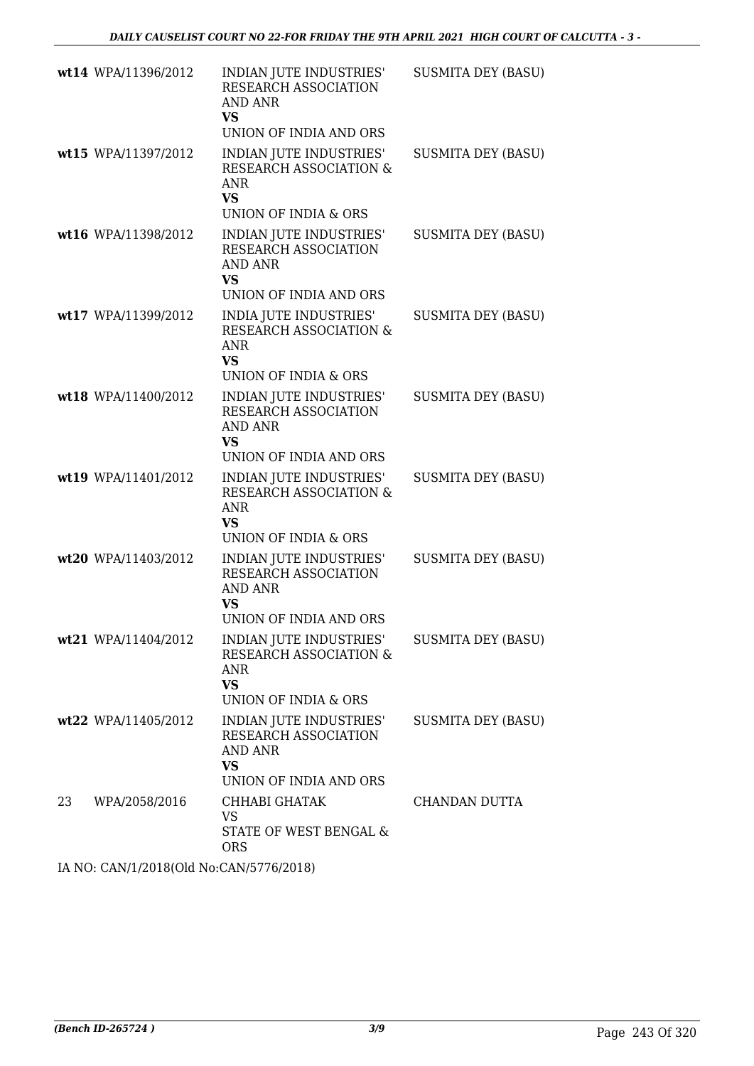| | | | |
|---|---|---|---|
| wt14 | WPA/11396/2012 | INDIAN JUTE INDUSTRIES' RESEARCH ASSOCIATION AND ANR<br>**VS**<br>UNION OF INDIA AND ORS | SUSMITA DEY (BASU) |
| wt15 | WPA/11397/2012 | INDIAN JUTE INDUSTRIES' RESEARCH ASSOCIATION & ANR<br>**VS**<br>UNION OF INDIA & ORS | SUSMITA DEY (BASU) |
| wt16 | WPA/11398/2012 | INDIAN JUTE INDUSTRIES' RESEARCH ASSOCIATION AND ANR<br>**VS**<br>UNION OF INDIA AND ORS | SUSMITA DEY (BASU) |
| wt17 | WPA/11399/2012 | INDIA JUTE INDUSTRIES' RESEARCH ASSOCIATION & ANR<br>**VS**<br>UNION OF INDIA & ORS | SUSMITA DEY (BASU) |
| wt18 | WPA/11400/2012 | INDIAN JUTE INDUSTRIES' RESEARCH ASSOCIATION AND ANR<br>**VS**<br>UNION OF INDIA AND ORS | SUSMITA DEY (BASU) |
| wt19 | WPA/11401/2012 | INDIAN JUTE INDUSTRIES' RESEARCH ASSOCIATION & ANR<br>**VS**<br>UNION OF INDIA & ORS | SUSMITA DEY (BASU) |
| wt20 | WPA/11403/2012 | INDIAN JUTE INDUSTRIES' RESEARCH ASSOCIATION AND ANR<br>**VS**<br>UNION OF INDIA AND ORS | SUSMITA DEY (BASU) |
| wt21 | WPA/11404/2012 | INDIAN JUTE INDUSTRIES' RESEARCH ASSOCIATION & ANR<br>**VS**<br>UNION OF INDIA & ORS | SUSMITA DEY (BASU) |
| wt22 | WPA/11405/2012 | INDIAN JUTE INDUSTRIES' RESEARCH ASSOCIATION AND ANR<br>**VS**<br>UNION OF INDIA AND ORS | SUSMITA DEY (BASU) |
| 23 | WPA/2058/2016 | CHHABI GHATAK<br>VS<br>STATE OF WEST BENGAL & ORS | CHANDAN DUTTA |

IA NO: CAN/1/2018(Old No:CAN/5776/2018)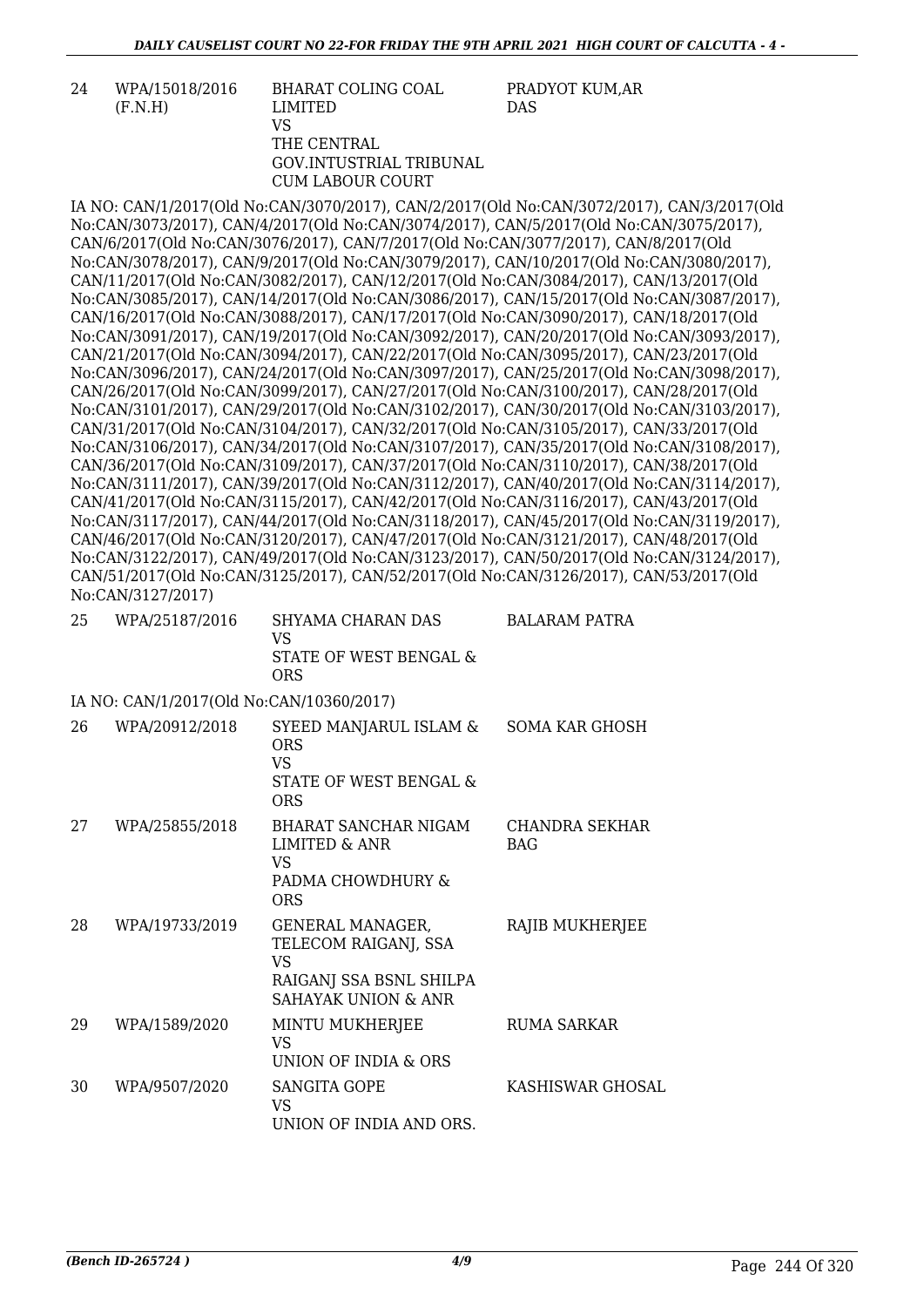| 24 | WPA/15018/2016 (F.N.H) | BHARAT COLING COAL LIMITED VS THE CENTRAL GOV.INTUSTRIAL TRIBUNAL CUM LABOUR COURT | PRADYOT KUM,AR DAS |
|---|---|---|---|

IA NO: CAN/1/2017(Old No:CAN/3070/2017), CAN/2/2017(Old No:CAN/3072/2017), CAN/3/2017(Old No:CAN/3073/2017), CAN/4/2017(Old No:CAN/3074/2017), CAN/5/2017(Old No:CAN/3075/2017), CAN/6/2017(Old No:CAN/3076/2017), CAN/7/2017(Old No:CAN/3077/2017), CAN/8/2017(Old No:CAN/3078/2017), CAN/9/2017(Old No:CAN/3079/2017), CAN/10/2017(Old No:CAN/3080/2017), CAN/11/2017(Old No:CAN/3082/2017), CAN/12/2017(Old No:CAN/3084/2017), CAN/13/2017(Old No:CAN/3085/2017), CAN/14/2017(Old No:CAN/3086/2017), CAN/15/2017(Old No:CAN/3087/2017), CAN/16/2017(Old No:CAN/3088/2017), CAN/17/2017(Old No:CAN/3090/2017), CAN/18/2017(Old No:CAN/3091/2017), CAN/19/2017(Old No:CAN/3092/2017), CAN/20/2017(Old No:CAN/3093/2017), CAN/21/2017(Old No:CAN/3094/2017), CAN/22/2017(Old No:CAN/3095/2017), CAN/23/2017(Old No:CAN/3096/2017), CAN/24/2017(Old No:CAN/3097/2017), CAN/25/2017(Old No:CAN/3098/2017), CAN/26/2017(Old No:CAN/3099/2017), CAN/27/2017(Old No:CAN/3100/2017), CAN/28/2017(Old No:CAN/3101/2017), CAN/29/2017(Old No:CAN/3102/2017), CAN/30/2017(Old No:CAN/3103/2017), CAN/31/2017(Old No:CAN/3104/2017), CAN/32/2017(Old No:CAN/3105/2017), CAN/33/2017(Old No:CAN/3106/2017), CAN/34/2017(Old No:CAN/3107/2017), CAN/35/2017(Old No:CAN/3108/2017), CAN/36/2017(Old No:CAN/3109/2017), CAN/37/2017(Old No:CAN/3110/2017), CAN/38/2017(Old No:CAN/3111/2017), CAN/39/2017(Old No:CAN/3112/2017), CAN/40/2017(Old No:CAN/3114/2017), CAN/41/2017(Old No:CAN/3115/2017), CAN/42/2017(Old No:CAN/3116/2017), CAN/43/2017(Old No:CAN/3117/2017), CAN/44/2017(Old No:CAN/3118/2017), CAN/45/2017(Old No:CAN/3119/2017), CAN/46/2017(Old No:CAN/3120/2017), CAN/47/2017(Old No:CAN/3121/2017), CAN/48/2017(Old No:CAN/3122/2017), CAN/49/2017(Old No:CAN/3123/2017), CAN/50/2017(Old No:CAN/3124/2017), CAN/51/2017(Old No:CAN/3125/2017), CAN/52/2017(Old No:CAN/3126/2017), CAN/53/2017(Old No:CAN/3127/2017)

| 25 | WPA/25187/2016 | SHYAMA CHARAN DAS VS STATE OF WEST BENGAL & ORS | BALARAM PATRA |
|---|---|---|---|

IA NO: CAN/1/2017(Old No:CAN/10360/2017)

| 26 | WPA/20912/2018 | SYEED MANJARUL ISLAM & ORS VS STATE OF WEST BENGAL & ORS | SOMA KAR GHOSH |
|---|---|---|---|
| 27 | WPA/25855/2018 | BHARAT SANCHAR NIGAM LIMITED & ANR VS PADMA CHOWDHURY & ORS | CHANDRA SEKHAR BAG |
| 28 | WPA/19733/2019 | GENERAL MANAGER, TELECOM RAIGANJ, SSA VS RAIGANJ SSA BSNL SHILPA SAHAYAK UNION & ANR | RAJIB MUKHERJEE |
| 29 | WPA/1589/2020 | MINTU MUKHERJEE VS UNION OF INDIA & ORS | RUMA SARKAR |
| 30 | WPA/9507/2020 | SANGITA GOPE VS UNION OF INDIA AND ORS. | KASHISWAR GHOSAL |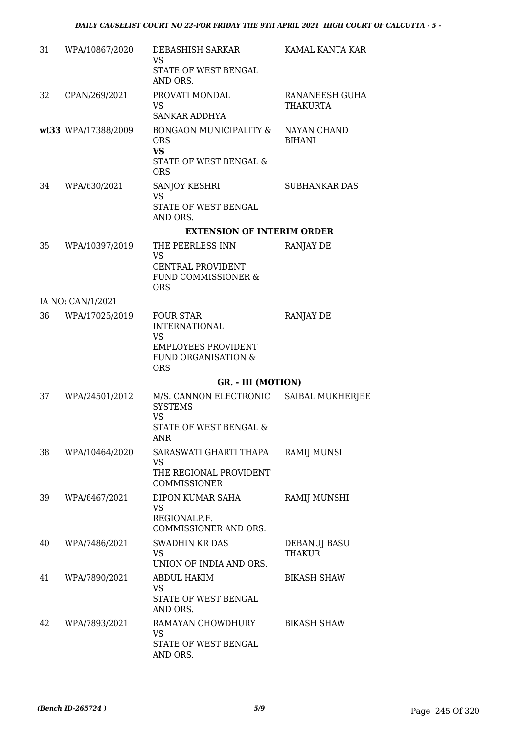| | | | |
|---|---|---|---|
| 31 | WPA/10867/2020 | DEBASHISH SARKAR<br>VS<br>STATE OF WEST BENGAL AND ORS. | KAMAL KANTA KAR |
| 32 | CPAN/269/2021 | PROVATI MONDAL<br>VS<br>SANKAR ADDHYA | RANANEESH GUHA THAKURTA |
| **wt33** | WPA/17388/2009 | BONGAON MUNICIPALITY & ORS<br>**VS**<br>STATE OF WEST BENGAL & ORS | NAYAN CHAND BIHANI |
| 34 | WPA/630/2021 | SANJOY KESHRI<br>VS<br>STATE OF WEST BENGAL AND ORS. | SUBHANKAR DAS |

**EXTENSION OF INTERIM ORDER**

| | | | |
|---|---|---|---|
| 35 | WPA/10397/2019 | THE PEERLESS INN<br>VS<br>CENTRAL PROVIDENT FUND COMMISSIONER & ORS | RANJAY DE |
| | IA NO: CAN/1/2021 | | |
| 36 | WPA/17025/2019 | FOUR STAR INTERNATIONAL<br>VS<br>EMPLOYEES PROVIDENT FUND ORGANISATION & ORS | RANJAY DE |

**GR. - III (MOTION)**

| | | | |
|---|---|---|---|
| 37 | WPA/24501/2012 | M/S. CANNON ELECTRONIC SYSTEMS<br>VS<br>STATE OF WEST BENGAL & ANR | SAIBAL MUKHERJEE |
| 38 | WPA/10464/2020 | SARASWATI GHARTI THAPA<br>VS<br>THE REGIONAL PROVIDENT COMMISSIONER | RAMIJ MUNSI |
| 39 | WPA/6467/2021 | DIPON KUMAR SAHA<br>VS<br>REGIONALP.F. COMMISSIONER AND ORS. | RAMIJ MUNSHI |
| 40 | WPA/7486/2021 | SWADHIN KR DAS<br>VS<br>UNION OF INDIA AND ORS. | DEBANUJ BASU THAKUR |
| 41 | WPA/7890/2021 | ABDUL HAKIM<br>VS<br>STATE OF WEST BENGAL AND ORS. | BIKASH SHAW |
| 42 | WPA/7893/2021 | RAMAYAN CHOWDHURY<br>VS<br>STATE OF WEST BENGAL AND ORS. | BIKASH SHAW |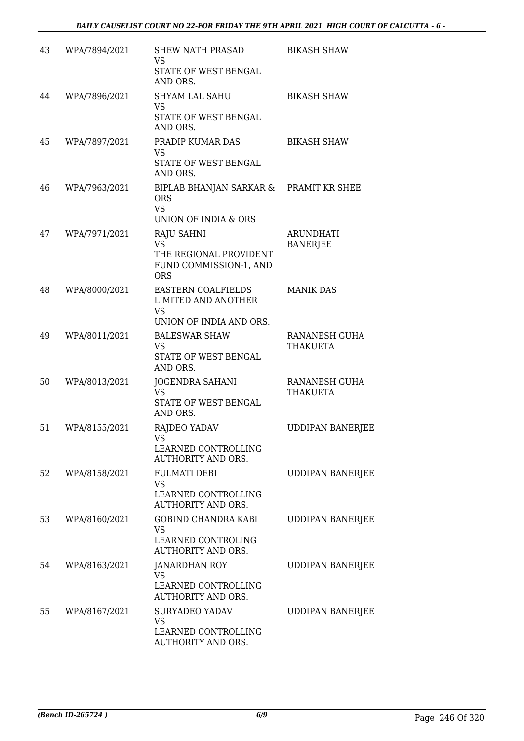| | | | |
|---|---|---|---|
| 43 | WPA/7894/2021 | SHEW NATH PRASAD<br>VS<br>STATE OF WEST BENGAL AND ORS. | BIKASH SHAW |
| 44 | WPA/7896/2021 | SHYAM LAL SAHU<br>VS<br>STATE OF WEST BENGAL AND ORS. | BIKASH SHAW |
| 45 | WPA/7897/2021 | PRADIP KUMAR DAS<br>VS<br>STATE OF WEST BENGAL AND ORS. | BIKASH SHAW |
| 46 | WPA/7963/2021 | BIPLAB BHANJAN SARKAR & ORS<br>VS<br>UNION OF INDIA & ORS | PRAMIT KR SHEE |
| 47 | WPA/7971/2021 | RAJU SAHNI<br>VS<br>THE REGIONAL PROVIDENT FUND COMMISSION-1, AND ORS | ARUNDHATI BANERJEE |
| 48 | WPA/8000/2021 | EASTERN COALFIELDS LIMITED AND ANOTHER<br>VS<br>UNION OF INDIA AND ORS. | MANIK DAS |
| 49 | WPA/8011/2021 | BALESWAR SHAW<br>VS<br>STATE OF WEST BENGAL AND ORS. | RANANESH GUHA THAKURTA |
| 50 | WPA/8013/2021 | JOGENDRA SAHANI<br>VS<br>STATE OF WEST BENGAL AND ORS. | RANANESH GUHA THAKURTA |
| 51 | WPA/8155/2021 | RAJDEO YADAV<br>VS<br>LEARNED CONTROLLING AUTHORITY AND ORS. | UDDIPAN BANERJEE |
| 52 | WPA/8158/2021 | FULMATI DEBI<br>VS<br>LEARNED CONTROLLING AUTHORITY AND ORS. | UDDIPAN BANERJEE |
| 53 | WPA/8160/2021 | GOBIND CHANDRA KABI<br>VS<br>LEARNED CONTROLING AUTHORITY AND ORS. | UDDIPAN BANERJEE |
| 54 | WPA/8163/2021 | JANARDHAN ROY<br>VS<br>LEARNED CONTROLLING AUTHORITY AND ORS. | UDDIPAN BANERJEE |
| 55 | WPA/8167/2021 | SURYADEO YADAV<br>VS<br>LEARNED CONTROLLING AUTHORITY AND ORS. | UDDIPAN BANERJEE |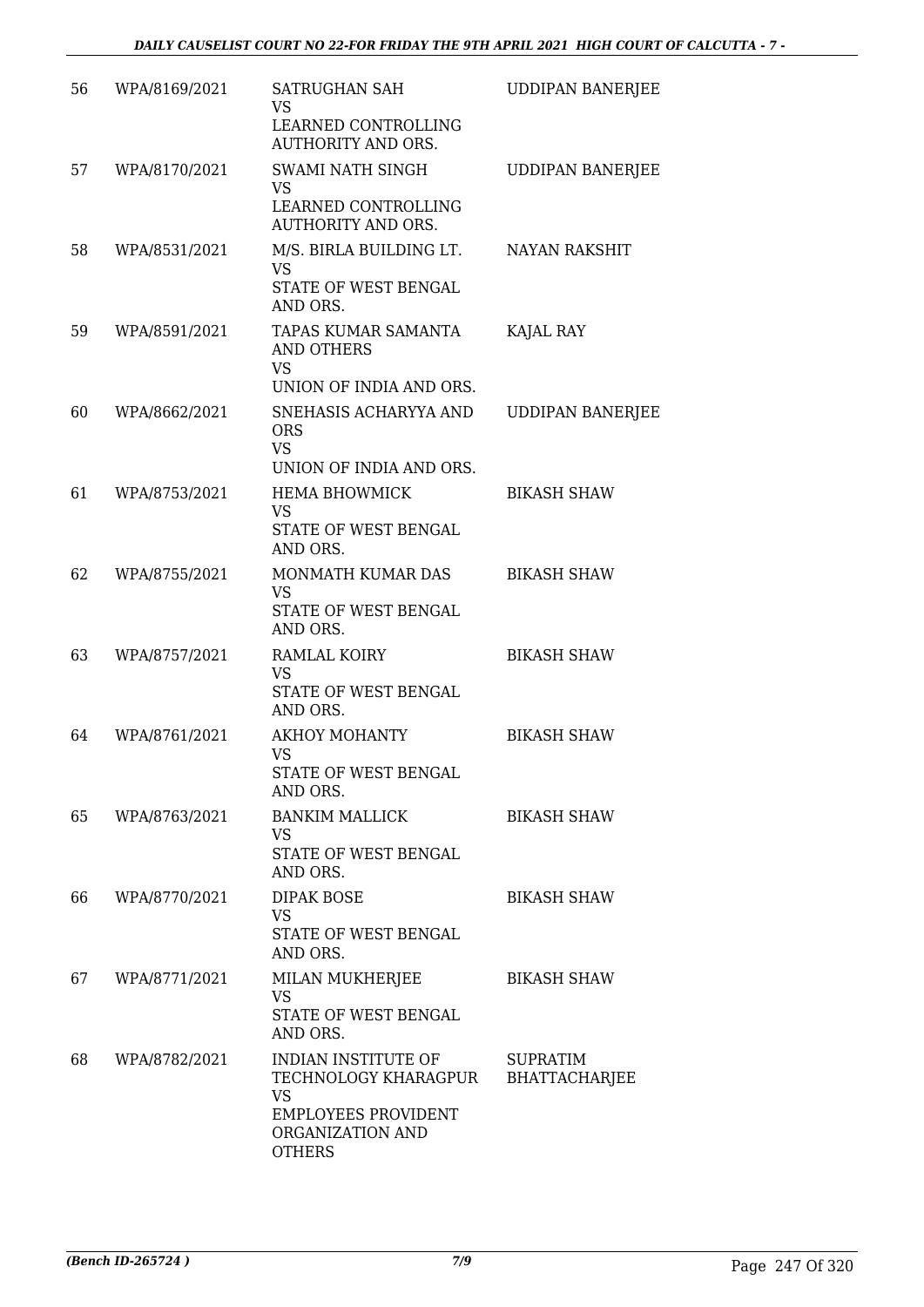| 56 | WPA/8169/2021 | SATRUGHAN SAH<br>VS<br>LEARNED CONTROLLING AUTHORITY AND ORS. | UDDIPAN BANERJEE |
|---|---|---|---|
| 57 | WPA/8170/2021 | SWAMI NATH SINGH<br>VS<br>LEARNED CONTROLLING AUTHORITY AND ORS. | UDDIPAN BANERJEE |
| 58 | WPA/8531/2021 | M/S. BIRLA BUILDING LT.<br>VS<br>STATE OF WEST BENGAL AND ORS. | NAYAN RAKSHIT |
| 59 | WPA/8591/2021 | TAPAS KUMAR SAMANTA AND OTHERS<br>VS<br>UNION OF INDIA AND ORS. | KAJAL RAY |
| 60 | WPA/8662/2021 | SNEHASIS ACHARYYA AND ORS<br>VS<br>UNION OF INDIA AND ORS. | UDDIPAN BANERJEE |
| 61 | WPA/8753/2021 | HEMA BHOWMICK<br>VS<br>STATE OF WEST BENGAL AND ORS. | BIKASH SHAW |
| 62 | WPA/8755/2021 | MONMATH KUMAR DAS<br>VS<br>STATE OF WEST BENGAL AND ORS. | BIKASH SHAW |
| 63 | WPA/8757/2021 | RAMLAL KOIRY<br>VS<br>STATE OF WEST BENGAL AND ORS. | BIKASH SHAW |
| 64 | WPA/8761/2021 | AKHOY MOHANTY<br>VS<br>STATE OF WEST BENGAL AND ORS. | BIKASH SHAW |
| 65 | WPA/8763/2021 | BANKIM MALLICK<br>VS<br>STATE OF WEST BENGAL AND ORS. | BIKASH SHAW |
| 66 | WPA/8770/2021 | DIPAK BOSE<br>VS<br>STATE OF WEST BENGAL AND ORS. | BIKASH SHAW |
| 67 | WPA/8771/2021 | MILAN MUKHERJEE<br>VS<br>STATE OF WEST BENGAL AND ORS. | BIKASH SHAW |
| 68 | WPA/8782/2021 | INDIAN INSTITUTE OF TECHNOLOGY KHARAGPUR<br>VS<br>EMPLOYEES PROVIDENT ORGANIZATION AND OTHERS | SUPRATIM BHATTACHARJEE |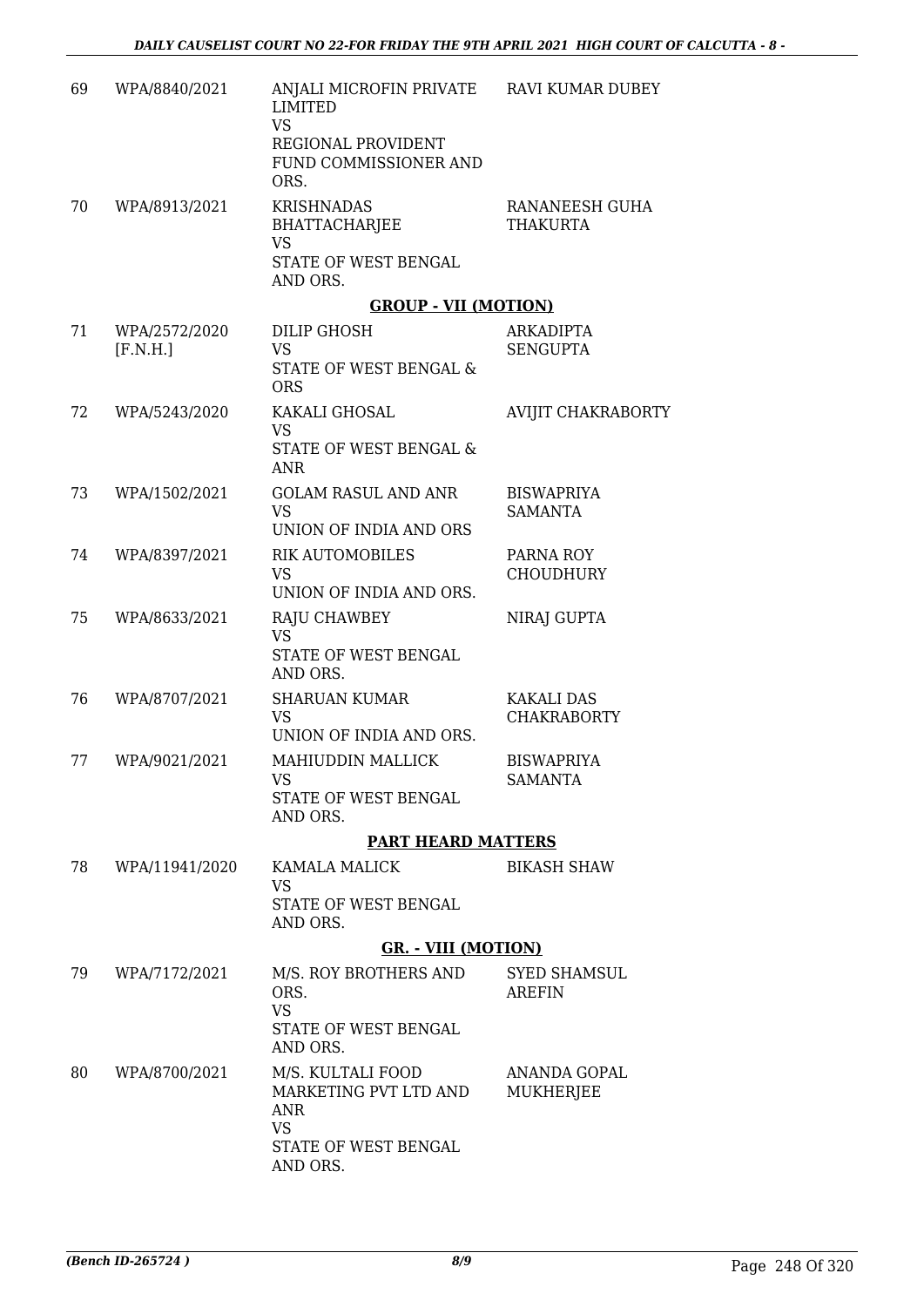| 69 | WPA/8840/2021 | ANJALI MICROFIN PRIVATE LIMITED<br>VS<br>REGIONAL PROVIDENT FUND COMMISSIONER AND ORS. | RAVI KUMAR DUBEY |
|---|---|---|---|
| 70 | WPA/8913/2021 | KRISHNADAS BHATTACHARJEE<br>VS<br>STATE OF WEST BENGAL AND ORS. | RANANEESH GUHA THAKURTA |

**GROUP - VII (MOTION)**

| 71 | WPA/2572/2020 [F.N.H.] | DILIP GHOSH<br>VS<br>STATE OF WEST BENGAL & ORS | ARKADIPTA SENGUPTA |
|---|---|---|---|
| 72 | WPA/5243/2020 | KAKALI GHOSAL<br>VS<br>STATE OF WEST BENGAL & ANR | AVIJIT CHAKRABORTY |
| 73 | WPA/1502/2021 | GOLAM RASUL AND ANR<br>VS<br>UNION OF INDIA AND ORS | BISWAPRIYA SAMANTA |
| 74 | WPA/8397/2021 | RIK AUTOMOBILES<br>VS<br>UNION OF INDIA AND ORS. | PARNA ROY CHOUDHURY |
| 75 | WPA/8633/2021 | RAJU CHAWBEY<br>VS<br>STATE OF WEST BENGAL AND ORS. | NIRAJ GUPTA |
| 76 | WPA/8707/2021 | SHARUAN KUMAR<br>VS<br>UNION OF INDIA AND ORS. | KAKALI DAS CHAKRABORTY |
| 77 | WPA/9021/2021 | MAHIUDDIN MALLICK<br>VS<br>STATE OF WEST BENGAL AND ORS. | BISWAPRIYA SAMANTA |

**PART HEARD MATTERS**

| 78 | WPA/11941/2020 | KAMALA MALICK<br>VS<br>STATE OF WEST BENGAL AND ORS. | BIKASH SHAW |
|---|---|---|---|

**GR. - VIII (MOTION)**

| 79 | WPA/7172/2021 | M/S. ROY BROTHERS AND ORS.<br>VS<br>STATE OF WEST BENGAL AND ORS. | SYED SHAMSUL AREFIN |
|---|---|---|---|
| 80 | WPA/8700/2021 | M/S. KULTALI FOOD MARKETING PVT LTD AND ANR<br>VS<br>STATE OF WEST BENGAL AND ORS. | ANANDA GOPAL MUKHERJEE |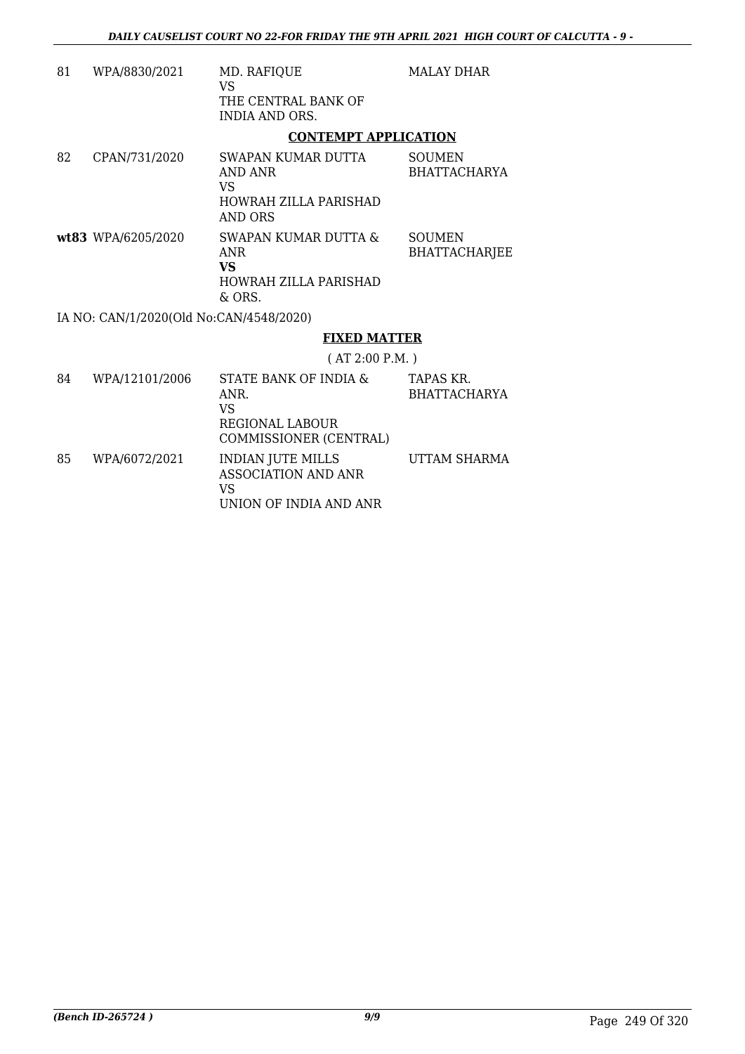| | | | |
|---|---|---|---|
| 81 | WPA/8830/2021 | MD. RAFIQUE<br>VS<br>THE CENTRAL BANK OF INDIA AND ORS. | MALAY DHAR |

## CONTEMPT APPLICATION

| | | | |
|---|---|---|---|
| 82 | CPAN/731/2020 | SWAPAN KUMAR DUTTA AND ANR<br>VS<br>HOWRAH ZILLA PARISHAD AND ORS | SOUMEN BHATTACHARYA |
| **wt83** | WPA/6205/2020 | SWAPAN KUMAR DUTTA & ANR<br>**VS**<br>HOWRAH ZILLA PARISHAD & ORS. | SOUMEN BHATTACHARJEE |

IA NO: CAN/1/2020(Old No:CAN/4548/2020)

## FIXED MATTER

( AT 2:00 P.M. )

| | | | |
|---|---|---|---|
| 84 | WPA/12101/2006 | STATE BANK OF INDIA & ANR.<br>VS<br>REGIONAL LABOUR COMMISSIONER (CENTRAL) | TAPAS KR. BHATTACHARYA |
| 85 | WPA/6072/2021 | INDIAN JUTE MILLS ASSOCIATION AND ANR<br>VS<br>UNION OF INDIA AND ANR | UTTAM SHARMA |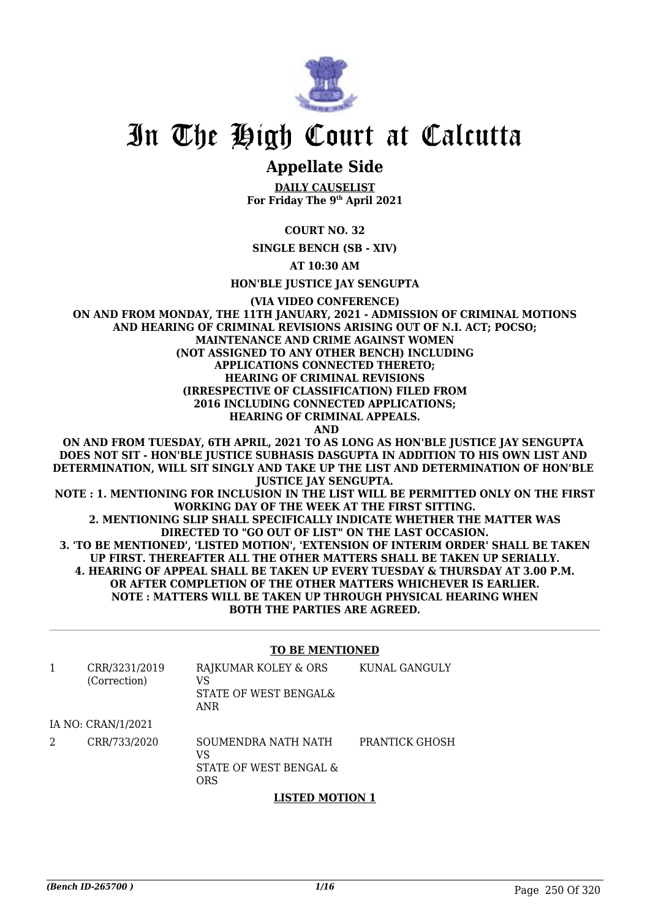# In The High Court at Calcutta

## Appellate Side

**DAILY CAUSELIST**
**For Friday The 9th April 2021**

**COURT NO. 32**

**SINGLE BENCH (SB - XIV)**

**AT 10:30 AM**

**HON'BLE JUSTICE JAY SENGUPTA**

**(VIA VIDEO CONFERENCE)**

**ON AND FROM MONDAY, THE 11TH JANUARY, 2021 - ADMISSION OF CRIMINAL MOTIONS AND HEARING OF CRIMINAL REVISIONS ARISING OUT OF N.I. ACT; POCSO; MAINTENANCE AND CRIME AGAINST WOMEN (NOT ASSIGNED TO ANY OTHER BENCH) INCLUDING APPLICATIONS CONNECTED THERETO; HEARING OF CRIMINAL REVISIONS (IRRESPECTIVE OF CLASSIFICATION) FILED FROM 2016 INCLUDING CONNECTED APPLICATIONS; HEARING OF CRIMINAL APPEALS.**

**AND**

**ON AND FROM TUESDAY, 6TH APRIL, 2021 TO AS LONG AS HON'BLE JUSTICE JAY SENGUPTA DOES NOT SIT - HON'BLE JUSTICE SUBHASIS DASGUPTA IN ADDITION TO HIS OWN LIST AND DETERMINATION, WILL SIT SINGLY AND TAKE UP THE LIST AND DETERMINATION OF HON'BLE JUSTICE JAY SENGUPTA.**

**NOTE : 1. MENTIONING FOR INCLUSION IN THE LIST WILL BE PERMITTED ONLY ON THE FIRST WORKING DAY OF THE WEEK AT THE FIRST SITTING.**

**2. MENTIONING SLIP SHALL SPECIFICALLY INDICATE WHETHER THE MATTER WAS DIRECTED TO "GO OUT OF LIST" ON THE LAST OCCASION.**

**3. 'TO BE MENTIONED', 'LISTED MOTION', 'EXTENSION OF INTERIM ORDER' SHALL BE TAKEN UP FIRST. THEREAFTER ALL THE OTHER MATTERS SHALL BE TAKEN UP SERIALLY.**

**4. HEARING OF APPEAL SHALL BE TAKEN UP EVERY TUESDAY & THURSDAY AT 3.00 P.M. OR AFTER COMPLETION OF THE OTHER MATTERS WHICHEVER IS EARLIER.**

**NOTE : MATTERS WILL BE TAKEN UP THROUGH PHYSICAL HEARING WHEN BOTH THE PARTIES ARE AGREED.**

### TO BE MENTIONED

| | | | |
|---|---|---|---|
| 1 | CRR/3231/2019 (Correction) | RAJKUMAR KOLEY & ORS VS STATE OF WEST BENGAL& ANR | KUNAL GANGULY |
| | IA NO: CRAN/1/2021 | | |
| 2 | CRR/733/2020 | SOUMENDRA NATH NATH VS STATE OF WEST BENGAL & ORS | PRANTICK GHOSH |

### LISTED MOTION 1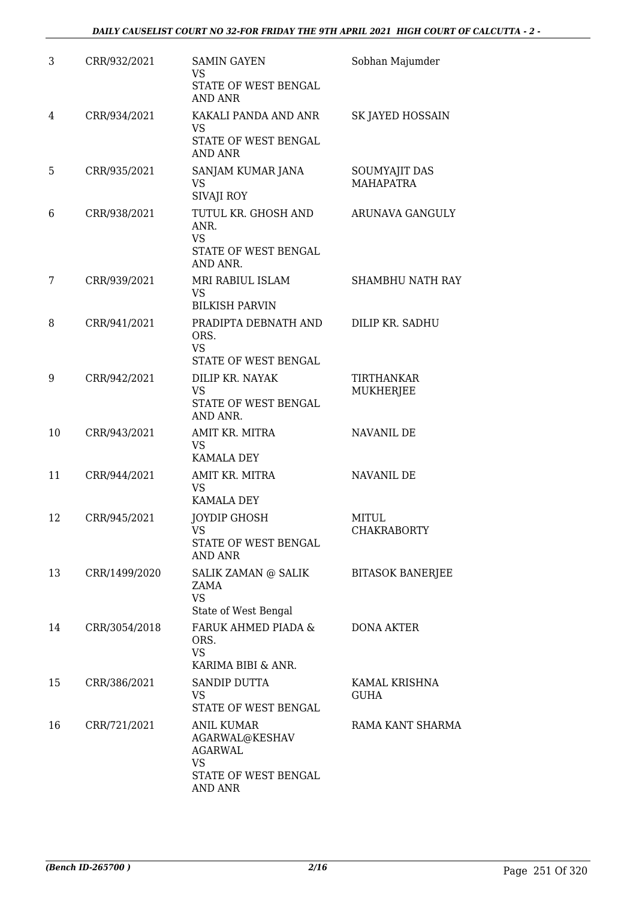| 3 | CRR/932/2021 | SAMIN GAYEN<br>VS<br>STATE OF WEST BENGAL AND ANR | Sobhan Majumder |
|---|---|---|---|
| 4 | CRR/934/2021 | KAKALI PANDA AND ANR<br>VS<br>STATE OF WEST BENGAL AND ANR | SK JAYED HOSSAIN |
| 5 | CRR/935/2021 | SANJAM KUMAR JANA<br>VS<br>SIVAJI ROY | SOUMYAJIT DAS MAHAPATRA |
| 6 | CRR/938/2021 | TUTUL KR. GHOSH AND ANR.<br>VS<br>STATE OF WEST BENGAL AND ANR. | ARUNAVA GANGULY |
| 7 | CRR/939/2021 | MRI RABIUL ISLAM<br>VS<br>BILKISH PARVIN | SHAMBHU NATH RAY |
| 8 | CRR/941/2021 | PRADIPTA DEBNATH AND ORS.<br>VS<br>STATE OF WEST BENGAL | DILIP KR. SADHU |
| 9 | CRR/942/2021 | DILIP KR. NAYAK<br>VS<br>STATE OF WEST BENGAL AND ANR. | TIRTHANKAR MUKHERJEE |
| 10 | CRR/943/2021 | AMIT KR. MITRA<br>VS<br>KAMALA DEY | NAVANIL DE |
| 11 | CRR/944/2021 | AMIT KR. MITRA<br>VS<br>KAMALA DEY | NAVANIL DE |
| 12 | CRR/945/2021 | JOYDIP GHOSH<br>VS<br>STATE OF WEST BENGAL AND ANR | MITUL CHAKRABORTY |
| 13 | CRR/1499/2020 | SALIK ZAMAN @ SALIK ZAMA<br>VS<br>State of West Bengal | BITASOK BANERJEE |
| 14 | CRR/3054/2018 | FARUK AHMED PIADA & ORS.<br>VS<br>KARIMA BIBI & ANR. | DONA AKTER |
| 15 | CRR/386/2021 | SANDIP DUTTA<br>VS<br>STATE OF WEST BENGAL | KAMAL KRISHNA GUHA |
| 16 | CRR/721/2021 | ANIL KUMAR AGARWAL@KESHAV AGARWAL<br>VS<br>STATE OF WEST BENGAL AND ANR | RAMA KANT SHARMA |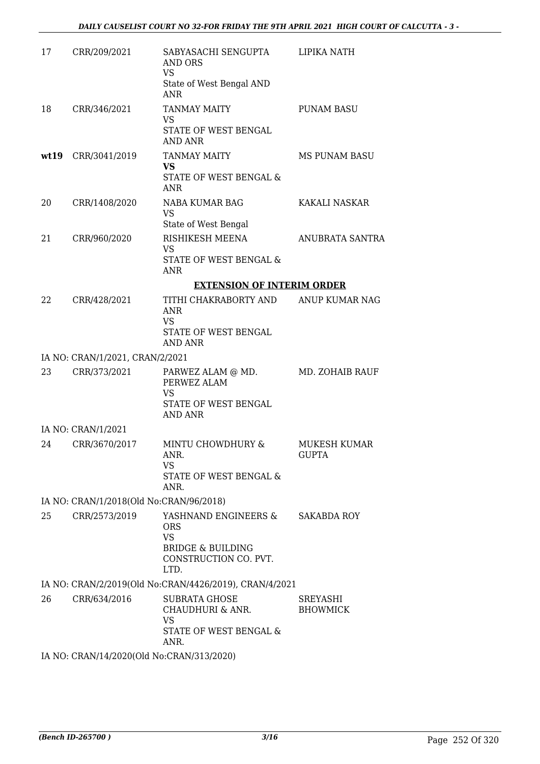| | | | |
|---|---|---|---|
| 17 | CRR/209/2021 | SABYASACHI SENGUPTA AND ORS<br>VS<br>State of West Bengal AND ANR | LIPIKA NATH |
| 18 | CRR/346/2021 | TANMAY MAITY<br>VS<br>STATE OF WEST BENGAL AND ANR | PUNAM BASU |
| **wt19** | CRR/3041/2019 | TANMAY MAITY<br>**VS**<br>STATE OF WEST BENGAL & ANR | MS PUNAM BASU |
| 20 | CRR/1408/2020 | NABA KUMAR BAG<br>VS<br>State of West Bengal | KAKALI NASKAR |
| 21 | CRR/960/2020 | RISHIKESH MEENA<br>VS<br>STATE OF WEST BENGAL & ANR | ANUBRATA SANTRA |

**EXTENSION OF INTERIM ORDER**

| | | | |
|---|---|---|---|
| 22 | CRR/428/2021 | TITHI CHAKRABORTY AND ANR<br>VS<br>STATE OF WEST BENGAL AND ANR | ANUP KUMAR NAG |

IA NO: CRAN/1/2021, CRAN/2/2021

| | | | |
|---|---|---|---|
| 23 | CRR/373/2021 | PARWEZ ALAM @ MD. PERWEZ ALAM<br>VS<br>STATE OF WEST BENGAL AND ANR | MD. ZOHAIB RAUF |

IA NO: CRAN/1/2021

| | | | |
|---|---|---|---|
| 24 | CRR/3670/2017 | MINTU CHOWDHURY & ANR.<br>VS<br>STATE OF WEST BENGAL & ANR. | MUKESH KUMAR GUPTA |

IA NO: CRAN/1/2018(Old No:CRAN/96/2018)

| | | | |
|---|---|---|---|
| 25 | CRR/2573/2019 | YASHNAND ENGINEERS & ORS<br>VS<br>BRIDGE & BUILDING CONSTRUCTION CO. PVT. LTD. | SAKABDA ROY |

IA NO: CRAN/2/2019(Old No:CRAN/4426/2019), CRAN/4/2021

| | | | |
|---|---|---|---|
| 26 | CRR/634/2016 | SUBRATA GHOSE CHAUDHURI & ANR.<br>VS<br>STATE OF WEST BENGAL & ANR. | SREYASHI BHOWMICK |

IA NO: CRAN/14/2020(Old No:CRAN/313/2020)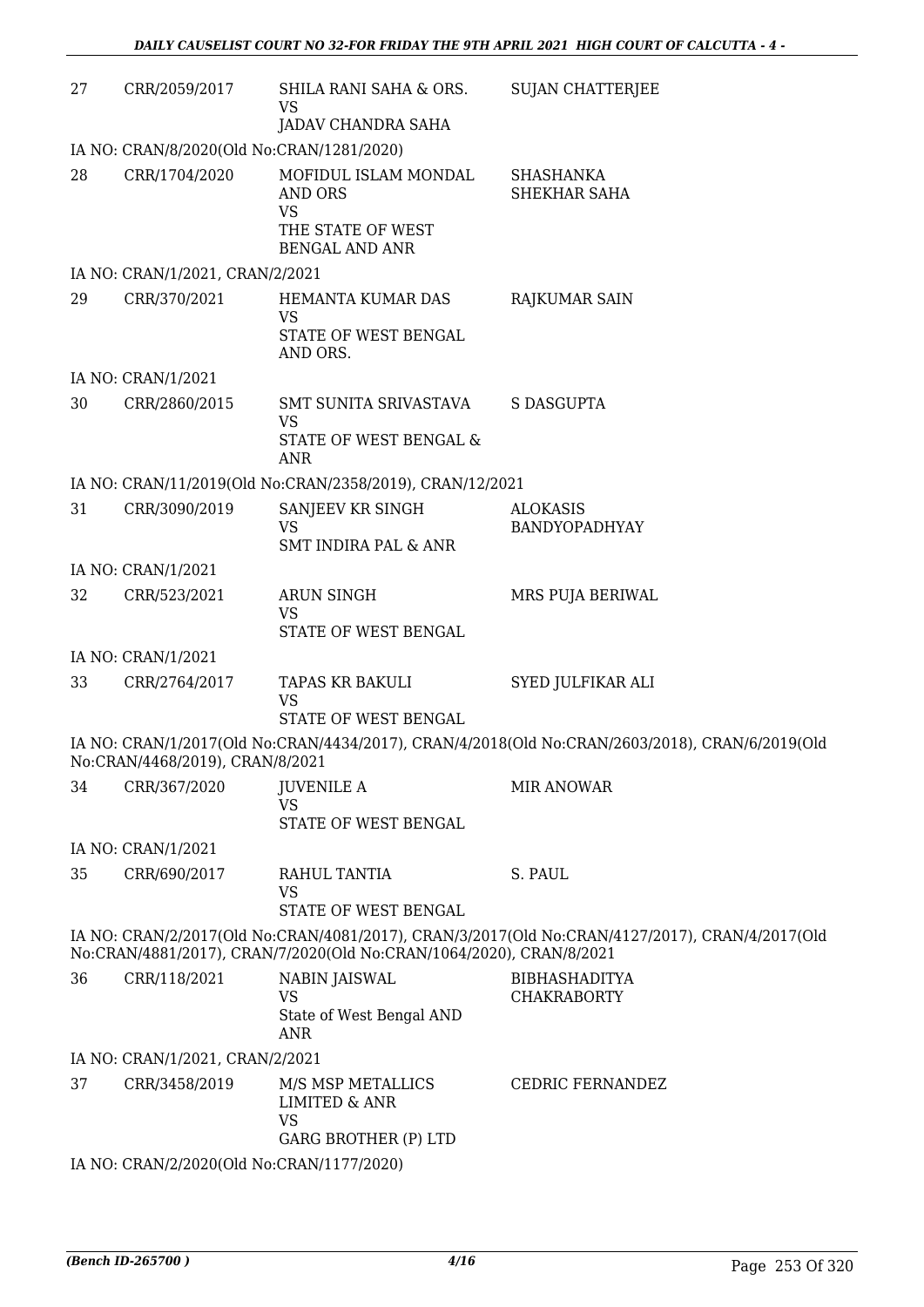| | | | |
|---|---|---|---|
| 27 | CRR/2059/2017 | SHILA RANI SAHA & ORS.<br>VS<br>JADAV CHANDRA SAHA | SUJAN CHATTERJEE |
| IA NO: CRAN/8/2020(Old No:CRAN/1281/2020) | | | |
| 28 | CRR/1704/2020 | MOFIDUL ISLAM MONDAL AND ORS<br>VS<br>THE STATE OF WEST BENGAL AND ANR | SHASHANKA SHEKHAR SAHA |
| IA NO: CRAN/1/2021, CRAN/2/2021 | | | |
| 29 | CRR/370/2021 | HEMANTA KUMAR DAS<br>VS<br>STATE OF WEST BENGAL AND ORS. | RAJKUMAR SAIN |
| IA NO: CRAN/1/2021 | | | |
| 30 | CRR/2860/2015 | SMT SUNITA SRIVASTAVA<br>VS<br>STATE OF WEST BENGAL & ANR | S DASGUPTA |
| IA NO: CRAN/11/2019(Old No:CRAN/2358/2019), CRAN/12/2021 | | | |
| 31 | CRR/3090/2019 | SANJEEV KR SINGH<br>VS<br>SMT INDIRA PAL & ANR | ALOKASIS BANDYOPADHYAY |
| IA NO: CRAN/1/2021 | | | |
| 32 | CRR/523/2021 | ARUN SINGH<br>VS<br>STATE OF WEST BENGAL | MRS PUJA BERIWAL |
| IA NO: CRAN/1/2021 | | | |
| 33 | CRR/2764/2017 | TAPAS KR BAKULI<br>VS<br>STATE OF WEST BENGAL | SYED JULFIKAR ALI |
| IA NO: CRAN/1/2017(Old No:CRAN/4434/2017), CRAN/4/2018(Old No:CRAN/2603/2018), CRAN/6/2019(Old No:CRAN/4468/2019), CRAN/8/2021 | | | |
| 34 | CRR/367/2020 | JUVENILE A<br>VS<br>STATE OF WEST BENGAL | MIR ANOWAR |
| IA NO: CRAN/1/2021 | | | |
| 35 | CRR/690/2017 | RAHUL TANTIA<br>VS<br>STATE OF WEST BENGAL | S. PAUL |
| IA NO: CRAN/2/2017(Old No:CRAN/4081/2017), CRAN/3/2017(Old No:CRAN/4127/2017), CRAN/4/2017(Old No:CRAN/4881/2017), CRAN/7/2020(Old No:CRAN/1064/2020), CRAN/8/2021 | | | |
| 36 | CRR/118/2021 | NABIN JAISWAL<br>VS<br>State of West Bengal AND ANR | BIBHASHADITYA CHAKRABORTY |
| IA NO: CRAN/1/2021, CRAN/2/2021 | | | |
| 37 | CRR/3458/2019 | M/S MSP METALLICS LIMITED & ANR<br>VS<br>GARG BROTHER (P) LTD | CEDRIC FERNANDEZ |
| IA NO: CRAN/2/2020(Old No:CRAN/1177/2020) | | | |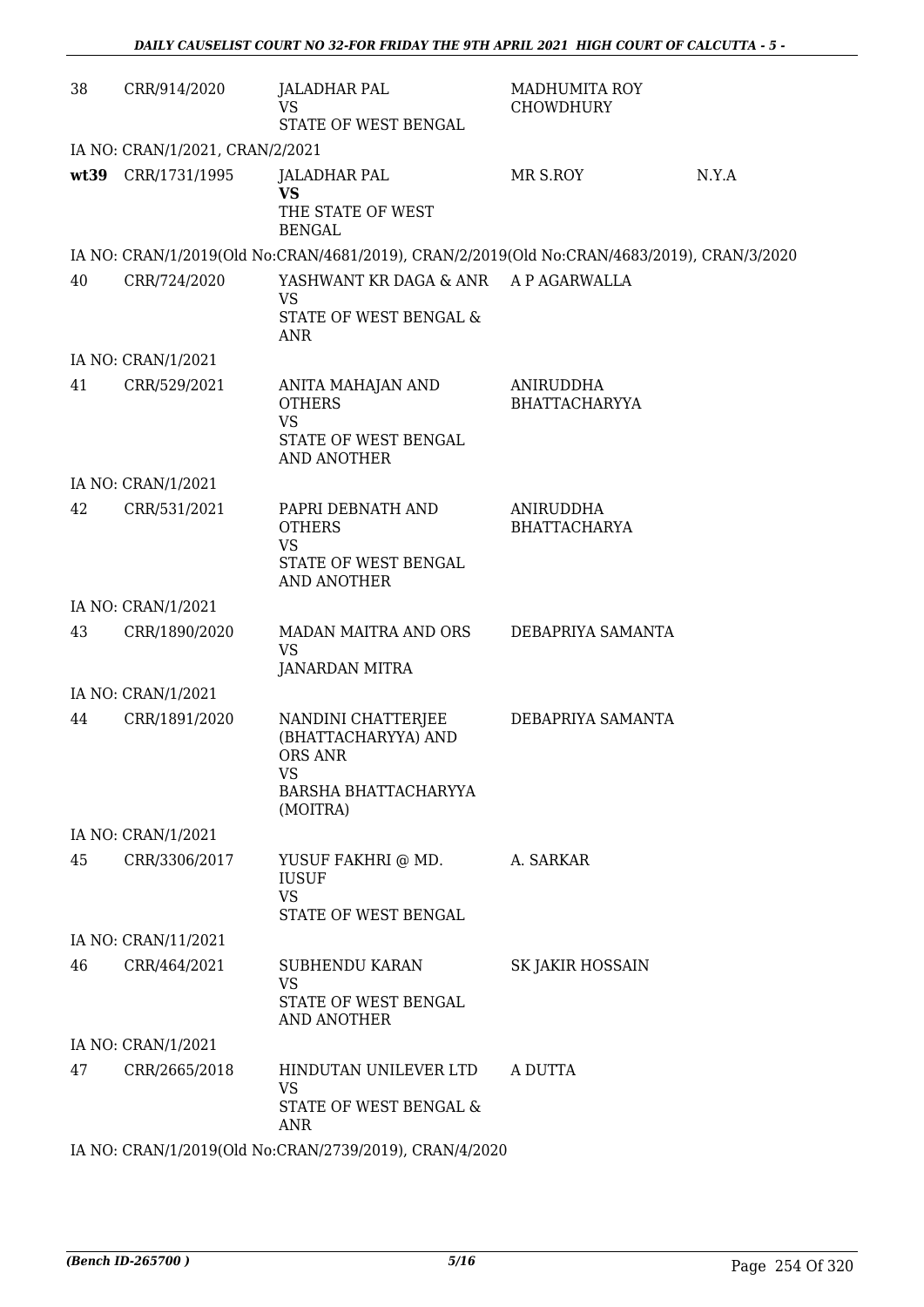| | | | | |
|---|---|---|---|---|
| 38 | CRR/914/2020 | JALADHAR PAL<br>VS<br>STATE OF WEST BENGAL | MADHUMITA ROY CHOWDHURY | |
| IA NO: CRAN/1/2021, CRAN/2/2021 | | | | |
| **wt39** | CRR/1731/1995 | JALADHAR PAL<br>**VS**<br>THE STATE OF WEST BENGAL | MR S.ROY | N.Y.A |
| IA NO: CRAN/1/2019(Old No:CRAN/4681/2019), CRAN/2/2019(Old No:CRAN/4683/2019), CRAN/3/2020 | | | | |
| 40 | CRR/724/2020 | YASHWANT KR DAGA & ANR<br>VS<br>STATE OF WEST BENGAL & ANR | A P AGARWALLA | |
| IA NO: CRAN/1/2021 | | | | |
| 41 | CRR/529/2021 | ANITA MAHAJAN AND OTHERS<br>VS<br>STATE OF WEST BENGAL AND ANOTHER | ANIRUDDHA BHATTACHARYYA | |
| IA NO: CRAN/1/2021 | | | | |
| 42 | CRR/531/2021 | PAPRI DEBNATH AND OTHERS<br>VS<br>STATE OF WEST BENGAL AND ANOTHER | ANIRUDDHA BHATTACHARYA | |
| IA NO: CRAN/1/2021 | | | | |
| 43 | CRR/1890/2020 | MADAN MAITRA AND ORS<br>VS<br>JANARDAN MITRA | DEBAPRIYA SAMANTA | |
| IA NO: CRAN/1/2021 | | | | |
| 44 | CRR/1891/2020 | NANDINI CHATTERJEE (BHATTACHARYYA) AND ORS ANR<br>VS<br>BARSHA BHATTACHARYYA (MOITRA) | DEBAPRIYA SAMANTA | |
| IA NO: CRAN/1/2021 | | | | |
| 45 | CRR/3306/2017 | YUSUF FAKHRI @ MD. IUSUF<br>VS<br>STATE OF WEST BENGAL | A. SARKAR | |
| IA NO: CRAN/11/2021 | | | | |
| 46 | CRR/464/2021 | SUBHENDU KARAN<br>VS<br>STATE OF WEST BENGAL AND ANOTHER | SK JAKIR HOSSAIN | |
| IA NO: CRAN/1/2021 | | | | |
| 47 | CRR/2665/2018 | HINDUTAN UNILEVER LTD<br>VS<br>STATE OF WEST BENGAL & ANR | A DUTTA | |
| IA NO: CRAN/1/2019(Old No:CRAN/2739/2019), CRAN/4/2020 | | | | |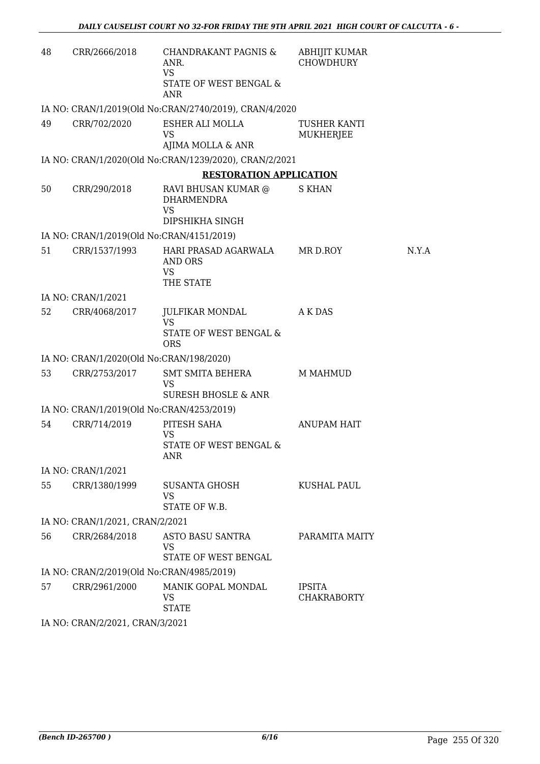| | | | | |
|---|---|---|---|---|
| 48 | CRR/2666/2018 | CHANDRAKANT PAGNIS & ANR.<br>VS<br>STATE OF WEST BENGAL & ANR | ABHIJIT KUMAR CHOWDHURY | |
| IA NO: CRAN/1/2019(Old No:CRAN/2740/2019), CRAN/4/2020 | | | | |
| 49 | CRR/702/2020 | ESHER ALI MOLLA<br>VS<br>AJIMA MOLLA & ANR | TUSHER KANTI MUKHERJEE | |
| IA NO: CRAN/1/2020(Old No:CRAN/1239/2020), CRAN/2/2021 | | | | |

**RESTORATION APPLICATION**

| | | | | |
|---|---|---|---|---|
| 50 | CRR/290/2018 | RAVI BHUSAN KUMAR @ DHARMENDRA<br>VS<br>DIPSHIKHA SINGH | S KHAN | |
| IA NO: CRAN/1/2019(Old No:CRAN/4151/2019) | | | | |
| 51 | CRR/1537/1993 | HARI PRASAD AGARWALA AND ORS<br>VS<br>THE STATE | MR D.ROY | N.Y.A |
| IA NO: CRAN/1/2021 | | | | |
| 52 | CRR/4068/2017 | JULFIKAR MONDAL<br>VS<br>STATE OF WEST BENGAL & ORS | A K DAS | |
| IA NO: CRAN/1/2020(Old No:CRAN/198/2020) | | | | |
| 53 | CRR/2753/2017 | SMT SMITA BEHERA<br>VS<br>SURESH BHOSLE & ANR | M MAHMUD | |
| IA NO: CRAN/1/2019(Old No:CRAN/4253/2019) | | | | |
| 54 | CRR/714/2019 | PITESH SAHA<br>VS<br>STATE OF WEST BENGAL & ANR | ANUPAM HAIT | |
| IA NO: CRAN/1/2021 | | | | |
| 55 | CRR/1380/1999 | SUSANTA GHOSH<br>VS<br>STATE OF W.B. | KUSHAL PAUL | |
| IA NO: CRAN/1/2021, CRAN/2/2021 | | | | |
| 56 | CRR/2684/2018 | ASTO BASU SANTRA<br>VS<br>STATE OF WEST BENGAL | PARAMITA MAITY | |
| IA NO: CRAN/2/2019(Old No:CRAN/4985/2019) | | | | |
| 57 | CRR/2961/2000 | MANIK GOPAL MONDAL<br>VS<br>STATE | IPSITA CHAKRABORTY | |
| IA NO: CRAN/2/2021, CRAN/3/2021 | | | | |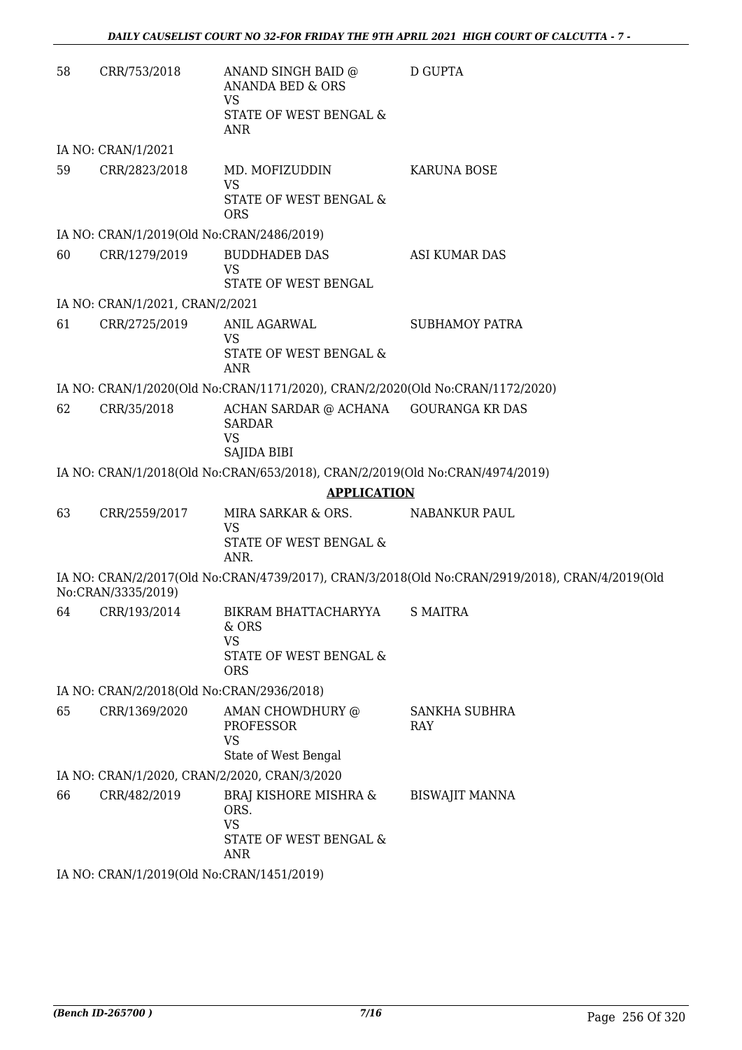| 58 | CRR/753/2018 | ANAND SINGH BAID @ ANANDA BED & ORS<br>VS<br>STATE OF WEST BENGAL & ANR | D GUPTA |
|---|---|---|---|

IA NO: CRAN/1/2021

| 59 | CRR/2823/2018 | MD. MOFIZUDDIN<br>VS<br>STATE OF WEST BENGAL & ORS | KARUNA BOSE |
|---|---|---|---|

IA NO: CRAN/1/2019(Old No:CRAN/2486/2019)

| 60 | CRR/1279/2019 | BUDDHADEB DAS<br>VS<br>STATE OF WEST BENGAL | ASI KUMAR DAS |
|---|---|---|---|

IA NO: CRAN/1/2021, CRAN/2/2021

| 61 | CRR/2725/2019 | ANIL AGARWAL<br>VS<br>STATE OF WEST BENGAL & ANR | SUBHAMOY PATRA |
|---|---|---|---|

IA NO: CRAN/1/2020(Old No:CRAN/1171/2020), CRAN/2/2020(Old No:CRAN/1172/2020)

| 62 | CRR/35/2018 | ACHAN SARDAR @ ACHANA SARDAR<br>VS<br>SAJIDA BIBI | GOURANGA KR DAS |
|---|---|---|---|

IA NO: CRAN/1/2018(Old No:CRAN/653/2018), CRAN/2/2019(Old No:CRAN/4974/2019)

**APPLICATION**

| 63 | CRR/2559/2017 | MIRA SARKAR & ORS.<br>VS<br>STATE OF WEST BENGAL & ANR. | NABANKUR PAUL |
|---|---|---|---|

IA NO: CRAN/2/2017(Old No:CRAN/4739/2017), CRAN/3/2018(Old No:CRAN/2919/2018), CRAN/4/2019(Old No:CRAN/3335/2019)

| 64 | CRR/193/2014 | BIKRAM BHATTACHARYYA & ORS<br>VS<br>STATE OF WEST BENGAL & ORS | S MAITRA |
|---|---|---|---|

IA NO: CRAN/2/2018(Old No:CRAN/2936/2018)

| 65 | CRR/1369/2020 | AMAN CHOWDHURY @ PROFESSOR<br>VS<br>State of West Bengal | SANKHA SUBHRA RAY |
|---|---|---|---|

IA NO: CRAN/1/2020, CRAN/2/2020, CRAN/3/2020

| 66 | CRR/482/2019 | BRAJ KISHORE MISHRA & ORS.<br>VS<br>STATE OF WEST BENGAL & ANR | BISWAJIT MANNA |
|---|---|---|---|

IA NO: CRAN/1/2019(Old No:CRAN/1451/2019)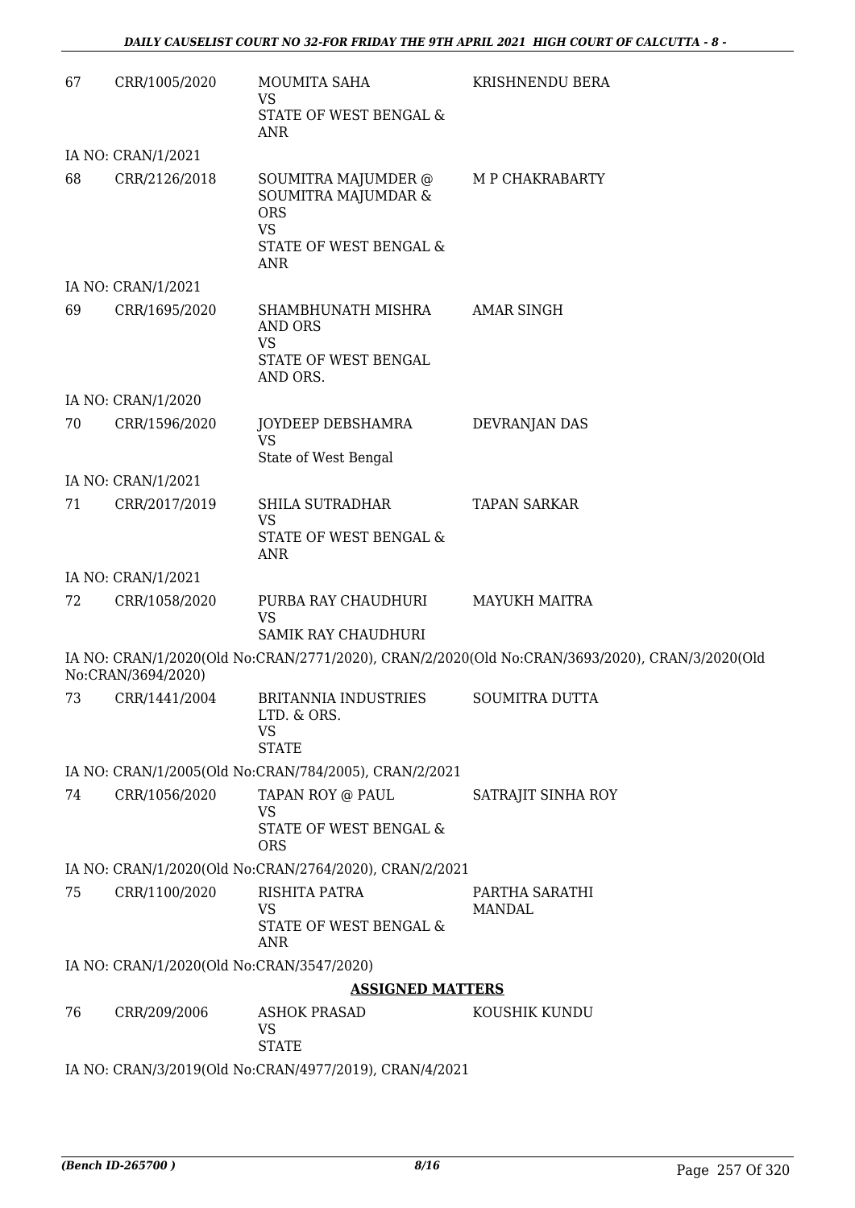| | | | |
|---|---|---|---|
| 67 | CRR/1005/2020 | MOUMITA SAHA<br>VS<br>STATE OF WEST BENGAL & ANR | KRISHNENDU BERA |
| | IA NO: CRAN/1/2021 | | |
| 68 | CRR/2126/2018 | SOUMITRA MAJUMDER @ SOUMITRA MAJUMDAR & ORS<br>VS<br>STATE OF WEST BENGAL & ANR | M P CHAKRABARTY |
| | IA NO: CRAN/1/2021 | | |
| 69 | CRR/1695/2020 | SHAMBHUNATH MISHRA AND ORS<br>VS<br>STATE OF WEST BENGAL AND ORS. | AMAR SINGH |
| | IA NO: CRAN/1/2020 | | |
| 70 | CRR/1596/2020 | JOYDEEP DEBSHAMRA<br>VS<br>State of West Bengal | DEVRANJAN DAS |
| | IA NO: CRAN/1/2021 | | |
| 71 | CRR/2017/2019 | SHILA SUTRADHAR<br>VS<br>STATE OF WEST BENGAL & ANR | TAPAN SARKAR |
| | IA NO: CRAN/1/2021 | | |
| 72 | CRR/1058/2020 | PURBA RAY CHAUDHURI<br>VS<br>SAMIK RAY CHAUDHURI | MAYUKH MAITRA |

IA NO: CRAN/1/2020(Old No:CRAN/2771/2020), CRAN/2/2020(Old No:CRAN/3693/2020), CRAN/3/2020(Old No:CRAN/3694/2020)

| | | | |
|---|---|---|---|
| 73 | CRR/1441/2004 | BRITANNIA INDUSTRIES LTD. & ORS.<br>VS<br>STATE | SOUMITRA DUTTA |

IA NO: CRAN/1/2005(Old No:CRAN/784/2005), CRAN/2/2021

| | | | |
|---|---|---|---|
| 74 | CRR/1056/2020 | TAPAN ROY @ PAUL<br>VS<br>STATE OF WEST BENGAL & ORS | SATRAJIT SINHA ROY |

IA NO: CRAN/1/2020(Old No:CRAN/2764/2020), CRAN/2/2021

| | | | |
|---|---|---|---|
| 75 | CRR/1100/2020 | RISHITA PATRA<br>VS<br>STATE OF WEST BENGAL & ANR | PARTHA SARATHI MANDAL |

IA NO: CRAN/1/2020(Old No:CRAN/3547/2020)

## ASSIGNED MATTERS

| | | | |
|---|---|---|---|
| 76 | CRR/209/2006 | ASHOK PRASAD<br>VS<br>STATE | KOUSHIK KUNDU |

IA NO: CRAN/3/2019(Old No:CRAN/4977/2019), CRAN/4/2021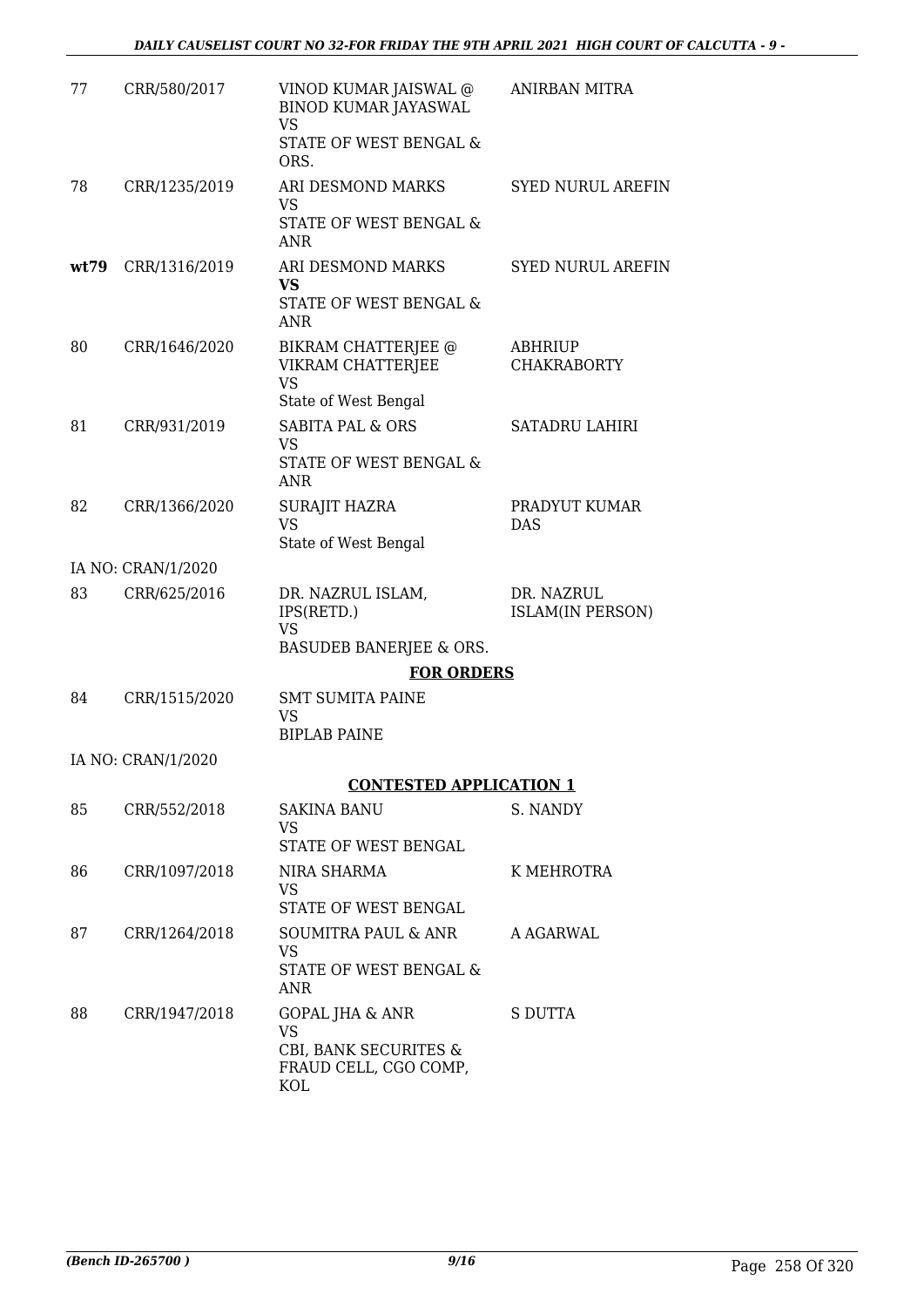| | | | |
|---|---|---|---|
| 77 | CRR/580/2017 | VINOD KUMAR JAISWAL @ BINOD KUMAR JAYASWAL<br>VS<br>STATE OF WEST BENGAL & ORS. | ANIRBAN MITRA |
| 78 | CRR/1235/2019 | ARI DESMOND MARKS<br>VS<br>STATE OF WEST BENGAL & ANR | SYED NURUL AREFIN |
| **wt79** | CRR/1316/2019 | ARI DESMOND MARKS<br>**VS**<br>STATE OF WEST BENGAL & ANR | SYED NURUL AREFIN |
| 80 | CRR/1646/2020 | BIKRAM CHATTERJEE @ VIKRAM CHATTERJEE<br>VS<br>State of West Bengal | ABHRIUP CHAKRABORTY |
| 81 | CRR/931/2019 | SABITA PAL & ORS<br>VS<br>STATE OF WEST BENGAL & ANR | SATADRU LAHIRI |
| 82 | CRR/1366/2020 | SURAJIT HAZRA<br>VS<br>State of West Bengal | PRADYUT KUMAR DAS |
| IA NO: CRAN/1/2020 | | | |
| 83 | CRR/625/2016 | DR. NAZRUL ISLAM, IPS(RETD.)<br>VS<br>BASUDEB BANERJEE & ORS. | DR. NAZRUL ISLAM(IN PERSON) |

**FOR ORDERS**

| | | | |
|---|---|---|---|
| 84 | CRR/1515/2020 | SMT SUMITA PAINE<br>VS<br>BIPLAB PAINE | |
| IA NO: CRAN/1/2020 | | | |

**CONTESTED APPLICATION 1**

| | | | |
|---|---|---|---|
| 85 | CRR/552/2018 | SAKINA BANU<br>VS<br>STATE OF WEST BENGAL | S. NANDY |
| 86 | CRR/1097/2018 | NIRA SHARMA<br>VS<br>STATE OF WEST BENGAL | K MEHROTRA |
| 87 | CRR/1264/2018 | SOUMITRA PAUL & ANR<br>VS<br>STATE OF WEST BENGAL & ANR | A AGARWAL |
| 88 | CRR/1947/2018 | GOPAL JHA & ANR<br>VS<br>CBI, BANK SECURITES & FRAUD CELL, CGO COMP, KOL | S DUTTA |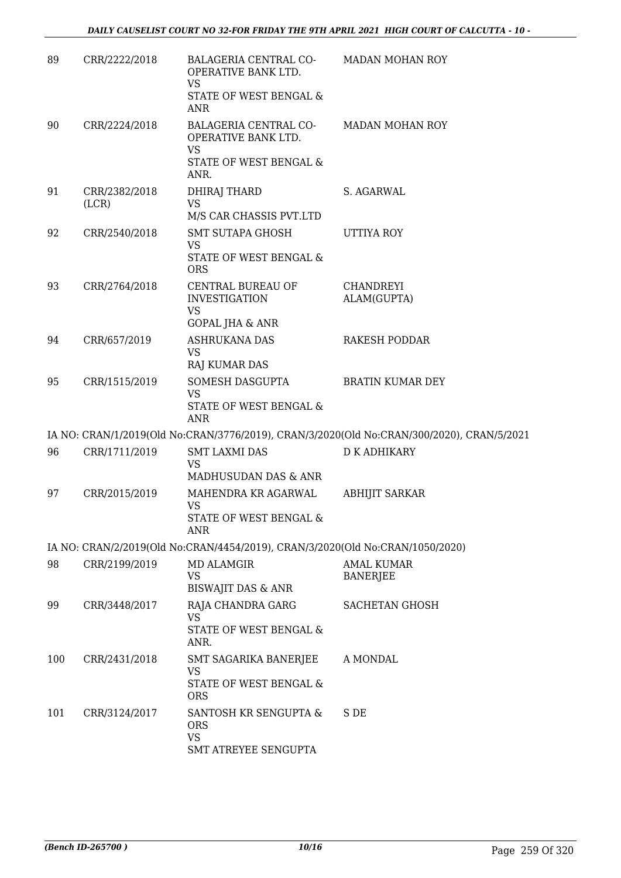| 89 | CRR/2222/2018 | BALAGERIA CENTRAL CO-OPERATIVE BANK LTD.<br>VS<br>STATE OF WEST BENGAL & ANR | MADAN MOHAN ROY |
|---|---|---|---|
| 90 | CRR/2224/2018 | BALAGERIA CENTRAL CO-OPERATIVE BANK LTD.<br>VS<br>STATE OF WEST BENGAL & ANR. | MADAN MOHAN ROY |
| 91 | CRR/2382/2018 (LCR) | DHIRAJ THARD<br>VS<br>M/S CAR CHASSIS PVT.LTD | S. AGARWAL |
| 92 | CRR/2540/2018 | SMT SUTAPA GHOSH<br>VS<br>STATE OF WEST BENGAL & ORS | UTTIYA ROY |
| 93 | CRR/2764/2018 | CENTRAL BUREAU OF INVESTIGATION<br>VS<br>GOPAL JHA & ANR | CHANDREYI ALAM(GUPTA) |
| 94 | CRR/657/2019 | ASHRUKANA DAS<br>VS<br>RAJ KUMAR DAS | RAKESH PODDAR |
| 95 | CRR/1515/2019 | SOMESH DASGUPTA<br>VS<br>STATE OF WEST BENGAL & ANR | BRATIN KUMAR DEY |

IA NO: CRAN/1/2019(Old No:CRAN/3776/2019), CRAN/3/2020(Old No:CRAN/300/2020), CRAN/5/2021

| 96 | CRR/1711/2019 | SMT LAXMI DAS<br>VS<br>MADHUSUDAN DAS & ANR | D K ADHIKARY |
|---|---|---|---|
| 97 | CRR/2015/2019 | MAHENDRA KR AGARWAL<br>VS<br>STATE OF WEST BENGAL & ANR | ABHIJIT SARKAR |

IA NO: CRAN/2/2019(Old No:CRAN/4454/2019), CRAN/3/2020(Old No:CRAN/1050/2020)

| 98 | CRR/2199/2019 | MD ALAMGIR<br>VS<br>BISWAJIT DAS & ANR | AMAL KUMAR BANERJEE |
|---|---|---|---|
| 99 | CRR/3448/2017 | RAJA CHANDRA GARG<br>VS<br>STATE OF WEST BENGAL & ANR. | SACHETAN GHOSH |
| 100 | CRR/2431/2018 | SMT SAGARIKA BANERJEE<br>VS<br>STATE OF WEST BENGAL & ORS | A MONDAL |
| 101 | CRR/3124/2017 | SANTOSH KR SENGUPTA & ORS<br>VS<br>SMT ATREYEE SENGUPTA | S DE |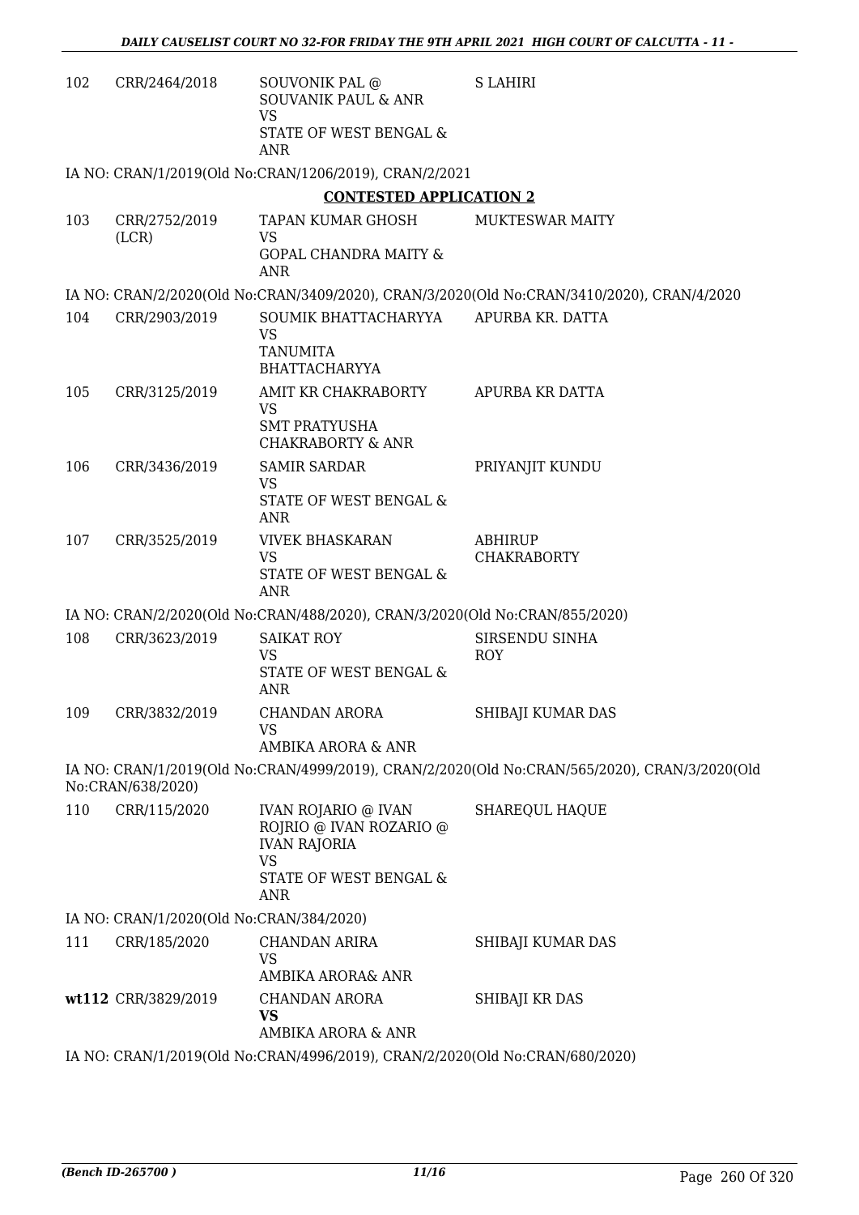| | | | |
|---|---|---|---|
| 102 | CRR/2464/2018 | SOUVONIK PAL @ SOUVANIK PAUL & ANR<br>VS<br>STATE OF WEST BENGAL & ANR | S LAHIRI |

IA NO: CRAN/1/2019(Old No:CRAN/1206/2019), CRAN/2/2021

**CONTESTED APPLICATION 2**

| | | | |
|---|---|---|---|
| 103 | CRR/2752/2019 (LCR) | TAPAN KUMAR GHOSH<br>VS<br>GOPAL CHANDRA MAITY & ANR | MUKTESWAR MAITY |

IA NO: CRAN/2/2020(Old No:CRAN/3409/2020), CRAN/3/2020(Old No:CRAN/3410/2020), CRAN/4/2020

| | | | |
|---|---|---|---|
| 104 | CRR/2903/2019 | SOUMIK BHATTACHARYYA<br>VS<br>TANUMITA BHATTACHARYYA | APURBA KR. DATTA |
| 105 | CRR/3125/2019 | AMIT KR CHAKRABORTY<br>VS<br>SMT PRATYUSHA CHAKRABORTY & ANR | APURBA KR DATTA |
| 106 | CRR/3436/2019 | SAMIR SARDAR<br>VS<br>STATE OF WEST BENGAL & ANR | PRIYANJIT KUNDU |
| 107 | CRR/3525/2019 | VIVEK BHASKARAN<br>VS<br>STATE OF WEST BENGAL & ANR | ABHIRUP CHAKRABORTY |

IA NO: CRAN/2/2020(Old No:CRAN/488/2020), CRAN/3/2020(Old No:CRAN/855/2020)

| | | | |
|---|---|---|---|
| 108 | CRR/3623/2019 | SAIKAT ROY<br>VS<br>STATE OF WEST BENGAL & ANR | SIRSENDU SINHA ROY |
| 109 | CRR/3832/2019 | CHANDAN ARORA<br>VS<br>AMBIKA ARORA & ANR | SHIBAJI KUMAR DAS |

IA NO: CRAN/1/2019(Old No:CRAN/4999/2019), CRAN/2/2020(Old No:CRAN/565/2020), CRAN/3/2020(Old No:CRAN/638/2020)

| | | | |
|---|---|---|---|
| 110 | CRR/115/2020 | IVAN ROJARIO @ IVAN ROJRIO @ IVAN ROZARIO @ IVAN RAJORIA<br>VS<br>STATE OF WEST BENGAL & ANR | SHAREQUL HAQUE |

IA NO: CRAN/1/2020(Old No:CRAN/384/2020)

| | | | |
|---|---|---|---|
| 111 | CRR/185/2020 | CHANDAN ARIRA<br>VS<br>AMBIKA ARORA& ANR | SHIBAJI KUMAR DAS |
| **wt112** | CRR/3829/2019 | CHANDAN ARORA<br>**VS**<br>AMBIKA ARORA & ANR | SHIBAJI KR DAS |

IA NO: CRAN/1/2019(Old No:CRAN/4996/2019), CRAN/2/2020(Old No:CRAN/680/2020)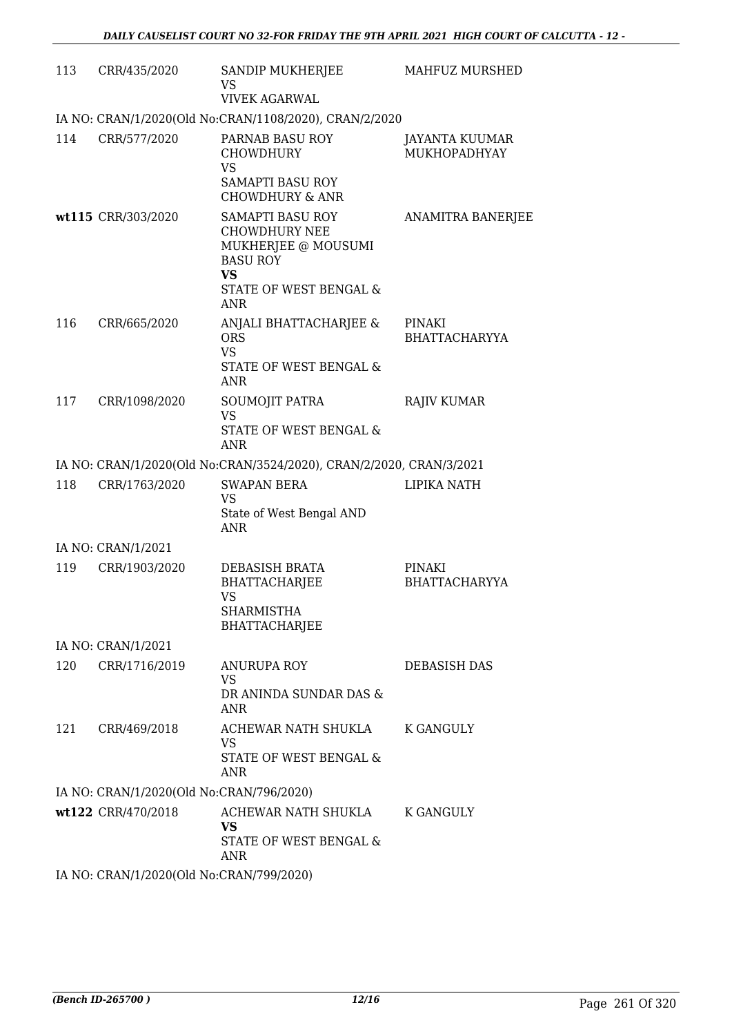| | | | |
|---|---|---|---|
| 113 | CRR/435/2020 | SANDIP MUKHERJEE<br>VS<br>VIVEK AGARWAL | MAHFUZ MURSHED |
| IA NO: CRAN/1/2020(Old No:CRAN/1108/2020), CRAN/2/2020 | | | |
| 114 | CRR/577/2020 | PARNAB BASU ROY CHOWDHURY<br>VS<br>SAMAPTI BASU ROY CHOWDHURY & ANR | JAYANTA KUUMAR MUKHOPADHYAY |
| wt115 | CRR/303/2020 | SAMAPTI BASU ROY CHOWDHURY NEE MUKHERJEE @ MOUSUMI BASU ROY<br>**VS**<br>STATE OF WEST BENGAL & ANR | ANAMITRA BANERJEE |
| 116 | CRR/665/2020 | ANJALI BHATTACHARJEE & ORS<br>VS<br>STATE OF WEST BENGAL & ANR | PINAKI BHATTACHARYYA |
| 117 | CRR/1098/2020 | SOUMOJIT PATRA<br>VS<br>STATE OF WEST BENGAL & ANR | RAJIV KUMAR |
| IA NO: CRAN/1/2020(Old No:CRAN/3524/2020), CRAN/2/2020, CRAN/3/2021 | | | |
| 118 | CRR/1763/2020 | SWAPAN BERA<br>VS<br>State of West Bengal AND ANR | LIPIKA NATH |
| IA NO: CRAN/1/2021 | | | |
| 119 | CRR/1903/2020 | DEBASISH BRATA BHATTACHARJEE<br>VS<br>SHARMISTHA BHATTACHARJEE | PINAKI BHATTACHARYYA |
| IA NO: CRAN/1/2021 | | | |
| 120 | CRR/1716/2019 | ANURUPA ROY<br>VS<br>DR ANINDA SUNDAR DAS & ANR | DEBASISH DAS |
| 121 | CRR/469/2018 | ACHEWAR NATH SHUKLA<br>VS<br>STATE OF WEST BENGAL & ANR | K GANGULY |
| IA NO: CRAN/1/2020(Old No:CRAN/796/2020) | | | |
| wt122 | CRR/470/2018 | ACHEWAR NATH SHUKLA<br>**VS**<br>STATE OF WEST BENGAL & ANR | K GANGULY |
| IA NO: CRAN/1/2020(Old No:CRAN/799/2020) | | | |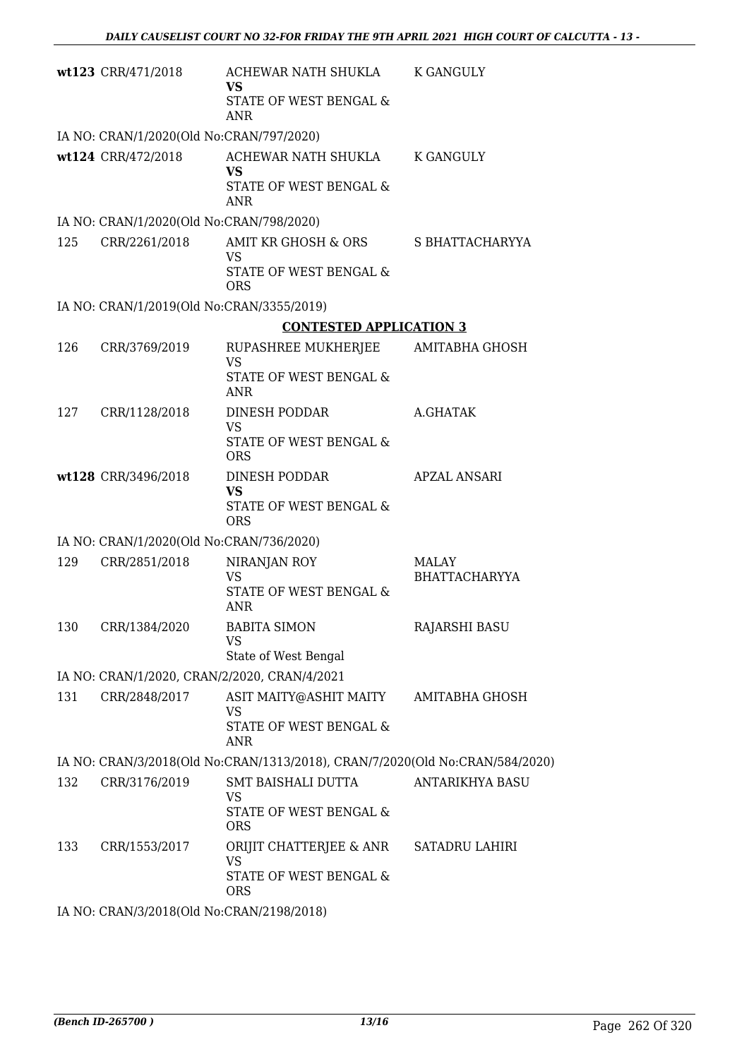| | | | |
|---|---|---|---|
| wt123 | CRR/471/2018 | ACHEWAR NATH SHUKLA **VS** STATE OF WEST BENGAL & ANR | K GANGULY |
| IA NO: CRAN/1/2020(Old No:CRAN/797/2020) | | | |
| wt124 | CRR/472/2018 | ACHEWAR NATH SHUKLA **VS** STATE OF WEST BENGAL & ANR | K GANGULY |
| IA NO: CRAN/1/2020(Old No:CRAN/798/2020) | | | |
| 125 | CRR/2261/2018 | AMIT KR GHOSH & ORS VS STATE OF WEST BENGAL & ORS | S BHATTACHARYYA |
| IA NO: CRAN/1/2019(Old No:CRAN/3355/2019) | | | |

**CONTESTED APPLICATION 3**

| | | | |
|---|---|---|---|
| 126 | CRR/3769/2019 | RUPASHREE MUKHERJEE VS STATE OF WEST BENGAL & ANR | AMITABHA GHOSH |
| 127 | CRR/1128/2018 | DINESH PODDAR VS STATE OF WEST BENGAL & ORS | A.GHATAK |
| wt128 | CRR/3496/2018 | DINESH PODDAR **VS** STATE OF WEST BENGAL & ORS | APZAL ANSARI |
| IA NO: CRAN/1/2020(Old No:CRAN/736/2020) | | | |
| 129 | CRR/2851/2018 | NIRANJAN ROY VS STATE OF WEST BENGAL & ANR | MALAY BHATTACHARYYA |
| 130 | CRR/1384/2020 | BABITA SIMON VS State of West Bengal | RAJARSHI BASU |
| IA NO: CRAN/1/2020, CRAN/2/2020, CRAN/4/2021 | | | |
| 131 | CRR/2848/2017 | ASIT MAITY@ASHIT MAITY VS STATE OF WEST BENGAL & ANR | AMITABHA GHOSH |
| IA NO: CRAN/3/2018(Old No:CRAN/1313/2018), CRAN/7/2020(Old No:CRAN/584/2020) | | | |
| 132 | CRR/3176/2019 | SMT BAISHALI DUTTA VS STATE OF WEST BENGAL & ORS | ANTARIKHYA BASU |
| 133 | CRR/1553/2017 | ORIJIT CHATTERJEE & ANR VS STATE OF WEST BENGAL & ORS | SATADRU LAHIRI |
| IA NO: CRAN/3/2018(Old No:CRAN/2198/2018) | | | |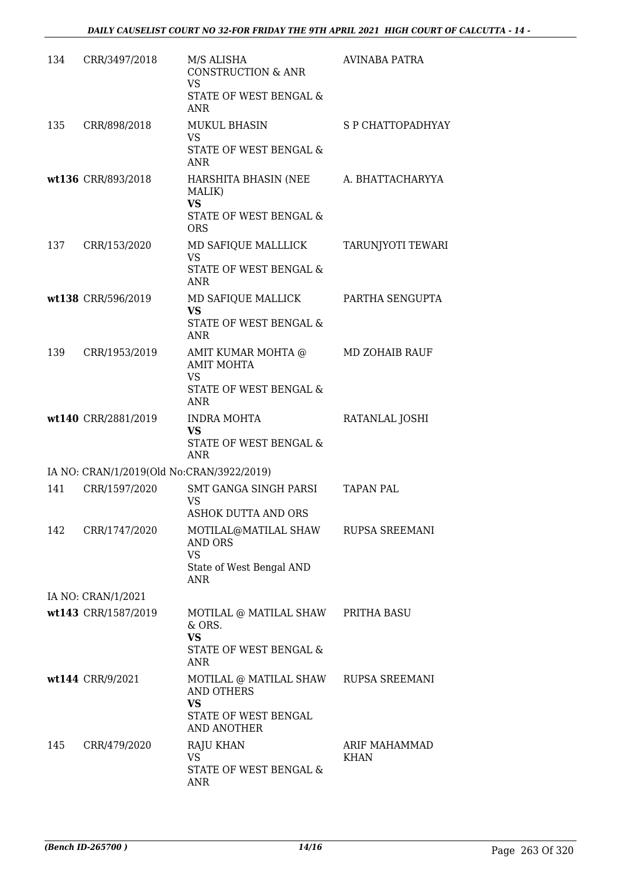| | | | |
|---|---|---|---|
| 134 | CRR/3497/2018 | M/S ALISHA CONSTRUCTION & ANR<br>VS<br>STATE OF WEST BENGAL & ANR | AVINABA PATRA |
| 135 | CRR/898/2018 | MUKUL BHASIN<br>VS<br>STATE OF WEST BENGAL & ANR | S P CHATTOPADHYAY |
| **wt136** | CRR/893/2018 | HARSHITA BHASIN (NEE MALIK)<br>**VS**<br>STATE OF WEST BENGAL & ORS | A. BHATTACHARYYA |
| 137 | CRR/153/2020 | MD SAFIQUE MALLLICK<br>VS<br>STATE OF WEST BENGAL & ANR | TARUNJYOTI TEWARI |
| **wt138** | CRR/596/2019 | MD SAFIQUE MALLICK<br>**VS**<br>STATE OF WEST BENGAL & ANR | PARTHA SENGUPTA |
| 139 | CRR/1953/2019 | AMIT KUMAR MOHTA @ AMIT MOHTA<br>VS<br>STATE OF WEST BENGAL & ANR | MD ZOHAIB RAUF |
| **wt140** | CRR/2881/2019 | INDRA MOHTA<br>**VS**<br>STATE OF WEST BENGAL & ANR | RATANLAL JOSHI |
| IA NO: CRAN/1/2019(Old No:CRAN/3922/2019) | | | |
| 141 | CRR/1597/2020 | SMT GANGA SINGH PARSI<br>VS<br>ASHOK DUTTA AND ORS | TAPAN PAL |
| 142 | CRR/1747/2020 | MOTILAL@MATILAL SHAW AND ORS<br>VS<br>State of West Bengal AND ANR | RUPSA SREEMANI |
| IA NO: CRAN/1/2021 | | | |
| **wt143** | CRR/1587/2019 | MOTILAL @ MATILAL SHAW & ORS.<br>**VS**<br>STATE OF WEST BENGAL & ANR | PRITHA BASU |
| **wt144** | CRR/9/2021 | MOTILAL @ MATILAL SHAW AND OTHERS<br>**VS**<br>STATE OF WEST BENGAL AND ANOTHER | RUPSA SREEMANI |
| 145 | CRR/479/2020 | RAJU KHAN<br>VS<br>STATE OF WEST BENGAL & ANR | ARIF MAHAMMAD KHAN |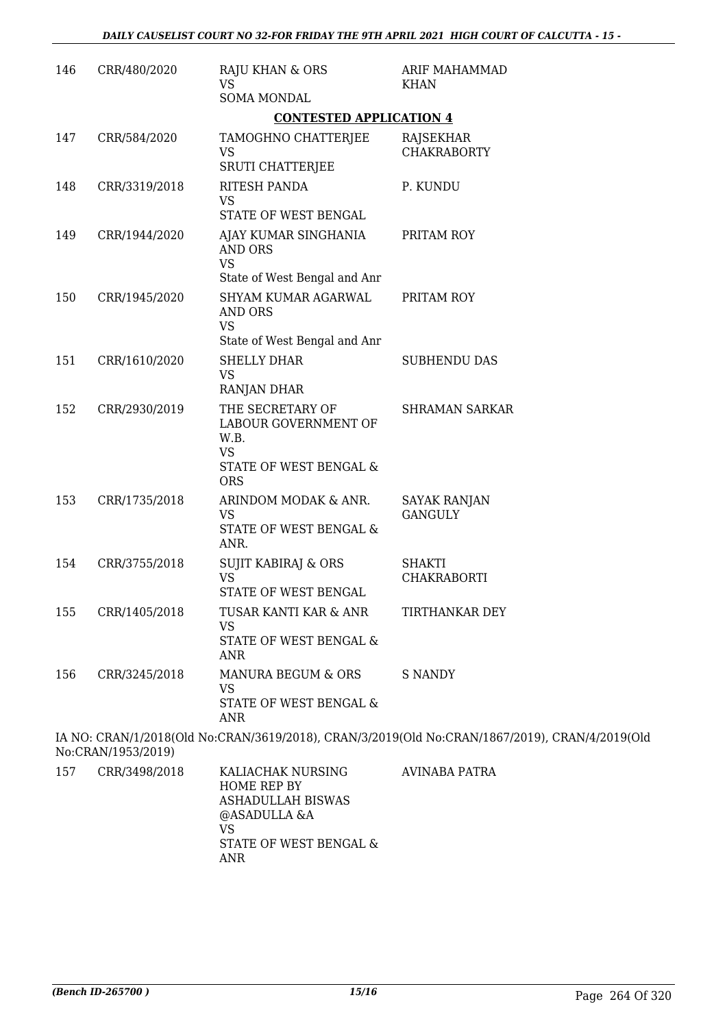| | | | |
|---|---|---|---|
| 146 | CRR/480/2020 | RAJU KHAN & ORS<br>VS<br>SOMA MONDAL | ARIF MAHAMMAD KHAN |

**CONTESTED APPLICATION 4**

| | | | |
|---|---|---|---|
| 147 | CRR/584/2020 | TAMOGHNO CHATTERJEE<br>VS<br>SRUTI CHATTERJEE | RAJSEKHAR CHAKRABORTY |
| 148 | CRR/3319/2018 | RITESH PANDA<br>VS<br>STATE OF WEST BENGAL | P. KUNDU |
| 149 | CRR/1944/2020 | AJAY KUMAR SINGHANIA AND ORS<br>VS<br>State of West Bengal and Anr | PRITAM ROY |
| 150 | CRR/1945/2020 | SHYAM KUMAR AGARWAL AND ORS<br>VS<br>State of West Bengal and Anr | PRITAM ROY |
| 151 | CRR/1610/2020 | SHELLY DHAR<br>VS<br>RANJAN DHAR | SUBHENDU DAS |
| 152 | CRR/2930/2019 | THE SECRETARY OF LABOUR GOVERNMENT OF W.B.<br>VS<br>STATE OF WEST BENGAL & ORS | SHRAMAN SARKAR |
| 153 | CRR/1735/2018 | ARINDOM MODAK & ANR.<br>VS<br>STATE OF WEST BENGAL & ANR. | SAYAK RANJAN GANGULY |
| 154 | CRR/3755/2018 | SUJIT KABIRAJ & ORS<br>VS<br>STATE OF WEST BENGAL | SHAKTI CHAKRABORTI |
| 155 | CRR/1405/2018 | TUSAR KANTI KAR & ANR<br>VS<br>STATE OF WEST BENGAL & ANR | TIRTHANKAR DEY |
| 156 | CRR/3245/2018 | MANURA BEGUM & ORS<br>VS<br>STATE OF WEST BENGAL & ANR | S NANDY |

IA NO: CRAN/1/2018(Old No:CRAN/3619/2018), CRAN/3/2019(Old No:CRAN/1867/2019), CRAN/4/2019(Old No:CRAN/1953/2019)

| | | | |
|---|---|---|---|
| 157 | CRR/3498/2018 | KALIACHAK NURSING HOME REP BY ASHADULLAH BISWAS @ASADULLA &A<br>VS<br>STATE OF WEST BENGAL & ANR | AVINABA PATRA |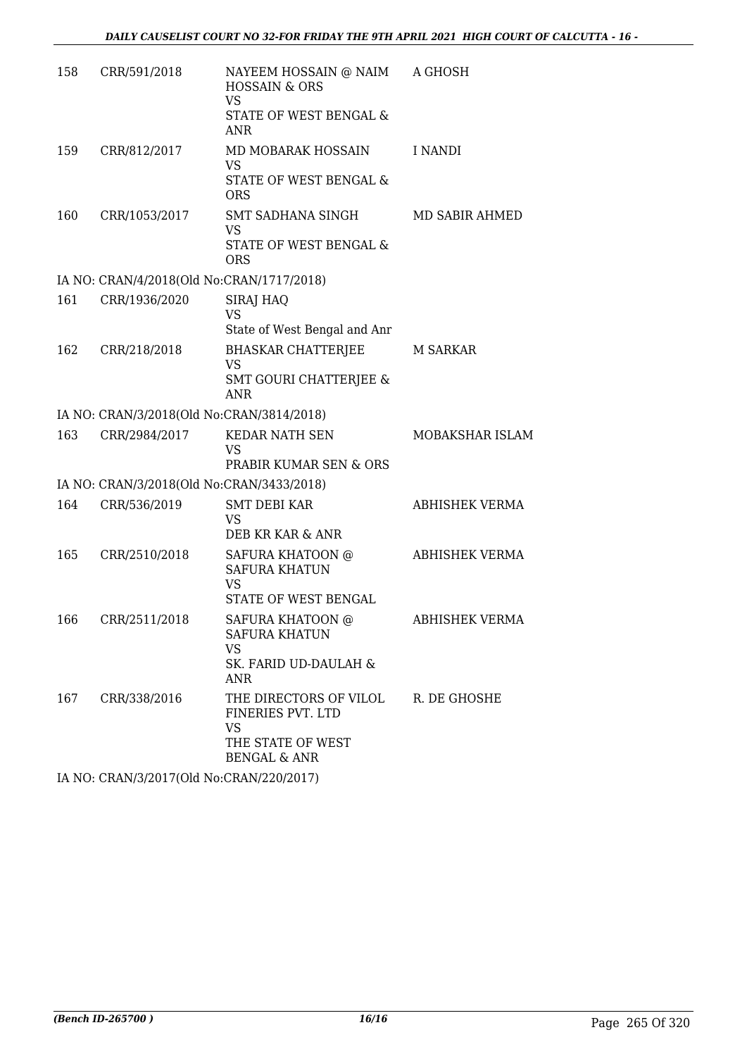| | | | |
|---|---|---|---|
| 158 | CRR/591/2018 | NAYEEM HOSSAIN @ NAIM HOSSAIN & ORS<br>VS<br>STATE OF WEST BENGAL & ANR | A GHOSH |
| 159 | CRR/812/2017 | MD MOBARAK HOSSAIN<br>VS<br>STATE OF WEST BENGAL & ORS | I NANDI |
| 160 | CRR/1053/2017 | SMT SADHANA SINGH<br>VS<br>STATE OF WEST BENGAL & ORS | MD SABIR AHMED |
| IA NO: CRAN/4/2018(Old No:CRAN/1717/2018) | | | |
| 161 | CRR/1936/2020 | SIRAJ HAQ<br>VS<br>State of West Bengal and Anr | |
| 162 | CRR/218/2018 | BHASKAR CHATTERJEE<br>VS<br>SMT GOURI CHATTERJEE & ANR | M SARKAR |
| IA NO: CRAN/3/2018(Old No:CRAN/3814/2018) | | | |
| 163 | CRR/2984/2017 | KEDAR NATH SEN<br>VS<br>PRABIR KUMAR SEN & ORS | MOBAKSHAR ISLAM |
| IA NO: CRAN/3/2018(Old No:CRAN/3433/2018) | | | |
| 164 | CRR/536/2019 | SMT DEBI KAR<br>VS<br>DEB KR KAR & ANR | ABHISHEK VERMA |
| 165 | CRR/2510/2018 | SAFURA KHATOON @ SAFURA KHATUN<br>VS<br>STATE OF WEST BENGAL | ABHISHEK VERMA |
| 166 | CRR/2511/2018 | SAFURA KHATOON @ SAFURA KHATUN<br>VS<br>SK. FARID UD-DAULAH & ANR | ABHISHEK VERMA |
| 167 | CRR/338/2016 | THE DIRECTORS OF VILOL FINERIES PVT. LTD<br>VS<br>THE STATE OF WEST BENGAL & ANR | R. DE GHOSHE |
| IA NO: CRAN/3/2017(Old No:CRAN/220/2017) | | | |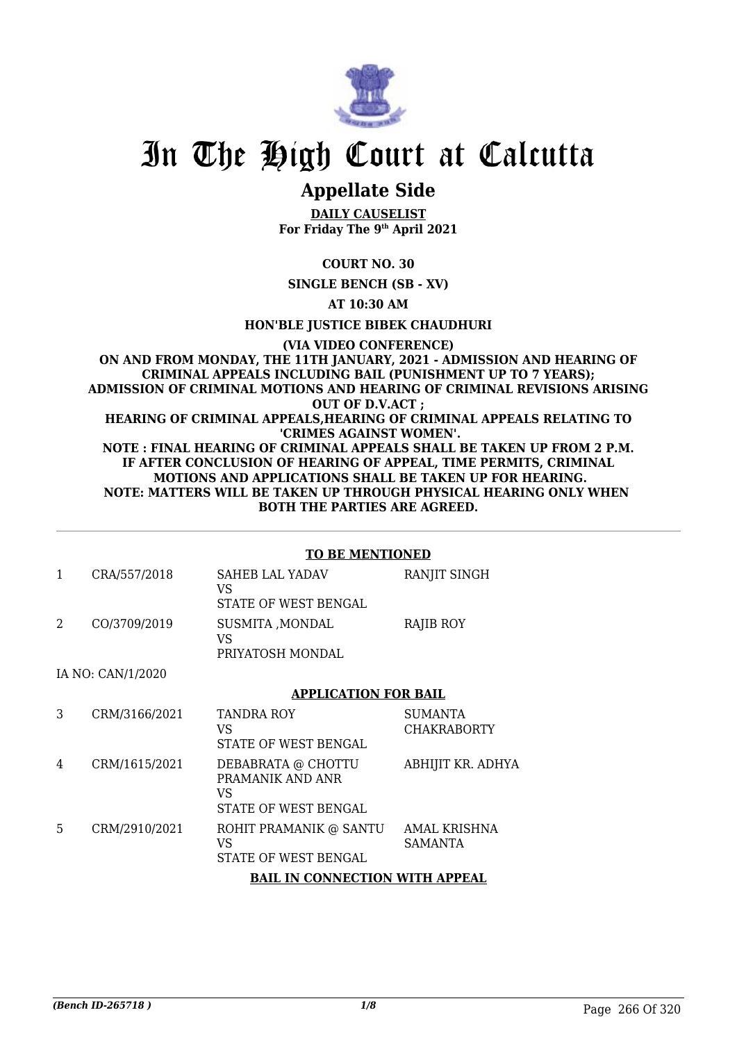# In The High Court at Calcutta

## Appellate Side

**DAILY CAUSELIST**
**For Friday The 9th April 2021**

**COURT NO. 30**

**SINGLE BENCH (SB - XV)**

**AT 10:30 AM**

**HON'BLE JUSTICE BIBEK CHAUDHURI**

**(VIA VIDEO CONFERENCE)**
**ON AND FROM MONDAY, THE 11TH JANUARY, 2021 - ADMISSION AND HEARING OF CRIMINAL APPEALS INCLUDING BAIL (PUNISHMENT UP TO 7 YEARS); ADMISSION OF CRIMINAL MOTIONS AND HEARING OF CRIMINAL REVISIONS ARISING OUT OF D.V.ACT ;**
**HEARING OF CRIMINAL APPEALS,HEARING OF CRIMINAL APPEALS RELATING TO 'CRIMES AGAINST WOMEN'.**
**NOTE : FINAL HEARING OF CRIMINAL APPEALS SHALL BE TAKEN UP FROM 2 P.M. IF AFTER CONCLUSION OF HEARING OF APPEAL, TIME PERMITS, CRIMINAL MOTIONS AND APPLICATIONS SHALL BE TAKEN UP FOR HEARING.**
**NOTE: MATTERS WILL BE TAKEN UP THROUGH PHYSICAL HEARING ONLY WHEN BOTH THE PARTIES ARE AGREED.**

**TO BE MENTIONED**

| | | | |
|---|---|---|---|
| 1 | CRA/557/2018 | SAHEB LAL YADAV<br>VS<br>STATE OF WEST BENGAL | RANJIT SINGH |
| 2 | CO/3709/2019 | SUSMITA ,MONDAL<br>VS<br>PRIYATOSH MONDAL | RAJIB ROY |

IA NO: CAN/1/2020

**APPLICATION FOR BAIL**

| | | | |
|---|---|---|---|
| 3 | CRM/3166/2021 | TANDRA ROY<br>VS<br>STATE OF WEST BENGAL | SUMANTA CHAKRABORTY |
| 4 | CRM/1615/2021 | DEBABRATA @ CHOTTU PRAMANIK AND ANR<br>VS<br>STATE OF WEST BENGAL | ABHIJIT KR. ADHYA |
| 5 | CRM/2910/2021 | ROHIT PRAMANIK @ SANTU<br>VS<br>STATE OF WEST BENGAL | AMAL KRISHNA SAMANTA |

**BAIL IN CONNECTION WITH APPEAL**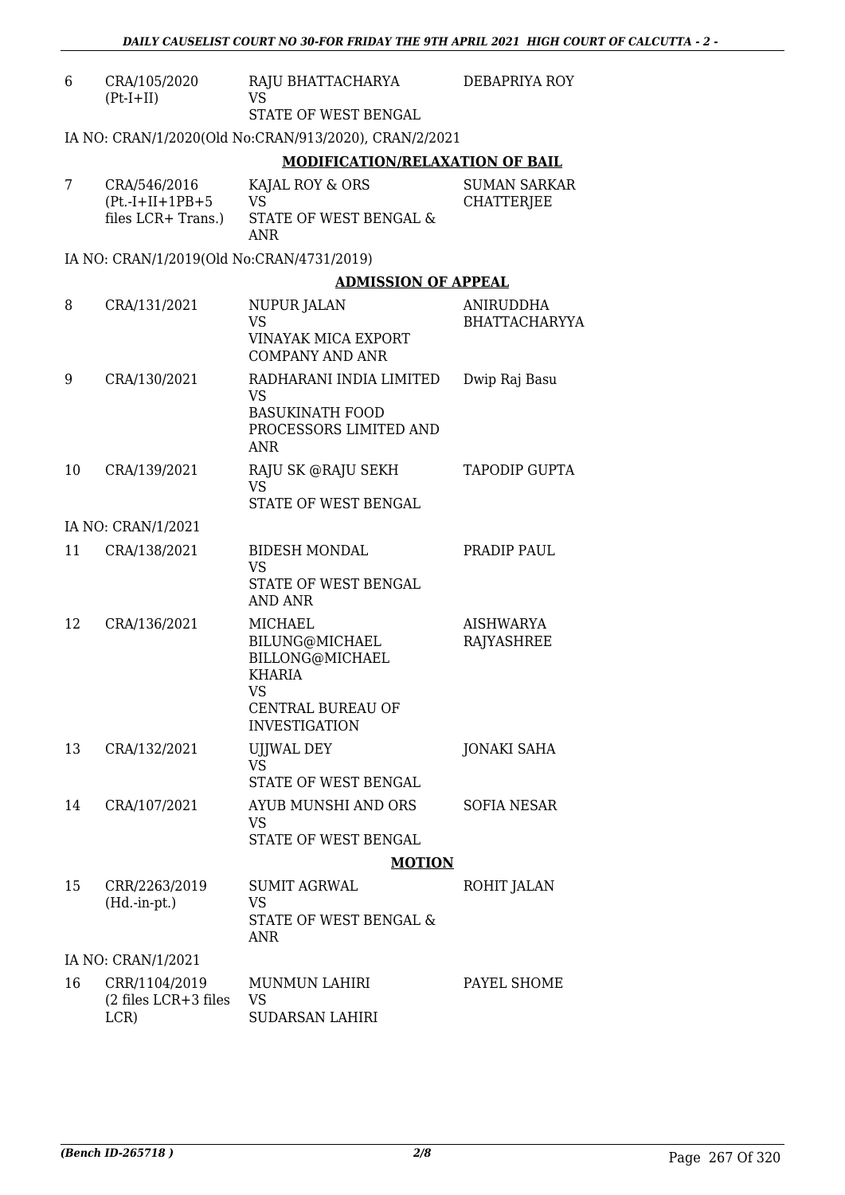| | | | |
|---|---|---|---|
| 6 | CRA/105/2020 (Pt-I+II) | RAJU BHATTACHARYA VS STATE OF WEST BENGAL | DEBAPRIYA ROY |

IA NO: CRAN/1/2020(Old No:CRAN/913/2020), CRAN/2/2021

**MODIFICATION/RELAXATION OF BAIL**

| | | | |
|---|---|---|---|
| 7 | CRA/546/2016 (Pt.-I+II+1PB+5 files LCR+ Trans.) | KAJAL ROY & ORS VS STATE OF WEST BENGAL & ANR | SUMAN SARKAR CHATTERJEE |

IA NO: CRAN/1/2019(Old No:CRAN/4731/2019)

**ADMISSION OF APPEAL**

| | | | |
|---|---|---|---|
| 8 | CRA/131/2021 | NUPUR JALAN VS VINAYAK MICA EXPORT COMPANY AND ANR | ANIRUDDHA BHATTACHARYYA |
| 9 | CRA/130/2021 | RADHARANI INDIA LIMITED VS BASUKINATH FOOD PROCESSORS LIMITED AND ANR | Dwip Raj Basu |
| 10 | CRA/139/2021 | RAJU SK @RAJU SEKH VS STATE OF WEST BENGAL | TAPODIP GUPTA |

IA NO: CRAN/1/2021

| | | | |
|---|---|---|---|
| 11 | CRA/138/2021 | BIDESH MONDAL VS STATE OF WEST BENGAL AND ANR | PRADIP PAUL |
| 12 | CRA/136/2021 | MICHAEL BILUNG@MICHAEL BILLONG@MICHAEL KHARIA VS CENTRAL BUREAU OF INVESTIGATION | AISHWARYA RAJYASHREE |
| 13 | CRA/132/2021 | UJJWAL DEY VS STATE OF WEST BENGAL | JONAKI SAHA |
| 14 | CRA/107/2021 | AYUB MUNSHI AND ORS VS STATE OF WEST BENGAL | SOFIA NESAR |

**MOTION**

| | | | |
|---|---|---|---|
| 15 | CRR/2263/2019 (Hd.-in-pt.) | SUMIT AGRWAL VS STATE OF WEST BENGAL & ANR | ROHIT JALAN |

IA NO: CRAN/1/2021

| | | | |
|---|---|---|---|
| 16 | CRR/1104/2019 (2 files LCR+3 files LCR) | MUNMUN LAHIRI VS SUDARSAN LAHIRI | PAYEL SHOME |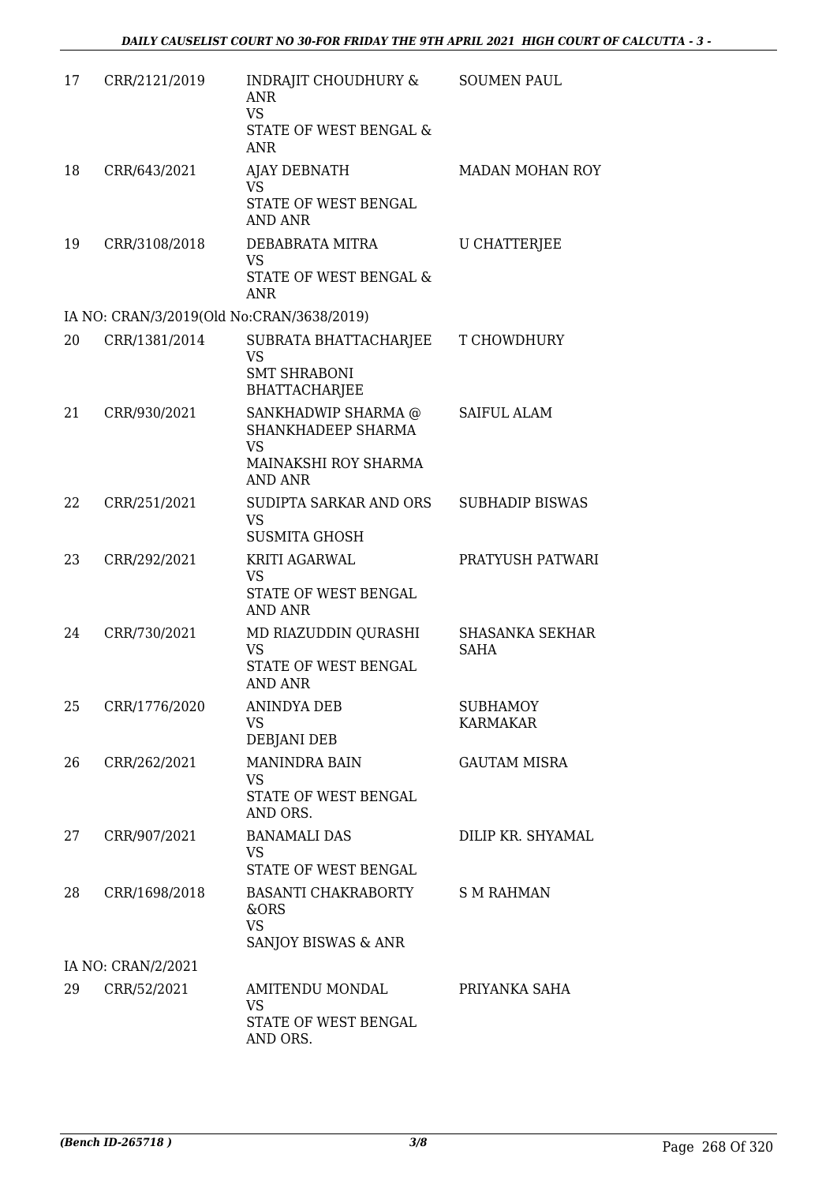| | | | |
|---|---|---|---|
| 17 | CRR/2121/2019 | INDRAJIT CHOUDHURY & ANR<br>VS<br>STATE OF WEST BENGAL & ANR | SOUMEN PAUL |
| 18 | CRR/643/2021 | AJAY DEBNATH<br>VS<br>STATE OF WEST BENGAL AND ANR | MADAN MOHAN ROY |
| 19 | CRR/3108/2018 | DEBABRATA MITRA<br>VS<br>STATE OF WEST BENGAL & ANR | U CHATTERJEE |
| | IA NO: CRAN/3/2019(Old No:CRAN/3638/2019) | | |
| 20 | CRR/1381/2014 | SUBRATA BHATTACHARJEE<br>VS<br>SMT SHRABONI BHATTACHARJEE | T CHOWDHURY |
| 21 | CRR/930/2021 | SANKHADWIP SHARMA @ SHANKHADEEP SHARMA<br>VS<br>MAINAKSHI ROY SHARMA AND ANR | SAIFUL ALAM |
| 22 | CRR/251/2021 | SUDIPTA SARKAR AND ORS<br>VS<br>SUSMITA GHOSH | SUBHADIP BISWAS |
| 23 | CRR/292/2021 | KRITI AGARWAL<br>VS<br>STATE OF WEST BENGAL AND ANR | PRATYUSH PATWARI |
| 24 | CRR/730/2021 | MD RIAZUDDIN QURASHI<br>VS<br>STATE OF WEST BENGAL AND ANR | SHASANKA SEKHAR SAHA |
| 25 | CRR/1776/2020 | ANINDYA DEB<br>VS<br>DEBJANI DEB | SUBHAMOY KARMAKAR |
| 26 | CRR/262/2021 | MANINDRA BAIN<br>VS<br>STATE OF WEST BENGAL AND ORS. | GAUTAM MISRA |
| 27 | CRR/907/2021 | BANAMALI DAS<br>VS<br>STATE OF WEST BENGAL | DILIP KR. SHYAMAL |
| 28 | CRR/1698/2018 | BASANTI CHAKRABORTY &ORS<br>VS<br>SANJOY BISWAS & ANR | S M RAHMAN |
| | IA NO: CRAN/2/2021 | | |
| 29 | CRR/52/2021 | AMITENDU MONDAL<br>VS<br>STATE OF WEST BENGAL AND ORS. | PRIYANKA SAHA |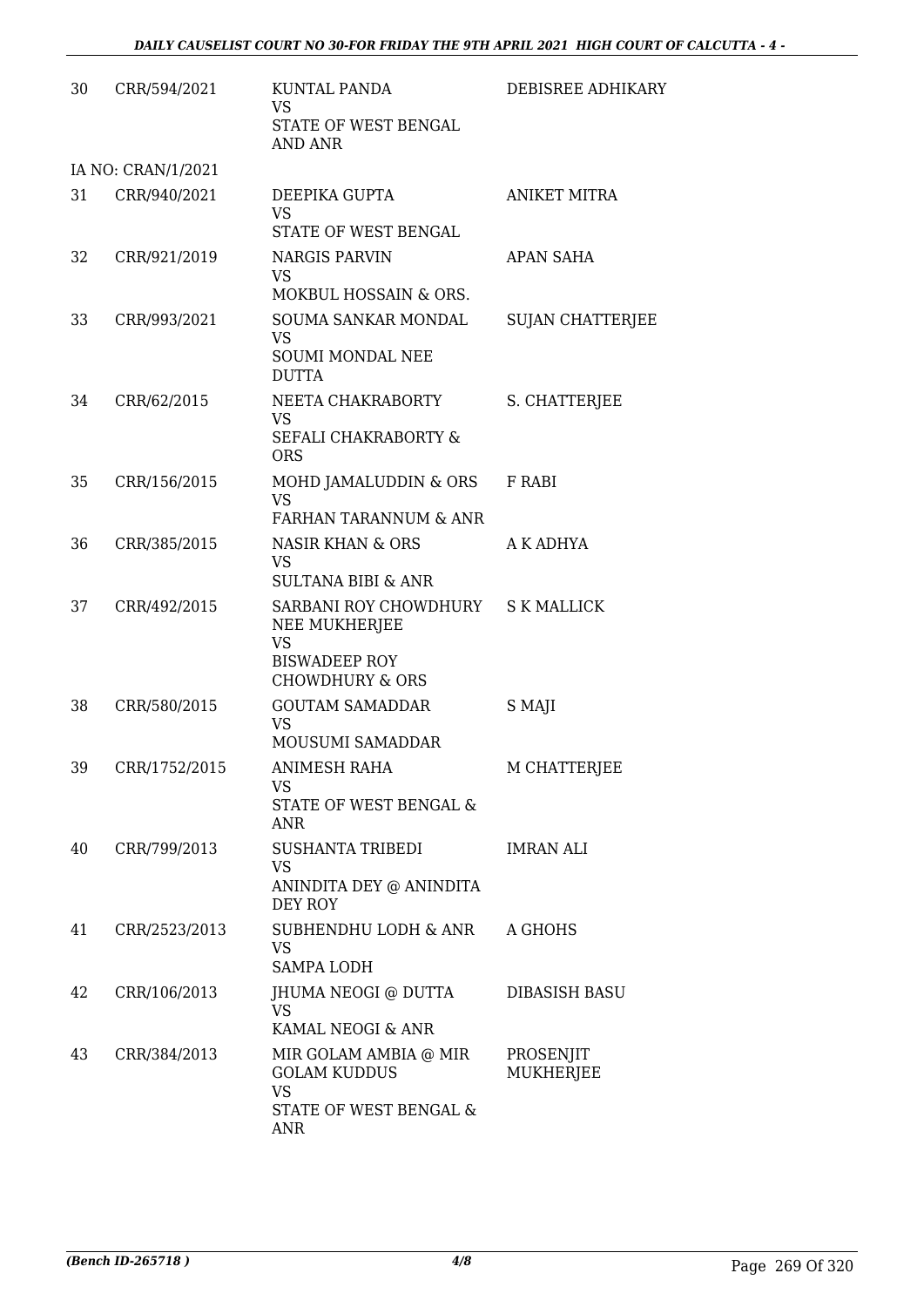| | | | |
|---|---|---|---|
| 30 | CRR/594/2021 | KUNTAL PANDA<br>VS<br>STATE OF WEST BENGAL AND ANR | DEBISREE ADHIKARY |
| | IA NO: CRAN/1/2021 | | |
| 31 | CRR/940/2021 | DEEPIKA GUPTA<br>VS<br>STATE OF WEST BENGAL | ANIKET MITRA |
| 32 | CRR/921/2019 | NARGIS PARVIN<br>VS<br>MOKBUL HOSSAIN & ORS. | APAN SAHA |
| 33 | CRR/993/2021 | SOUMA SANKAR MONDAL<br>VS<br>SOUMI MONDAL NEE DUTTA | SUJAN CHATTERJEE |
| 34 | CRR/62/2015 | NEETA CHAKRABORTY<br>VS<br>SEFALI CHAKRABORTY & ORS | S. CHATTERJEE |
| 35 | CRR/156/2015 | MOHD JAMALUDDIN & ORS<br>VS<br>FARHAN TARANNUM & ANR | F RABI |
| 36 | CRR/385/2015 | NASIR KHAN & ORS<br>VS<br>SULTANA BIBI & ANR | A K ADHYA |
| 37 | CRR/492/2015 | SARBANI ROY CHOWDHURY NEE MUKHERJEE<br>VS<br>BISWADEEP ROY CHOWDHURY & ORS | S K MALLICK |
| 38 | CRR/580/2015 | GOUTAM SAMADDAR<br>VS<br>MOUSUMI SAMADDAR | S MAJI |
| 39 | CRR/1752/2015 | ANIMESH RAHA<br>VS<br>STATE OF WEST BENGAL & ANR | M CHATTERJEE |
| 40 | CRR/799/2013 | SUSHANTA TRIBEDI<br>VS<br>ANINDITA DEY @ ANINDITA DEY ROY | IMRAN ALI |
| 41 | CRR/2523/2013 | SUBHENDHU LODH & ANR<br>VS<br>SAMPA LODH | A GHOHS |
| 42 | CRR/106/2013 | JHUMA NEOGI @ DUTTA<br>VS<br>KAMAL NEOGI & ANR | DIBASISH BASU |
| 43 | CRR/384/2013 | MIR GOLAM AMBIA @ MIR GOLAM KUDDUS<br>VS<br>STATE OF WEST BENGAL & ANR | PROSENJIT MUKHERJEE |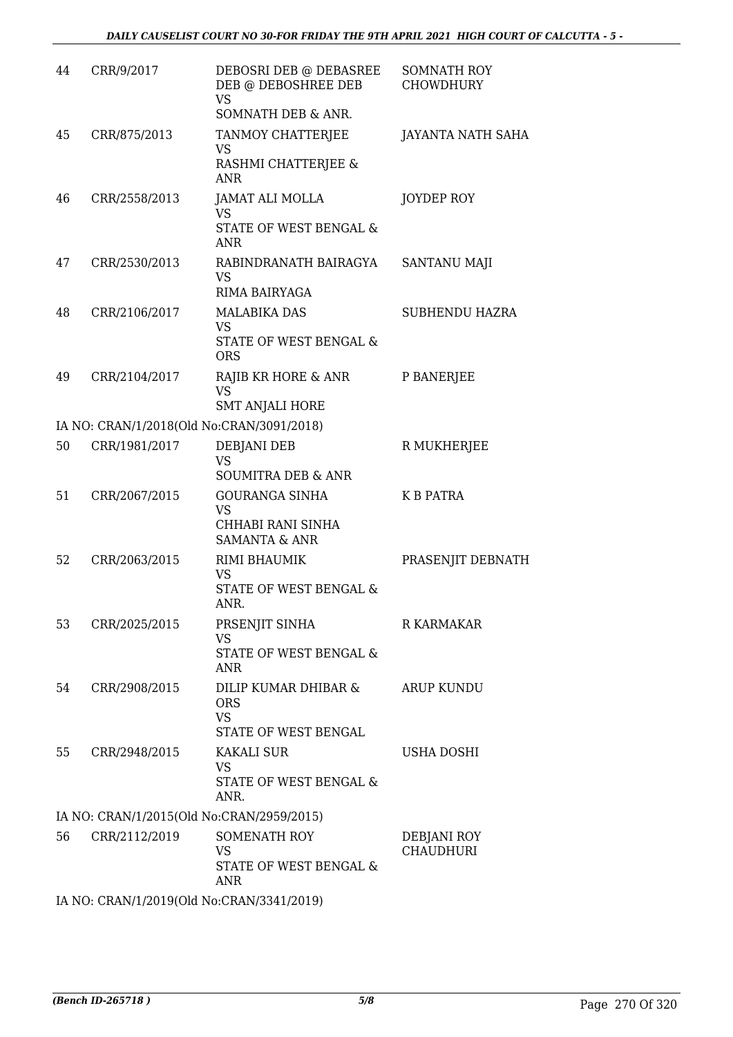| | | | |
|---|---|---|---|
| 44 | CRR/9/2017 | DEBOSRI DEB @ DEBASREE DEB @ DEBOSHREE DEB<br>VS<br>SOMNATH DEB & ANR. | SOMNATH ROY CHOWDHURY |
| 45 | CRR/875/2013 | TANMOY CHATTERJEE<br>VS<br>RASHMI CHATTERJEE & ANR | JAYANTA NATH SAHA |
| 46 | CRR/2558/2013 | JAMAT ALI MOLLA<br>VS<br>STATE OF WEST BENGAL & ANR | JOYDEP ROY |
| 47 | CRR/2530/2013 | RABINDRANATH BAIRAGYA<br>VS<br>RIMA BAIRYAGA | SANTANU MAJI |
| 48 | CRR/2106/2017 | MALABIKA DAS<br>VS<br>STATE OF WEST BENGAL & ORS | SUBHENDU HAZRA |
| 49 | CRR/2104/2017 | RAJIB KR HORE & ANR<br>VS<br>SMT ANJALI HORE | P BANERJEE |
| | IA NO: CRAN/1/2018(Old No:CRAN/3091/2018) | | |
| 50 | CRR/1981/2017 | DEBJANI DEB<br>VS<br>SOUMITRA DEB & ANR | R MUKHERJEE |
| 51 | CRR/2067/2015 | GOURANGA SINHA<br>VS<br>CHHABI RANI SINHA SAMANTA & ANR | K B PATRA |
| 52 | CRR/2063/2015 | RIMI BHAUMIK<br>VS<br>STATE OF WEST BENGAL & ANR. | PRASENJIT DEBNATH |
| 53 | CRR/2025/2015 | PRSENJIT SINHA<br>VS<br>STATE OF WEST BENGAL & ANR | R KARMAKAR |
| 54 | CRR/2908/2015 | DILIP KUMAR DHIBAR & ORS<br>VS<br>STATE OF WEST BENGAL | ARUP KUNDU |
| 55 | CRR/2948/2015 | KAKALI SUR<br>VS<br>STATE OF WEST BENGAL & ANR. | USHA DOSHI |
| | IA NO: CRAN/1/2015(Old No:CRAN/2959/2015) | | |
| 56 | CRR/2112/2019 | SOMENATH ROY<br>VS<br>STATE OF WEST BENGAL & ANR | DEBJANI ROY CHAUDHURI |
| | IA NO: CRAN/1/2019(Old No:CRAN/3341/2019) | | |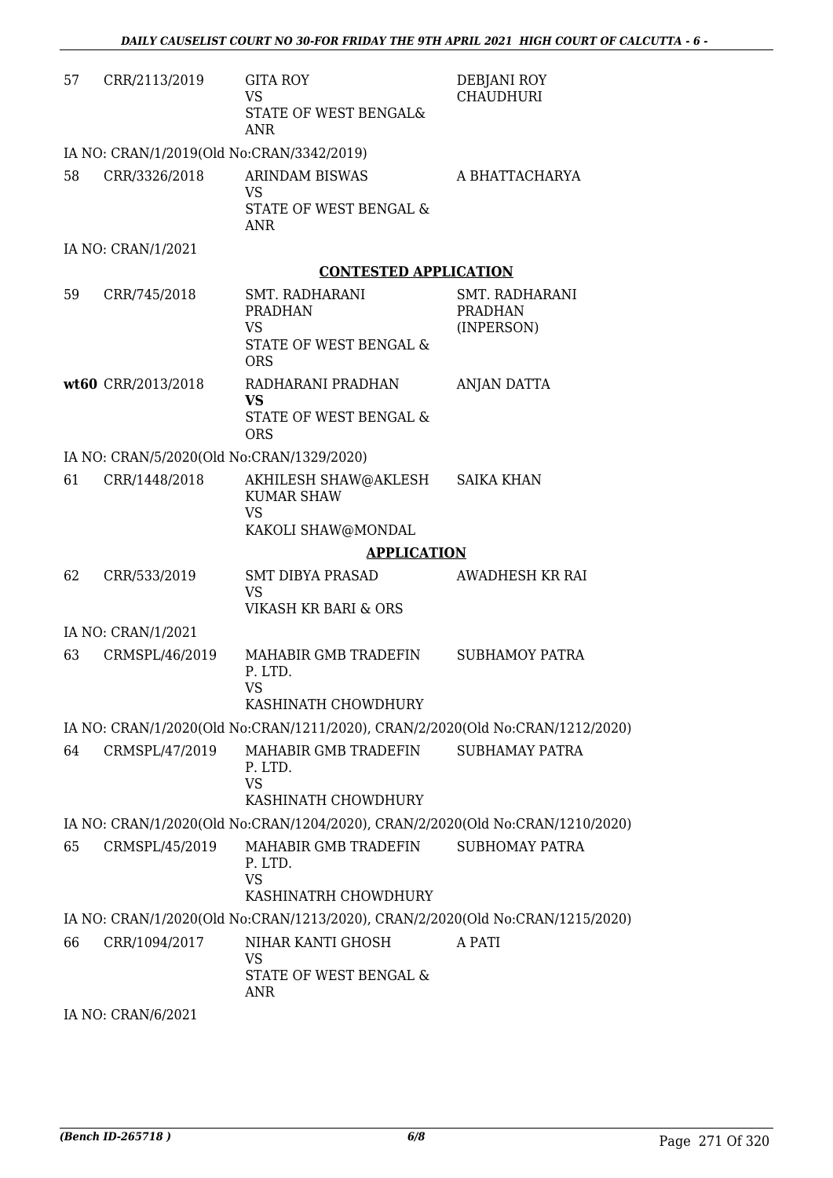| | | | |
|---|---|---|---|
| 57 | CRR/2113/2019 | GITA ROY<br>VS<br>STATE OF WEST BENGAL& ANR | DEBJANI ROY CHAUDHURI |

IA NO: CRAN/1/2019(Old No:CRAN/3342/2019)

| | | | |
|---|---|---|---|
| 58 | CRR/3326/2018 | ARINDAM BISWAS<br>VS<br>STATE OF WEST BENGAL & ANR | A BHATTACHARYA |

IA NO: CRAN/1/2021

**CONTESTED APPLICATION**

| | | | |
|---|---|---|---|
| 59 | CRR/745/2018 | SMT. RADHARANI PRADHAN<br>VS<br>STATE OF WEST BENGAL & ORS | SMT. RADHARANI PRADHAN (INPERSON) |
| **wt60** | CRR/2013/2018 | RADHARANI PRADHAN<br>**VS**<br>STATE OF WEST BENGAL & ORS | ANJAN DATTA |

IA NO: CRAN/5/2020(Old No:CRAN/1329/2020)

| | | | |
|---|---|---|---|
| 61 | CRR/1448/2018 | AKHILESH SHAW@AKLESH KUMAR SHAW<br>VS<br>KAKOLI SHAW@MONDAL | SAIKA KHAN |

**APPLICATION**

| | | | |
|---|---|---|---|
| 62 | CRR/533/2019 | SMT DIBYA PRASAD<br>VS<br>VIKASH KR BARI & ORS | AWADHESH KR RAI |

IA NO: CRAN/1/2021

| | | | |
|---|---|---|---|
| 63 | CRMSPL/46/2019 | MAHABIR GMB TRADEFIN P. LTD.<br>VS<br>KASHINATH CHOWDHURY | SUBHAMOY PATRA |

IA NO: CRAN/1/2020(Old No:CRAN/1211/2020), CRAN/2/2020(Old No:CRAN/1212/2020)

| | | | |
|---|---|---|---|
| 64 | CRMSPL/47/2019 | MAHABIR GMB TRADEFIN P. LTD.<br>VS<br>KASHINATH CHOWDHURY | SUBHAMAY PATRA |

IA NO: CRAN/1/2020(Old No:CRAN/1204/2020), CRAN/2/2020(Old No:CRAN/1210/2020)

| | | | |
|---|---|---|---|
| 65 | CRMSPL/45/2019 | MAHABIR GMB TRADEFIN P. LTD.<br>VS<br>KASHINATRH CHOWDHURY | SUBHOMAY PATRA |

IA NO: CRAN/1/2020(Old No:CRAN/1213/2020), CRAN/2/2020(Old No:CRAN/1215/2020)

| | | | |
|---|---|---|---|
| 66 | CRR/1094/2017 | NIHAR KANTI GHOSH<br>VS<br>STATE OF WEST BENGAL & ANR | A PATI |

IA NO: CRAN/6/2021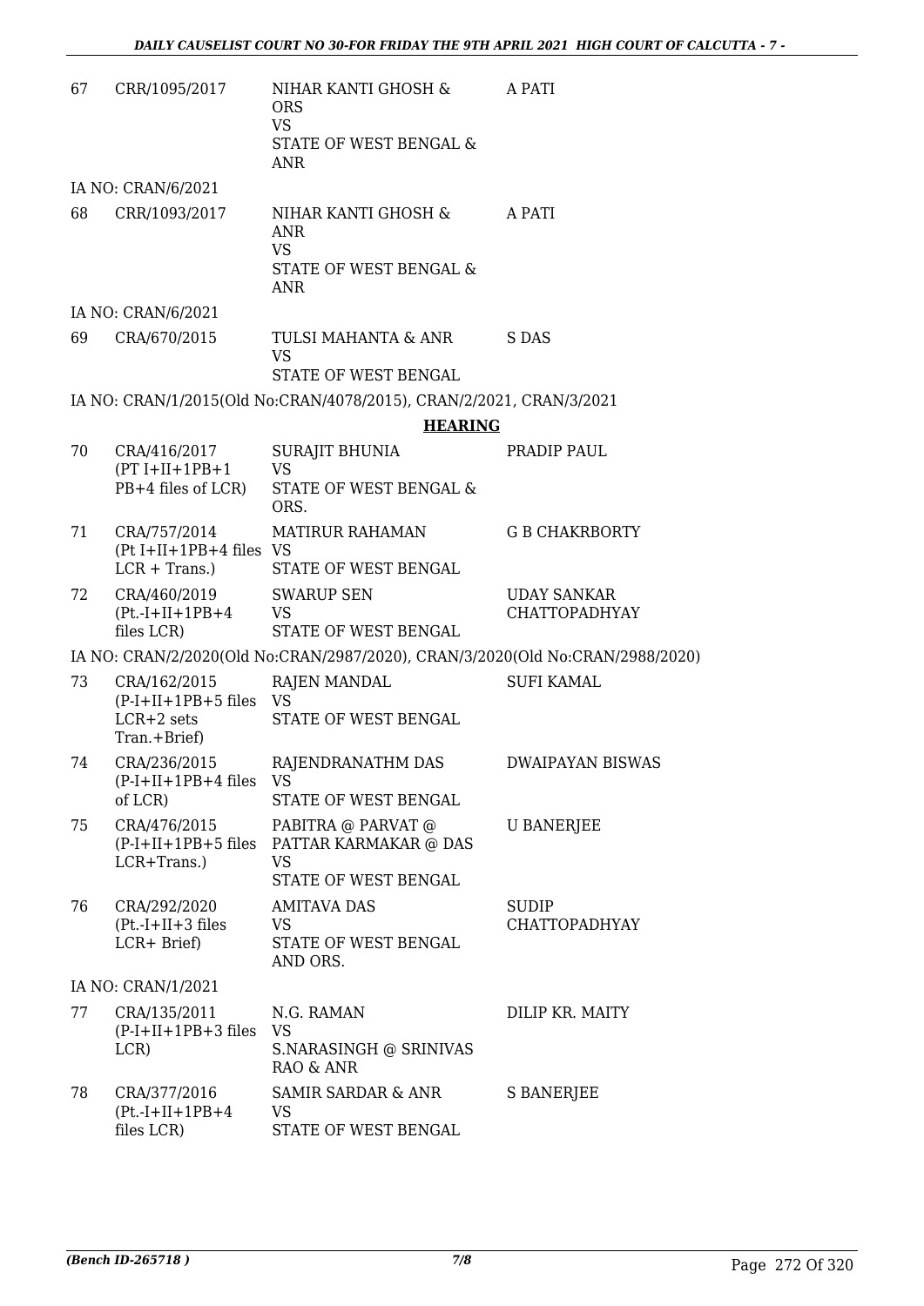| | | | |
|---|---|---|---|
| 67 | CRR/1095/2017 | NIHAR KANTI GHOSH & ORS<br>VS<br>STATE OF WEST BENGAL & ANR | A PATI |

IA NO: CRAN/6/2021

| | | | |
|---|---|---|---|
| 68 | CRR/1093/2017 | NIHAR KANTI GHOSH & ANR<br>VS<br>STATE OF WEST BENGAL & ANR | A PATI |

IA NO: CRAN/6/2021

| | | | |
|---|---|---|---|
| 69 | CRA/670/2015 | TULSI MAHANTA & ANR<br>VS<br>STATE OF WEST BENGAL | S DAS |

IA NO: CRAN/1/2015(Old No:CRAN/4078/2015), CRAN/2/2021, CRAN/3/2021

**HEARING**

| | | | |
|---|---|---|---|
| 70 | CRA/416/2017<br>(PT I+II+1PB+1 PB+4 files of LCR) | SURAJIT BHUNIA<br>VS<br>STATE OF WEST BENGAL & ORS. | PRADIP PAUL |
| 71 | CRA/757/2014<br>(Pt I+II+1PB+4 files LCR + Trans.) | MATIRUR RAHAMAN<br>VS<br>STATE OF WEST BENGAL | G B CHAKRBORTY |
| 72 | CRA/460/2019<br>(Pt.-I+II+1PB+4 files LCR) | SWARUP SEN<br>VS<br>STATE OF WEST BENGAL | UDAY SANKAR CHATTOPADHYAY |

IA NO: CRAN/2/2020(Old No:CRAN/2987/2020), CRAN/3/2020(Old No:CRAN/2988/2020)

| | | | |
|---|---|---|---|
| 73 | CRA/162/2015<br>(P-I+II+1PB+5 files LCR+2 sets Tran.+Brief) | RAJEN MANDAL<br>VS<br>STATE OF WEST BENGAL | SUFI KAMAL |
| 74 | CRA/236/2015<br>(P-I+II+1PB+4 files of LCR) | RAJENDRANATHM DAS<br>VS<br>STATE OF WEST BENGAL | DWAIPAYAN BISWAS |
| 75 | CRA/476/2015<br>(P-I+II+1PB+5 files LCR+Trans.) | PABITRA @ PARVAT @ PATTAR KARMAKAR @ DAS<br>VS<br>STATE OF WEST BENGAL | U BANERJEE |
| 76 | CRA/292/2020<br>(Pt.-I+II+3 files LCR+ Brief) | AMITAVA DAS<br>VS<br>STATE OF WEST BENGAL AND ORS. | SUDIP CHATTOPADHYAY |

IA NO: CRAN/1/2021

| | | | |
|---|---|---|---|
| 77 | CRA/135/2011<br>(P-I+II+1PB+3 files LCR) | N.G. RAMAN<br>VS<br>S.NARASINGH @ SRINIVAS RAO & ANR | DILIP KR. MAITY |
| 78 | CRA/377/2016<br>(Pt.-I+II+1PB+4 files LCR) | SAMIR SARDAR & ANR<br>VS<br>STATE OF WEST BENGAL | S BANERJEE |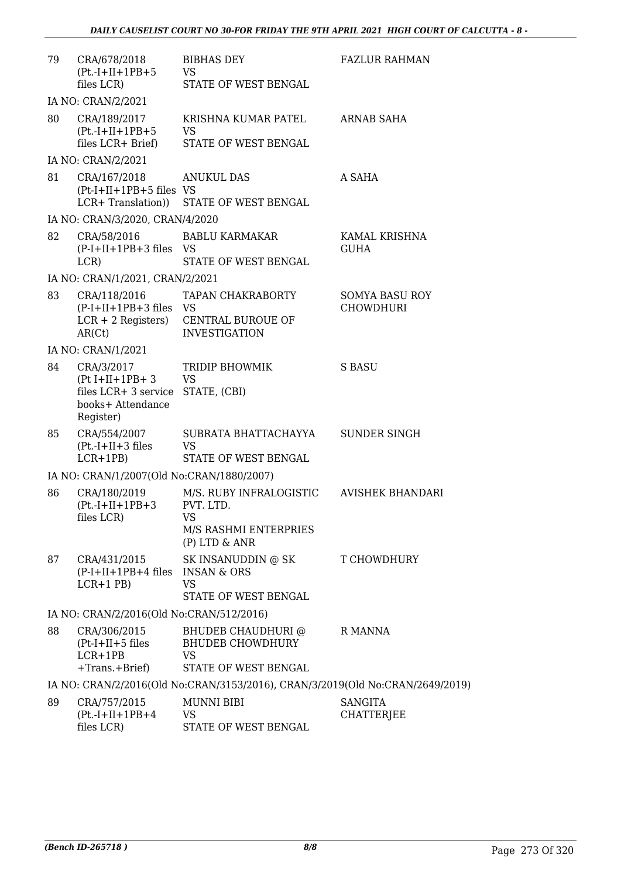| 79 | CRA/678/2018 (Pt.-I+II+1PB+5 files LCR) | BIBHAS DEY VS STATE OF WEST BENGAL | FAZLUR RAHMAN |
|---|---|---|---|
| | IA NO: CRAN/2/2021 | | |
| 80 | CRA/189/2017 (Pt.-I+II+1PB+5 files LCR+ Brief) | KRISHNA KUMAR PATEL VS STATE OF WEST BENGAL | ARNAB SAHA |
| | IA NO: CRAN/2/2021 | | |
| 81 | CRA/167/2018 (Pt-I+II+1PB+5 files LCR+ Translation)) | ANUKUL DAS VS STATE OF WEST BENGAL | A SAHA |
| | IA NO: CRAN/3/2020, CRAN/4/2020 | | |
| 82 | CRA/58/2016 (P-I+II+1PB+3 files LCR) | BABLU KARMAKAR VS STATE OF WEST BENGAL | KAMAL KRISHNA GUHA |
| | IA NO: CRAN/1/2021, CRAN/2/2021 | | |
| 83 | CRA/118/2016 (P-I+II+1PB+3 files LCR + 2 Registers) AR(Ct) | TAPAN CHAKRABORTY VS CENTRAL BUROUE OF INVESTIGATION | SOMYA BASU ROY CHOWDHURI |
| | IA NO: CRAN/1/2021 | | |
| 84 | CRA/3/2017 (Pt I+II+1PB+ 3 files LCR+ 3 service books+ Attendance Register) | TRIDIP BHOWMIK VS STATE, (CBI) | S BASU |
| 85 | CRA/554/2007 (Pt.-I+II+3 files LCR+1PB) | SUBRATA BHATTACHAYYA VS STATE OF WEST BENGAL | SUNDER SINGH |
| | IA NO: CRAN/1/2007(Old No:CRAN/1880/2007) | | |
| 86 | CRA/180/2019 (Pt.-I+II+1PB+3 files LCR) | M/S. RUBY INFRALOGISTIC PVT. LTD. VS M/S RASHMI ENTERPRIES (P) LTD & ANR | AVISHEK BHANDARI |
| 87 | CRA/431/2015 (P-I+II+1PB+4 files LCR+1 PB) | SK INSANUDDIN @ SK INSAN & ORS VS STATE OF WEST BENGAL | T CHOWDHURY |
| | IA NO: CRAN/2/2016(Old No:CRAN/512/2016) | | |
| 88 | CRA/306/2015 (Pt-I+II+5 files LCR+1PB +Trans.+Brief) | BHUDEB CHAUDHURI @ BHUDEB CHOWDHURY VS STATE OF WEST BENGAL | R MANNA |
| | IA NO: CRAN/2/2016(Old No:CRAN/3153/2016), CRAN/3/2019(Old No:CRAN/2649/2019) | | |
| 89 | CRA/757/2015 (Pt.-I+II+1PB+4 files LCR) | MUNNI BIBI VS STATE OF WEST BENGAL | SANGITA CHATTERJEE |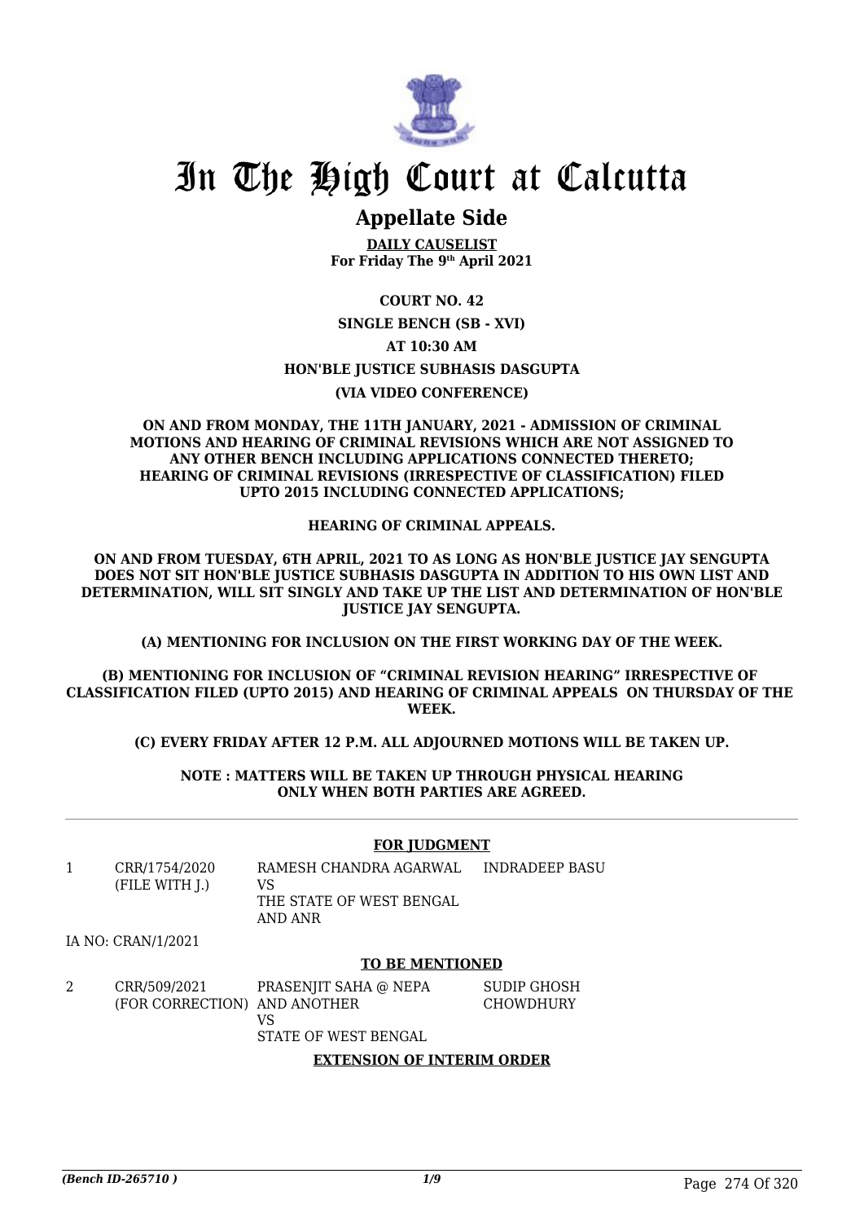# In The High Court at Calcutta

## Appellate Side

**DAILY CAUSELIST**
**For Friday The 9th April 2021**

**COURT NO. 42**

**SINGLE BENCH (SB - XVI)**

**AT 10:30 AM**

**HON'BLE JUSTICE SUBHASIS DASGUPTA**

**(VIA VIDEO CONFERENCE)**

**ON AND FROM MONDAY, THE 11TH JANUARY, 2021 - ADMISSION OF CRIMINAL MOTIONS AND HEARING OF CRIMINAL REVISIONS WHICH ARE NOT ASSIGNED TO ANY OTHER BENCH INCLUDING APPLICATIONS CONNECTED THERETO; HEARING OF CRIMINAL REVISIONS (IRRESPECTIVE OF CLASSIFICATION) FILED UPTO 2015 INCLUDING CONNECTED APPLICATIONS;**

**HEARING OF CRIMINAL APPEALS.**

**ON AND FROM TUESDAY, 6TH APRIL, 2021 TO AS LONG AS HON'BLE JUSTICE JAY SENGUPTA DOES NOT SIT HON'BLE JUSTICE SUBHASIS DASGUPTA IN ADDITION TO HIS OWN LIST AND DETERMINATION, WILL SIT SINGLY AND TAKE UP THE LIST AND DETERMINATION OF HON'BLE JUSTICE JAY SENGUPTA.**

**(A) MENTIONING FOR INCLUSION ON THE FIRST WORKING DAY OF THE WEEK.**

**(B) MENTIONING FOR INCLUSION OF "CRIMINAL REVISION HEARING" IRRESPECTIVE OF CLASSIFICATION FILED (UPTO 2015) AND HEARING OF CRIMINAL APPEALS ON THURSDAY OF THE WEEK.**

**(C) EVERY FRIDAY AFTER 12 P.M. ALL ADJOURNED MOTIONS WILL BE TAKEN UP.**

**NOTE : MATTERS WILL BE TAKEN UP THROUGH PHYSICAL HEARING ONLY WHEN BOTH PARTIES ARE AGREED.**

**FOR JUDGMENT**

| | | | |
|---|---|---|---|
| 1 | CRR/1754/2020 (FILE WITH J.) | RAMESH CHANDRA AGARWAL VS THE STATE OF WEST BENGAL AND ANR | INDRADEEP BASU |

IA NO: CRAN/1/2021

**TO BE MENTIONED**

| | | | |
|---|---|---|---|
| 2 | CRR/509/2021 (FOR CORRECTION) | PRASENJIT SAHA @ NEPA AND ANOTHER VS STATE OF WEST BENGAL | SUDIP GHOSH CHOWDHURY |

**EXTENSION OF INTERIM ORDER**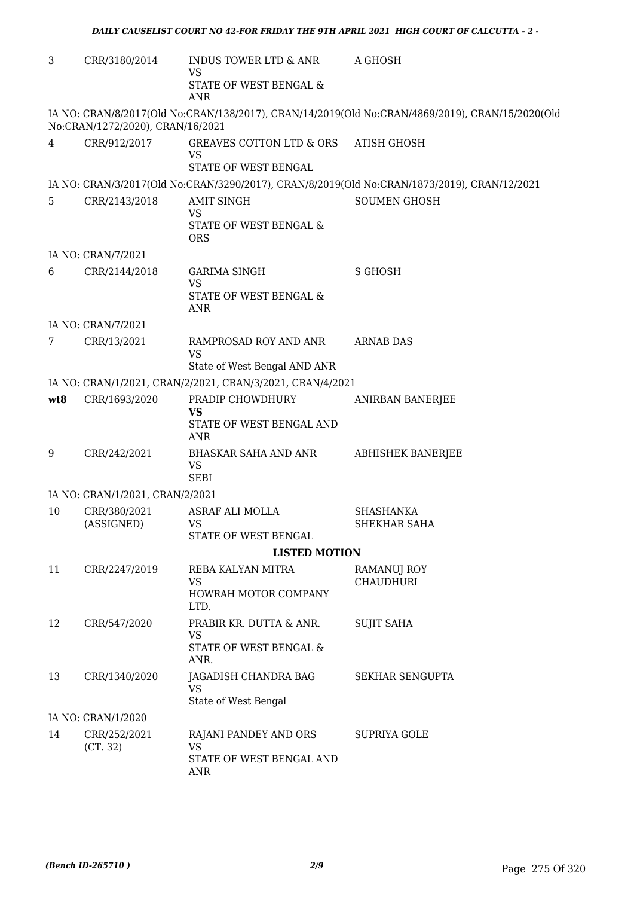| 3 | CRR/3180/2014 | INDUS TOWER LTD & ANR<br>VS<br>STATE OF WEST BENGAL & ANR | A GHOSH |
|---|---|---|---|

IA NO: CRAN/8/2017(Old No:CRAN/138/2017), CRAN/14/2019(Old No:CRAN/4869/2019), CRAN/15/2020(Old No:CRAN/1272/2020), CRAN/16/2021

| 4 | CRR/912/2017 | GREAVES COTTON LTD & ORS<br>VS<br>STATE OF WEST BENGAL | ATISH GHOSH |
|---|---|---|---|

IA NO: CRAN/3/2017(Old No:CRAN/3290/2017), CRAN/8/2019(Old No:CRAN/1873/2019), CRAN/12/2021

| 5 | CRR/2143/2018 | AMIT SINGH<br>VS<br>STATE OF WEST BENGAL & ORS | SOUMEN GHOSH |
|---|---|---|---|

IA NO: CRAN/7/2021

| 6 | CRR/2144/2018 | GARIMA SINGH<br>VS<br>STATE OF WEST BENGAL & ANR | S GHOSH |
|---|---|---|---|

IA NO: CRAN/7/2021

| 7 | CRR/13/2021 | RAMPROSAD ROY AND ANR<br>VS<br>State of West Bengal AND ANR | ARNAB DAS |
|---|---|---|---|

IA NO: CRAN/1/2021, CRAN/2/2021, CRAN/3/2021, CRAN/4/2021

| wt8 | CRR/1693/2020 | PRADIP CHOWDHURY<br>VS<br>STATE OF WEST BENGAL AND ANR | ANIRBAN BANERJEE |
|---|---|---|---|
| 9 | CRR/242/2021 | BHASKAR SAHA AND ANR<br>VS<br>SEBI | ABHISHEK BANERJEE |

IA NO: CRAN/1/2021, CRAN/2/2021

| 10 | CRR/380/2021 (ASSIGNED) | ASRAF ALI MOLLA<br>VS<br>STATE OF WEST BENGAL | SHASHANKA SHEKHAR SAHA |
|---|---|---|---|

**LISTED MOTION**

| 11 | CRR/2247/2019 | REBA KALYAN MITRA<br>VS<br>HOWRAH MOTOR COMPANY LTD. | RAMANUJ ROY CHAUDHURI |
|---|---|---|---|
| 12 | CRR/547/2020 | PRABIR KR. DUTTA & ANR.<br>VS<br>STATE OF WEST BENGAL & ANR. | SUJIT SAHA |
| 13 | CRR/1340/2020 | JAGADISH CHANDRA BAG<br>VS<br>State of West Bengal | SEKHAR SENGUPTA |

IA NO: CRAN/1/2020

| 14 | CRR/252/2021 (CT. 32) | RAJANI PANDEY AND ORS<br>VS<br>STATE OF WEST BENGAL AND ANR | SUPRIYA GOLE |
|---|---|---|---|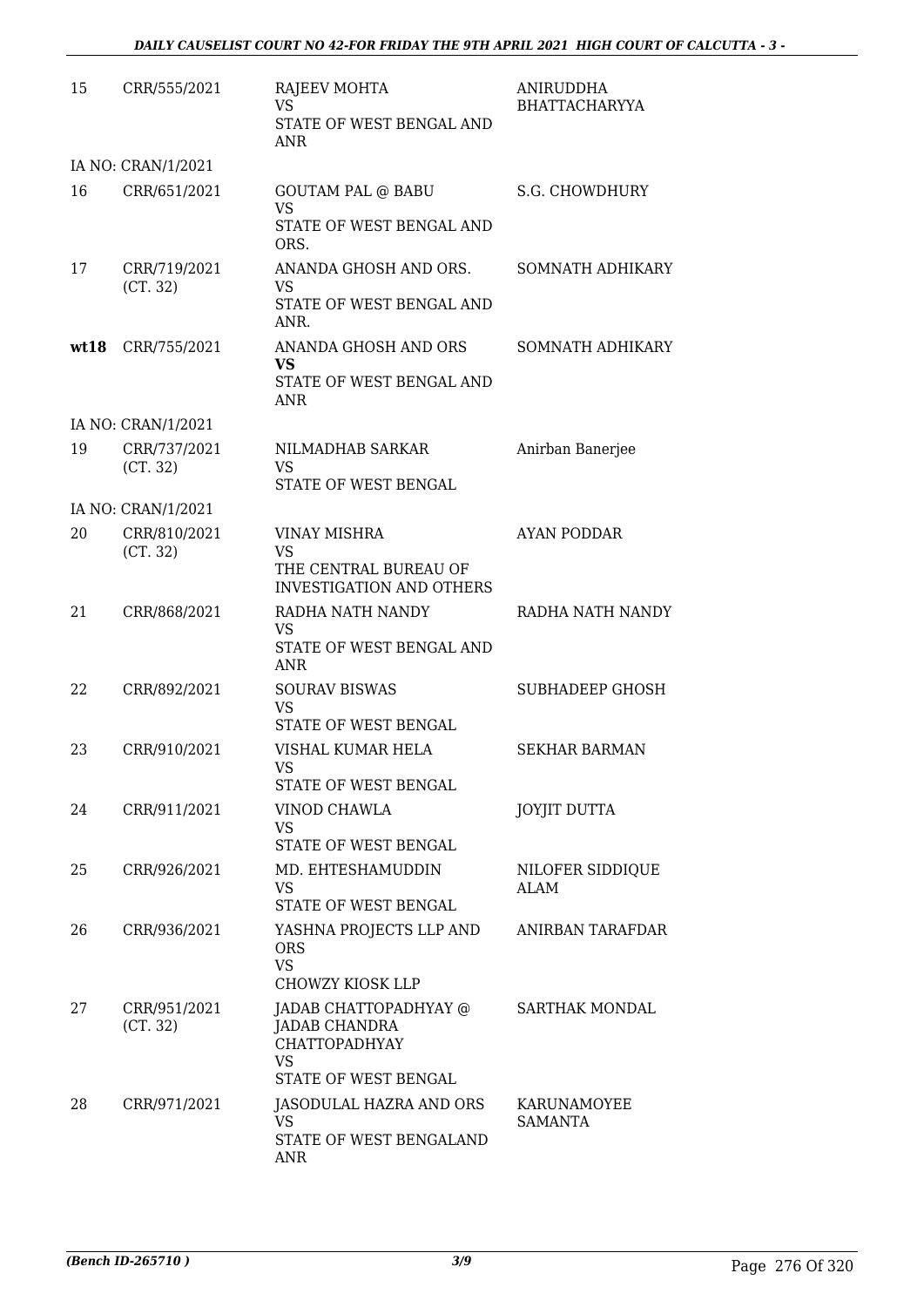| | | | |
|---|---|---|---|
| 15 | CRR/555/2021 | RAJEEV MOHTA<br>VS<br>STATE OF WEST BENGAL AND ANR | ANIRUDDHA BHATTACHARYYA |
| | IA NO: CRAN/1/2021 | | |
| 16 | CRR/651/2021 | GOUTAM PAL @ BABU<br>VS<br>STATE OF WEST BENGAL AND ORS. | S.G. CHOWDHURY |
| 17 | CRR/719/2021<br>(CT. 32) | ANANDA GHOSH AND ORS.<br>VS<br>STATE OF WEST BENGAL AND ANR. | SOMNATH ADHIKARY |
| **wt18** | CRR/755/2021 | ANANDA GHOSH AND ORS<br>**VS**<br>STATE OF WEST BENGAL AND ANR | SOMNATH ADHIKARY |
| | IA NO: CRAN/1/2021 | | |
| 19 | CRR/737/2021<br>(CT. 32) | NILMADHAB SARKAR<br>VS<br>STATE OF WEST BENGAL | Anirban Banerjee |
| | IA NO: CRAN/1/2021 | | |
| 20 | CRR/810/2021<br>(CT. 32) | VINAY MISHRA<br>VS<br>THE CENTRAL BUREAU OF INVESTIGATION AND OTHERS | AYAN PODDAR |
| 21 | CRR/868/2021 | RADHA NATH NANDY<br>VS<br>STATE OF WEST BENGAL AND ANR | RADHA NATH NANDY |
| 22 | CRR/892/2021 | SOURAV BISWAS<br>VS<br>STATE OF WEST BENGAL | SUBHADEEP GHOSH |
| 23 | CRR/910/2021 | VISHAL KUMAR HELA<br>VS<br>STATE OF WEST BENGAL | SEKHAR BARMAN |
| 24 | CRR/911/2021 | VINOD CHAWLA<br>VS<br>STATE OF WEST BENGAL | JOYJIT DUTTA |
| 25 | CRR/926/2021 | MD. EHTESHAMUDDIN<br>VS<br>STATE OF WEST BENGAL | NILOFER SIDDIQUE ALAM |
| 26 | CRR/936/2021 | YASHNA PROJECTS LLP AND ORS<br>VS<br>CHOWZY KIOSK LLP | ANIRBAN TARAFDAR |
| 27 | CRR/951/2021<br>(CT. 32) | JADAB CHATTOPADHYAY @ JADAB CHANDRA CHATTOPADHYAY<br>VS<br>STATE OF WEST BENGAL | SARTHAK MONDAL |
| 28 | CRR/971/2021 | JASODULAL HAZRA AND ORS<br>VS<br>STATE OF WEST BENGALAND ANR | KARUNAMOYEE SAMANTA |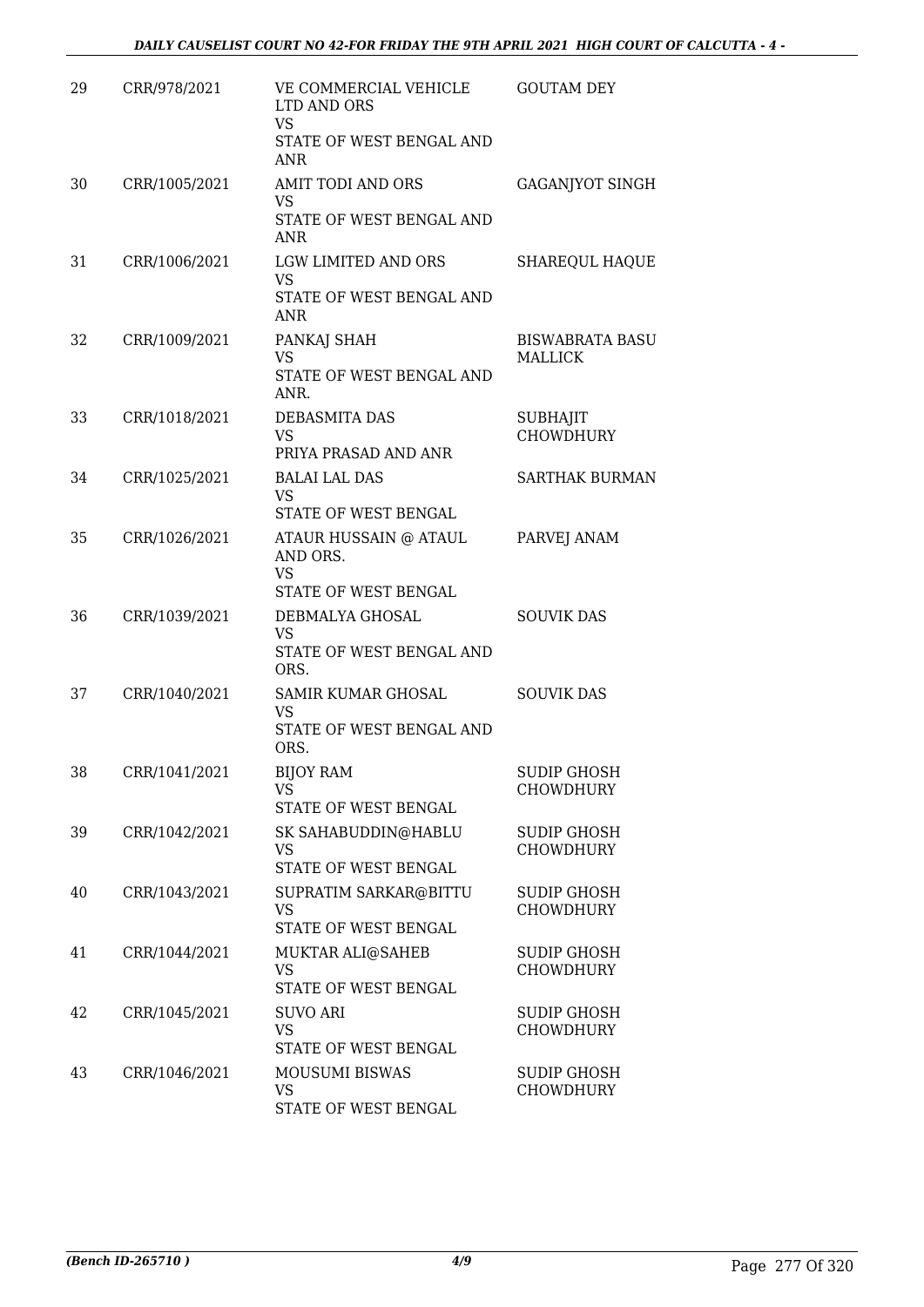| | | | |
|---|---|---|---|
| 29 | CRR/978/2021 | VE COMMERCIAL VEHICLE LTD AND ORS<br>VS<br>STATE OF WEST BENGAL AND ANR | GOUTAM DEY |
| 30 | CRR/1005/2021 | AMIT TODI AND ORS<br>VS<br>STATE OF WEST BENGAL AND ANR | GAGANJYOT SINGH |
| 31 | CRR/1006/2021 | LGW LIMITED AND ORS<br>VS<br>STATE OF WEST BENGAL AND ANR | SHAREQUL HAQUE |
| 32 | CRR/1009/2021 | PANKAJ SHAH<br>VS<br>STATE OF WEST BENGAL AND ANR. | BISWABRATA BASU MALLICK |
| 33 | CRR/1018/2021 | DEBASMITA DAS<br>VS<br>PRIYA PRASAD AND ANR | SUBHAJIT CHOWDHURY |
| 34 | CRR/1025/2021 | BALAI LAL DAS<br>VS<br>STATE OF WEST BENGAL | SARTHAK BURMAN |
| 35 | CRR/1026/2021 | ATAUR HUSSAIN @ ATAUL AND ORS.<br>VS<br>STATE OF WEST BENGAL | PARVEJ ANAM |
| 36 | CRR/1039/2021 | DEBMALYA GHOSAL<br>VS<br>STATE OF WEST BENGAL AND ORS. | SOUVIK DAS |
| 37 | CRR/1040/2021 | SAMIR KUMAR GHOSAL<br>VS<br>STATE OF WEST BENGAL AND ORS. | SOUVIK DAS |
| 38 | CRR/1041/2021 | BIJOY RAM<br>VS<br>STATE OF WEST BENGAL | SUDIP GHOSH CHOWDHURY |
| 39 | CRR/1042/2021 | SK SAHABUDDIN@HABLU<br>VS<br>STATE OF WEST BENGAL | SUDIP GHOSH CHOWDHURY |
| 40 | CRR/1043/2021 | SUPRATIM SARKAR@BITTU<br>VS<br>STATE OF WEST BENGAL | SUDIP GHOSH CHOWDHURY |
| 41 | CRR/1044/2021 | MUKTAR ALI@SAHEB<br>VS<br>STATE OF WEST BENGAL | SUDIP GHOSH CHOWDHURY |
| 42 | CRR/1045/2021 | SUVO ARI<br>VS<br>STATE OF WEST BENGAL | SUDIP GHOSH CHOWDHURY |
| 43 | CRR/1046/2021 | MOUSUMI BISWAS<br>VS<br>STATE OF WEST BENGAL | SUDIP GHOSH CHOWDHURY |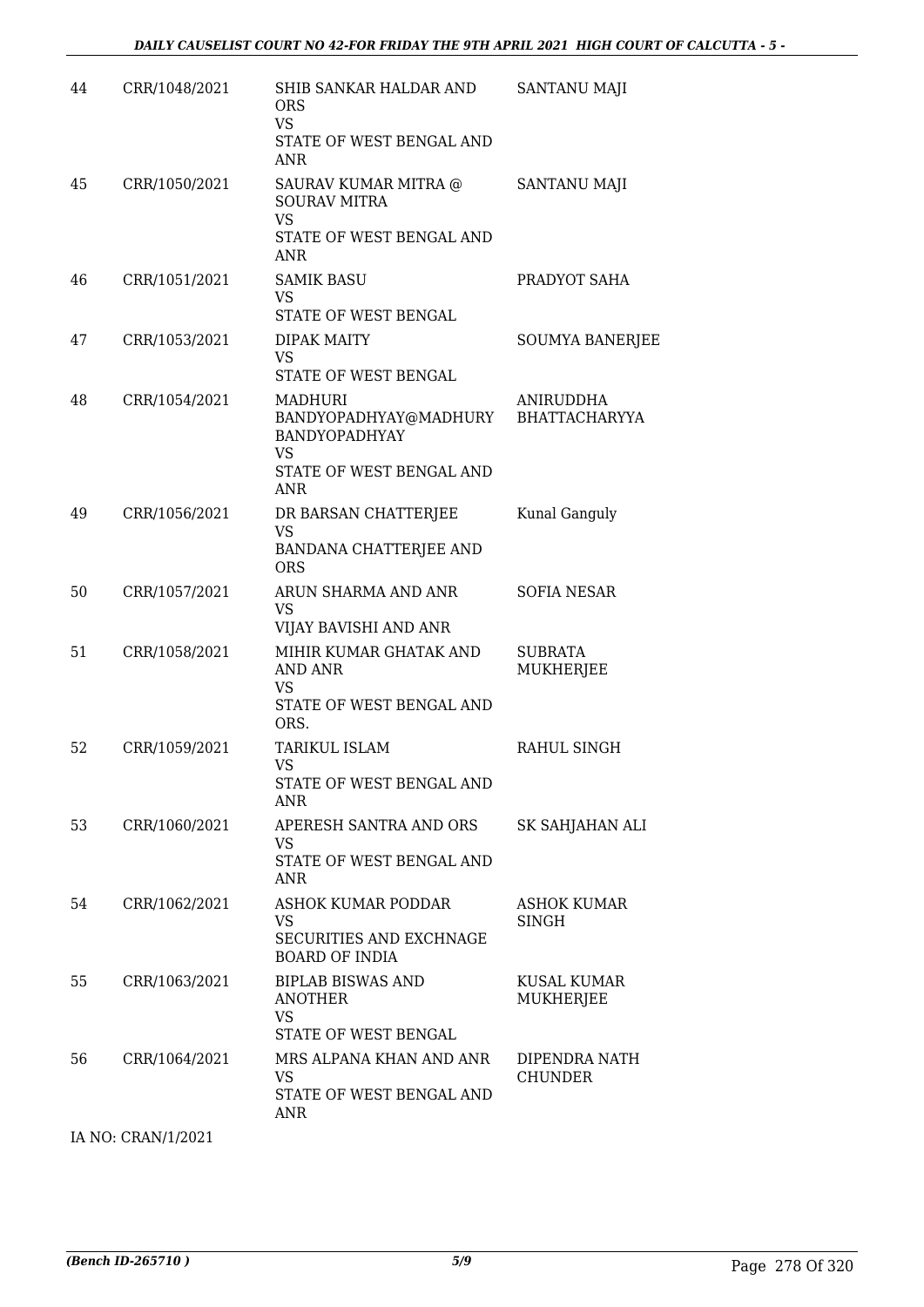| | | | |
|---|---|---|---|
| 44 | CRR/1048/2021 | SHIB SANKAR HALDAR AND ORS<br>VS<br>STATE OF WEST BENGAL AND ANR | SANTANU MAJI |
| 45 | CRR/1050/2021 | SAURAV KUMAR MITRA @ SOURAV MITRA<br>VS<br>STATE OF WEST BENGAL AND ANR | SANTANU MAJI |
| 46 | CRR/1051/2021 | SAMIK BASU<br>VS<br>STATE OF WEST BENGAL | PRADYOT SAHA |
| 47 | CRR/1053/2021 | DIPAK MAITY<br>VS<br>STATE OF WEST BENGAL | SOUMYA BANERJEE |
| 48 | CRR/1054/2021 | MADHURI BANDYOPADHYAY@MADHURY BANDYOPADHYAY<br>VS<br>STATE OF WEST BENGAL AND ANR | ANIRUDDHA BHATTACHARYYA |
| 49 | CRR/1056/2021 | DR BARSAN CHATTERJEE<br>VS<br>BANDANA CHATTERJEE AND ORS | Kunal Ganguly |
| 50 | CRR/1057/2021 | ARUN SHARMA AND ANR<br>VS<br>VIJAY BAVISHI AND ANR | SOFIA NESAR |
| 51 | CRR/1058/2021 | MIHIR KUMAR GHATAK AND AND ANR<br>VS<br>STATE OF WEST BENGAL AND ORS. | SUBRATA MUKHERJEE |
| 52 | CRR/1059/2021 | TARIKUL ISLAM<br>VS<br>STATE OF WEST BENGAL AND ANR | RAHUL SINGH |
| 53 | CRR/1060/2021 | APERESH SANTRA AND ORS<br>VS<br>STATE OF WEST BENGAL AND ANR | SK SAHJAHAN ALI |
| 54 | CRR/1062/2021 | ASHOK KUMAR PODDAR<br>VS<br>SECURITIES AND EXCHNAGE BOARD OF INDIA | ASHOK KUMAR SINGH |
| 55 | CRR/1063/2021 | BIPLAB BISWAS AND ANOTHER<br>VS<br>STATE OF WEST BENGAL | KUSAL KUMAR MUKHERJEE |
| 56 | CRR/1064/2021 | MRS ALPANA KHAN AND ANR<br>VS<br>STATE OF WEST BENGAL AND ANR | DIPENDRA NATH CHUNDER |

IA NO: CRAN/1/2021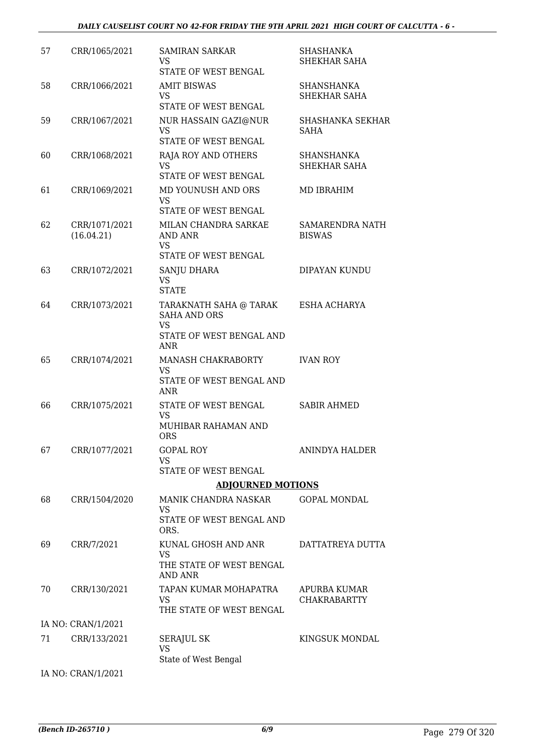| | | | |
|---|---|---|---|
| 57 | CRR/1065/2021 | SAMIRAN SARKAR<br>VS<br>STATE OF WEST BENGAL | SHASHANKA SHEKHAR SAHA |
| 58 | CRR/1066/2021 | AMIT BISWAS<br>VS<br>STATE OF WEST BENGAL | SHANSHANKA SHEKHAR SAHA |
| 59 | CRR/1067/2021 | NUR HASSAIN GAZI@NUR<br>VS<br>STATE OF WEST BENGAL | SHASHANKA SEKHAR SAHA |
| 60 | CRR/1068/2021 | RAJA ROY AND OTHERS<br>VS<br>STATE OF WEST BENGAL | SHANSHANKA SHEKHAR SAHA |
| 61 | CRR/1069/2021 | MD YOUNUSH AND ORS<br>VS<br>STATE OF WEST BENGAL | MD IBRAHIM |
| 62 | CRR/1071/2021 (16.04.21) | MILAN CHANDRA SARKAE AND ANR<br>VS<br>STATE OF WEST BENGAL | SAMARENDRA NATH BISWAS |
| 63 | CRR/1072/2021 | SANJU DHARA<br>VS<br>STATE | DIPAYAN KUNDU |
| 64 | CRR/1073/2021 | TARAKNATH SAHA @ TARAK SAHA AND ORS<br>VS<br>STATE OF WEST BENGAL AND ANR | ESHA ACHARYA |
| 65 | CRR/1074/2021 | MANASH CHAKRABORTY<br>VS<br>STATE OF WEST BENGAL AND ANR | IVAN ROY |
| 66 | CRR/1075/2021 | STATE OF WEST BENGAL<br>VS<br>MUHIBAR RAHAMAN AND ORS | SABIR AHMED |
| 67 | CRR/1077/2021 | GOPAL ROY<br>VS<br>STATE OF WEST BENGAL | ANINDYA HALDER |

## ADJOURNED MOTIONS

| | | | |
|---|---|---|---|
| 68 | CRR/1504/2020 | MANIK CHANDRA NASKAR<br>VS<br>STATE OF WEST BENGAL AND ORS. | GOPAL MONDAL |
| 69 | CRR/7/2021 | KUNAL GHOSH AND ANR<br>VS<br>THE STATE OF WEST BENGAL AND ANR | DATTATREYA DUTTA |
| 70 | CRR/130/2021 | TAPAN KUMAR MOHAPATRA<br>VS<br>THE STATE OF WEST BENGAL | APURBA KUMAR CHAKRABARTTY |
| | IA NO: CRAN/1/2021 | | |
| 71 | CRR/133/2021 | SERAJUL SK<br>VS<br>State of West Bengal | KINGSUK MONDAL |
| | IA NO: CRAN/1/2021 | | |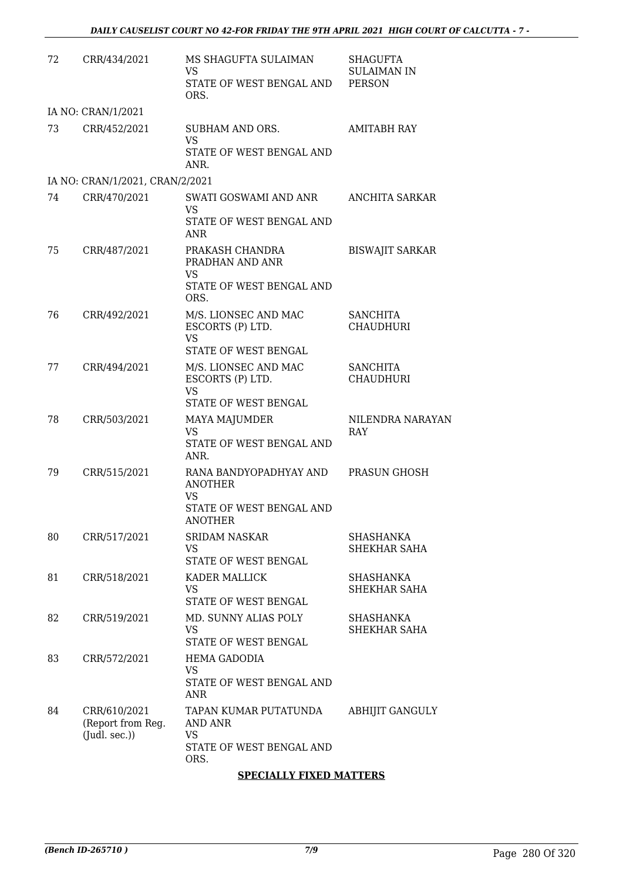| | | | |
|---|---|---|---|
| 72 | CRR/434/2021 | MS SHAGUFTA SULAIMAN<br>VS<br>STATE OF WEST BENGAL AND ORS. | SHAGUFTA SULAIMAN IN PERSON |
| | IA NO: CRAN/1/2021 | | |
| 73 | CRR/452/2021 | SUBHAM AND ORS.<br>VS<br>STATE OF WEST BENGAL AND ANR. | AMITABH RAY |
| | IA NO: CRAN/1/2021, CRAN/2/2021 | | |
| 74 | CRR/470/2021 | SWATI GOSWAMI AND ANR<br>VS<br>STATE OF WEST BENGAL AND ANR | ANCHITA SARKAR |
| 75 | CRR/487/2021 | PRAKASH CHANDRA PRADHAN AND ANR<br>VS<br>STATE OF WEST BENGAL AND ORS. | BISWAJIT SARKAR |
| 76 | CRR/492/2021 | M/S. LIONSEC AND MAC ESCORTS (P) LTD.<br>VS<br>STATE OF WEST BENGAL | SANCHITA CHAUDHURI |
| 77 | CRR/494/2021 | M/S. LIONSEC AND MAC ESCORTS (P) LTD.<br>VS<br>STATE OF WEST BENGAL | SANCHITA CHAUDHURI |
| 78 | CRR/503/2021 | MAYA MAJUMDER<br>VS<br>STATE OF WEST BENGAL AND ANR. | NILENDRA NARAYAN RAY |
| 79 | CRR/515/2021 | RANA BANDYOPADHYAY AND ANOTHER<br>VS<br>STATE OF WEST BENGAL AND ANOTHER | PRASUN GHOSH |
| 80 | CRR/517/2021 | SRIDAM NASKAR<br>VS<br>STATE OF WEST BENGAL | SHASHANKA SHEKHAR SAHA |
| 81 | CRR/518/2021 | KADER MALLICK<br>VS<br>STATE OF WEST BENGAL | SHASHANKA SHEKHAR SAHA |
| 82 | CRR/519/2021 | MD. SUNNY ALIAS POLY<br>VS<br>STATE OF WEST BENGAL | SHASHANKA SHEKHAR SAHA |
| 83 | CRR/572/2021 | HEMA GADODIA<br>VS<br>STATE OF WEST BENGAL AND ANR | |
| 84 | CRR/610/2021 (Report from Reg. (Judl. sec.)) | TAPAN KUMAR PUTATUNDA AND ANR<br>VS<br>STATE OF WEST BENGAL AND ORS. | ABHIJIT GANGULY |

**SPECIALLY FIXED MATTERS**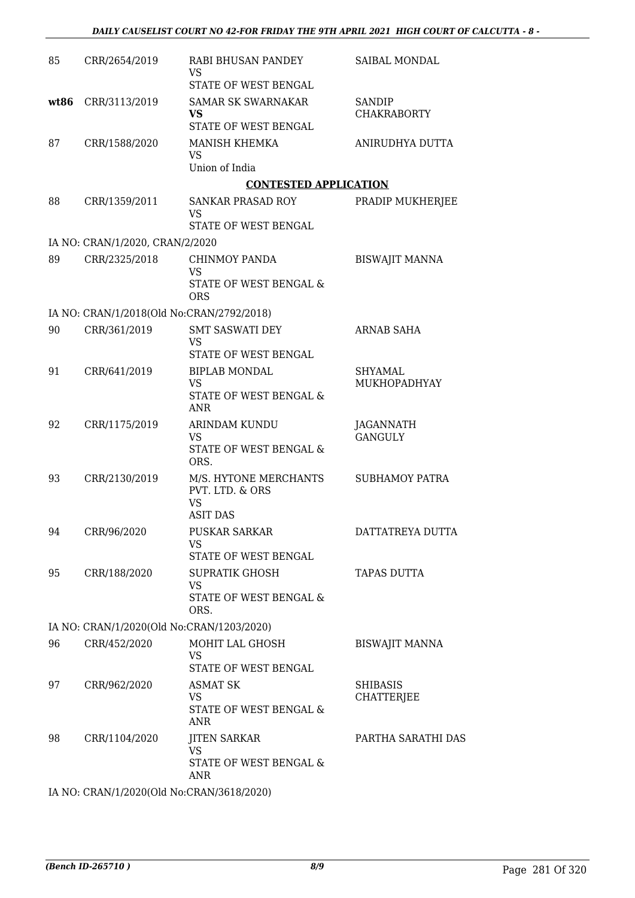| | | | |
|---|---|---|---|
| 85 | CRR/2654/2019 | RABI BHUSAN PANDEY<br>VS<br>STATE OF WEST BENGAL | SAIBAL MONDAL |
| **wt86** | CRR/3113/2019 | SAMAR SK SWARNAKAR<br>**VS**<br>STATE OF WEST BENGAL | SANDIP CHAKRABORTY |
| 87 | CRR/1588/2020 | MANISH KHEMKA<br>VS<br>Union of India | ANIRUDHYA DUTTA |

**CONTESTED APPLICATION**

| | | | |
|---|---|---|---|
| 88 | CRR/1359/2011 | SANKAR PRASAD ROY<br>VS<br>STATE OF WEST BENGAL | PRADIP MUKHERJEE |
| | IA NO: CRAN/1/2020, CRAN/2/2020 | | |
| 89 | CRR/2325/2018 | CHINMOY PANDA<br>VS<br>STATE OF WEST BENGAL & ORS | BISWAJIT MANNA |
| | IA NO: CRAN/1/2018(Old No:CRAN/2792/2018) | | |
| 90 | CRR/361/2019 | SMT SASWATI DEY<br>VS<br>STATE OF WEST BENGAL | ARNAB SAHA |
| 91 | CRR/641/2019 | BIPLAB MONDAL<br>VS<br>STATE OF WEST BENGAL & ANR | SHYAMAL MUKHOPADHYAY |
| 92 | CRR/1175/2019 | ARINDAM KUNDU<br>VS<br>STATE OF WEST BENGAL & ORS. | JAGANNATH GANGULY |
| 93 | CRR/2130/2019 | M/S. HYTONE MERCHANTS PVT. LTD. & ORS<br>VS<br>ASIT DAS | SUBHAMOY PATRA |
| 94 | CRR/96/2020 | PUSKAR SARKAR<br>VS<br>STATE OF WEST BENGAL | DATTATREYA DUTTA |
| 95 | CRR/188/2020 | SUPRATIK GHOSH<br>VS<br>STATE OF WEST BENGAL & ORS. | TAPAS DUTTA |
| | IA NO: CRAN/1/2020(Old No:CRAN/1203/2020) | | |
| 96 | CRR/452/2020 | MOHIT LAL GHOSH<br>VS<br>STATE OF WEST BENGAL | BISWAJIT MANNA |
| 97 | CRR/962/2020 | ASMAT SK<br>VS<br>STATE OF WEST BENGAL & ANR | SHIBASIS CHATTERJEE |
| 98 | CRR/1104/2020 | JITEN SARKAR<br>VS<br>STATE OF WEST BENGAL & ANR | PARTHA SARATHI DAS |
| | IA NO: CRAN/1/2020(Old No:CRAN/3618/2020) | | |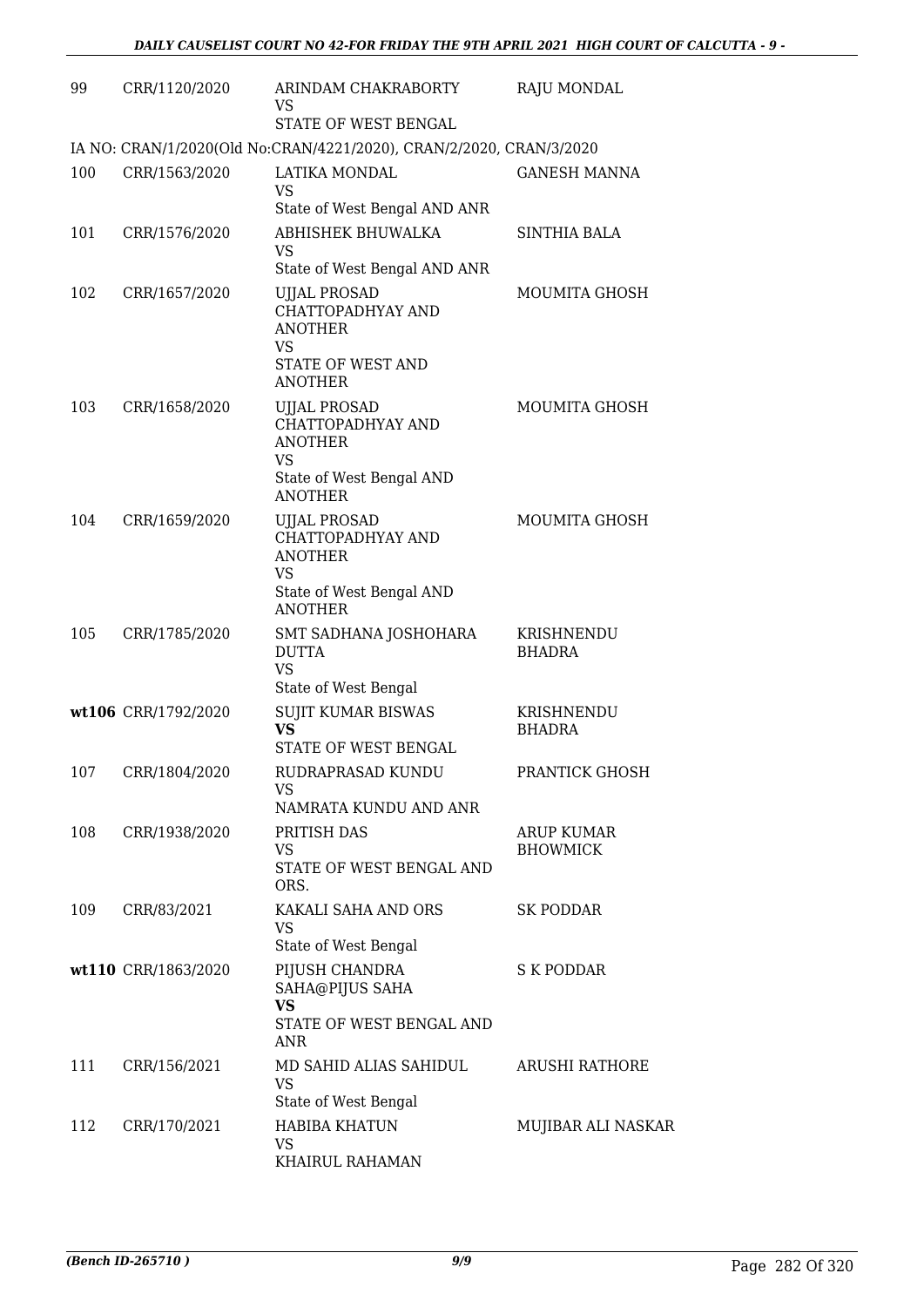| | | | |
|---|---|---|---|
| 99 | CRR/1120/2020 | ARINDAM CHAKRABORTY<br>VS<br>STATE OF WEST BENGAL | RAJU MONDAL |
| IA NO: CRAN/1/2020(Old No:CRAN/4221/2020), CRAN/2/2020, CRAN/3/2020 | | | |
| 100 | CRR/1563/2020 | LATIKA MONDAL<br>VS<br>State of West Bengal AND ANR | GANESH MANNA |
| 101 | CRR/1576/2020 | ABHISHEK BHUWALKA<br>VS<br>State of West Bengal AND ANR | SINTHIA BALA |
| 102 | CRR/1657/2020 | UJJAL PROSAD CHATTOPADHYAY AND ANOTHER<br>VS<br>STATE OF WEST AND ANOTHER | MOUMITA GHOSH |
| 103 | CRR/1658/2020 | UJJAL PROSAD CHATTOPADHYAY AND ANOTHER<br>VS<br>State of West Bengal AND ANOTHER | MOUMITA GHOSH |
| 104 | CRR/1659/2020 | UJJAL PROSAD CHATTOPADHYAY AND ANOTHER<br>VS<br>State of West Bengal AND ANOTHER | MOUMITA GHOSH |
| 105 | CRR/1785/2020 | SMT SADHANA JOSHOHARA DUTTA<br>VS<br>State of West Bengal | KRISHNENDU BHADRA |
| **wt106** | CRR/1792/2020 | SUJIT KUMAR BISWAS<br>**VS**<br>STATE OF WEST BENGAL | KRISHNENDU BHADRA |
| 107 | CRR/1804/2020 | RUDRAPRASAD KUNDU<br>VS<br>NAMRATA KUNDU AND ANR | PRANTICK GHOSH |
| 108 | CRR/1938/2020 | PRITISH DAS<br>VS<br>STATE OF WEST BENGAL AND ORS. | ARUP KUMAR BHOWMICK |
| 109 | CRR/83/2021 | KAKALI SAHA AND ORS<br>VS<br>State of West Bengal | SK PODDAR |
| **wt110** | CRR/1863/2020 | PIJUSH CHANDRA SAHA@PIJUS SAHA<br>**VS**<br>STATE OF WEST BENGAL AND ANR | S K PODDAR |
| 111 | CRR/156/2021 | MD SAHID ALIAS SAHIDUL<br>VS<br>State of West Bengal | ARUSHI RATHORE |
| 112 | CRR/170/2021 | HABIBA KHATUN<br>VS<br>KHAIRUL RAHAMAN | MUJIBAR ALI NASKAR |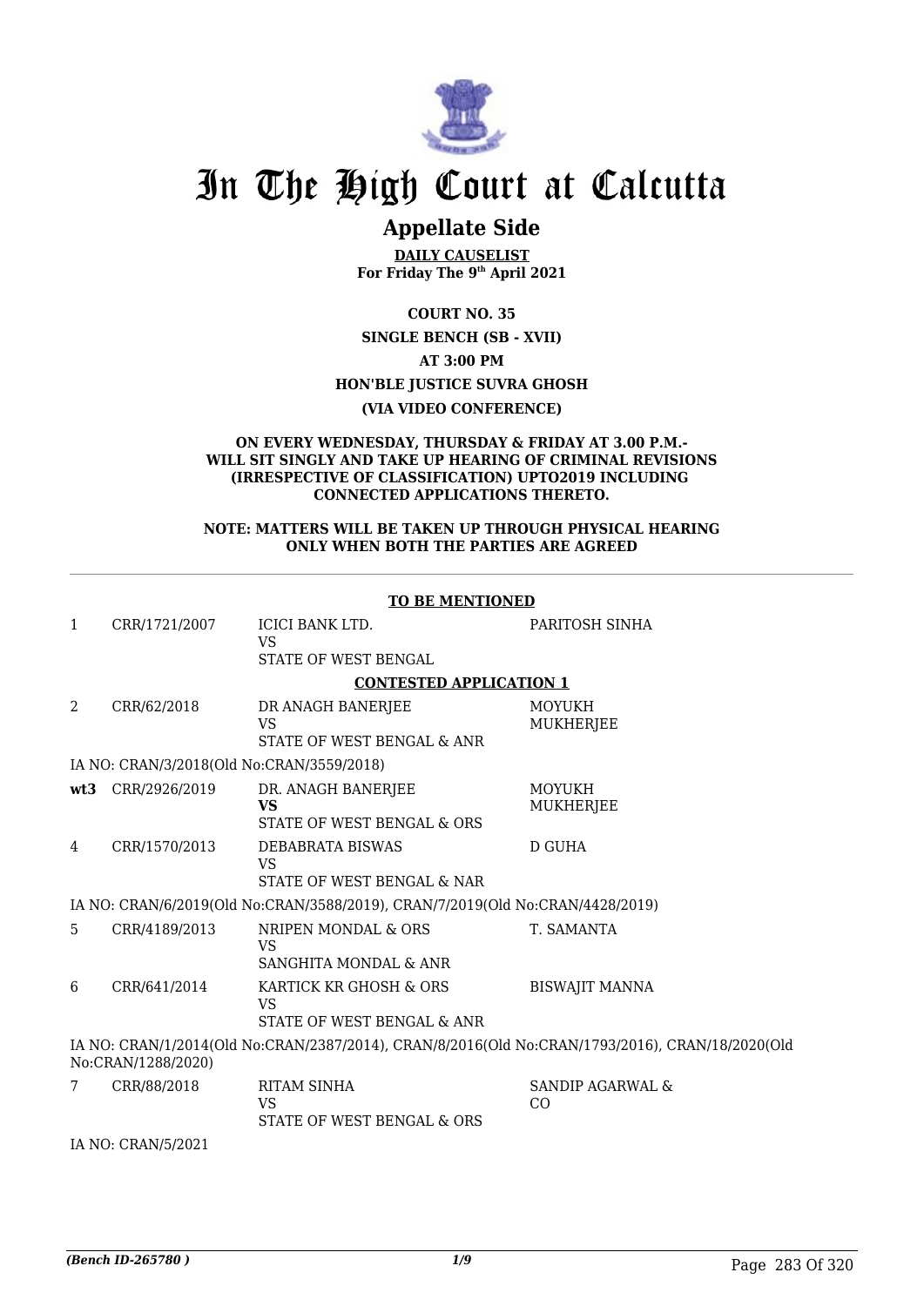# In The High Court at Calcutta

## Appellate Side

**DAILY CAUSELIST**
**For Friday The 9th April 2021**

**COURT NO. 35**

**SINGLE BENCH (SB - XVII)**

**AT 3:00 PM**

**HON'BLE JUSTICE SUVRA GHOSH**

**(VIA VIDEO CONFERENCE)**

**ON EVERY WEDNESDAY, THURSDAY & FRIDAY AT 3.00 P.M.- WILL SIT SINGLY AND TAKE UP HEARING OF CRIMINAL REVISIONS (IRRESPECTIVE OF CLASSIFICATION) UPTO2019 INCLUDING CONNECTED APPLICATIONS THERETO.**

**NOTE: MATTERS WILL BE TAKEN UP THROUGH PHYSICAL HEARING ONLY WHEN BOTH THE PARTIES ARE AGREED**

**TO BE MENTIONED**

| | | | |
|---|---|---|---|
| 1 | CRR/1721/2007 | ICICI BANK LTD.<br>VS<br>STATE OF WEST BENGAL | PARITOSH SINHA |

**CONTESTED APPLICATION 1**

| | | | |
|---|---|---|---|
| 2 | CRR/62/2018 | DR ANAGH BANERJEE<br>VS<br>STATE OF WEST BENGAL & ANR | MOYUKH MUKHERJEE |
| | IA NO: CRAN/3/2018(Old No:CRAN/3559/2018) | | |
| **wt3** | CRR/2926/2019 | DR. ANAGH BANERJEE<br>**VS**<br>STATE OF WEST BENGAL & ORS | MOYUKH MUKHERJEE |
| 4 | CRR/1570/2013 | DEBABRATA BISWAS<br>VS<br>STATE OF WEST BENGAL & NAR | D GUHA |
| | IA NO: CRAN/6/2019(Old No:CRAN/3588/2019), CRAN/7/2019(Old No:CRAN/4428/2019) | | |
| 5 | CRR/4189/2013 | NRIPEN MONDAL & ORS<br>VS<br>SANGHITA MONDAL & ANR | T. SAMANTA |
| 6 | CRR/641/2014 | KARTICK KR GHOSH & ORS<br>VS<br>STATE OF WEST BENGAL & ANR | BISWAJIT MANNA |
| | IA NO: CRAN/1/2014(Old No:CRAN/2387/2014), CRAN/8/2016(Old No:CRAN/1793/2016), CRAN/18/2020(Old No:CRAN/1288/2020) | | |
| 7 | CRR/88/2018 | RITAM SINHA<br>VS<br>STATE OF WEST BENGAL & ORS | SANDIP AGARWAL & CO |
| | IA NO: CRAN/5/2021 | | |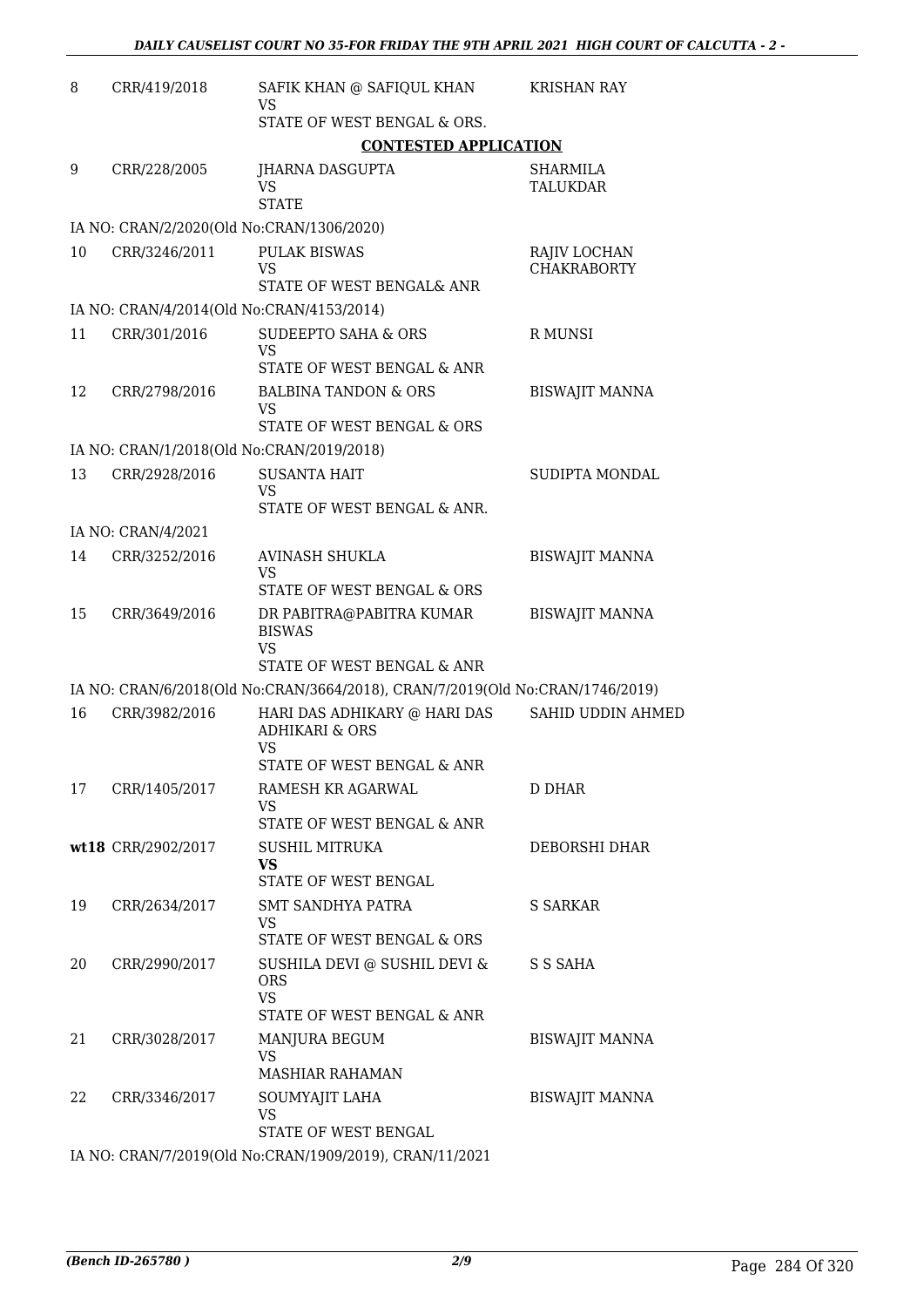| | | | |
|---|---|---|---|
| 8 | CRR/419/2018 | SAFIK KHAN @ SAFIQUL KHAN<br>VS<br>STATE OF WEST BENGAL & ORS. | KRISHAN RAY |

**CONTESTED APPLICATION**

| | | | |
|---|---|---|---|
| 9 | CRR/228/2005 | JHARNA DASGUPTA<br>VS<br>STATE | SHARMILA TALUKDAR |
| | IA NO: CRAN/2/2020(Old No:CRAN/1306/2020) | | |
| 10 | CRR/3246/2011 | PULAK BISWAS<br>VS<br>STATE OF WEST BENGAL& ANR | RAJIV LOCHAN CHAKRABORTY |
| | IA NO: CRAN/4/2014(Old No:CRAN/4153/2014) | | |
| 11 | CRR/301/2016 | SUDEEPTO SAHA & ORS<br>VS<br>STATE OF WEST BENGAL & ANR | R MUNSI |
| 12 | CRR/2798/2016 | BALBINA TANDON & ORS<br>VS<br>STATE OF WEST BENGAL & ORS | BISWAJIT MANNA |
| | IA NO: CRAN/1/2018(Old No:CRAN/2019/2018) | | |
| 13 | CRR/2928/2016 | SUSANTA HAIT<br>VS<br>STATE OF WEST BENGAL & ANR. | SUDIPTA MONDAL |
| | IA NO: CRAN/4/2021 | | |
| 14 | CRR/3252/2016 | AVINASH SHUKLA<br>VS<br>STATE OF WEST BENGAL & ORS | BISWAJIT MANNA |
| 15 | CRR/3649/2016 | DR PABITRA@PABITRA KUMAR BISWAS<br>VS<br>STATE OF WEST BENGAL & ANR | BISWAJIT MANNA |
| | IA NO: CRAN/6/2018(Old No:CRAN/3664/2018), CRAN/7/2019(Old No:CRAN/1746/2019) | | |
| 16 | CRR/3982/2016 | HARI DAS ADHIKARY @ HARI DAS ADHIKARI & ORS<br>VS<br>STATE OF WEST BENGAL & ANR | SAHID UDDIN AHMED |
| 17 | CRR/1405/2017 | RAMESH KR AGARWAL<br>VS<br>STATE OF WEST BENGAL & ANR | D DHAR |
| wt18 | CRR/2902/2017 | SUSHIL MITRUKA<br>**VS**<br>STATE OF WEST BENGAL | DEBORSHI DHAR |
| 19 | CRR/2634/2017 | SMT SANDHYA PATRA<br>VS<br>STATE OF WEST BENGAL & ORS | S SARKAR |
| 20 | CRR/2990/2017 | SUSHILA DEVI @ SUSHIL DEVI & ORS<br>VS<br>STATE OF WEST BENGAL & ANR | S S SAHA |
| 21 | CRR/3028/2017 | MANJURA BEGUM<br>VS<br>MASHIAR RAHAMAN | BISWAJIT MANNA |
| 22 | CRR/3346/2017 | SOUMYAJIT LAHA<br>VS<br>STATE OF WEST BENGAL | BISWAJIT MANNA |
| | IA NO: CRAN/7/2019(Old No:CRAN/1909/2019), CRAN/11/2021 | | |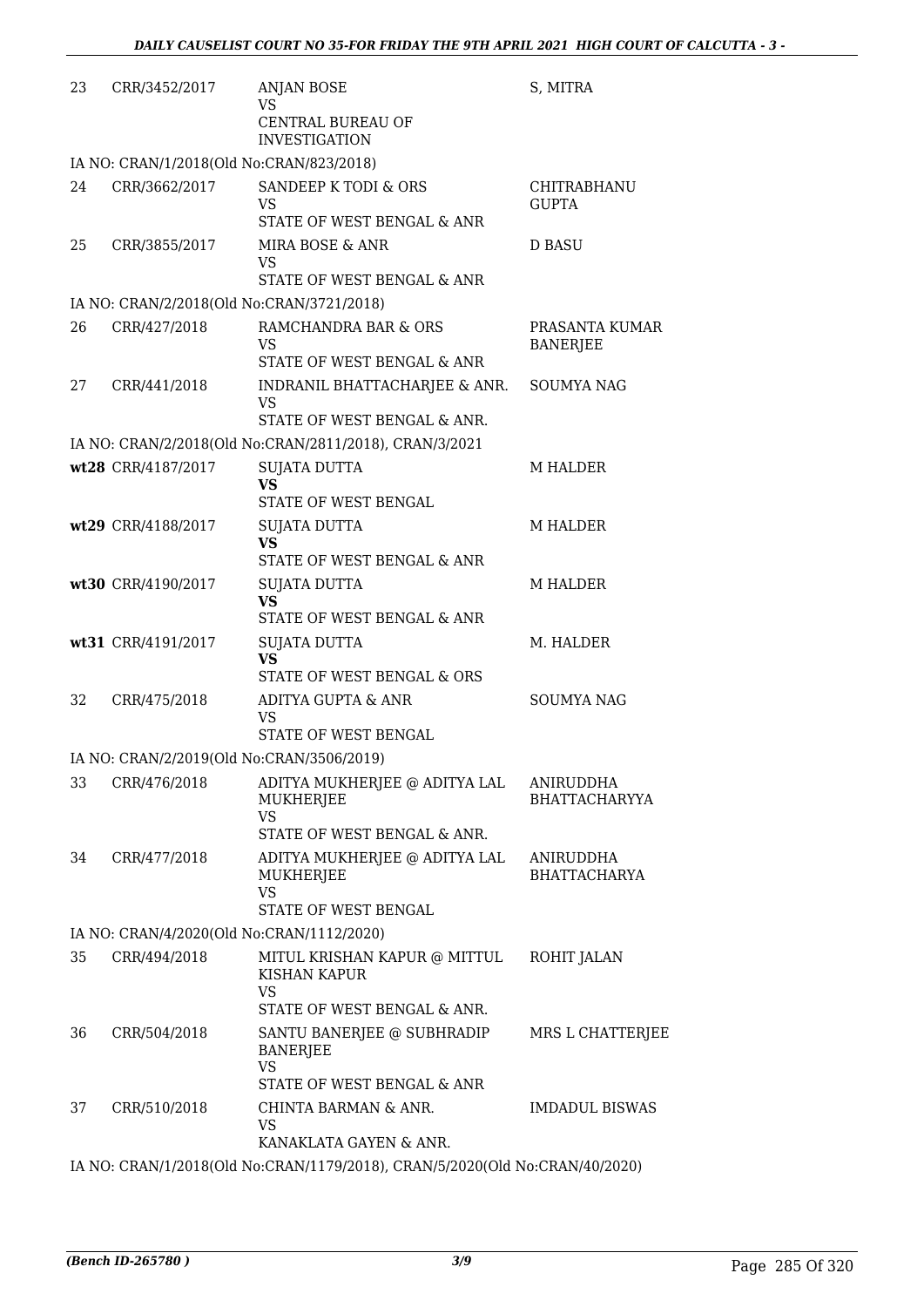| | | | |
|---|---|---|---|
| 23 | CRR/3452/2017 | ANJAN BOSE<br>VS<br>CENTRAL BUREAU OF INVESTIGATION | S, MITRA |

IA NO: CRAN/1/2018(Old No:CRAN/823/2018)

| | | | |
|---|---|---|---|
| 24 | CRR/3662/2017 | SANDEEP K TODI & ORS<br>VS<br>STATE OF WEST BENGAL & ANR | CHITRABHANU GUPTA |
| 25 | CRR/3855/2017 | MIRA BOSE & ANR<br>VS<br>STATE OF WEST BENGAL & ANR | D BASU |

IA NO: CRAN/2/2018(Old No:CRAN/3721/2018)

| | | | |
|---|---|---|---|
| 26 | CRR/427/2018 | RAMCHANDRA BAR & ORS<br>VS<br>STATE OF WEST BENGAL & ANR | PRASANTA KUMAR BANERJEE |
| 27 | CRR/441/2018 | INDRANIL BHATTACHARJEE & ANR.<br>VS<br>STATE OF WEST BENGAL & ANR. | SOUMYA NAG |

IA NO: CRAN/2/2018(Old No:CRAN/2811/2018), CRAN/3/2021

| | | | |
|---|---|---|---|
| wt28 | CRR/4187/2017 | SUJATA DUTTA<br>**VS**<br>STATE OF WEST BENGAL | M HALDER |
| wt29 | CRR/4188/2017 | SUJATA DUTTA<br>**VS**<br>STATE OF WEST BENGAL & ANR | M HALDER |
| wt30 | CRR/4190/2017 | SUJATA DUTTA<br>**VS**<br>STATE OF WEST BENGAL & ANR | M HALDER |
| wt31 | CRR/4191/2017 | SUJATA DUTTA<br>**VS**<br>STATE OF WEST BENGAL & ORS | M. HALDER |
| 32 | CRR/475/2018 | ADITYA GUPTA & ANR<br>VS<br>STATE OF WEST BENGAL | SOUMYA NAG |

IA NO: CRAN/2/2019(Old No:CRAN/3506/2019)

| | | | |
|---|---|---|---|
| 33 | CRR/476/2018 | ADITYA MUKHERJEE @ ADITYA LAL MUKHERJEE<br>VS<br>STATE OF WEST BENGAL & ANR. | ANIRUDDHA BHATTACHARYYA |
| 34 | CRR/477/2018 | ADITYA MUKHERJEE @ ADITYA LAL MUKHERJEE<br>VS<br>STATE OF WEST BENGAL | ANIRUDDHA BHATTACHARYA |

IA NO: CRAN/4/2020(Old No:CRAN/1112/2020)

| | | | |
|---|---|---|---|
| 35 | CRR/494/2018 | MITUL KRISHAN KAPUR @ MITTUL KISHAN KAPUR<br>VS<br>STATE OF WEST BENGAL & ANR. | ROHIT JALAN |
| 36 | CRR/504/2018 | SANTU BANERJEE @ SUBHRADIP BANERJEE<br>VS<br>STATE OF WEST BENGAL & ANR | MRS L CHATTERJEE |
| 37 | CRR/510/2018 | CHINTA BARMAN & ANR.<br>VS<br>KANAKLATA GAYEN & ANR. | IMDADUL BISWAS |

IA NO: CRAN/1/2018(Old No:CRAN/1179/2018), CRAN/5/2020(Old No:CRAN/40/2020)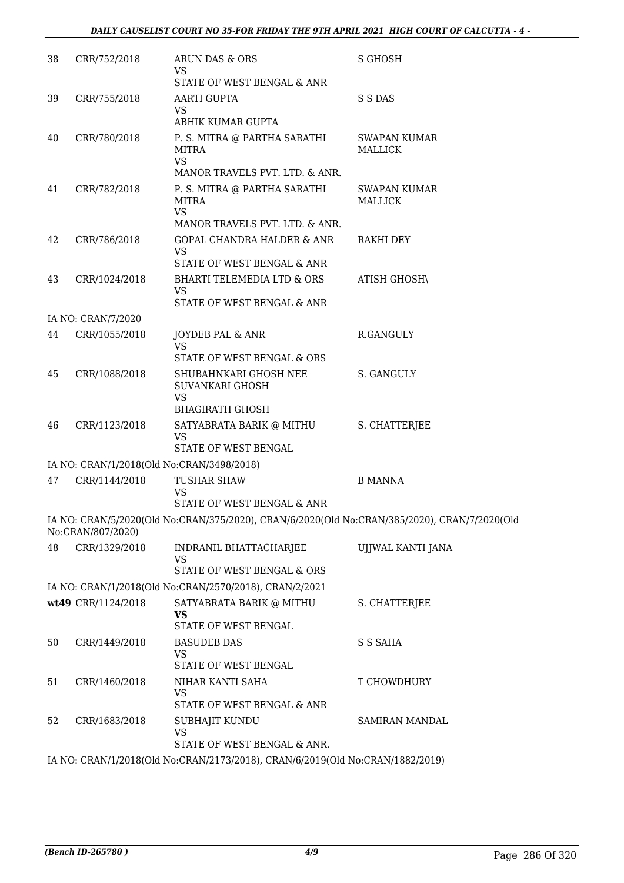| | | | |
|---|---|---|---|
| 38 | CRR/752/2018 | ARUN DAS & ORS<br>VS<br>STATE OF WEST BENGAL & ANR | S GHOSH |
| 39 | CRR/755/2018 | AARTI GUPTA<br>VS<br>ABHIK KUMAR GUPTA | S S DAS |
| 40 | CRR/780/2018 | P. S. MITRA @ PARTHA SARATHI MITRA<br>VS<br>MANOR TRAVELS PVT. LTD. & ANR. | SWAPAN KUMAR MALLICK |
| 41 | CRR/782/2018 | P. S. MITRA @ PARTHA SARATHI MITRA<br>VS<br>MANOR TRAVELS PVT. LTD. & ANR. | SWAPAN KUMAR MALLICK |
| 42 | CRR/786/2018 | GOPAL CHANDRA HALDER & ANR<br>VS<br>STATE OF WEST BENGAL & ANR | RAKHI DEY |
| 43 | CRR/1024/2018 | BHARTI TELEMEDIA LTD & ORS<br>VS<br>STATE OF WEST BENGAL & ANR | ATISH GHOSH\ |
| | IA NO: CRAN/7/2020 | | |
| 44 | CRR/1055/2018 | JOYDEB PAL & ANR<br>VS<br>STATE OF WEST BENGAL & ORS | R.GANGULY |
| 45 | CRR/1088/2018 | SHUBAHNKARI GHOSH NEE SUVANKARI GHOSH<br>VS<br>BHAGIRATH GHOSH | S. GANGULY |
| 46 | CRR/1123/2018 | SATYABRATA BARIK @ MITHU<br>VS<br>STATE OF WEST BENGAL | S. CHATTERJEE |
| | IA NO: CRAN/1/2018(Old No:CRAN/3498/2018) | | |
| 47 | CRR/1144/2018 | TUSHAR SHAW<br>VS<br>STATE OF WEST BENGAL & ANR | B MANNA |
| | IA NO: CRAN/5/2020(Old No:CRAN/375/2020), CRAN/6/2020(Old No:CRAN/385/2020), CRAN/7/2020(Old No:CRAN/807/2020) | | |
| 48 | CRR/1329/2018 | INDRANIL BHATTACHARJEE<br>VS<br>STATE OF WEST BENGAL & ORS | UJJWAL KANTI JANA |
| | IA NO: CRAN/1/2018(Old No:CRAN/2570/2018), CRAN/2/2021 | | |
| wt49 | CRR/1124/2018 | SATYABRATA BARIK @ MITHU<br>**VS**<br>STATE OF WEST BENGAL | S. CHATTERJEE |
| 50 | CRR/1449/2018 | BASUDEB DAS<br>VS<br>STATE OF WEST BENGAL | S S SAHA |
| 51 | CRR/1460/2018 | NIHAR KANTI SAHA<br>VS<br>STATE OF WEST BENGAL & ANR | T CHOWDHURY |
| 52 | CRR/1683/2018 | SUBHAJIT KUNDU<br>VS<br>STATE OF WEST BENGAL & ANR. | SAMIRAN MANDAL |
| | IA NO: CRAN/1/2018(Old No:CRAN/2173/2018), CRAN/6/2019(Old No:CRAN/1882/2019) | | |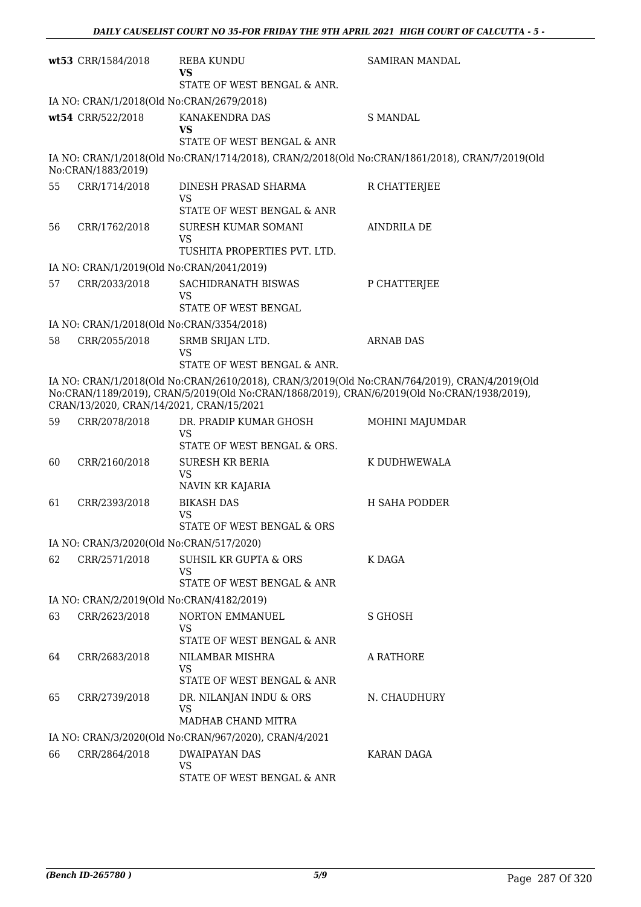| | | | |
|---|---|---|---|
| wt53 | CRR/1584/2018 | REBA KUNDU<br>**VS**<br>STATE OF WEST BENGAL & ANR. | SAMIRAN MANDAL |

IA NO: CRAN/1/2018(Old No:CRAN/2679/2018)

| | | | |
|---|---|---|---|
| wt54 | CRR/522/2018 | KANAKENDRA DAS<br>**VS**<br>STATE OF WEST BENGAL & ANR | S MANDAL |

IA NO: CRAN/1/2018(Old No:CRAN/1714/2018), CRAN/2/2018(Old No:CRAN/1861/2018), CRAN/7/2019(Old No:CRAN/1883/2019)

| | | | |
|---|---|---|---|
| 55 | CRR/1714/2018 | DINESH PRASAD SHARMA<br>VS<br>STATE OF WEST BENGAL & ANR | R CHATTERJEE |
| 56 | CRR/1762/2018 | SURESH KUMAR SOMANI<br>VS<br>TUSHITA PROPERTIES PVT. LTD. | AINDRILA DE |

IA NO: CRAN/1/2019(Old No:CRAN/2041/2019)

| | | | |
|---|---|---|---|
| 57 | CRR/2033/2018 | SACHIDRANATH BISWAS<br>VS<br>STATE OF WEST BENGAL | P CHATTERJEE |

IA NO: CRAN/1/2018(Old No:CRAN/3354/2018)

| | | | |
|---|---|---|---|
| 58 | CRR/2055/2018 | SRMB SRIJAN LTD.<br>VS<br>STATE OF WEST BENGAL & ANR. | ARNAB DAS |

IA NO: CRAN/1/2018(Old No:CRAN/2610/2018), CRAN/3/2019(Old No:CRAN/764/2019), CRAN/4/2019(Old No:CRAN/1189/2019), CRAN/5/2019(Old No:CRAN/1868/2019), CRAN/6/2019(Old No:CRAN/1938/2019), CRAN/13/2020, CRAN/14/2021, CRAN/15/2021

| | | | |
|---|---|---|---|
| 59 | CRR/2078/2018 | DR. PRADIP KUMAR GHOSH<br>VS<br>STATE OF WEST BENGAL & ORS. | MOHINI MAJUMDAR |
| 60 | CRR/2160/2018 | SURESH KR BERIA<br>VS<br>NAVIN KR KAJARIA | K DUDHWEWALA |
| 61 | CRR/2393/2018 | BIKASH DAS<br>VS<br>STATE OF WEST BENGAL & ORS | H SAHA PODDER |

IA NO: CRAN/3/2020(Old No:CRAN/517/2020)

| | | | |
|---|---|---|---|
| 62 | CRR/2571/2018 | SUHSIL KR GUPTA & ORS<br>VS<br>STATE OF WEST BENGAL & ANR | K DAGA |

IA NO: CRAN/2/2019(Old No:CRAN/4182/2019)

| | | | |
|---|---|---|---|
| 63 | CRR/2623/2018 | NORTON EMMANUEL<br>VS<br>STATE OF WEST BENGAL & ANR | S GHOSH |
| 64 | CRR/2683/2018 | NILAMBAR MISHRA<br>VS<br>STATE OF WEST BENGAL & ANR | A RATHORE |
| 65 | CRR/2739/2018 | DR. NILANJAN INDU & ORS<br>VS<br>MADHAB CHAND MITRA | N. CHAUDHURY |

IA NO: CRAN/3/2020(Old No:CRAN/967/2020), CRAN/4/2021

| | | | |
|---|---|---|---|
| 66 | CRR/2864/2018 | DWAIPAYAN DAS<br>VS<br>STATE OF WEST BENGAL & ANR | KARAN DAGA |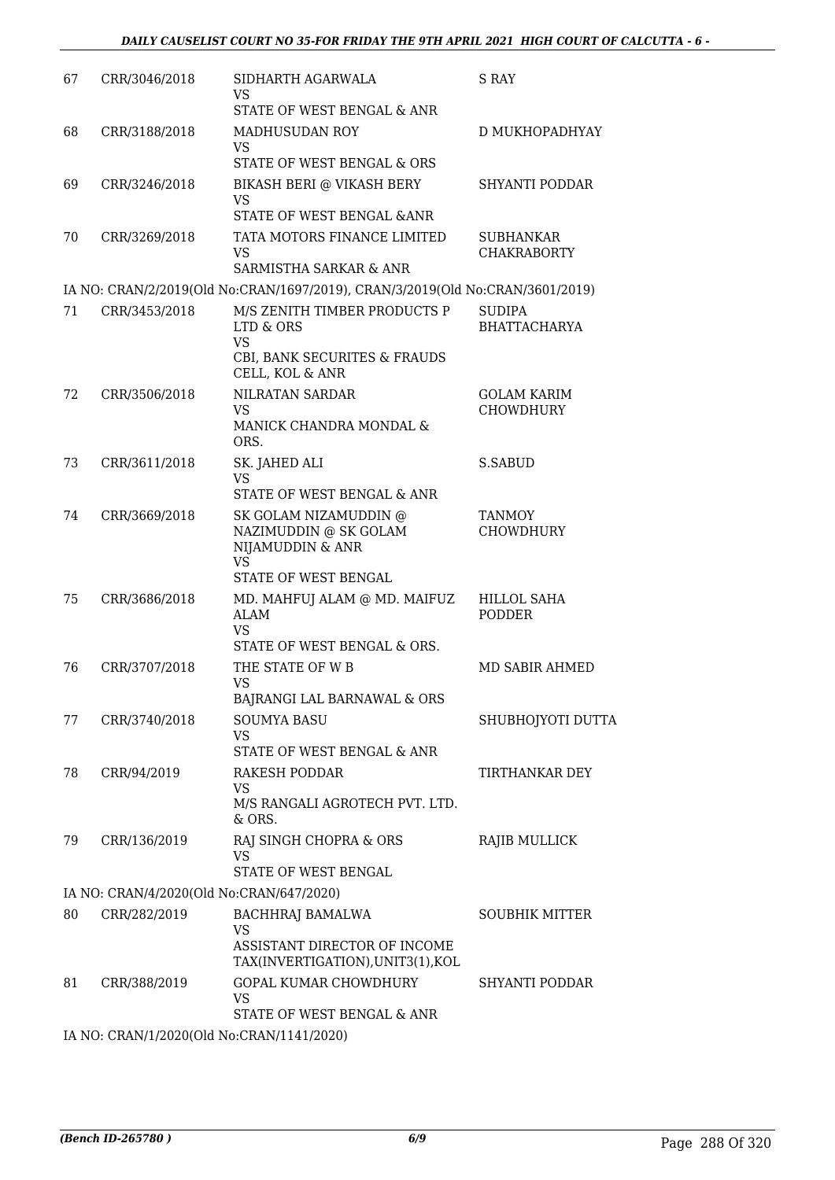| | | | |
|---|---|---|---|
| 67 | CRR/3046/2018 | SIDHARTH AGARWALA<br>VS<br>STATE OF WEST BENGAL & ANR | S RAY |
| 68 | CRR/3188/2018 | MADHUSUDAN ROY<br>VS<br>STATE OF WEST BENGAL & ORS | D MUKHOPADHYAY |
| 69 | CRR/3246/2018 | BIKASH BERI @ VIKASH BERY<br>VS<br>STATE OF WEST BENGAL &ANR | SHYANTI PODDAR |
| 70 | CRR/3269/2018 | TATA MOTORS FINANCE LIMITED<br>VS<br>SARMISTHA SARKAR & ANR | SUBHANKAR CHAKRABORTY |

IA NO: CRAN/2/2019(Old No:CRAN/1697/2019), CRAN/3/2019(Old No:CRAN/3601/2019)

| | | | |
|---|---|---|---|
| 71 | CRR/3453/2018 | M/S ZENITH TIMBER PRODUCTS P LTD & ORS<br>VS<br>CBI, BANK SECURITES & FRAUDS CELL, KOL & ANR | SUDIPA BHATTACHARYA |
| 72 | CRR/3506/2018 | NILRATAN SARDAR<br>VS<br>MANICK CHANDRA MONDAL & ORS. | GOLAM KARIM CHOWDHURY |
| 73 | CRR/3611/2018 | SK. JAHED ALI<br>VS<br>STATE OF WEST BENGAL & ANR | S.SABUD |
| 74 | CRR/3669/2018 | SK GOLAM NIZAMUDDIN @ NAZIMUDDIN @ SK GOLAM NIJAMUDDIN & ANR<br>VS<br>STATE OF WEST BENGAL | TANMOY CHOWDHURY |
| 75 | CRR/3686/2018 | MD. MAHFUJ ALAM @ MD. MAIFUZ ALAM<br>VS<br>STATE OF WEST BENGAL & ORS. | HILLOL SAHA PODDER |
| 76 | CRR/3707/2018 | THE STATE OF W B<br>VS<br>BAJRANGI LAL BARNAWAL & ORS | MD SABIR AHMED |
| 77 | CRR/3740/2018 | SOUMYA BASU<br>VS<br>STATE OF WEST BENGAL & ANR | SHUBHOJYOTI DUTTA |
| 78 | CRR/94/2019 | RAKESH PODDAR<br>VS<br>M/S RANGALI AGROTECH PVT. LTD. & ORS. | TIRTHANKAR DEY |
| 79 | CRR/136/2019 | RAJ SINGH CHOPRA & ORS<br>VS<br>STATE OF WEST BENGAL | RAJIB MULLICK |

IA NO: CRAN/4/2020(Old No:CRAN/647/2020)

| | | | |
|---|---|---|---|
| 80 | CRR/282/2019 | BACHHRAJ BAMALWA<br>VS<br>ASSISTANT DIRECTOR OF INCOME TAX(INVERTIGATION),UNIT3(1),KOL | SOUBHIK MITTER |
| 81 | CRR/388/2019 | GOPAL KUMAR CHOWDHURY<br>VS<br>STATE OF WEST BENGAL & ANR | SHYANTI PODDAR |

IA NO: CRAN/1/2020(Old No:CRAN/1141/2020)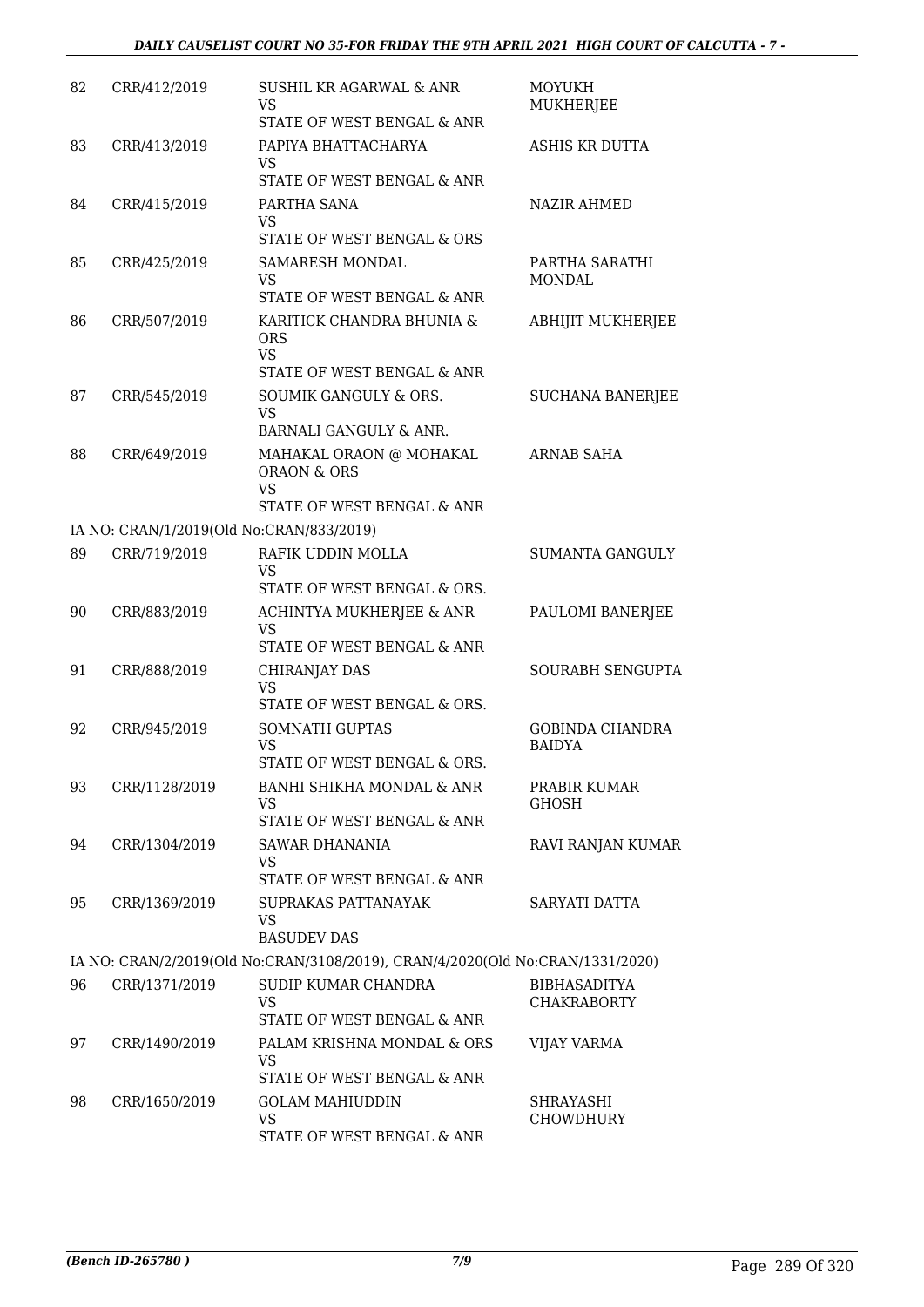| | | | |
|---|---|---|---|
| 82 | CRR/412/2019 | SUSHIL KR AGARWAL & ANR<br>VS<br>STATE OF WEST BENGAL & ANR | MOYUKH MUKHERJEE |
| 83 | CRR/413/2019 | PAPIYA BHATTACHARYA<br>VS<br>STATE OF WEST BENGAL & ANR | ASHIS KR DUTTA |
| 84 | CRR/415/2019 | PARTHA SANA<br>VS<br>STATE OF WEST BENGAL & ORS | NAZIR AHMED |
| 85 | CRR/425/2019 | SAMARESH MONDAL<br>VS<br>STATE OF WEST BENGAL & ANR | PARTHA SARATHI MONDAL |
| 86 | CRR/507/2019 | KARITICK CHANDRA BHUNIA & ORS<br>VS<br>STATE OF WEST BENGAL & ANR | ABHIJIT MUKHERJEE |
| 87 | CRR/545/2019 | SOUMIK GANGULY & ORS.<br>VS<br>BARNALI GANGULY & ANR. | SUCHANA BANERJEE |
| 88 | CRR/649/2019 | MAHAKAL ORAON @ MOHAKAL ORAON & ORS<br>VS<br>STATE OF WEST BENGAL & ANR | ARNAB SAHA |
| | IA NO: CRAN/1/2019(Old No:CRAN/833/2019) | | |
| 89 | CRR/719/2019 | RAFIK UDDIN MOLLA<br>VS<br>STATE OF WEST BENGAL & ORS. | SUMANTA GANGULY |
| 90 | CRR/883/2019 | ACHINTYA MUKHERJEE & ANR<br>VS<br>STATE OF WEST BENGAL & ANR | PAULOMI BANERJEE |
| 91 | CRR/888/2019 | CHIRANJAY DAS<br>VS<br>STATE OF WEST BENGAL & ORS. | SOURABH SENGUPTA |
| 92 | CRR/945/2019 | SOMNATH GUPTAS<br>VS<br>STATE OF WEST BENGAL & ORS. | GOBINDA CHANDRA BAIDYA |
| 93 | CRR/1128/2019 | BANHI SHIKHA MONDAL & ANR<br>VS<br>STATE OF WEST BENGAL & ANR | PRABIR KUMAR GHOSH |
| 94 | CRR/1304/2019 | SAWAR DHANANIA<br>VS<br>STATE OF WEST BENGAL & ANR | RAVI RANJAN KUMAR |
| 95 | CRR/1369/2019 | SUPRAKAS PATTANAYAK<br>VS<br>BASUDEV DAS | SARYATI DATTA |
| | IA NO: CRAN/2/2019(Old No:CRAN/3108/2019), CRAN/4/2020(Old No:CRAN/1331/2020) | | |
| 96 | CRR/1371/2019 | SUDIP KUMAR CHANDRA<br>VS<br>STATE OF WEST BENGAL & ANR | BIBHASADITYA CHAKRABORTY |
| 97 | CRR/1490/2019 | PALAM KRISHNA MONDAL & ORS<br>VS<br>STATE OF WEST BENGAL & ANR | VIJAY VARMA |
| 98 | CRR/1650/2019 | GOLAM MAHIUDDIN<br>VS<br>STATE OF WEST BENGAL & ANR | SHRAYASHI CHOWDHURY |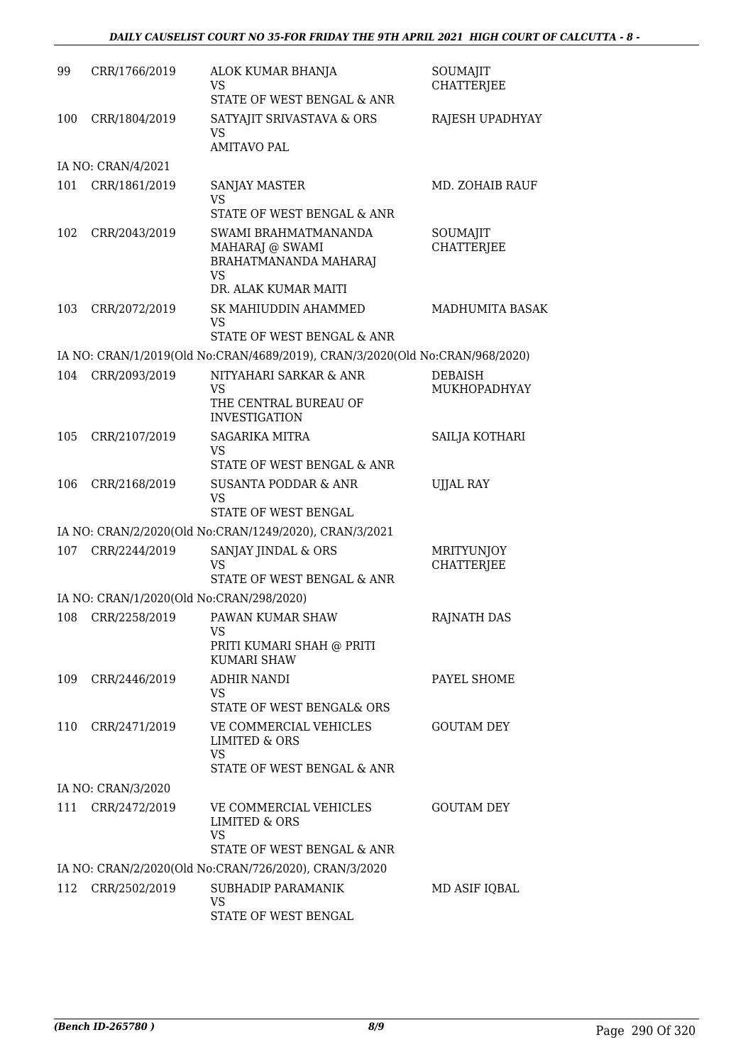| | | | |
|---|---|---|---|
| 99 | CRR/1766/2019 | ALOK KUMAR BHANJA<br>VS<br>STATE OF WEST BENGAL & ANR | SOUMAJIT CHATTERJEE |
| 100 | CRR/1804/2019 | SATYAJIT SRIVASTAVA & ORS<br>VS<br>AMITAVO PAL | RAJESH UPADHYAY |
| IA NO: CRAN/4/2021 | | | |
| 101 | CRR/1861/2019 | SANJAY MASTER<br>VS<br>STATE OF WEST BENGAL & ANR | MD. ZOHAIB RAUF |
| 102 | CRR/2043/2019 | SWAMI BRAHMATMANANDA MAHARAJ @ SWAMI BRAHATMANANDA MAHARAJ<br>VS<br>DR. ALAK KUMAR MAITI | SOUMAJIT CHATTERJEE |
| 103 | CRR/2072/2019 | SK MAHIUDDIN AHAMMED<br>VS<br>STATE OF WEST BENGAL & ANR | MADHUMITA BASAK |
| IA NO: CRAN/1/2019(Old No:CRAN/4689/2019), CRAN/3/2020(Old No:CRAN/968/2020) | | | |
| 104 | CRR/2093/2019 | NITYAHARI SARKAR & ANR<br>VS<br>THE CENTRAL BUREAU OF INVESTIGATION | DEBAISH MUKHOPADHYAY |
| 105 | CRR/2107/2019 | SAGARIKA MITRA<br>VS<br>STATE OF WEST BENGAL & ANR | SAILJA KOTHARI |
| 106 | CRR/2168/2019 | SUSANTA PODDAR & ANR<br>VS<br>STATE OF WEST BENGAL | UJJAL RAY |
| IA NO: CRAN/2/2020(Old No:CRAN/1249/2020), CRAN/3/2021 | | | |
| 107 | CRR/2244/2019 | SANJAY JINDAL & ORS<br>VS<br>STATE OF WEST BENGAL & ANR | MRITYUNJOY CHATTERJEE |
| IA NO: CRAN/1/2020(Old No:CRAN/298/2020) | | | |
| 108 | CRR/2258/2019 | PAWAN KUMAR SHAW<br>VS<br>PRITI KUMARI SHAH @ PRITI KUMARI SHAW | RAJNATH DAS |
| 109 | CRR/2446/2019 | ADHIR NANDI<br>VS<br>STATE OF WEST BENGAL& ORS | PAYEL SHOME |
| 110 | CRR/2471/2019 | VE COMMERCIAL VEHICLES LIMITED & ORS<br>VS<br>STATE OF WEST BENGAL & ANR | GOUTAM DEY |
| IA NO: CRAN/3/2020 | | | |
| 111 | CRR/2472/2019 | VE COMMERCIAL VEHICLES LIMITED & ORS<br>VS<br>STATE OF WEST BENGAL & ANR | GOUTAM DEY |
| IA NO: CRAN/2/2020(Old No:CRAN/726/2020), CRAN/3/2020 | | | |
| 112 | CRR/2502/2019 | SUBHADIP PARAMANIK<br>VS<br>STATE OF WEST BENGAL | MD ASIF IQBAL |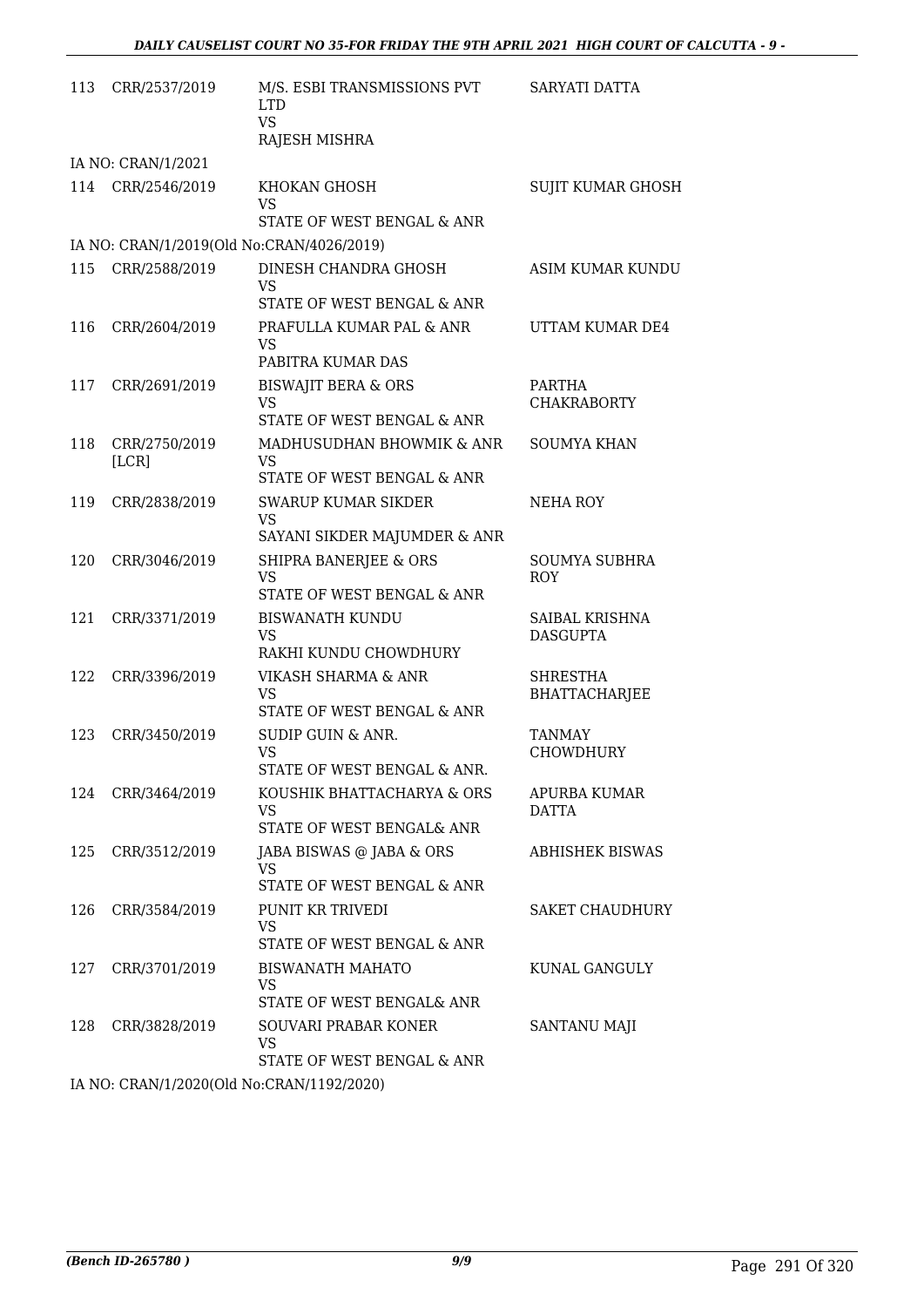| | | | |
|---|---|---|---|
| 113 | CRR/2537/2019 | M/S. ESBI TRANSMISSIONS PVT LTD<br>VS<br>RAJESH MISHRA | SARYATI DATTA |
| IA NO: CRAN/1/2021 | | | |
| 114 | CRR/2546/2019 | KHOKAN GHOSH<br>VS<br>STATE OF WEST BENGAL & ANR | SUJIT KUMAR GHOSH |
| IA NO: CRAN/1/2019(Old No:CRAN/4026/2019) | | | |
| 115 | CRR/2588/2019 | DINESH CHANDRA GHOSH<br>VS<br>STATE OF WEST BENGAL & ANR | ASIM KUMAR KUNDU |
| 116 | CRR/2604/2019 | PRAFULLA KUMAR PAL & ANR<br>VS<br>PABITRA KUMAR DAS | UTTAM KUMAR DE4 |
| 117 | CRR/2691/2019 | BISWAJIT BERA & ORS<br>VS<br>STATE OF WEST BENGAL & ANR | PARTHA CHAKRABORTY |
| 118 | CRR/2750/2019 [LCR] | MADHUSUDHAN BHOWMIK & ANR<br>VS<br>STATE OF WEST BENGAL & ANR | SOUMYA KHAN |
| 119 | CRR/2838/2019 | SWARUP KUMAR SIKDER<br>VS<br>SAYANI SIKDER MAJUMDER & ANR | NEHA ROY |
| 120 | CRR/3046/2019 | SHIPRA BANERJEE & ORS<br>VS<br>STATE OF WEST BENGAL & ANR | SOUMYA SUBHRA ROY |
| 121 | CRR/3371/2019 | BISWANATH KUNDU<br>VS<br>RAKHI KUNDU CHOWDHURY | SAIBAL KRISHNA DASGUPTA |
| 122 | CRR/3396/2019 | VIKASH SHARMA & ANR<br>VS<br>STATE OF WEST BENGAL & ANR | SHRESTHA BHATTACHARJEE |
| 123 | CRR/3450/2019 | SUDIP GUIN & ANR.<br>VS<br>STATE OF WEST BENGAL & ANR. | TANMAY CHOWDHURY |
| 124 | CRR/3464/2019 | KOUSHIK BHATTACHARYA & ORS<br>VS<br>STATE OF WEST BENGAL& ANR | APURBA KUMAR DATTA |
| 125 | CRR/3512/2019 | JABA BISWAS @ JABA & ORS<br>VS<br>STATE OF WEST BENGAL & ANR | ABHISHEK BISWAS |
| 126 | CRR/3584/2019 | PUNIT KR TRIVEDI<br>VS<br>STATE OF WEST BENGAL & ANR | SAKET CHAUDHURY |
| 127 | CRR/3701/2019 | BISWANATH MAHATO<br>VS<br>STATE OF WEST BENGAL& ANR | KUNAL GANGULY |
| 128 | CRR/3828/2019 | SOUVARI PRABAR KONER<br>VS<br>STATE OF WEST BENGAL & ANR | SANTANU MAJI |
| IA NO: CRAN/1/2020(Old No:CRAN/1192/2020) | | | |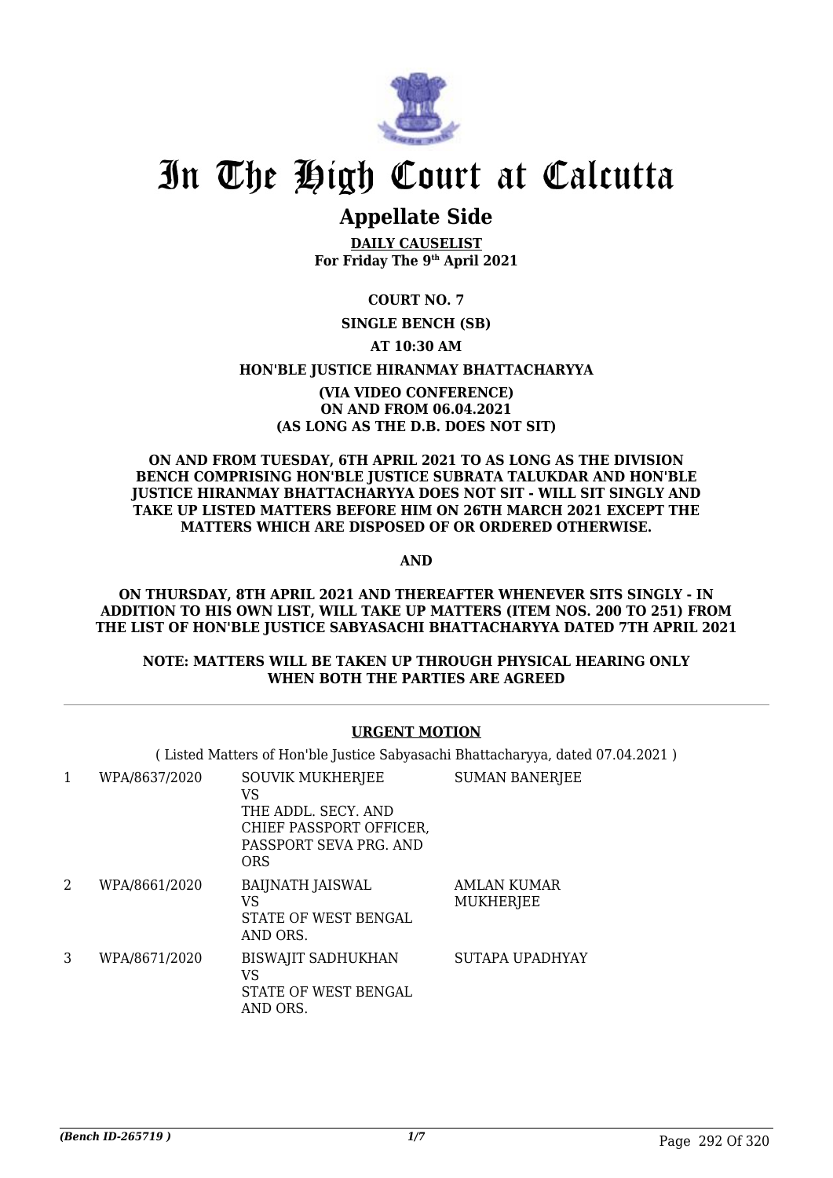# In The High Court at Calcutta

## Appellate Side

**DAILY CAUSELIST**
**For Friday The 9th April 2021**

**COURT NO. 7**

**SINGLE BENCH (SB)**

**AT 10:30 AM**

**HON'BLE JUSTICE HIRANMAY BHATTACHARYYA**

**(VIA VIDEO CONFERENCE)**
**ON AND FROM 06.04.2021**
**(AS LONG AS THE D.B. DOES NOT SIT)**

**ON AND FROM TUESDAY, 6TH APRIL 2021 TO AS LONG AS THE DIVISION BENCH COMPRISING HON'BLE JUSTICE SUBRATA TALUKDAR AND HON'BLE JUSTICE HIRANMAY BHATTACHARYYA DOES NOT SIT - WILL SIT SINGLY AND TAKE UP LISTED MATTERS BEFORE HIM ON 26TH MARCH 2021 EXCEPT THE MATTERS WHICH ARE DISPOSED OF OR ORDERED OTHERWISE.**

**AND**

**ON THURSDAY, 8TH APRIL 2021 AND THEREAFTER WHENEVER SITS SINGLY - IN ADDITION TO HIS OWN LIST, WILL TAKE UP MATTERS (ITEM NOS. 200 TO 251) FROM THE LIST OF HON'BLE JUSTICE SABYASACHI BHATTACHARYYA DATED 7TH APRIL 2021**

**NOTE: MATTERS WILL BE TAKEN UP THROUGH PHYSICAL HEARING ONLY WHEN BOTH THE PARTIES ARE AGREED**

**URGENT MOTION**

( Listed Matters of Hon'ble Justice Sabyasachi Bhattacharyya, dated 07.04.2021 )

| | | | |
|---|---|---|---|
| 1 | WPA/8637/2020 | SOUVIK MUKHERJEE<br>VS<br>THE ADDL. SECY. AND CHIEF PASSPORT OFFICER, PASSPORT SEVA PRG. AND ORS | SUMAN BANERJEE |
| 2 | WPA/8661/2020 | BAIJNATH JAISWAL<br>VS<br>STATE OF WEST BENGAL AND ORS. | AMLAN KUMAR MUKHERJEE |
| 3 | WPA/8671/2020 | BISWAJIT SADHUKHAN<br>VS<br>STATE OF WEST BENGAL AND ORS. | SUTAPA UPADHYAY |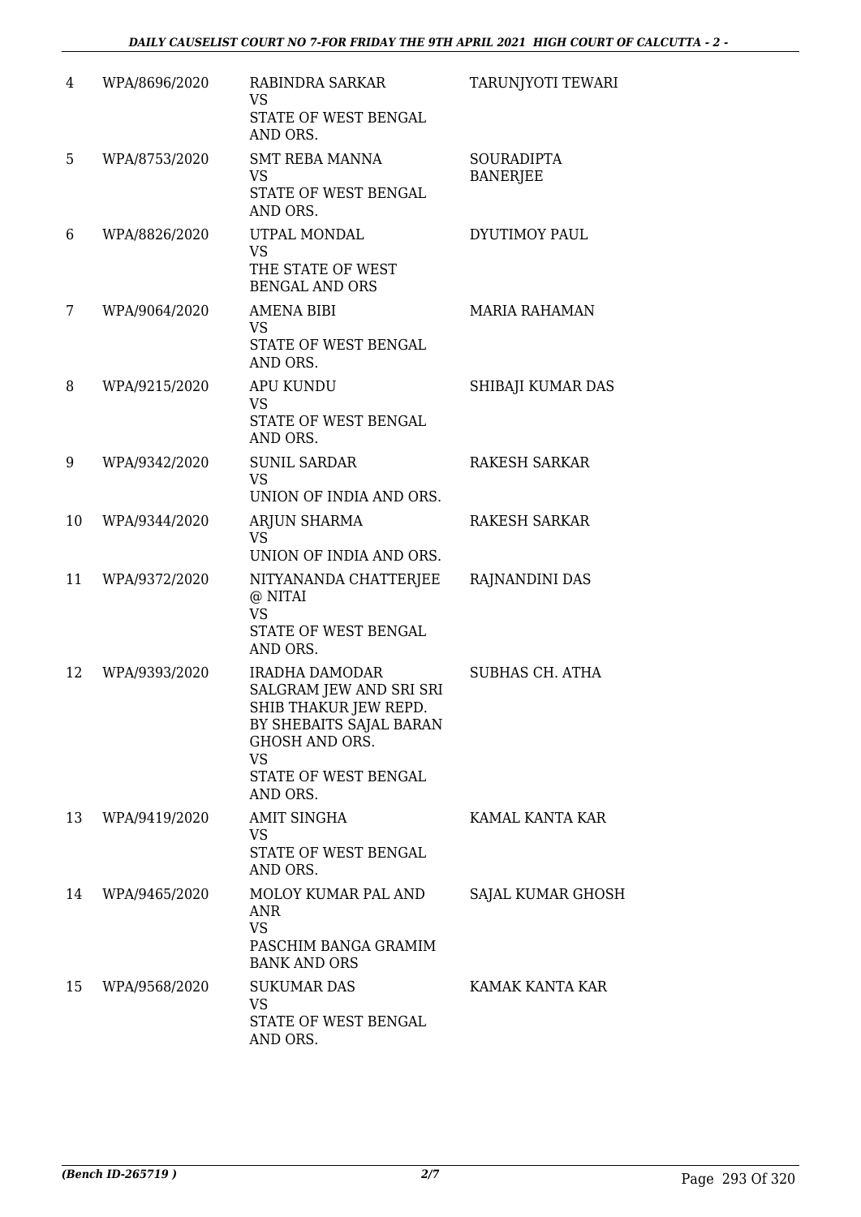| | | | |
|---|---|---|---|
| 4 | WPA/8696/2020 | RABINDRA SARKAR<br>VS<br>STATE OF WEST BENGAL AND ORS. | TARUNJYOTI TEWARI |
| 5 | WPA/8753/2020 | SMT REBA MANNA<br>VS<br>STATE OF WEST BENGAL AND ORS. | SOURADIPTA BANERJEE |
| 6 | WPA/8826/2020 | UTPAL MONDAL<br>VS<br>THE STATE OF WEST BENGAL AND ORS | DYUTIMOY PAUL |
| 7 | WPA/9064/2020 | AMENA BIBI<br>VS<br>STATE OF WEST BENGAL AND ORS. | MARIA RAHAMAN |
| 8 | WPA/9215/2020 | APU KUNDU<br>VS<br>STATE OF WEST BENGAL AND ORS. | SHIBAJI KUMAR DAS |
| 9 | WPA/9342/2020 | SUNIL SARDAR<br>VS<br>UNION OF INDIA AND ORS. | RAKESH SARKAR |
| 10 | WPA/9344/2020 | ARJUN SHARMA<br>VS<br>UNION OF INDIA AND ORS. | RAKESH SARKAR |
| 11 | WPA/9372/2020 | NITYANANDA CHATTERJEE @ NITAI<br>VS<br>STATE OF WEST BENGAL AND ORS. | RAJNANDINI DAS |
| 12 | WPA/9393/2020 | IRADHA DAMODAR SALGRAM JEW AND SRI SRI SHIB THAKUR JEW REPD. BY SHEBAITS SAJAL BARAN GHOSH AND ORS.<br>VS<br>STATE OF WEST BENGAL AND ORS. | SUBHAS CH. ATHA |
| 13 | WPA/9419/2020 | AMIT SINGHA<br>VS<br>STATE OF WEST BENGAL AND ORS. | KAMAL KANTA KAR |
| 14 | WPA/9465/2020 | MOLOY KUMAR PAL AND ANR<br>VS<br>PASCHIM BANGA GRAMIM BANK AND ORS | SAJAL KUMAR GHOSH |
| 15 | WPA/9568/2020 | SUKUMAR DAS<br>VS<br>STATE OF WEST BENGAL AND ORS. | KAMAK KANTA KAR |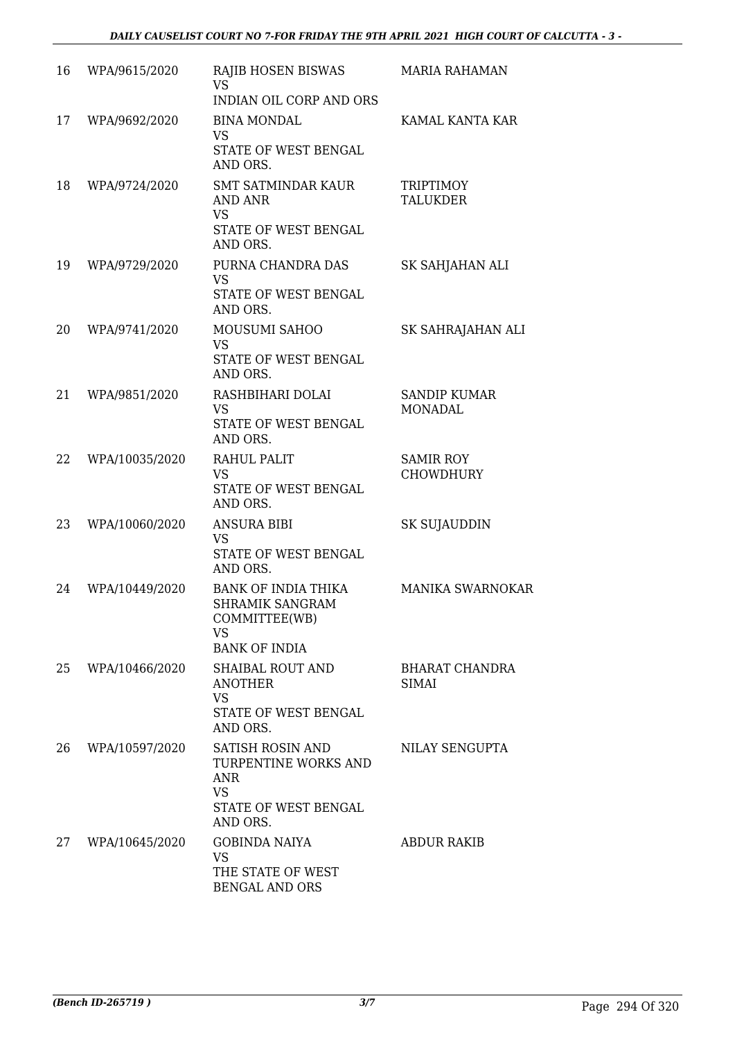| 16 | WPA/9615/2020 | RAJIB HOSEN BISWAS<br>VS<br>INDIAN OIL CORP AND ORS | MARIA RAHAMAN |
|---|---|---|---|
| 17 | WPA/9692/2020 | BINA MONDAL<br>VS<br>STATE OF WEST BENGAL AND ORS. | KAMAL KANTA KAR |
| 18 | WPA/9724/2020 | SMT SATMINDAR KAUR AND ANR<br>VS<br>STATE OF WEST BENGAL AND ORS. | TRIPTIMOY TALUKDER |
| 19 | WPA/9729/2020 | PURNA CHANDRA DAS<br>VS<br>STATE OF WEST BENGAL AND ORS. | SK SAHJAHAN ALI |
| 20 | WPA/9741/2020 | MOUSUMI SAHOO<br>VS<br>STATE OF WEST BENGAL AND ORS. | SK SAHRAJAHAN ALI |
| 21 | WPA/9851/2020 | RASHBIHARI DOLAI<br>VS<br>STATE OF WEST BENGAL AND ORS. | SANDIP KUMAR MONADAL |
| 22 | WPA/10035/2020 | RAHUL PALIT<br>VS<br>STATE OF WEST BENGAL AND ORS. | SAMIR ROY CHOWDHURY |
| 23 | WPA/10060/2020 | ANSURA BIBI<br>VS<br>STATE OF WEST BENGAL AND ORS. | SK SUJAUDDIN |
| 24 | WPA/10449/2020 | BANK OF INDIA THIKA SHRAMIK SANGRAM COMMITTEE(WB)<br>VS<br>BANK OF INDIA | MANIKA SWARNOKAR |
| 25 | WPA/10466/2020 | SHAIBAL ROUT AND ANOTHER<br>VS<br>STATE OF WEST BENGAL AND ORS. | BHARAT CHANDRA SIMAI |
| 26 | WPA/10597/2020 | SATISH ROSIN AND TURPENTINE WORKS AND ANR<br>VS<br>STATE OF WEST BENGAL AND ORS. | NILAY SENGUPTA |
| 27 | WPA/10645/2020 | GOBINDA NAIYA<br>VS<br>THE STATE OF WEST BENGAL AND ORS | ABDUR RAKIB |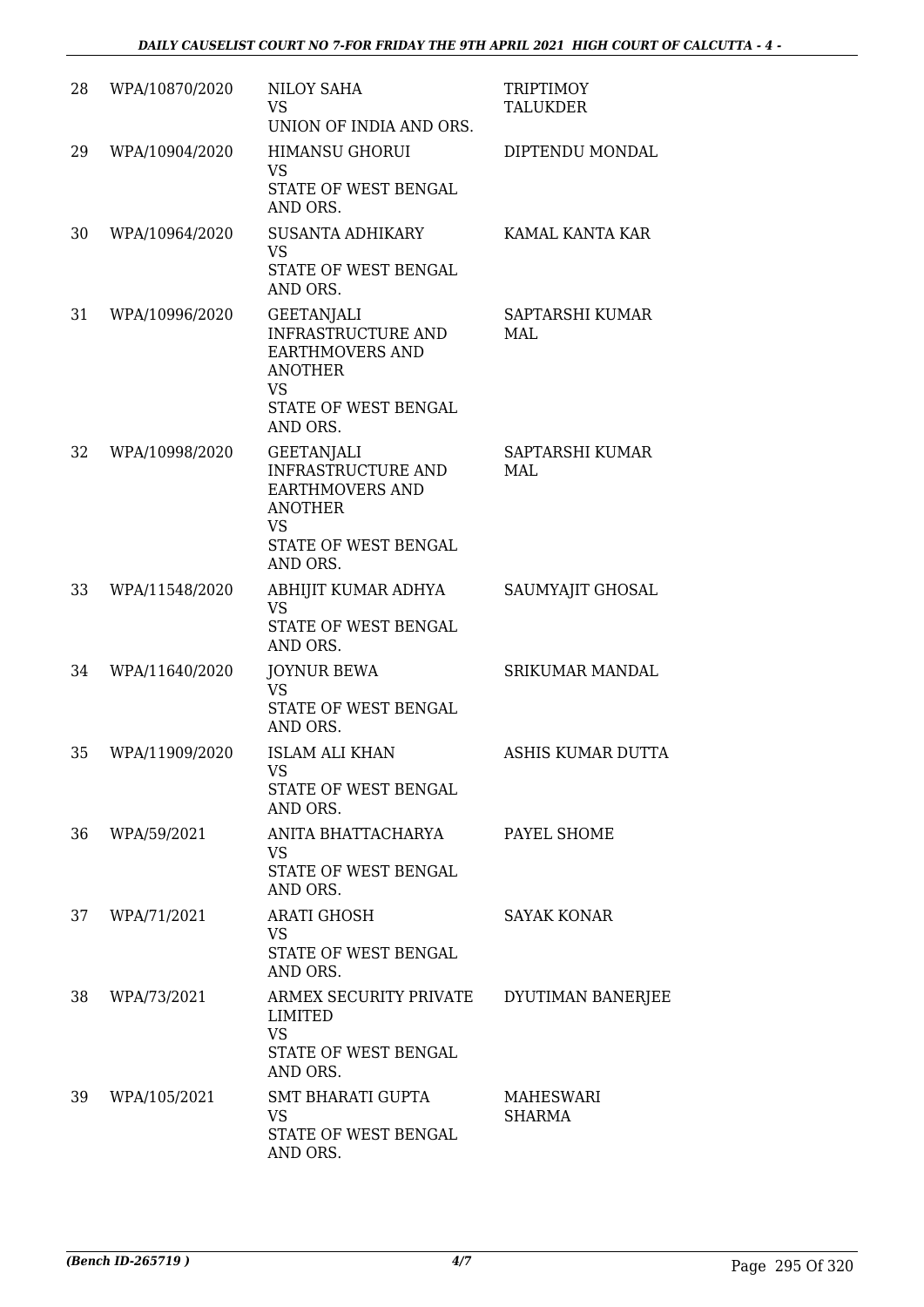| | | | |
|---|---|---|---|
| 28 | WPA/10870/2020 | NILOY SAHA<br>VS<br>UNION OF INDIA AND ORS. | TRIPTIMOY TALUKDER |
| 29 | WPA/10904/2020 | HIMANSU GHORUI<br>VS<br>STATE OF WEST BENGAL AND ORS. | DIPTENDU MONDAL |
| 30 | WPA/10964/2020 | SUSANTA ADHIKARY<br>VS<br>STATE OF WEST BENGAL AND ORS. | KAMAL KANTA KAR |
| 31 | WPA/10996/2020 | GEETANJALI INFRASTRUCTURE AND EARTHMOVERS AND ANOTHER<br>VS<br>STATE OF WEST BENGAL AND ORS. | SAPTARSHI KUMAR MAL |
| 32 | WPA/10998/2020 | GEETANJALI INFRASTRUCTURE AND EARTHMOVERS AND ANOTHER<br>VS<br>STATE OF WEST BENGAL AND ORS. | SAPTARSHI KUMAR MAL |
| 33 | WPA/11548/2020 | ABHIJIT KUMAR ADHYA<br>VS<br>STATE OF WEST BENGAL AND ORS. | SAUMYAJIT GHOSAL |
| 34 | WPA/11640/2020 | JOYNUR BEWA<br>VS<br>STATE OF WEST BENGAL AND ORS. | SRIKUMAR MANDAL |
| 35 | WPA/11909/2020 | ISLAM ALI KHAN<br>VS<br>STATE OF WEST BENGAL AND ORS. | ASHIS KUMAR DUTTA |
| 36 | WPA/59/2021 | ANITA BHATTACHARYA<br>VS<br>STATE OF WEST BENGAL AND ORS. | PAYEL SHOME |
| 37 | WPA/71/2021 | ARATI GHOSH<br>VS<br>STATE OF WEST BENGAL AND ORS. | SAYAK KONAR |
| 38 | WPA/73/2021 | ARMEX SECURITY PRIVATE LIMITED<br>VS<br>STATE OF WEST BENGAL AND ORS. | DYUTIMAN BANERJEE |
| 39 | WPA/105/2021 | SMT BHARATI GUPTA<br>VS<br>STATE OF WEST BENGAL AND ORS. | MAHESWARI SHARMA |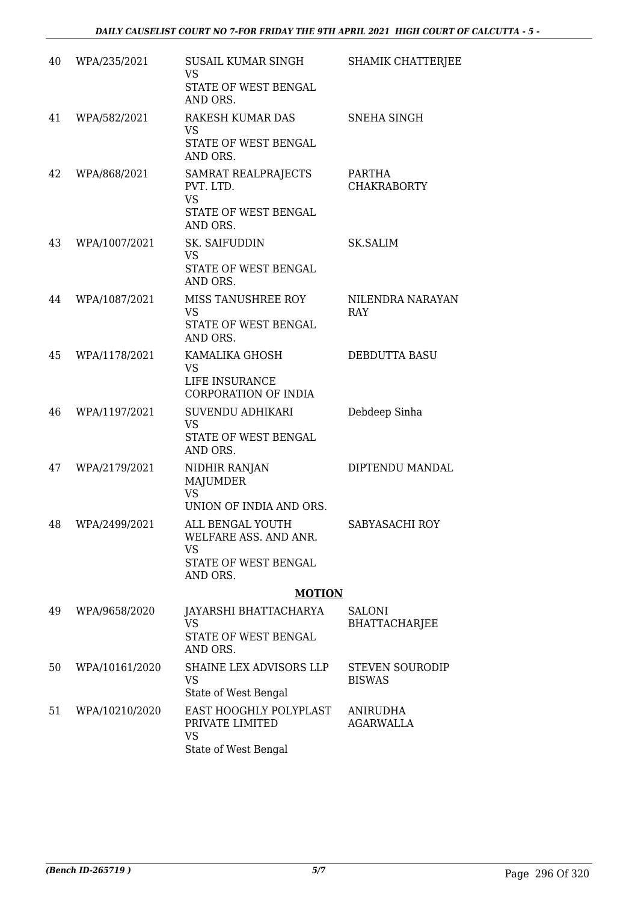| 40 | WPA/235/2021 | SUSAIL KUMAR SINGH VS STATE OF WEST BENGAL AND ORS. | SHAMIK CHATTERJEE |
|---|---|---|---|
| 41 | WPA/582/2021 | RAKESH KUMAR DAS VS STATE OF WEST BENGAL AND ORS. | SNEHA SINGH |
| 42 | WPA/868/2021 | SAMRAT REALPRAJECTS PVT. LTD. VS STATE OF WEST BENGAL AND ORS. | PARTHA CHAKRABORTY |
| 43 | WPA/1007/2021 | SK. SAIFUDDIN VS STATE OF WEST BENGAL AND ORS. | SK.SALIM |
| 44 | WPA/1087/2021 | MISS TANUSHREE ROY VS STATE OF WEST BENGAL AND ORS. | NILENDRA NARAYAN RAY |
| 45 | WPA/1178/2021 | KAMALIKA GHOSH VS LIFE INSURANCE CORPORATION OF INDIA | DEBDUTTA BASU |
| 46 | WPA/1197/2021 | SUVENDU ADHIKARI VS STATE OF WEST BENGAL AND ORS. | Debdeep Sinha |
| 47 | WPA/2179/2021 | NIDHIR RANJAN MAJUMDER VS UNION OF INDIA AND ORS. | DIPTENDU MANDAL |
| 48 | WPA/2499/2021 | ALL BENGAL YOUTH WELFARE ASS. AND ANR. VS STATE OF WEST BENGAL AND ORS. | SABYASACHI ROY |

**MOTION**

| 49 | WPA/9658/2020 | JAYARSHI BHATTACHARYA VS STATE OF WEST BENGAL AND ORS. | SALONI BHATTACHARJEE |
|---|---|---|---|
| 50 | WPA/10161/2020 | SHAINE LEX ADVISORS LLP VS State of West Bengal | STEVEN SOURODIP BISWAS |
| 51 | WPA/10210/2020 | EAST HOOGHLY POLYPLAST PRIVATE LIMITED VS State of West Bengal | ANIRUDHA AGARWALLA |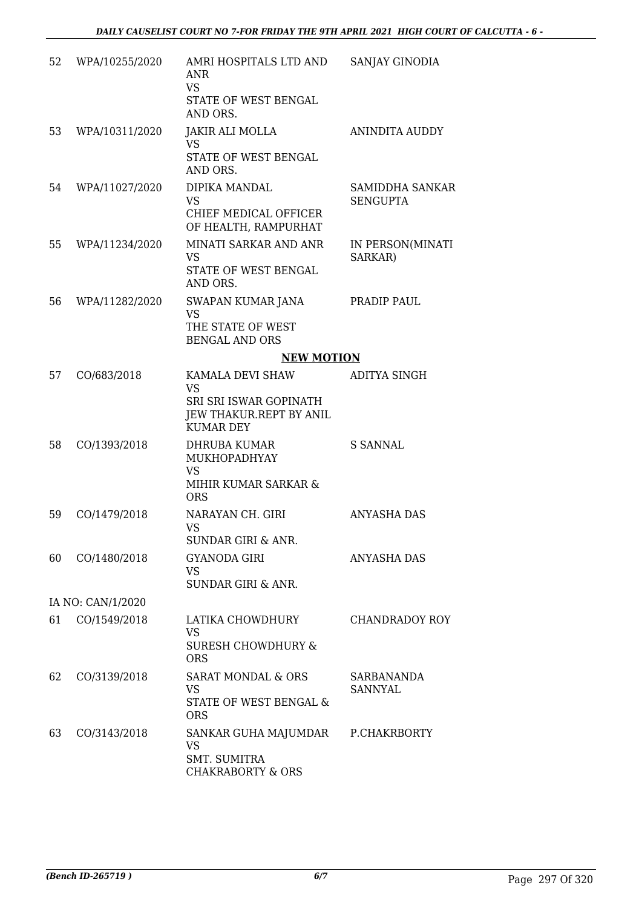| | | | |
|---|---|---|---|
| 52 | WPA/10255/2020 | AMRI HOSPITALS LTD AND ANR<br>VS<br>STATE OF WEST BENGAL AND ORS. | SANJAY GINODIA |
| 53 | WPA/10311/2020 | JAKIR ALI MOLLA<br>VS<br>STATE OF WEST BENGAL AND ORS. | ANINDITA AUDDY |
| 54 | WPA/11027/2020 | DIPIKA MANDAL<br>VS<br>CHIEF MEDICAL OFFICER OF HEALTH, RAMPURHAT | SAMIDDHA SANKAR SENGUPTA |
| 55 | WPA/11234/2020 | MINATI SARKAR AND ANR<br>VS<br>STATE OF WEST BENGAL AND ORS. | IN PERSON(MINATI SARKAR) |
| 56 | WPA/11282/2020 | SWAPAN KUMAR JANA<br>VS<br>THE STATE OF WEST BENGAL AND ORS | PRADIP PAUL |

## NEW MOTION

| | | | |
|---|---|---|---|
| 57 | CO/683/2018 | KAMALA DEVI SHAW<br>VS<br>SRI SRI ISWAR GOPINATH JEW THAKUR.REPT BY ANIL KUMAR DEY | ADITYA SINGH |
| 58 | CO/1393/2018 | DHRUBA KUMAR MUKHOPADHYAY<br>VS<br>MIHIR KUMAR SARKAR & ORS | S SANNAL |
| 59 | CO/1479/2018 | NARAYAN CH. GIRI<br>VS<br>SUNDAR GIRI & ANR. | ANYASHA DAS |
| 60 | CO/1480/2018 | GYANODA GIRI<br>VS<br>SUNDAR GIRI & ANR. | ANYASHA DAS |
| | IA NO: CAN/1/2020 | | |
| 61 | CO/1549/2018 | LATIKA CHOWDHURY<br>VS<br>SURESH CHOWDHURY & ORS | CHANDRADOY ROY |
| 62 | CO/3139/2018 | SARAT MONDAL & ORS<br>VS<br>STATE OF WEST BENGAL & ORS | SARBANANDA SANNYAL |
| 63 | CO/3143/2018 | SANKAR GUHA MAJUMDAR<br>VS<br>SMT. SUMITRA CHAKRABORTY & ORS | P.CHAKRBORTY |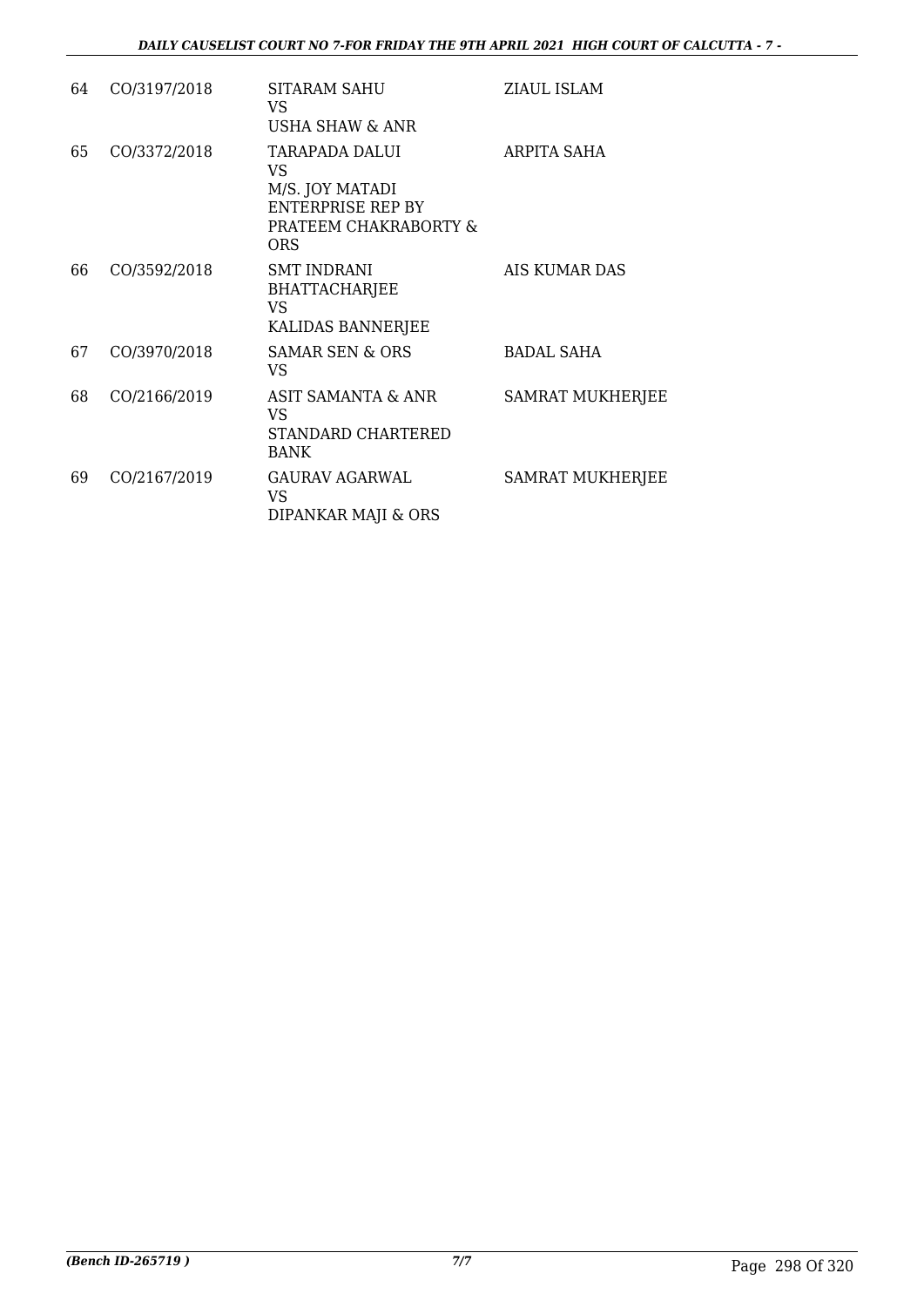| | | | |
|---|---|---|---|
| 64 | CO/3197/2018 | SITARAM SAHU<br>VS<br>USHA SHAW & ANR | ZIAUL ISLAM |
| 65 | CO/3372/2018 | TARAPADA DALUI<br>VS<br>M/S. JOY MATADI ENTERPRISE REP BY PRATEEM CHAKRABORTY & ORS | ARPITA SAHA |
| 66 | CO/3592/2018 | SMT INDRANI BHATTACHARJEE<br>VS<br>KALIDAS BANNERJEE | AIS KUMAR DAS |
| 67 | CO/3970/2018 | SAMAR SEN & ORS<br>VS | BADAL SAHA |
| 68 | CO/2166/2019 | ASIT SAMANTA & ANR<br>VS<br>STANDARD CHARTERED BANK | SAMRAT MUKHERJEE |
| 69 | CO/2167/2019 | GAURAV AGARWAL<br>VS<br>DIPANKAR MAJI & ORS | SAMRAT MUKHERJEE |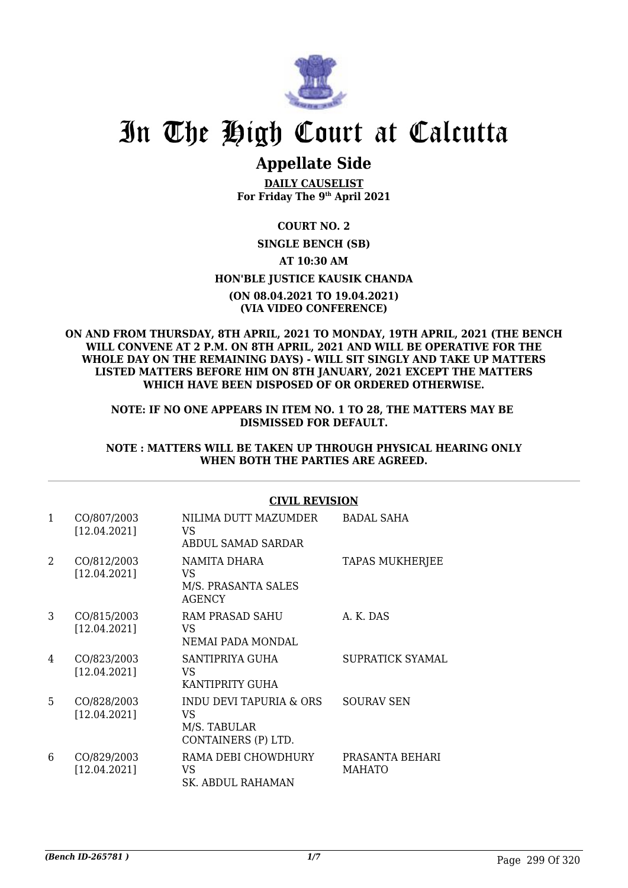# In The High Court at Calcutta

## Appellate Side

**DAILY CAUSELIST**
**For Friday The 9th April 2021**

**COURT NO. 2**

**SINGLE BENCH (SB)**

**AT 10:30 AM**

**HON'BLE JUSTICE KAUSIK CHANDA**

**(ON 08.04.2021 TO 19.04.2021)**
**(VIA VIDEO CONFERENCE)**

**ON AND FROM THURSDAY, 8TH APRIL, 2021 TO MONDAY, 19TH APRIL, 2021 (THE BENCH WILL CONVENE AT 2 P.M. ON 8TH APRIL, 2021 AND WILL BE OPERATIVE FOR THE WHOLE DAY ON THE REMAINING DAYS) - WILL SIT SINGLY AND TAKE UP MATTERS LISTED MATTERS BEFORE HIM ON 8TH JANUARY, 2021 EXCEPT THE MATTERS WHICH HAVE BEEN DISPOSED OF OR ORDERED OTHERWISE.**

**NOTE: IF NO ONE APPEARS IN ITEM NO. 1 TO 28, THE MATTERS MAY BE DISMISSED FOR DEFAULT.**

**NOTE : MATTERS WILL BE TAKEN UP THROUGH PHYSICAL HEARING ONLY WHEN BOTH THE PARTIES ARE AGREED.**

### CIVIL REVISION

| | | | |
|---|---|---|---|
| 1 | CO/807/2003 [12.04.2021] | NILIMA DUTT MAZUMDER VS ABDUL SAMAD SARDAR | BADAL SAHA |
| 2 | CO/812/2003 [12.04.2021] | NAMITA DHARA VS M/S. PRASANTA SALES AGENCY | TAPAS MUKHERJEE |
| 3 | CO/815/2003 [12.04.2021] | RAM PRASAD SAHU VS NEMAI PADA MONDAL | A. K. DAS |
| 4 | CO/823/2003 [12.04.2021] | SANTIPRIYA GUHA VS KANTIPRITY GUHA | SUPRATICK SYAMAL |
| 5 | CO/828/2003 [12.04.2021] | INDU DEVI TAPURIA & ORS VS M/S. TABULAR CONTAINERS (P) LTD. | SOURAV SEN |
| 6 | CO/829/2003 [12.04.2021] | RAMA DEBI CHOWDHURY VS SK. ABDUL RAHAMAN | PRASANTA BEHARI MAHATO |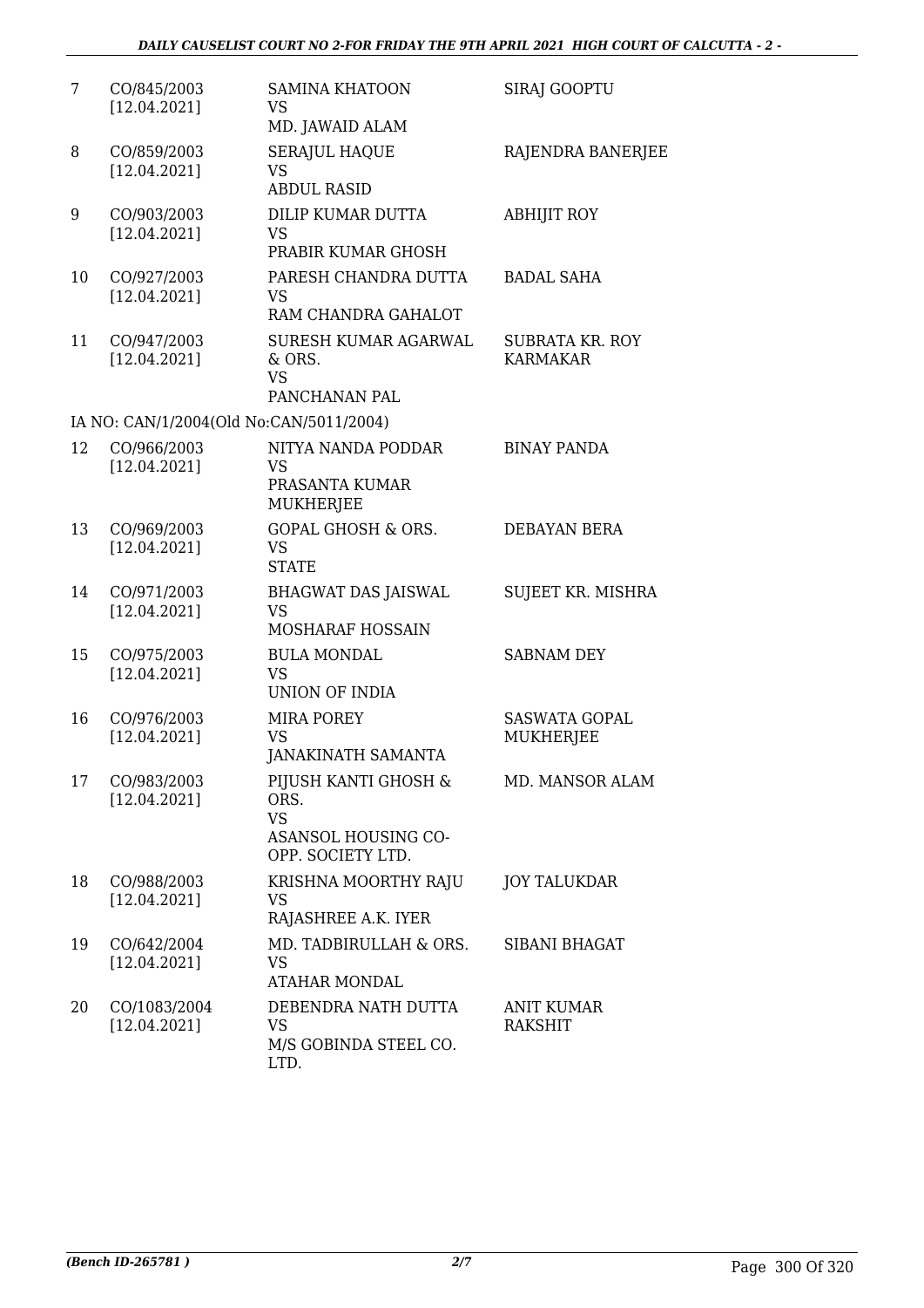| | | | |
|---|---|---|---|
| 7 | CO/845/2003 [12.04.2021] | SAMINA KHATOON VS MD. JAWAID ALAM | SIRAJ GOOPTU |
| 8 | CO/859/2003 [12.04.2021] | SERAJUL HAQUE VS ABDUL RASID | RAJENDRA BANERJEE |
| 9 | CO/903/2003 [12.04.2021] | DILIP KUMAR DUTTA VS PRABIR KUMAR GHOSH | ABHIJIT ROY |
| 10 | CO/927/2003 [12.04.2021] | PARESH CHANDRA DUTTA VS RAM CHANDRA GAHALOT | BADAL SAHA |
| 11 | CO/947/2003 [12.04.2021] | SURESH KUMAR AGARWAL & ORS. VS PANCHANAN PAL | SUBRATA KR. ROY KARMAKAR |
| | IA NO: CAN/1/2004(Old No:CAN/5011/2004) | | |
| 12 | CO/966/2003 [12.04.2021] | NITYA NANDA PODDAR VS PRASANTA KUMAR MUKHERJEE | BINAY PANDA |
| 13 | CO/969/2003 [12.04.2021] | GOPAL GHOSH & ORS. VS STATE | DEBAYAN BERA |
| 14 | CO/971/2003 [12.04.2021] | BHAGWAT DAS JAISWAL VS MOSHARAF HOSSAIN | SUJEET KR. MISHRA |
| 15 | CO/975/2003 [12.04.2021] | BULA MONDAL VS UNION OF INDIA | SABNAM DEY |
| 16 | CO/976/2003 [12.04.2021] | MIRA POREY VS JANAKINATH SAMANTA | SASWATA GOPAL MUKHERJEE |
| 17 | CO/983/2003 [12.04.2021] | PIJUSH KANTI GHOSH & ORS. VS ASANSOL HOUSING CO-OPP. SOCIETY LTD. | MD. MANSOR ALAM |
| 18 | CO/988/2003 [12.04.2021] | KRISHNA MOORTHY RAJU VS RAJASHREE A.K. IYER | JOY TALUKDAR |
| 19 | CO/642/2004 [12.04.2021] | MD. TADBIRULLAH & ORS. VS ATAHAR MONDAL | SIBANI BHAGAT |
| 20 | CO/1083/2004 [12.04.2021] | DEBENDRA NATH DUTTA VS M/S GOBINDA STEEL CO. LTD. | ANIT KUMAR RAKSHIT |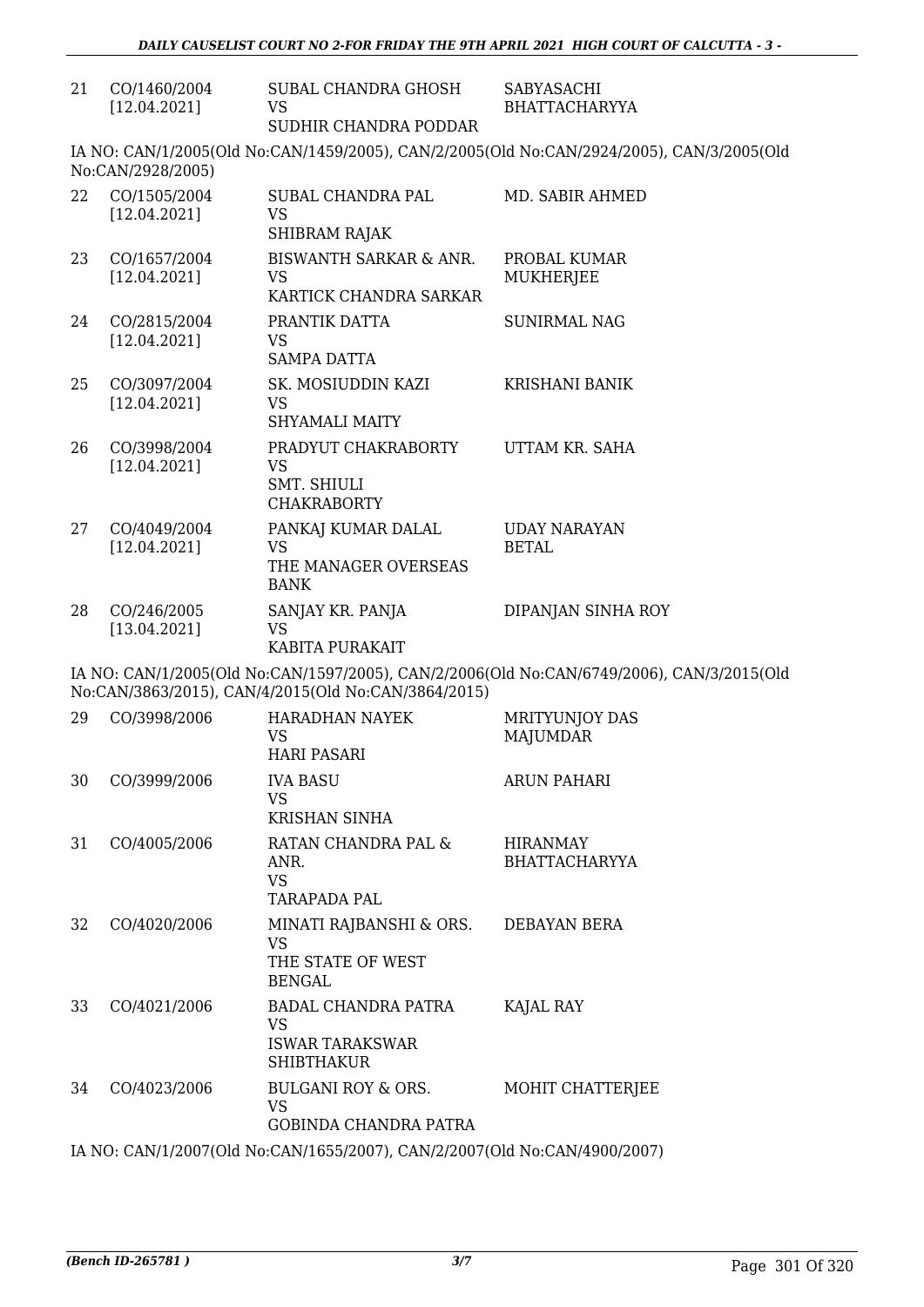| | | | |
|---|---|---|---|
| 21 | CO/1460/2004 [12.04.2021] | SUBAL CHANDRA GHOSH VS SUDHIR CHANDRA PODDAR | SABYASACHI BHATTACHARYYA |

IA NO: CAN/1/2005(Old No:CAN/1459/2005), CAN/2/2005(Old No:CAN/2924/2005), CAN/3/2005(Old No:CAN/2928/2005)

| | | | |
|---|---|---|---|
| 22 | CO/1505/2004 [12.04.2021] | SUBAL CHANDRA PAL VS SHIBRAM RAJAK | MD. SABIR AHMED |
| 23 | CO/1657/2004 [12.04.2021] | BISWANTH SARKAR & ANR. VS KARTICK CHANDRA SARKAR | PROBAL KUMAR MUKHERJEE |
| 24 | CO/2815/2004 [12.04.2021] | PRANTIK DATTA VS SAMPA DATTA | SUNIRMAL NAG |
| 25 | CO/3097/2004 [12.04.2021] | SK. MOSIUDDIN KAZI VS SHYAMALI MAITY | KRISHANI BANIK |
| 26 | CO/3998/2004 [12.04.2021] | PRADYUT CHAKRABORTY VS SMT. SHIULI CHAKRABORTY | UTTAM KR. SAHA |
| 27 | CO/4049/2004 [12.04.2021] | PANKAJ KUMAR DALAL VS THE MANAGER OVERSEAS BANK | UDAY NARAYAN BETAL |
| 28 | CO/246/2005 [13.04.2021] | SANJAY KR. PANJA VS KABITA PURAKAIT | DIPANJAN SINHA ROY |

IA NO: CAN/1/2005(Old No:CAN/1597/2005), CAN/2/2006(Old No:CAN/6749/2006), CAN/3/2015(Old No:CAN/3863/2015), CAN/4/2015(Old No:CAN/3864/2015)

| | | | |
|---|---|---|---|
| 29 | CO/3998/2006 | HARADHAN NAYEK VS HARI PASARI | MRITYUNJOY DAS MAJUMDAR |
| 30 | CO/3999/2006 | IVA BASU VS KRISHAN SINHA | ARUN PAHARI |
| 31 | CO/4005/2006 | RATAN CHANDRA PAL & ANR. VS TARAPADA PAL | HIRANMAY BHATTACHARYYA |
| 32 | CO/4020/2006 | MINATI RAJBANSHI & ORS. VS THE STATE OF WEST BENGAL | DEBAYAN BERA |
| 33 | CO/4021/2006 | BADAL CHANDRA PATRA VS ISWAR TARAKSWAR SHIBTHAKUR | KAJAL RAY |
| 34 | CO/4023/2006 | BULGANI ROY & ORS. VS GOBINDA CHANDRA PATRA | MOHIT CHATTERJEE |

IA NO: CAN/1/2007(Old No:CAN/1655/2007), CAN/2/2007(Old No:CAN/4900/2007)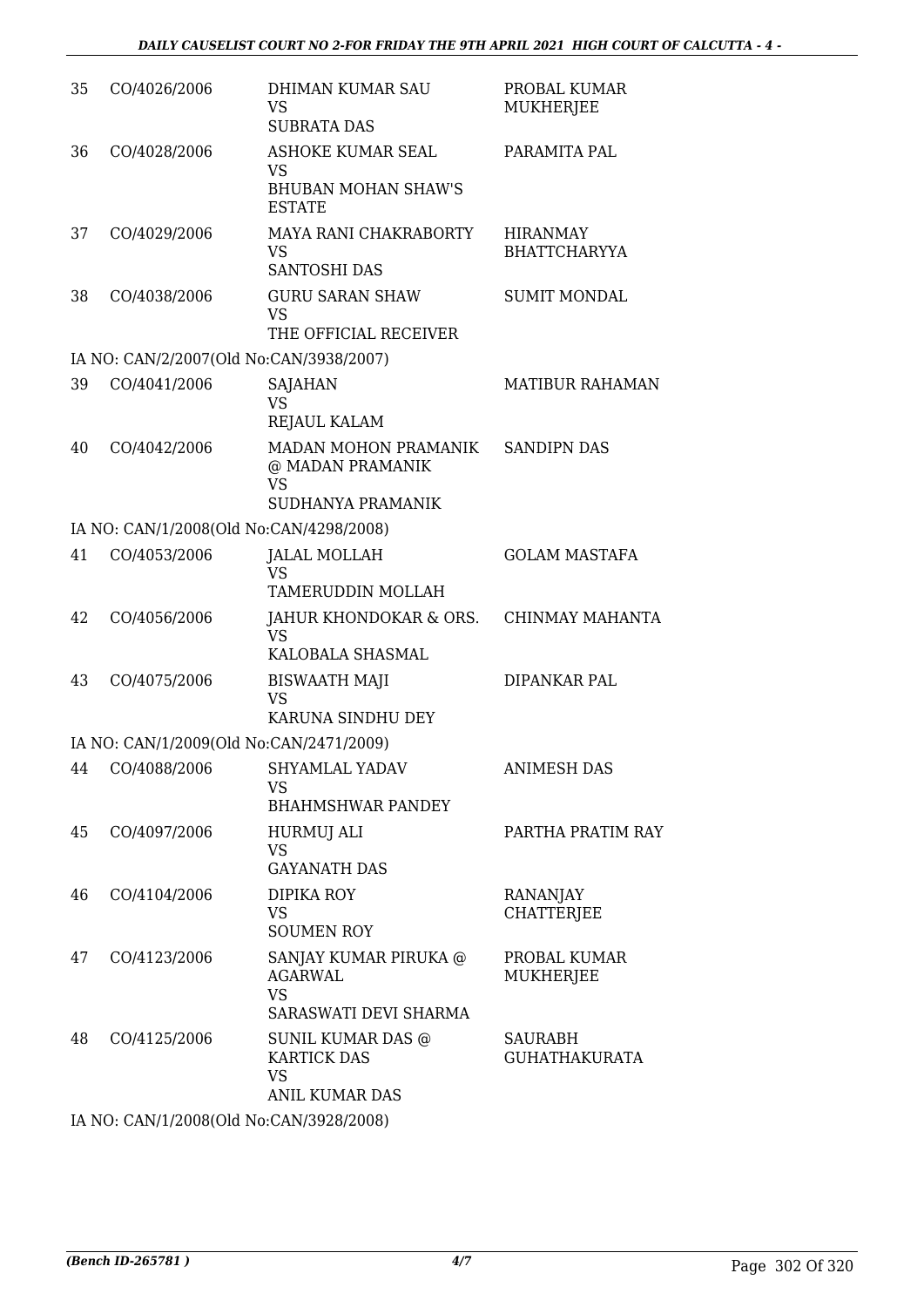| | | | |
|---|---|---|---|
| 35 | CO/4026/2006 | DHIMAN KUMAR SAU<br>VS<br>SUBRATA DAS | PROBAL KUMAR MUKHERJEE |
| 36 | CO/4028/2006 | ASHOKE KUMAR SEAL<br>VS<br>BHUBAN MOHAN SHAW'S ESTATE | PARAMITA PAL |
| 37 | CO/4029/2006 | MAYA RANI CHAKRABORTY<br>VS<br>SANTOSHI DAS | HIRANMAY BHATTCHARYYA |
| 38 | CO/4038/2006 | GURU SARAN SHAW<br>VS<br>THE OFFICIAL RECEIVER | SUMIT MONDAL |
| | IA NO: CAN/2/2007(Old No:CAN/3938/2007) | | |
| 39 | CO/4041/2006 | SAJAHAN<br>VS<br>REJAUL KALAM | MATIBUR RAHAMAN |
| 40 | CO/4042/2006 | MADAN MOHON PRAMANIK @ MADAN PRAMANIK<br>VS<br>SUDHANYA PRAMANIK | SANDIPN DAS |
| | IA NO: CAN/1/2008(Old No:CAN/4298/2008) | | |
| 41 | CO/4053/2006 | JALAL MOLLAH<br>VS<br>TAMERUDDIN MOLLAH | GOLAM MASTAFA |
| 42 | CO/4056/2006 | JAHUR KHONDOKAR & ORS.<br>VS<br>KALOBALA SHASMAL | CHINMAY MAHANTA |
| 43 | CO/4075/2006 | BISWAATH MAJI<br>VS<br>KARUNA SINDHU DEY | DIPANKAR PAL |
| | IA NO: CAN/1/2009(Old No:CAN/2471/2009) | | |
| 44 | CO/4088/2006 | SHYAMLAL YADAV<br>VS<br>BHAHMSHWAR PANDEY | ANIMESH DAS |
| 45 | CO/4097/2006 | HURMUJ ALI<br>VS<br>GAYANATH DAS | PARTHA PRATIM RAY |
| 46 | CO/4104/2006 | DIPIKA ROY<br>VS<br>SOUMEN ROY | RANANJAY CHATTERJEE |
| 47 | CO/4123/2006 | SANJAY KUMAR PIRUKA @ AGARWAL<br>VS<br>SARASWATI DEVI SHARMA | PROBAL KUMAR MUKHERJEE |
| 48 | CO/4125/2006 | SUNIL KUMAR DAS @ KARTICK DAS<br>VS<br>ANIL KUMAR DAS | SAURABH GUHATHAKURATA |
| | IA NO: CAN/1/2008(Old No:CAN/3928/2008) | | |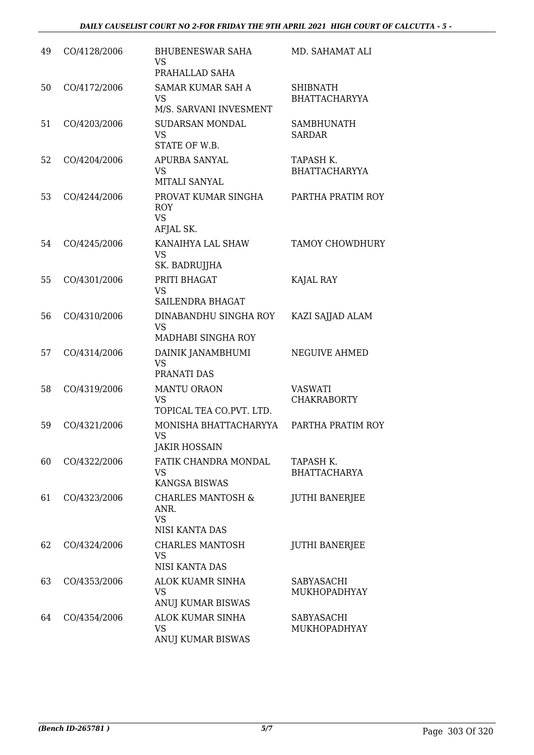| | | | |
|---|---|---|---|
| 49 | CO/4128/2006 | BHUBENESWAR SAHA<br>VS<br>PRAHALLAD SAHA | MD. SAHAMAT ALI |
| 50 | CO/4172/2006 | SAMAR KUMAR SAH A<br>VS<br>M/S. SARVANI INVESMENT | SHIBNATH BHATTACHARYYA |
| 51 | CO/4203/2006 | SUDARSAN MONDAL<br>VS<br>STATE OF W.B. | SAMBHUNATH SARDAR |
| 52 | CO/4204/2006 | APURBA SANYAL<br>VS<br>MITALI SANYAL | TAPASH K. BHATTACHARYYA |
| 53 | CO/4244/2006 | PROVAT KUMAR SINGHA ROY<br>VS<br>AFJAL SK. | PARTHA PRATIM ROY |
| 54 | CO/4245/2006 | KANAIHYA LAL SHAW<br>VS<br>SK. BADRUJJHA | TAMOY CHOWDHURY |
| 55 | CO/4301/2006 | PRITI BHAGAT<br>VS<br>SAILENDRA BHAGAT | KAJAL RAY |
| 56 | CO/4310/2006 | DINABANDHU SINGHA ROY<br>VS<br>MADHABI SINGHA ROY | KAZI SAJJAD ALAM |
| 57 | CO/4314/2006 | DAINIK JANAMBHUMI<br>VS<br>PRANATI DAS | NEGUIVE AHMED |
| 58 | CO/4319/2006 | MANTU ORAON<br>VS<br>TOPICAL TEA CO.PVT. LTD. | VASWATI CHAKRABORTY |
| 59 | CO/4321/2006 | MONISHA BHATTACHARYYA<br>VS<br>JAKIR HOSSAIN | PARTHA PRATIM ROY |
| 60 | CO/4322/2006 | FATIK CHANDRA MONDAL<br>VS<br>KANGSA BISWAS | TAPASH K. BHATTACHARYA |
| 61 | CO/4323/2006 | CHARLES MANTOSH & ANR.<br>VS<br>NISI KANTA DAS | JUTHI BANERJEE |
| 62 | CO/4324/2006 | CHARLES MANTOSH<br>VS<br>NISI KANTA DAS | JUTHI BANERJEE |
| 63 | CO/4353/2006 | ALOK KUAMR SINHA<br>VS<br>ANUJ KUMAR BISWAS | SABYASACHI MUKHOPADHYAY |
| 64 | CO/4354/2006 | ALOK KUMAR SINHA<br>VS<br>ANUJ KUMAR BISWAS | SABYASACHI MUKHOPADHYAY |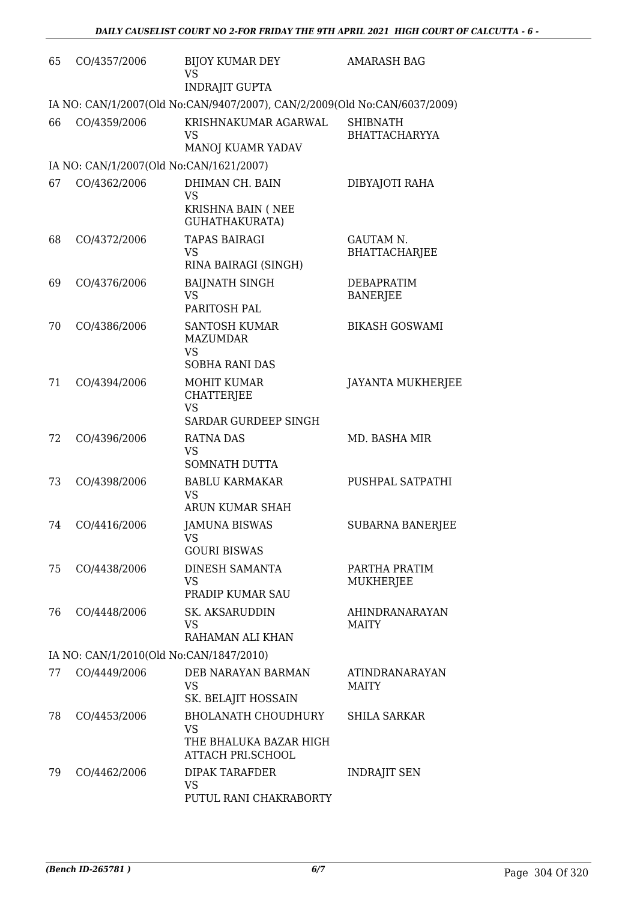| | | | |
|---|---|---|---|
| 65 | CO/4357/2006 | BIJOY KUMAR DEY<br>VS<br>INDRAJIT GUPTA | AMARASH BAG |
| IA NO: CAN/1/2007(Old No:CAN/9407/2007), CAN/2/2009(Old No:CAN/6037/2009) | | | |
| 66 | CO/4359/2006 | KRISHNAKUMAR AGARWAL<br>VS<br>MANOJ KUAMR YADAV | SHIBNATH BHATTACHARYYA |
| IA NO: CAN/1/2007(Old No:CAN/1621/2007) | | | |
| 67 | CO/4362/2006 | DHIMAN CH. BAIN<br>VS<br>KRISHNA BAIN ( NEE GUHATHAKURATA) | DIBYAJOTI RAHA |
| 68 | CO/4372/2006 | TAPAS BAIRAGI<br>VS<br>RINA BAIRAGI (SINGH) | GAUTAM N. BHATTACHARJEE |
| 69 | CO/4376/2006 | BAIJNATH SINGH<br>VS<br>PARITOSH PAL | DEBAPRATIM BANERJEE |
| 70 | CO/4386/2006 | SANTOSH KUMAR MAZUMDAR<br>VS<br>SOBHA RANI DAS | BIKASH GOSWAMI |
| 71 | CO/4394/2006 | MOHIT KUMAR CHATTERJEE<br>VS<br>SARDAR GURDEEP SINGH | JAYANTA MUKHERJEE |
| 72 | CO/4396/2006 | RATNA DAS<br>VS<br>SOMNATH DUTTA | MD. BASHA MIR |
| 73 | CO/4398/2006 | BABLU KARMAKAR<br>VS<br>ARUN KUMAR SHAH | PUSHPAL SATPATHI |
| 74 | CO/4416/2006 | JAMUNA BISWAS<br>VS<br>GOURI BISWAS | SUBARNA BANERJEE |
| 75 | CO/4438/2006 | DINESH SAMANTA<br>VS<br>PRADIP KUMAR SAU | PARTHA PRATIM MUKHERJEE |
| 76 | CO/4448/2006 | SK. AKSARUDDIN<br>VS<br>RAHAMAN ALI KHAN | AHINDRANARAYAN MAITY |
| IA NO: CAN/1/2010(Old No:CAN/1847/2010) | | | |
| 77 | CO/4449/2006 | DEB NARAYAN BARMAN<br>VS<br>SK. BELAJIT HOSSAIN | ATINDRANARAYAN MAITY |
| 78 | CO/4453/2006 | BHOLANATH CHOUDHURY<br>VS<br>THE BHALUKA BAZAR HIGH ATTACH PRI.SCHOOL | SHILA SARKAR |
| 79 | CO/4462/2006 | DIPAK TARAFDER<br>VS<br>PUTUL RANI CHAKRABORTY | INDRAJIT SEN |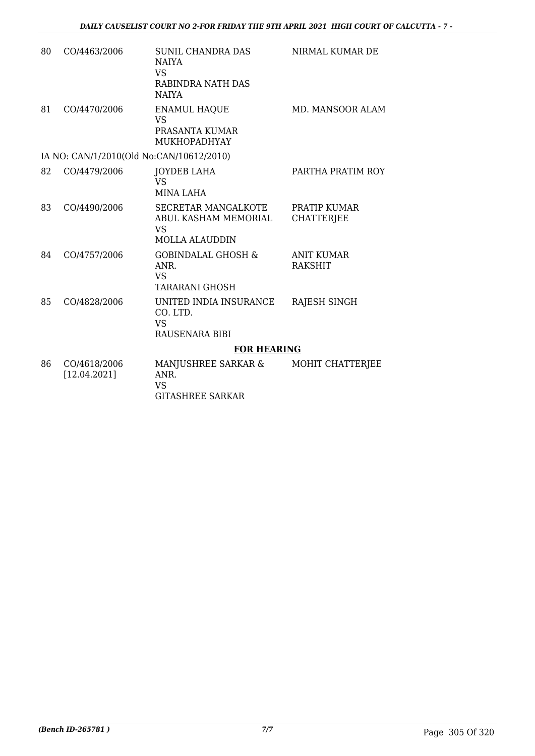| | | | |
|---|---|---|---|
| 80 | CO/4463/2006 | SUNIL CHANDRA DAS NAIYA<br>VS<br>RABINDRA NATH DAS NAIYA | NIRMAL KUMAR DE |
| 81 | CO/4470/2006 | ENAMUL HAQUE<br>VS<br>PRASANTA KUMAR MUKHOPADHYAY | MD. MANSOOR ALAM |
| | IA NO: CAN/1/2010(Old No:CAN/10612/2010) | | |
| 82 | CO/4479/2006 | JOYDEB LAHA<br>VS<br>MINA LAHA | PARTHA PRATIM ROY |
| 83 | CO/4490/2006 | SECRETAR MANGALKOTE ABUL KASHAM MEMORIAL<br>VS<br>MOLLA ALAUDDIN | PRATIP KUMAR CHATTERJEE |
| 84 | CO/4757/2006 | GOBINDALAL GHOSH & ANR.<br>VS<br>TARARANI GHOSH | ANIT KUMAR RAKSHIT |
| 85 | CO/4828/2006 | UNITED INDIA INSURANCE CO. LTD.<br>VS<br>RAUSENARA BIBI | RAJESH SINGH |

**FOR HEARING**

| | | | |
|---|---|---|---|
| 86 | CO/4618/2006<br>[12.04.2021] | MANJUSHREE SARKAR & ANR.<br>VS<br>GITASHREE SARKAR | MOHIT CHATTERJEE |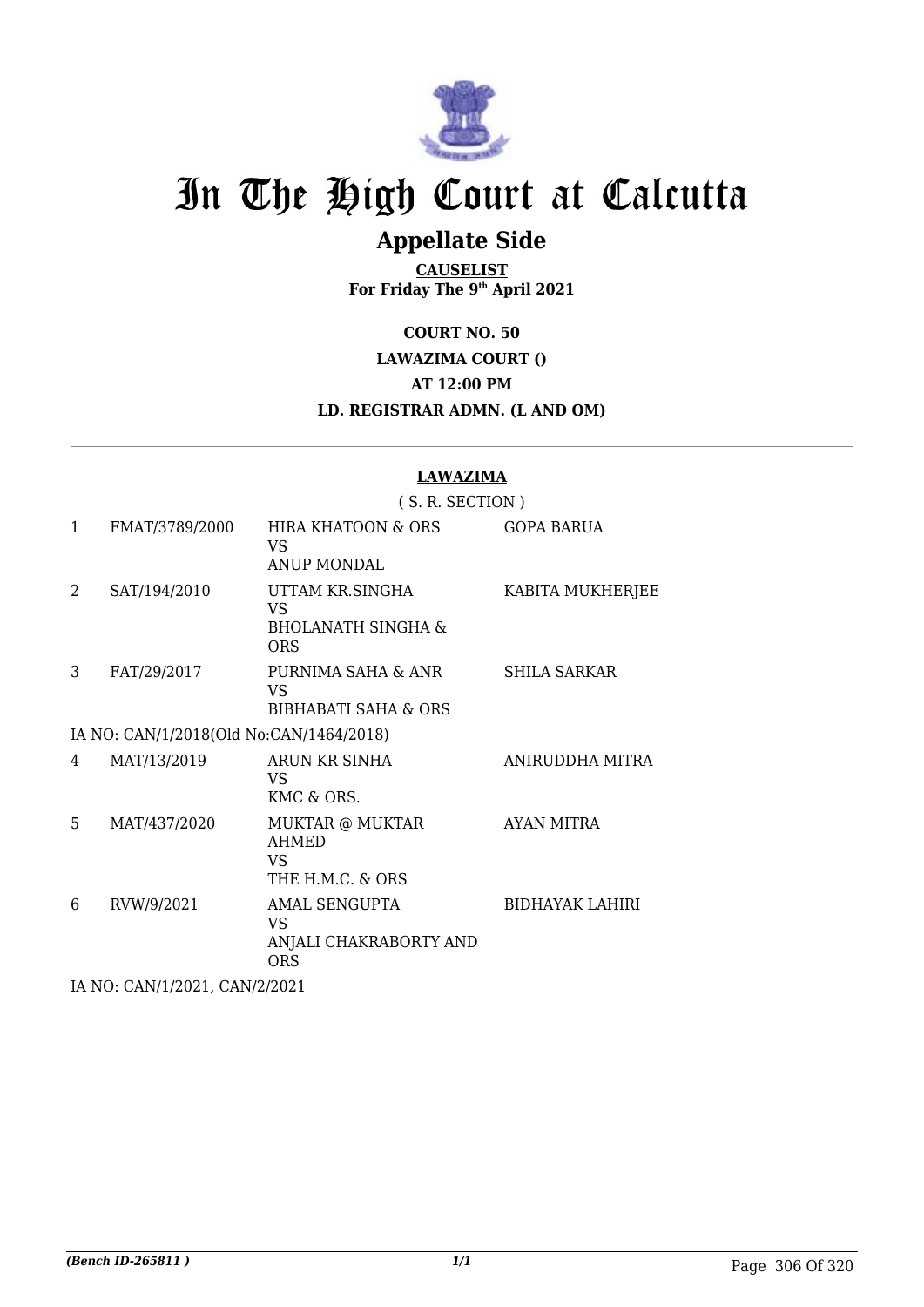# In The High Court at Calcutta

## Appellate Side

**CAUSELIST**
**For Friday The 9th April 2021**

**COURT NO. 50**

**LAWAZIMA COURT ()**

**AT 12:00 PM**

**LD. REGISTRAR ADMN. (L AND OM)**

**LAWAZIMA**

( S. R. SECTION )

| | | | |
|---|---|---|---|
| 1 | FMAT/3789/2000 | HIRA KHATOON & ORS<br>VS<br>ANUP MONDAL | GOPA BARUA |
| 2 | SAT/194/2010 | UTTAM KR.SINGHA<br>VS<br>BHOLANATH SINGHA & ORS | KABITA MUKHERJEE |
| 3 | FAT/29/2017 | PURNIMA SAHA & ANR<br>VS<br>BIBHABATI SAHA & ORS | SHILA SARKAR |
| | IA NO: CAN/1/2018(Old No:CAN/1464/2018) | | |
| 4 | MAT/13/2019 | ARUN KR SINHA<br>VS<br>KMC & ORS. | ANIRUDDHA MITRA |
| 5 | MAT/437/2020 | MUKTAR @ MUKTAR AHMED<br>VS<br>THE H.M.C. & ORS | AYAN MITRA |
| 6 | RVW/9/2021 | AMAL SENGUPTA<br>VS<br>ANJALI CHAKRABORTY AND ORS | BIDHAYAK LAHIRI |
| | IA NO: CAN/1/2021, CAN/2/2021 | | |

*(Bench ID-265811 )*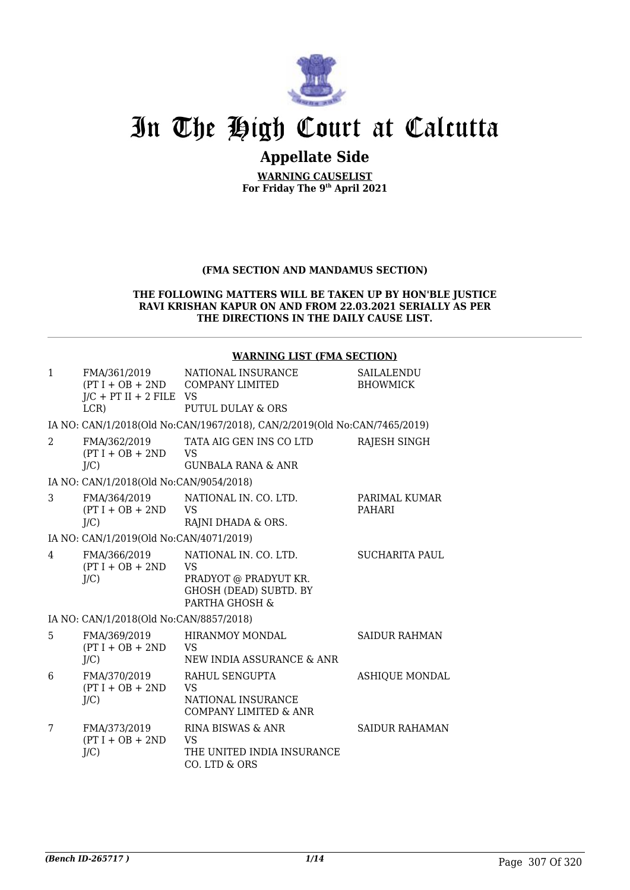# In The High Court at Calcutta

## Appellate Side

**WARNING CAUSELIST**
**For Friday The 9th April 2021**

**(FMA SECTION AND MANDAMUS SECTION)**

**THE FOLLOWING MATTERS WILL BE TAKEN UP BY HON'BLE JUSTICE RAVI KRISHAN KAPUR ON AND FROM 22.03.2021 SERIALLY AS PER THE DIRECTIONS IN THE DAILY CAUSE LIST.**

**WARNING LIST (FMA SECTION)**

| | | | |
|---|---|---|---|
| 1 | FMA/361/2019 (PT I + OB + 2ND J/C + PT II + 2 FILE LCR) | NATIONAL INSURANCE COMPANY LIMITED VS PUTUL DULAY & ORS | SAILALENDU BHOWMICK |
| | IA NO: CAN/1/2018(Old No:CAN/1967/2018), CAN/2/2019(Old No:CAN/7465/2019) | | |
| 2 | FMA/362/2019 (PT I + OB + 2ND J/C) | TATA AIG GEN INS CO LTD VS GUNBALA RANA & ANR | RAJESH SINGH |
| | IA NO: CAN/1/2018(Old No:CAN/9054/2018) | | |
| 3 | FMA/364/2019 (PT I + OB + 2ND J/C) | NATIONAL IN. CO. LTD. VS RAJNI DHADA & ORS. | PARIMAL KUMAR PAHARI |
| | IA NO: CAN/1/2019(Old No:CAN/4071/2019) | | |
| 4 | FMA/366/2019 (PT I + OB + 2ND J/C) | NATIONAL IN. CO. LTD. VS PRADYOT @ PRADYUT KR. GHOSH (DEAD) SUBTD. BY PARTHA GHOSH & | SUCHARITA PAUL |
| | IA NO: CAN/1/2018(Old No:CAN/8857/2018) | | |
| 5 | FMA/369/2019 (PT I + OB + 2ND J/C) | HIRANMOY MONDAL VS NEW INDIA ASSURANCE & ANR | SAIDUR RAHMAN |
| 6 | FMA/370/2019 (PT I + OB + 2ND J/C) | RAHUL SENGUPTA VS NATIONAL INSURANCE COMPANY LIMITED & ANR | ASHIQUE MONDAL |
| 7 | FMA/373/2019 (PT I + OB + 2ND J/C) | RINA BISWAS & ANR VS THE UNITED INDIA INSURANCE CO. LTD & ORS | SAIDUR RAHAMAN |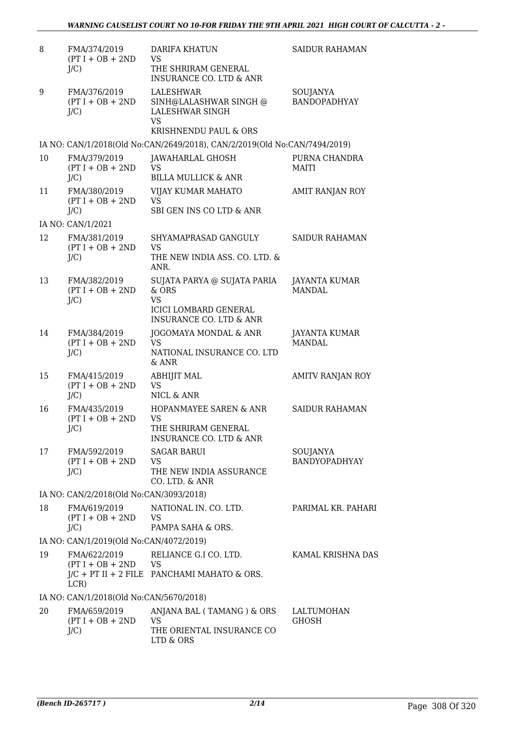| | | | |
|---|---|---|---|
| 8 | FMA/374/2019 (PT I + OB + 2ND J/C) | DARIFA KHATUN VS THE SHRIRAM GENERAL INSURANCE CO. LTD & ANR | SAIDUR RAHAMAN |
| 9 | FMA/376/2019 (PT I + OB + 2ND J/C) | LALESHWAR SINH@LALASHWAR SINGH @ LALESHWAR SINGH VS KRISHNENDU PAUL & ORS | SOUJANYA BANDOPADHYAY |
| | IA NO: CAN/1/2018(Old No:CAN/2649/2018), CAN/2/2019(Old No:CAN/7494/2019) | | |
| 10 | FMA/379/2019 (PT I + OB + 2ND J/C) | JAWAHARLAL GHOSH VS BILLA MULLICK & ANR | PURNA CHANDRA MAITI |
| 11 | FMA/380/2019 (PT I + OB + 2ND J/C) | VIJAY KUMAR MAHATO VS SBI GEN INS CO LTD & ANR | AMIT RANJAN ROY |
| | IA NO: CAN/1/2021 | | |
| 12 | FMA/381/2019 (PT I + OB + 2ND J/C) | SHYAMAPRASAD GANGULY VS THE NEW INDIA ASS. CO. LTD. & ANR. | SAIDUR RAHAMAN |
| 13 | FMA/382/2019 (PT I + OB + 2ND J/C) | SUJATA PARYA @ SUJATA PARIA & ORS VS ICICI LOMBARD GENERAL INSURANCE CO. LTD & ANR | JAYANTA KUMAR MANDAL |
| 14 | FMA/384/2019 (PT I + OB + 2ND J/C) | JOGOMAYA MONDAL & ANR VS NATIONAL INSURANCE CO. LTD & ANR | JAYANTA KUMAR MANDAL |
| 15 | FMA/415/2019 (PT I + OB + 2ND J/C) | ABHIJIT MAL VS NICL & ANR | AMITV RANJAN ROY |
| 16 | FMA/435/2019 (PT I + OB + 2ND J/C) | HOPANMAYEE SAREN & ANR VS THE SHRIRAM GENERAL INSURANCE CO. LTD & ANR | SAIDUR RAHAMAN |
| 17 | FMA/592/2019 (PT I + OB + 2ND J/C) | SAGAR BARUI VS THE NEW INDIA ASSURANCE CO. LTD. & ANR | SOUJANYA BANDYOPADHYAY |
| | IA NO: CAN/2/2018(Old No:CAN/3093/2018) | | |
| 18 | FMA/619/2019 (PT I + OB + 2ND J/C) | NATIONAL IN. CO. LTD. VS PAMPA SAHA & ORS. | PARIMAL KR. PAHARI |
| | IA NO: CAN/1/2019(Old No:CAN/4072/2019) | | |
| 19 | FMA/622/2019 (PT I + OB + 2ND J/C + PT II + 2 FILE LCR) | RELIANCE G.I CO. LTD. VS PANCHAMI MAHATO & ORS. | KAMAL KRISHNA DAS |
| | IA NO: CAN/1/2018(Old No:CAN/5670/2018) | | |
| 20 | FMA/659/2019 (PT I + OB + 2ND J/C) | ANJANA BAL ( TAMANG ) & ORS VS THE ORIENTAL INSURANCE CO LTD & ORS | LALTUMOHAN GHOSH |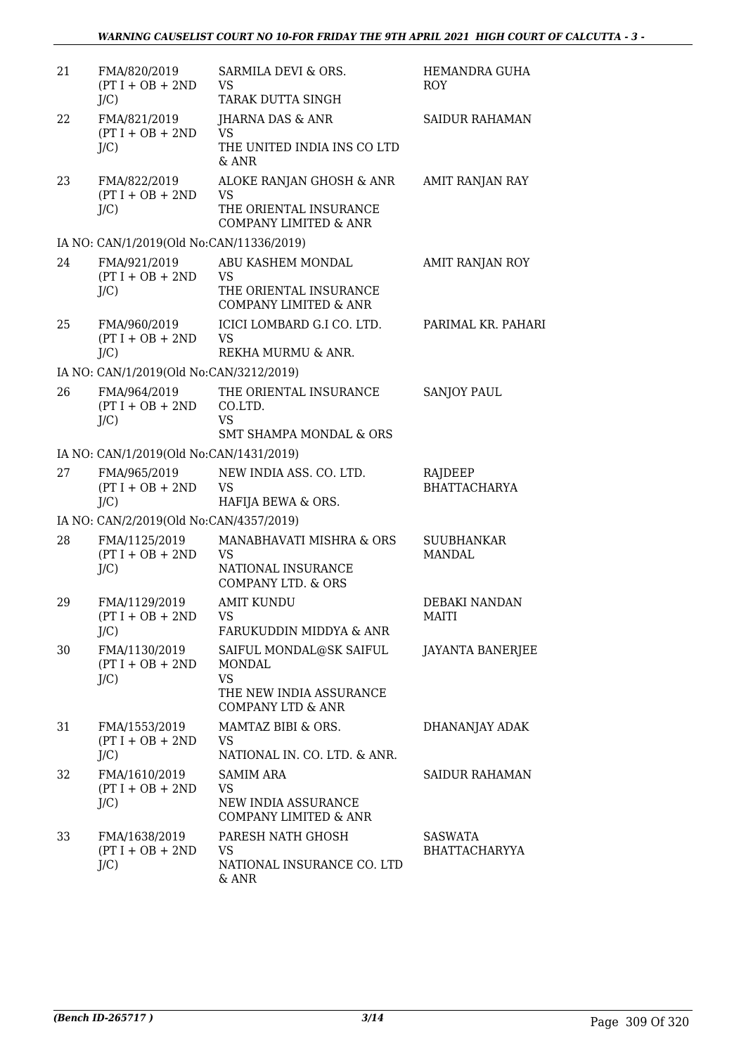| 21 | FMA/820/2019 (PT I + OB + 2ND J/C) | SARMILA DEVI & ORS. VS TARAK DUTTA SINGH | HEMANDRA GUHA ROY |
|---|---|---|---|
| 22 | FMA/821/2019 (PT I + OB + 2ND J/C) | JHARNA DAS & ANR VS THE UNITED INDIA INS CO LTD & ANR | SAIDUR RAHAMAN |
| 23 | FMA/822/2019 (PT I + OB + 2ND J/C) | ALOKE RANJAN GHOSH & ANR VS THE ORIENTAL INSURANCE COMPANY LIMITED & ANR | AMIT RANJAN RAY |
| | IA NO: CAN/1/2019(Old No:CAN/11336/2019) | | |
| 24 | FMA/921/2019 (PT I + OB + 2ND J/C) | ABU KASHEM MONDAL VS THE ORIENTAL INSURANCE COMPANY LIMITED & ANR | AMIT RANJAN ROY |
| 25 | FMA/960/2019 (PT I + OB + 2ND J/C) | ICICI LOMBARD G.I CO. LTD. VS REKHA MURMU & ANR. | PARIMAL KR. PAHARI |
| | IA NO: CAN/1/2019(Old No:CAN/3212/2019) | | |
| 26 | FMA/964/2019 (PT I + OB + 2ND J/C) | THE ORIENTAL INSURANCE CO.LTD. VS SMT SHAMPA MONDAL & ORS | SANJOY PAUL |
| | IA NO: CAN/1/2019(Old No:CAN/1431/2019) | | |
| 27 | FMA/965/2019 (PT I + OB + 2ND J/C) | NEW INDIA ASS. CO. LTD. VS HAFIJA BEWA & ORS. | RAJDEEP BHATTACHARYA |
| | IA NO: CAN/2/2019(Old No:CAN/4357/2019) | | |
| 28 | FMA/1125/2019 (PT I + OB + 2ND J/C) | MANABHAVATI MISHRA & ORS VS NATIONAL INSURANCE COMPANY LTD. & ORS | SUUBHANKAR MANDAL |
| 29 | FMA/1129/2019 (PT I + OB + 2ND J/C) | AMIT KUNDU VS FARUKUDDIN MIDDYA & ANR | DEBAKI NANDAN MAITI |
| 30 | FMA/1130/2019 (PT I + OB + 2ND J/C) | SAIFUL MONDAL@SK SAIFUL MONDAL VS THE NEW INDIA ASSURANCE COMPANY LTD & ANR | JAYANTA BANERJEE |
| 31 | FMA/1553/2019 (PT I + OB + 2ND J/C) | MAMTAZ BIBI & ORS. VS NATIONAL IN. CO. LTD. & ANR. | DHANANJAY ADAK |
| 32 | FMA/1610/2019 (PT I + OB + 2ND J/C) | SAMIM ARA VS NEW INDIA ASSURANCE COMPANY LIMITED & ANR | SAIDUR RAHAMAN |
| 33 | FMA/1638/2019 (PT I + OB + 2ND J/C) | PARESH NATH GHOSH VS NATIONAL INSURANCE CO. LTD & ANR | SASWATA BHATTACHARYYA |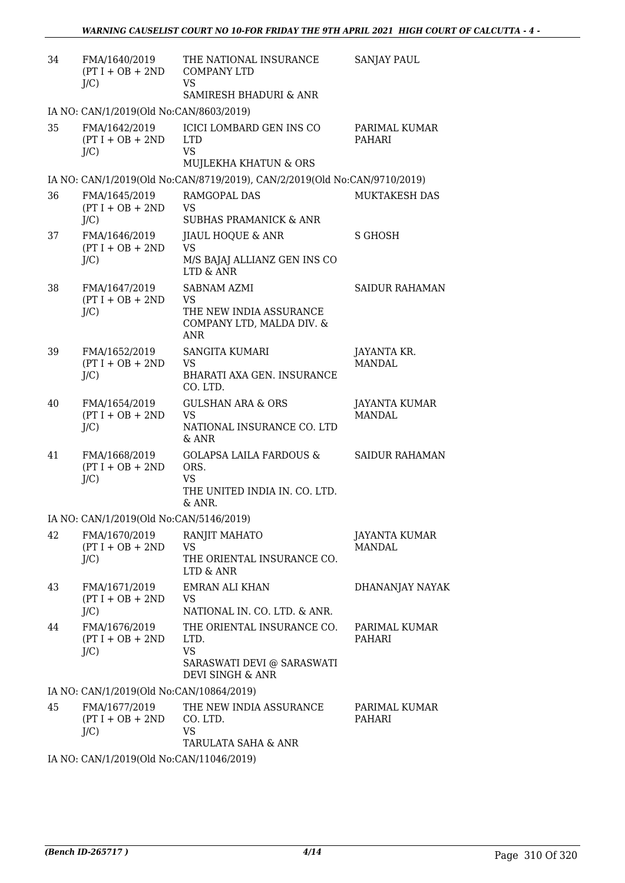| 34 | FMA/1640/2019 (PT I + OB + 2ND J/C) | THE NATIONAL INSURANCE COMPANY LTD VS SAMIRESH BHADURI & ANR | SANJAY PAUL |
|---|---|---|---|

IA NO: CAN/1/2019(Old No:CAN/8603/2019)

| 35 | FMA/1642/2019 (PT I + OB + 2ND J/C) | ICICI LOMBARD GEN INS CO LTD VS MUJLEKHA KHATUN & ORS | PARIMAL KUMAR PAHARI |
|---|---|---|---|

IA NO: CAN/1/2019(Old No:CAN/8719/2019), CAN/2/2019(Old No:CAN/9710/2019)

| 36 | FMA/1645/2019 (PT I + OB + 2ND J/C) | RAMGOPAL DAS VS SUBHAS PRAMANICK & ANR | MUKTAKESH DAS |
|---|---|---|---|
| 37 | FMA/1646/2019 (PT I + OB + 2ND J/C) | JIAUL HOQUE & ANR VS M/S BAJAJ ALLIANZ GEN INS CO LTD & ANR | S GHOSH |
| 38 | FMA/1647/2019 (PT I + OB + 2ND J/C) | SABNAM AZMI VS THE NEW INDIA ASSURANCE COMPANY LTD, MALDA DIV. & ANR | SAIDUR RAHAMAN |
| 39 | FMA/1652/2019 (PT I + OB + 2ND J/C) | SANGITA KUMARI VS BHARATI AXA GEN. INSURANCE CO. LTD. | JAYANTA KR. MANDAL |
| 40 | FMA/1654/2019 (PT I + OB + 2ND J/C) | GULSHAN ARA & ORS VS NATIONAL INSURANCE CO. LTD & ANR | JAYANTA KUMAR MANDAL |
| 41 | FMA/1668/2019 (PT I + OB + 2ND J/C) | GOLAPSA LAILA FARDOUS & ORS. VS THE UNITED INDIA IN. CO. LTD. & ANR. | SAIDUR RAHAMAN |

IA NO: CAN/1/2019(Old No:CAN/5146/2019)

| 42 | FMA/1670/2019 (PT I + OB + 2ND J/C) | RANJIT MAHATO VS THE ORIENTAL INSURANCE CO. LTD & ANR | JAYANTA KUMAR MANDAL |
|---|---|---|---|
| 43 | FMA/1671/2019 (PT I + OB + 2ND J/C) | EMRAN ALI KHAN VS NATIONAL IN. CO. LTD. & ANR. | DHANANJAY NAYAK |
| 44 | FMA/1676/2019 (PT I + OB + 2ND J/C) | THE ORIENTAL INSURANCE CO. LTD. VS SARASWATI DEVI @ SARASWATI DEVI SINGH & ANR | PARIMAL KUMAR PAHARI |

IA NO: CAN/1/2019(Old No:CAN/10864/2019)

| 45 | FMA/1677/2019 (PT I + OB + 2ND J/C) | THE NEW INDIA ASSURANCE CO. LTD. VS TARULATA SAHA & ANR | PARIMAL KUMAR PAHARI |
|---|---|---|---|

IA NO: CAN/1/2019(Old No:CAN/11046/2019)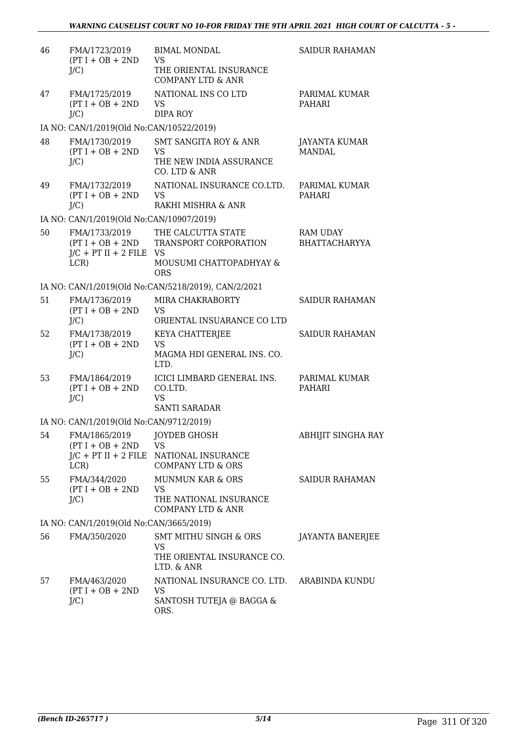| | | | |
|---|---|---|---|
| 46 | FMA/1723/2019 (PT I + OB + 2ND J/C) | BIMAL MONDAL VS THE ORIENTAL INSURANCE COMPANY LTD & ANR | SAIDUR RAHAMAN |
| 47 | FMA/1725/2019 (PT I + OB + 2ND J/C) | NATIONAL INS CO LTD VS DIPA ROY | PARIMAL KUMAR PAHARI |
| | IA NO: CAN/1/2019(Old No:CAN/10522/2019) | | |
| 48 | FMA/1730/2019 (PT I + OB + 2ND J/C) | SMT SANGITA ROY & ANR VS THE NEW INDIA ASSURANCE CO. LTD & ANR | JAYANTA KUMAR MANDAL |
| 49 | FMA/1732/2019 (PT I + OB + 2ND J/C) | NATIONAL INSURANCE CO.LTD. VS RAKHI MISHRA & ANR | PARIMAL KUMAR PAHARI |
| | IA NO: CAN/1/2019(Old No:CAN/10907/2019) | | |
| 50 | FMA/1733/2019 (PT I + OB + 2ND J/C + PT II + 2 FILE LCR) | THE CALCUTTA STATE TRANSPORT CORPORATION VS MOUSUMI CHATTOPADHYAY & ORS | RAM UDAY BHATTACHARYYA |
| | IA NO: CAN/1/2019(Old No:CAN/5218/2019), CAN/2/2021 | | |
| 51 | FMA/1736/2019 (PT I + OB + 2ND J/C) | MIRA CHAKRABORTY VS ORIENTAL INSUARANCE CO LTD | SAIDUR RAHAMAN |
| 52 | FMA/1738/2019 (PT I + OB + 2ND J/C) | KEYA CHATTERJEE VS MAGMA HDI GENERAL INS. CO. LTD. | SAIDUR RAHAMAN |
| 53 | FMA/1864/2019 (PT I + OB + 2ND J/C) | ICICI LIMBARD GENERAL INS. CO.LTD. VS SANTI SARADAR | PARIMAL KUMAR PAHARI |
| | IA NO: CAN/1/2019(Old No:CAN/9712/2019) | | |
| 54 | FMA/1865/2019 (PT I + OB + 2ND J/C + PT II + 2 FILE LCR) | JOYDEB GHOSH VS NATIONAL INSURANCE COMPANY LTD & ORS | ABHIJIT SINGHA RAY |
| 55 | FMA/344/2020 (PT I + OB + 2ND J/C) | MUNMUN KAR & ORS VS THE NATIONAL INSURANCE COMPANY LTD & ANR | SAIDUR RAHAMAN |
| | IA NO: CAN/1/2019(Old No:CAN/3665/2019) | | |
| 56 | FMA/350/2020 | SMT MITHU SINGH & ORS VS THE ORIENTAL INSURANCE CO. LTD. & ANR | JAYANTA BANERJEE |
| 57 | FMA/463/2020 (PT I + OB + 2ND J/C) | NATIONAL INSURANCE CO. LTD. VS SANTOSH TUTEJA @ BAGGA & ORS. | ARABINDA KUNDU |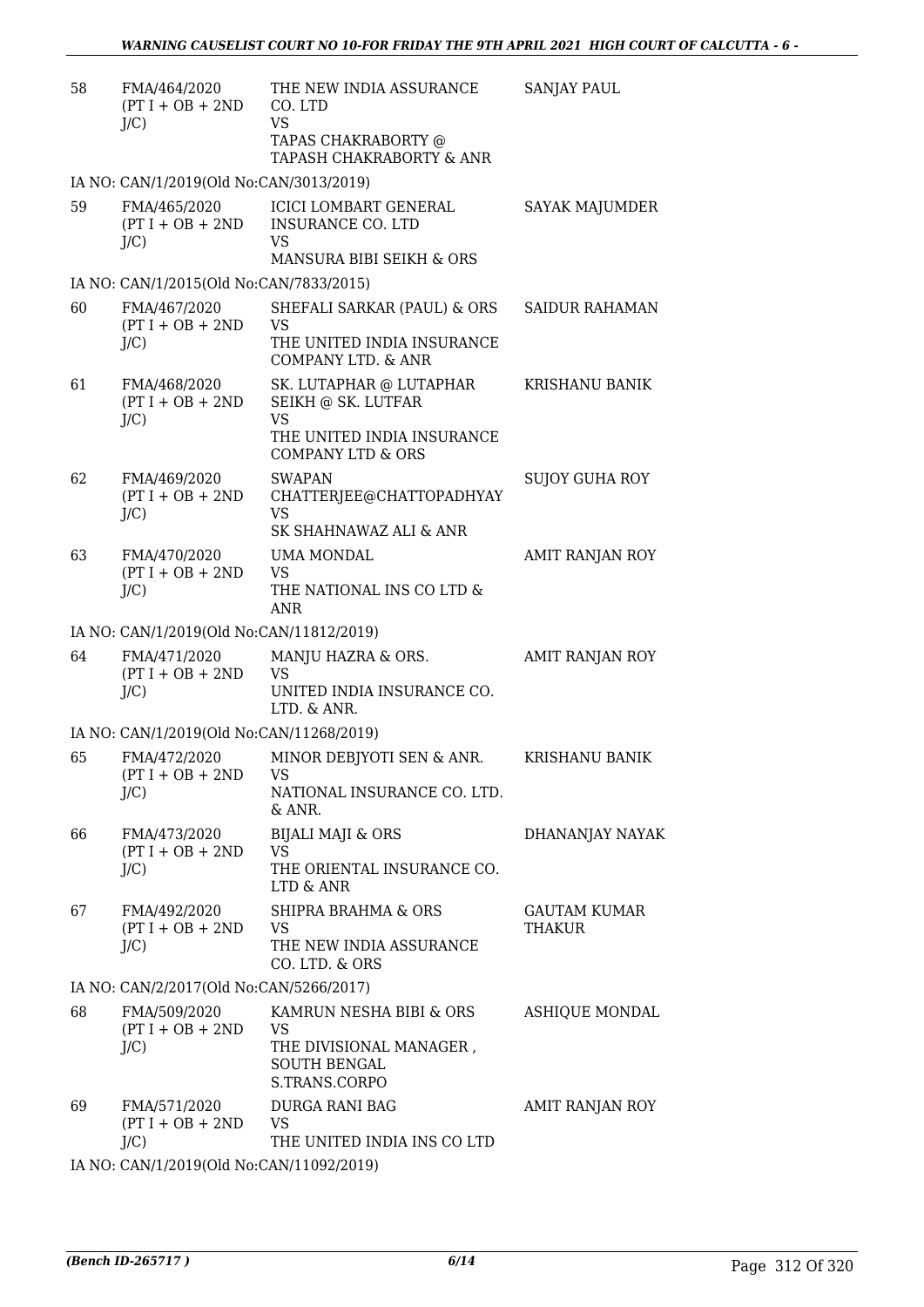| | | | |
|---|---|---|---|
| 58 | FMA/464/2020 (PT I + OB + 2ND J/C) | THE NEW INDIA ASSURANCE CO. LTD VS TAPAS CHAKRABORTY @ TAPASH CHAKRABORTY & ANR | SANJAY PAUL |
| | IA NO: CAN/1/2019(Old No:CAN/3013/2019) | | |
| 59 | FMA/465/2020 (PT I + OB + 2ND J/C) | ICICI LOMBART GENERAL INSURANCE CO. LTD VS MANSURA BIBI SEIKH & ORS | SAYAK MAJUMDER |
| | IA NO: CAN/1/2015(Old No:CAN/7833/2015) | | |
| 60 | FMA/467/2020 (PT I + OB + 2ND J/C) | SHEFALI SARKAR (PAUL) & ORS VS THE UNITED INDIA INSURANCE COMPANY LTD. & ANR | SAIDUR RAHAMAN |
| 61 | FMA/468/2020 (PT I + OB + 2ND J/C) | SK. LUTAPHAR @ LUTAPHAR SEIKH @ SK. LUTFAR VS THE UNITED INDIA INSURANCE COMPANY LTD & ORS | KRISHANU BANIK |
| 62 | FMA/469/2020 (PT I + OB + 2ND J/C) | SWAPAN CHATTERJEE@CHATTOPADHYAY VS SK SHAHNAWAZ ALI & ANR | SUJOY GUHA ROY |
| 63 | FMA/470/2020 (PT I + OB + 2ND J/C) | UMA MONDAL VS THE NATIONAL INS CO LTD & ANR | AMIT RANJAN ROY |
| | IA NO: CAN/1/2019(Old No:CAN/11812/2019) | | |
| 64 | FMA/471/2020 (PT I + OB + 2ND J/C) | MANJU HAZRA & ORS. VS UNITED INDIA INSURANCE CO. LTD. & ANR. | AMIT RANJAN ROY |
| | IA NO: CAN/1/2019(Old No:CAN/11268/2019) | | |
| 65 | FMA/472/2020 (PT I + OB + 2ND J/C) | MINOR DEBJYOTI SEN & ANR. VS NATIONAL INSURANCE CO. LTD. & ANR. | KRISHANU BANIK |
| 66 | FMA/473/2020 (PT I + OB + 2ND J/C) | BIJALI MAJI & ORS VS THE ORIENTAL INSURANCE CO. LTD & ANR | DHANANJAY NAYAK |
| 67 | FMA/492/2020 (PT I + OB + 2ND J/C) | SHIPRA BRAHMA & ORS VS THE NEW INDIA ASSURANCE CO. LTD. & ORS | GAUTAM KUMAR THAKUR |
| | IA NO: CAN/2/2017(Old No:CAN/5266/2017) | | |
| 68 | FMA/509/2020 (PT I + OB + 2ND J/C) | KAMRUN NESHA BIBI & ORS VS THE DIVISIONAL MANAGER , SOUTH BENGAL S.TRANS.CORPO | ASHIQUE MONDAL |
| 69 | FMA/571/2020 (PT I + OB + 2ND J/C) | DURGA RANI BAG VS THE UNITED INDIA INS CO LTD | AMIT RANJAN ROY |
| | IA NO: CAN/1/2019(Old No:CAN/11092/2019) | | |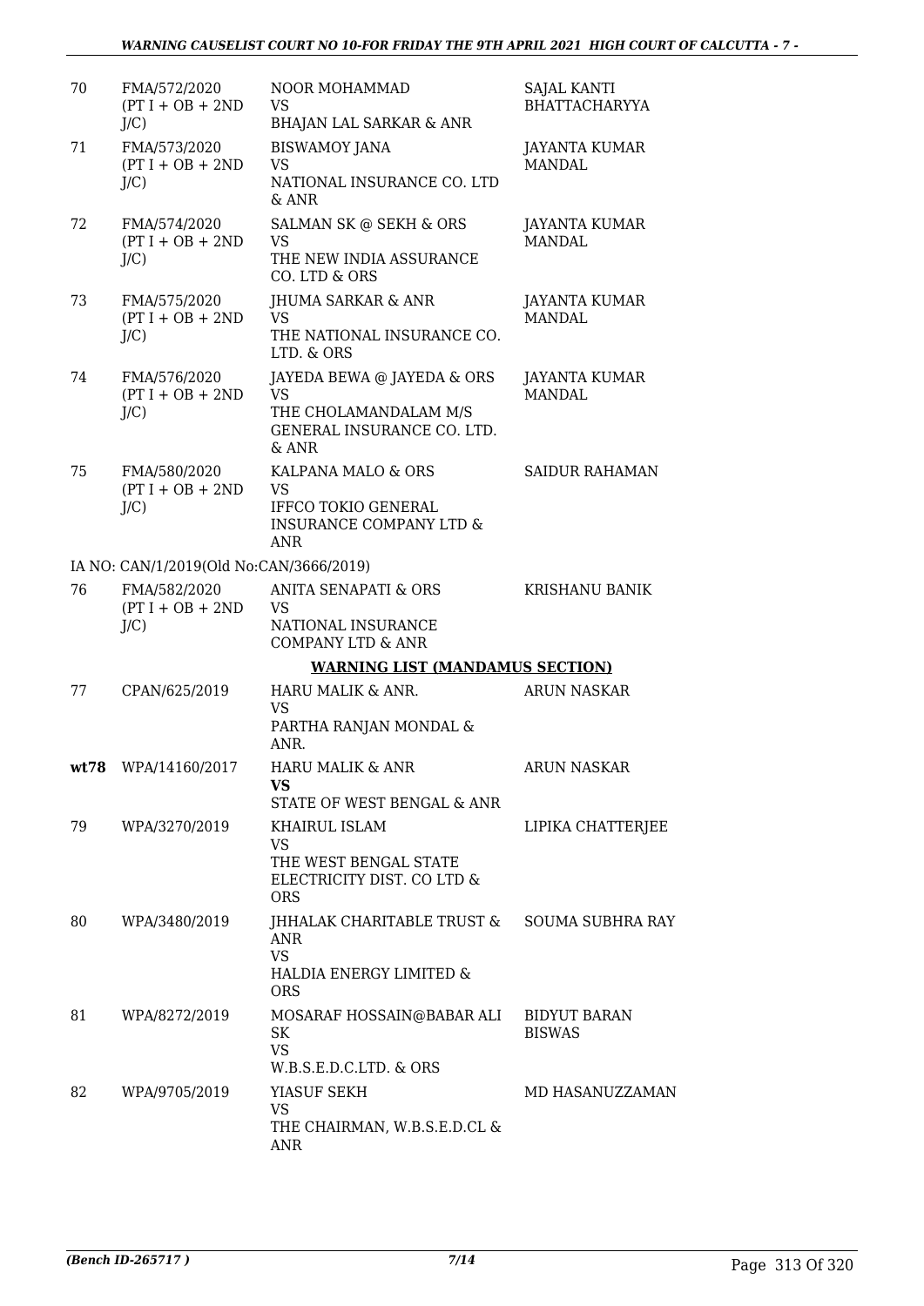| | | | |
|---|---|---|---|
| 70 | FMA/572/2020 (PT I + OB + 2ND J/C) | NOOR MOHAMMAD<br>VS<br>BHAJAN LAL SARKAR & ANR | SAJAL KANTI BHATTACHARYYA |
| 71 | FMA/573/2020 (PT I + OB + 2ND J/C) | BISWAMOY JANA<br>VS<br>NATIONAL INSURANCE CO. LTD & ANR | JAYANTA KUMAR MANDAL |
| 72 | FMA/574/2020 (PT I + OB + 2ND J/C) | SALMAN SK @ SEKH & ORS<br>VS<br>THE NEW INDIA ASSURANCE CO. LTD & ORS | JAYANTA KUMAR MANDAL |
| 73 | FMA/575/2020 (PT I + OB + 2ND J/C) | JHUMA SARKAR & ANR<br>VS<br>THE NATIONAL INSURANCE CO. LTD. & ORS | JAYANTA KUMAR MANDAL |
| 74 | FMA/576/2020 (PT I + OB + 2ND J/C) | JAYEDA BEWA @ JAYEDA & ORS<br>VS<br>THE CHOLAMANDALAM M/S GENERAL INSURANCE CO. LTD. & ANR | JAYANTA KUMAR MANDAL |
| 75 | FMA/580/2020 (PT I + OB + 2ND J/C) | KALPANA MALO & ORS<br>VS<br>IFFCO TOKIO GENERAL INSURANCE COMPANY LTD & ANR | SAIDUR RAHAMAN |
| | IA NO: CAN/1/2019(Old No:CAN/3666/2019) | | |
| 76 | FMA/582/2020 (PT I + OB + 2ND J/C) | ANITA SENAPATI & ORS<br>VS<br>NATIONAL INSURANCE COMPANY LTD & ANR | KRISHANU BANIK |
| | | **WARNING LIST (MANDAMUS SECTION)** | |
| 77 | CPAN/625/2019 | HARU MALIK & ANR.<br>VS<br>PARTHA RANJAN MONDAL & ANR. | ARUN NASKAR |
| **wt78** | WPA/14160/2017 | HARU MALIK & ANR<br>**VS**<br>STATE OF WEST BENGAL & ANR | ARUN NASKAR |
| 79 | WPA/3270/2019 | KHAIRUL ISLAM<br>VS<br>THE WEST BENGAL STATE ELECTRICITY DIST. CO LTD & ORS | LIPIKA CHATTERJEE |
| 80 | WPA/3480/2019 | JHHALAK CHARITABLE TRUST & ANR<br>VS<br>HALDIA ENERGY LIMITED & ORS | SOUMA SUBHRA RAY |
| 81 | WPA/8272/2019 | MOSARAF HOSSAIN@BABAR ALI SK<br>VS<br>W.B.S.E.D.C.LTD. & ORS | BIDYUT BARAN BISWAS |
| 82 | WPA/9705/2019 | YIASUF SEKH<br>VS<br>THE CHAIRMAN, W.B.S.E.D.CL & ANR | MD HASANUZZAMAN |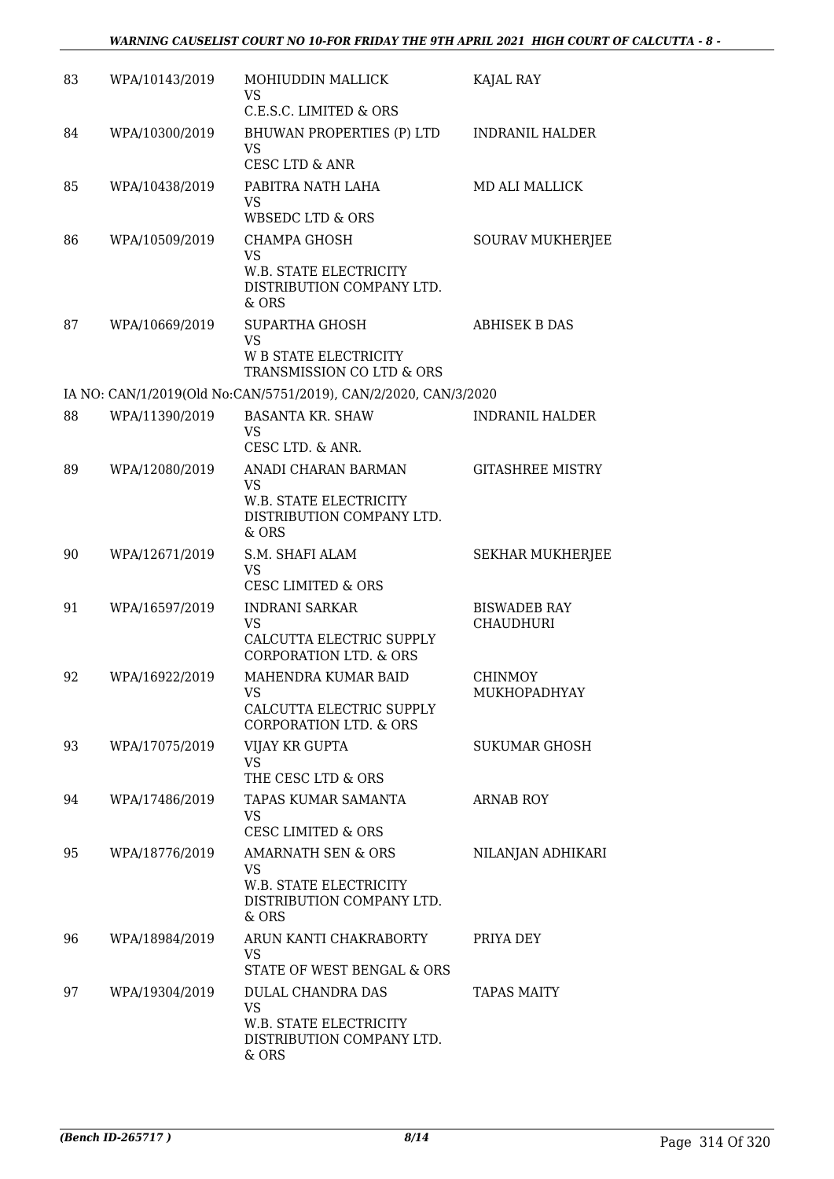| | | | |
|---|---|---|---|
| 83 | WPA/10143/2019 | MOHIUDDIN MALLICK<br>VS<br>C.E.S.C. LIMITED & ORS | KAJAL RAY |
| 84 | WPA/10300/2019 | BHUWAN PROPERTIES (P) LTD<br>VS<br>CESC LTD & ANR | INDRANIL HALDER |
| 85 | WPA/10438/2019 | PABITRA NATH LAHA<br>VS<br>WBSEDC LTD & ORS | MD ALI MALLICK |
| 86 | WPA/10509/2019 | CHAMPA GHOSH<br>VS<br>W.B. STATE ELECTRICITY DISTRIBUTION COMPANY LTD. & ORS | SOURAV MUKHERJEE |
| 87 | WPA/10669/2019 | SUPARTHA GHOSH<br>VS<br>W B STATE ELECTRICITY TRANSMISSION CO LTD & ORS | ABHISEK B DAS |
| | IA NO: CAN/1/2019(Old No:CAN/5751/2019), CAN/2/2020, CAN/3/2020 | | |
| 88 | WPA/11390/2019 | BASANTA KR. SHAW<br>VS<br>CESC LTD. & ANR. | INDRANIL HALDER |
| 89 | WPA/12080/2019 | ANADI CHARAN BARMAN<br>VS<br>W.B. STATE ELECTRICITY DISTRIBUTION COMPANY LTD. & ORS | GITASHREE MISTRY |
| 90 | WPA/12671/2019 | S.M. SHAFI ALAM<br>VS<br>CESC LIMITED & ORS | SEKHAR MUKHERJEE |
| 91 | WPA/16597/2019 | INDRANI SARKAR<br>VS<br>CALCUTTA ELECTRIC SUPPLY CORPORATION LTD. & ORS | BISWADEB RAY CHAUDHURI |
| 92 | WPA/16922/2019 | MAHENDRA KUMAR BAID<br>VS<br>CALCUTTA ELECTRIC SUPPLY CORPORATION LTD. & ORS | CHINMOY MUKHOPADHYAY |
| 93 | WPA/17075/2019 | VIJAY KR GUPTA<br>VS<br>THE CESC LTD & ORS | SUKUMAR GHOSH |
| 94 | WPA/17486/2019 | TAPAS KUMAR SAMANTA<br>VS<br>CESC LIMITED & ORS | ARNAB ROY |
| 95 | WPA/18776/2019 | AMARNATH SEN & ORS<br>VS<br>W.B. STATE ELECTRICITY DISTRIBUTION COMPANY LTD. & ORS | NILANJAN ADHIKARI |
| 96 | WPA/18984/2019 | ARUN KANTI CHAKRABORTY<br>VS<br>STATE OF WEST BENGAL & ORS | PRIYA DEY |
| 97 | WPA/19304/2019 | DULAL CHANDRA DAS<br>VS<br>W.B. STATE ELECTRICITY DISTRIBUTION COMPANY LTD. & ORS | TAPAS MAITY |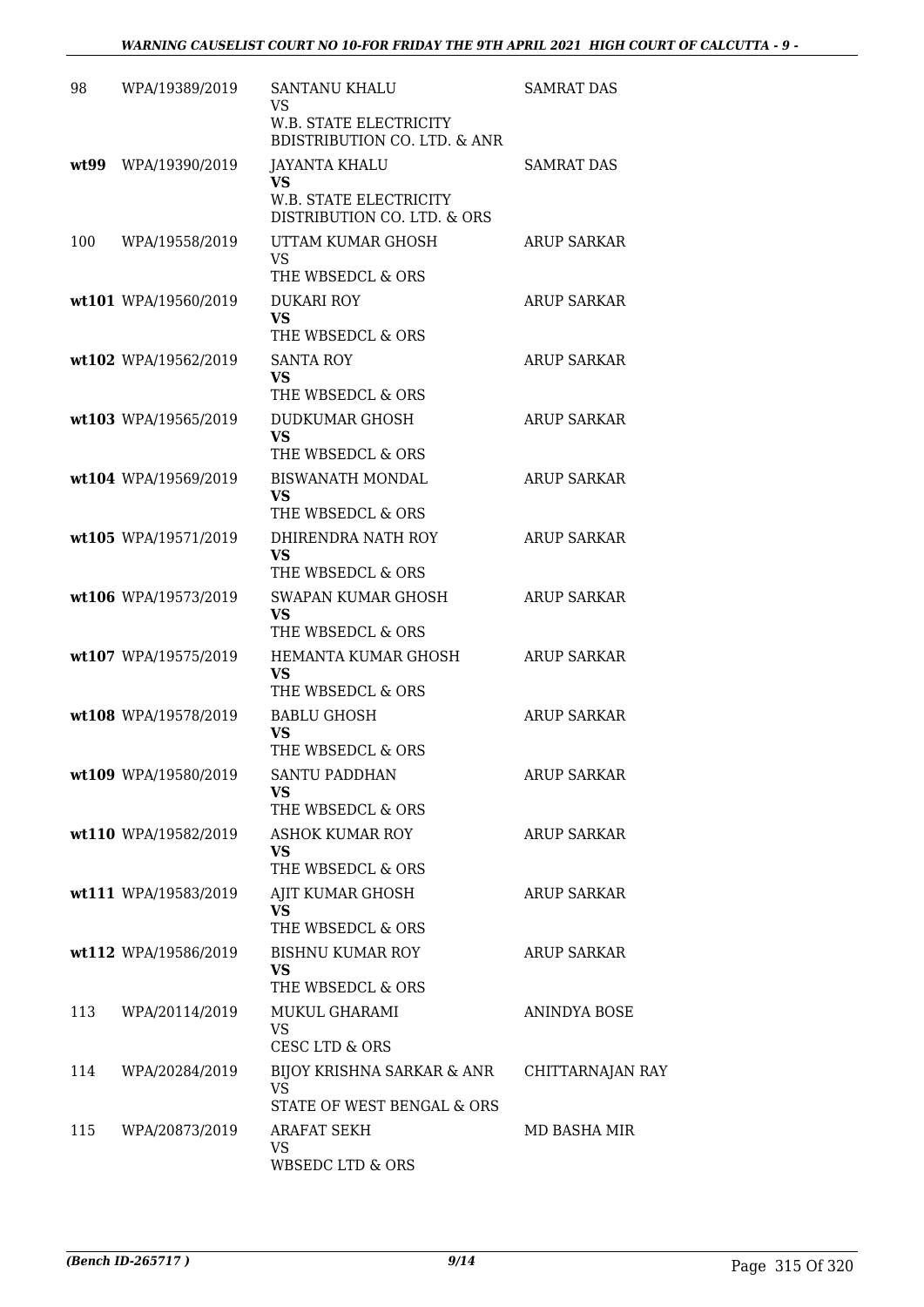| | | | |
|---|---|---|---|
| 98 | WPA/19389/2019 | SANTANU KHALU<br>VS<br>W.B. STATE ELECTRICITY BDISTRIBUTION CO. LTD. & ANR | SAMRAT DAS |
| wt99 | WPA/19390/2019 | JAYANTA KHALU<br>**VS**<br>W.B. STATE ELECTRICITY DISTRIBUTION CO. LTD. & ORS | SAMRAT DAS |
| 100 | WPA/19558/2019 | UTTAM KUMAR GHOSH<br>VS<br>THE WBSEDCL & ORS | ARUP SARKAR |
| wt101 | WPA/19560/2019 | DUKARI ROY<br>**VS**<br>THE WBSEDCL & ORS | ARUP SARKAR |
| wt102 | WPA/19562/2019 | SANTA ROY<br>**VS**<br>THE WBSEDCL & ORS | ARUP SARKAR |
| wt103 | WPA/19565/2019 | DUDKUMAR GHOSH<br>**VS**<br>THE WBSEDCL & ORS | ARUP SARKAR |
| wt104 | WPA/19569/2019 | BISWANATH MONDAL<br>**VS**<br>THE WBSEDCL & ORS | ARUP SARKAR |
| wt105 | WPA/19571/2019 | DHIRENDRA NATH ROY<br>**VS**<br>THE WBSEDCL & ORS | ARUP SARKAR |
| wt106 | WPA/19573/2019 | SWAPAN KUMAR GHOSH<br>**VS**<br>THE WBSEDCL & ORS | ARUP SARKAR |
| wt107 | WPA/19575/2019 | HEMANTA KUMAR GHOSH<br>**VS**<br>THE WBSEDCL & ORS | ARUP SARKAR |
| wt108 | WPA/19578/2019 | BABLU GHOSH<br>**VS**<br>THE WBSEDCL & ORS | ARUP SARKAR |
| wt109 | WPA/19580/2019 | SANTU PADDHAN<br>**VS**<br>THE WBSEDCL & ORS | ARUP SARKAR |
| wt110 | WPA/19582/2019 | ASHOK KUMAR ROY<br>**VS**<br>THE WBSEDCL & ORS | ARUP SARKAR |
| wt111 | WPA/19583/2019 | AJIT KUMAR GHOSH<br>**VS**<br>THE WBSEDCL & ORS | ARUP SARKAR |
| wt112 | WPA/19586/2019 | BISHNU KUMAR ROY<br>**VS**<br>THE WBSEDCL & ORS | ARUP SARKAR |
| 113 | WPA/20114/2019 | MUKUL GHARAMI<br>VS<br>CESC LTD & ORS | ANINDYA BOSE |
| 114 | WPA/20284/2019 | BIJOY KRISHNA SARKAR & ANR<br>VS<br>STATE OF WEST BENGAL & ORS | CHITTARNAJAN RAY |
| 115 | WPA/20873/2019 | ARAFAT SEKH<br>VS<br>WBSEDC LTD & ORS | MD BASHA MIR |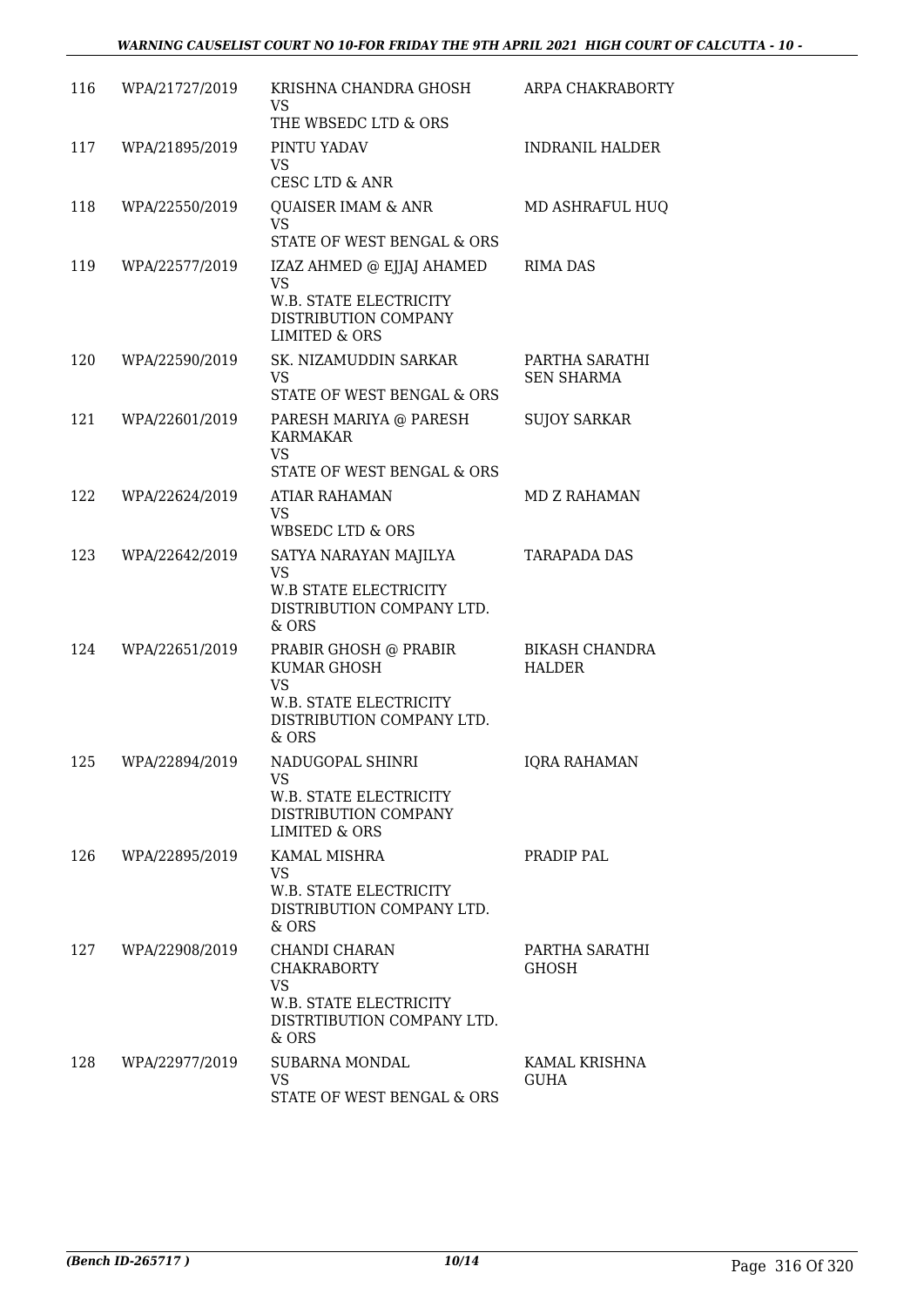| | | | |
|---|---|---|---|
| 116 | WPA/21727/2019 | KRISHNA CHANDRA GHOSH<br>VS<br>THE WBSEDC LTD & ORS | ARPA CHAKRABORTY |
| 117 | WPA/21895/2019 | PINTU YADAV<br>VS<br>CESC LTD & ANR | INDRANIL HALDER |
| 118 | WPA/22550/2019 | QUAISER IMAM & ANR<br>VS<br>STATE OF WEST BENGAL & ORS | MD ASHRAFUL HUQ |
| 119 | WPA/22577/2019 | IZAZ AHMED @ EJJAJ AHAMED<br>VS<br>W.B. STATE ELECTRICITY DISTRIBUTION COMPANY LIMITED & ORS | RIMA DAS |
| 120 | WPA/22590/2019 | SK. NIZAMUDDIN SARKAR<br>VS<br>STATE OF WEST BENGAL & ORS | PARTHA SARATHI SEN SHARMA |
| 121 | WPA/22601/2019 | PARESH MARIYA @ PARESH KARMAKAR<br>VS<br>STATE OF WEST BENGAL & ORS | SUJOY SARKAR |
| 122 | WPA/22624/2019 | ATIAR RAHAMAN<br>VS<br>WBSEDC LTD & ORS | MD Z RAHAMAN |
| 123 | WPA/22642/2019 | SATYA NARAYAN MAJILYA<br>VS<br>W.B STATE ELECTRICITY DISTRIBUTION COMPANY LTD. & ORS | TARAPADA DAS |
| 124 | WPA/22651/2019 | PRABIR GHOSH @ PRABIR KUMAR GHOSH<br>VS<br>W.B. STATE ELECTRICITY DISTRIBUTION COMPANY LTD. & ORS | BIKASH CHANDRA HALDER |
| 125 | WPA/22894/2019 | NADUGOPAL SHINRI<br>VS<br>W.B. STATE ELECTRICITY DISTRIBUTION COMPANY LIMITED & ORS | IQRA RAHAMAN |
| 126 | WPA/22895/2019 | KAMAL MISHRA<br>VS<br>W.B. STATE ELECTRICITY DISTRIBUTION COMPANY LTD. & ORS | PRADIP PAL |
| 127 | WPA/22908/2019 | CHANDI CHARAN CHAKRABORTY<br>VS<br>W.B. STATE ELECTRICITY DISTRTIBUTION COMPANY LTD. & ORS | PARTHA SARATHI GHOSH |
| 128 | WPA/22977/2019 | SUBARNA MONDAL<br>VS<br>STATE OF WEST BENGAL & ORS | KAMAL KRISHNA GUHA |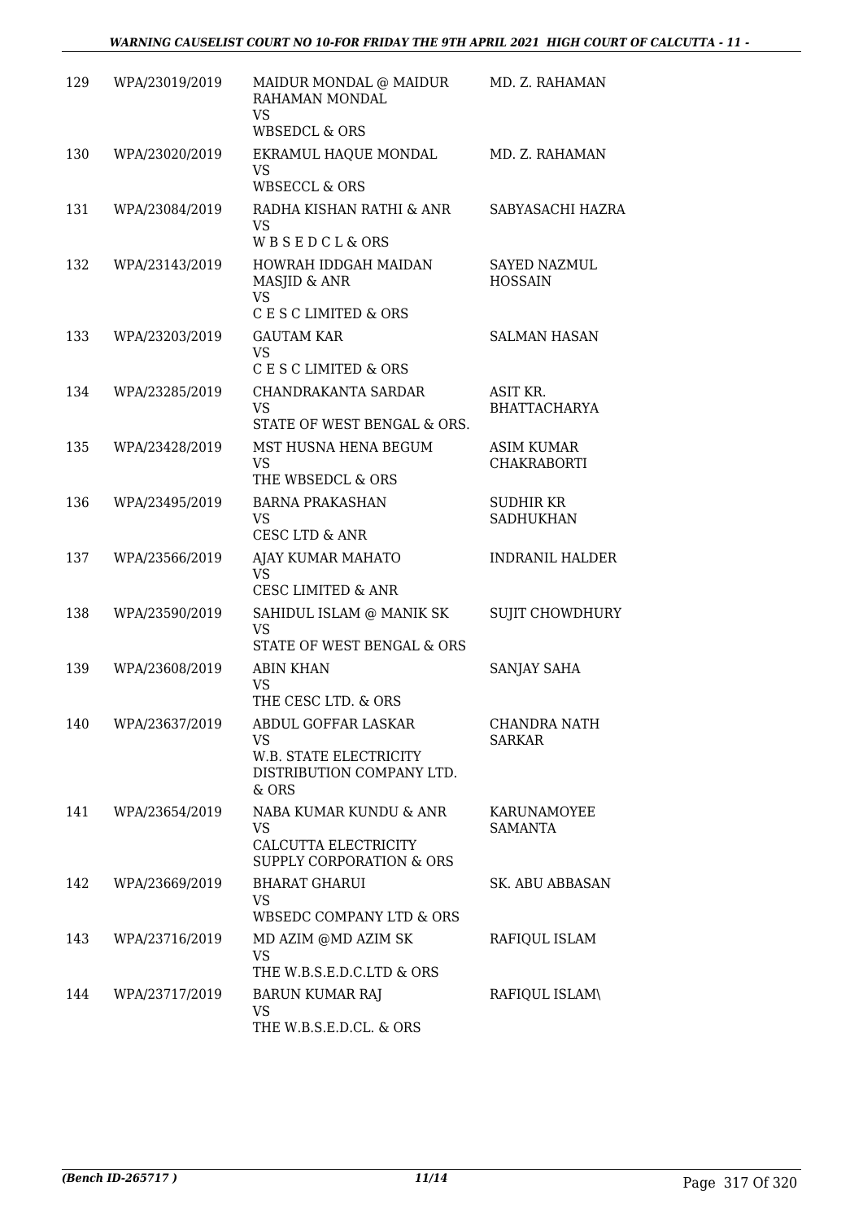| | | | |
|---|---|---|---|
| 129 | WPA/23019/2019 | MAIDUR MONDAL @ MAIDUR RAHAMAN MONDAL<br>VS<br>WBSEDCL & ORS | MD. Z. RAHAMAN |
| 130 | WPA/23020/2019 | EKRAMUL HAQUE MONDAL<br>VS<br>WBSECCL & ORS | MD. Z. RAHAMAN |
| 131 | WPA/23084/2019 | RADHA KISHAN RATHI & ANR<br>VS<br>W B S E D C L & ORS | SABYASACHI HAZRA |
| 132 | WPA/23143/2019 | HOWRAH IDDGAH MAIDAN MASJID & ANR<br>VS<br>C E S C LIMITED & ORS | SAYED NAZMUL HOSSAIN |
| 133 | WPA/23203/2019 | GAUTAM KAR<br>VS<br>C E S C LIMITED & ORS | SALMAN HASAN |
| 134 | WPA/23285/2019 | CHANDRAKANTA SARDAR<br>VS<br>STATE OF WEST BENGAL & ORS. | ASIT KR. BHATTACHARYA |
| 135 | WPA/23428/2019 | MST HUSNA HENA BEGUM<br>VS<br>THE WBSEDCL & ORS | ASIM KUMAR CHAKRABORTI |
| 136 | WPA/23495/2019 | BARNA PRAKASHAN<br>VS<br>CESC LTD & ANR | SUDHIR KR SADHUKHAN |
| 137 | WPA/23566/2019 | AJAY KUMAR MAHATO<br>VS<br>CESC LIMITED & ANR | INDRANIL HALDER |
| 138 | WPA/23590/2019 | SAHIDUL ISLAM @ MANIK SK<br>VS<br>STATE OF WEST BENGAL & ORS | SUJIT CHOWDHURY |
| 139 | WPA/23608/2019 | ABIN KHAN<br>VS<br>THE CESC LTD. & ORS | SANJAY SAHA |
| 140 | WPA/23637/2019 | ABDUL GOFFAR LASKAR<br>VS<br>W.B. STATE ELECTRICITY DISTRIBUTION COMPANY LTD. & ORS | CHANDRA NATH SARKAR |
| 141 | WPA/23654/2019 | NABA KUMAR KUNDU & ANR<br>VS<br>CALCUTTA ELECTRICITY SUPPLY CORPORATION & ORS | KARUNAMOYEE SAMANTA |
| 142 | WPA/23669/2019 | BHARAT GHARUI<br>VS<br>WBSEDC COMPANY LTD & ORS | SK. ABU ABBASAN |
| 143 | WPA/23716/2019 | MD AZIM @MD AZIM SK<br>VS<br>THE W.B.S.E.D.C.LTD & ORS | RAFIQUL ISLAM |
| 144 | WPA/23717/2019 | BARUN KUMAR RAJ<br>VS<br>THE W.B.S.E.D.CL. & ORS | RAFIQUL ISLAM\ |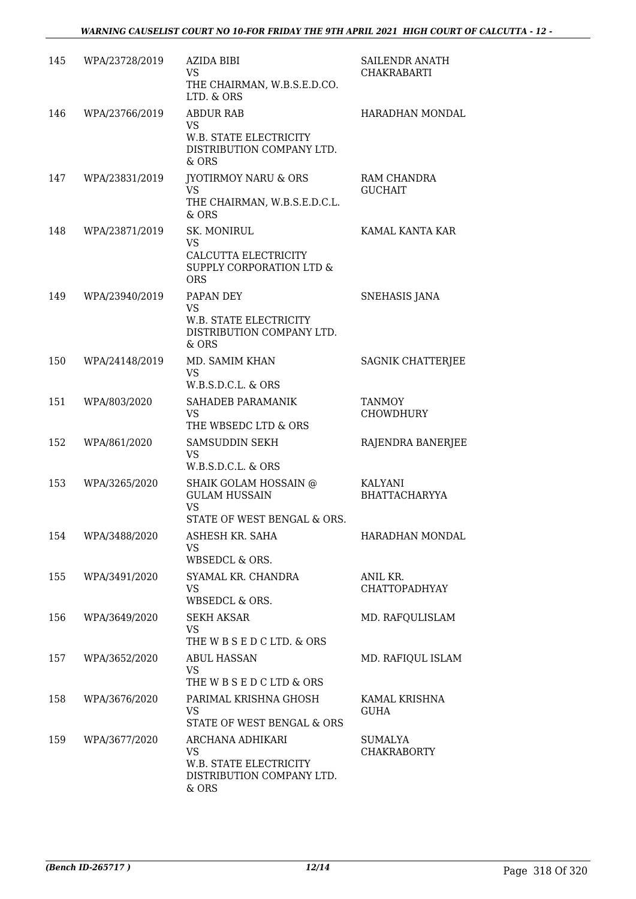| 145 | WPA/23728/2019 | AZIDA BIBI<br>VS<br>THE CHAIRMAN, W.B.S.E.D.CO. LTD. & ORS | SAILENDR ANATH CHAKRABARTI |
|---|---|---|---|
| 146 | WPA/23766/2019 | ABDUR RAB<br>VS<br>W.B. STATE ELECTRICITY DISTRIBUTION COMPANY LTD. & ORS | HARADHAN MONDAL |
| 147 | WPA/23831/2019 | JYOTIRMOY NARU & ORS<br>VS<br>THE CHAIRMAN, W.B.S.E.D.C.L. & ORS | RAM CHANDRA GUCHAIT |
| 148 | WPA/23871/2019 | SK. MONIRUL<br>VS<br>CALCUTTA ELECTRICITY SUPPLY CORPORATION LTD & ORS | KAMAL KANTA KAR |
| 149 | WPA/23940/2019 | PAPAN DEY<br>VS<br>W.B. STATE ELECTRICITY DISTRIBUTION COMPANY LTD. & ORS | SNEHASIS JANA |
| 150 | WPA/24148/2019 | MD. SAMIM KHAN<br>VS<br>W.B.S.D.C.L. & ORS | SAGNIK CHATTERJEE |
| 151 | WPA/803/2020 | SAHADEB PARAMANIK<br>VS<br>THE WBSEDC LTD & ORS | TANMOY CHOWDHURY |
| 152 | WPA/861/2020 | SAMSUDDIN SEKH<br>VS<br>W.B.S.D.C.L. & ORS | RAJENDRA BANERJEE |
| 153 | WPA/3265/2020 | SHAIK GOLAM HOSSAIN @ GULAM HUSSAIN<br>VS<br>STATE OF WEST BENGAL & ORS. | KALYANI BHATTACHARYYA |
| 154 | WPA/3488/2020 | ASHESH KR. SAHA<br>VS<br>WBSEDCL & ORS. | HARADHAN MONDAL |
| 155 | WPA/3491/2020 | SYAMAL KR. CHANDRA<br>VS<br>WBSEDCL & ORS. | ANIL KR. CHATTOPADHYAY |
| 156 | WPA/3649/2020 | SEKH AKSAR<br>VS<br>THE W B S E D C LTD. & ORS | MD. RAFQULISLAM |
| 157 | WPA/3652/2020 | ABUL HASSAN<br>VS<br>THE W B S E D C LTD & ORS | MD. RAFIQUL ISLAM |
| 158 | WPA/3676/2020 | PARIMAL KRISHNA GHOSH<br>VS<br>STATE OF WEST BENGAL & ORS | KAMAL KRISHNA GUHA |
| 159 | WPA/3677/2020 | ARCHANA ADHIKARI<br>VS<br>W.B. STATE ELECTRICITY DISTRIBUTION COMPANY LTD. & ORS | SUMALYA CHAKRABORTY |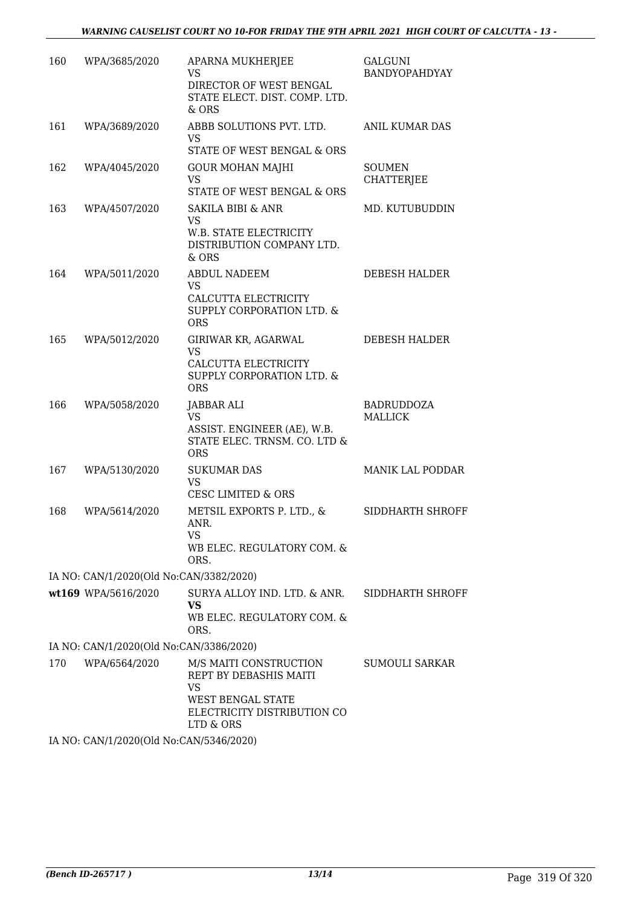| 160 | WPA/3685/2020 | APARNA MUKHERJEE<br>VS<br>DIRECTOR OF WEST BENGAL STATE ELECT. DIST. COMP. LTD. & ORS | GALGUNI BANDYOPAHDYAY |
|---|---|---|---|
| 161 | WPA/3689/2020 | ABBB SOLUTIONS PVT. LTD.<br>VS<br>STATE OF WEST BENGAL & ORS | ANIL KUMAR DAS |
| 162 | WPA/4045/2020 | GOUR MOHAN MAJHI<br>VS<br>STATE OF WEST BENGAL & ORS | SOUMEN CHATTERJEE |
| 163 | WPA/4507/2020 | SAKILA BIBI & ANR<br>VS<br>W.B. STATE ELECTRICITY DISTRIBUTION COMPANY LTD. & ORS | MD. KUTUBUDDIN |
| 164 | WPA/5011/2020 | ABDUL NADEEM<br>VS<br>CALCUTTA ELECTRICITY SUPPLY CORPORATION LTD. & ORS | DEBESH HALDER |
| 165 | WPA/5012/2020 | GIRIWAR KR, AGARWAL<br>VS<br>CALCUTTA ELECTRICITY SUPPLY CORPORATION LTD. & ORS | DEBESH HALDER |
| 166 | WPA/5058/2020 | JABBAR ALI<br>VS<br>ASSIST. ENGINEER (AE), W.B. STATE ELEC. TRNSM. CO. LTD & ORS | BADRUDDOZA MALLICK |
| 167 | WPA/5130/2020 | SUKUMAR DAS<br>VS<br>CESC LIMITED & ORS | MANIK LAL PODDAR |
| 168 | WPA/5614/2020 | METSIL EXPORTS P. LTD., & ANR.<br>VS<br>WB ELEC. REGULATORY COM. & ORS. | SIDDHARTH SHROFF |
| IA NO: CAN/1/2020(Old No:CAN/3382/2020) | | | |
| wt169 | WPA/5616/2020 | SURYA ALLOY IND. LTD. & ANR.<br>**VS**<br>WB ELEC. REGULATORY COM. & ORS. | SIDDHARTH SHROFF |
| IA NO: CAN/1/2020(Old No:CAN/3386/2020) | | | |
| 170 | WPA/6564/2020 | M/S MAITI CONSTRUCTION REPT BY DEBASHIS MAITI<br>VS<br>WEST BENGAL STATE ELECTRICITY DISTRIBUTION CO LTD & ORS | SUMOULI SARKAR |
| IA NO: CAN/1/2020(Old No:CAN/5346/2020) | | | |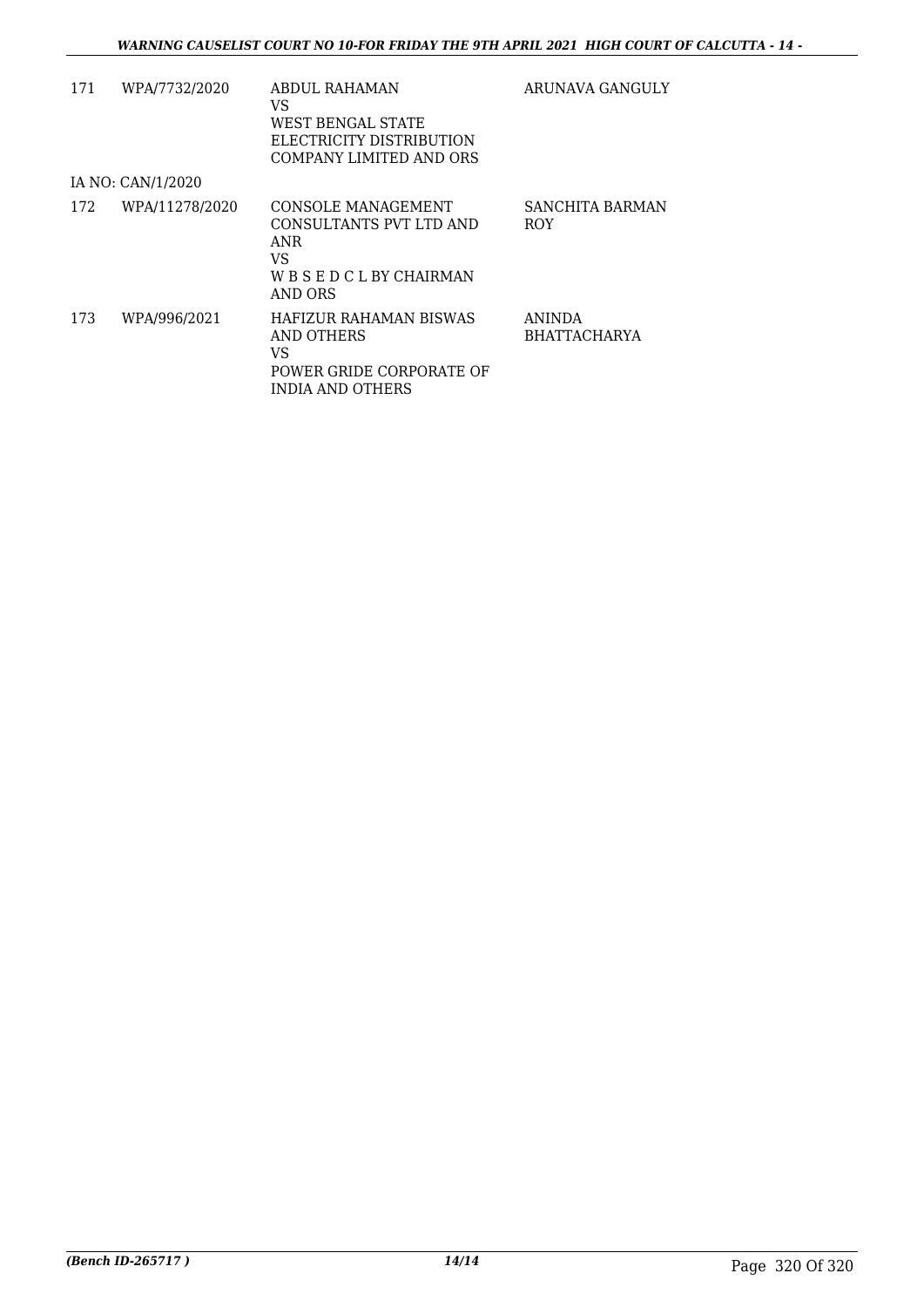| | | | |
|---|---|---|---|
| 171 | WPA/7732/2020 | ABDUL RAHAMAN<br>VS<br>WEST BENGAL STATE ELECTRICITY DISTRIBUTION COMPANY LIMITED AND ORS | ARUNAVA GANGULY |
| | IA NO: CAN/1/2020 | | |
| 172 | WPA/11278/2020 | CONSOLE MANAGEMENT CONSULTANTS PVT LTD AND ANR<br>VS<br>W B S E D C L BY CHAIRMAN AND ORS | SANCHITA BARMAN ROY |
| 173 | WPA/996/2021 | HAFIZUR RAHAMAN BISWAS AND OTHERS<br>VS<br>POWER GRIDE CORPORATE OF INDIA AND OTHERS | ANINDA BHATTACHARYA |